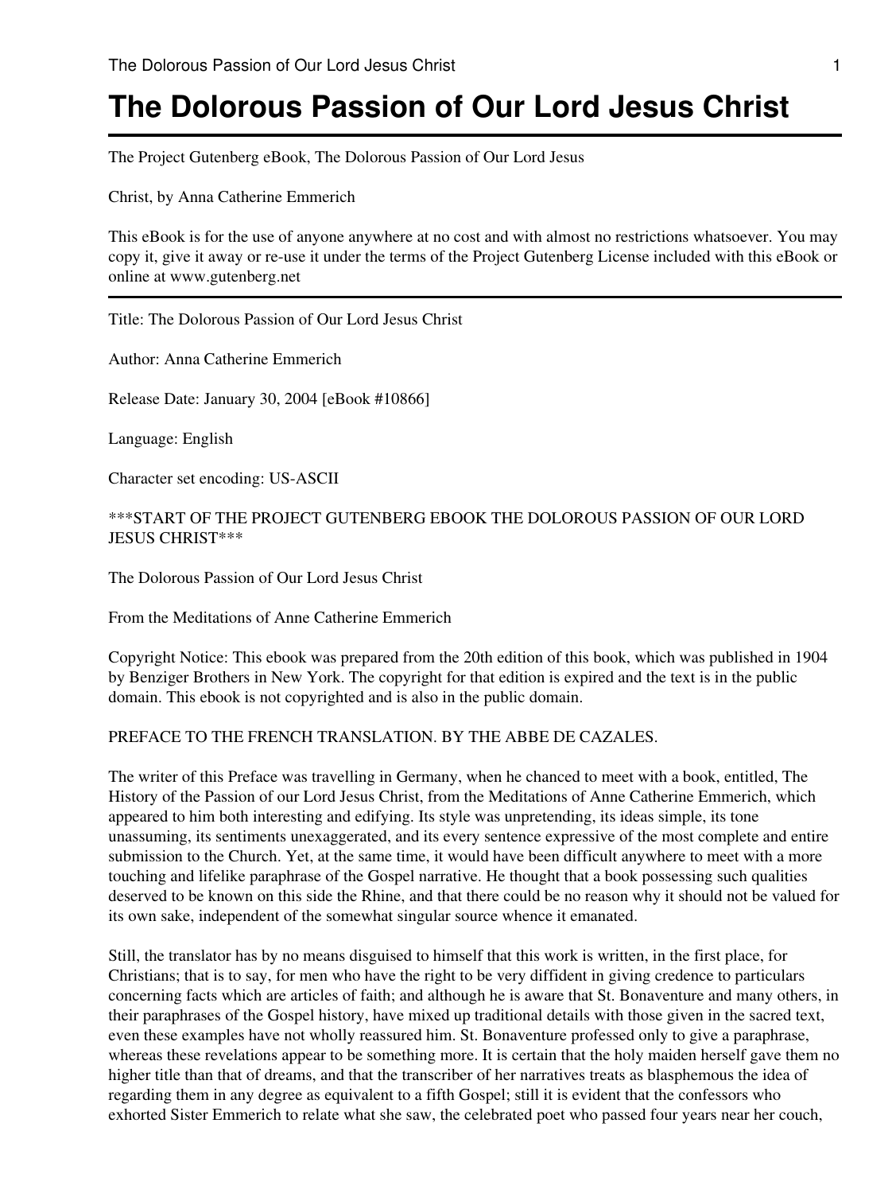# The Dolorous Passion of Our Lord Jesus Christ

The Project Gutenberg eBook, The Dolorous Passion of Our Lord Jesus

Christ, by Anna Catherine Emmerich

This eBook is for the use of anyone anywhere at no cost and with almost no restrictions whatsoever. You may copy it, give it away or re-use it under the terms of the Project Gutenberg License included with this eBook or online at www.gutenberg.net

---

Title: The Dolorous Passion of Our Lord Jesus Christ

Author: Anna Catherine Emmerich

Release Date: January 30, 2004 [eBook #10866]

Language: English

Character set encoding: US-ASCII

***START OF THE PROJECT GUTENBERG EBOOK THE DOLOROUS PASSION OF OUR LORD JESUS CHRIST***

The Dolorous Passion of Our Lord Jesus Christ

From the Meditations of Anne Catherine Emmerich

Copyright Notice: This ebook was prepared from the 20th edition of this book, which was published in 1904 by Benziger Brothers in New York. The copyright for that edition is expired and the text is in the public domain. This ebook is not copyrighted and is also in the public domain.

PREFACE TO THE FRENCH TRANSLATION. BY THE ABBE DE CAZALES.

The writer of this Preface was travelling in Germany, when he chanced to meet with a book, entitled, The History of the Passion of our Lord Jesus Christ, from the Meditations of Anne Catherine Emmerich, which appeared to him both interesting and edifying. Its style was unpretending, its ideas simple, its tone unassuming, its sentiments unexaggerated, and its every sentence expressive of the most complete and entire submission to the Church. Yet, at the same time, it would have been difficult anywhere to meet with a more touching and lifelike paraphrase of the Gospel narrative. He thought that a book possessing such qualities deserved to be known on this side the Rhine, and that there could be no reason why it should not be valued for its own sake, independent of the somewhat singular source whence it emanated.

Still, the translator has by no means disguised to himself that this work is written, in the first place, for Christians; that is to say, for men who have the right to be very diffident in giving credence to particulars concerning facts which are articles of faith; and although he is aware that St. Bonaventure and many others, in their paraphrases of the Gospel history, have mixed up traditional details with those given in the sacred text, even these examples have not wholly reassured him. St. Bonaventure professed only to give a paraphrase, whereas these revelations appear to be something more. It is certain that the holy maiden herself gave them no higher title than that of dreams, and that the transcriber of her narratives treats as blasphemous the idea of regarding them in any degree as equivalent to a fifth Gospel; still it is evident that the confessors who exhorted Sister Emmerich to relate what she saw, the celebrated poet who passed four years near her couch,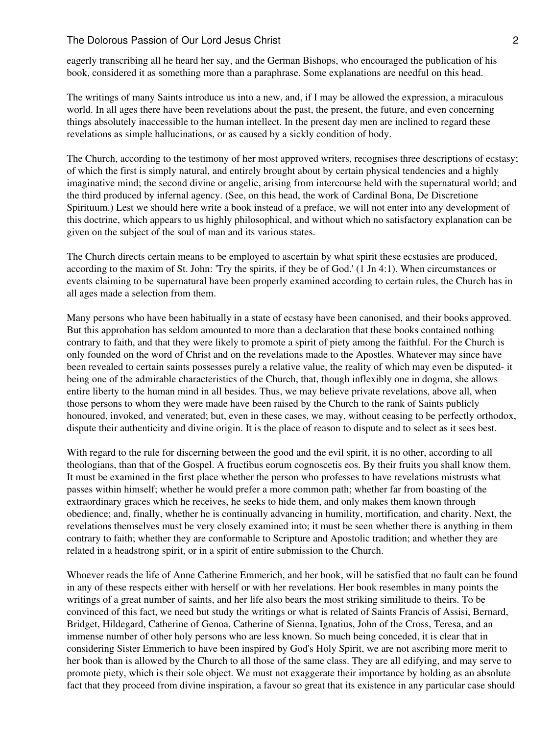eagerly transcribing all he heard her say, and the German Bishops, who encouraged the publication of his book, considered it as something more than a paraphrase. Some explanations are needful on this head.

The writings of many Saints introduce us into a new, and, if I may be allowed the expression, a miraculous world. In all ages there have been revelations about the past, the present, the future, and even concerning things absolutely inaccessible to the human intellect. In the present day men are inclined to regard these revelations as simple hallucinations, or as caused by a sickly condition of body.

The Church, according to the testimony of her most approved writers, recognises three descriptions of ecstasy; of which the first is simply natural, and entirely brought about by certain physical tendencies and a highly imaginative mind; the second divine or angelic, arising from intercourse held with the supernatural world; and the third produced by infernal agency. (See, on this head, the work of Cardinal Bona, De Discretione Spirituum.) Lest we should here write a book instead of a preface, we will not enter into any development of this doctrine, which appears to us highly philosophical, and without which no satisfactory explanation can be given on the subject of the soul of man and its various states.

The Church directs certain means to be employed to ascertain by what spirit these ecstasies are produced, according to the maxim of St. John: 'Try the spirits, if they be of God.' (1 Jn 4:1). When circumstances or events claiming to be supernatural have been properly examined according to certain rules, the Church has in all ages made a selection from them.

Many persons who have been habitually in a state of ecstasy have been canonised, and their books approved. But this approbation has seldom amounted to more than a declaration that these books contained nothing contrary to faith, and that they were likely to promote a spirit of piety among the faithful. For the Church is only founded on the word of Christ and on the revelations made to the Apostles. Whatever may since have been revealed to certain saints possesses purely a relative value, the reality of which may even be disputed- it being one of the admirable characteristics of the Church, that, though inflexibly one in dogma, she allows entire liberty to the human mind in all besides. Thus, we may believe private revelations, above all, when those persons to whom they were made have been raised by the Church to the rank of Saints publicly honoured, invoked, and venerated; but, even in these cases, we may, without ceasing to be perfectly orthodox, dispute their authenticity and divine origin. It is the place of reason to dispute and to select as it sees best.

With regard to the rule for discerning between the good and the evil spirit, it is no other, according to all theologians, than that of the Gospel. A fructibus eorum cognoscetis eos. By their fruits you shall know them. It must be examined in the first place whether the person who professes to have revelations mistrusts what passes within himself; whether he would prefer a more common path; whether far from boasting of the extraordinary graces which he receives, he seeks to hide them, and only makes them known through obedience; and, finally, whether he is continually advancing in humility, mortification, and charity. Next, the revelations themselves must be very closely examined into; it must be seen whether there is anything in them contrary to faith; whether they are conformable to Scripture and Apostolic tradition; and whether they are related in a headstrong spirit, or in a spirit of entire submission to the Church.

Whoever reads the life of Anne Catherine Emmerich, and her book, will be satisfied that no fault can be found in any of these respects either with herself or with her revelations. Her book resembles in many points the writings of a great number of saints, and her life also bears the most striking similitude to theirs. To be convinced of this fact, we need but study the writings or what is related of Saints Francis of Assisi, Bernard, Bridget, Hildegard, Catherine of Genoa, Catherine of Sienna, Ignatius, John of the Cross, Teresa, and an immense number of other holy persons who are less known. So much being conceded, it is clear that in considering Sister Emmerich to have been inspired by God's Holy Spirit, we are not ascribing more merit to her book than is allowed by the Church to all those of the same class. They are all edifying, and may serve to promote piety, which is their sole object. We must not exaggerate their importance by holding as an absolute fact that they proceed from divine inspiration, a favour so great that its existence in any particular case should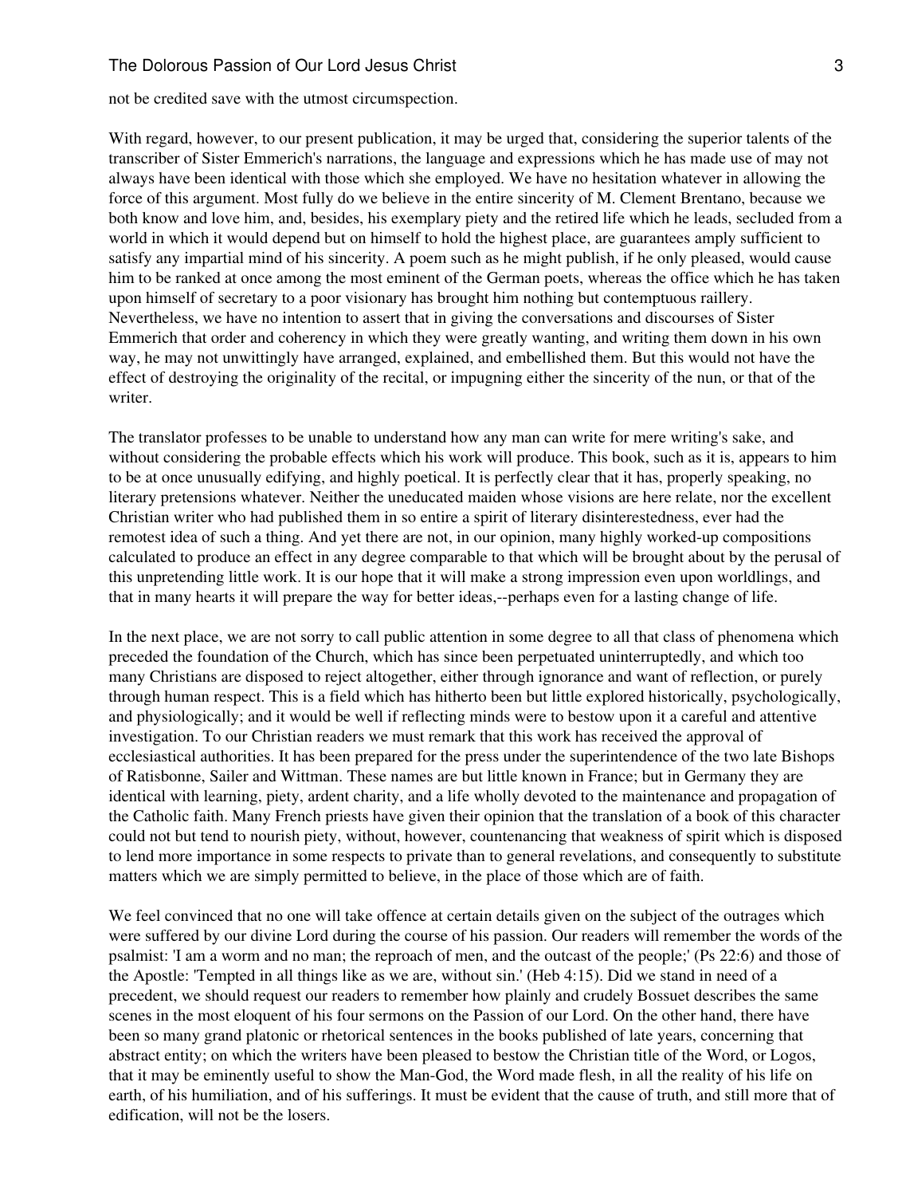not be credited save with the utmost circumspection.

With regard, however, to our present publication, it may be urged that, considering the superior talents of the transcriber of Sister Emmerich's narrations, the language and expressions which he has made use of may not always have been identical with those which she employed. We have no hesitation whatever in allowing the force of this argument. Most fully do we believe in the entire sincerity of M. Clement Brentano, because we both know and love him, and, besides, his exemplary piety and the retired life which he leads, secluded from a world in which it would depend but on himself to hold the highest place, are guarantees amply sufficient to satisfy any impartial mind of his sincerity. A poem such as he might publish, if he only pleased, would cause him to be ranked at once among the most eminent of the German poets, whereas the office which he has taken upon himself of secretary to a poor visionary has brought him nothing but contemptuous raillery. Nevertheless, we have no intention to assert that in giving the conversations and discourses of Sister Emmerich that order and coherency in which they were greatly wanting, and writing them down in his own way, he may not unwittingly have arranged, explained, and embellished them. But this would not have the effect of destroying the originality of the recital, or impugning either the sincerity of the nun, or that of the writer.

The translator professes to be unable to understand how any man can write for mere writing's sake, and without considering the probable effects which his work will produce. This book, such as it is, appears to him to be at once unusually edifying, and highly poetical. It is perfectly clear that it has, properly speaking, no literary pretensions whatever. Neither the uneducated maiden whose visions are here relate, nor the excellent Christian writer who had published them in so entire a spirit of literary disinterestedness, ever had the remotest idea of such a thing. And yet there are not, in our opinion, many highly worked-up compositions calculated to produce an effect in any degree comparable to that which will be brought about by the perusal of this unpretending little work. It is our hope that it will make a strong impression even upon worldlings, and that in many hearts it will prepare the way for better ideas,--perhaps even for a lasting change of life.

In the next place, we are not sorry to call public attention in some degree to all that class of phenomena which preceded the foundation of the Church, which has since been perpetuated uninterruptedly, and which too many Christians are disposed to reject altogether, either through ignorance and want of reflection, or purely through human respect. This is a field which has hitherto been but little explored historically, psychologically, and physiologically; and it would be well if reflecting minds were to bestow upon it a careful and attentive investigation. To our Christian readers we must remark that this work has received the approval of ecclesiastical authorities. It has been prepared for the press under the superintendence of the two late Bishops of Ratisbonne, Sailer and Wittman. These names are but little known in France; but in Germany they are identical with learning, piety, ardent charity, and a life wholly devoted to the maintenance and propagation of the Catholic faith. Many French priests have given their opinion that the translation of a book of this character could not but tend to nourish piety, without, however, countenancing that weakness of spirit which is disposed to lend more importance in some respects to private than to general revelations, and consequently to substitute matters which we are simply permitted to believe, in the place of those which are of faith.

We feel convinced that no one will take offence at certain details given on the subject of the outrages which were suffered by our divine Lord during the course of his passion. Our readers will remember the words of the psalmist: 'I am a worm and no man; the reproach of men, and the outcast of the people;' (Ps 22:6) and those of the Apostle: 'Tempted in all things like as we are, without sin.' (Heb 4:15). Did we stand in need of a precedent, we should request our readers to remember how plainly and crudely Bossuet describes the same scenes in the most eloquent of his four sermons on the Passion of our Lord. On the other hand, there have been so many grand platonic or rhetorical sentences in the books published of late years, concerning that abstract entity; on which the writers have been pleased to bestow the Christian title of the Word, or Logos, that it may be eminently useful to show the Man-God, the Word made flesh, in all the reality of his life on earth, of his humiliation, and of his sufferings. It must be evident that the cause of truth, and still more that of edification, will not be the losers.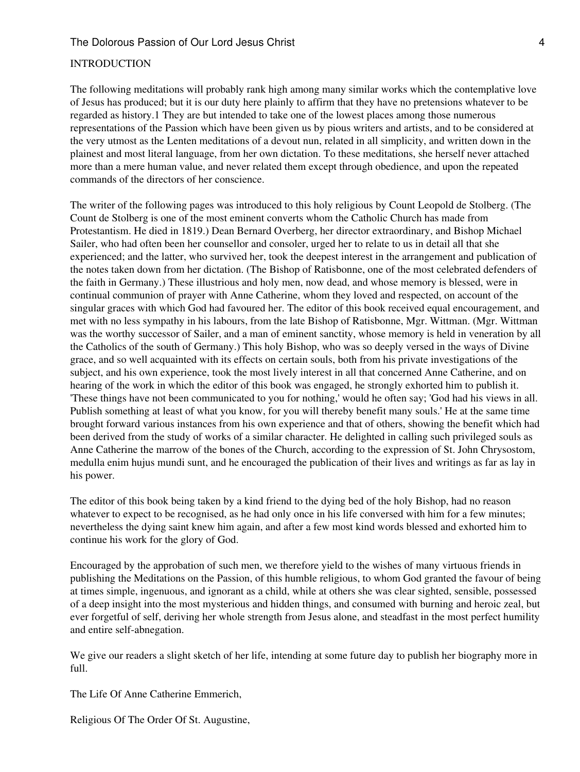## INTRODUCTION

The following meditations will probably rank high among many similar works which the contemplative love of Jesus has produced; but it is our duty here plainly to affirm that they have no pretensions whatever to be regarded as history.[1] They are but intended to take one of the lowest places among those numerous representations of the Passion which have been given us by pious writers and artists, and to be considered at the very utmost as the Lenten meditations of a devout nun, related in all simplicity, and written down in the plainest and most literal language, from her own dictation. To these meditations, she herself never attached more than a mere human value, and never related them except through obedience, and upon the repeated commands of the directors of her conscience.

The writer of the following pages was introduced to this holy religious by Count Leopold de Stolberg. (The Count de Stolberg is one of the most eminent converts whom the Catholic Church has made from Protestantism. He died in 1819.) Dean Bernard Overberg, her director extraordinary, and Bishop Michael Sailer, who had often been her counsellor and consoler, urged her to relate to us in detail all that she experienced; and the latter, who survived her, took the deepest interest in the arrangement and publication of the notes taken down from her dictation. (The Bishop of Ratisbonne, one of the most celebrated defenders of the faith in Germany.) These illustrious and holy men, now dead, and whose memory is blessed, were in continual communion of prayer with Anne Catherine, whom they loved and respected, on account of the singular graces with which God had favoured her. The editor of this book received equal encouragement, and met with no less sympathy in his labours, from the late Bishop of Ratisbonne, Mgr. Wittman. (Mgr. Wittman was the worthy successor of Sailer, and a man of eminent sanctity, whose memory is held in veneration by all the Catholics of the south of Germany.) This holy Bishop, who was so deeply versed in the ways of Divine grace, and so well acquainted with its effects on certain souls, both from his private investigations of the subject, and his own experience, took the most lively interest in all that concerned Anne Catherine, and on hearing of the work in which the editor of this book was engaged, he strongly exhorted him to publish it. 'These things have not been communicated to you for nothing,' would he often say; 'God had his views in all. Publish something at least of what you know, for you will thereby benefit many souls.' He at the same time brought forward various instances from his own experience and that of others, showing the benefit which had been derived from the study of works of a similar character. He delighted in calling such privileged souls as Anne Catherine the marrow of the bones of the Church, according to the expression of St. John Chrysostom, medulla enim hujus mundi sunt, and he encouraged the publication of their lives and writings as far as lay in his power.

The editor of this book being taken by a kind friend to the dying bed of the holy Bishop, had no reason whatever to expect to be recognised, as he had only once in his life conversed with him for a few minutes; nevertheless the dying saint knew him again, and after a few most kind words blessed and exhorted him to continue his work for the glory of God.

Encouraged by the approbation of such men, we therefore yield to the wishes of many virtuous friends in publishing the Meditations on the Passion, of this humble religious, to whom God granted the favour of being at times simple, ingenuous, and ignorant as a child, while at others she was clear sighted, sensible, possessed of a deep insight into the most mysterious and hidden things, and consumed with burning and heroic zeal, but ever forgetful of self, deriving her whole strength from Jesus alone, and steadfast in the most perfect humility and entire self-abnegation.

We give our readers a slight sketch of her life, intending at some future day to publish her biography more in full.

The Life Of Anne Catherine Emmerich,

Religious Of The Order Of St. Augustine,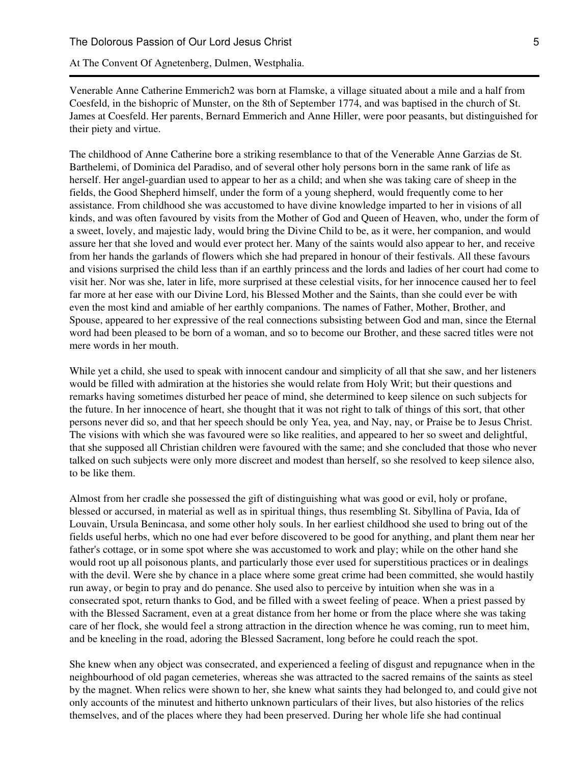Venerable Anne Catherine Emmerich[2] was born at Flamske, a village situated about a mile and a half from Coesfeld, in the bishopric of Munster, on the 8th of September 1774, and was baptised in the church of St. James at Coesfeld. Her parents, Bernard Emmerich and Anne Hiller, were poor peasants, but distinguished for their piety and virtue.

The childhood of Anne Catherine bore a striking resemblance to that of the Venerable Anne Garzias de St. Barthelemi, of Dominica del Paradiso, and of several other holy persons born in the same rank of life as herself. Her angel-guardian used to appear to her as a child; and when she was taking care of sheep in the fields, the Good Shepherd himself, under the form of a young shepherd, would frequently come to her assistance. From childhood she was accustomed to have divine knowledge imparted to her in visions of all kinds, and was often favoured by visits from the Mother of God and Queen of Heaven, who, under the form of a sweet, lovely, and majestic lady, would bring the Divine Child to be, as it were, her companion, and would assure her that she loved and would ever protect her. Many of the saints would also appear to her, and receive from her hands the garlands of flowers which she had prepared in honour of their festivals. All these favours and visions surprised the child less than if an earthly princess and the lords and ladies of her court had come to visit her. Nor was she, later in life, more surprised at these celestial visits, for her innocence caused her to feel far more at her ease with our Divine Lord, his Blessed Mother and the Saints, than she could ever be with even the most kind and amiable of her earthly companions. The names of Father, Mother, Brother, and Spouse, appeared to her expressive of the real connections subsisting between God and man, since the Eternal word had been pleased to be born of a woman, and so to become our Brother, and these sacred titles were not mere words in her mouth.

While yet a child, she used to speak with innocent candour and simplicity of all that she saw, and her listeners would be filled with admiration at the histories she would relate from Holy Writ; but their questions and remarks having sometimes disturbed her peace of mind, she determined to keep silence on such subjects for the future. In her innocence of heart, she thought that it was not right to talk of things of this sort, that other persons never did so, and that her speech should be only Yea, yea, and Nay, nay, or Praise be to Jesus Christ. The visions with which she was favoured were so like realities, and appeared to her so sweet and delightful, that she supposed all Christian children were favoured with the same; and she concluded that those who never talked on such subjects were only more discreet and modest than herself, so she resolved to keep silence also, to be like them.

Almost from her cradle she possessed the gift of distinguishing what was good or evil, holy or profane, blessed or accursed, in material as well as in spiritual things, thus resembling St. Sibyllina of Pavia, Ida of Louvain, Ursula Benincasa, and some other holy souls. In her earliest childhood she used to bring out of the fields useful herbs, which no one had ever before discovered to be good for anything, and plant them near her father's cottage, or in some spot where she was accustomed to work and play; while on the other hand she would root up all poisonous plants, and particularly those ever used for superstitious practices or in dealings with the devil. Were she by chance in a place where some great crime had been committed, she would hastily run away, or begin to pray and do penance. She used also to perceive by intuition when she was in a consecrated spot, return thanks to God, and be filled with a sweet feeling of peace. When a priest passed by with the Blessed Sacrament, even at a great distance from her home or from the place where she was taking care of her flock, she would feel a strong attraction in the direction whence he was coming, run to meet him, and be kneeling in the road, adoring the Blessed Sacrament, long before he could reach the spot.

She knew when any object was consecrated, and experienced a feeling of disgust and repugnance when in the neighbourhood of old pagan cemeteries, whereas she was attracted to the sacred remains of the saints as steel by the magnet. When relics were shown to her, she knew what saints they had belonged to, and could give not only accounts of the minutest and hitherto unknown particulars of their lives, but also histories of the relics themselves, and of the places where they had been preserved. During her whole life she had continual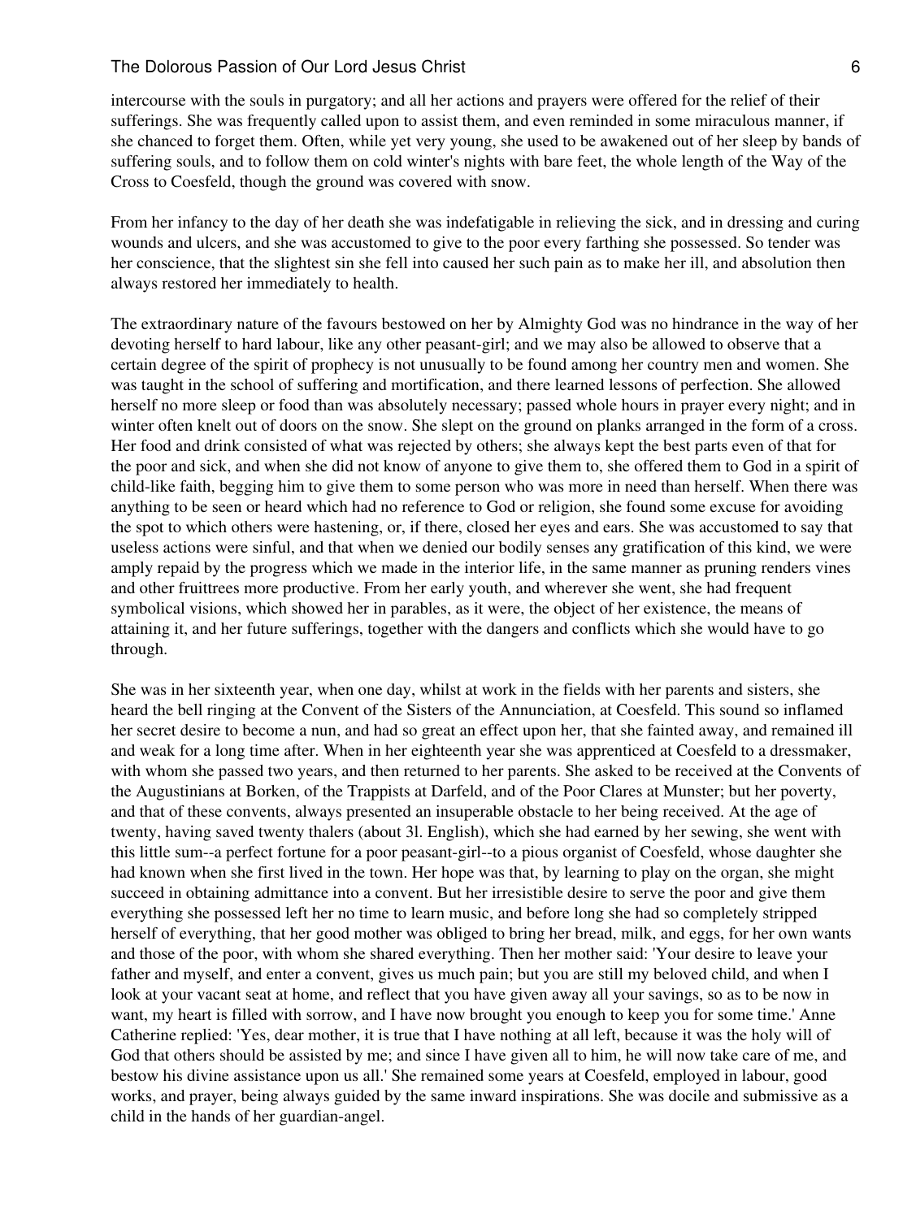intercourse with the souls in purgatory; and all her actions and prayers were offered for the relief of their sufferings. She was frequently called upon to assist them, and even reminded in some miraculous manner, if she chanced to forget them. Often, while yet very young, she used to be awakened out of her sleep by bands of suffering souls, and to follow them on cold winter's nights with bare feet, the whole length of the Way of the Cross to Coesfeld, though the ground was covered with snow.

From her infancy to the day of her death she was indefatigable in relieving the sick, and in dressing and curing wounds and ulcers, and she was accustomed to give to the poor every farthing she possessed. So tender was her conscience, that the slightest sin she fell into caused her such pain as to make her ill, and absolution then always restored her immediately to health.

The extraordinary nature of the favours bestowed on her by Almighty God was no hindrance in the way of her devoting herself to hard labour, like any other peasant-girl; and we may also be allowed to observe that a certain degree of the spirit of prophecy is not unusually to be found among her country men and women. She was taught in the school of suffering and mortification, and there learned lessons of perfection. She allowed herself no more sleep or food than was absolutely necessary; passed whole hours in prayer every night; and in winter often knelt out of doors on the snow. She slept on the ground on planks arranged in the form of a cross. Her food and drink consisted of what was rejected by others; she always kept the best parts even of that for the poor and sick, and when she did not know of anyone to give them to, she offered them to God in a spirit of child-like faith, begging him to give them to some person who was more in need than herself. When there was anything to be seen or heard which had no reference to God or religion, she found some excuse for avoiding the spot to which others were hastening, or, if there, closed her eyes and ears. She was accustomed to say that useless actions were sinful, and that when we denied our bodily senses any gratification of this kind, we were amply repaid by the progress which we made in the interior life, in the same manner as pruning renders vines and other fruittrees more productive. From her early youth, and wherever she went, she had frequent symbolical visions, which showed her in parables, as it were, the object of her existence, the means of attaining it, and her future sufferings, together with the dangers and conflicts which she would have to go through.

She was in her sixteenth year, when one day, whilst at work in the fields with her parents and sisters, she heard the bell ringing at the Convent of the Sisters of the Annunciation, at Coesfeld. This sound so inflamed her secret desire to become a nun, and had so great an effect upon her, that she fainted away, and remained ill and weak for a long time after. When in her eighteenth year she was apprenticed at Coesfeld to a dressmaker, with whom she passed two years, and then returned to her parents. She asked to be received at the Convents of the Augustinians at Borken, of the Trappists at Darfeld, and of the Poor Clares at Munster; but her poverty, and that of these convents, always presented an insuperable obstacle to her being received. At the age of twenty, having saved twenty thalers (about 3l. English), which she had earned by her sewing, she went with this little sum--a perfect fortune for a poor peasant-girl--to a pious organist of Coesfeld, whose daughter she had known when she first lived in the town. Her hope was that, by learning to play on the organ, she might succeed in obtaining admittance into a convent. But her irresistible desire to serve the poor and give them everything she possessed left her no time to learn music, and before long she had so completely stripped herself of everything, that her good mother was obliged to bring her bread, milk, and eggs, for her own wants and those of the poor, with whom she shared everything. Then her mother said: 'Your desire to leave your father and myself, and enter a convent, gives us much pain; but you are still my beloved child, and when I look at your vacant seat at home, and reflect that you have given away all your savings, so as to be now in want, my heart is filled with sorrow, and I have now brought you enough to keep you for some time.' Anne Catherine replied: 'Yes, dear mother, it is true that I have nothing at all left, because it was the holy will of God that others should be assisted by me; and since I have given all to him, he will now take care of me, and bestow his divine assistance upon us all.' She remained some years at Coesfeld, employed in labour, good works, and prayer, being always guided by the same inward inspirations. She was docile and submissive as a child in the hands of her guardian-angel.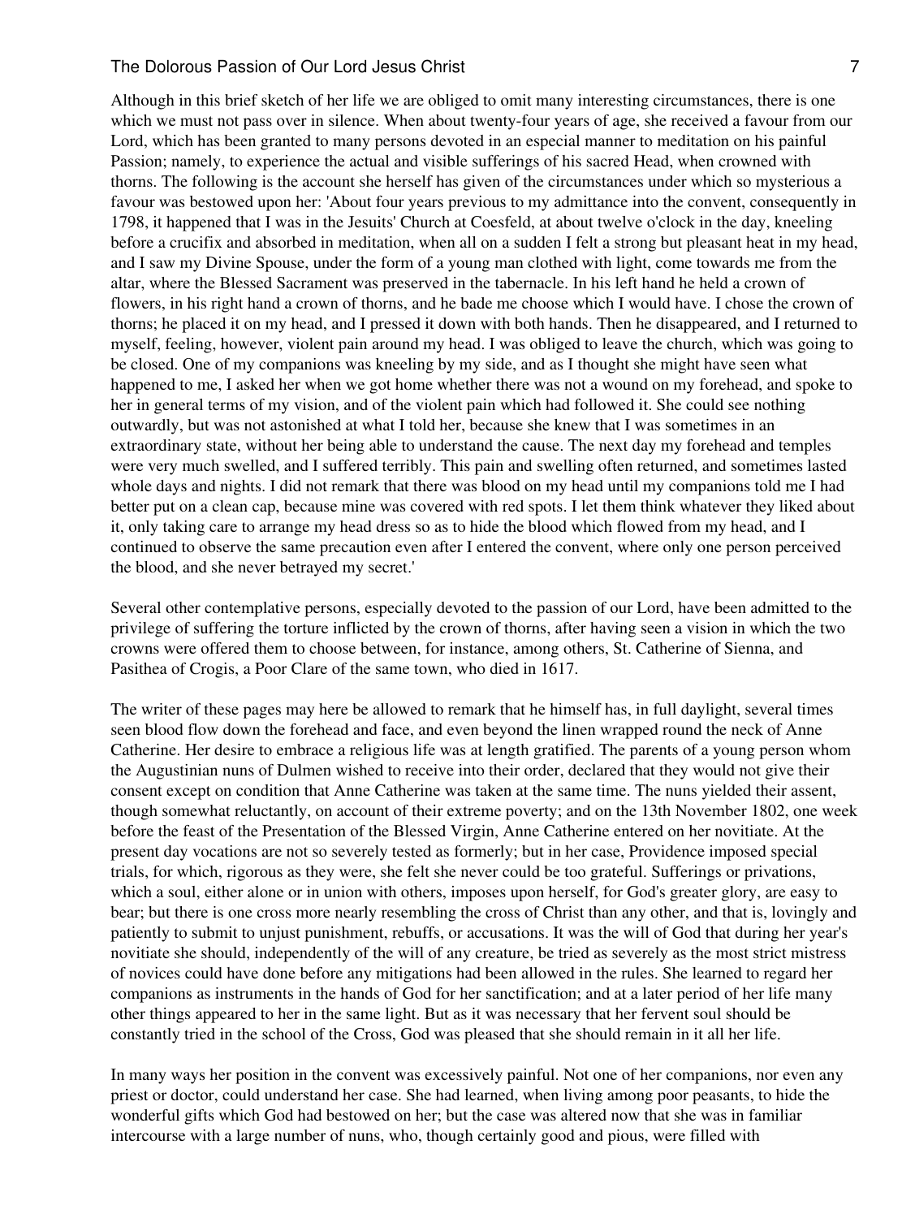Although in this brief sketch of her life we are obliged to omit many interesting circumstances, there is one which we must not pass over in silence. When about twenty-four years of age, she received a favour from our Lord, which has been granted to many persons devoted in an especial manner to meditation on his painful Passion; namely, to experience the actual and visible sufferings of his sacred Head, when crowned with thorns. The following is the account she herself has given of the circumstances under which so mysterious a favour was bestowed upon her: 'About four years previous to my admittance into the convent, consequently in 1798, it happened that I was in the Jesuits' Church at Coesfeld, at about twelve o'clock in the day, kneeling before a crucifix and absorbed in meditation, when all on a sudden I felt a strong but pleasant heat in my head, and I saw my Divine Spouse, under the form of a young man clothed with light, come towards me from the altar, where the Blessed Sacrament was preserved in the tabernacle. In his left hand he held a crown of flowers, in his right hand a crown of thorns, and he bade me choose which I would have. I chose the crown of thorns; he placed it on my head, and I pressed it down with both hands. Then he disappeared, and I returned to myself, feeling, however, violent pain around my head. I was obliged to leave the church, which was going to be closed. One of my companions was kneeling by my side, and as I thought she might have seen what happened to me, I asked her when we got home whether there was not a wound on my forehead, and spoke to her in general terms of my vision, and of the violent pain which had followed it. She could see nothing outwardly, but was not astonished at what I told her, because she knew that I was sometimes in an extraordinary state, without her being able to understand the cause. The next day my forehead and temples were very much swelled, and I suffered terribly. This pain and swelling often returned, and sometimes lasted whole days and nights. I did not remark that there was blood on my head until my companions told me I had better put on a clean cap, because mine was covered with red spots. I let them think whatever they liked about it, only taking care to arrange my head dress so as to hide the blood which flowed from my head, and I continued to observe the same precaution even after I entered the convent, where only one person perceived the blood, and she never betrayed my secret.'

Several other contemplative persons, especially devoted to the passion of our Lord, have been admitted to the privilege of suffering the torture inflicted by the crown of thorns, after having seen a vision in which the two crowns were offered them to choose between, for instance, among others, St. Catherine of Sienna, and Pasithea of Crogis, a Poor Clare of the same town, who died in 1617.

The writer of these pages may here be allowed to remark that he himself has, in full daylight, several times seen blood flow down the forehead and face, and even beyond the linen wrapped round the neck of Anne Catherine. Her desire to embrace a religious life was at length gratified. The parents of a young person whom the Augustinian nuns of Dulmen wished to receive into their order, declared that they would not give their consent except on condition that Anne Catherine was taken at the same time. The nuns yielded their assent, though somewhat reluctantly, on account of their extreme poverty; and on the 13th November 1802, one week before the feast of the Presentation of the Blessed Virgin, Anne Catherine entered on her novitiate. At the present day vocations are not so severely tested as formerly; but in her case, Providence imposed special trials, for which, rigorous as they were, she felt she never could be too grateful. Sufferings or privations, which a soul, either alone or in union with others, imposes upon herself, for God's greater glory, are easy to bear; but there is one cross more nearly resembling the cross of Christ than any other, and that is, lovingly and patiently to submit to unjust punishment, rebuffs, or accusations. It was the will of God that during her year's novitiate she should, independently of the will of any creature, be tried as severely as the most strict mistress of novices could have done before any mitigations had been allowed in the rules. She learned to regard her companions as instruments in the hands of God for her sanctification; and at a later period of her life many other things appeared to her in the same light. But as it was necessary that her fervent soul should be constantly tried in the school of the Cross, God was pleased that she should remain in it all her life.

In many ways her position in the convent was excessively painful. Not one of her companions, nor even any priest or doctor, could understand her case. She had learned, when living among poor peasants, to hide the wonderful gifts which God had bestowed on her; but the case was altered now that she was in familiar intercourse with a large number of nuns, who, though certainly good and pious, were filled with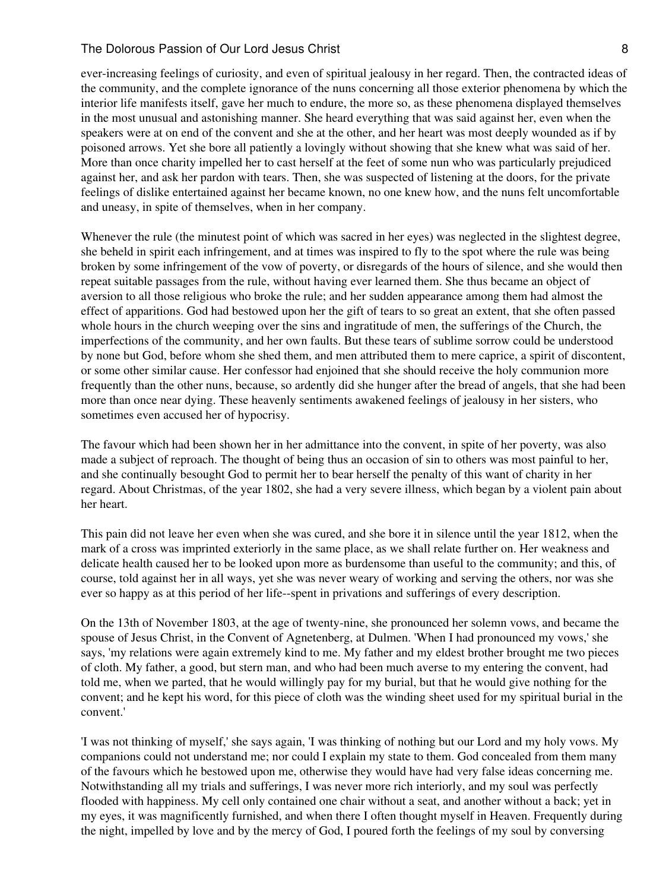ever-increasing feelings of curiosity, and even of spiritual jealousy in her regard. Then, the contracted ideas of the community, and the complete ignorance of the nuns concerning all those exterior phenomena by which the interior life manifests itself, gave her much to endure, the more so, as these phenomena displayed themselves in the most unusual and astonishing manner. She heard everything that was said against her, even when the speakers were at on end of the convent and she at the other, and her heart was most deeply wounded as if by poisoned arrows. Yet she bore all patiently a lovingly without showing that she knew what was said of her. More than once charity impelled her to cast herself at the feet of some nun who was particularly prejudiced against her, and ask her pardon with tears. Then, she was suspected of listening at the doors, for the private feelings of dislike entertained against her became known, no one knew how, and the nuns felt uncomfortable and uneasy, in spite of themselves, when in her company.

Whenever the rule (the minutest point of which was sacred in her eyes) was neglected in the slightest degree, she beheld in spirit each infringement, and at times was inspired to fly to the spot where the rule was being broken by some infringement of the vow of poverty, or disregards of the hours of silence, and she would then repeat suitable passages from the rule, without having ever learned them. She thus became an object of aversion to all those religious who broke the rule; and her sudden appearance among them had almost the effect of apparitions. God had bestowed upon her the gift of tears to so great an extent, that she often passed whole hours in the church weeping over the sins and ingratitude of men, the sufferings of the Church, the imperfections of the community, and her own faults. But these tears of sublime sorrow could be understood by none but God, before whom she shed them, and men attributed them to mere caprice, a spirit of discontent, or some other similar cause. Her confessor had enjoined that she should receive the holy communion more frequently than the other nuns, because, so ardently did she hunger after the bread of angels, that she had been more than once near dying. These heavenly sentiments awakened feelings of jealousy in her sisters, who sometimes even accused her of hypocrisy.

The favour which had been shown her in her admittance into the convent, in spite of her poverty, was also made a subject of reproach. The thought of being thus an occasion of sin to others was most painful to her, and she continually besought God to permit her to bear herself the penalty of this want of charity in her regard. About Christmas, of the year 1802, she had a very severe illness, which began by a violent pain about her heart.

This pain did not leave her even when she was cured, and she bore it in silence until the year 1812, when the mark of a cross was imprinted exteriorly in the same place, as we shall relate further on. Her weakness and delicate health caused her to be looked upon more as burdensome than useful to the community; and this, of course, told against her in all ways, yet she was never weary of working and serving the others, nor was she ever so happy as at this period of her life--spent in privations and sufferings of every description.

On the 13th of November 1803, at the age of twenty-nine, she pronounced her solemn vows, and became the spouse of Jesus Christ, in the Convent of Agnetenberg, at Dulmen. 'When I had pronounced my vows,' she says, 'my relations were again extremely kind to me. My father and my eldest brother brought me two pieces of cloth. My father, a good, but stern man, and who had been much averse to my entering the convent, had told me, when we parted, that he would willingly pay for my burial, but that he would give nothing for the convent; and he kept his word, for this piece of cloth was the winding sheet used for my spiritual burial in the convent.'

'I was not thinking of myself,' she says again, 'I was thinking of nothing but our Lord and my holy vows. My companions could not understand me; nor could I explain my state to them. God concealed from them many of the favours which he bestowed upon me, otherwise they would have had very false ideas concerning me. Notwithstanding all my trials and sufferings, I was never more rich interiorly, and my soul was perfectly flooded with happiness. My cell only contained one chair without a seat, and another without a back; yet in my eyes, it was magnificently furnished, and when there I often thought myself in Heaven. Frequently during the night, impelled by love and by the mercy of God, I poured forth the feelings of my soul by conversing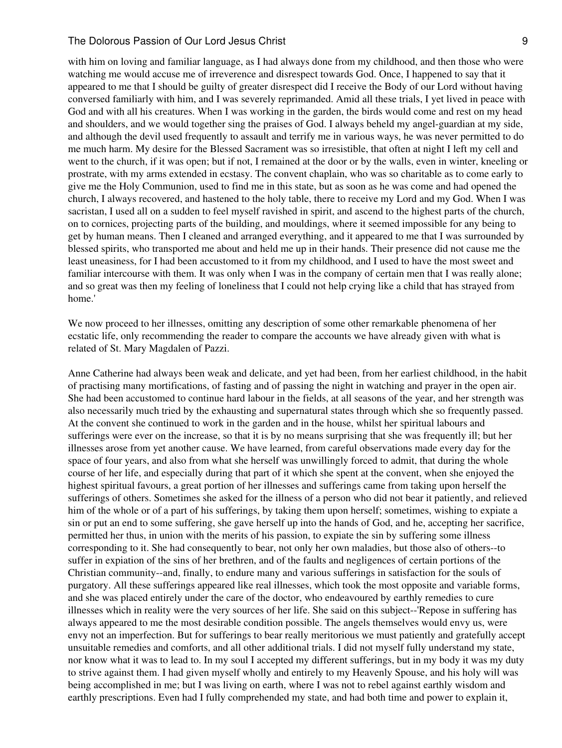with him on loving and familiar language, as I had always done from my childhood, and then those who were watching me would accuse me of irreverence and disrespect towards God. Once, I happened to say that it appeared to me that I should be guilty of greater disrespect did I receive the Body of our Lord without having conversed familiarly with him, and I was severely reprimanded. Amid all these trials, I yet lived in peace with God and with all his creatures. When I was working in the garden, the birds would come and rest on my head and shoulders, and we would together sing the praises of God. I always beheld my angel-guardian at my side, and although the devil used frequently to assault and terrify me in various ways, he was never permitted to do me much harm. My desire for the Blessed Sacrament was so irresistible, that often at night I left my cell and went to the church, if it was open; but if not, I remained at the door or by the walls, even in winter, kneeling or prostrate, with my arms extended in ecstasy. The convent chaplain, who was so charitable as to come early to give me the Holy Communion, used to find me in this state, but as soon as he was come and had opened the church, I always recovered, and hastened to the holy table, there to receive my Lord and my God. When I was sacristan, I used all on a sudden to feel myself ravished in spirit, and ascend to the highest parts of the church, on to cornices, projecting parts of the building, and mouldings, where it seemed impossible for any being to get by human means. Then I cleaned and arranged everything, and it appeared to me that I was surrounded by blessed spirits, who transported me about and held me up in their hands. Their presence did not cause me the least uneasiness, for I had been accustomed to it from my childhood, and I used to have the most sweet and familiar intercourse with them. It was only when I was in the company of certain men that I was really alone; and so great was then my feeling of loneliness that I could not help crying like a child that has strayed from home.'

We now proceed to her illnesses, omitting any description of some other remarkable phenomena of her ecstatic life, only recommending the reader to compare the accounts we have already given with what is related of St. Mary Magdalen of Pazzi.

Anne Catherine had always been weak and delicate, and yet had been, from her earliest childhood, in the habit of practising many mortifications, of fasting and of passing the night in watching and prayer in the open air. She had been accustomed to continue hard labour in the fields, at all seasons of the year, and her strength was also necessarily much tried by the exhausting and supernatural states through which she so frequently passed. At the convent she continued to work in the garden and in the house, whilst her spiritual labours and sufferings were ever on the increase, so that it is by no means surprising that she was frequently ill; but her illnesses arose from yet another cause. We have learned, from careful observations made every day for the space of four years, and also from what she herself was unwillingly forced to admit, that during the whole course of her life, and especially during that part of it which she spent at the convent, when she enjoyed the highest spiritual favours, a great portion of her illnesses and sufferings came from taking upon herself the sufferings of others. Sometimes she asked for the illness of a person who did not bear it patiently, and relieved him of the whole or of a part of his sufferings, by taking them upon herself; sometimes, wishing to expiate a sin or put an end to some suffering, she gave herself up into the hands of God, and he, accepting her sacrifice, permitted her thus, in union with the merits of his passion, to expiate the sin by suffering some illness corresponding to it. She had consequently to bear, not only her own maladies, but those also of others--to suffer in expiation of the sins of her brethren, and of the faults and negligences of certain portions of the Christian community--and, finally, to endure many and various sufferings in satisfaction for the souls of purgatory. All these sufferings appeared like real illnesses, which took the most opposite and variable forms, and she was placed entirely under the care of the doctor, who endeavoured by earthly remedies to cure illnesses which in reality were the very sources of her life. She said on this subject--'Repose in suffering has always appeared to me the most desirable condition possible. The angels themselves would envy us, were envy not an imperfection. But for sufferings to bear really meritorious we must patiently and gratefully accept unsuitable remedies and comforts, and all other additional trials. I did not myself fully understand my state, nor know what it was to lead to. In my soul I accepted my different sufferings, but in my body it was my duty to strive against them. I had given myself wholly and entirely to my Heavenly Spouse, and his holy will was being accomplished in me; but I was living on earth, where I was not to rebel against earthly wisdom and earthly prescriptions. Even had I fully comprehended my state, and had both time and power to explain it,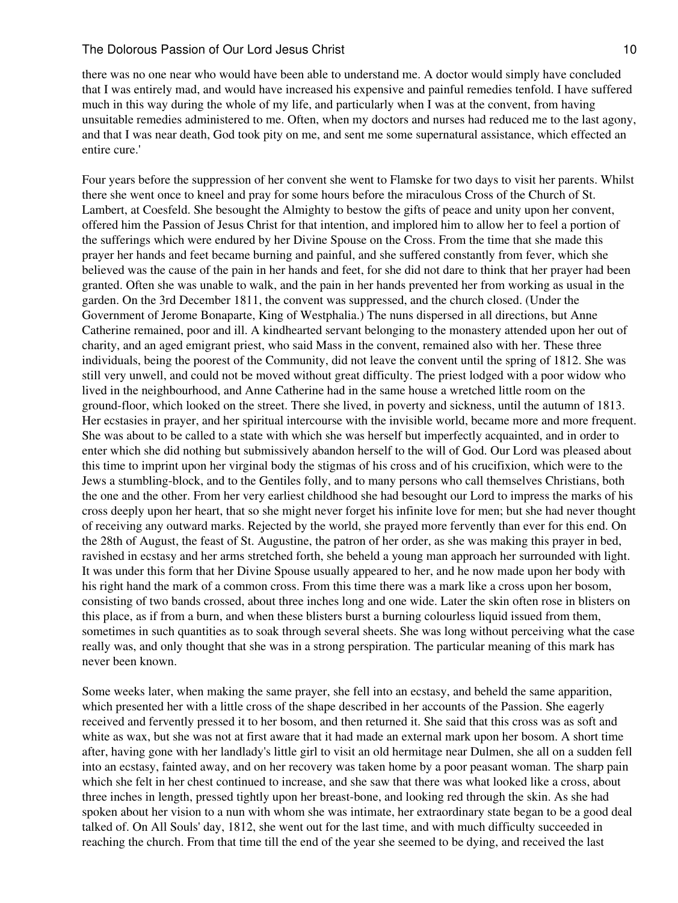there was no one near who would have been able to understand me. A doctor would simply have concluded that I was entirely mad, and would have increased his expensive and painful remedies tenfold. I have suffered much in this way during the whole of my life, and particularly when I was at the convent, from having unsuitable remedies administered to me. Often, when my doctors and nurses had reduced me to the last agony, and that I was near death, God took pity on me, and sent me some supernatural assistance, which effected an entire cure.'

Four years before the suppression of her convent she went to Flamske for two days to visit her parents. Whilst there she went once to kneel and pray for some hours before the miraculous Cross of the Church of St. Lambert, at Coesfeld. She besought the Almighty to bestow the gifts of peace and unity upon her convent, offered him the Passion of Jesus Christ for that intention, and implored him to allow her to feel a portion of the sufferings which were endured by her Divine Spouse on the Cross. From the time that she made this prayer her hands and feet became burning and painful, and she suffered constantly from fever, which she believed was the cause of the pain in her hands and feet, for she did not dare to think that her prayer had been granted. Often she was unable to walk, and the pain in her hands prevented her from working as usual in the garden. On the 3rd December 1811, the convent was suppressed, and the church closed. (Under the Government of Jerome Bonaparte, King of Westphalia.) The nuns dispersed in all directions, but Anne Catherine remained, poor and ill. A kindhearted servant belonging to the monastery attended upon her out of charity, and an aged emigrant priest, who said Mass in the convent, remained also with her. These three individuals, being the poorest of the Community, did not leave the convent until the spring of 1812. She was still very unwell, and could not be moved without great difficulty. The priest lodged with a poor widow who lived in the neighbourhood, and Anne Catherine had in the same house a wretched little room on the ground-floor, which looked on the street. There she lived, in poverty and sickness, until the autumn of 1813. Her ecstasies in prayer, and her spiritual intercourse with the invisible world, became more and more frequent. She was about to be called to a state with which she was herself but imperfectly acquainted, and in order to enter which she did nothing but submissively abandon herself to the will of God. Our Lord was pleased about this time to imprint upon her virginal body the stigmas of his cross and of his crucifixion, which were to the Jews a stumbling-block, and to the Gentiles folly, and to many persons who call themselves Christians, both the one and the other. From her very earliest childhood she had besought our Lord to impress the marks of his cross deeply upon her heart, that so she might never forget his infinite love for men; but she had never thought of receiving any outward marks. Rejected by the world, she prayed more fervently than ever for this end. On the 28th of August, the feast of St. Augustine, the patron of her order, as she was making this prayer in bed, ravished in ecstasy and her arms stretched forth, she beheld a young man approach her surrounded with light. It was under this form that her Divine Spouse usually appeared to her, and he now made upon her body with his right hand the mark of a common cross. From this time there was a mark like a cross upon her bosom, consisting of two bands crossed, about three inches long and one wide. Later the skin often rose in blisters on this place, as if from a burn, and when these blisters burst a burning colourless liquid issued from them, sometimes in such quantities as to soak through several sheets. She was long without perceiving what the case really was, and only thought that she was in a strong perspiration. The particular meaning of this mark has never been known.

Some weeks later, when making the same prayer, she fell into an ecstasy, and beheld the same apparition, which presented her with a little cross of the shape described in her accounts of the Passion. She eagerly received and fervently pressed it to her bosom, and then returned it. She said that this cross was as soft and white as wax, but she was not at first aware that it had made an external mark upon her bosom. A short time after, having gone with her landlady's little girl to visit an old hermitage near Dulmen, she all on a sudden fell into an ecstasy, fainted away, and on her recovery was taken home by a poor peasant woman. The sharp pain which she felt in her chest continued to increase, and she saw that there was what looked like a cross, about three inches in length, pressed tightly upon her breast-bone, and looking red through the skin. As she had spoken about her vision to a nun with whom she was intimate, her extraordinary state began to be a good deal talked of. On All Souls' day, 1812, she went out for the last time, and with much difficulty succeeded in reaching the church. From that time till the end of the year she seemed to be dying, and received the last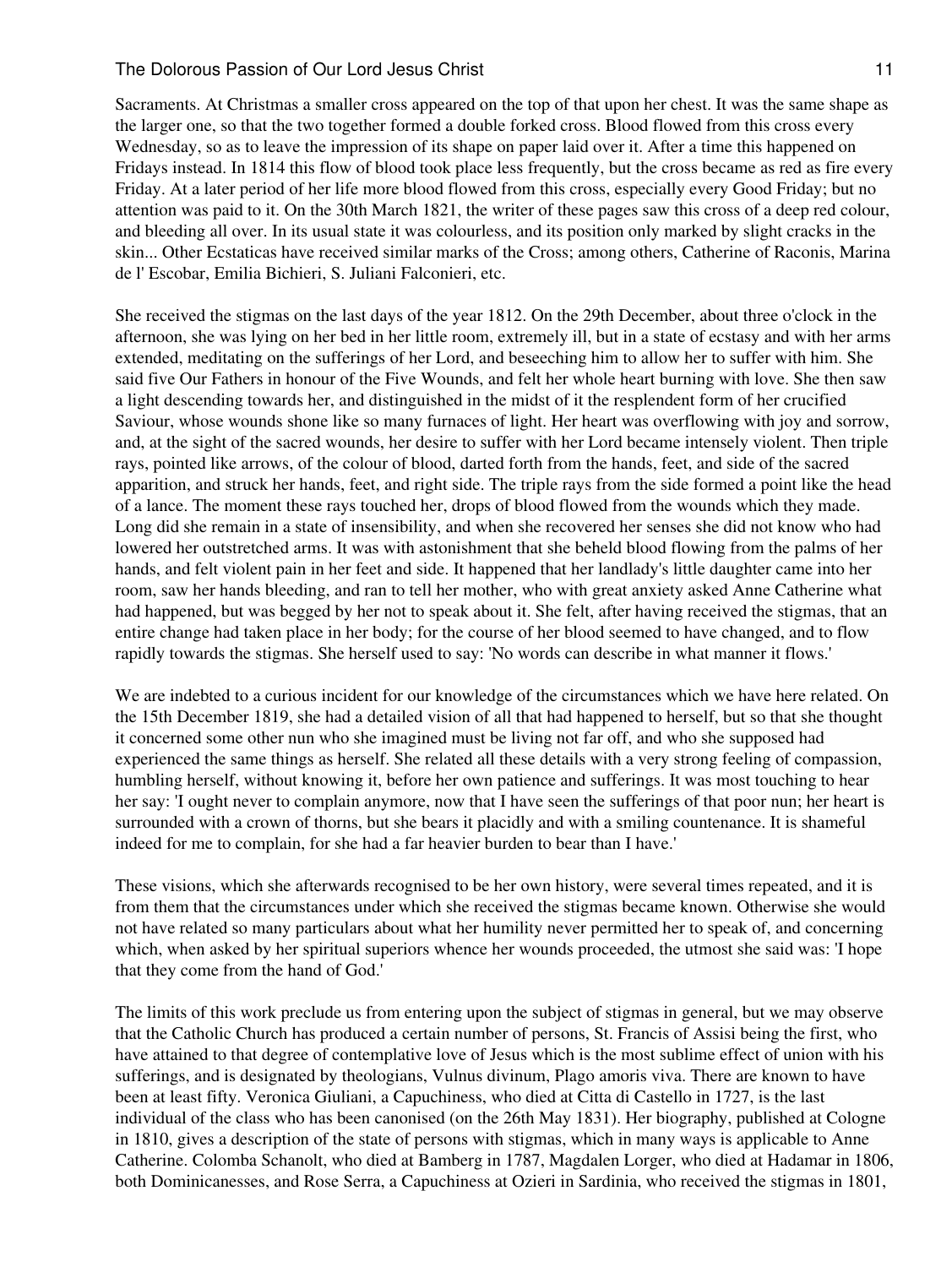Sacraments. At Christmas a smaller cross appeared on the top of that upon her chest. It was the same shape as the larger one, so that the two together formed a double forked cross. Blood flowed from this cross every Wednesday, so as to leave the impression of its shape on paper laid over it. After a time this happened on Fridays instead. In 1814 this flow of blood took place less frequently, but the cross became as red as fire every Friday. At a later period of her life more blood flowed from this cross, especially every Good Friday; but no attention was paid to it. On the 30th March 1821, the writer of these pages saw this cross of a deep red colour, and bleeding all over. In its usual state it was colourless, and its position only marked by slight cracks in the skin... Other Ecstaticas have received similar marks of the Cross; among others, Catherine of Raconis, Marina de l' Escobar, Emilia Bichieri, S. Juliani Falconieri, etc.

She received the stigmas on the last days of the year 1812. On the 29th December, about three o'clock in the afternoon, she was lying on her bed in her little room, extremely ill, but in a state of ecstasy and with her arms extended, meditating on the sufferings of her Lord, and beseeching him to allow her to suffer with him. She said five Our Fathers in honour of the Five Wounds, and felt her whole heart burning with love. She then saw a light descending towards her, and distinguished in the midst of it the resplendent form of her crucified Saviour, whose wounds shone like so many furnaces of light. Her heart was overflowing with joy and sorrow, and, at the sight of the sacred wounds, her desire to suffer with her Lord became intensely violent. Then triple rays, pointed like arrows, of the colour of blood, darted forth from the hands, feet, and side of the sacred apparition, and struck her hands, feet, and right side. The triple rays from the side formed a point like the head of a lance. The moment these rays touched her, drops of blood flowed from the wounds which they made. Long did she remain in a state of insensibility, and when she recovered her senses she did not know who had lowered her outstretched arms. It was with astonishment that she beheld blood flowing from the palms of her hands, and felt violent pain in her feet and side. It happened that her landlady's little daughter came into her room, saw her hands bleeding, and ran to tell her mother, who with great anxiety asked Anne Catherine what had happened, but was begged by her not to speak about it. She felt, after having received the stigmas, that an entire change had taken place in her body; for the course of her blood seemed to have changed, and to flow rapidly towards the stigmas. She herself used to say: 'No words can describe in what manner it flows.'

We are indebted to a curious incident for our knowledge of the circumstances which we have here related. On the 15th December 1819, she had a detailed vision of all that had happened to herself, but so that she thought it concerned some other nun who she imagined must be living not far off, and who she supposed had experienced the same things as herself. She related all these details with a very strong feeling of compassion, humbling herself, without knowing it, before her own patience and sufferings. It was most touching to hear her say: 'I ought never to complain anymore, now that I have seen the sufferings of that poor nun; her heart is surrounded with a crown of thorns, but she bears it placidly and with a smiling countenance. It is shameful indeed for me to complain, for she had a far heavier burden to bear than I have.'

These visions, which she afterwards recognised to be her own history, were several times repeated, and it is from them that the circumstances under which she received the stigmas became known. Otherwise she would not have related so many particulars about what her humility never permitted her to speak of, and concerning which, when asked by her spiritual superiors whence her wounds proceeded, the utmost she said was: 'I hope that they come from the hand of God.'

The limits of this work preclude us from entering upon the subject of stigmas in general, but we may observe that the Catholic Church has produced a certain number of persons, St. Francis of Assisi being the first, who have attained to that degree of contemplative love of Jesus which is the most sublime effect of union with his sufferings, and is designated by theologians, Vulnus divinum, Plago amoris viva. There are known to have been at least fifty. Veronica Giuliani, a Capuchiness, who died at Citta di Castello in 1727, is the last individual of the class who has been canonised (on the 26th May 1831). Her biography, published at Cologne in 1810, gives a description of the state of persons with stigmas, which in many ways is applicable to Anne Catherine. Colomba Schanolt, who died at Bamberg in 1787, Magdalen Lorger, who died at Hadamar in 1806, both Dominicanesses, and Rose Serra, a Capuchiness at Ozieri in Sardinia, who received the stigmas in 1801,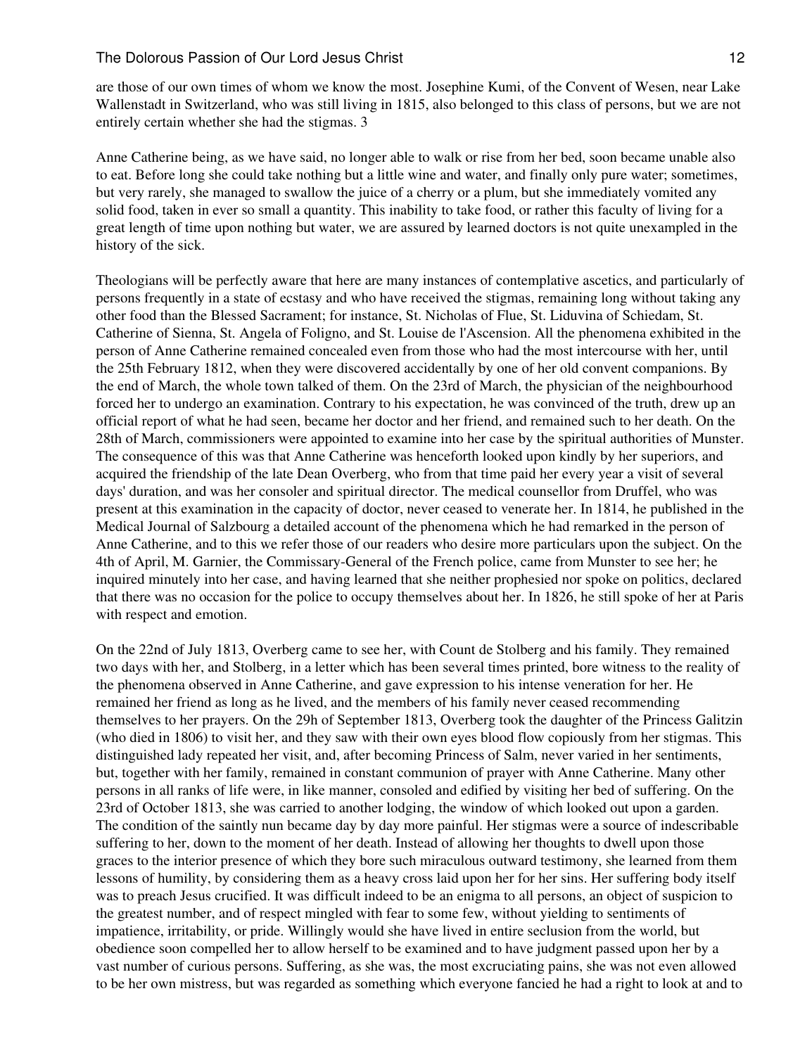are those of our own times of whom we know the most. Josephine Kumi, of the Convent of Wesen, near Lake Wallenstadt in Switzerland, who was still living in 1815, also belonged to this class of persons, but we are not entirely certain whether she had the stigmas. 3

Anne Catherine being, as we have said, no longer able to walk or rise from her bed, soon became unable also to eat. Before long she could take nothing but a little wine and water, and finally only pure water; sometimes, but very rarely, she managed to swallow the juice of a cherry or a plum, but she immediately vomited any solid food, taken in ever so small a quantity. This inability to take food, or rather this faculty of living for a great length of time upon nothing but water, we are assured by learned doctors is not quite unexampled in the history of the sick.

Theologians will be perfectly aware that here are many instances of contemplative ascetics, and particularly of persons frequently in a state of ecstasy and who have received the stigmas, remaining long without taking any other food than the Blessed Sacrament; for instance, St. Nicholas of Flue, St. Liduvina of Schiedam, St. Catherine of Sienna, St. Angela of Foligno, and St. Louise de l'Ascension. All the phenomena exhibited in the person of Anne Catherine remained concealed even from those who had the most intercourse with her, until the 25th February 1812, when they were discovered accidentally by one of her old convent companions. By the end of March, the whole town talked of them. On the 23rd of March, the physician of the neighbourhood forced her to undergo an examination. Contrary to his expectation, he was convinced of the truth, drew up an official report of what he had seen, became her doctor and her friend, and remained such to her death. On the 28th of March, commissioners were appointed to examine into her case by the spiritual authorities of Munster. The consequence of this was that Anne Catherine was henceforth looked upon kindly by her superiors, and acquired the friendship of the late Dean Overberg, who from that time paid her every year a visit of several days' duration, and was her consoler and spiritual director. The medical counsellor from Druffel, who was present at this examination in the capacity of doctor, never ceased to venerate her. In 1814, he published in the Medical Journal of Salzbourg a detailed account of the phenomena which he had remarked in the person of Anne Catherine, and to this we refer those of our readers who desire more particulars upon the subject. On the 4th of April, M. Garnier, the Commissary-General of the French police, came from Munster to see her; he inquired minutely into her case, and having learned that she neither prophesied nor spoke on politics, declared that there was no occasion for the police to occupy themselves about her. In 1826, he still spoke of her at Paris with respect and emotion.

On the 22nd of July 1813, Overberg came to see her, with Count de Stolberg and his family. They remained two days with her, and Stolberg, in a letter which has been several times printed, bore witness to the reality of the phenomena observed in Anne Catherine, and gave expression to his intense veneration for her. He remained her friend as long as he lived, and the members of his family never ceased recommending themselves to her prayers. On the 29h of September 1813, Overberg took the daughter of the Princess Galitzin (who died in 1806) to visit her, and they saw with their own eyes blood flow copiously from her stigmas. This distinguished lady repeated her visit, and, after becoming Princess of Salm, never varied in her sentiments, but, together with her family, remained in constant communion of prayer with Anne Catherine. Many other persons in all ranks of life were, in like manner, consoled and edified by visiting her bed of suffering. On the 23rd of October 1813, she was carried to another lodging, the window of which looked out upon a garden. The condition of the saintly nun became day by day more painful. Her stigmas were a source of indescribable suffering to her, down to the moment of her death. Instead of allowing her thoughts to dwell upon those graces to the interior presence of which they bore such miraculous outward testimony, she learned from them lessons of humility, by considering them as a heavy cross laid upon her for her sins. Her suffering body itself was to preach Jesus crucified. It was difficult indeed to be an enigma to all persons, an object of suspicion to the greatest number, and of respect mingled with fear to some few, without yielding to sentiments of impatience, irritability, or pride. Willingly would she have lived in entire seclusion from the world, but obedience soon compelled her to allow herself to be examined and to have judgment passed upon her by a vast number of curious persons. Suffering, as she was, the most excruciating pains, she was not even allowed to be her own mistress, but was regarded as something which everyone fancied he had a right to look at and to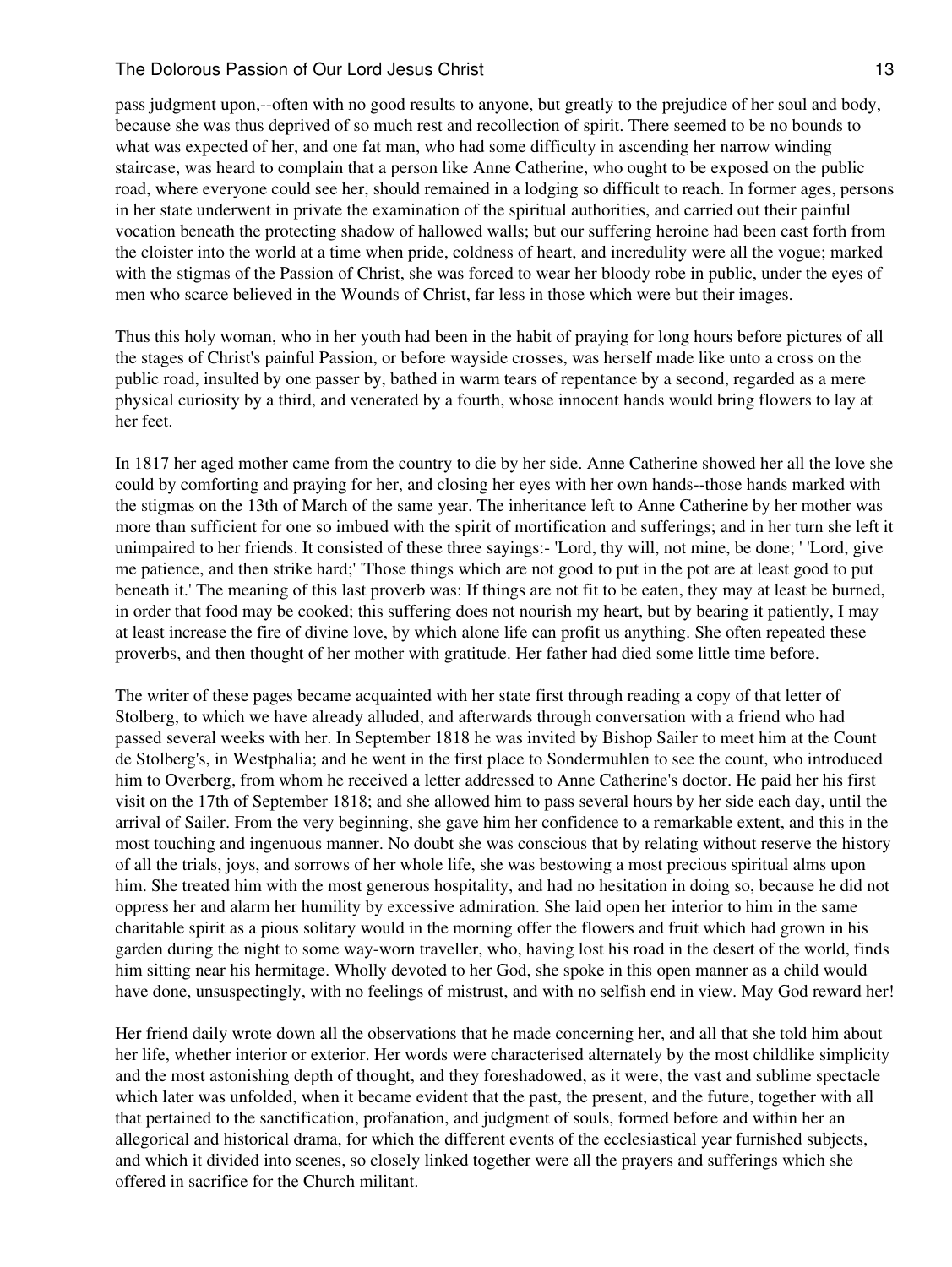pass judgment upon,--often with no good results to anyone, but greatly to the prejudice of her soul and body, because she was thus deprived of so much rest and recollection of spirit. There seemed to be no bounds to what was expected of her, and one fat man, who had some difficulty in ascending her narrow winding staircase, was heard to complain that a person like Anne Catherine, who ought to be exposed on the public road, where everyone could see her, should remained in a lodging so difficult to reach. In former ages, persons in her state underwent in private the examination of the spiritual authorities, and carried out their painful vocation beneath the protecting shadow of hallowed walls; but our suffering heroine had been cast forth from the cloister into the world at a time when pride, coldness of heart, and incredulity were all the vogue; marked with the stigmas of the Passion of Christ, she was forced to wear her bloody robe in public, under the eyes of men who scarce believed in the Wounds of Christ, far less in those which were but their images.

Thus this holy woman, who in her youth had been in the habit of praying for long hours before pictures of all the stages of Christ's painful Passion, or before wayside crosses, was herself made like unto a cross on the public road, insulted by one passer by, bathed in warm tears of repentance by a second, regarded as a mere physical curiosity by a third, and venerated by a fourth, whose innocent hands would bring flowers to lay at her feet.

In 1817 her aged mother came from the country to die by her side. Anne Catherine showed her all the love she could by comforting and praying for her, and closing her eyes with her own hands--those hands marked with the stigmas on the 13th of March of the same year. The inheritance left to Anne Catherine by her mother was more than sufficient for one so imbued with the spirit of mortification and sufferings; and in her turn she left it unimpaired to her friends. It consisted of these three sayings:- 'Lord, thy will, not mine, be done; ' 'Lord, give me patience, and then strike hard;' 'Those things which are not good to put in the pot are at least good to put beneath it.' The meaning of this last proverb was: If things are not fit to be eaten, they may at least be burned, in order that food may be cooked; this suffering does not nourish my heart, but by bearing it patiently, I may at least increase the fire of divine love, by which alone life can profit us anything. She often repeated these proverbs, and then thought of her mother with gratitude. Her father had died some little time before.

The writer of these pages became acquainted with her state first through reading a copy of that letter of Stolberg, to which we have already alluded, and afterwards through conversation with a friend who had passed several weeks with her. In September 1818 he was invited by Bishop Sailer to meet him at the Count de Stolberg's, in Westphalia; and he went in the first place to Sondermuhlen to see the count, who introduced him to Overberg, from whom he received a letter addressed to Anne Catherine's doctor. He paid her his first visit on the 17th of September 1818; and she allowed him to pass several hours by her side each day, until the arrival of Sailer. From the very beginning, she gave him her confidence to a remarkable extent, and this in the most touching and ingenuous manner. No doubt she was conscious that by relating without reserve the history of all the trials, joys, and sorrows of her whole life, she was bestowing a most precious spiritual alms upon him. She treated him with the most generous hospitality, and had no hesitation in doing so, because he did not oppress her and alarm her humility by excessive admiration. She laid open her interior to him in the same charitable spirit as a pious solitary would in the morning offer the flowers and fruit which had grown in his garden during the night to some way-worn traveller, who, having lost his road in the desert of the world, finds him sitting near his hermitage. Wholly devoted to her God, she spoke in this open manner as a child would have done, unsuspectingly, with no feelings of mistrust, and with no selfish end in view. May God reward her!

Her friend daily wrote down all the observations that he made concerning her, and all that she told him about her life, whether interior or exterior. Her words were characterised alternately by the most childlike simplicity and the most astonishing depth of thought, and they foreshadowed, as it were, the vast and sublime spectacle which later was unfolded, when it became evident that the past, the present, and the future, together with all that pertained to the sanctification, profanation, and judgment of souls, formed before and within her an allegorical and historical drama, for which the different events of the ecclesiastical year furnished subjects, and which it divided into scenes, so closely linked together were all the prayers and sufferings which she offered in sacrifice for the Church militant.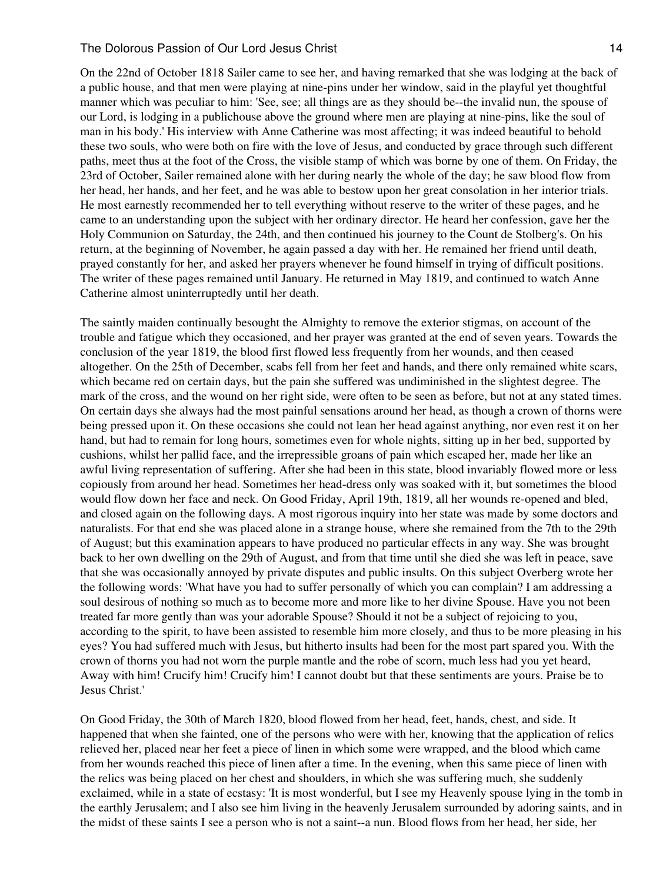On the 22nd of October 1818 Sailer came to see her, and having remarked that she was lodging at the back of a public house, and that men were playing at nine-pins under her window, said in the playful yet thoughtful manner which was peculiar to him: 'See, see; all things are as they should be--the invalid nun, the spouse of our Lord, is lodging in a publichouse above the ground where men are playing at nine-pins, like the soul of man in his body.' His interview with Anne Catherine was most affecting; it was indeed beautiful to behold these two souls, who were both on fire with the love of Jesus, and conducted by grace through such different paths, meet thus at the foot of the Cross, the visible stamp of which was borne by one of them. On Friday, the 23rd of October, Sailer remained alone with her during nearly the whole of the day; he saw blood flow from her head, her hands, and her feet, and he was able to bestow upon her great consolation in her interior trials. He most earnestly recommended her to tell everything without reserve to the writer of these pages, and he came to an understanding upon the subject with her ordinary director. He heard her confession, gave her the Holy Communion on Saturday, the 24th, and then continued his journey to the Count de Stolberg's. On his return, at the beginning of November, he again passed a day with her. He remained her friend until death, prayed constantly for her, and asked her prayers whenever he found himself in trying of difficult positions. The writer of these pages remained until January. He returned in May 1819, and continued to watch Anne Catherine almost uninterruptedly until her death.

The saintly maiden continually besought the Almighty to remove the exterior stigmas, on account of the trouble and fatigue which they occasioned, and her prayer was granted at the end of seven years. Towards the conclusion of the year 1819, the blood first flowed less frequently from her wounds, and then ceased altogether. On the 25th of December, scabs fell from her feet and hands, and there only remained white scars, which became red on certain days, but the pain she suffered was undiminished in the slightest degree. The mark of the cross, and the wound on her right side, were often to be seen as before, but not at any stated times. On certain days she always had the most painful sensations around her head, as though a crown of thorns were being pressed upon it. On these occasions she could not lean her head against anything, nor even rest it on her hand, but had to remain for long hours, sometimes even for whole nights, sitting up in her bed, supported by cushions, whilst her pallid face, and the irrepressible groans of pain which escaped her, made her like an awful living representation of suffering. After she had been in this state, blood invariably flowed more or less copiously from around her head. Sometimes her head-dress only was soaked with it, but sometimes the blood would flow down her face and neck. On Good Friday, April 19th, 1819, all her wounds re-opened and bled, and closed again on the following days. A most rigorous inquiry into her state was made by some doctors and naturalists. For that end she was placed alone in a strange house, where she remained from the 7th to the 29th of August; but this examination appears to have produced no particular effects in any way. She was brought back to her own dwelling on the 29th of August, and from that time until she died she was left in peace, save that she was occasionally annoyed by private disputes and public insults. On this subject Overberg wrote her the following words: 'What have you had to suffer personally of which you can complain? I am addressing a soul desirous of nothing so much as to become more and more like to her divine Spouse. Have you not been treated far more gently than was your adorable Spouse? Should it not be a subject of rejoicing to you, according to the spirit, to have been assisted to resemble him more closely, and thus to be more pleasing in his eyes? You had suffered much with Jesus, but hitherto insults had been for the most part spared you. With the crown of thorns you had not worn the purple mantle and the robe of scorn, much less had you yet heard, Away with him! Crucify him! Crucify him! I cannot doubt but that these sentiments are yours. Praise be to Jesus Christ.'

On Good Friday, the 30th of March 1820, blood flowed from her head, feet, hands, chest, and side. It happened that when she fainted, one of the persons who were with her, knowing that the application of relics relieved her, placed near her feet a piece of linen in which some were wrapped, and the blood which came from her wounds reached this piece of linen after a time. In the evening, when this same piece of linen with the relics was being placed on her chest and shoulders, in which she was suffering much, she suddenly exclaimed, while in a state of ecstasy: 'It is most wonderful, but I see my Heavenly spouse lying in the tomb in the earthly Jerusalem; and I also see him living in the heavenly Jerusalem surrounded by adoring saints, and in the midst of these saints I see a person who is not a saint--a nun. Blood flows from her head, her side, her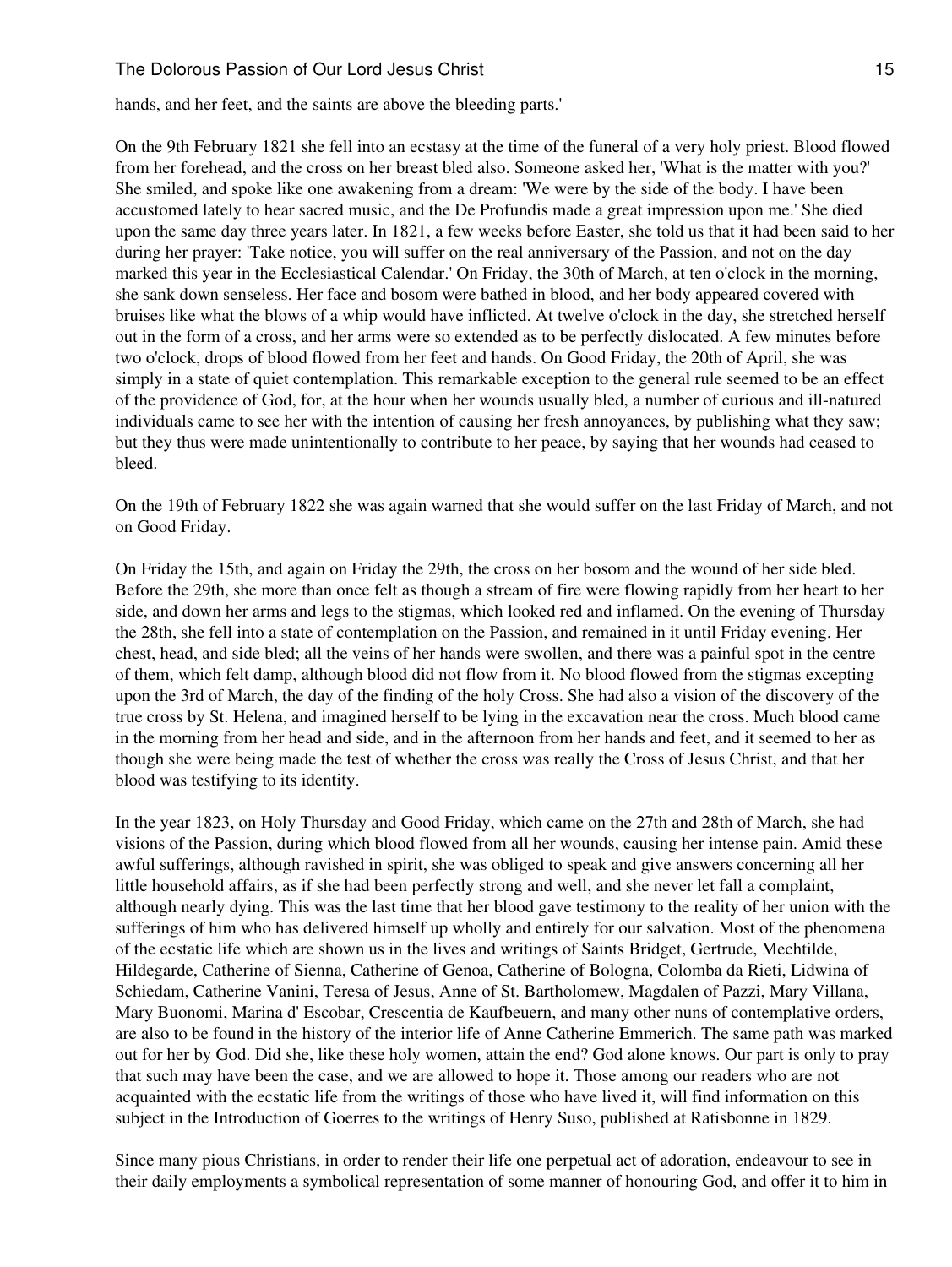hands, and her feet, and the saints are above the bleeding parts.'

On the 9th February 1821 she fell into an ecstasy at the time of the funeral of a very holy priest. Blood flowed from her forehead, and the cross on her breast bled also. Someone asked her, 'What is the matter with you?' She smiled, and spoke like one awakening from a dream: 'We were by the side of the body. I have been accustomed lately to hear sacred music, and the De Profundis made a great impression upon me.' She died upon the same day three years later. In 1821, a few weeks before Easter, she told us that it had been said to her during her prayer: 'Take notice, you will suffer on the real anniversary of the Passion, and not on the day marked this year in the Ecclesiastical Calendar.' On Friday, the 30th of March, at ten o'clock in the morning, she sank down senseless. Her face and bosom were bathed in blood, and her body appeared covered with bruises like what the blows of a whip would have inflicted. At twelve o'clock in the day, she stretched herself out in the form of a cross, and her arms were so extended as to be perfectly dislocated. A few minutes before two o'clock, drops of blood flowed from her feet and hands. On Good Friday, the 20th of April, she was simply in a state of quiet contemplation. This remarkable exception to the general rule seemed to be an effect of the providence of God, for, at the hour when her wounds usually bled, a number of curious and ill-natured individuals came to see her with the intention of causing her fresh annoyances, by publishing what they saw; but they thus were made unintentionally to contribute to her peace, by saying that her wounds had ceased to bleed.

On the 19th of February 1822 she was again warned that she would suffer on the last Friday of March, and not on Good Friday.

On Friday the 15th, and again on Friday the 29th, the cross on her bosom and the wound of her side bled. Before the 29th, she more than once felt as though a stream of fire were flowing rapidly from her heart to her side, and down her arms and legs to the stigmas, which looked red and inflamed. On the evening of Thursday the 28th, she fell into a state of contemplation on the Passion, and remained in it until Friday evening. Her chest, head, and side bled; all the veins of her hands were swollen, and there was a painful spot in the centre of them, which felt damp, although blood did not flow from it. No blood flowed from the stigmas excepting upon the 3rd of March, the day of the finding of the holy Cross. She had also a vision of the discovery of the true cross by St. Helena, and imagined herself to be lying in the excavation near the cross. Much blood came in the morning from her head and side, and in the afternoon from her hands and feet, and it seemed to her as though she were being made the test of whether the cross was really the Cross of Jesus Christ, and that her blood was testifying to its identity.

In the year 1823, on Holy Thursday and Good Friday, which came on the 27th and 28th of March, she had visions of the Passion, during which blood flowed from all her wounds, causing her intense pain. Amid these awful sufferings, although ravished in spirit, she was obliged to speak and give answers concerning all her little household affairs, as if she had been perfectly strong and well, and she never let fall a complaint, although nearly dying. This was the last time that her blood gave testimony to the reality of her union with the sufferings of him who has delivered himself up wholly and entirely for our salvation. Most of the phenomena of the ecstatic life which are shown us in the lives and writings of Saints Bridget, Gertrude, Mechtilde, Hildegarde, Catherine of Sienna, Catherine of Genoa, Catherine of Bologna, Colomba da Rieti, Lidwina of Schiedam, Catherine Vanini, Teresa of Jesus, Anne of St. Bartholomew, Magdalen of Pazzi, Mary Villana, Mary Buonomi, Marina d' Escobar, Crescentia de Kaufbeuern, and many other nuns of contemplative orders, are also to be found in the history of the interior life of Anne Catherine Emmerich. The same path was marked out for her by God. Did she, like these holy women, attain the end? God alone knows. Our part is only to pray that such may have been the case, and we are allowed to hope it. Those among our readers who are not acquainted with the ecstatic life from the writings of those who have lived it, will find information on this subject in the Introduction of Goerres to the writings of Henry Suso, published at Ratisbonne in 1829.

Since many pious Christians, in order to render their life one perpetual act of adoration, endeavour to see in their daily employments a symbolical representation of some manner of honouring God, and offer it to him in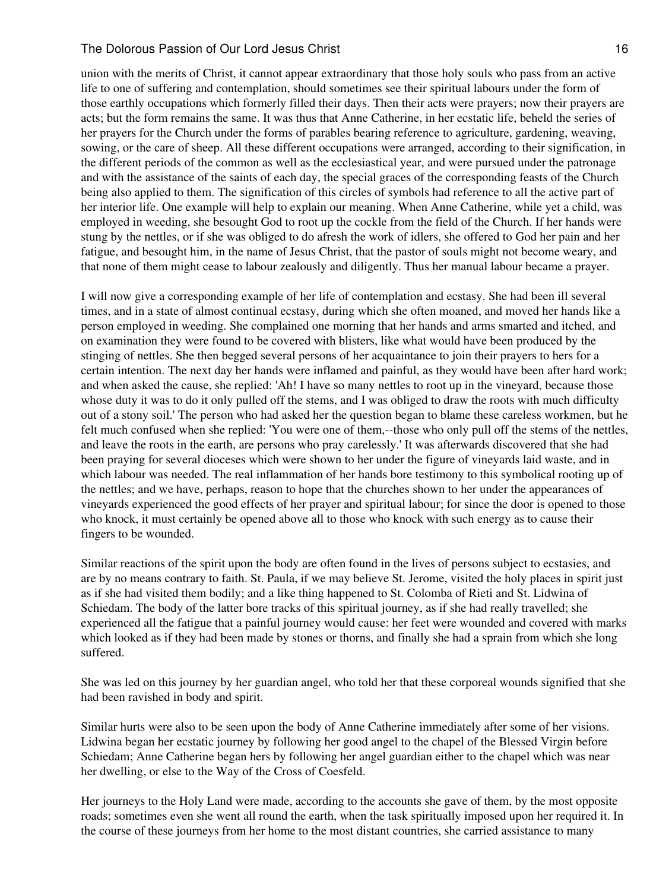union with the merits of Christ, it cannot appear extraordinary that those holy souls who pass from an active life to one of suffering and contemplation, should sometimes see their spiritual labours under the form of those earthly occupations which formerly filled their days. Then their acts were prayers; now their prayers are acts; but the form remains the same. It was thus that Anne Catherine, in her ecstatic life, beheld the series of her prayers for the Church under the forms of parables bearing reference to agriculture, gardening, weaving, sowing, or the care of sheep. All these different occupations were arranged, according to their signification, in the different periods of the common as well as the ecclesiastical year, and were pursued under the patronage and with the assistance of the saints of each day, the special graces of the corresponding feasts of the Church being also applied to them. The signification of this circles of symbols had reference to all the active part of her interior life. One example will help to explain our meaning. When Anne Catherine, while yet a child, was employed in weeding, she besought God to root up the cockle from the field of the Church. If her hands were stung by the nettles, or if she was obliged to do afresh the work of idlers, she offered to God her pain and her fatigue, and besought him, in the name of Jesus Christ, that the pastor of souls might not become weary, and that none of them might cease to labour zealously and diligently. Thus her manual labour became a prayer.

I will now give a corresponding example of her life of contemplation and ecstasy. She had been ill several times, and in a state of almost continual ecstasy, during which she often moaned, and moved her hands like a person employed in weeding. She complained one morning that her hands and arms smarted and itched, and on examination they were found to be covered with blisters, like what would have been produced by the stinging of nettles. She then begged several persons of her acquaintance to join their prayers to hers for a certain intention. The next day her hands were inflamed and painful, as they would have been after hard work; and when asked the cause, she replied: 'Ah! I have so many nettles to root up in the vineyard, because those whose duty it was to do it only pulled off the stems, and I was obliged to draw the roots with much difficulty out of a stony soil.' The person who had asked her the question began to blame these careless workmen, but he felt much confused when she replied: 'You were one of them,--those who only pull off the stems of the nettles, and leave the roots in the earth, are persons who pray carelessly.' It was afterwards discovered that she had been praying for several dioceses which were shown to her under the figure of vineyards laid waste, and in which labour was needed. The real inflammation of her hands bore testimony to this symbolical rooting up of the nettles; and we have, perhaps, reason to hope that the churches shown to her under the appearances of vineyards experienced the good effects of her prayer and spiritual labour; for since the door is opened to those who knock, it must certainly be opened above all to those who knock with such energy as to cause their fingers to be wounded.

Similar reactions of the spirit upon the body are often found in the lives of persons subject to ecstasies, and are by no means contrary to faith. St. Paula, if we may believe St. Jerome, visited the holy places in spirit just as if she had visited them bodily; and a like thing happened to St. Colomba of Rieti and St. Lidwina of Schiedam. The body of the latter bore tracks of this spiritual journey, as if she had really travelled; she experienced all the fatigue that a painful journey would cause: her feet were wounded and covered with marks which looked as if they had been made by stones or thorns, and finally she had a sprain from which she long suffered.

She was led on this journey by her guardian angel, who told her that these corporeal wounds signified that she had been ravished in body and spirit.

Similar hurts were also to be seen upon the body of Anne Catherine immediately after some of her visions. Lidwina began her ecstatic journey by following her good angel to the chapel of the Blessed Virgin before Schiedam; Anne Catherine began hers by following her angel guardian either to the chapel which was near her dwelling, or else to the Way of the Cross of Coesfeld.

Her journeys to the Holy Land were made, according to the accounts she gave of them, by the most opposite roads; sometimes even she went all round the earth, when the task spiritually imposed upon her required it. In the course of these journeys from her home to the most distant countries, she carried assistance to many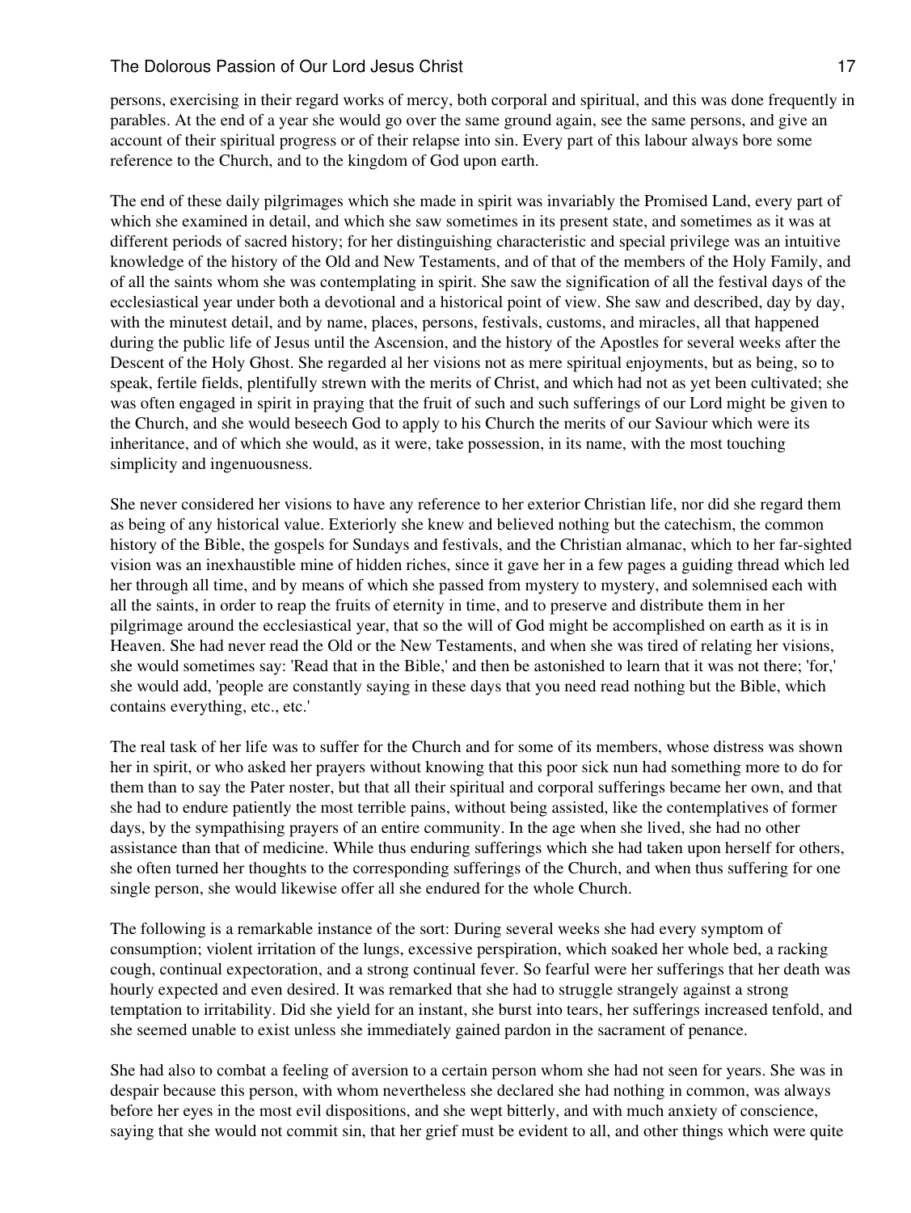persons, exercising in their regard works of mercy, both corporal and spiritual, and this was done frequently in parables. At the end of a year she would go over the same ground again, see the same persons, and give an account of their spiritual progress or of their relapse into sin. Every part of this labour always bore some reference to the Church, and to the kingdom of God upon earth.

The end of these daily pilgrimages which she made in spirit was invariably the Promised Land, every part of which she examined in detail, and which she saw sometimes in its present state, and sometimes as it was at different periods of sacred history; for her distinguishing characteristic and special privilege was an intuitive knowledge of the history of the Old and New Testaments, and of that of the members of the Holy Family, and of all the saints whom she was contemplating in spirit. She saw the signification of all the festival days of the ecclesiastical year under both a devotional and a historical point of view. She saw and described, day by day, with the minutest detail, and by name, places, persons, festivals, customs, and miracles, all that happened during the public life of Jesus until the Ascension, and the history of the Apostles for several weeks after the Descent of the Holy Ghost. She regarded al her visions not as mere spiritual enjoyments, but as being, so to speak, fertile fields, plentifully strewn with the merits of Christ, and which had not as yet been cultivated; she was often engaged in spirit in praying that the fruit of such and such sufferings of our Lord might be given to the Church, and she would beseech God to apply to his Church the merits of our Saviour which were its inheritance, and of which she would, as it were, take possession, in its name, with the most touching simplicity and ingenuousness.

She never considered her visions to have any reference to her exterior Christian life, nor did she regard them as being of any historical value. Exteriorly she knew and believed nothing but the catechism, the common history of the Bible, the gospels for Sundays and festivals, and the Christian almanac, which to her far-sighted vision was an inexhaustible mine of hidden riches, since it gave her in a few pages a guiding thread which led her through all time, and by means of which she passed from mystery to mystery, and solemnised each with all the saints, in order to reap the fruits of eternity in time, and to preserve and distribute them in her pilgrimage around the ecclesiastical year, that so the will of God might be accomplished on earth as it is in Heaven. She had never read the Old or the New Testaments, and when she was tired of relating her visions, she would sometimes say: 'Read that in the Bible,' and then be astonished to learn that it was not there; 'for,' she would add, 'people are constantly saying in these days that you need read nothing but the Bible, which contains everything, etc., etc.'

The real task of her life was to suffer for the Church and for some of its members, whose distress was shown her in spirit, or who asked her prayers without knowing that this poor sick nun had something more to do for them than to say the Pater noster, but that all their spiritual and corporal sufferings became her own, and that she had to endure patiently the most terrible pains, without being assisted, like the contemplatives of former days, by the sympathising prayers of an entire community. In the age when she lived, she had no other assistance than that of medicine. While thus enduring sufferings which she had taken upon herself for others, she often turned her thoughts to the corresponding sufferings of the Church, and when thus suffering for one single person, she would likewise offer all she endured for the whole Church.

The following is a remarkable instance of the sort: During several weeks she had every symptom of consumption; violent irritation of the lungs, excessive perspiration, which soaked her whole bed, a racking cough, continual expectoration, and a strong continual fever. So fearful were her sufferings that her death was hourly expected and even desired. It was remarked that she had to struggle strangely against a strong temptation to irritability. Did she yield for an instant, she burst into tears, her sufferings increased tenfold, and she seemed unable to exist unless she immediately gained pardon in the sacrament of penance.

She had also to combat a feeling of aversion to a certain person whom she had not seen for years. She was in despair because this person, with whom nevertheless she declared she had nothing in common, was always before her eyes in the most evil dispositions, and she wept bitterly, and with much anxiety of conscience, saying that she would not commit sin, that her grief must be evident to all, and other things which were quite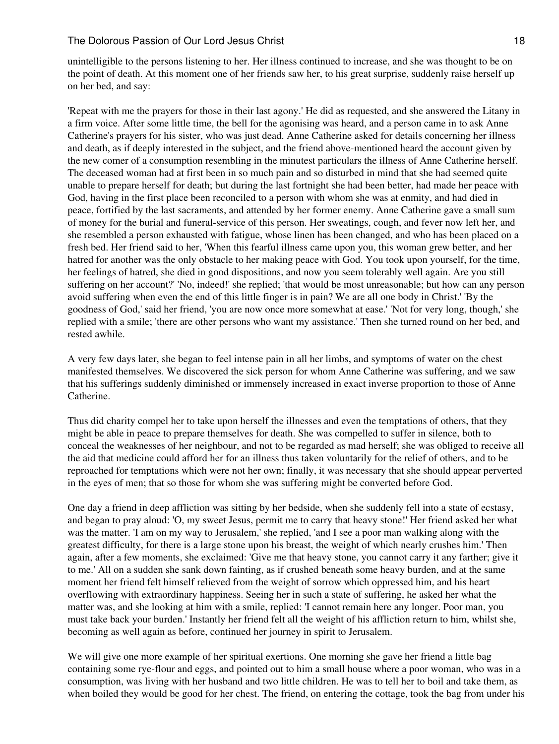unintelligible to the persons listening to her. Her illness continued to increase, and she was thought to be on the point of death. At this moment one of her friends saw her, to his great surprise, suddenly raise herself up on her bed, and say:

'Repeat with me the prayers for those in their last agony.' He did as requested, and she answered the Litany in a firm voice. After some little time, the bell for the agonising was heard, and a person came in to ask Anne Catherine's prayers for his sister, who was just dead. Anne Catherine asked for details concerning her illness and death, as if deeply interested in the subject, and the friend above-mentioned heard the account given by the new comer of a consumption resembling in the minutest particulars the illness of Anne Catherine herself. The deceased woman had at first been in so much pain and so disturbed in mind that she had seemed quite unable to prepare herself for death; but during the last fortnight she had been better, had made her peace with God, having in the first place been reconciled to a person with whom she was at enmity, and had died in peace, fortified by the last sacraments, and attended by her former enemy. Anne Catherine gave a small sum of money for the burial and funeral-service of this person. Her sweatings, cough, and fever now left her, and she resembled a person exhausted with fatigue, whose linen has been changed, and who has been placed on a fresh bed. Her friend said to her, 'When this fearful illness came upon you, this woman grew better, and her hatred for another was the only obstacle to her making peace with God. You took upon yourself, for the time, her feelings of hatred, she died in good dispositions, and now you seem tolerably well again. Are you still suffering on her account?' 'No, indeed!' she replied; 'that would be most unreasonable; but how can any person avoid suffering when even the end of this little finger is in pain? We are all one body in Christ.' 'By the goodness of God,' said her friend, 'you are now once more somewhat at ease.' 'Not for very long, though,' she replied with a smile; 'there are other persons who want my assistance.' Then she turned round on her bed, and rested awhile.

A very few days later, she began to feel intense pain in all her limbs, and symptoms of water on the chest manifested themselves. We discovered the sick person for whom Anne Catherine was suffering, and we saw that his sufferings suddenly diminished or immensely increased in exact inverse proportion to those of Anne Catherine.

Thus did charity compel her to take upon herself the illnesses and even the temptations of others, that they might be able in peace to prepare themselves for death. She was compelled to suffer in silence, both to conceal the weaknesses of her neighbour, and not to be regarded as mad herself; she was obliged to receive all the aid that medicine could afford her for an illness thus taken voluntarily for the relief of others, and to be reproached for temptations which were not her own; finally, it was necessary that she should appear perverted in the eyes of men; that so those for whom she was suffering might be converted before God.

One day a friend in deep affliction was sitting by her bedside, when she suddenly fell into a state of ecstasy, and began to pray aloud: 'O, my sweet Jesus, permit me to carry that heavy stone!' Her friend asked her what was the matter. 'I am on my way to Jerusalem,' she replied, 'and I see a poor man walking along with the greatest difficulty, for there is a large stone upon his breast, the weight of which nearly crushes him.' Then again, after a few moments, she exclaimed: 'Give me that heavy stone, you cannot carry it any farther; give it to me.' All on a sudden she sank down fainting, as if crushed beneath some heavy burden, and at the same moment her friend felt himself relieved from the weight of sorrow which oppressed him, and his heart overflowing with extraordinary happiness. Seeing her in such a state of suffering, he asked her what the matter was, and she looking at him with a smile, replied: 'I cannot remain here any longer. Poor man, you must take back your burden.' Instantly her friend felt all the weight of his affliction return to him, whilst she, becoming as well again as before, continued her journey in spirit to Jerusalem.

We will give one more example of her spiritual exertions. One morning she gave her friend a little bag containing some rye-flour and eggs, and pointed out to him a small house where a poor woman, who was in a consumption, was living with her husband and two little children. He was to tell her to boil and take them, as when boiled they would be good for her chest. The friend, on entering the cottage, took the bag from under his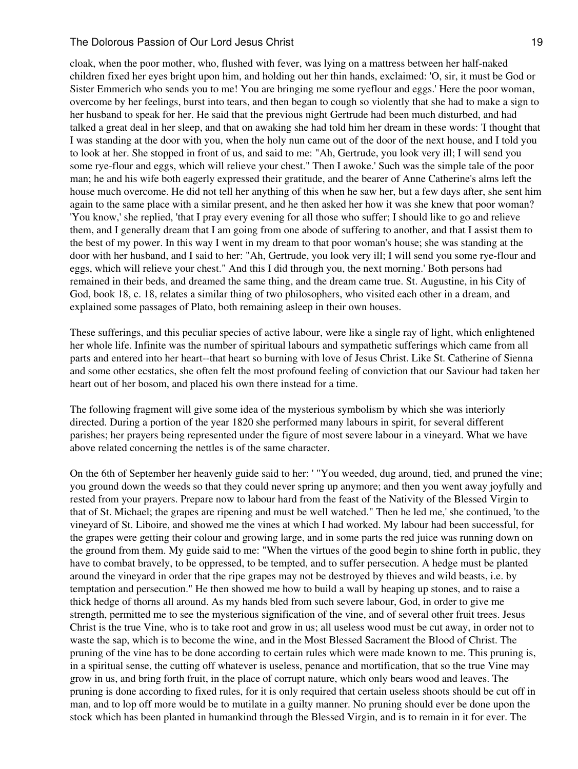cloak, when the poor mother, who, flushed with fever, was lying on a mattress between her half-naked children fixed her eyes bright upon him, and holding out her thin hands, exclaimed: 'O, sir, it must be God or Sister Emmerich who sends you to me! You are bringing me some ryeflour and eggs.' Here the poor woman, overcome by her feelings, burst into tears, and then began to cough so violently that she had to make a sign to her husband to speak for her. He said that the previous night Gertrude had been much disturbed, and had talked a great deal in her sleep, and that on awaking she had told him her dream in these words: 'I thought that I was standing at the door with you, when the holy nun came out of the door of the next house, and I told you to look at her. She stopped in front of us, and said to me: "Ah, Gertrude, you look very ill; I will send you some rye-flour and eggs, which will relieve your chest." Then I awoke.' Such was the simple tale of the poor man; he and his wife both eagerly expressed their gratitude, and the bearer of Anne Catherine's alms left the house much overcome. He did not tell her anything of this when he saw her, but a few days after, she sent him again to the same place with a similar present, and he then asked her how it was she knew that poor woman? 'You know,' she replied, 'that I pray every evening for all those who suffer; I should like to go and relieve them, and I generally dream that I am going from one abode of suffering to another, and that I assist them to the best of my power. In this way I went in my dream to that poor woman's house; she was standing at the door with her husband, and I said to her: "Ah, Gertrude, you look very ill; I will send you some rye-flour and eggs, which will relieve your chest." And this I did through you, the next morning.' Both persons had remained in their beds, and dreamed the same thing, and the dream came true. St. Augustine, in his City of God, book 18, c. 18, relates a similar thing of two philosophers, who visited each other in a dream, and explained some passages of Plato, both remaining asleep in their own houses.

These sufferings, and this peculiar species of active labour, were like a single ray of light, which enlightened her whole life. Infinite was the number of spiritual labours and sympathetic sufferings which came from all parts and entered into her heart--that heart so burning with love of Jesus Christ. Like St. Catherine of Sienna and some other ecstatics, she often felt the most profound feeling of conviction that our Saviour had taken her heart out of her bosom, and placed his own there instead for a time.

The following fragment will give some idea of the mysterious symbolism by which she was interiorly directed. During a portion of the year 1820 she performed many labours in spirit, for several different parishes; her prayers being represented under the figure of most severe labour in a vineyard. What we have above related concerning the nettles is of the same character.

On the 6th of September her heavenly guide said to her: ' "You weeded, dug around, tied, and pruned the vine; you ground down the weeds so that they could never spring up anymore; and then you went away joyfully and rested from your prayers. Prepare now to labour hard from the feast of the Nativity of the Blessed Virgin to that of St. Michael; the grapes are ripening and must be well watched." Then he led me,' she continued, 'to the vineyard of St. Liboire, and showed me the vines at which I had worked. My labour had been successful, for the grapes were getting their colour and growing large, and in some parts the red juice was running down on the ground from them. My guide said to me: "When the virtues of the good begin to shine forth in public, they have to combat bravely, to be oppressed, to be tempted, and to suffer persecution. A hedge must be planted around the vineyard in order that the ripe grapes may not be destroyed by thieves and wild beasts, i.e. by temptation and persecution." He then showed me how to build a wall by heaping up stones, and to raise a thick hedge of thorns all around. As my hands bled from such severe labour, God, in order to give me strength, permitted me to see the mysterious signification of the vine, and of several other fruit trees. Jesus Christ is the true Vine, who is to take root and grow in us; all useless wood must be cut away, in order not to waste the sap, which is to become the wine, and in the Most Blessed Sacrament the Blood of Christ. The pruning of the vine has to be done according to certain rules which were made known to me. This pruning is, in a spiritual sense, the cutting off whatever is useless, penance and mortification, that so the true Vine may grow in us, and bring forth fruit, in the place of corrupt nature, which only bears wood and leaves. The pruning is done according to fixed rules, for it is only required that certain useless shoots should be cut off in man, and to lop off more would be to mutilate in a guilty manner. No pruning should ever be done upon the stock which has been planted in humankind through the Blessed Virgin, and is to remain in it for ever. The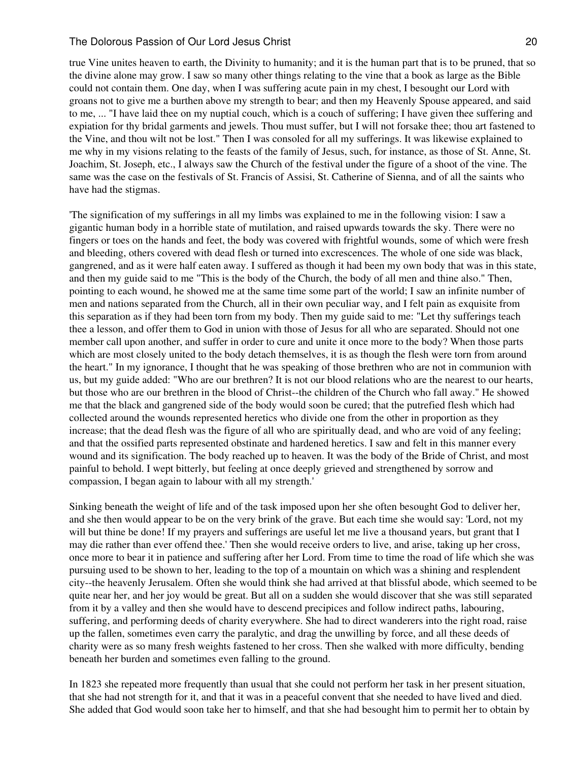true Vine unites heaven to earth, the Divinity to humanity; and it is the human part that is to be pruned, that so the divine alone may grow. I saw so many other things relating to the vine that a book as large as the Bible could not contain them. One day, when I was suffering acute pain in my chest, I besought our Lord with groans not to give me a burthen above my strength to bear; and then my Heavenly Spouse appeared, and said to me, ... "I have laid thee on my nuptial couch, which is a couch of suffering; I have given thee suffering and expiation for thy bridal garments and jewels. Thou must suffer, but I will not forsake thee; thou art fastened to the Vine, and thou wilt not be lost." Then I was consoled for all my sufferings. It was likewise explained to me why in my visions relating to the feasts of the family of Jesus, such, for instance, as those of St. Anne, St. Joachim, St. Joseph, etc., I always saw the Church of the festival under the figure of a shoot of the vine. The same was the case on the festivals of St. Francis of Assisi, St. Catherine of Sienna, and of all the saints who have had the stigmas.

'The signification of my sufferings in all my limbs was explained to me in the following vision: I saw a gigantic human body in a horrible state of mutilation, and raised upwards towards the sky. There were no fingers or toes on the hands and feet, the body was covered with frightful wounds, some of which were fresh and bleeding, others covered with dead flesh or turned into excrescences. The whole of one side was black, gangrened, and as it were half eaten away. I suffered as though it had been my own body that was in this state, and then my guide said to me "This is the body of the Church, the body of all men and thine also." Then, pointing to each wound, he showed me at the same time some part of the world; I saw an infinite number of men and nations separated from the Church, all in their own peculiar way, and I felt pain as exquisite from this separation as if they had been torn from my body. Then my guide said to me: "Let thy sufferings teach thee a lesson, and offer them to God in union with those of Jesus for all who are separated. Should not one member call upon another, and suffer in order to cure and unite it once more to the body? When those parts which are most closely united to the body detach themselves, it is as though the flesh were torn from around the heart." In my ignorance, I thought that he was speaking of those brethren who are not in communion with us, but my guide added: "Who are our brethren? It is not our blood relations who are the nearest to our hearts, but those who are our brethren in the blood of Christ--the children of the Church who fall away." He showed me that the black and gangrened side of the body would soon be cured; that the putrefied flesh which had collected around the wounds represented heretics who divide one from the other in proportion as they increase; that the dead flesh was the figure of all who are spiritually dead, and who are void of any feeling; and that the ossified parts represented obstinate and hardened heretics. I saw and felt in this manner every wound and its signification. The body reached up to heaven. It was the body of the Bride of Christ, and most painful to behold. I wept bitterly, but feeling at once deeply grieved and strengthened by sorrow and compassion, I began again to labour with all my strength.'

Sinking beneath the weight of life and of the task imposed upon her she often besought God to deliver her, and she then would appear to be on the very brink of the grave. But each time she would say: 'Lord, not my will but thine be done! If my prayers and sufferings are useful let me live a thousand years, but grant that I may die rather than ever offend thee.' Then she would receive orders to live, and arise, taking up her cross, once more to bear it in patience and suffering after her Lord. From time to time the road of life which she was pursuing used to be shown to her, leading to the top of a mountain on which was a shining and resplendent city--the heavenly Jerusalem. Often she would think she had arrived at that blissful abode, which seemed to be quite near her, and her joy would be great. But all on a sudden she would discover that she was still separated from it by a valley and then she would have to descend precipices and follow indirect paths, labouring, suffering, and performing deeds of charity everywhere. She had to direct wanderers into the right road, raise up the fallen, sometimes even carry the paralytic, and drag the unwilling by force, and all these deeds of charity were as so many fresh weights fastened to her cross. Then she walked with more difficulty, bending beneath her burden and sometimes even falling to the ground.

In 1823 she repeated more frequently than usual that she could not perform her task in her present situation, that she had not strength for it, and that it was in a peaceful convent that she needed to have lived and died. She added that God would soon take her to himself, and that she had besought him to permit her to obtain by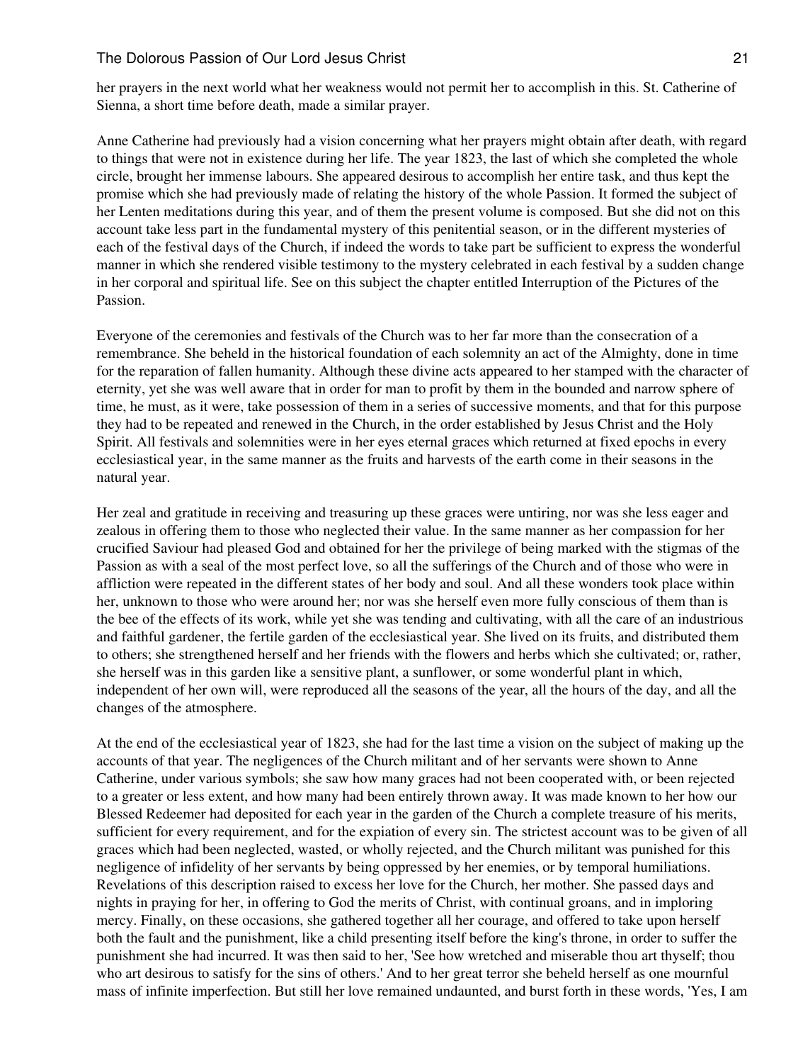her prayers in the next world what her weakness would not permit her to accomplish in this. St. Catherine of Sienna, a short time before death, made a similar prayer.

Anne Catherine had previously had a vision concerning what her prayers might obtain after death, with regard to things that were not in existence during her life. The year 1823, the last of which she completed the whole circle, brought her immense labours. She appeared desirous to accomplish her entire task, and thus kept the promise which she had previously made of relating the history of the whole Passion. It formed the subject of her Lenten meditations during this year, and of them the present volume is composed. But she did not on this account take less part in the fundamental mystery of this penitential season, or in the different mysteries of each of the festival days of the Church, if indeed the words to take part be sufficient to express the wonderful manner in which she rendered visible testimony to the mystery celebrated in each festival by a sudden change in her corporal and spiritual life. See on this subject the chapter entitled Interruption of the Pictures of the Passion.

Everyone of the ceremonies and festivals of the Church was to her far more than the consecration of a remembrance. She beheld in the historical foundation of each solemnity an act of the Almighty, done in time for the reparation of fallen humanity. Although these divine acts appeared to her stamped with the character of eternity, yet she was well aware that in order for man to profit by them in the bounded and narrow sphere of time, he must, as it were, take possession of them in a series of successive moments, and that for this purpose they had to be repeated and renewed in the Church, in the order established by Jesus Christ and the Holy Spirit. All festivals and solemnities were in her eyes eternal graces which returned at fixed epochs in every ecclesiastical year, in the same manner as the fruits and harvests of the earth come in their seasons in the natural year.

Her zeal and gratitude in receiving and treasuring up these graces were untiring, nor was she less eager and zealous in offering them to those who neglected their value. In the same manner as her compassion for her crucified Saviour had pleased God and obtained for her the privilege of being marked with the stigmas of the Passion as with a seal of the most perfect love, so all the sufferings of the Church and of those who were in affliction were repeated in the different states of her body and soul. And all these wonders took place within her, unknown to those who were around her; nor was she herself even more fully conscious of them than is the bee of the effects of its work, while yet she was tending and cultivating, with all the care of an industrious and faithful gardener, the fertile garden of the ecclesiastical year. She lived on its fruits, and distributed them to others; she strengthened herself and her friends with the flowers and herbs which she cultivated; or, rather, she herself was in this garden like a sensitive plant, a sunflower, or some wonderful plant in which, independent of her own will, were reproduced all the seasons of the year, all the hours of the day, and all the changes of the atmosphere.

At the end of the ecclesiastical year of 1823, she had for the last time a vision on the subject of making up the accounts of that year. The negligences of the Church militant and of her servants were shown to Anne Catherine, under various symbols; she saw how many graces had not been cooperated with, or been rejected to a greater or less extent, and how many had been entirely thrown away. It was made known to her how our Blessed Redeemer had deposited for each year in the garden of the Church a complete treasure of his merits, sufficient for every requirement, and for the expiation of every sin. The strictest account was to be given of all graces which had been neglected, wasted, or wholly rejected, and the Church militant was punished for this negligence of infidelity of her servants by being oppressed by her enemies, or by temporal humiliations. Revelations of this description raised to excess her love for the Church, her mother. She passed days and nights in praying for her, in offering to God the merits of Christ, with continual groans, and in imploring mercy. Finally, on these occasions, she gathered together all her courage, and offered to take upon herself both the fault and the punishment, like a child presenting itself before the king's throne, in order to suffer the punishment she had incurred. It was then said to her, 'See how wretched and miserable thou art thyself; thou who art desirous to satisfy for the sins of others.' And to her great terror she beheld herself as one mournful mass of infinite imperfection. But still her love remained undaunted, and burst forth in these words, 'Yes, I am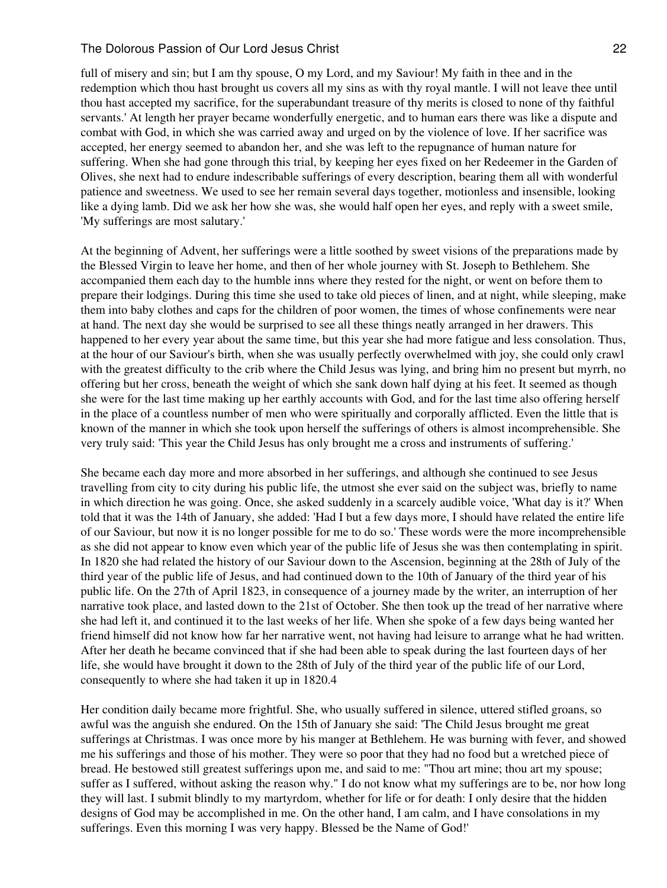full of misery and sin; but I am thy spouse, O my Lord, and my Saviour! My faith in thee and in the redemption which thou hast brought us covers all my sins as with thy royal mantle. I will not leave thee until thou hast accepted my sacrifice, for the superabundant treasure of thy merits is closed to none of thy faithful servants.' At length her prayer became wonderfully energetic, and to human ears there was like a dispute and combat with God, in which she was carried away and urged on by the violence of love. If her sacrifice was accepted, her energy seemed to abandon her, and she was left to the repugnance of human nature for suffering. When she had gone through this trial, by keeping her eyes fixed on her Redeemer in the Garden of Olives, she next had to endure indescribable sufferings of every description, bearing them all with wonderful patience and sweetness. We used to see her remain several days together, motionless and insensible, looking like a dying lamb. Did we ask her how she was, she would half open her eyes, and reply with a sweet smile, 'My sufferings are most salutary.'

At the beginning of Advent, her sufferings were a little soothed by sweet visions of the preparations made by the Blessed Virgin to leave her home, and then of her whole journey with St. Joseph to Bethlehem. She accompanied them each day to the humble inns where they rested for the night, or went on before them to prepare their lodgings. During this time she used to take old pieces of linen, and at night, while sleeping, make them into baby clothes and caps for the children of poor women, the times of whose confinements were near at hand. The next day she would be surprised to see all these things neatly arranged in her drawers. This happened to her every year about the same time, but this year she had more fatigue and less consolation. Thus, at the hour of our Saviour's birth, when she was usually perfectly overwhelmed with joy, she could only crawl with the greatest difficulty to the crib where the Child Jesus was lying, and bring him no present but myrrh, no offering but her cross, beneath the weight of which she sank down half dying at his feet. It seemed as though she were for the last time making up her earthly accounts with God, and for the last time also offering herself in the place of a countless number of men who were spiritually and corporally afflicted. Even the little that is known of the manner in which she took upon herself the sufferings of others is almost incomprehensible. She very truly said: 'This year the Child Jesus has only brought me a cross and instruments of suffering.'

She became each day more and more absorbed in her sufferings, and although she continued to see Jesus travelling from city to city during his public life, the utmost she ever said on the subject was, briefly to name in which direction he was going. Once, she asked suddenly in a scarcely audible voice, 'What day is it?' When told that it was the 14th of January, she added: 'Had I but a few days more, I should have related the entire life of our Saviour, but now it is no longer possible for me to do so.' These words were the more incomprehensible as she did not appear to know even which year of the public life of Jesus she was then contemplating in spirit. In 1820 she had related the history of our Saviour down to the Ascension, beginning at the 28th of July of the third year of the public life of Jesus, and had continued down to the 10th of January of the third year of his public life. On the 27th of April 1823, in consequence of a journey made by the writer, an interruption of her narrative took place, and lasted down to the 21st of October. She then took up the tread of her narrative where she had left it, and continued it to the last weeks of her life. When she spoke of a few days being wanted her friend himself did not know how far her narrative went, not having had leisure to arrange what he had written. After her death he became convinced that if she had been able to speak during the last fourteen days of her life, she would have brought it down to the 28th of July of the third year of the public life of our Lord, consequently to where she had taken it up in 1820.[4]

Her condition daily became more frightful. She, who usually suffered in silence, uttered stifled groans, so awful was the anguish she endured. On the 15th of January she said: 'The Child Jesus brought me great sufferings at Christmas. I was once more by his manger at Bethlehem. He was burning with fever, and showed me his sufferings and those of his mother. They were so poor that they had no food but a wretched piece of bread. He bestowed still greatest sufferings upon me, and said to me: "Thou art mine; thou art my spouse; suffer as I suffered, without asking the reason why." I do not know what my sufferings are to be, nor how long they will last. I submit blindly to my martyrdom, whether for life or for death: I only desire that the hidden designs of God may be accomplished in me. On the other hand, I am calm, and I have consolations in my sufferings. Even this morning I was very happy. Blessed be the Name of God!'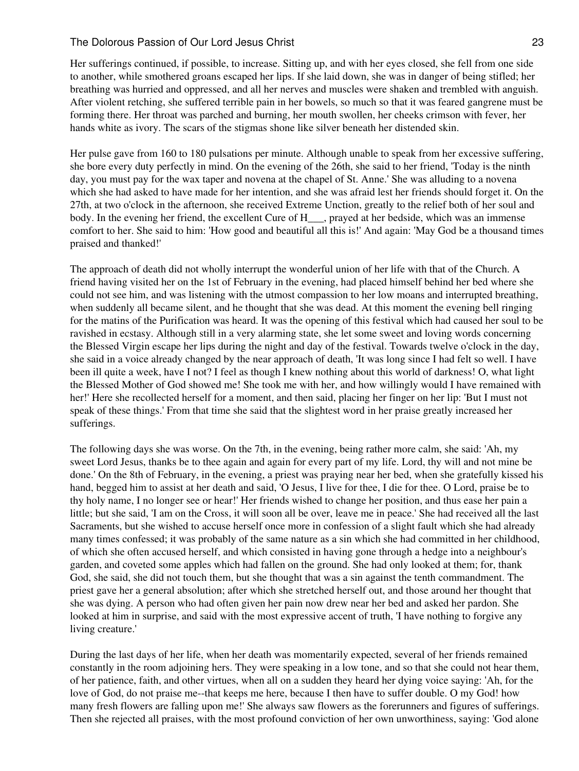Her sufferings continued, if possible, to increase. Sitting up, and with her eyes closed, she fell from one side to another, while smothered groans escaped her lips. If she laid down, she was in danger of being stifled; her breathing was hurried and oppressed, and all her nerves and muscles were shaken and trembled with anguish. After violent retching, she suffered terrible pain in her bowels, so much so that it was feared gangrene must be forming there. Her throat was parched and burning, her mouth swollen, her cheeks crimson with fever, her hands white as ivory. The scars of the stigmas shone like silver beneath her distended skin.

Her pulse gave from 160 to 180 pulsations per minute. Although unable to speak from her excessive suffering, she bore every duty perfectly in mind. On the evening of the 26th, she said to her friend, 'Today is the ninth day, you must pay for the wax taper and novena at the chapel of St. Anne.' She was alluding to a novena which she had asked to have made for her intention, and she was afraid lest her friends should forget it. On the 27th, at two o'clock in the afternoon, she received Extreme Unction, greatly to the relief both of her soul and body. In the evening her friend, the excellent Cure of H___, prayed at her bedside, which was an immense comfort to her. She said to him: 'How good and beautiful all this is!' And again: 'May God be a thousand times praised and thanked!'

The approach of death did not wholly interrupt the wonderful union of her life with that of the Church. A friend having visited her on the 1st of February in the evening, had placed himself behind her bed where she could not see him, and was listening with the utmost compassion to her low moans and interrupted breathing, when suddenly all became silent, and he thought that she was dead. At this moment the evening bell ringing for the matins of the Purification was heard. It was the opening of this festival which had caused her soul to be ravished in ecstasy. Although still in a very alarming state, she let some sweet and loving words concerning the Blessed Virgin escape her lips during the night and day of the festival. Towards twelve o'clock in the day, she said in a voice already changed by the near approach of death, 'It was long since I had felt so well. I have been ill quite a week, have I not? I feel as though I knew nothing about this world of darkness! O, what light the Blessed Mother of God showed me! She took me with her, and how willingly would I have remained with her!' Here she recollected herself for a moment, and then said, placing her finger on her lip: 'But I must not speak of these things.' From that time she said that the slightest word in her praise greatly increased her sufferings.

The following days she was worse. On the 7th, in the evening, being rather more calm, she said: 'Ah, my sweet Lord Jesus, thanks be to thee again and again for every part of my life. Lord, thy will and not mine be done.' On the 8th of February, in the evening, a priest was praying near her bed, when she gratefully kissed his hand, begged him to assist at her death and said, 'O Jesus, I live for thee, I die for thee. O Lord, praise be to thy holy name, I no longer see or hear!' Her friends wished to change her position, and thus ease her pain a little; but she said, 'I am on the Cross, it will soon all be over, leave me in peace.' She had received all the last Sacraments, but she wished to accuse herself once more in confession of a slight fault which she had already many times confessed; it was probably of the same nature as a sin which she had committed in her childhood, of which she often accused herself, and which consisted in having gone through a hedge into a neighbour's garden, and coveted some apples which had fallen on the ground. She had only looked at them; for, thank God, she said, she did not touch them, but she thought that was a sin against the tenth commandment. The priest gave her a general absolution; after which she stretched herself out, and those around her thought that she was dying. A person who had often given her pain now drew near her bed and asked her pardon. She looked at him in surprise, and said with the most expressive accent of truth, 'I have nothing to forgive any living creature.'

During the last days of her life, when her death was momentarily expected, several of her friends remained constantly in the room adjoining hers. They were speaking in a low tone, and so that she could not hear them, of her patience, faith, and other virtues, when all on a sudden they heard her dying voice saying: 'Ah, for the love of God, do not praise me--that keeps me here, because I then have to suffer double. O my God! how many fresh flowers are falling upon me!' She always saw flowers as the forerunners and figures of sufferings. Then she rejected all praises, with the most profound conviction of her own unworthiness, saying: 'God alone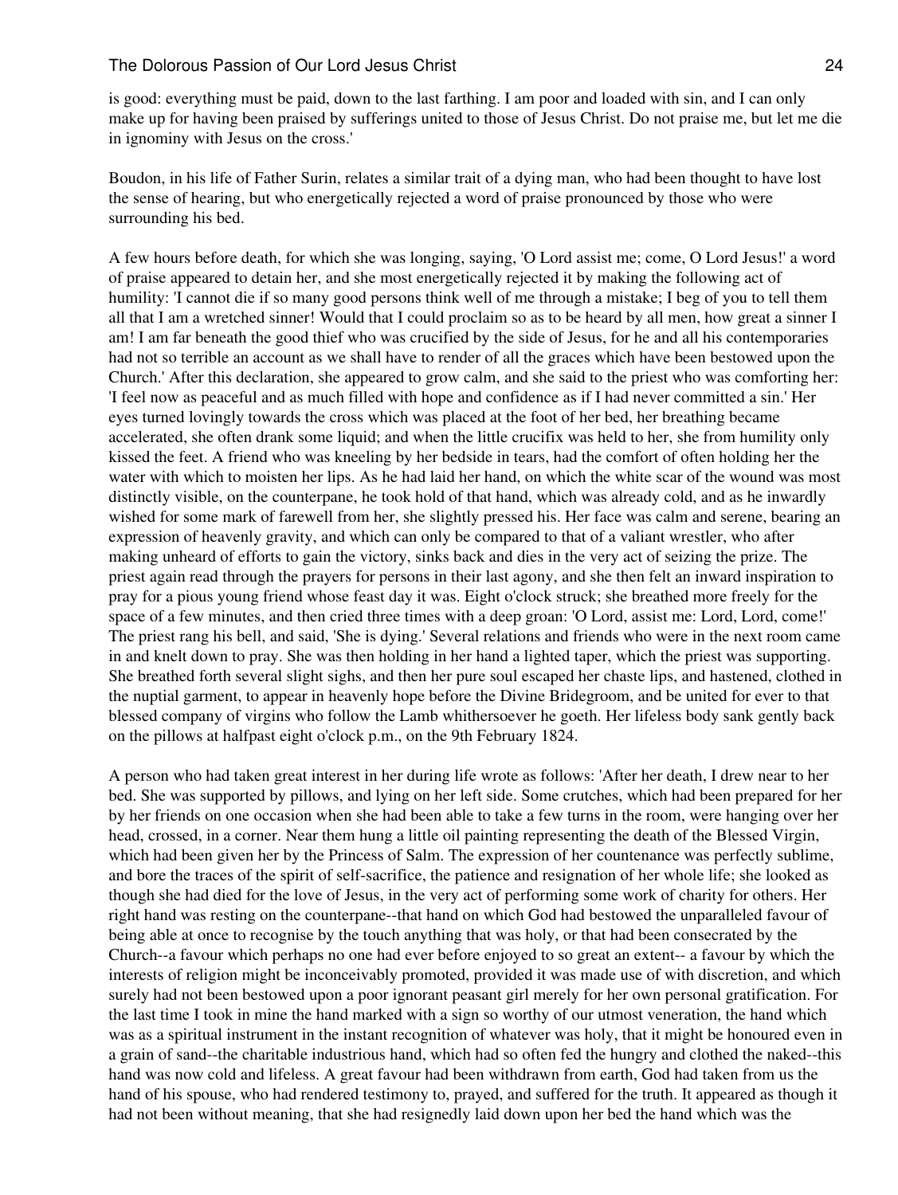is good: everything must be paid, down to the last farthing. I am poor and loaded with sin, and I can only make up for having been praised by sufferings united to those of Jesus Christ. Do not praise me, but let me die in ignominy with Jesus on the cross.'

Boudon, in his life of Father Surin, relates a similar trait of a dying man, who had been thought to have lost the sense of hearing, but who energetically rejected a word of praise pronounced by those who were surrounding his bed.

A few hours before death, for which she was longing, saying, 'O Lord assist me; come, O Lord Jesus!' a word of praise appeared to detain her, and she most energetically rejected it by making the following act of humility: 'I cannot die if so many good persons think well of me through a mistake; I beg of you to tell them all that I am a wretched sinner! Would that I could proclaim so as to be heard by all men, how great a sinner I am! I am far beneath the good thief who was crucified by the side of Jesus, for he and all his contemporaries had not so terrible an account as we shall have to render of all the graces which have been bestowed upon the Church.' After this declaration, she appeared to grow calm, and she said to the priest who was comforting her: 'I feel now as peaceful and as much filled with hope and confidence as if I had never committed a sin.' Her eyes turned lovingly towards the cross which was placed at the foot of her bed, her breathing became accelerated, she often drank some liquid; and when the little crucifix was held to her, she from humility only kissed the feet. A friend who was kneeling by her bedside in tears, had the comfort of often holding her the water with which to moisten her lips. As he had laid her hand, on which the white scar of the wound was most distinctly visible, on the counterpane, he took hold of that hand, which was already cold, and as he inwardly wished for some mark of farewell from her, she slightly pressed his. Her face was calm and serene, bearing an expression of heavenly gravity, and which can only be compared to that of a valiant wrestler, who after making unheard of efforts to gain the victory, sinks back and dies in the very act of seizing the prize. The priest again read through the prayers for persons in their last agony, and she then felt an inward inspiration to pray for a pious young friend whose feast day it was. Eight o'clock struck; she breathed more freely for the space of a few minutes, and then cried three times with a deep groan: 'O Lord, assist me: Lord, Lord, come!' The priest rang his bell, and said, 'She is dying.' Several relations and friends who were in the next room came in and knelt down to pray. She was then holding in her hand a lighted taper, which the priest was supporting. She breathed forth several slight sighs, and then her pure soul escaped her chaste lips, and hastened, clothed in the nuptial garment, to appear in heavenly hope before the Divine Bridegroom, and be united for ever to that blessed company of virgins who follow the Lamb whithersoever he goeth. Her lifeless body sank gently back on the pillows at halfpast eight o'clock p.m., on the 9th February 1824.

A person who had taken great interest in her during life wrote as follows: 'After her death, I drew near to her bed. She was supported by pillows, and lying on her left side. Some crutches, which had been prepared for her by her friends on one occasion when she had been able to take a few turns in the room, were hanging over her head, crossed, in a corner. Near them hung a little oil painting representing the death of the Blessed Virgin, which had been given her by the Princess of Salm. The expression of her countenance was perfectly sublime, and bore the traces of the spirit of self-sacrifice, the patience and resignation of her whole life; she looked as though she had died for the love of Jesus, in the very act of performing some work of charity for others. Her right hand was resting on the counterpane--that hand on which God had bestowed the unparalleled favour of being able at once to recognise by the touch anything that was holy, or that had been consecrated by the Church--a favour which perhaps no one had ever before enjoyed to so great an extent-- a favour by which the interests of religion might be inconceivably promoted, provided it was made use of with discretion, and which surely had not been bestowed upon a poor ignorant peasant girl merely for her own personal gratification. For the last time I took in mine the hand marked with a sign so worthy of our utmost veneration, the hand which was as a spiritual instrument in the instant recognition of whatever was holy, that it might be honoured even in a grain of sand--the charitable industrious hand, which had so often fed the hungry and clothed the naked--this hand was now cold and lifeless. A great favour had been withdrawn from earth, God had taken from us the hand of his spouse, who had rendered testimony to, prayed, and suffered for the truth. It appeared as though it had not been without meaning, that she had resignedly laid down upon her bed the hand which was the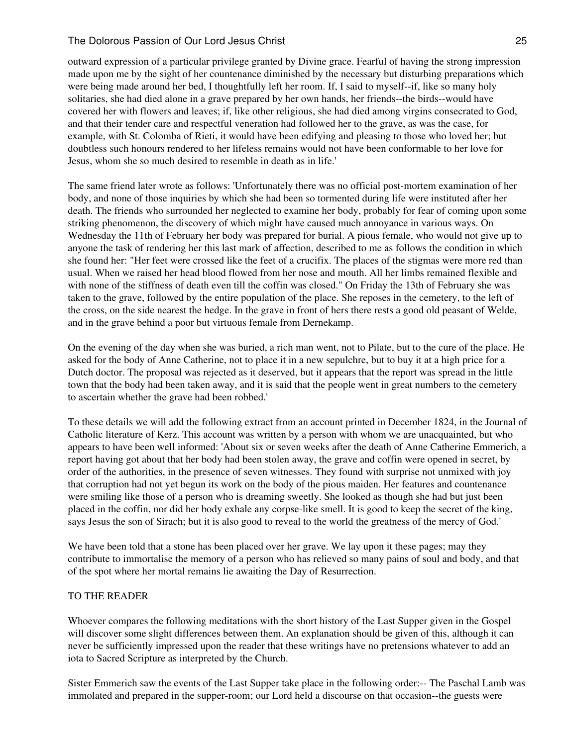outward expression of a particular privilege granted by Divine grace. Fearful of having the strong impression made upon me by the sight of her countenance diminished by the necessary but disturbing preparations which were being made around her bed, I thoughtfully left her room. If, I said to myself--if, like so many holy solitaries, she had died alone in a grave prepared by her own hands, her friends--the birds--would have covered her with flowers and leaves; if, like other religious, she had died among virgins consecrated to God, and that their tender care and respectful veneration had followed her to the grave, as was the case, for example, with St. Colomba of Rieti, it would have been edifying and pleasing to those who loved her; but doubtless such honours rendered to her lifeless remains would not have been conformable to her love for Jesus, whom she so much desired to resemble in death as in life.'

The same friend later wrote as follows: 'Unfortunately there was no official post-mortem examination of her body, and none of those inquiries by which she had been so tormented during life were instituted after her death. The friends who surrounded her neglected to examine her body, probably for fear of coming upon some striking phenomenon, the discovery of which might have caused much annoyance in various ways. On Wednesday the 11th of February her body was prepared for burial. A pious female, who would not give up to anyone the task of rendering her this last mark of affection, described to me as follows the condition in which she found her: "Her feet were crossed like the feet of a crucifix. The places of the stigmas were more red than usual. When we raised her head blood flowed from her nose and mouth. All her limbs remained flexible and with none of the stiffness of death even till the coffin was closed." On Friday the 13th of February she was taken to the grave, followed by the entire population of the place. She reposes in the cemetery, to the left of the cross, on the side nearest the hedge. In the grave in front of hers there rests a good old peasant of Welde, and in the grave behind a poor but virtuous female from Dernekamp.

On the evening of the day when she was buried, a rich man went, not to Pilate, but to the cure of the place. He asked for the body of Anne Catherine, not to place it in a new sepulchre, but to buy it at a high price for a Dutch doctor. The proposal was rejected as it deserved, but it appears that the report was spread in the little town that the body had been taken away, and it is said that the people went in great numbers to the cemetery to ascertain whether the grave had been robbed.'

To these details we will add the following extract from an account printed in December 1824, in the Journal of Catholic literature of Kerz. This account was written by a person with whom we are unacquainted, but who appears to have been well informed: 'About six or seven weeks after the death of Anne Catherine Emmerich, a report having got about that her body had been stolen away, the grave and coffin were opened in secret, by order of the authorities, in the presence of seven witnesses. They found with surprise not unmixed with joy that corruption had not yet begun its work on the body of the pious maiden. Her features and countenance were smiling like those of a person who is dreaming sweetly. She looked as though she had but just been placed in the coffin, nor did her body exhale any corpse-like smell. It is good to keep the secret of the king, says Jesus the son of Sirach; but it is also good to reveal to the world the greatness of the mercy of God.'

We have been told that a stone has been placed over her grave. We lay upon it these pages; may they contribute to immortalise the memory of a person who has relieved so many pains of soul and body, and that of the spot where her mortal remains lie awaiting the Day of Resurrection.

## TO THE READER

Whoever compares the following meditations with the short history of the Last Supper given in the Gospel will discover some slight differences between them. An explanation should be given of this, although it can never be sufficiently impressed upon the reader that these writings have no pretensions whatever to add an iota to Sacred Scripture as interpreted by the Church.

Sister Emmerich saw the events of the Last Supper take place in the following order:-- The Paschal Lamb was immolated and prepared in the supper-room; our Lord held a discourse on that occasion--the guests were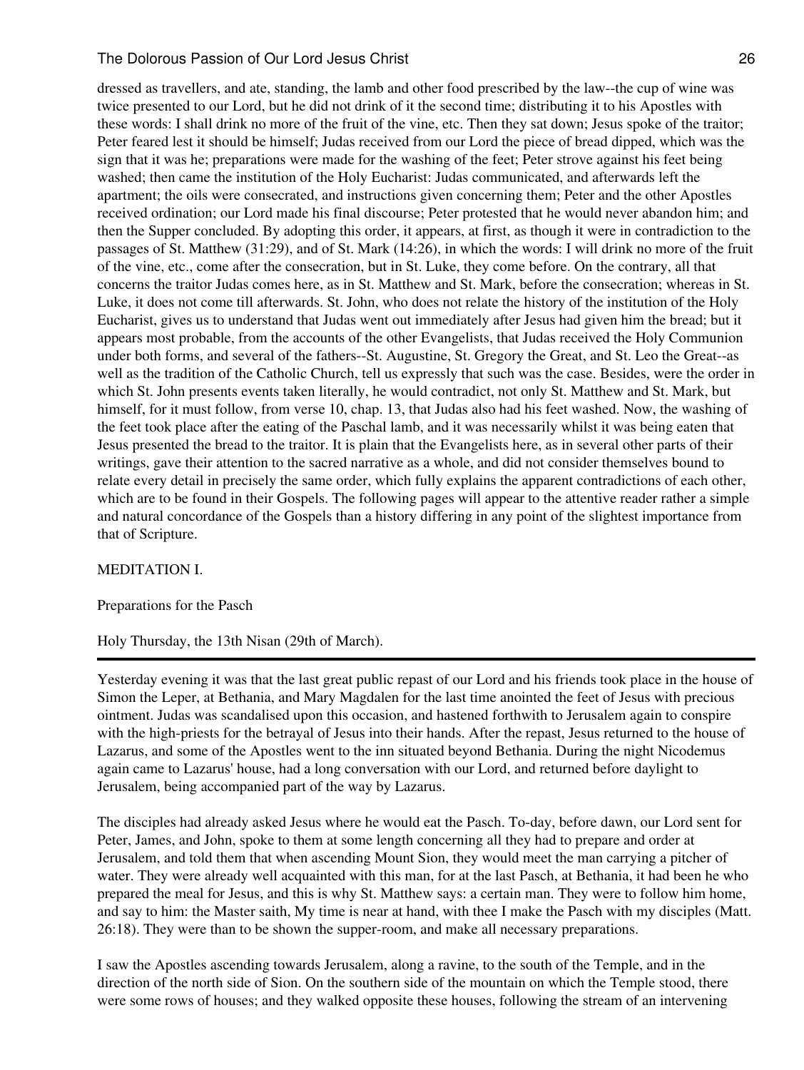dressed as travellers, and ate, standing, the lamb and other food prescribed by the law--the cup of wine was twice presented to our Lord, but he did not drink of it the second time; distributing it to his Apostles with these words: I shall drink no more of the fruit of the vine, etc. Then they sat down; Jesus spoke of the traitor; Peter feared lest it should be himself; Judas received from our Lord the piece of bread dipped, which was the sign that it was he; preparations were made for the washing of the feet; Peter strove against his feet being washed; then came the institution of the Holy Eucharist: Judas communicated, and afterwards left the apartment; the oils were consecrated, and instructions given concerning them; Peter and the other Apostles received ordination; our Lord made his final discourse; Peter protested that he would never abandon him; and then the Supper concluded. By adopting this order, it appears, at first, as though it were in contradiction to the passages of St. Matthew (31:29), and of St. Mark (14:26), in which the words: I will drink no more of the fruit of the vine, etc., come after the consecration, but in St. Luke, they come before. On the contrary, all that concerns the traitor Judas comes here, as in St. Matthew and St. Mark, before the consecration; whereas in St. Luke, it does not come till afterwards. St. John, who does not relate the history of the institution of the Holy Eucharist, gives us to understand that Judas went out immediately after Jesus had given him the bread; but it appears most probable, from the accounts of the other Evangelists, that Judas received the Holy Communion under both forms, and several of the fathers--St. Augustine, St. Gregory the Great, and St. Leo the Great--as well as the tradition of the Catholic Church, tell us expressly that such was the case. Besides, were the order in which St. John presents events taken literally, he would contradict, not only St. Matthew and St. Mark, but himself, for it must follow, from verse 10, chap. 13, that Judas also had his feet washed. Now, the washing of the feet took place after the eating of the Paschal lamb, and it was necessarily whilst it was being eaten that Jesus presented the bread to the traitor. It is plain that the Evangelists here, as in several other parts of their writings, gave their attention to the sacred narrative as a whole, and did not consider themselves bound to relate every detail in precisely the same order, which fully explains the apparent contradictions of each other, which are to be found in their Gospels. The following pages will appear to the attentive reader rather a simple and natural concordance of the Gospels than a history differing in any point of the slightest importance from that of Scripture.

## MEDITATION I.

### Preparations for the Pasch

Holy Thursday, the 13th Nisan (29th of March).

---

Yesterday evening it was that the last great public repast of our Lord and his friends took place in the house of Simon the Leper, at Bethania, and Mary Magdalen for the last time anointed the feet of Jesus with precious ointment. Judas was scandalised upon this occasion, and hastened forthwith to Jerusalem again to conspire with the high-priests for the betrayal of Jesus into their hands. After the repast, Jesus returned to the house of Lazarus, and some of the Apostles went to the inn situated beyond Bethania. During the night Nicodemus again came to Lazarus' house, had a long conversation with our Lord, and returned before daylight to Jerusalem, being accompanied part of the way by Lazarus.

The disciples had already asked Jesus where he would eat the Pasch. To-day, before dawn, our Lord sent for Peter, James, and John, spoke to them at some length concerning all they had to prepare and order at Jerusalem, and told them that when ascending Mount Sion, they would meet the man carrying a pitcher of water. They were already well acquainted with this man, for at the last Pasch, at Bethania, it had been he who prepared the meal for Jesus, and this is why St. Matthew says: a certain man. They were to follow him home, and say to him: the Master saith, My time is near at hand, with thee I make the Pasch with my disciples (Matt. 26:18). They were than to be shown the supper-room, and make all necessary preparations.

I saw the Apostles ascending towards Jerusalem, along a ravine, to the south of the Temple, and in the direction of the north side of Sion. On the southern side of the mountain on which the Temple stood, there were some rows of houses; and they walked opposite these houses, following the stream of an intervening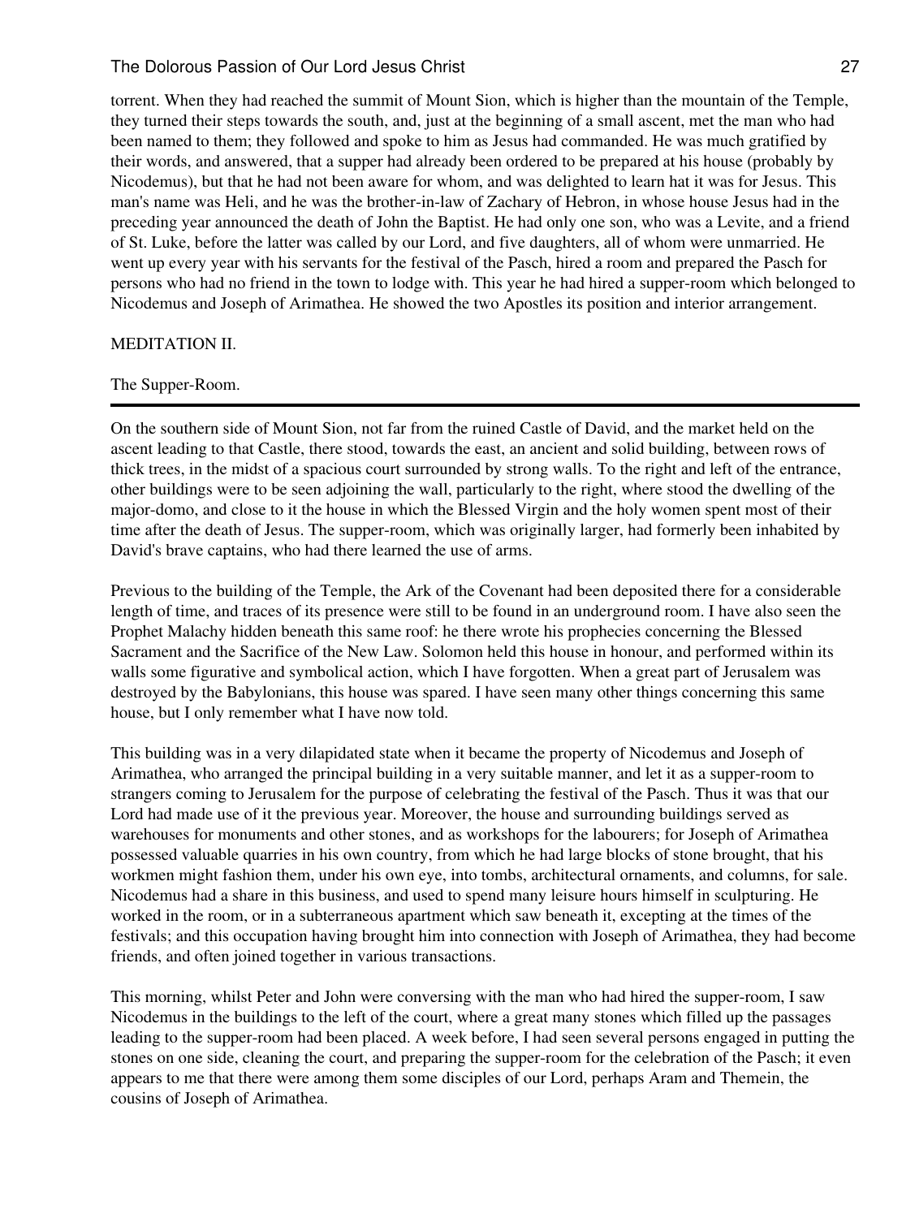torrent. When they had reached the summit of Mount Sion, which is higher than the mountain of the Temple, they turned their steps towards the south, and, just at the beginning of a small ascent, met the man who had been named to them; they followed and spoke to him as Jesus had commanded. He was much gratified by their words, and answered, that a supper had already been ordered to be prepared at his house (probably by Nicodemus), but that he had not been aware for whom, and was delighted to learn hat it was for Jesus. This man's name was Heli, and he was the brother-in-law of Zachary of Hebron, in whose house Jesus had in the preceding year announced the death of John the Baptist. He had only one son, who was a Levite, and a friend of St. Luke, before the latter was called by our Lord, and five daughters, all of whom were unmarried. He went up every year with his servants for the festival of the Pasch, hired a room and prepared the Pasch for persons who had no friend in the town to lodge with. This year he had hired a supper-room which belonged to Nicodemus and Joseph of Arimathea. He showed the two Apostles its position and interior arrangement.

## MEDITATION II.

### The Supper-Room.

---

On the southern side of Mount Sion, not far from the ruined Castle of David, and the market held on the ascent leading to that Castle, there stood, towards the east, an ancient and solid building, between rows of thick trees, in the midst of a spacious court surrounded by strong walls. To the right and left of the entrance, other buildings were to be seen adjoining the wall, particularly to the right, where stood the dwelling of the major-domo, and close to it the house in which the Blessed Virgin and the holy women spent most of their time after the death of Jesus. The supper-room, which was originally larger, had formerly been inhabited by David's brave captains, who had there learned the use of arms.

Previous to the building of the Temple, the Ark of the Covenant had been deposited there for a considerable length of time, and traces of its presence were still to be found in an underground room. I have also seen the Prophet Malachy hidden beneath this same roof: he there wrote his prophecies concerning the Blessed Sacrament and the Sacrifice of the New Law. Solomon held this house in honour, and performed within its walls some figurative and symbolical action, which I have forgotten. When a great part of Jerusalem was destroyed by the Babylonians, this house was spared. I have seen many other things concerning this same house, but I only remember what I have now told.

This building was in a very dilapidated state when it became the property of Nicodemus and Joseph of Arimathea, who arranged the principal building in a very suitable manner, and let it as a supper-room to strangers coming to Jerusalem for the purpose of celebrating the festival of the Pasch. Thus it was that our Lord had made use of it the previous year. Moreover, the house and surrounding buildings served as warehouses for monuments and other stones, and as workshops for the labourers; for Joseph of Arimathea possessed valuable quarries in his own country, from which he had large blocks of stone brought, that his workmen might fashion them, under his own eye, into tombs, architectural ornaments, and columns, for sale. Nicodemus had a share in this business, and used to spend many leisure hours himself in sculpturing. He worked in the room, or in a subterraneous apartment which saw beneath it, excepting at the times of the festivals; and this occupation having brought him into connection with Joseph of Arimathea, they had become friends, and often joined together in various transactions.

This morning, whilst Peter and John were conversing with the man who had hired the supper-room, I saw Nicodemus in the buildings to the left of the court, where a great many stones which filled up the passages leading to the supper-room had been placed. A week before, I had seen several persons engaged in putting the stones on one side, cleaning the court, and preparing the supper-room for the celebration of the Pasch; it even appears to me that there were among them some disciples of our Lord, perhaps Aram and Themein, the cousins of Joseph of Arimathea.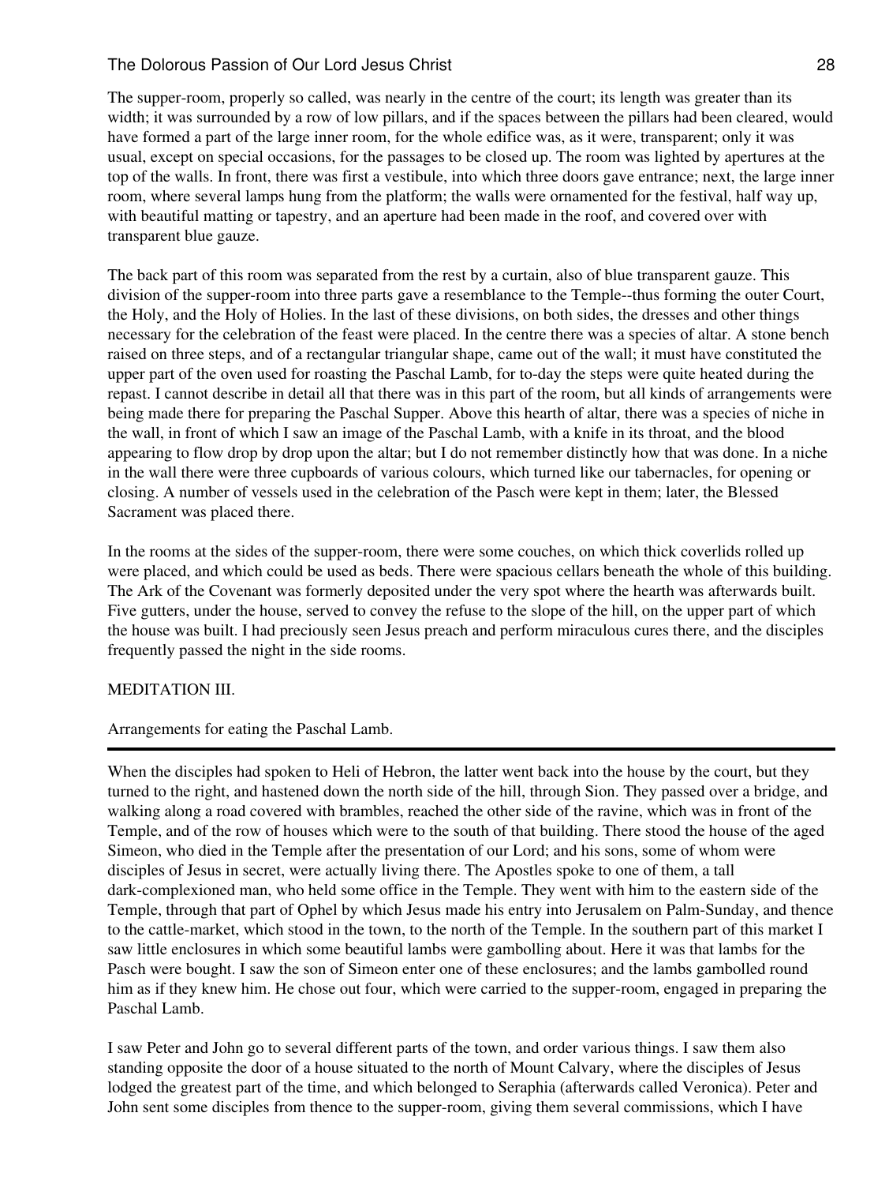The supper-room, properly so called, was nearly in the centre of the court; its length was greater than its width; it was surrounded by a row of low pillars, and if the spaces between the pillars had been cleared, would have formed a part of the large inner room, for the whole edifice was, as it were, transparent; only it was usual, except on special occasions, for the passages to be closed up. The room was lighted by apertures at the top of the walls. In front, there was first a vestibule, into which three doors gave entrance; next, the large inner room, where several lamps hung from the platform; the walls were ornamented for the festival, half way up, with beautiful matting or tapestry, and an aperture had been made in the roof, and covered over with transparent blue gauze.

The back part of this room was separated from the rest by a curtain, also of blue transparent gauze. This division of the supper-room into three parts gave a resemblance to the Temple--thus forming the outer Court, the Holy, and the Holy of Holies. In the last of these divisions, on both sides, the dresses and other things necessary for the celebration of the feast were placed. In the centre there was a species of altar. A stone bench raised on three steps, and of a rectangular triangular shape, came out of the wall; it must have constituted the upper part of the oven used for roasting the Paschal Lamb, for to-day the steps were quite heated during the repast. I cannot describe in detail all that there was in this part of the room, but all kinds of arrangements were being made there for preparing the Paschal Supper. Above this hearth of altar, there was a species of niche in the wall, in front of which I saw an image of the Paschal Lamb, with a knife in its throat, and the blood appearing to flow drop by drop upon the altar; but I do not remember distinctly how that was done. In a niche in the wall there were three cupboards of various colours, which turned like our tabernacles, for opening or closing. A number of vessels used in the celebration of the Pasch were kept in them; later, the Blessed Sacrament was placed there.

In the rooms at the sides of the supper-room, there were some couches, on which thick coverlids rolled up were placed, and which could be used as beds. There were spacious cellars beneath the whole of this building. The Ark of the Covenant was formerly deposited under the very spot where the hearth was afterwards built. Five gutters, under the house, served to convey the refuse to the slope of the hill, on the upper part of which the house was built. I had preciously seen Jesus preach and perform miraculous cures there, and the disciples frequently passed the night in the side rooms.

## MEDITATION III.

### Arrangements for eating the Paschal Lamb.

---

When the disciples had spoken to Heli of Hebron, the latter went back into the house by the court, but they turned to the right, and hastened down the north side of the hill, through Sion. They passed over a bridge, and walking along a road covered with brambles, reached the other side of the ravine, which was in front of the Temple, and of the row of houses which were to the south of that building. There stood the house of the aged Simeon, who died in the Temple after the presentation of our Lord; and his sons, some of whom were disciples of Jesus in secret, were actually living there. The Apostles spoke to one of them, a tall dark-complexioned man, who held some office in the Temple. They went with him to the eastern side of the Temple, through that part of Ophel by which Jesus made his entry into Jerusalem on Palm-Sunday, and thence to the cattle-market, which stood in the town, to the north of the Temple. In the southern part of this market I saw little enclosures in which some beautiful lambs were gambolling about. Here it was that lambs for the Pasch were bought. I saw the son of Simeon enter one of these enclosures; and the lambs gambolled round him as if they knew him. He chose out four, which were carried to the supper-room, engaged in preparing the Paschal Lamb.

I saw Peter and John go to several different parts of the town, and order various things. I saw them also standing opposite the door of a house situated to the north of Mount Calvary, where the disciples of Jesus lodged the greatest part of the time, and which belonged to Seraphia (afterwards called Veronica). Peter and John sent some disciples from thence to the supper-room, giving them several commissions, which I have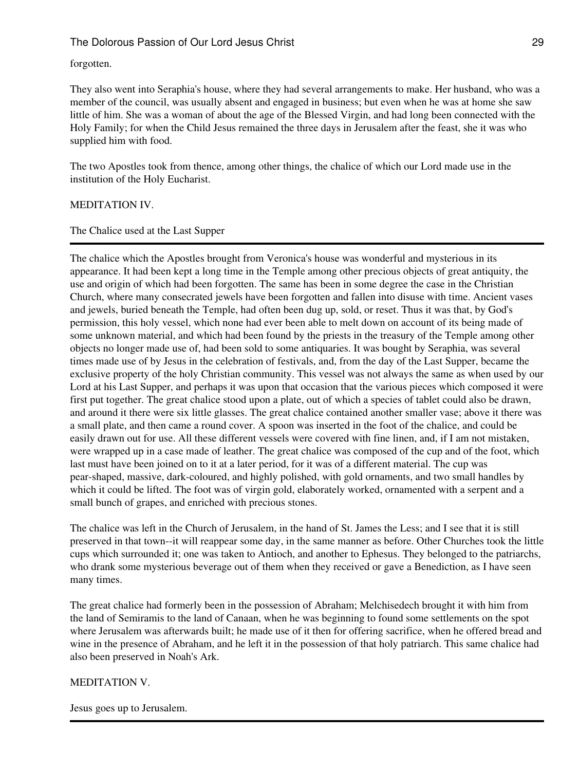forgotten.

They also went into Seraphia's house, where they had several arrangements to make. Her husband, who was a member of the council, was usually absent and engaged in business; but even when he was at home she saw little of him. She was a woman of about the age of the Blessed Virgin, and had long been connected with the Holy Family; for when the Child Jesus remained the three days in Jerusalem after the feast, she it was who supplied him with food.

The two Apostles took from thence, among other things, the chalice of which our Lord made use in the institution of the Holy Eucharist.

## MEDITATION IV.

### The Chalice used at the Last Supper

---

The chalice which the Apostles brought from Veronica's house was wonderful and mysterious in its appearance. It had been kept a long time in the Temple among other precious objects of great antiquity, the use and origin of which had been forgotten. The same has been in some degree the case in the Christian Church, where many consecrated jewels have been forgotten and fallen into disuse with time. Ancient vases and jewels, buried beneath the Temple, had often been dug up, sold, or reset. Thus it was that, by God's permission, this holy vessel, which none had ever been able to melt down on account of its being made of some unknown material, and which had been found by the priests in the treasury of the Temple among other objects no longer made use of, had been sold to some antiquaries. It was bought by Seraphia, was several times made use of by Jesus in the celebration of festivals, and, from the day of the Last Supper, became the exclusive property of the holy Christian community. This vessel was not always the same as when used by our Lord at his Last Supper, and perhaps it was upon that occasion that the various pieces which composed it were first put together. The great chalice stood upon a plate, out of which a species of tablet could also be drawn, and around it there were six little glasses. The great chalice contained another smaller vase; above it there was a small plate, and then came a round cover. A spoon was inserted in the foot of the chalice, and could be easily drawn out for use. All these different vessels were covered with fine linen, and, if I am not mistaken, were wrapped up in a case made of leather. The great chalice was composed of the cup and of the foot, which last must have been joined on to it at a later period, for it was of a different material. The cup was pear-shaped, massive, dark-coloured, and highly polished, with gold ornaments, and two small handles by which it could be lifted. The foot was of virgin gold, elaborately worked, ornamented with a serpent and a small bunch of grapes, and enriched with precious stones.

The chalice was left in the Church of Jerusalem, in the hand of St. James the Less; and I see that it is still preserved in that town--it will reappear some day, in the same manner as before. Other Churches took the little cups which surrounded it; one was taken to Antioch, and another to Ephesus. They belonged to the patriarchs, who drank some mysterious beverage out of them when they received or gave a Benediction, as I have seen many times.

The great chalice had formerly been in the possession of Abraham; Melchisedech brought it with him from the land of Semiramis to the land of Canaan, when he was beginning to found some settlements on the spot where Jerusalem was afterwards built; he made use of it then for offering sacrifice, when he offered bread and wine in the presence of Abraham, and he left it in the possession of that holy patriarch. This same chalice had also been preserved in Noah's Ark.

## MEDITATION V.

### Jesus goes up to Jerusalem.

---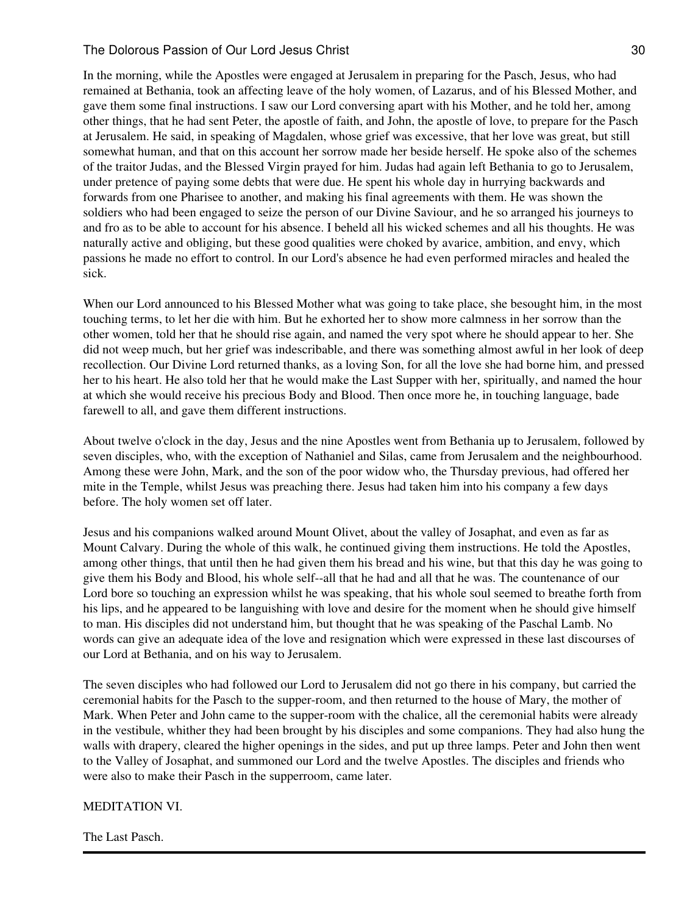In the morning, while the Apostles were engaged at Jerusalem in preparing for the Pasch, Jesus, who had remained at Bethania, took an affecting leave of the holy women, of Lazarus, and of his Blessed Mother, and gave them some final instructions. I saw our Lord conversing apart with his Mother, and he told her, among other things, that he had sent Peter, the apostle of faith, and John, the apostle of love, to prepare for the Pasch at Jerusalem. He said, in speaking of Magdalen, whose grief was excessive, that her love was great, but still somewhat human, and that on this account her sorrow made her beside herself. He spoke also of the schemes of the traitor Judas, and the Blessed Virgin prayed for him. Judas had again left Bethania to go to Jerusalem, under pretence of paying some debts that were due. He spent his whole day in hurrying backwards and forwards from one Pharisee to another, and making his final agreements with them. He was shown the soldiers who had been engaged to seize the person of our Divine Saviour, and he so arranged his journeys to and fro as to be able to account for his absence. I beheld all his wicked schemes and all his thoughts. He was naturally active and obliging, but these good qualities were choked by avarice, ambition, and envy, which passions he made no effort to control. In our Lord's absence he had even performed miracles and healed the sick.

When our Lord announced to his Blessed Mother what was going to take place, she besought him, in the most touching terms, to let her die with him. But he exhorted her to show more calmness in her sorrow than the other women, told her that he should rise again, and named the very spot where he should appear to her. She did not weep much, but her grief was indescribable, and there was something almost awful in her look of deep recollection. Our Divine Lord returned thanks, as a loving Son, for all the love she had borne him, and pressed her to his heart. He also told her that he would make the Last Supper with her, spiritually, and named the hour at which she would receive his precious Body and Blood. Then once more he, in touching language, bade farewell to all, and gave them different instructions.

About twelve o'clock in the day, Jesus and the nine Apostles went from Bethania up to Jerusalem, followed by seven disciples, who, with the exception of Nathaniel and Silas, came from Jerusalem and the neighbourhood. Among these were John, Mark, and the son of the poor widow who, the Thursday previous, had offered her mite in the Temple, whilst Jesus was preaching there. Jesus had taken him into his company a few days before. The holy women set off later.

Jesus and his companions walked around Mount Olivet, about the valley of Josaphat, and even as far as Mount Calvary. During the whole of this walk, he continued giving them instructions. He told the Apostles, among other things, that until then he had given them his bread and his wine, but that this day he was going to give them his Body and Blood, his whole self--all that he had and all that he was. The countenance of our Lord bore so touching an expression whilst he was speaking, that his whole soul seemed to breathe forth from his lips, and he appeared to be languishing with love and desire for the moment when he should give himself to man. His disciples did not understand him, but thought that he was speaking of the Paschal Lamb. No words can give an adequate idea of the love and resignation which were expressed in these last discourses of our Lord at Bethania, and on his way to Jerusalem.

The seven disciples who had followed our Lord to Jerusalem did not go there in his company, but carried the ceremonial habits for the Pasch to the supper-room, and then returned to the house of Mary, the mother of Mark. When Peter and John came to the supper-room with the chalice, all the ceremonial habits were already in the vestibule, whither they had been brought by his disciples and some companions. They had also hung the walls with drapery, cleared the higher openings in the sides, and put up three lamps. Peter and John then went to the Valley of Josaphat, and summoned our Lord and the twelve Apostles. The disciples and friends who were also to make their Pasch in the supperroom, came later.

## MEDITATION VI.

### The Last Pasch.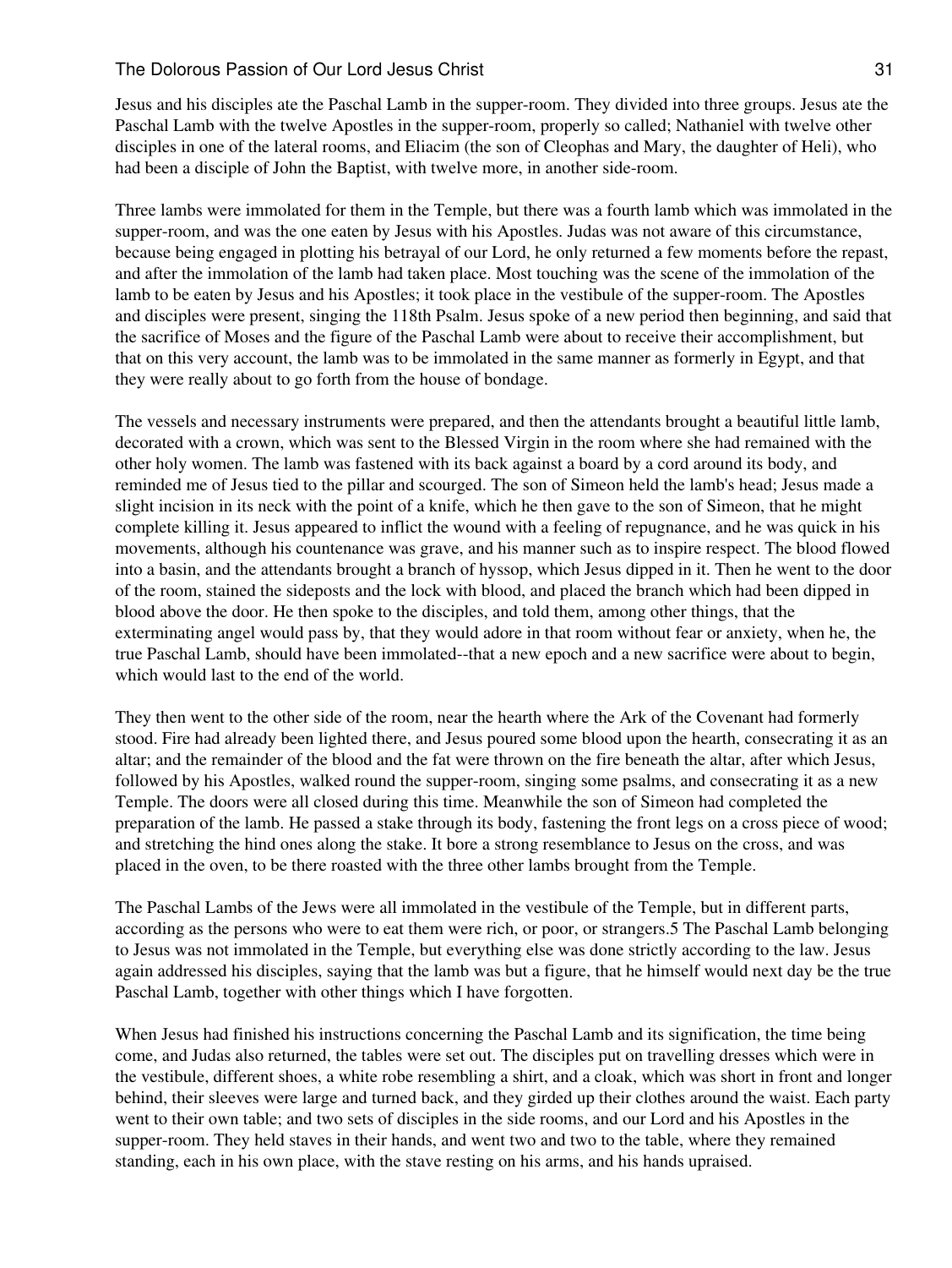Jesus and his disciples ate the Paschal Lamb in the supper-room. They divided into three groups. Jesus ate the Paschal Lamb with the twelve Apostles in the supper-room, properly so called; Nathaniel with twelve other disciples in one of the lateral rooms, and Eliacim (the son of Cleophas and Mary, the daughter of Heli), who had been a disciple of John the Baptist, with twelve more, in another side-room.

Three lambs were immolated for them in the Temple, but there was a fourth lamb which was immolated in the supper-room, and was the one eaten by Jesus with his Apostles. Judas was not aware of this circumstance, because being engaged in plotting his betrayal of our Lord, he only returned a few moments before the repast, and after the immolation of the lamb had taken place. Most touching was the scene of the immolation of the lamb to be eaten by Jesus and his Apostles; it took place in the vestibule of the supper-room. The Apostles and disciples were present, singing the 118th Psalm. Jesus spoke of a new period then beginning, and said that the sacrifice of Moses and the figure of the Paschal Lamb were about to receive their accomplishment, but that on this very account, the lamb was to be immolated in the same manner as formerly in Egypt, and that they were really about to go forth from the house of bondage.

The vessels and necessary instruments were prepared, and then the attendants brought a beautiful little lamb, decorated with a crown, which was sent to the Blessed Virgin in the room where she had remained with the other holy women. The lamb was fastened with its back against a board by a cord around its body, and reminded me of Jesus tied to the pillar and scourged. The son of Simeon held the lamb's head; Jesus made a slight incision in its neck with the point of a knife, which he then gave to the son of Simeon, that he might complete killing it. Jesus appeared to inflict the wound with a feeling of repugnance, and he was quick in his movements, although his countenance was grave, and his manner such as to inspire respect. The blood flowed into a basin, and the attendants brought a branch of hyssop, which Jesus dipped in it. Then he went to the door of the room, stained the sideposts and the lock with blood, and placed the branch which had been dipped in blood above the door. He then spoke to the disciples, and told them, among other things, that the exterminating angel would pass by, that they would adore in that room without fear or anxiety, when he, the true Paschal Lamb, should have been immolated--that a new epoch and a new sacrifice were about to begin, which would last to the end of the world.

They then went to the other side of the room, near the hearth where the Ark of the Covenant had formerly stood. Fire had already been lighted there, and Jesus poured some blood upon the hearth, consecrating it as an altar; and the remainder of the blood and the fat were thrown on the fire beneath the altar, after which Jesus, followed by his Apostles, walked round the supper-room, singing some psalms, and consecrating it as a new Temple. The doors were all closed during this time. Meanwhile the son of Simeon had completed the preparation of the lamb. He passed a stake through its body, fastening the front legs on a cross piece of wood; and stretching the hind ones along the stake. It bore a strong resemblance to Jesus on the cross, and was placed in the oven, to be there roasted with the three other lambs brought from the Temple.

The Paschal Lambs of the Jews were all immolated in the vestibule of the Temple, but in different parts, according as the persons who were to eat them were rich, or poor, or strangers.[5] The Paschal Lamb belonging to Jesus was not immolated in the Temple, but everything else was done strictly according to the law. Jesus again addressed his disciples, saying that the lamb was but a figure, that he himself would next day be the true Paschal Lamb, together with other things which I have forgotten.

When Jesus had finished his instructions concerning the Paschal Lamb and its signification, the time being come, and Judas also returned, the tables were set out. The disciples put on travelling dresses which were in the vestibule, different shoes, a white robe resembling a shirt, and a cloak, which was short in front and longer behind, their sleeves were large and turned back, and they girded up their clothes around the waist. Each party went to their own table; and two sets of disciples in the side rooms, and our Lord and his Apostles in the supper-room. They held staves in their hands, and went two and two to the table, where they remained standing, each in his own place, with the stave resting on his arms, and his hands upraised.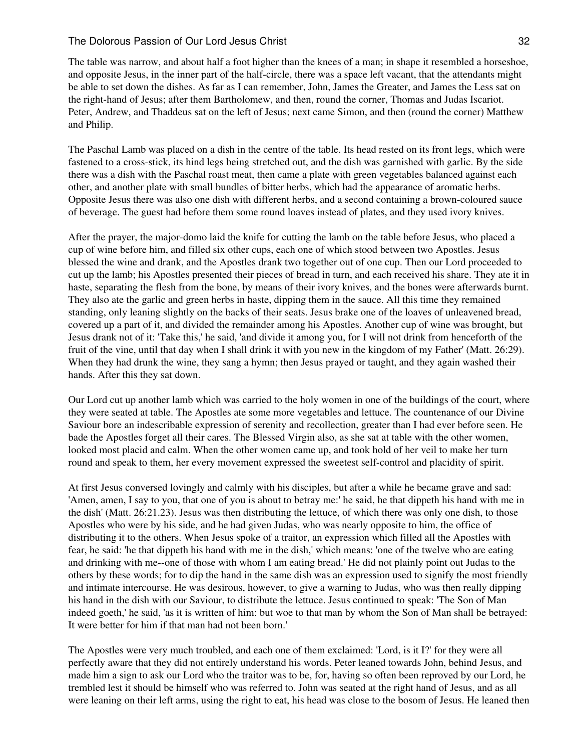The table was narrow, and about half a foot higher than the knees of a man; in shape it resembled a horseshoe, and opposite Jesus, in the inner part of the half-circle, there was a space left vacant, that the attendants might be able to set down the dishes. As far as I can remember, John, James the Greater, and James the Less sat on the right-hand of Jesus; after them Bartholomew, and then, round the corner, Thomas and Judas Iscariot. Peter, Andrew, and Thaddeus sat on the left of Jesus; next came Simon, and then (round the corner) Matthew and Philip.

The Paschal Lamb was placed on a dish in the centre of the table. Its head rested on its front legs, which were fastened to a cross-stick, its hind legs being stretched out, and the dish was garnished with garlic. By the side there was a dish with the Paschal roast meat, then came a plate with green vegetables balanced against each other, and another plate with small bundles of bitter herbs, which had the appearance of aromatic herbs. Opposite Jesus there was also one dish with different herbs, and a second containing a brown-coloured sauce of beverage. The guest had before them some round loaves instead of plates, and they used ivory knives.

After the prayer, the major-domo laid the knife for cutting the lamb on the table before Jesus, who placed a cup of wine before him, and filled six other cups, each one of which stood between two Apostles. Jesus blessed the wine and drank, and the Apostles drank two together out of one cup. Then our Lord proceeded to cut up the lamb; his Apostles presented their pieces of bread in turn, and each received his share. They ate it in haste, separating the flesh from the bone, by means of their ivory knives, and the bones were afterwards burnt. They also ate the garlic and green herbs in haste, dipping them in the sauce. All this time they remained standing, only leaning slightly on the backs of their seats. Jesus brake one of the loaves of unleavened bread, covered up a part of it, and divided the remainder among his Apostles. Another cup of wine was brought, but Jesus drank not of it: 'Take this,' he said, 'and divide it among you, for I will not drink from henceforth of the fruit of the vine, until that day when I shall drink it with you new in the kingdom of my Father' (Matt. 26:29). When they had drunk the wine, they sang a hymn; then Jesus prayed or taught, and they again washed their hands. After this they sat down.

Our Lord cut up another lamb which was carried to the holy women in one of the buildings of the court, where they were seated at table. The Apostles ate some more vegetables and lettuce. The countenance of our Divine Saviour bore an indescribable expression of serenity and recollection, greater than I had ever before seen. He bade the Apostles forget all their cares. The Blessed Virgin also, as she sat at table with the other women, looked most placid and calm. When the other women came up, and took hold of her veil to make her turn round and speak to them, her every movement expressed the sweetest self-control and placidity of spirit.

At first Jesus conversed lovingly and calmly with his disciples, but after a while he became grave and sad: 'Amen, amen, I say to you, that one of you is about to betray me:' he said, he that dippeth his hand with me in the dish' (Matt. 26:21.23). Jesus was then distributing the lettuce, of which there was only one dish, to those Apostles who were by his side, and he had given Judas, who was nearly opposite to him, the office of distributing it to the others. When Jesus spoke of a traitor, an expression which filled all the Apostles with fear, he said: 'he that dippeth his hand with me in the dish,' which means: 'one of the twelve who are eating and drinking with me--one of those with whom I am eating bread.' He did not plainly point out Judas to the others by these words; for to dip the hand in the same dish was an expression used to signify the most friendly and intimate intercourse. He was desirous, however, to give a warning to Judas, who was then really dipping his hand in the dish with our Saviour, to distribute the lettuce. Jesus continued to speak: 'The Son of Man indeed goeth,' he said, 'as it is written of him: but woe to that man by whom the Son of Man shall be betrayed: It were better for him if that man had not been born.'

The Apostles were very much troubled, and each one of them exclaimed: 'Lord, is it I?' for they were all perfectly aware that they did not entirely understand his words. Peter leaned towards John, behind Jesus, and made him a sign to ask our Lord who the traitor was to be, for, having so often been reproved by our Lord, he trembled lest it should be himself who was referred to. John was seated at the right hand of Jesus, and as all were leaning on their left arms, using the right to eat, his head was close to the bosom of Jesus. He leaned then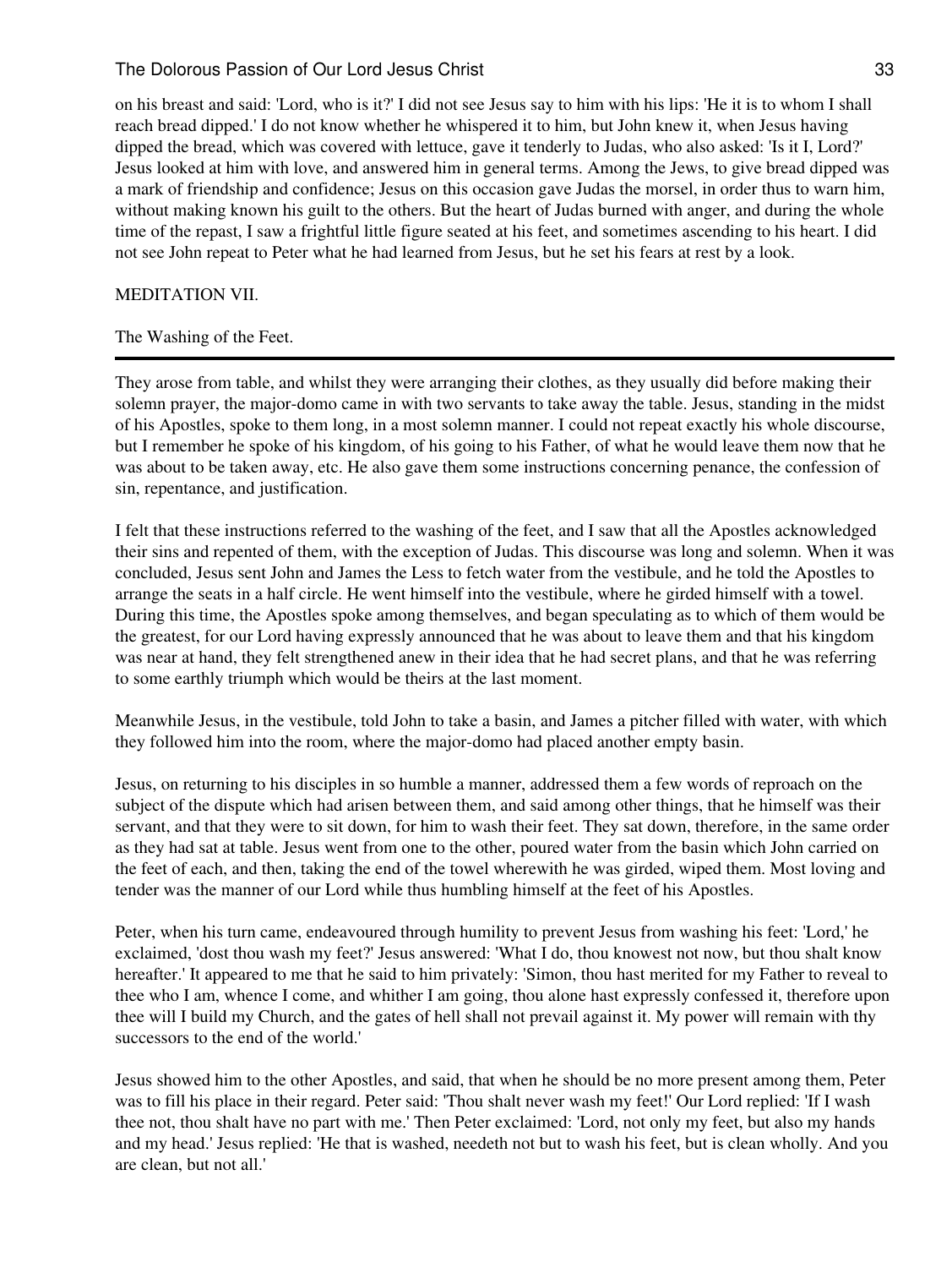on his breast and said: 'Lord, who is it?' I did not see Jesus say to him with his lips: 'He it is to whom I shall reach bread dipped.' I do not know whether he whispered it to him, but John knew it, when Jesus having dipped the bread, which was covered with lettuce, gave it tenderly to Judas, who also asked: 'Is it I, Lord?' Jesus looked at him with love, and answered him in general terms. Among the Jews, to give bread dipped was a mark of friendship and confidence; Jesus on this occasion gave Judas the morsel, in order thus to warn him, without making known his guilt to the others. But the heart of Judas burned with anger, and during the whole time of the repast, I saw a frightful little figure seated at his feet, and sometimes ascending to his heart. I did not see John repeat to Peter what he had learned from Jesus, but he set his fears at rest by a look.

MEDITATION VII.

## The Washing of the Feet.

---

They arose from table, and whilst they were arranging their clothes, as they usually did before making their solemn prayer, the major-domo came in with two servants to take away the table. Jesus, standing in the midst of his Apostles, spoke to them long, in a most solemn manner. I could not repeat exactly his whole discourse, but I remember he spoke of his kingdom, of his going to his Father, of what he would leave them now that he was about to be taken away, etc. He also gave them some instructions concerning penance, the confession of sin, repentance, and justification.

I felt that these instructions referred to the washing of the feet, and I saw that all the Apostles acknowledged their sins and repented of them, with the exception of Judas. This discourse was long and solemn. When it was concluded, Jesus sent John and James the Less to fetch water from the vestibule, and he told the Apostles to arrange the seats in a half circle. He went himself into the vestibule, where he girded himself with a towel. During this time, the Apostles spoke among themselves, and began speculating as to which of them would be the greatest, for our Lord having expressly announced that he was about to leave them and that his kingdom was near at hand, they felt strengthened anew in their idea that he had secret plans, and that he was referring to some earthly triumph which would be theirs at the last moment.

Meanwhile Jesus, in the vestibule, told John to take a basin, and James a pitcher filled with water, with which they followed him into the room, where the major-domo had placed another empty basin.

Jesus, on returning to his disciples in so humble a manner, addressed them a few words of reproach on the subject of the dispute which had arisen between them, and said among other things, that he himself was their servant, and that they were to sit down, for him to wash their feet. They sat down, therefore, in the same order as they had sat at table. Jesus went from one to the other, poured water from the basin which John carried on the feet of each, and then, taking the end of the towel wherewith he was girded, wiped them. Most loving and tender was the manner of our Lord while thus humbling himself at the feet of his Apostles.

Peter, when his turn came, endeavoured through humility to prevent Jesus from washing his feet: 'Lord,' he exclaimed, 'dost thou wash my feet?' Jesus answered: 'What I do, thou knowest not now, but thou shalt know hereafter.' It appeared to me that he said to him privately: 'Simon, thou hast merited for my Father to reveal to thee who I am, whence I come, and whither I am going, thou alone hast expressly confessed it, therefore upon thee will I build my Church, and the gates of hell shall not prevail against it. My power will remain with thy successors to the end of the world.'

Jesus showed him to the other Apostles, and said, that when he should be no more present among them, Peter was to fill his place in their regard. Peter said: 'Thou shalt never wash my feet!' Our Lord replied: 'If I wash thee not, thou shalt have no part with me.' Then Peter exclaimed: 'Lord, not only my feet, but also my hands and my head.' Jesus replied: 'He that is washed, needeth not but to wash his feet, but is clean wholly. And you are clean, but not all.'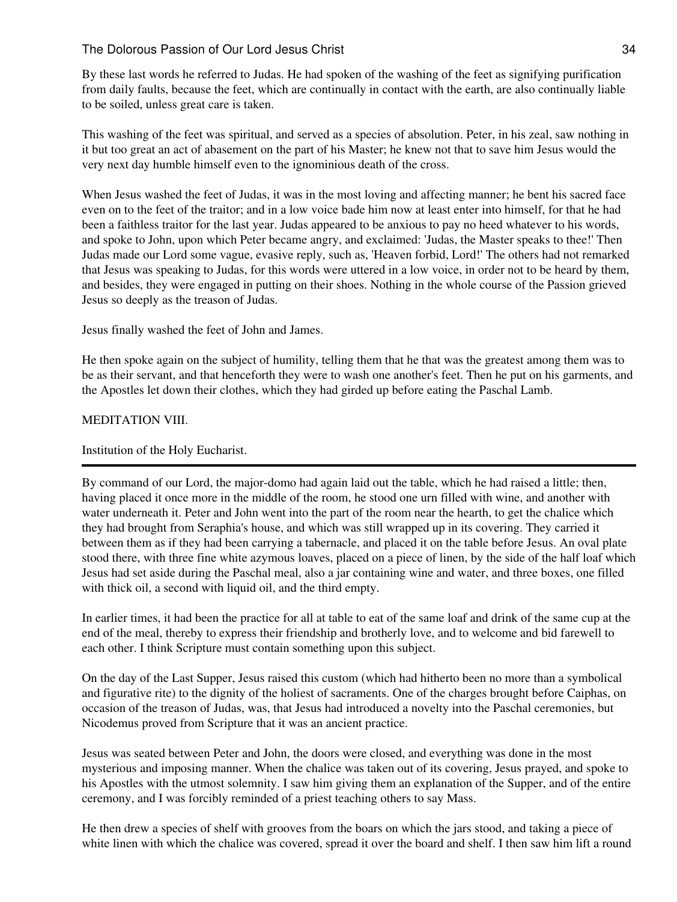By these last words he referred to Judas. He had spoken of the washing of the feet as signifying purification from daily faults, because the feet, which are continually in contact with the earth, are also continually liable to be soiled, unless great care is taken.

This washing of the feet was spiritual, and served as a species of absolution. Peter, in his zeal, saw nothing in it but too great an act of abasement on the part of his Master; he knew not that to save him Jesus would the very next day humble himself even to the ignominious death of the cross.

When Jesus washed the feet of Judas, it was in the most loving and affecting manner; he bent his sacred face even on to the feet of the traitor; and in a low voice bade him now at least enter into himself, for that he had been a faithless traitor for the last year. Judas appeared to be anxious to pay no heed whatever to his words, and spoke to John, upon which Peter became angry, and exclaimed: 'Judas, the Master speaks to thee!' Then Judas made our Lord some vague, evasive reply, such as, 'Heaven forbid, Lord!' The others had not remarked that Jesus was speaking to Judas, for this words were uttered in a low voice, in order not to be heard by them, and besides, they were engaged in putting on their shoes. Nothing in the whole course of the Passion grieved Jesus so deeply as the treason of Judas.

Jesus finally washed the feet of John and James.

He then spoke again on the subject of humility, telling them that he that was the greatest among them was to be as their servant, and that henceforth they were to wash one another's feet. Then he put on his garments, and the Apostles let down their clothes, which they had girded up before eating the Paschal Lamb.

## MEDITATION VIII.

### Institution of the Holy Eucharist.

---

By command of our Lord, the major-domo had again laid out the table, which he had raised a little; then, having placed it once more in the middle of the room, he stood one urn filled with wine, and another with water underneath it. Peter and John went into the part of the room near the hearth, to get the chalice which they had brought from Seraphia's house, and which was still wrapped up in its covering. They carried it between them as if they had been carrying a tabernacle, and placed it on the table before Jesus. An oval plate stood there, with three fine white azymous loaves, placed on a piece of linen, by the side of the half loaf which Jesus had set aside during the Paschal meal, also a jar containing wine and water, and three boxes, one filled with thick oil, a second with liquid oil, and the third empty.

In earlier times, it had been the practice for all at table to eat of the same loaf and drink of the same cup at the end of the meal, thereby to express their friendship and brotherly love, and to welcome and bid farewell to each other. I think Scripture must contain something upon this subject.

On the day of the Last Supper, Jesus raised this custom (which had hitherto been no more than a symbolical and figurative rite) to the dignity of the holiest of sacraments. One of the charges brought before Caiphas, on occasion of the treason of Judas, was, that Jesus had introduced a novelty into the Paschal ceremonies, but Nicodemus proved from Scripture that it was an ancient practice.

Jesus was seated between Peter and John, the doors were closed, and everything was done in the most mysterious and imposing manner. When the chalice was taken out of its covering, Jesus prayed, and spoke to his Apostles with the utmost solemnity. I saw him giving them an explanation of the Supper, and of the entire ceremony, and I was forcibly reminded of a priest teaching others to say Mass.

He then drew a species of shelf with grooves from the boars on which the jars stood, and taking a piece of white linen with which the chalice was covered, spread it over the board and shelf. I then saw him lift a round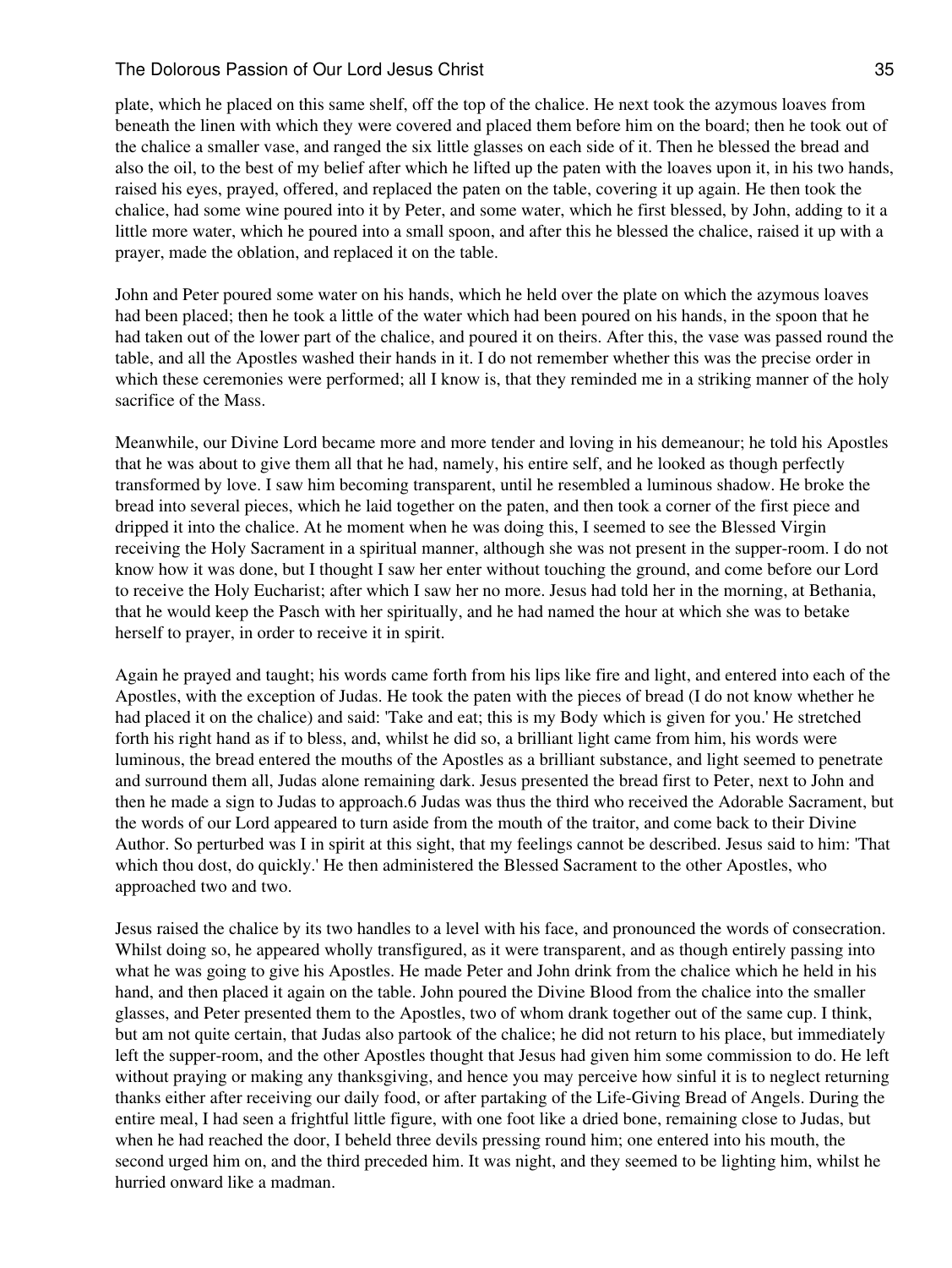plate, which he placed on this same shelf, off the top of the chalice. He next took the azymous loaves from beneath the linen with which they were covered and placed them before him on the board; then he took out of the chalice a smaller vase, and ranged the six little glasses on each side of it. Then he blessed the bread and also the oil, to the best of my belief after which he lifted up the paten with the loaves upon it, in his two hands, raised his eyes, prayed, offered, and replaced the paten on the table, covering it up again. He then took the chalice, had some wine poured into it by Peter, and some water, which he first blessed, by John, adding to it a little more water, which he poured into a small spoon, and after this he blessed the chalice, raised it up with a prayer, made the oblation, and replaced it on the table.

John and Peter poured some water on his hands, which he held over the plate on which the azymous loaves had been placed; then he took a little of the water which had been poured on his hands, in the spoon that he had taken out of the lower part of the chalice, and poured it on theirs. After this, the vase was passed round the table, and all the Apostles washed their hands in it. I do not remember whether this was the precise order in which these ceremonies were performed; all I know is, that they reminded me in a striking manner of the holy sacrifice of the Mass.

Meanwhile, our Divine Lord became more and more tender and loving in his demeanour; he told his Apostles that he was about to give them all that he had, namely, his entire self, and he looked as though perfectly transformed by love. I saw him becoming transparent, until he resembled a luminous shadow. He broke the bread into several pieces, which he laid together on the paten, and then took a corner of the first piece and dripped it into the chalice. At he moment when he was doing this, I seemed to see the Blessed Virgin receiving the Holy Sacrament in a spiritual manner, although she was not present in the supper-room. I do not know how it was done, but I thought I saw her enter without touching the ground, and come before our Lord to receive the Holy Eucharist; after which I saw her no more. Jesus had told her in the morning, at Bethania, that he would keep the Pasch with her spiritually, and he had named the hour at which she was to betake herself to prayer, in order to receive it in spirit.

Again he prayed and taught; his words came forth from his lips like fire and light, and entered into each of the Apostles, with the exception of Judas. He took the paten with the pieces of bread (I do not know whether he had placed it on the chalice) and said: 'Take and eat; this is my Body which is given for you.' He stretched forth his right hand as if to bless, and, whilst he did so, a brilliant light came from him, his words were luminous, the bread entered the mouths of the Apostles as a brilliant substance, and light seemed to penetrate and surround them all, Judas alone remaining dark. Jesus presented the bread first to Peter, next to John and then he made a sign to Judas to approach.[6] Judas was thus the third who received the Adorable Sacrament, but the words of our Lord appeared to turn aside from the mouth of the traitor, and come back to their Divine Author. So perturbed was I in spirit at this sight, that my feelings cannot be described. Jesus said to him: 'That which thou dost, do quickly.' He then administered the Blessed Sacrament to the other Apostles, who approached two and two.

Jesus raised the chalice by its two handles to a level with his face, and pronounced the words of consecration. Whilst doing so, he appeared wholly transfigured, as it were transparent, and as though entirely passing into what he was going to give his Apostles. He made Peter and John drink from the chalice which he held in his hand, and then placed it again on the table. John poured the Divine Blood from the chalice into the smaller glasses, and Peter presented them to the Apostles, two of whom drank together out of the same cup. I think, but am not quite certain, that Judas also partook of the chalice; he did not return to his place, but immediately left the supper-room, and the other Apostles thought that Jesus had given him some commission to do. He left without praying or making any thanksgiving, and hence you may perceive how sinful it is to neglect returning thanks either after receiving our daily food, or after partaking of the Life-Giving Bread of Angels. During the entire meal, I had seen a frightful little figure, with one foot like a dried bone, remaining close to Judas, but when he had reached the door, I beheld three devils pressing round him; one entered into his mouth, the second urged him on, and the third preceded him. It was night, and they seemed to be lighting him, whilst he hurried onward like a madman.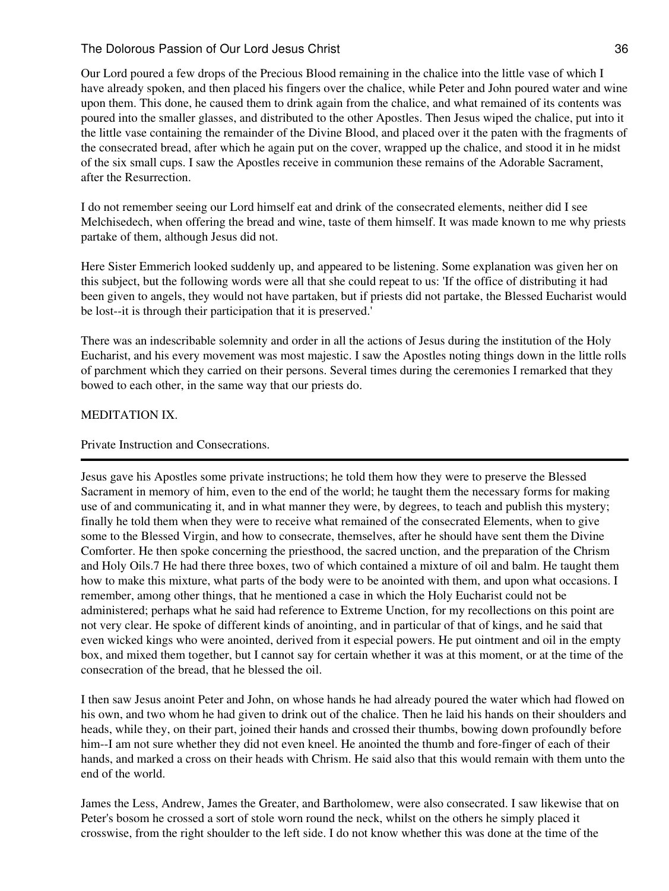Our Lord poured a few drops of the Precious Blood remaining in the chalice into the little vase of which I have already spoken, and then placed his fingers over the chalice, while Peter and John poured water and wine upon them. This done, he caused them to drink again from the chalice, and what remained of its contents was poured into the smaller glasses, and distributed to the other Apostles. Then Jesus wiped the chalice, put into it the little vase containing the remainder of the Divine Blood, and placed over it the paten with the fragments of the consecrated bread, after which he again put on the cover, wrapped up the chalice, and stood it in he midst of the six small cups. I saw the Apostles receive in communion these remains of the Adorable Sacrament, after the Resurrection.

I do not remember seeing our Lord himself eat and drink of the consecrated elements, neither did I see Melchisedech, when offering the bread and wine, taste of them himself. It was made known to me why priests partake of them, although Jesus did not.

Here Sister Emmerich looked suddenly up, and appeared to be listening. Some explanation was given her on this subject, but the following words were all that she could repeat to us: 'If the office of distributing it had been given to angels, they would not have partaken, but if priests did not partake, the Blessed Eucharist would be lost--it is through their participation that it is preserved.'

There was an indescribable solemnity and order in all the actions of Jesus during the institution of the Holy Eucharist, and his every movement was most majestic. I saw the Apostles noting things down in the little rolls of parchment which they carried on their persons. Several times during the ceremonies I remarked that they bowed to each other, in the same way that our priests do.

## MEDITATION IX.

### Private Instruction and Consecrations.

---

Jesus gave his Apostles some private instructions; he told them how they were to preserve the Blessed Sacrament in memory of him, even to the end of the world; he taught them the necessary forms for making use of and communicating it, and in what manner they were, by degrees, to teach and publish this mystery; finally he told them when they were to receive what remained of the consecrated Elements, when to give some to the Blessed Virgin, and how to consecrate, themselves, after he should have sent them the Divine Comforter. He then spoke concerning the priesthood, the sacred unction, and the preparation of the Chrism and Holy Oils.[7] He had there three boxes, two of which contained a mixture of oil and balm. He taught them how to make this mixture, what parts of the body were to be anointed with them, and upon what occasions. I remember, among other things, that he mentioned a case in which the Holy Eucharist could not be administered; perhaps what he said had reference to Extreme Unction, for my recollections on this point are not very clear. He spoke of different kinds of anointing, and in particular of that of kings, and he said that even wicked kings who were anointed, derived from it especial powers. He put ointment and oil in the empty box, and mixed them together, but I cannot say for certain whether it was at this moment, or at the time of the consecration of the bread, that he blessed the oil.

I then saw Jesus anoint Peter and John, on whose hands he had already poured the water which had flowed on his own, and two whom he had given to drink out of the chalice. Then he laid his hands on their shoulders and heads, while they, on their part, joined their hands and crossed their thumbs, bowing down profoundly before him--I am not sure whether they did not even kneel. He anointed the thumb and fore-finger of each of their hands, and marked a cross on their heads with Chrism. He said also that this would remain with them unto the end of the world.

James the Less, Andrew, James the Greater, and Bartholomew, were also consecrated. I saw likewise that on Peter's bosom he crossed a sort of stole worn round the neck, whilst on the others he simply placed it crosswise, from the right shoulder to the left side. I do not know whether this was done at the time of the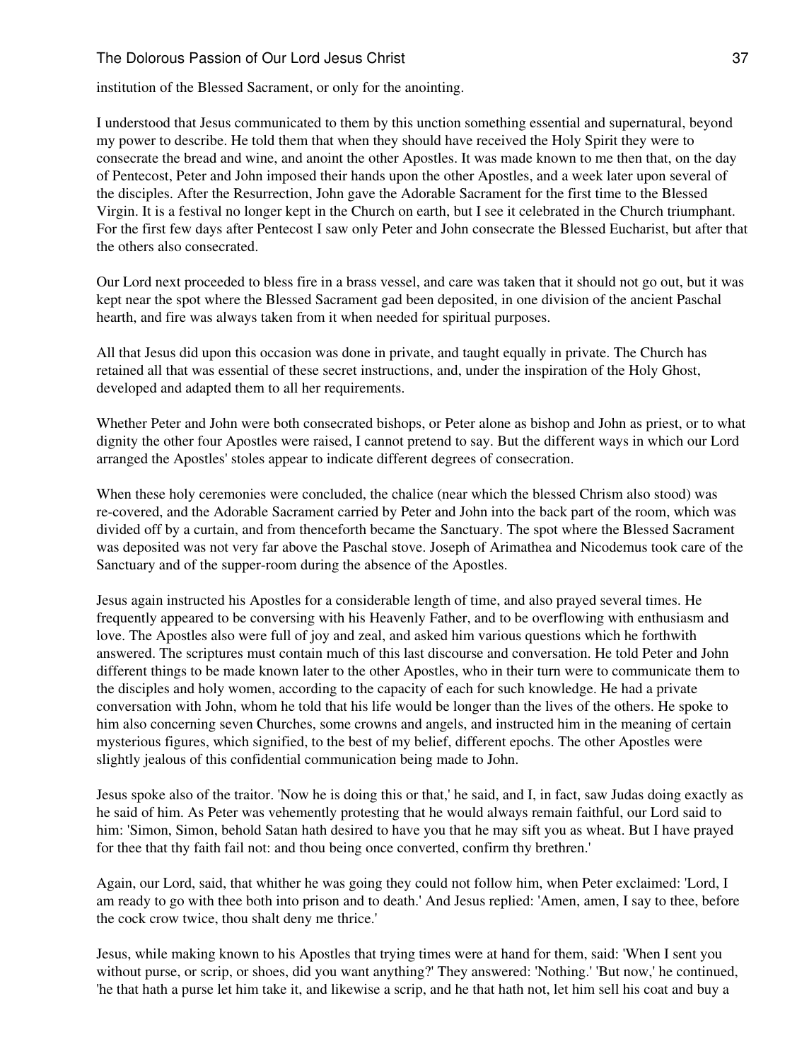institution of the Blessed Sacrament, or only for the anointing.

I understood that Jesus communicated to them by this unction something essential and supernatural, beyond my power to describe. He told them that when they should have received the Holy Spirit they were to consecrate the bread and wine, and anoint the other Apostles. It was made known to me then that, on the day of Pentecost, Peter and John imposed their hands upon the other Apostles, and a week later upon several of the disciples. After the Resurrection, John gave the Adorable Sacrament for the first time to the Blessed Virgin. It is a festival no longer kept in the Church on earth, but I see it celebrated in the Church triumphant. For the first few days after Pentecost I saw only Peter and John consecrate the Blessed Eucharist, but after that the others also consecrated.

Our Lord next proceeded to bless fire in a brass vessel, and care was taken that it should not go out, but it was kept near the spot where the Blessed Sacrament gad been deposited, in one division of the ancient Paschal hearth, and fire was always taken from it when needed for spiritual purposes.

All that Jesus did upon this occasion was done in private, and taught equally in private. The Church has retained all that was essential of these secret instructions, and, under the inspiration of the Holy Ghost, developed and adapted them to all her requirements.

Whether Peter and John were both consecrated bishops, or Peter alone as bishop and John as priest, or to what dignity the other four Apostles were raised, I cannot pretend to say. But the different ways in which our Lord arranged the Apostles' stoles appear to indicate different degrees of consecration.

When these holy ceremonies were concluded, the chalice (near which the blessed Chrism also stood) was re-covered, and the Adorable Sacrament carried by Peter and John into the back part of the room, which was divided off by a curtain, and from thenceforth became the Sanctuary. The spot where the Blessed Sacrament was deposited was not very far above the Paschal stove. Joseph of Arimathea and Nicodemus took care of the Sanctuary and of the supper-room during the absence of the Apostles.

Jesus again instructed his Apostles for a considerable length of time, and also prayed several times. He frequently appeared to be conversing with his Heavenly Father, and to be overflowing with enthusiasm and love. The Apostles also were full of joy and zeal, and asked him various questions which he forthwith answered. The scriptures must contain much of this last discourse and conversation. He told Peter and John different things to be made known later to the other Apostles, who in their turn were to communicate them to the disciples and holy women, according to the capacity of each for such knowledge. He had a private conversation with John, whom he told that his life would be longer than the lives of the others. He spoke to him also concerning seven Churches, some crowns and angels, and instructed him in the meaning of certain mysterious figures, which signified, to the best of my belief, different epochs. The other Apostles were slightly jealous of this confidential communication being made to John.

Jesus spoke also of the traitor. 'Now he is doing this or that,' he said, and I, in fact, saw Judas doing exactly as he said of him. As Peter was vehemently protesting that he would always remain faithful, our Lord said to him: 'Simon, Simon, behold Satan hath desired to have you that he may sift you as wheat. But I have prayed for thee that thy faith fail not: and thou being once converted, confirm thy brethren.'

Again, our Lord, said, that whither he was going they could not follow him, when Peter exclaimed: 'Lord, I am ready to go with thee both into prison and to death.' And Jesus replied: 'Amen, amen, I say to thee, before the cock crow twice, thou shalt deny me thrice.'

Jesus, while making known to his Apostles that trying times were at hand for them, said: 'When I sent you without purse, or scrip, or shoes, did you want anything?' They answered: 'Nothing.' 'But now,' he continued, 'he that hath a purse let him take it, and likewise a scrip, and he that hath not, let him sell his coat and buy a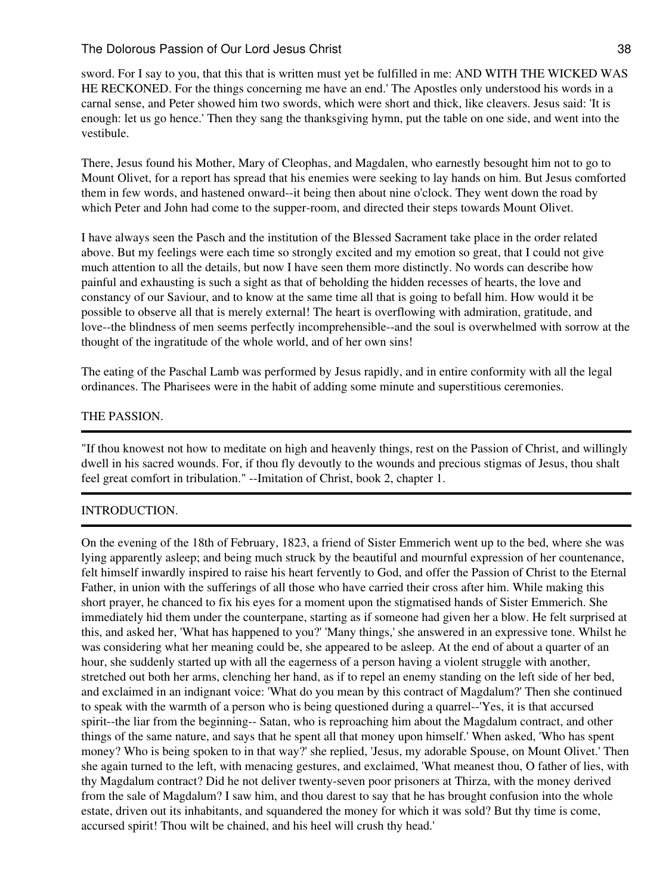sword. For I say to you, that this that is written must yet be fulfilled in me: AND WITH THE WICKED WAS HE RECKONED. For the things concerning me have an end.' The Apostles only understood his words in a carnal sense, and Peter showed him two swords, which were short and thick, like cleavers. Jesus said: 'It is enough: let us go hence.' Then they sang the thanksgiving hymn, put the table on one side, and went into the vestibule.

There, Jesus found his Mother, Mary of Cleophas, and Magdalen, who earnestly besought him not to go to Mount Olivet, for a report has spread that his enemies were seeking to lay hands on him. But Jesus comforted them in few words, and hastened onward--it being then about nine o'clock. They went down the road by which Peter and John had come to the supper-room, and directed their steps towards Mount Olivet.

I have always seen the Pasch and the institution of the Blessed Sacrament take place in the order related above. But my feelings were each time so strongly excited and my emotion so great, that I could not give much attention to all the details, but now I have seen them more distinctly. No words can describe how painful and exhausting is such a sight as that of beholding the hidden recesses of hearts, the love and constancy of our Saviour, and to know at the same time all that is going to befall him. How would it be possible to observe all that is merely external! The heart is overflowing with admiration, gratitude, and love--the blindness of men seems perfectly incomprehensible--and the soul is overwhelmed with sorrow at the thought of the ingratitude of the whole world, and of her own sins!

The eating of the Paschal Lamb was performed by Jesus rapidly, and in entire conformity with all the legal ordinances. The Pharisees were in the habit of adding some minute and superstitious ceremonies.

## THE PASSION.

---

"If thou knowest not how to meditate on high and heavenly things, rest on the Passion of Christ, and willingly dwell in his sacred wounds. For, if thou fly devoutly to the wounds and precious stigmas of Jesus, thou shalt feel great comfort in tribulation." --Imitation of Christ, book 2, chapter 1.

---

## INTRODUCTION.

---

On the evening of the 18th of February, 1823, a friend of Sister Emmerich went up to the bed, where she was lying apparently asleep; and being much struck by the beautiful and mournful expression of her countenance, felt himself inwardly inspired to raise his heart fervently to God, and offer the Passion of Christ to the Eternal Father, in union with the sufferings of all those who have carried their cross after him. While making this short prayer, he chanced to fix his eyes for a moment upon the stigmatised hands of Sister Emmerich. She immediately hid them under the counterpane, starting as if someone had given her a blow. He felt surprised at this, and asked her, 'What has happened to you?' 'Many things,' she answered in an expressive tone. Whilst he was considering what her meaning could be, she appeared to be asleep. At the end of about a quarter of an hour, she suddenly started up with all the eagerness of a person having a violent struggle with another, stretched out both her arms, clenching her hand, as if to repel an enemy standing on the left side of her bed, and exclaimed in an indignant voice: 'What do you mean by this contract of Magdalum?' Then she continued to speak with the warmth of a person who is being questioned during a quarrel--'Yes, it is that accursed spirit--the liar from the beginning-- Satan, who is reproaching him about the Magdalum contract, and other things of the same nature, and says that he spent all that money upon himself.' When asked, 'Who has spent money? Who is being spoken to in that way?' she replied, 'Jesus, my adorable Spouse, on Mount Olivet.' Then she again turned to the left, with menacing gestures, and exclaimed, 'What meanest thou, O father of lies, with thy Magdalum contract? Did he not deliver twenty-seven poor prisoners at Thirza, with the money derived from the sale of Magdalum? I saw him, and thou darest to say that he has brought confusion into the whole estate, driven out its inhabitants, and squandered the money for which it was sold? But thy time is come, accursed spirit! Thou wilt be chained, and his heel will crush thy head.'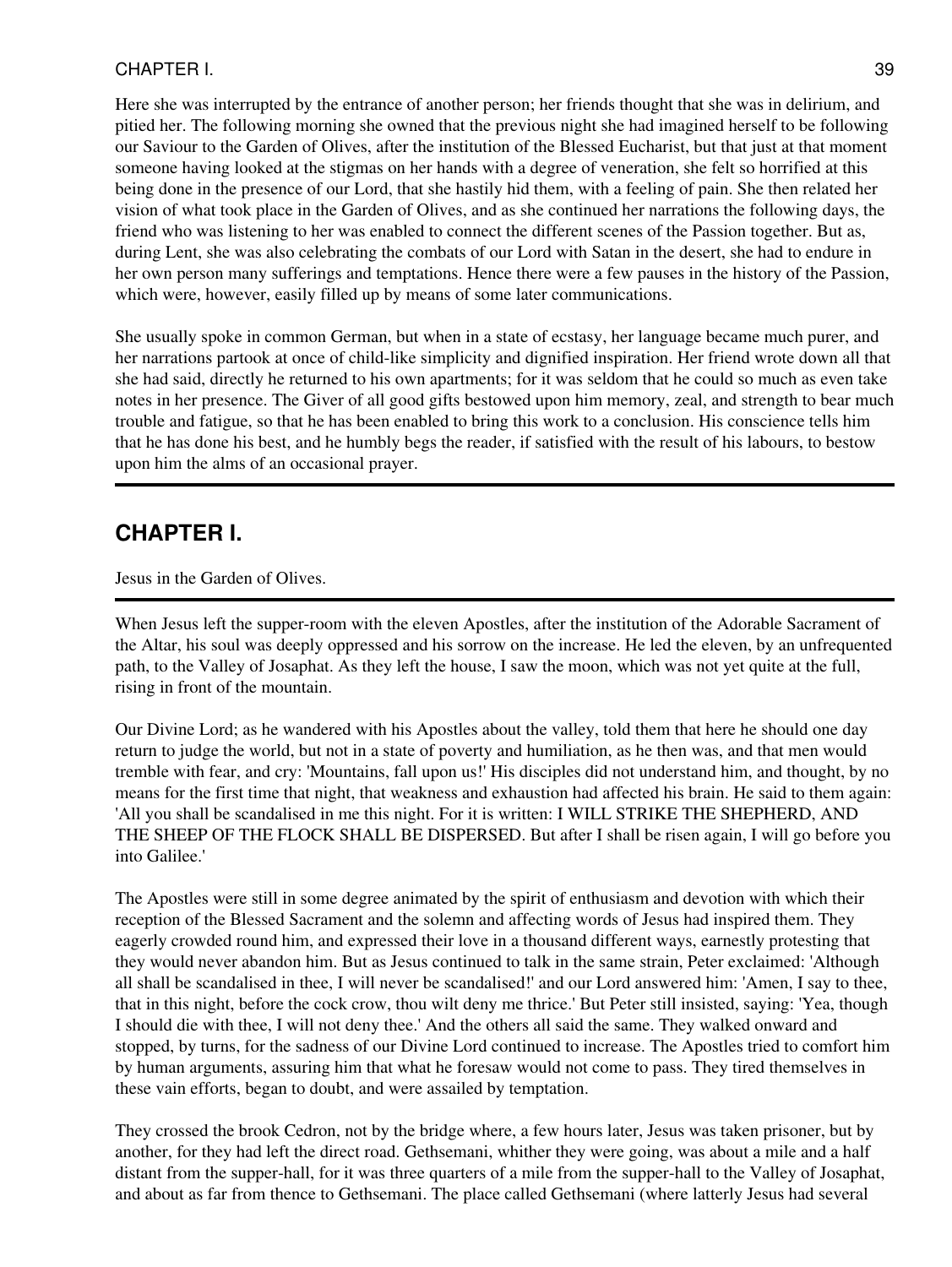Here she was interrupted by the entrance of another person; her friends thought that she was in delirium, and pitied her. The following morning she owned that the previous night she had imagined herself to be following our Saviour to the Garden of Olives, after the institution of the Blessed Eucharist, but that just at that moment someone having looked at the stigmas on her hands with a degree of veneration, she felt so horrified at this being done in the presence of our Lord, that she hastily hid them, with a feeling of pain. She then related her vision of what took place in the Garden of Olives, and as she continued her narrations the following days, the friend who was listening to her was enabled to connect the different scenes of the Passion together. But as, during Lent, she was also celebrating the combats of our Lord with Satan in the desert, she had to endure in her own person many sufferings and temptations. Hence there were a few pauses in the history of the Passion, which were, however, easily filled up by means of some later communications.

She usually spoke in common German, but when in a state of ecstasy, her language became much purer, and her narrations partook at once of child-like simplicity and dignified inspiration. Her friend wrote down all that she had said, directly he returned to his own apartments; for it was seldom that he could so much as even take notes in her presence. The Giver of all good gifts bestowed upon him memory, zeal, and strength to bear much trouble and fatigue, so that he has been enabled to bring this work to a conclusion. His conscience tells him that he has done his best, and he humbly begs the reader, if satisfied with the result of his labours, to bestow upon him the alms of an occasional prayer.

---

## CHAPTER I.

Jesus in the Garden of Olives.

---

When Jesus left the supper-room with the eleven Apostles, after the institution of the Adorable Sacrament of the Altar, his soul was deeply oppressed and his sorrow on the increase. He led the eleven, by an unfrequented path, to the Valley of Josaphat. As they left the house, I saw the moon, which was not yet quite at the full, rising in front of the mountain.

Our Divine Lord; as he wandered with his Apostles about the valley, told them that here he should one day return to judge the world, but not in a state of poverty and humiliation, as he then was, and that men would tremble with fear, and cry: 'Mountains, fall upon us!' His disciples did not understand him, and thought, by no means for the first time that night, that weakness and exhaustion had affected his brain. He said to them again: 'All you shall be scandalised in me this night. For it is written: I WILL STRIKE THE SHEPHERD, AND THE SHEEP OF THE FLOCK SHALL BE DISPERSED. But after I shall be risen again, I will go before you into Galilee.'

The Apostles were still in some degree animated by the spirit of enthusiasm and devotion with which their reception of the Blessed Sacrament and the solemn and affecting words of Jesus had inspired them. They eagerly crowded round him, and expressed their love in a thousand different ways, earnestly protesting that they would never abandon him. But as Jesus continued to talk in the same strain, Peter exclaimed: 'Although all shall be scandalised in thee, I will never be scandalised!' and our Lord answered him: 'Amen, I say to thee, that in this night, before the cock crow, thou wilt deny me thrice.' But Peter still insisted, saying: 'Yea, though I should die with thee, I will not deny thee.' And the others all said the same. They walked onward and stopped, by turns, for the sadness of our Divine Lord continued to increase. The Apostles tried to comfort him by human arguments, assuring him that what he foresaw would not come to pass. They tired themselves in these vain efforts, began to doubt, and were assailed by temptation.

They crossed the brook Cedron, not by the bridge where, a few hours later, Jesus was taken prisoner, but by another, for they had left the direct road. Gethsemani, whither they were going, was about a mile and a half distant from the supper-hall, for it was three quarters of a mile from the supper-hall to the Valley of Josaphat, and about as far from thence to Gethsemani. The place called Gethsemani (where latterly Jesus had several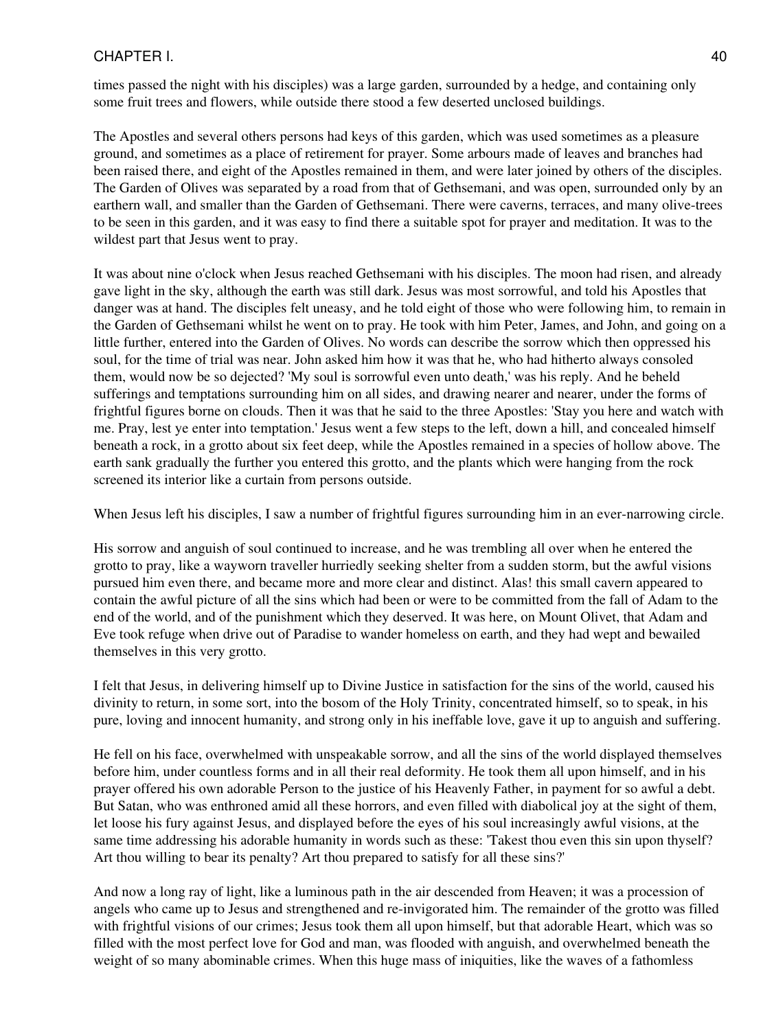times passed the night with his disciples) was a large garden, surrounded by a hedge, and containing only some fruit trees and flowers, while outside there stood a few deserted unclosed buildings.

The Apostles and several others persons had keys of this garden, which was used sometimes as a pleasure ground, and sometimes as a place of retirement for prayer. Some arbours made of leaves and branches had been raised there, and eight of the Apostles remained in them, and were later joined by others of the disciples. The Garden of Olives was separated by a road from that of Gethsemani, and was open, surrounded only by an earthern wall, and smaller than the Garden of Gethsemani. There were caverns, terraces, and many olive-trees to be seen in this garden, and it was easy to find there a suitable spot for prayer and meditation. It was to the wildest part that Jesus went to pray.

It was about nine o'clock when Jesus reached Gethsemani with his disciples. The moon had risen, and already gave light in the sky, although the earth was still dark. Jesus was most sorrowful, and told his Apostles that danger was at hand. The disciples felt uneasy, and he told eight of those who were following him, to remain in the Garden of Gethsemani whilst he went on to pray. He took with him Peter, James, and John, and going on a little further, entered into the Garden of Olives. No words can describe the sorrow which then oppressed his soul, for the time of trial was near. John asked him how it was that he, who had hitherto always consoled them, would now be so dejected? 'My soul is sorrowful even unto death,' was his reply. And he beheld sufferings and temptations surrounding him on all sides, and drawing nearer and nearer, under the forms of frightful figures borne on clouds. Then it was that he said to the three Apostles: 'Stay you here and watch with me. Pray, lest ye enter into temptation.' Jesus went a few steps to the left, down a hill, and concealed himself beneath a rock, in a grotto about six feet deep, while the Apostles remained in a species of hollow above. The earth sank gradually the further you entered this grotto, and the plants which were hanging from the rock screened its interior like a curtain from persons outside.

When Jesus left his disciples, I saw a number of frightful figures surrounding him in an ever-narrowing circle.

His sorrow and anguish of soul continued to increase, and he was trembling all over when he entered the grotto to pray, like a wayworn traveller hurriedly seeking shelter from a sudden storm, but the awful visions pursued him even there, and became more and more clear and distinct. Alas! this small cavern appeared to contain the awful picture of all the sins which had been or were to be committed from the fall of Adam to the end of the world, and of the punishment which they deserved. It was here, on Mount Olivet, that Adam and Eve took refuge when drive out of Paradise to wander homeless on earth, and they had wept and bewailed themselves in this very grotto.

I felt that Jesus, in delivering himself up to Divine Justice in satisfaction for the sins of the world, caused his divinity to return, in some sort, into the bosom of the Holy Trinity, concentrated himself, so to speak, in his pure, loving and innocent humanity, and strong only in his ineffable love, gave it up to anguish and suffering.

He fell on his face, overwhelmed with unspeakable sorrow, and all the sins of the world displayed themselves before him, under countless forms and in all their real deformity. He took them all upon himself, and in his prayer offered his own adorable Person to the justice of his Heavenly Father, in payment for so awful a debt. But Satan, who was enthroned amid all these horrors, and even filled with diabolical joy at the sight of them, let loose his fury against Jesus, and displayed before the eyes of his soul increasingly awful visions, at the same time addressing his adorable humanity in words such as these: 'Takest thou even this sin upon thyself? Art thou willing to bear its penalty? Art thou prepared to satisfy for all these sins?'

And now a long ray of light, like a luminous path in the air descended from Heaven; it was a procession of angels who came up to Jesus and strengthened and re-invigorated him. The remainder of the grotto was filled with frightful visions of our crimes; Jesus took them all upon himself, but that adorable Heart, which was so filled with the most perfect love for God and man, was flooded with anguish, and overwhelmed beneath the weight of so many abominable crimes. When this huge mass of iniquities, like the waves of a fathomless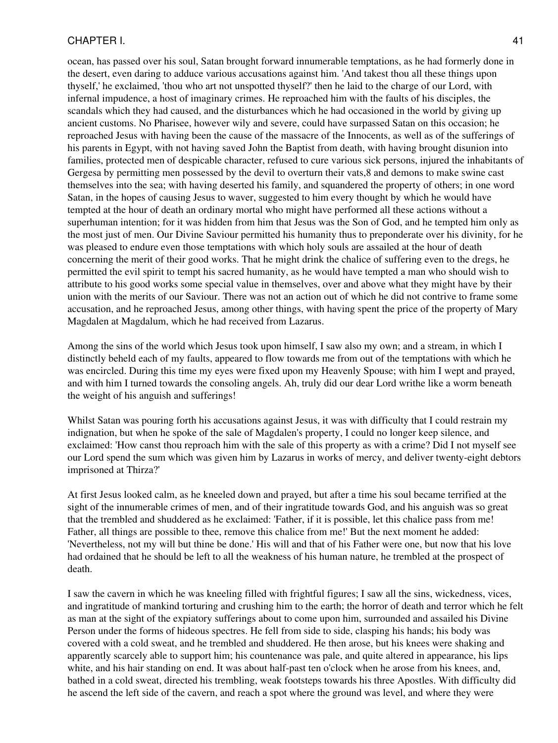ocean, has passed over his soul, Satan brought forward innumerable temptations, as he had formerly done in the desert, even daring to adduce various accusations against him. 'And takest thou all these things upon thyself,' he exclaimed, 'thou who art not unspotted thyself?' then he laid to the charge of our Lord, with infernal impudence, a host of imaginary crimes. He reproached him with the faults of his disciples, the scandals which they had caused, and the disturbances which he had occasioned in the world by giving up ancient customs. No Pharisee, however wily and severe, could have surpassed Satan on this occasion; he reproached Jesus with having been the cause of the massacre of the Innocents, as well as of the sufferings of his parents in Egypt, with not having saved John the Baptist from death, with having brought disunion into families, protected men of despicable character, refused to cure various sick persons, injured the inhabitants of Gergesa by permitting men possessed by the devil to overturn their vats,8 and demons to make swine cast themselves into the sea; with having deserted his family, and squandered the property of others; in one word Satan, in the hopes of causing Jesus to waver, suggested to him every thought by which he would have tempted at the hour of death an ordinary mortal who might have performed all these actions without a superhuman intention; for it was hidden from him that Jesus was the Son of God, and he tempted him only as the most just of men. Our Divine Saviour permitted his humanity thus to preponderate over his divinity, for he was pleased to endure even those temptations with which holy souls are assailed at the hour of death concerning the merit of their good works. That he might drink the chalice of suffering even to the dregs, he permitted the evil spirit to tempt his sacred humanity, as he would have tempted a man who should wish to attribute to his good works some special value in themselves, over and above what they might have by their union with the merits of our Saviour. There was not an action out of which he did not contrive to frame some accusation, and he reproached Jesus, among other things, with having spent the price of the property of Mary Magdalen at Magdalum, which he had received from Lazarus.

Among the sins of the world which Jesus took upon himself, I saw also my own; and a stream, in which I distinctly beheld each of my faults, appeared to flow towards me from out of the temptations with which he was encircled. During this time my eyes were fixed upon my Heavenly Spouse; with him I wept and prayed, and with him I turned towards the consoling angels. Ah, truly did our dear Lord writhe like a worm beneath the weight of his anguish and sufferings!

Whilst Satan was pouring forth his accusations against Jesus, it was with difficulty that I could restrain my indignation, but when he spoke of the sale of Magdalen's property, I could no longer keep silence, and exclaimed: 'How canst thou reproach him with the sale of this property as with a crime? Did I not myself see our Lord spend the sum which was given him by Lazarus in works of mercy, and deliver twenty-eight debtors imprisoned at Thirza?'

At first Jesus looked calm, as he kneeled down and prayed, but after a time his soul became terrified at the sight of the innumerable crimes of men, and of their ingratitude towards God, and his anguish was so great that the trembled and shuddered as he exclaimed: 'Father, if it is possible, let this chalice pass from me! Father, all things are possible to thee, remove this chalice from me!' But the next moment he added: 'Nevertheless, not my will but thine be done.' His will and that of his Father were one, but now that his love had ordained that he should be left to all the weakness of his human nature, he trembled at the prospect of death.

I saw the cavern in which he was kneeling filled with frightful figures; I saw all the sins, wickedness, vices, and ingratitude of mankind torturing and crushing him to the earth; the horror of death and terror which he felt as man at the sight of the expiatory sufferings about to come upon him, surrounded and assailed his Divine Person under the forms of hideous spectres. He fell from side to side, clasping his hands; his body was covered with a cold sweat, and he trembled and shuddered. He then arose, but his knees were shaking and apparently scarcely able to support him; his countenance was pale, and quite altered in appearance, his lips white, and his hair standing on end. It was about half-past ten o'clock when he arose from his knees, and, bathed in a cold sweat, directed his trembling, weak footsteps towards his three Apostles. With difficulty did he ascend the left side of the cavern, and reach a spot where the ground was level, and where they were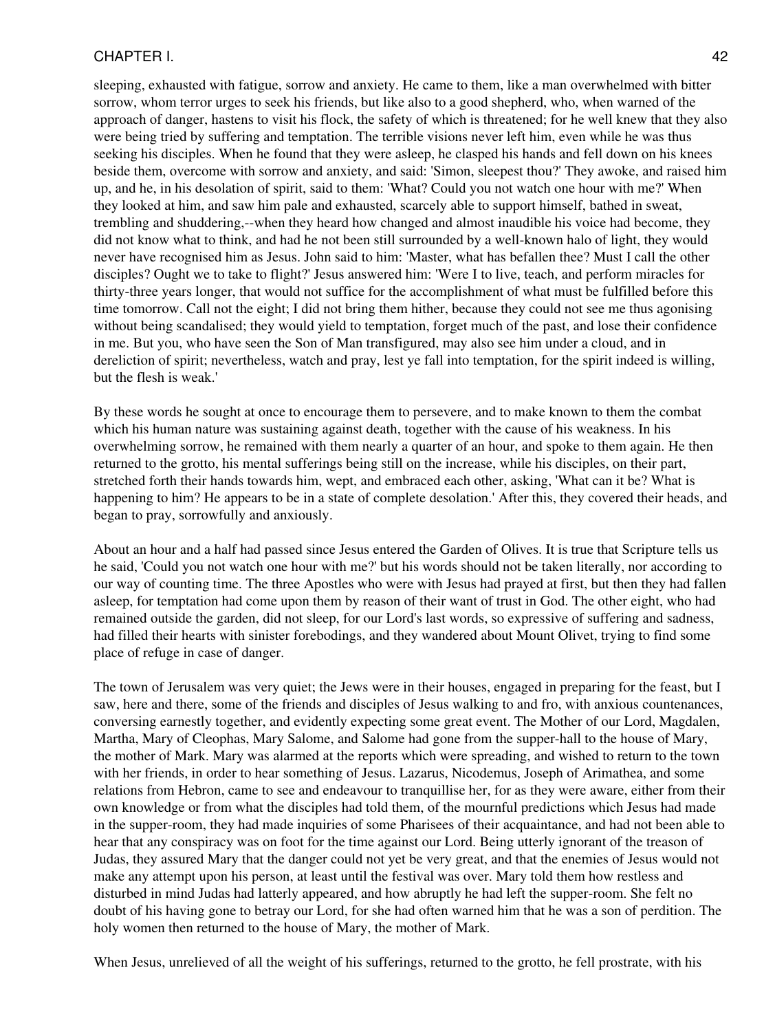sleeping, exhausted with fatigue, sorrow and anxiety. He came to them, like a man overwhelmed with bitter sorrow, whom terror urges to seek his friends, but like also to a good shepherd, who, when warned of the approach of danger, hastens to visit his flock, the safety of which is threatened; for he well knew that they also were being tried by suffering and temptation. The terrible visions never left him, even while he was thus seeking his disciples. When he found that they were asleep, he clasped his hands and fell down on his knees beside them, overcome with sorrow and anxiety, and said: 'Simon, sleepest thou?' They awoke, and raised him up, and he, in his desolation of spirit, said to them: 'What? Could you not watch one hour with me?' When they looked at him, and saw him pale and exhausted, scarcely able to support himself, bathed in sweat, trembling and shuddering,--when they heard how changed and almost inaudible his voice had become, they did not know what to think, and had he not been still surrounded by a well-known halo of light, they would never have recognised him as Jesus. John said to him: 'Master, what has befallen thee? Must I call the other disciples? Ought we to take to flight?' Jesus answered him: 'Were I to live, teach, and perform miracles for thirty-three years longer, that would not suffice for the accomplishment of what must be fulfilled before this time tomorrow. Call not the eight; I did not bring them hither, because they could not see me thus agonising without being scandalised; they would yield to temptation, forget much of the past, and lose their confidence in me. But you, who have seen the Son of Man transfigured, may also see him under a cloud, and in dereliction of spirit; nevertheless, watch and pray, lest ye fall into temptation, for the spirit indeed is willing, but the flesh is weak.'

By these words he sought at once to encourage them to persevere, and to make known to them the combat which his human nature was sustaining against death, together with the cause of his weakness. In his overwhelming sorrow, he remained with them nearly a quarter of an hour, and spoke to them again. He then returned to the grotto, his mental sufferings being still on the increase, while his disciples, on their part, stretched forth their hands towards him, wept, and embraced each other, asking, 'What can it be? What is happening to him? He appears to be in a state of complete desolation.' After this, they covered their heads, and began to pray, sorrowfully and anxiously.

About an hour and a half had passed since Jesus entered the Garden of Olives. It is true that Scripture tells us he said, 'Could you not watch one hour with me?' but his words should not be taken literally, nor according to our way of counting time. The three Apostles who were with Jesus had prayed at first, but then they had fallen asleep, for temptation had come upon them by reason of their want of trust in God. The other eight, who had remained outside the garden, did not sleep, for our Lord's last words, so expressive of suffering and sadness, had filled their hearts with sinister forebodings, and they wandered about Mount Olivet, trying to find some place of refuge in case of danger.

The town of Jerusalem was very quiet; the Jews were in their houses, engaged in preparing for the feast, but I saw, here and there, some of the friends and disciples of Jesus walking to and fro, with anxious countenances, conversing earnestly together, and evidently expecting some great event. The Mother of our Lord, Magdalen, Martha, Mary of Cleophas, Mary Salome, and Salome had gone from the supper-hall to the house of Mary, the mother of Mark. Mary was alarmed at the reports which were spreading, and wished to return to the town with her friends, in order to hear something of Jesus. Lazarus, Nicodemus, Joseph of Arimathea, and some relations from Hebron, came to see and endeavour to tranquillise her, for as they were aware, either from their own knowledge or from what the disciples had told them, of the mournful predictions which Jesus had made in the supper-room, they had made inquiries of some Pharisees of their acquaintance, and had not been able to hear that any conspiracy was on foot for the time against our Lord. Being utterly ignorant of the treason of Judas, they assured Mary that the danger could not yet be very great, and that the enemies of Jesus would not make any attempt upon his person, at least until the festival was over. Mary told them how restless and disturbed in mind Judas had latterly appeared, and how abruptly he had left the supper-room. She felt no doubt of his having gone to betray our Lord, for she had often warned him that he was a son of perdition. The holy women then returned to the house of Mary, the mother of Mark.

When Jesus, unrelieved of all the weight of his sufferings, returned to the grotto, he fell prostrate, with his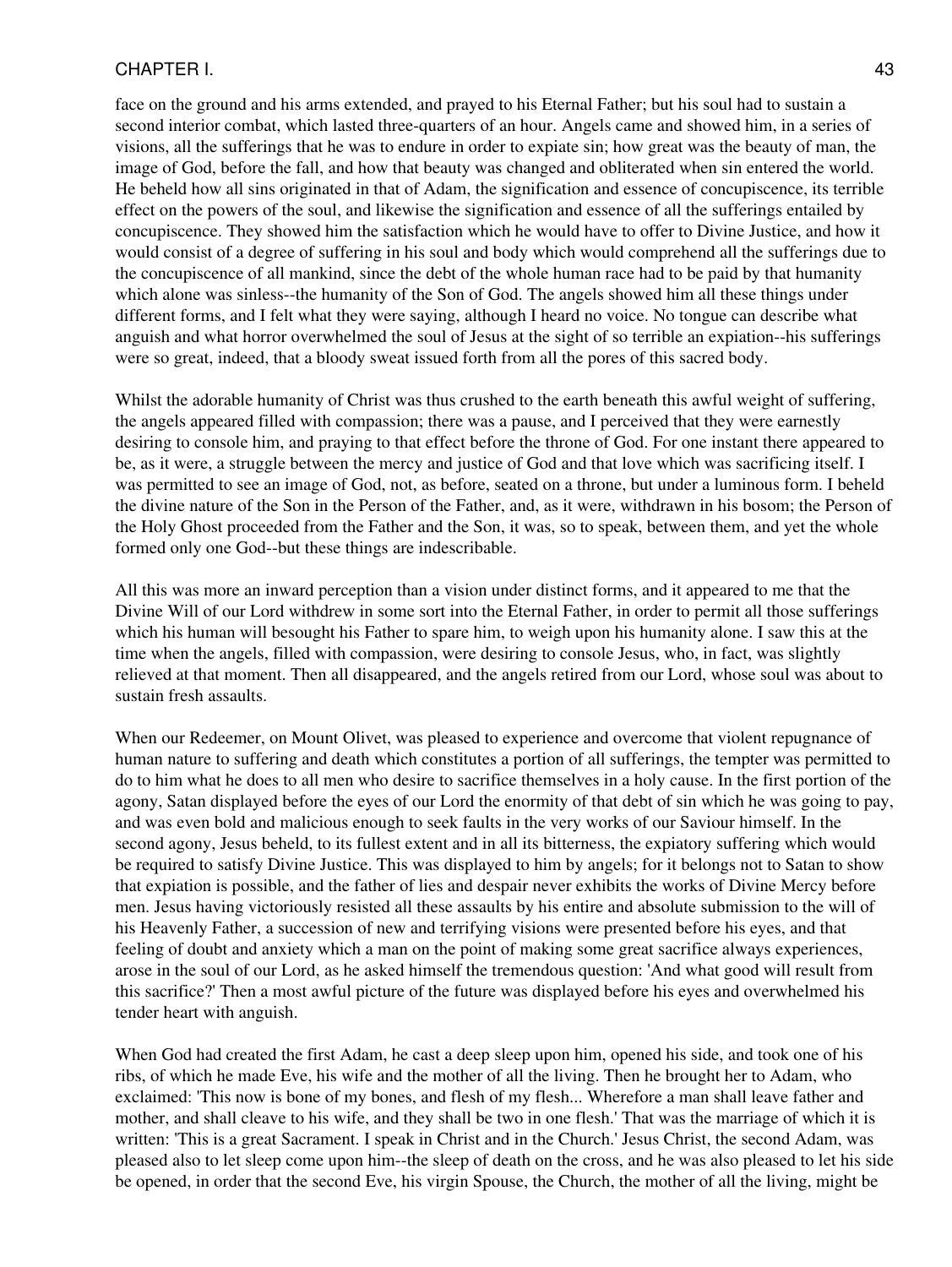face on the ground and his arms extended, and prayed to his Eternal Father; but his soul had to sustain a second interior combat, which lasted three-quarters of an hour. Angels came and showed him, in a series of visions, all the sufferings that he was to endure in order to expiate sin; how great was the beauty of man, the image of God, before the fall, and how that beauty was changed and obliterated when sin entered the world. He beheld how all sins originated in that of Adam, the signification and essence of concupiscence, its terrible effect on the powers of the soul, and likewise the signification and essence of all the sufferings entailed by concupiscence. They showed him the satisfaction which he would have to offer to Divine Justice, and how it would consist of a degree of suffering in his soul and body which would comprehend all the sufferings due to the concupiscence of all mankind, since the debt of the whole human race had to be paid by that humanity which alone was sinless--the humanity of the Son of God. The angels showed him all these things under different forms, and I felt what they were saying, although I heard no voice. No tongue can describe what anguish and what horror overwhelmed the soul of Jesus at the sight of so terrible an expiation--his sufferings were so great, indeed, that a bloody sweat issued forth from all the pores of this sacred body.

Whilst the adorable humanity of Christ was thus crushed to the earth beneath this awful weight of suffering, the angels appeared filled with compassion; there was a pause, and I perceived that they were earnestly desiring to console him, and praying to that effect before the throne of God. For one instant there appeared to be, as it were, a struggle between the mercy and justice of God and that love which was sacrificing itself. I was permitted to see an image of God, not, as before, seated on a throne, but under a luminous form. I beheld the divine nature of the Son in the Person of the Father, and, as it were, withdrawn in his bosom; the Person of the Holy Ghost proceeded from the Father and the Son, it was, so to speak, between them, and yet the whole formed only one God--but these things are indescribable.

All this was more an inward perception than a vision under distinct forms, and it appeared to me that the Divine Will of our Lord withdrew in some sort into the Eternal Father, in order to permit all those sufferings which his human will besought his Father to spare him, to weigh upon his humanity alone. I saw this at the time when the angels, filled with compassion, were desiring to console Jesus, who, in fact, was slightly relieved at that moment. Then all disappeared, and the angels retired from our Lord, whose soul was about to sustain fresh assaults.

When our Redeemer, on Mount Olivet, was pleased to experience and overcome that violent repugnance of human nature to suffering and death which constitutes a portion of all sufferings, the tempter was permitted to do to him what he does to all men who desire to sacrifice themselves in a holy cause. In the first portion of the agony, Satan displayed before the eyes of our Lord the enormity of that debt of sin which he was going to pay, and was even bold and malicious enough to seek faults in the very works of our Saviour himself. In the second agony, Jesus beheld, to its fullest extent and in all its bitterness, the expiatory suffering which would be required to satisfy Divine Justice. This was displayed to him by angels; for it belongs not to Satan to show that expiation is possible, and the father of lies and despair never exhibits the works of Divine Mercy before men. Jesus having victoriously resisted all these assaults by his entire and absolute submission to the will of his Heavenly Father, a succession of new and terrifying visions were presented before his eyes, and that feeling of doubt and anxiety which a man on the point of making some great sacrifice always experiences, arose in the soul of our Lord, as he asked himself the tremendous question: 'And what good will result from this sacrifice?' Then a most awful picture of the future was displayed before his eyes and overwhelmed his tender heart with anguish.

When God had created the first Adam, he cast a deep sleep upon him, opened his side, and took one of his ribs, of which he made Eve, his wife and the mother of all the living. Then he brought her to Adam, who exclaimed: 'This now is bone of my bones, and flesh of my flesh... Wherefore a man shall leave father and mother, and shall cleave to his wife, and they shall be two in one flesh.' That was the marriage of which it is written: 'This is a great Sacrament. I speak in Christ and in the Church.' Jesus Christ, the second Adam, was pleased also to let sleep come upon him--the sleep of death on the cross, and he was also pleased to let his side be opened, in order that the second Eve, his virgin Spouse, the Church, the mother of all the living, might be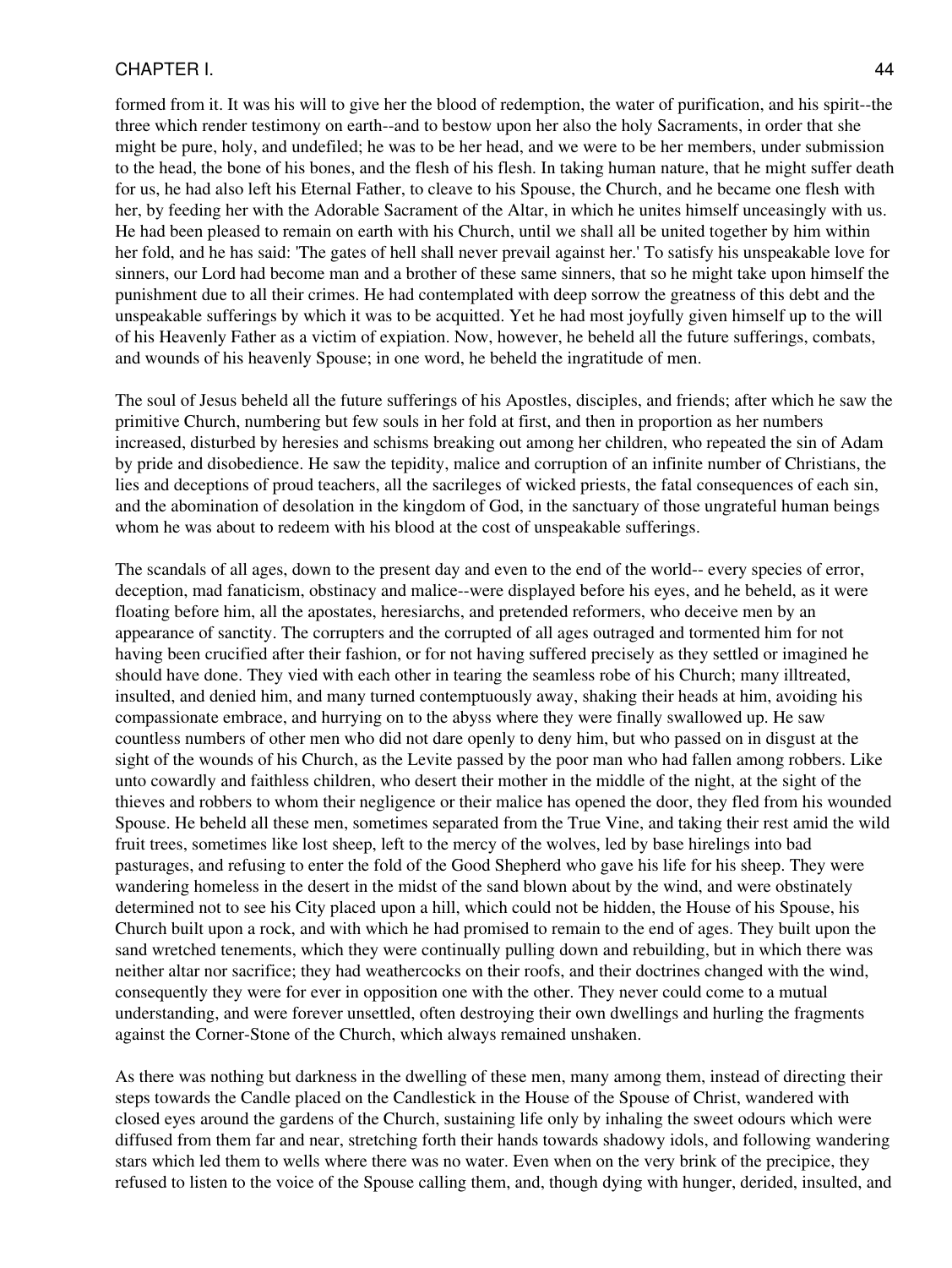formed from it. It was his will to give her the blood of redemption, the water of purification, and his spirit--the three which render testimony on earth--and to bestow upon her also the holy Sacraments, in order that she might be pure, holy, and undefiled; he was to be her head, and we were to be her members, under submission to the head, the bone of his bones, and the flesh of his flesh. In taking human nature, that he might suffer death for us, he had also left his Eternal Father, to cleave to his Spouse, the Church, and he became one flesh with her, by feeding her with the Adorable Sacrament of the Altar, in which he unites himself unceasingly with us. He had been pleased to remain on earth with his Church, until we shall all be united together by him within her fold, and he has said: 'The gates of hell shall never prevail against her.' To satisfy his unspeakable love for sinners, our Lord had become man and a brother of these same sinners, that so he might take upon himself the punishment due to all their crimes. He had contemplated with deep sorrow the greatness of this debt and the unspeakable sufferings by which it was to be acquitted. Yet he had most joyfully given himself up to the will of his Heavenly Father as a victim of expiation. Now, however, he beheld all the future sufferings, combats, and wounds of his heavenly Spouse; in one word, he beheld the ingratitude of men.

The soul of Jesus beheld all the future sufferings of his Apostles, disciples, and friends; after which he saw the primitive Church, numbering but few souls in her fold at first, and then in proportion as her numbers increased, disturbed by heresies and schisms breaking out among her children, who repeated the sin of Adam by pride and disobedience. He saw the tepidity, malice and corruption of an infinite number of Christians, the lies and deceptions of proud teachers, all the sacrileges of wicked priests, the fatal consequences of each sin, and the abomination of desolation in the kingdom of God, in the sanctuary of those ungrateful human beings whom he was about to redeem with his blood at the cost of unspeakable sufferings.

The scandals of all ages, down to the present day and even to the end of the world-- every species of error, deception, mad fanaticism, obstinacy and malice--were displayed before his eyes, and he beheld, as it were floating before him, all the apostates, heresiarchs, and pretended reformers, who deceive men by an appearance of sanctity. The corrupters and the corrupted of all ages outraged and tormented him for not having been crucified after their fashion, or for not having suffered precisely as they settled or imagined he should have done. They vied with each other in tearing the seamless robe of his Church; many illtreated, insulted, and denied him, and many turned contemptuously away, shaking their heads at him, avoiding his compassionate embrace, and hurrying on to the abyss where they were finally swallowed up. He saw countless numbers of other men who did not dare openly to deny him, but who passed on in disgust at the sight of the wounds of his Church, as the Levite passed by the poor man who had fallen among robbers. Like unto cowardly and faithless children, who desert their mother in the middle of the night, at the sight of the thieves and robbers to whom their negligence or their malice has opened the door, they fled from his wounded Spouse. He beheld all these men, sometimes separated from the True Vine, and taking their rest amid the wild fruit trees, sometimes like lost sheep, left to the mercy of the wolves, led by base hirelings into bad pasturages, and refusing to enter the fold of the Good Shepherd who gave his life for his sheep. They were wandering homeless in the desert in the midst of the sand blown about by the wind, and were obstinately determined not to see his City placed upon a hill, which could not be hidden, the House of his Spouse, his Church built upon a rock, and with which he had promised to remain to the end of ages. They built upon the sand wretched tenements, which they were continually pulling down and rebuilding, but in which there was neither altar nor sacrifice; they had weathercocks on their roofs, and their doctrines changed with the wind, consequently they were for ever in opposition one with the other. They never could come to a mutual understanding, and were forever unsettled, often destroying their own dwellings and hurling the fragments against the Corner-Stone of the Church, which always remained unshaken.

As there was nothing but darkness in the dwelling of these men, many among them, instead of directing their steps towards the Candle placed on the Candlestick in the House of the Spouse of Christ, wandered with closed eyes around the gardens of the Church, sustaining life only by inhaling the sweet odours which were diffused from them far and near, stretching forth their hands towards shadowy idols, and following wandering stars which led them to wells where there was no water. Even when on the very brink of the precipice, they refused to listen to the voice of the Spouse calling them, and, though dying with hunger, derided, insulted, and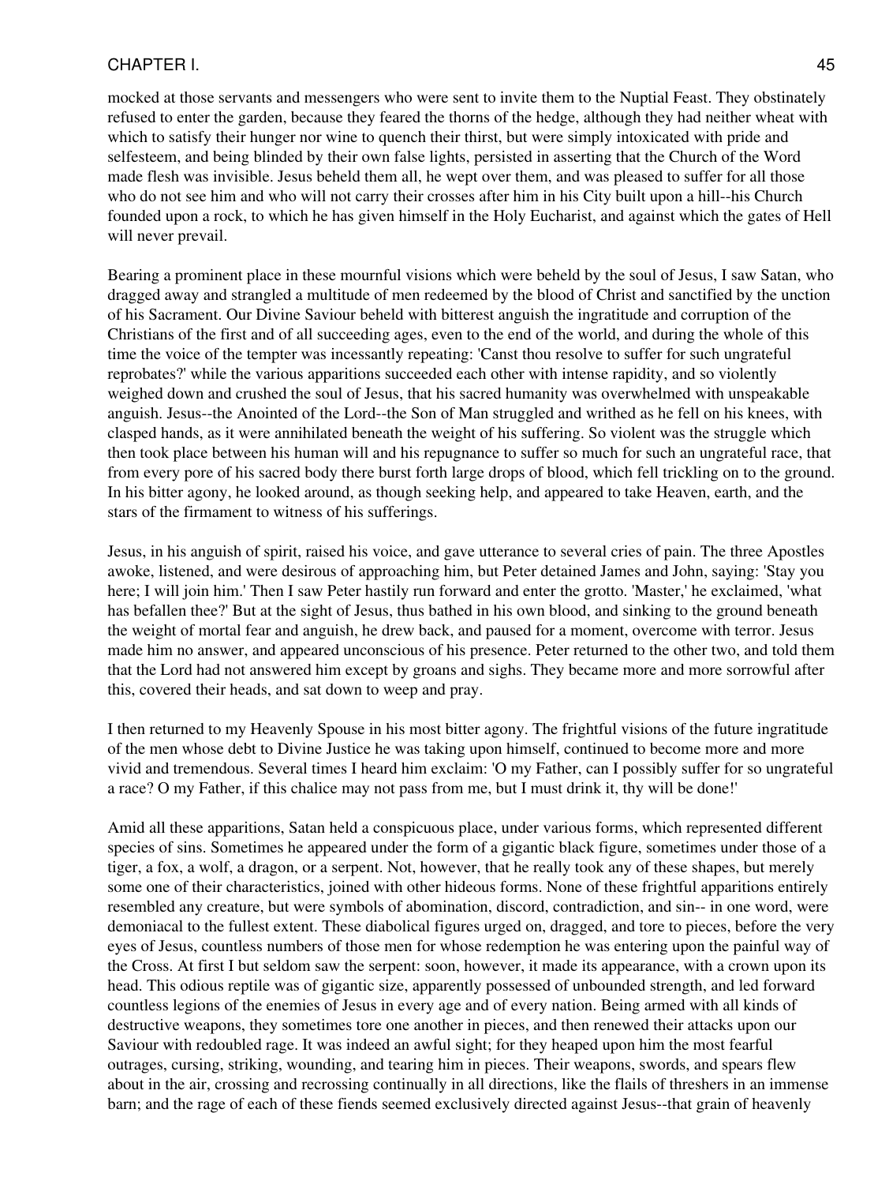mocked at those servants and messengers who were sent to invite them to the Nuptial Feast. They obstinately refused to enter the garden, because they feared the thorns of the hedge, although they had neither wheat with which to satisfy their hunger nor wine to quench their thirst, but were simply intoxicated with pride and selfesteem, and being blinded by their own false lights, persisted in asserting that the Church of the Word made flesh was invisible. Jesus beheld them all, he wept over them, and was pleased to suffer for all those who do not see him and who will not carry their crosses after him in his City built upon a hill--his Church founded upon a rock, to which he has given himself in the Holy Eucharist, and against which the gates of Hell will never prevail.

Bearing a prominent place in these mournful visions which were beheld by the soul of Jesus, I saw Satan, who dragged away and strangled a multitude of men redeemed by the blood of Christ and sanctified by the unction of his Sacrament. Our Divine Saviour beheld with bitterest anguish the ingratitude and corruption of the Christians of the first and of all succeeding ages, even to the end of the world, and during the whole of this time the voice of the tempter was incessantly repeating: 'Canst thou resolve to suffer for such ungrateful reprobates?' while the various apparitions succeeded each other with intense rapidity, and so violently weighed down and crushed the soul of Jesus, that his sacred humanity was overwhelmed with unspeakable anguish. Jesus--the Anointed of the Lord--the Son of Man struggled and writhed as he fell on his knees, with clasped hands, as it were annihilated beneath the weight of his suffering. So violent was the struggle which then took place between his human will and his repugnance to suffer so much for such an ungrateful race, that from every pore of his sacred body there burst forth large drops of blood, which fell trickling on to the ground. In his bitter agony, he looked around, as though seeking help, and appeared to take Heaven, earth, and the stars of the firmament to witness of his sufferings.

Jesus, in his anguish of spirit, raised his voice, and gave utterance to several cries of pain. The three Apostles awoke, listened, and were desirous of approaching him, but Peter detained James and John, saying: 'Stay you here; I will join him.' Then I saw Peter hastily run forward and enter the grotto. 'Master,' he exclaimed, 'what has befallen thee?' But at the sight of Jesus, thus bathed in his own blood, and sinking to the ground beneath the weight of mortal fear and anguish, he drew back, and paused for a moment, overcome with terror. Jesus made him no answer, and appeared unconscious of his presence. Peter returned to the other two, and told them that the Lord had not answered him except by groans and sighs. They became more and more sorrowful after this, covered their heads, and sat down to weep and pray.

I then returned to my Heavenly Spouse in his most bitter agony. The frightful visions of the future ingratitude of the men whose debt to Divine Justice he was taking upon himself, continued to become more and more vivid and tremendous. Several times I heard him exclaim: 'O my Father, can I possibly suffer for so ungrateful a race? O my Father, if this chalice may not pass from me, but I must drink it, thy will be done!'

Amid all these apparitions, Satan held a conspicuous place, under various forms, which represented different species of sins. Sometimes he appeared under the form of a gigantic black figure, sometimes under those of a tiger, a fox, a wolf, a dragon, or a serpent. Not, however, that he really took any of these shapes, but merely some one of their characteristics, joined with other hideous forms. None of these frightful apparitions entirely resembled any creature, but were symbols of abomination, discord, contradiction, and sin-- in one word, were demoniacal to the fullest extent. These diabolical figures urged on, dragged, and tore to pieces, before the very eyes of Jesus, countless numbers of those men for whose redemption he was entering upon the painful way of the Cross. At first I but seldom saw the serpent: soon, however, it made its appearance, with a crown upon its head. This odious reptile was of gigantic size, apparently possessed of unbounded strength, and led forward countless legions of the enemies of Jesus in every age and of every nation. Being armed with all kinds of destructive weapons, they sometimes tore one another in pieces, and then renewed their attacks upon our Saviour with redoubled rage. It was indeed an awful sight; for they heaped upon him the most fearful outrages, cursing, striking, wounding, and tearing him in pieces. Their weapons, swords, and spears flew about in the air, crossing and recrossing continually in all directions, like the flails of threshers in an immense barn; and the rage of each of these fiends seemed exclusively directed against Jesus--that grain of heavenly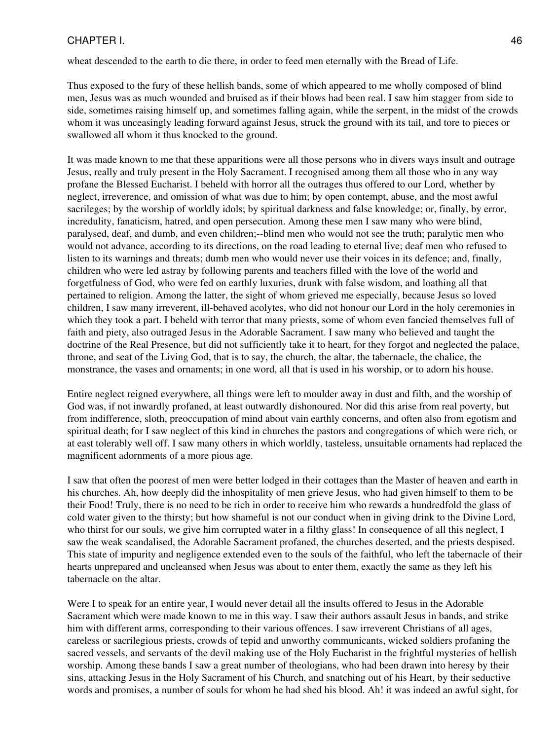wheat descended to the earth to die there, in order to feed men eternally with the Bread of Life.

Thus exposed to the fury of these hellish bands, some of which appeared to me wholly composed of blind men, Jesus was as much wounded and bruised as if their blows had been real. I saw him stagger from side to side, sometimes raising himself up, and sometimes falling again, while the serpent, in the midst of the crowds whom it was unceasingly leading forward against Jesus, struck the ground with its tail, and tore to pieces or swallowed all whom it thus knocked to the ground.

It was made known to me that these apparitions were all those persons who in divers ways insult and outrage Jesus, really and truly present in the Holy Sacrament. I recognised among them all those who in any way profane the Blessed Eucharist. I beheld with horror all the outrages thus offered to our Lord, whether by neglect, irreverence, and omission of what was due to him; by open contempt, abuse, and the most awful sacrileges; by the worship of worldly idols; by spiritual darkness and false knowledge; or, finally, by error, incredulity, fanaticism, hatred, and open persecution. Among these men I saw many who were blind, paralysed, deaf, and dumb, and even children;--blind men who would not see the truth; paralytic men who would not advance, according to its directions, on the road leading to eternal live; deaf men who refused to listen to its warnings and threats; dumb men who would never use their voices in its defence; and, finally, children who were led astray by following parents and teachers filled with the love of the world and forgetfulness of God, who were fed on earthly luxuries, drunk with false wisdom, and loathing all that pertained to religion. Among the latter, the sight of whom grieved me especially, because Jesus so loved children, I saw many irreverent, ill-behaved acolytes, who did not honour our Lord in the holy ceremonies in which they took a part. I beheld with terror that many priests, some of whom even fancied themselves full of faith and piety, also outraged Jesus in the Adorable Sacrament. I saw many who believed and taught the doctrine of the Real Presence, but did not sufficiently take it to heart, for they forgot and neglected the palace, throne, and seat of the Living God, that is to say, the church, the altar, the tabernacle, the chalice, the monstrance, the vases and ornaments; in one word, all that is used in his worship, or to adorn his house.

Entire neglect reigned everywhere, all things were left to moulder away in dust and filth, and the worship of God was, if not inwardly profaned, at least outwardly dishonoured. Nor did this arise from real poverty, but from indifference, sloth, preoccupation of mind about vain earthly concerns, and often also from egotism and spiritual death; for I saw neglect of this kind in churches the pastors and congregations of which were rich, or at east tolerably well off. I saw many others in which worldly, tasteless, unsuitable ornaments had replaced the magnificent adornments of a more pious age.

I saw that often the poorest of men were better lodged in their cottages than the Master of heaven and earth in his churches. Ah, how deeply did the inhospitality of men grieve Jesus, who had given himself to them to be their Food! Truly, there is no need to be rich in order to receive him who rewards a hundredfold the glass of cold water given to the thirsty; but how shameful is not our conduct when in giving drink to the Divine Lord, who thirst for our souls, we give him corrupted water in a filthy glass! In consequence of all this neglect, I saw the weak scandalised, the Adorable Sacrament profaned, the churches deserted, and the priests despised. This state of impurity and negligence extended even to the souls of the faithful, who left the tabernacle of their hearts unprepared and uncleansed when Jesus was about to enter them, exactly the same as they left his tabernacle on the altar.

Were I to speak for an entire year, I would never detail all the insults offered to Jesus in the Adorable Sacrament which were made known to me in this way. I saw their authors assault Jesus in bands, and strike him with different arms, corresponding to their various offences. I saw irreverent Christians of all ages, careless or sacrilegious priests, crowds of tepid and unworthy communicants, wicked soldiers profaning the sacred vessels, and servants of the devil making use of the Holy Eucharist in the frightful mysteries of hellish worship. Among these bands I saw a great number of theologians, who had been drawn into heresy by their sins, attacking Jesus in the Holy Sacrament of his Church, and snatching out of his Heart, by their seductive words and promises, a number of souls for whom he had shed his blood. Ah! it was indeed an awful sight, for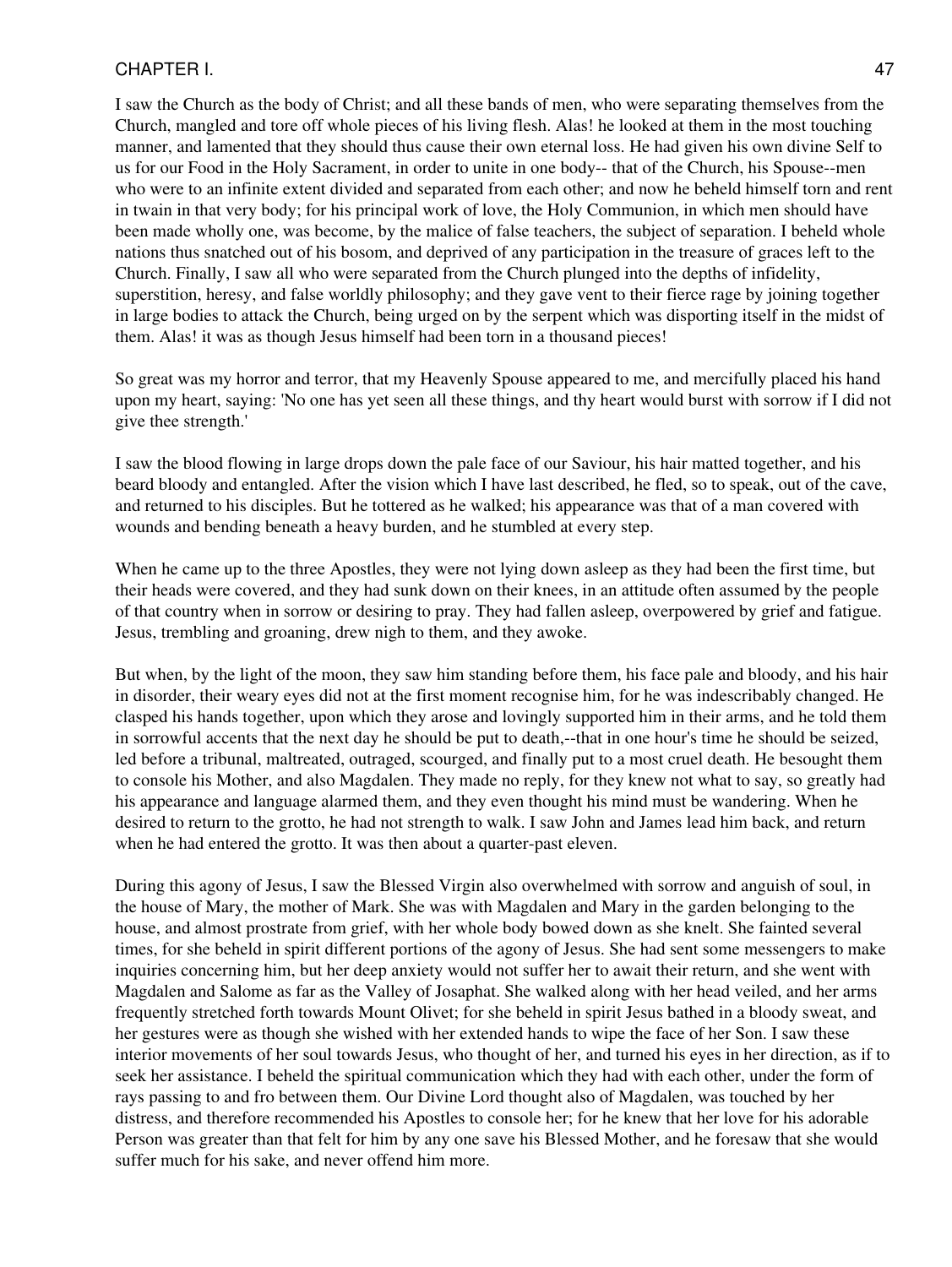I saw the Church as the body of Christ; and all these bands of men, who were separating themselves from the Church, mangled and tore off whole pieces of his living flesh. Alas! he looked at them in the most touching manner, and lamented that they should thus cause their own eternal loss. He had given his own divine Self to us for our Food in the Holy Sacrament, in order to unite in one body-- that of the Church, his Spouse--men who were to an infinite extent divided and separated from each other; and now he beheld himself torn and rent in twain in that very body; for his principal work of love, the Holy Communion, in which men should have been made wholly one, was become, by the malice of false teachers, the subject of separation. I beheld whole nations thus snatched out of his bosom, and deprived of any participation in the treasure of graces left to the Church. Finally, I saw all who were separated from the Church plunged into the depths of infidelity, superstition, heresy, and false worldly philosophy; and they gave vent to their fierce rage by joining together in large bodies to attack the Church, being urged on by the serpent which was disporting itself in the midst of them. Alas! it was as though Jesus himself had been torn in a thousand pieces!

So great was my horror and terror, that my Heavenly Spouse appeared to me, and mercifully placed his hand upon my heart, saying: 'No one has yet seen all these things, and thy heart would burst with sorrow if I did not give thee strength.'

I saw the blood flowing in large drops down the pale face of our Saviour, his hair matted together, and his beard bloody and entangled. After the vision which I have last described, he fled, so to speak, out of the cave, and returned to his disciples. But he tottered as he walked; his appearance was that of a man covered with wounds and bending beneath a heavy burden, and he stumbled at every step.

When he came up to the three Apostles, they were not lying down asleep as they had been the first time, but their heads were covered, and they had sunk down on their knees, in an attitude often assumed by the people of that country when in sorrow or desiring to pray. They had fallen asleep, overpowered by grief and fatigue. Jesus, trembling and groaning, drew nigh to them, and they awoke.

But when, by the light of the moon, they saw him standing before them, his face pale and bloody, and his hair in disorder, their weary eyes did not at the first moment recognise him, for he was indescribably changed. He clasped his hands together, upon which they arose and lovingly supported him in their arms, and he told them in sorrowful accents that the next day he should be put to death,--that in one hour's time he should be seized, led before a tribunal, maltreated, outraged, scourged, and finally put to a most cruel death. He besought them to console his Mother, and also Magdalen. They made no reply, for they knew not what to say, so greatly had his appearance and language alarmed them, and they even thought his mind must be wandering. When he desired to return to the grotto, he had not strength to walk. I saw John and James lead him back, and return when he had entered the grotto. It was then about a quarter-past eleven.

During this agony of Jesus, I saw the Blessed Virgin also overwhelmed with sorrow and anguish of soul, in the house of Mary, the mother of Mark. She was with Magdalen and Mary in the garden belonging to the house, and almost prostrate from grief, with her whole body bowed down as she knelt. She fainted several times, for she beheld in spirit different portions of the agony of Jesus. She had sent some messengers to make inquiries concerning him, but her deep anxiety would not suffer her to await their return, and she went with Magdalen and Salome as far as the Valley of Josaphat. She walked along with her head veiled, and her arms frequently stretched forth towards Mount Olivet; for she beheld in spirit Jesus bathed in a bloody sweat, and her gestures were as though she wished with her extended hands to wipe the face of her Son. I saw these interior movements of her soul towards Jesus, who thought of her, and turned his eyes in her direction, as if to seek her assistance. I beheld the spiritual communication which they had with each other, under the form of rays passing to and fro between them. Our Divine Lord thought also of Magdalen, was touched by her distress, and therefore recommended his Apostles to console her; for he knew that her love for his adorable Person was greater than that felt for him by any one save his Blessed Mother, and he foresaw that she would suffer much for his sake, and never offend him more.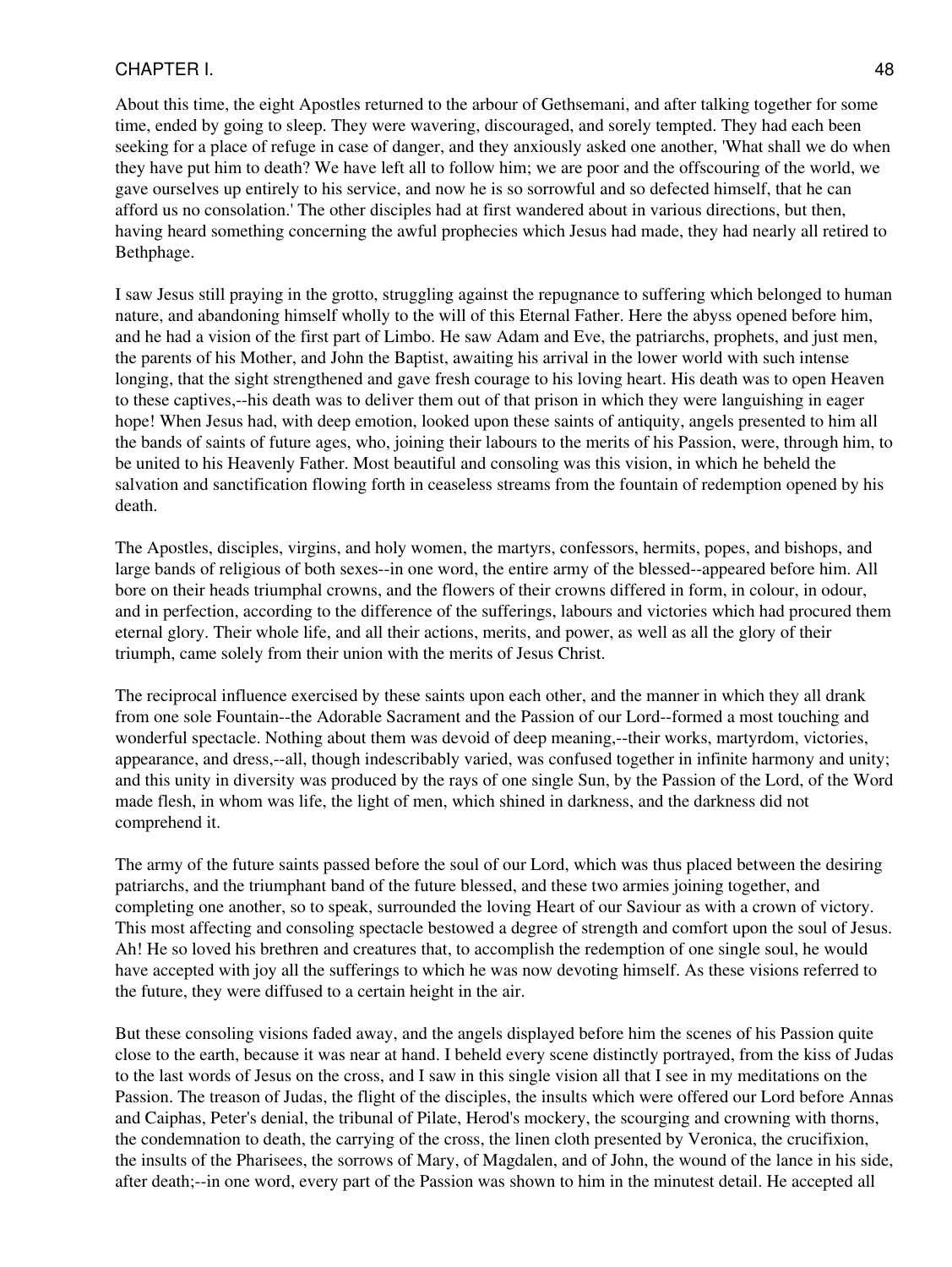About this time, the eight Apostles returned to the arbour of Gethsemani, and after talking together for some time, ended by going to sleep. They were wavering, discouraged, and sorely tempted. They had each been seeking for a place of refuge in case of danger, and they anxiously asked one another, 'What shall we do when they have put him to death? We have left all to follow him; we are poor and the offscouring of the world, we gave ourselves up entirely to his service, and now he is so sorrowful and so defected himself, that he can afford us no consolation.' The other disciples had at first wandered about in various directions, but then, having heard something concerning the awful prophecies which Jesus had made, they had nearly all retired to Bethphage.

I saw Jesus still praying in the grotto, struggling against the repugnance to suffering which belonged to human nature, and abandoning himself wholly to the will of this Eternal Father. Here the abyss opened before him, and he had a vision of the first part of Limbo. He saw Adam and Eve, the patriarchs, prophets, and just men, the parents of his Mother, and John the Baptist, awaiting his arrival in the lower world with such intense longing, that the sight strengthened and gave fresh courage to his loving heart. His death was to open Heaven to these captives,--his death was to deliver them out of that prison in which they were languishing in eager hope! When Jesus had, with deep emotion, looked upon these saints of antiquity, angels presented to him all the bands of saints of future ages, who, joining their labours to the merits of his Passion, were, through him, to be united to his Heavenly Father. Most beautiful and consoling was this vision, in which he beheld the salvation and sanctification flowing forth in ceaseless streams from the fountain of redemption opened by his death.

The Apostles, disciples, virgins, and holy women, the martyrs, confessors, hermits, popes, and bishops, and large bands of religious of both sexes--in one word, the entire army of the blessed--appeared before him. All bore on their heads triumphal crowns, and the flowers of their crowns differed in form, in colour, in odour, and in perfection, according to the difference of the sufferings, labours and victories which had procured them eternal glory. Their whole life, and all their actions, merits, and power, as well as all the glory of their triumph, came solely from their union with the merits of Jesus Christ.

The reciprocal influence exercised by these saints upon each other, and the manner in which they all drank from one sole Fountain--the Adorable Sacrament and the Passion of our Lord--formed a most touching and wonderful spectacle. Nothing about them was devoid of deep meaning,--their works, martyrdom, victories, appearance, and dress,--all, though indescribably varied, was confused together in infinite harmony and unity; and this unity in diversity was produced by the rays of one single Sun, by the Passion of the Lord, of the Word made flesh, in whom was life, the light of men, which shined in darkness, and the darkness did not comprehend it.

The army of the future saints passed before the soul of our Lord, which was thus placed between the desiring patriarchs, and the triumphant band of the future blessed, and these two armies joining together, and completing one another, so to speak, surrounded the loving Heart of our Saviour as with a crown of victory. This most affecting and consoling spectacle bestowed a degree of strength and comfort upon the soul of Jesus. Ah! He so loved his brethren and creatures that, to accomplish the redemption of one single soul, he would have accepted with joy all the sufferings to which he was now devoting himself. As these visions referred to the future, they were diffused to a certain height in the air.

But these consoling visions faded away, and the angels displayed before him the scenes of his Passion quite close to the earth, because it was near at hand. I beheld every scene distinctly portrayed, from the kiss of Judas to the last words of Jesus on the cross, and I saw in this single vision all that I see in my meditations on the Passion. The treason of Judas, the flight of the disciples, the insults which were offered our Lord before Annas and Caiphas, Peter's denial, the tribunal of Pilate, Herod's mockery, the scourging and crowning with thorns, the condemnation to death, the carrying of the cross, the linen cloth presented by Veronica, the crucifixion, the insults of the Pharisees, the sorrows of Mary, of Magdalen, and of John, the wound of the lance in his side, after death;--in one word, every part of the Passion was shown to him in the minutest detail. He accepted all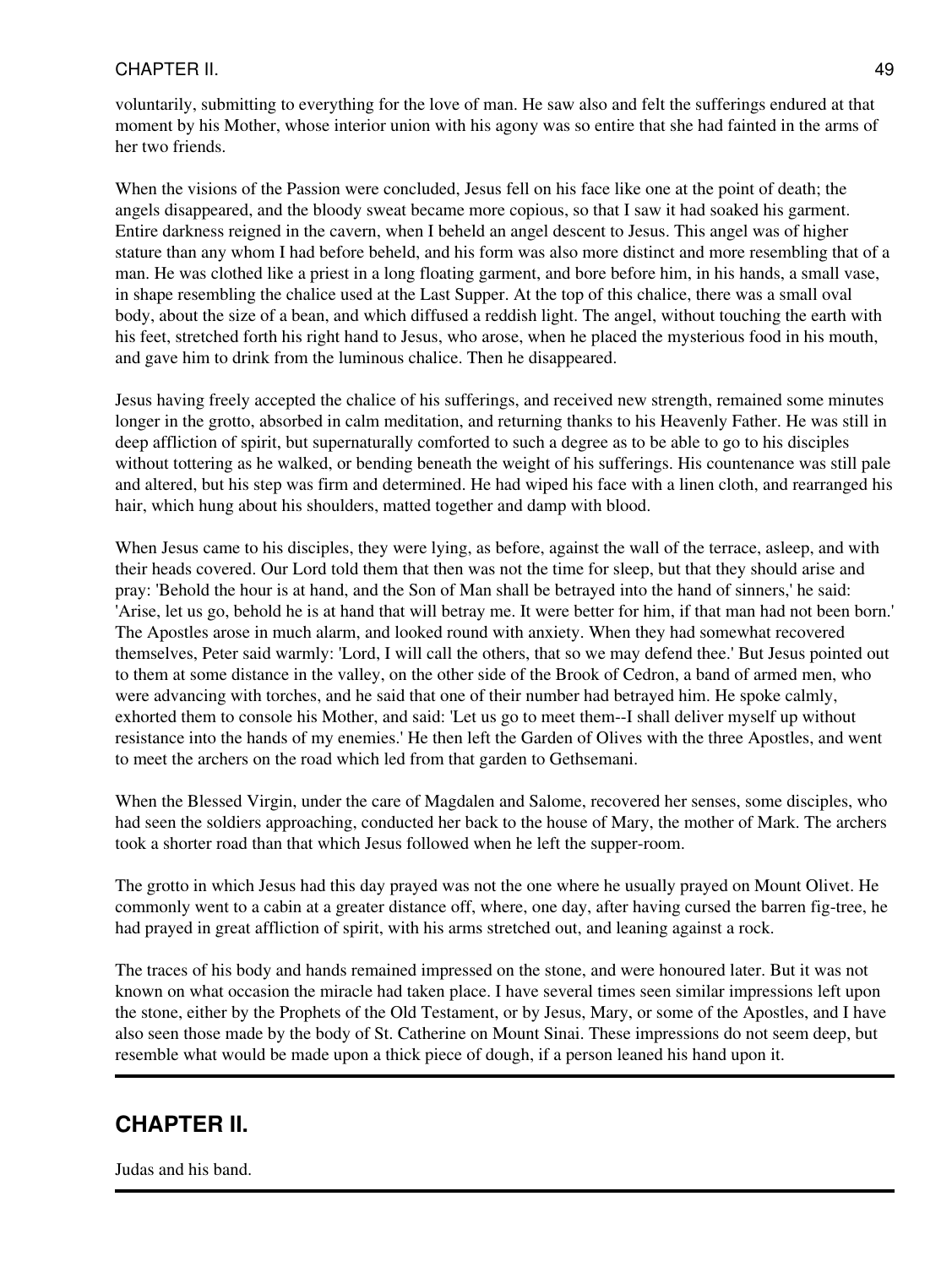voluntarily, submitting to everything for the love of man. He saw also and felt the sufferings endured at that moment by his Mother, whose interior union with his agony was so entire that she had fainted in the arms of her two friends.

When the visions of the Passion were concluded, Jesus fell on his face like one at the point of death; the angels disappeared, and the bloody sweat became more copious, so that I saw it had soaked his garment. Entire darkness reigned in the cavern, when I beheld an angel descent to Jesus. This angel was of higher stature than any whom I had before beheld, and his form was also more distinct and more resembling that of a man. He was clothed like a priest in a long floating garment, and bore before him, in his hands, a small vase, in shape resembling the chalice used at the Last Supper. At the top of this chalice, there was a small oval body, about the size of a bean, and which diffused a reddish light. The angel, without touching the earth with his feet, stretched forth his right hand to Jesus, who arose, when he placed the mysterious food in his mouth, and gave him to drink from the luminous chalice. Then he disappeared.

Jesus having freely accepted the chalice of his sufferings, and received new strength, remained some minutes longer in the grotto, absorbed in calm meditation, and returning thanks to his Heavenly Father. He was still in deep affliction of spirit, but supernaturally comforted to such a degree as to be able to go to his disciples without tottering as he walked, or bending beneath the weight of his sufferings. His countenance was still pale and altered, but his step was firm and determined. He had wiped his face with a linen cloth, and rearranged his hair, which hung about his shoulders, matted together and damp with blood.

When Jesus came to his disciples, they were lying, as before, against the wall of the terrace, asleep, and with their heads covered. Our Lord told them that then was not the time for sleep, but that they should arise and pray: 'Behold the hour is at hand, and the Son of Man shall be betrayed into the hand of sinners,' he said: 'Arise, let us go, behold he is at hand that will betray me. It were better for him, if that man had not been born.' The Apostles arose in much alarm, and looked round with anxiety. When they had somewhat recovered themselves, Peter said warmly: 'Lord, I will call the others, that so we may defend thee.' But Jesus pointed out to them at some distance in the valley, on the other side of the Brook of Cedron, a band of armed men, who were advancing with torches, and he said that one of their number had betrayed him. He spoke calmly, exhorted them to console his Mother, and said: 'Let us go to meet them--I shall deliver myself up without resistance into the hands of my enemies.' He then left the Garden of Olives with the three Apostles, and went to meet the archers on the road which led from that garden to Gethsemani.

When the Blessed Virgin, under the care of Magdalen and Salome, recovered her senses, some disciples, who had seen the soldiers approaching, conducted her back to the house of Mary, the mother of Mark. The archers took a shorter road than that which Jesus followed when he left the supper-room.

The grotto in which Jesus had this day prayed was not the one where he usually prayed on Mount Olivet. He commonly went to a cabin at a greater distance off, where, one day, after having cursed the barren fig-tree, he had prayed in great affliction of spirit, with his arms stretched out, and leaning against a rock.

The traces of his body and hands remained impressed on the stone, and were honoured later. But it was not known on what occasion the miracle had taken place. I have several times seen similar impressions left upon the stone, either by the Prophets of the Old Testament, or by Jesus, Mary, or some of the Apostles, and I have also seen those made by the body of St. Catherine on Mount Sinai. These impressions do not seem deep, but resemble what would be made upon a thick piece of dough, if a person leaned his hand upon it.

---

## CHAPTER II.

Judas and his band.

---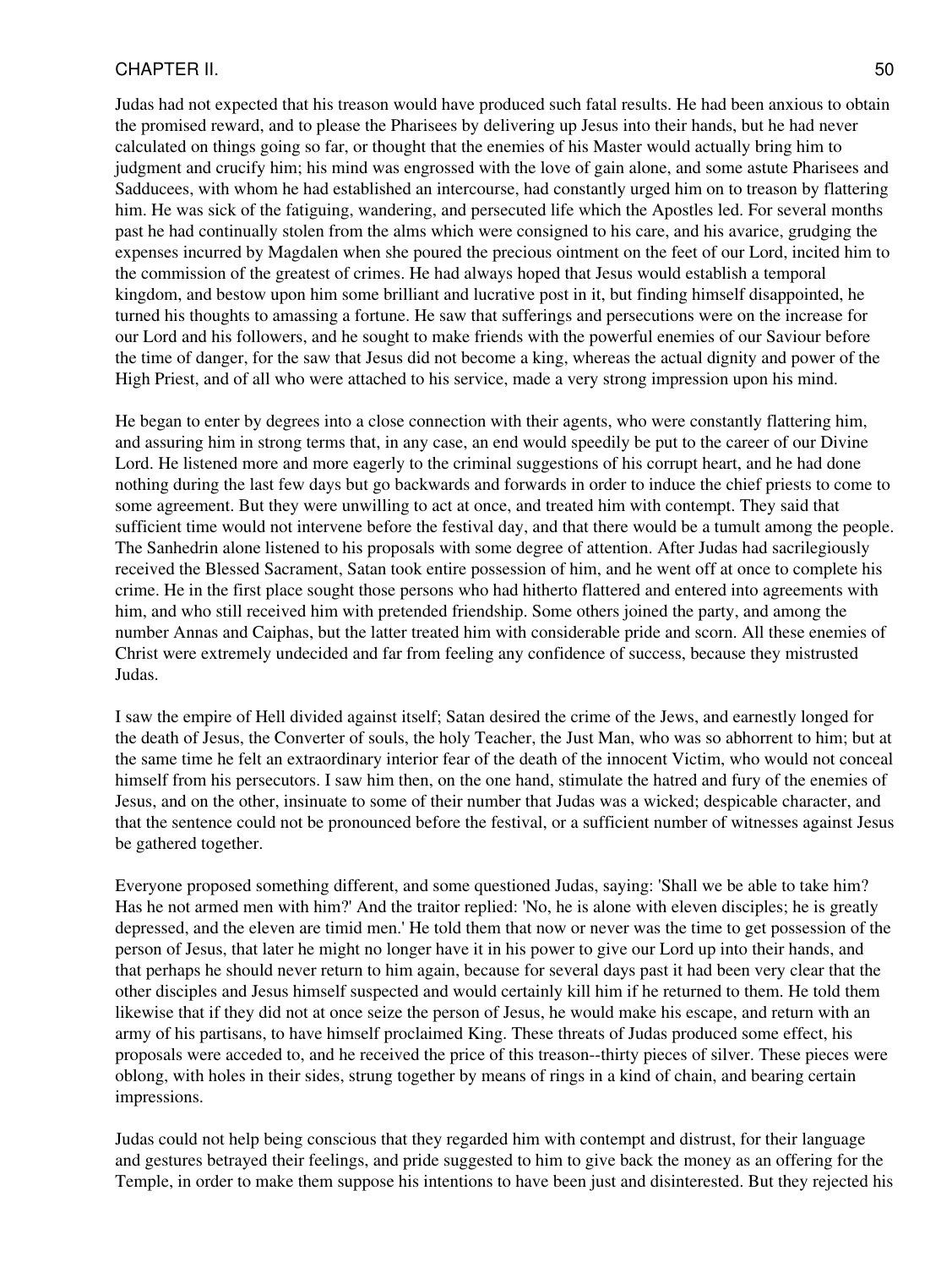Judas had not expected that his treason would have produced such fatal results. He had been anxious to obtain the promised reward, and to please the Pharisees by delivering up Jesus into their hands, but he had never calculated on things going so far, or thought that the enemies of his Master would actually bring him to judgment and crucify him; his mind was engrossed with the love of gain alone, and some astute Pharisees and Sadducees, with whom he had established an intercourse, had constantly urged him on to treason by flattering him. He was sick of the fatiguing, wandering, and persecuted life which the Apostles led. For several months past he had continually stolen from the alms which were consigned to his care, and his avarice, grudging the expenses incurred by Magdalen when she poured the precious ointment on the feet of our Lord, incited him to the commission of the greatest of crimes. He had always hoped that Jesus would establish a temporal kingdom, and bestow upon him some brilliant and lucrative post in it, but finding himself disappointed, he turned his thoughts to amassing a fortune. He saw that sufferings and persecutions were on the increase for our Lord and his followers, and he sought to make friends with the powerful enemies of our Saviour before the time of danger, for the saw that Jesus did not become a king, whereas the actual dignity and power of the High Priest, and of all who were attached to his service, made a very strong impression upon his mind.

He began to enter by degrees into a close connection with their agents, who were constantly flattering him, and assuring him in strong terms that, in any case, an end would speedily be put to the career of our Divine Lord. He listened more and more eagerly to the criminal suggestions of his corrupt heart, and he had done nothing during the last few days but go backwards and forwards in order to induce the chief priests to come to some agreement. But they were unwilling to act at once, and treated him with contempt. They said that sufficient time would not intervene before the festival day, and that there would be a tumult among the people. The Sanhedrin alone listened to his proposals with some degree of attention. After Judas had sacrilegiously received the Blessed Sacrament, Satan took entire possession of him, and he went off at once to complete his crime. He in the first place sought those persons who had hitherto flattered and entered into agreements with him, and who still received him with pretended friendship. Some others joined the party, and among the number Annas and Caiphas, but the latter treated him with considerable pride and scorn. All these enemies of Christ were extremely undecided and far from feeling any confidence of success, because they mistrusted Judas.

I saw the empire of Hell divided against itself; Satan desired the crime of the Jews, and earnestly longed for the death of Jesus, the Converter of souls, the holy Teacher, the Just Man, who was so abhorrent to him; but at the same time he felt an extraordinary interior fear of the death of the innocent Victim, who would not conceal himself from his persecutors. I saw him then, on the one hand, stimulate the hatred and fury of the enemies of Jesus, and on the other, insinuate to some of their number that Judas was a wicked; despicable character, and that the sentence could not be pronounced before the festival, or a sufficient number of witnesses against Jesus be gathered together.

Everyone proposed something different, and some questioned Judas, saying: 'Shall we be able to take him? Has he not armed men with him?' And the traitor replied: 'No, he is alone with eleven disciples; he is greatly depressed, and the eleven are timid men.' He told them that now or never was the time to get possession of the person of Jesus, that later he might no longer have it in his power to give our Lord up into their hands, and that perhaps he should never return to him again, because for several days past it had been very clear that the other disciples and Jesus himself suspected and would certainly kill him if he returned to them. He told them likewise that if they did not at once seize the person of Jesus, he would make his escape, and return with an army of his partisans, to have himself proclaimed King. These threats of Judas produced some effect, his proposals were acceded to, and he received the price of this treason--thirty pieces of silver. These pieces were oblong, with holes in their sides, strung together by means of rings in a kind of chain, and bearing certain impressions.

Judas could not help being conscious that they regarded him with contempt and distrust, for their language and gestures betrayed their feelings, and pride suggested to him to give back the money as an offering for the Temple, in order to make them suppose his intentions to have been just and disinterested. But they rejected his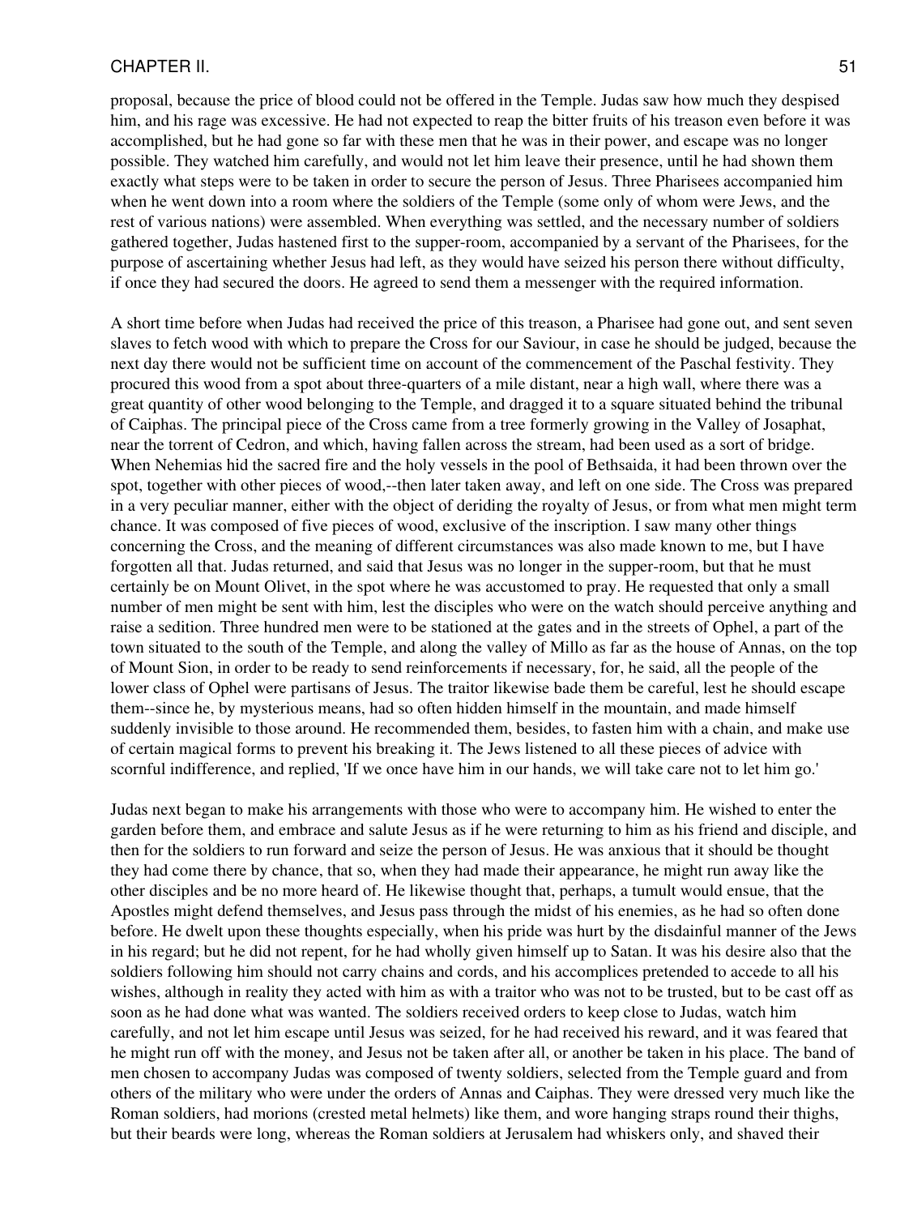proposal, because the price of blood could not be offered in the Temple. Judas saw how much they despised him, and his rage was excessive. He had not expected to reap the bitter fruits of his treason even before it was accomplished, but he had gone so far with these men that he was in their power, and escape was no longer possible. They watched him carefully, and would not let him leave their presence, until he had shown them exactly what steps were to be taken in order to secure the person of Jesus. Three Pharisees accompanied him when he went down into a room where the soldiers of the Temple (some only of whom were Jews, and the rest of various nations) were assembled. When everything was settled, and the necessary number of soldiers gathered together, Judas hastened first to the supper-room, accompanied by a servant of the Pharisees, for the purpose of ascertaining whether Jesus had left, as they would have seized his person there without difficulty, if once they had secured the doors. He agreed to send them a messenger with the required information.

A short time before when Judas had received the price of this treason, a Pharisee had gone out, and sent seven slaves to fetch wood with which to prepare the Cross for our Saviour, in case he should be judged, because the next day there would not be sufficient time on account of the commencement of the Paschal festivity. They procured this wood from a spot about three-quarters of a mile distant, near a high wall, where there was a great quantity of other wood belonging to the Temple, and dragged it to a square situated behind the tribunal of Caiphas. The principal piece of the Cross came from a tree formerly growing in the Valley of Josaphat, near the torrent of Cedron, and which, having fallen across the stream, had been used as a sort of bridge. When Nehemias hid the sacred fire and the holy vessels in the pool of Bethsaida, it had been thrown over the spot, together with other pieces of wood,--then later taken away, and left on one side. The Cross was prepared in a very peculiar manner, either with the object of deriding the royalty of Jesus, or from what men might term chance. It was composed of five pieces of wood, exclusive of the inscription. I saw many other things concerning the Cross, and the meaning of different circumstances was also made known to me, but I have forgotten all that. Judas returned, and said that Jesus was no longer in the supper-room, but that he must certainly be on Mount Olivet, in the spot where he was accustomed to pray. He requested that only a small number of men might be sent with him, lest the disciples who were on the watch should perceive anything and raise a sedition. Three hundred men were to be stationed at the gates and in the streets of Ophel, a part of the town situated to the south of the Temple, and along the valley of Millo as far as the house of Annas, on the top of Mount Sion, in order to be ready to send reinforcements if necessary, for, he said, all the people of the lower class of Ophel were partisans of Jesus. The traitor likewise bade them be careful, lest he should escape them--since he, by mysterious means, had so often hidden himself in the mountain, and made himself suddenly invisible to those around. He recommended them, besides, to fasten him with a chain, and make use of certain magical forms to prevent his breaking it. The Jews listened to all these pieces of advice with scornful indifference, and replied, 'If we once have him in our hands, we will take care not to let him go.'

Judas next began to make his arrangements with those who were to accompany him. He wished to enter the garden before them, and embrace and salute Jesus as if he were returning to him as his friend and disciple, and then for the soldiers to run forward and seize the person of Jesus. He was anxious that it should be thought they had come there by chance, that so, when they had made their appearance, he might run away like the other disciples and be no more heard of. He likewise thought that, perhaps, a tumult would ensue, that the Apostles might defend themselves, and Jesus pass through the midst of his enemies, as he had so often done before. He dwelt upon these thoughts especially, when his pride was hurt by the disdainful manner of the Jews in his regard; but he did not repent, for he had wholly given himself up to Satan. It was his desire also that the soldiers following him should not carry chains and cords, and his accomplices pretended to accede to all his wishes, although in reality they acted with him as with a traitor who was not to be trusted, but to be cast off as soon as he had done what was wanted. The soldiers received orders to keep close to Judas, watch him carefully, and not let him escape until Jesus was seized, for he had received his reward, and it was feared that he might run off with the money, and Jesus not be taken after all, or another be taken in his place. The band of men chosen to accompany Judas was composed of twenty soldiers, selected from the Temple guard and from others of the military who were under the orders of Annas and Caiphas. They were dressed very much like the Roman soldiers, had morions (crested metal helmets) like them, and wore hanging straps round their thighs, but their beards were long, whereas the Roman soldiers at Jerusalem had whiskers only, and shaved their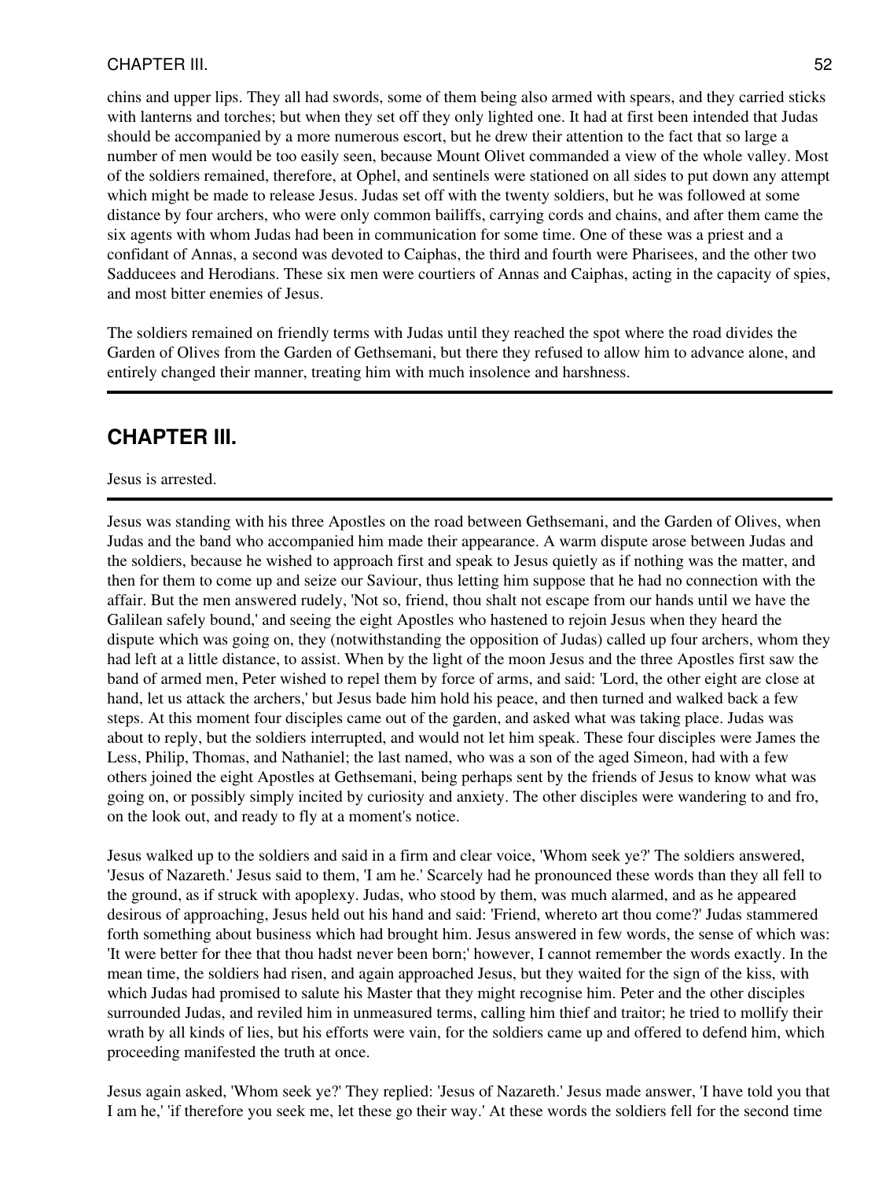chins and upper lips. They all had swords, some of them being also armed with spears, and they carried sticks with lanterns and torches; but when they set off they only lighted one. It had at first been intended that Judas should be accompanied by a more numerous escort, but he drew their attention to the fact that so large a number of men would be too easily seen, because Mount Olivet commanded a view of the whole valley. Most of the soldiers remained, therefore, at Ophel, and sentinels were stationed on all sides to put down any attempt which might be made to release Jesus. Judas set off with the twenty soldiers, but he was followed at some distance by four archers, who were only common bailiffs, carrying cords and chains, and after them came the six agents with whom Judas had been in communication for some time. One of these was a priest and a confidant of Annas, a second was devoted to Caiphas, the third and fourth were Pharisees, and the other two Sadducees and Herodians. These six men were courtiers of Annas and Caiphas, acting in the capacity of spies, and most bitter enemies of Jesus.

The soldiers remained on friendly terms with Judas until they reached the spot where the road divides the Garden of Olives from the Garden of Gethsemani, but there they refused to allow him to advance alone, and entirely changed their manner, treating him with much insolence and harshness.

---

## CHAPTER III.

Jesus is arrested.

---

Jesus was standing with his three Apostles on the road between Gethsemani, and the Garden of Olives, when Judas and the band who accompanied him made their appearance. A warm dispute arose between Judas and the soldiers, because he wished to approach first and speak to Jesus quietly as if nothing was the matter, and then for them to come up and seize our Saviour, thus letting him suppose that he had no connection with the affair. But the men answered rudely, 'Not so, friend, thou shalt not escape from our hands until we have the Galilean safely bound,' and seeing the eight Apostles who hastened to rejoin Jesus when they heard the dispute which was going on, they (notwithstanding the opposition of Judas) called up four archers, whom they had left at a little distance, to assist. When by the light of the moon Jesus and the three Apostles first saw the band of armed men, Peter wished to repel them by force of arms, and said: 'Lord, the other eight are close at hand, let us attack the archers,' but Jesus bade him hold his peace, and then turned and walked back a few steps. At this moment four disciples came out of the garden, and asked what was taking place. Judas was about to reply, but the soldiers interrupted, and would not let him speak. These four disciples were James the Less, Philip, Thomas, and Nathaniel; the last named, who was a son of the aged Simeon, had with a few others joined the eight Apostles at Gethsemani, being perhaps sent by the friends of Jesus to know what was going on, or possibly simply incited by curiosity and anxiety. The other disciples were wandering to and fro, on the look out, and ready to fly at a moment's notice.

Jesus walked up to the soldiers and said in a firm and clear voice, 'Whom seek ye?' The soldiers answered, 'Jesus of Nazareth.' Jesus said to them, 'I am he.' Scarcely had he pronounced these words than they all fell to the ground, as if struck with apoplexy. Judas, who stood by them, was much alarmed, and as he appeared desirous of approaching, Jesus held out his hand and said: 'Friend, whereto art thou come?' Judas stammered forth something about business which had brought him. Jesus answered in few words, the sense of which was: 'It were better for thee that thou hadst never been born;' however, I cannot remember the words exactly. In the mean time, the soldiers had risen, and again approached Jesus, but they waited for the sign of the kiss, with which Judas had promised to salute his Master that they might recognise him. Peter and the other disciples surrounded Judas, and reviled him in unmeasured terms, calling him thief and traitor; he tried to mollify their wrath by all kinds of lies, but his efforts were vain, for the soldiers came up and offered to defend him, which proceeding manifested the truth at once.

Jesus again asked, 'Whom seek ye?' They replied: 'Jesus of Nazareth.' Jesus made answer, 'I have told you that I am he,' 'if therefore you seek me, let these go their way.' At these words the soldiers fell for the second time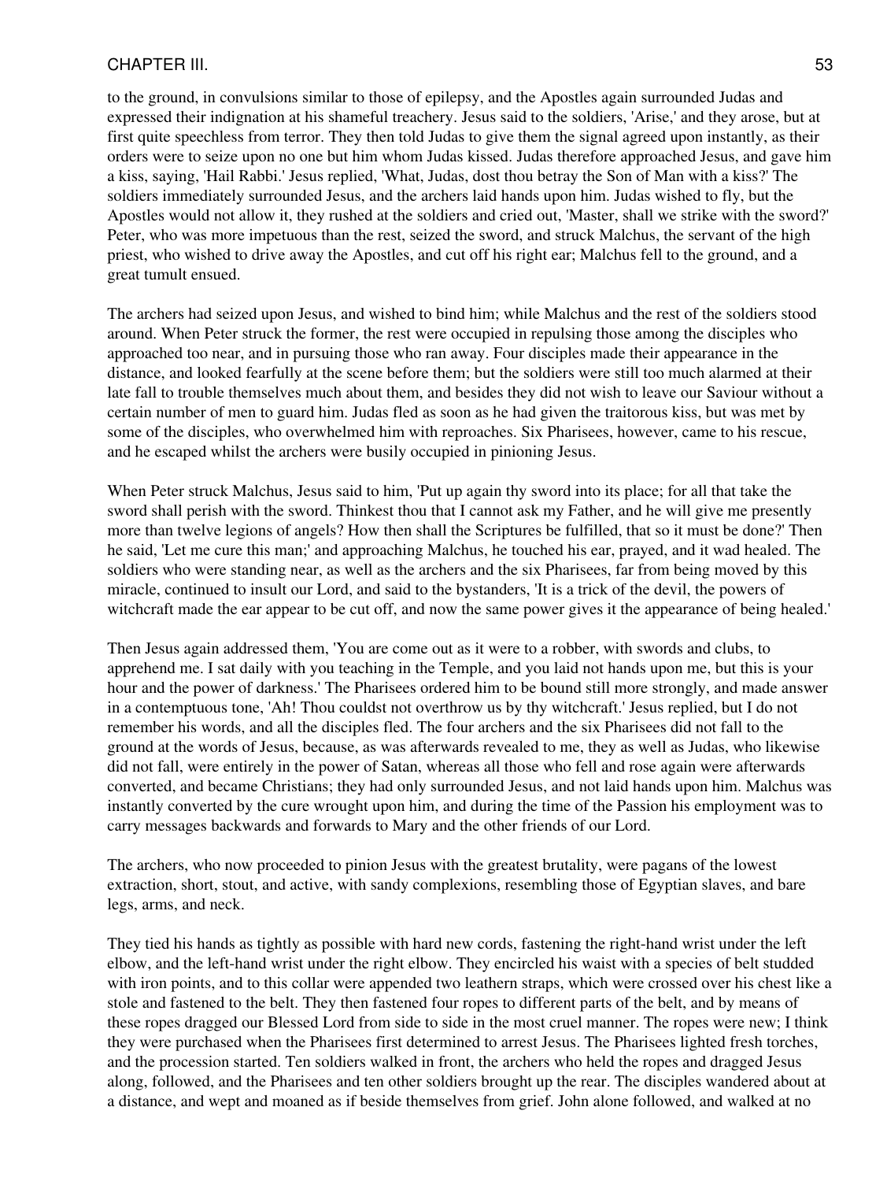to the ground, in convulsions similar to those of epilepsy, and the Apostles again surrounded Judas and expressed their indignation at his shameful treachery. Jesus said to the soldiers, 'Arise,' and they arose, but at first quite speechless from terror. They then told Judas to give them the signal agreed upon instantly, as their orders were to seize upon no one but him whom Judas kissed. Judas therefore approached Jesus, and gave him a kiss, saying, 'Hail Rabbi.' Jesus replied, 'What, Judas, dost thou betray the Son of Man with a kiss?' The soldiers immediately surrounded Jesus, and the archers laid hands upon him. Judas wished to fly, but the Apostles would not allow it, they rushed at the soldiers and cried out, 'Master, shall we strike with the sword?' Peter, who was more impetuous than the rest, seized the sword, and struck Malchus, the servant of the high priest, who wished to drive away the Apostles, and cut off his right ear; Malchus fell to the ground, and a great tumult ensued.

The archers had seized upon Jesus, and wished to bind him; while Malchus and the rest of the soldiers stood around. When Peter struck the former, the rest were occupied in repulsing those among the disciples who approached too near, and in pursuing those who ran away. Four disciples made their appearance in the distance, and looked fearfully at the scene before them; but the soldiers were still too much alarmed at their late fall to trouble themselves much about them, and besides they did not wish to leave our Saviour without a certain number of men to guard him. Judas fled as soon as he had given the traitorous kiss, but was met by some of the disciples, who overwhelmed him with reproaches. Six Pharisees, however, came to his rescue, and he escaped whilst the archers were busily occupied in pinioning Jesus.

When Peter struck Malchus, Jesus said to him, 'Put up again thy sword into its place; for all that take the sword shall perish with the sword. Thinkest thou that I cannot ask my Father, and he will give me presently more than twelve legions of angels? How then shall the Scriptures be fulfilled, that so it must be done?' Then he said, 'Let me cure this man;' and approaching Malchus, he touched his ear, prayed, and it wad healed. The soldiers who were standing near, as well as the archers and the six Pharisees, far from being moved by this miracle, continued to insult our Lord, and said to the bystanders, 'It is a trick of the devil, the powers of witchcraft made the ear appear to be cut off, and now the same power gives it the appearance of being healed.'

Then Jesus again addressed them, 'You are come out as it were to a robber, with swords and clubs, to apprehend me. I sat daily with you teaching in the Temple, and you laid not hands upon me, but this is your hour and the power of darkness.' The Pharisees ordered him to be bound still more strongly, and made answer in a contemptuous tone, 'Ah! Thou couldst not overthrow us by thy witchcraft.' Jesus replied, but I do not remember his words, and all the disciples fled. The four archers and the six Pharisees did not fall to the ground at the words of Jesus, because, as was afterwards revealed to me, they as well as Judas, who likewise did not fall, were entirely in the power of Satan, whereas all those who fell and rose again were afterwards converted, and became Christians; they had only surrounded Jesus, and not laid hands upon him. Malchus was instantly converted by the cure wrought upon him, and during the time of the Passion his employment was to carry messages backwards and forwards to Mary and the other friends of our Lord.

The archers, who now proceeded to pinion Jesus with the greatest brutality, were pagans of the lowest extraction, short, stout, and active, with sandy complexions, resembling those of Egyptian slaves, and bare legs, arms, and neck.

They tied his hands as tightly as possible with hard new cords, fastening the right-hand wrist under the left elbow, and the left-hand wrist under the right elbow. They encircled his waist with a species of belt studded with iron points, and to this collar were appended two leathern straps, which were crossed over his chest like a stole and fastened to the belt. They then fastened four ropes to different parts of the belt, and by means of these ropes dragged our Blessed Lord from side to side in the most cruel manner. The ropes were new; I think they were purchased when the Pharisees first determined to arrest Jesus. The Pharisees lighted fresh torches, and the procession started. Ten soldiers walked in front, the archers who held the ropes and dragged Jesus along, followed, and the Pharisees and ten other soldiers brought up the rear. The disciples wandered about at a distance, and wept and moaned as if beside themselves from grief. John alone followed, and walked at no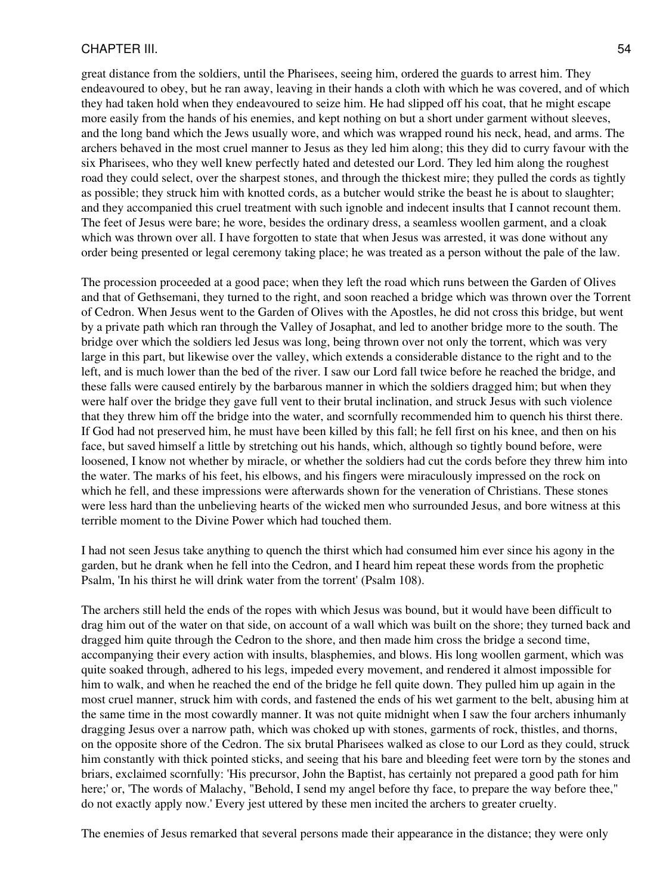great distance from the soldiers, until the Pharisees, seeing him, ordered the guards to arrest him. They endeavoured to obey, but he ran away, leaving in their hands a cloth with which he was covered, and of which they had taken hold when they endeavoured to seize him. He had slipped off his coat, that he might escape more easily from the hands of his enemies, and kept nothing on but a short under garment without sleeves, and the long band which the Jews usually wore, and which was wrapped round his neck, head, and arms. The archers behaved in the most cruel manner to Jesus as they led him along; this they did to curry favour with the six Pharisees, who they well knew perfectly hated and detested our Lord. They led him along the roughest road they could select, over the sharpest stones, and through the thickest mire; they pulled the cords as tightly as possible; they struck him with knotted cords, as a butcher would strike the beast he is about to slaughter; and they accompanied this cruel treatment with such ignoble and indecent insults that I cannot recount them. The feet of Jesus were bare; he wore, besides the ordinary dress, a seamless woollen garment, and a cloak which was thrown over all. I have forgotten to state that when Jesus was arrested, it was done without any order being presented or legal ceremony taking place; he was treated as a person without the pale of the law.

The procession proceeded at a good pace; when they left the road which runs between the Garden of Olives and that of Gethsemani, they turned to the right, and soon reached a bridge which was thrown over the Torrent of Cedron. When Jesus went to the Garden of Olives with the Apostles, he did not cross this bridge, but went by a private path which ran through the Valley of Josaphat, and led to another bridge more to the south. The bridge over which the soldiers led Jesus was long, being thrown over not only the torrent, which was very large in this part, but likewise over the valley, which extends a considerable distance to the right and to the left, and is much lower than the bed of the river. I saw our Lord fall twice before he reached the bridge, and these falls were caused entirely by the barbarous manner in which the soldiers dragged him; but when they were half over the bridge they gave full vent to their brutal inclination, and struck Jesus with such violence that they threw him off the bridge into the water, and scornfully recommended him to quench his thirst there. If God had not preserved him, he must have been killed by this fall; he fell first on his knee, and then on his face, but saved himself a little by stretching out his hands, which, although so tightly bound before, were loosened, I know not whether by miracle, or whether the soldiers had cut the cords before they threw him into the water. The marks of his feet, his elbows, and his fingers were miraculously impressed on the rock on which he fell, and these impressions were afterwards shown for the veneration of Christians. These stones were less hard than the unbelieving hearts of the wicked men who surrounded Jesus, and bore witness at this terrible moment to the Divine Power which had touched them.

I had not seen Jesus take anything to quench the thirst which had consumed him ever since his agony in the garden, but he drank when he fell into the Cedron, and I heard him repeat these words from the prophetic Psalm, 'In his thirst he will drink water from the torrent' (Psalm 108).

The archers still held the ends of the ropes with which Jesus was bound, but it would have been difficult to drag him out of the water on that side, on account of a wall which was built on the shore; they turned back and dragged him quite through the Cedron to the shore, and then made him cross the bridge a second time, accompanying their every action with insults, blasphemies, and blows. His long woollen garment, which was quite soaked through, adhered to his legs, impeded every movement, and rendered it almost impossible for him to walk, and when he reached the end of the bridge he fell quite down. They pulled him up again in the most cruel manner, struck him with cords, and fastened the ends of his wet garment to the belt, abusing him at the same time in the most cowardly manner. It was not quite midnight when I saw the four archers inhumanly dragging Jesus over a narrow path, which was choked up with stones, garments of rock, thistles, and thorns, on the opposite shore of the Cedron. The six brutal Pharisees walked as close to our Lord as they could, struck him constantly with thick pointed sticks, and seeing that his bare and bleeding feet were torn by the stones and briars, exclaimed scornfully: 'His precursor, John the Baptist, has certainly not prepared a good path for him here;' or, 'The words of Malachy, "Behold, I send my angel before thy face, to prepare the way before thee," do not exactly apply now.' Every jest uttered by these men incited the archers to greater cruelty.

The enemies of Jesus remarked that several persons made their appearance in the distance; they were only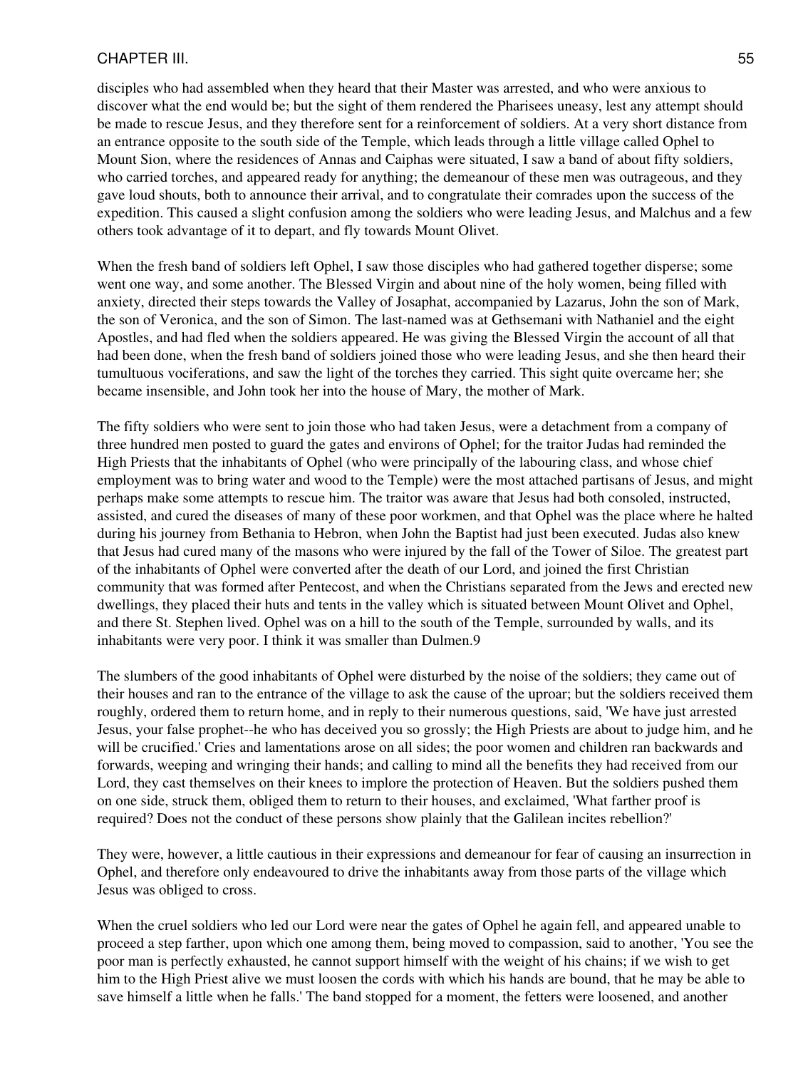disciples who had assembled when they heard that their Master was arrested, and who were anxious to discover what the end would be; but the sight of them rendered the Pharisees uneasy, lest any attempt should be made to rescue Jesus, and they therefore sent for a reinforcement of soldiers. At a very short distance from an entrance opposite to the south side of the Temple, which leads through a little village called Ophel to Mount Sion, where the residences of Annas and Caiphas were situated, I saw a band of about fifty soldiers, who carried torches, and appeared ready for anything; the demeanour of these men was outrageous, and they gave loud shouts, both to announce their arrival, and to congratulate their comrades upon the success of the expedition. This caused a slight confusion among the soldiers who were leading Jesus, and Malchus and a few others took advantage of it to depart, and fly towards Mount Olivet.

When the fresh band of soldiers left Ophel, I saw those disciples who had gathered together disperse; some went one way, and some another. The Blessed Virgin and about nine of the holy women, being filled with anxiety, directed their steps towards the Valley of Josaphat, accompanied by Lazarus, John the son of Mark, the son of Veronica, and the son of Simon. The last-named was at Gethsemani with Nathaniel and the eight Apostles, and had fled when the soldiers appeared. He was giving the Blessed Virgin the account of all that had been done, when the fresh band of soldiers joined those who were leading Jesus, and she then heard their tumultuous vociferations, and saw the light of the torches they carried. This sight quite overcame her; she became insensible, and John took her into the house of Mary, the mother of Mark.

The fifty soldiers who were sent to join those who had taken Jesus, were a detachment from a company of three hundred men posted to guard the gates and environs of Ophel; for the traitor Judas had reminded the High Priests that the inhabitants of Ophel (who were principally of the labouring class, and whose chief employment was to bring water and wood to the Temple) were the most attached partisans of Jesus, and might perhaps make some attempts to rescue him. The traitor was aware that Jesus had both consoled, instructed, assisted, and cured the diseases of many of these poor workmen, and that Ophel was the place where he halted during his journey from Bethania to Hebron, when John the Baptist had just been executed. Judas also knew that Jesus had cured many of the masons who were injured by the fall of the Tower of Siloe. The greatest part of the inhabitants of Ophel were converted after the death of our Lord, and joined the first Christian community that was formed after Pentecost, and when the Christians separated from the Jews and erected new dwellings, they placed their huts and tents in the valley which is situated between Mount Olivet and Ophel, and there St. Stephen lived. Ophel was on a hill to the south of the Temple, surrounded by walls, and its inhabitants were very poor. I think it was smaller than Dulmen.[9]

The slumbers of the good inhabitants of Ophel were disturbed by the noise of the soldiers; they came out of their houses and ran to the entrance of the village to ask the cause of the uproar; but the soldiers received them roughly, ordered them to return home, and in reply to their numerous questions, said, 'We have just arrested Jesus, your false prophet--he who has deceived you so grossly; the High Priests are about to judge him, and he will be crucified.' Cries and lamentations arose on all sides; the poor women and children ran backwards and forwards, weeping and wringing their hands; and calling to mind all the benefits they had received from our Lord, they cast themselves on their knees to implore the protection of Heaven. But the soldiers pushed them on one side, struck them, obliged them to return to their houses, and exclaimed, 'What farther proof is required? Does not the conduct of these persons show plainly that the Galilean incites rebellion?'

They were, however, a little cautious in their expressions and demeanour for fear of causing an insurrection in Ophel, and therefore only endeavoured to drive the inhabitants away from those parts of the village which Jesus was obliged to cross.

When the cruel soldiers who led our Lord were near the gates of Ophel he again fell, and appeared unable to proceed a step farther, upon which one among them, being moved to compassion, said to another, 'You see the poor man is perfectly exhausted, he cannot support himself with the weight of his chains; if we wish to get him to the High Priest alive we must loosen the cords with which his hands are bound, that he may be able to save himself a little when he falls.' The band stopped for a moment, the fetters were loosened, and another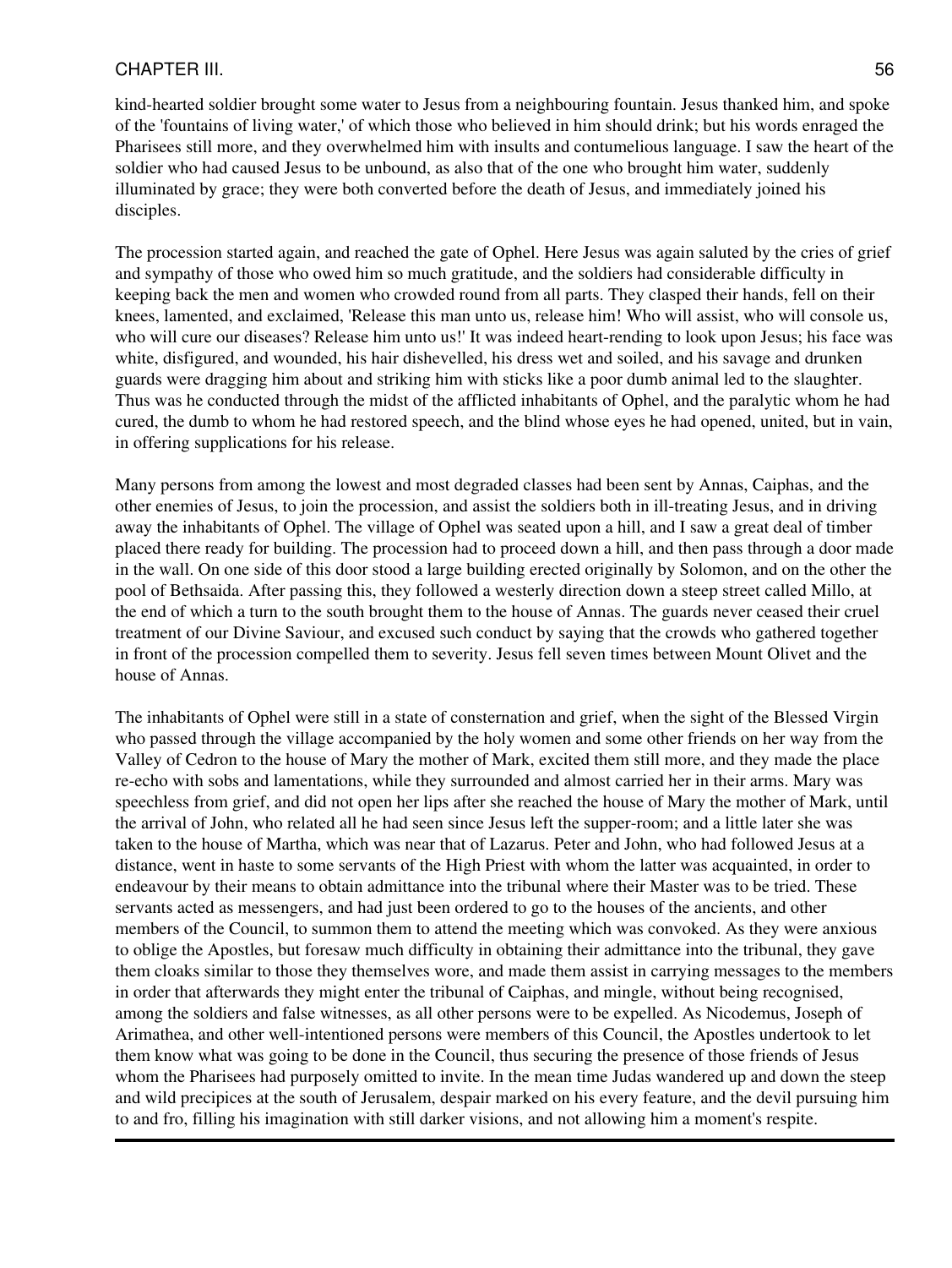kind-hearted soldier brought some water to Jesus from a neighbouring fountain. Jesus thanked him, and spoke of the 'fountains of living water,' of which those who believed in him should drink; but his words enraged the Pharisees still more, and they overwhelmed him with insults and contumelious language. I saw the heart of the soldier who had caused Jesus to be unbound, as also that of the one who brought him water, suddenly illuminated by grace; they were both converted before the death of Jesus, and immediately joined his disciples.

The procession started again, and reached the gate of Ophel. Here Jesus was again saluted by the cries of grief and sympathy of those who owed him so much gratitude, and the soldiers had considerable difficulty in keeping back the men and women who crowded round from all parts. They clasped their hands, fell on their knees, lamented, and exclaimed, 'Release this man unto us, release him! Who will assist, who will console us, who will cure our diseases? Release him unto us!' It was indeed heart-rending to look upon Jesus; his face was white, disfigured, and wounded, his hair dishevelled, his dress wet and soiled, and his savage and drunken guards were dragging him about and striking him with sticks like a poor dumb animal led to the slaughter. Thus was he conducted through the midst of the afflicted inhabitants of Ophel, and the paralytic whom he had cured, the dumb to whom he had restored speech, and the blind whose eyes he had opened, united, but in vain, in offering supplications for his release.

Many persons from among the lowest and most degraded classes had been sent by Annas, Caiphas, and the other enemies of Jesus, to join the procession, and assist the soldiers both in ill-treating Jesus, and in driving away the inhabitants of Ophel. The village of Ophel was seated upon a hill, and I saw a great deal of timber placed there ready for building. The procession had to proceed down a hill, and then pass through a door made in the wall. On one side of this door stood a large building erected originally by Solomon, and on the other the pool of Bethsaida. After passing this, they followed a westerly direction down a steep street called Millo, at the end of which a turn to the south brought them to the house of Annas. The guards never ceased their cruel treatment of our Divine Saviour, and excused such conduct by saying that the crowds who gathered together in front of the procession compelled them to severity. Jesus fell seven times between Mount Olivet and the house of Annas.

The inhabitants of Ophel were still in a state of consternation and grief, when the sight of the Blessed Virgin who passed through the village accompanied by the holy women and some other friends on her way from the Valley of Cedron to the house of Mary the mother of Mark, excited them still more, and they made the place re-echo with sobs and lamentations, while they surrounded and almost carried her in their arms. Mary was speechless from grief, and did not open her lips after she reached the house of Mary the mother of Mark, until the arrival of John, who related all he had seen since Jesus left the supper-room; and a little later she was taken to the house of Martha, which was near that of Lazarus. Peter and John, who had followed Jesus at a distance, went in haste to some servants of the High Priest with whom the latter was acquainted, in order to endeavour by their means to obtain admittance into the tribunal where their Master was to be tried. These servants acted as messengers, and had just been ordered to go to the houses of the ancients, and other members of the Council, to summon them to attend the meeting which was convoked. As they were anxious to oblige the Apostles, but foresaw much difficulty in obtaining their admittance into the tribunal, they gave them cloaks similar to those they themselves wore, and made them assist in carrying messages to the members in order that afterwards they might enter the tribunal of Caiphas, and mingle, without being recognised, among the soldiers and false witnesses, as all other persons were to be expelled. As Nicodemus, Joseph of Arimathea, and other well-intentioned persons were members of this Council, the Apostles undertook to let them know what was going to be done in the Council, thus securing the presence of those friends of Jesus whom the Pharisees had purposely omitted to invite. In the mean time Judas wandered up and down the steep and wild precipices at the south of Jerusalem, despair marked on his every feature, and the devil pursuing him to and fro, filling his imagination with still darker visions, and not allowing him a moment's respite.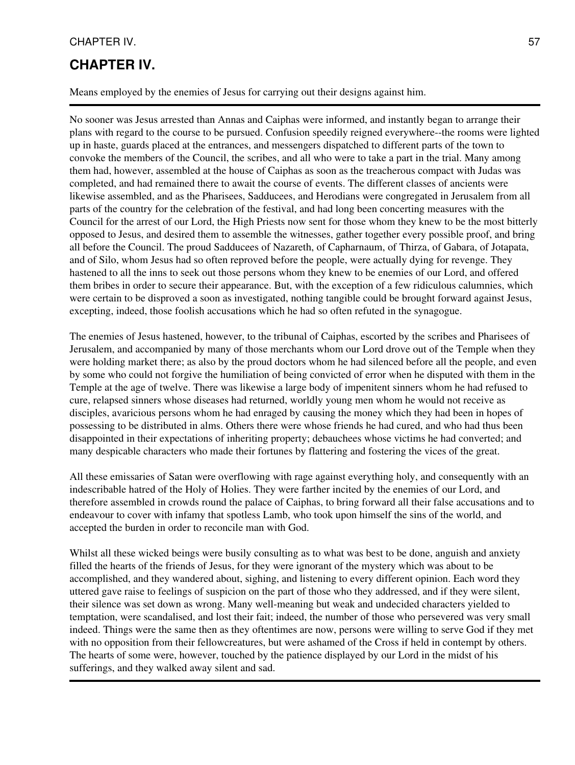# CHAPTER IV.

Means employed by the enemies of Jesus for carrying out their designs against him.

---

No sooner was Jesus arrested than Annas and Caiphas were informed, and instantly began to arrange their plans with regard to the course to be pursued. Confusion speedily reigned everywhere--the rooms were lighted up in haste, guards placed at the entrances, and messengers dispatched to different parts of the town to convoke the members of the Council, the scribes, and all who were to take a part in the trial. Many among them had, however, assembled at the house of Caiphas as soon as the treacherous compact with Judas was completed, and had remained there to await the course of events. The different classes of ancients were likewise assembled, and as the Pharisees, Sadducees, and Herodians were congregated in Jerusalem from all parts of the country for the celebration of the festival, and had long been concerting measures with the Council for the arrest of our Lord, the High Priests now sent for those whom they knew to be the most bitterly opposed to Jesus, and desired them to assemble the witnesses, gather together every possible proof, and bring all before the Council. The proud Sadducees of Nazareth, of Capharnaum, of Thirza, of Gabara, of Jotapata, and of Silo, whom Jesus had so often reproved before the people, were actually dying for revenge. They hastened to all the inns to seek out those persons whom they knew to be enemies of our Lord, and offered them bribes in order to secure their appearance. But, with the exception of a few ridiculous calumnies, which were certain to be disproved a soon as investigated, nothing tangible could be brought forward against Jesus, excepting, indeed, those foolish accusations which he had so often refuted in the synagogue.

The enemies of Jesus hastened, however, to the tribunal of Caiphas, escorted by the scribes and Pharisees of Jerusalem, and accompanied by many of those merchants whom our Lord drove out of the Temple when they were holding market there; as also by the proud doctors whom he had silenced before all the people, and even by some who could not forgive the humiliation of being convicted of error when he disputed with them in the Temple at the age of twelve. There was likewise a large body of impenitent sinners whom he had refused to cure, relapsed sinners whose diseases had returned, worldly young men whom he would not receive as disciples, avaricious persons whom he had enraged by causing the money which they had been in hopes of possessing to be distributed in alms. Others there were whose friends he had cured, and who had thus been disappointed in their expectations of inheriting property; debauchees whose victims he had converted; and many despicable characters who made their fortunes by flattering and fostering the vices of the great.

All these emissaries of Satan were overflowing with rage against everything holy, and consequently with an indescribable hatred of the Holy of Holies. They were farther incited by the enemies of our Lord, and therefore assembled in crowds round the palace of Caiphas, to bring forward all their false accusations and to endeavour to cover with infamy that spotless Lamb, who took upon himself the sins of the world, and accepted the burden in order to reconcile man with God.

Whilst all these wicked beings were busily consulting as to what was best to be done, anguish and anxiety filled the hearts of the friends of Jesus, for they were ignorant of the mystery which was about to be accomplished, and they wandered about, sighing, and listening to every different opinion. Each word they uttered gave raise to feelings of suspicion on the part of those who they addressed, and if they were silent, their silence was set down as wrong. Many well-meaning but weak and undecided characters yielded to temptation, were scandalised, and lost their fait; indeed, the number of those who persevered was very small indeed. Things were the same then as they oftentimes are now, persons were willing to serve God if they met with no opposition from their fellowcreatures, but were ashamed of the Cross if held in contempt by others. The hearts of some were, however, touched by the patience displayed by our Lord in the midst of his sufferings, and they walked away silent and sad.

---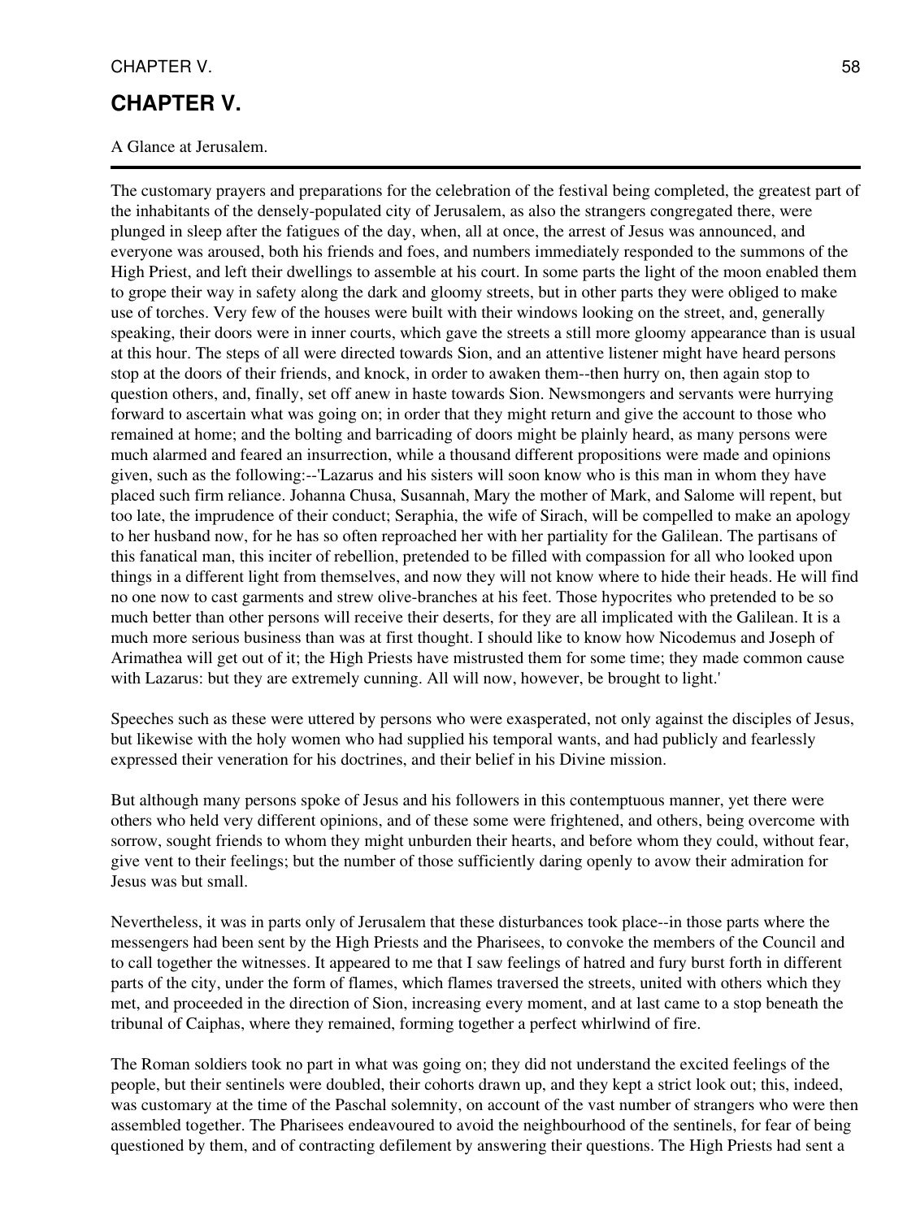# CHAPTER V.

A Glance at Jerusalem.

---

The customary prayers and preparations for the celebration of the festival being completed, the greatest part of the inhabitants of the densely-populated city of Jerusalem, as also the strangers congregated there, were plunged in sleep after the fatigues of the day, when, all at once, the arrest of Jesus was announced, and everyone was aroused, both his friends and foes, and numbers immediately responded to the summons of the High Priest, and left their dwellings to assemble at his court. In some parts the light of the moon enabled them to grope their way in safety along the dark and gloomy streets, but in other parts they were obliged to make use of torches. Very few of the houses were built with their windows looking on the street, and, generally speaking, their doors were in inner courts, which gave the streets a still more gloomy appearance than is usual at this hour. The steps of all were directed towards Sion, and an attentive listener might have heard persons stop at the doors of their friends, and knock, in order to awaken them--then hurry on, then again stop to question others, and, finally, set off anew in haste towards Sion. Newsmongers and servants were hurrying forward to ascertain what was going on; in order that they might return and give the account to those who remained at home; and the bolting and barricading of doors might be plainly heard, as many persons were much alarmed and feared an insurrection, while a thousand different propositions were made and opinions given, such as the following:--'Lazarus and his sisters will soon know who is this man in whom they have placed such firm reliance. Johanna Chusa, Susannah, Mary the mother of Mark, and Salome will repent, but too late, the imprudence of their conduct; Seraphia, the wife of Sirach, will be compelled to make an apology to her husband now, for he has so often reproached her with her partiality for the Galilean. The partisans of this fanatical man, this inciter of rebellion, pretended to be filled with compassion for all who looked upon things in a different light from themselves, and now they will not know where to hide their heads. He will find no one now to cast garments and strew olive-branches at his feet. Those hypocrites who pretended to be so much better than other persons will receive their deserts, for they are all implicated with the Galilean. It is a much more serious business than was at first thought. I should like to know how Nicodemus and Joseph of Arimathea will get out of it; the High Priests have mistrusted them for some time; they made common cause with Lazarus: but they are extremely cunning. All will now, however, be brought to light.'

Speeches such as these were uttered by persons who were exasperated, not only against the disciples of Jesus, but likewise with the holy women who had supplied his temporal wants, and had publicly and fearlessly expressed their veneration for his doctrines, and their belief in his Divine mission.

But although many persons spoke of Jesus and his followers in this contemptuous manner, yet there were others who held very different opinions, and of these some were frightened, and others, being overcome with sorrow, sought friends to whom they might unburden their hearts, and before whom they could, without fear, give vent to their feelings; but the number of those sufficiently daring openly to avow their admiration for Jesus was but small.

Nevertheless, it was in parts only of Jerusalem that these disturbances took place--in those parts where the messengers had been sent by the High Priests and the Pharisees, to convoke the members of the Council and to call together the witnesses. It appeared to me that I saw feelings of hatred and fury burst forth in different parts of the city, under the form of flames, which flames traversed the streets, united with others which they met, and proceeded in the direction of Sion, increasing every moment, and at last came to a stop beneath the tribunal of Caiphas, where they remained, forming together a perfect whirlwind of fire.

The Roman soldiers took no part in what was going on; they did not understand the excited feelings of the people, but their sentinels were doubled, their cohorts drawn up, and they kept a strict look out; this, indeed, was customary at the time of the Paschal solemnity, on account of the vast number of strangers who were then assembled together. The Pharisees endeavoured to avoid the neighbourhood of the sentinels, for fear of being questioned by them, and of contracting defilement by answering their questions. The High Priests had sent a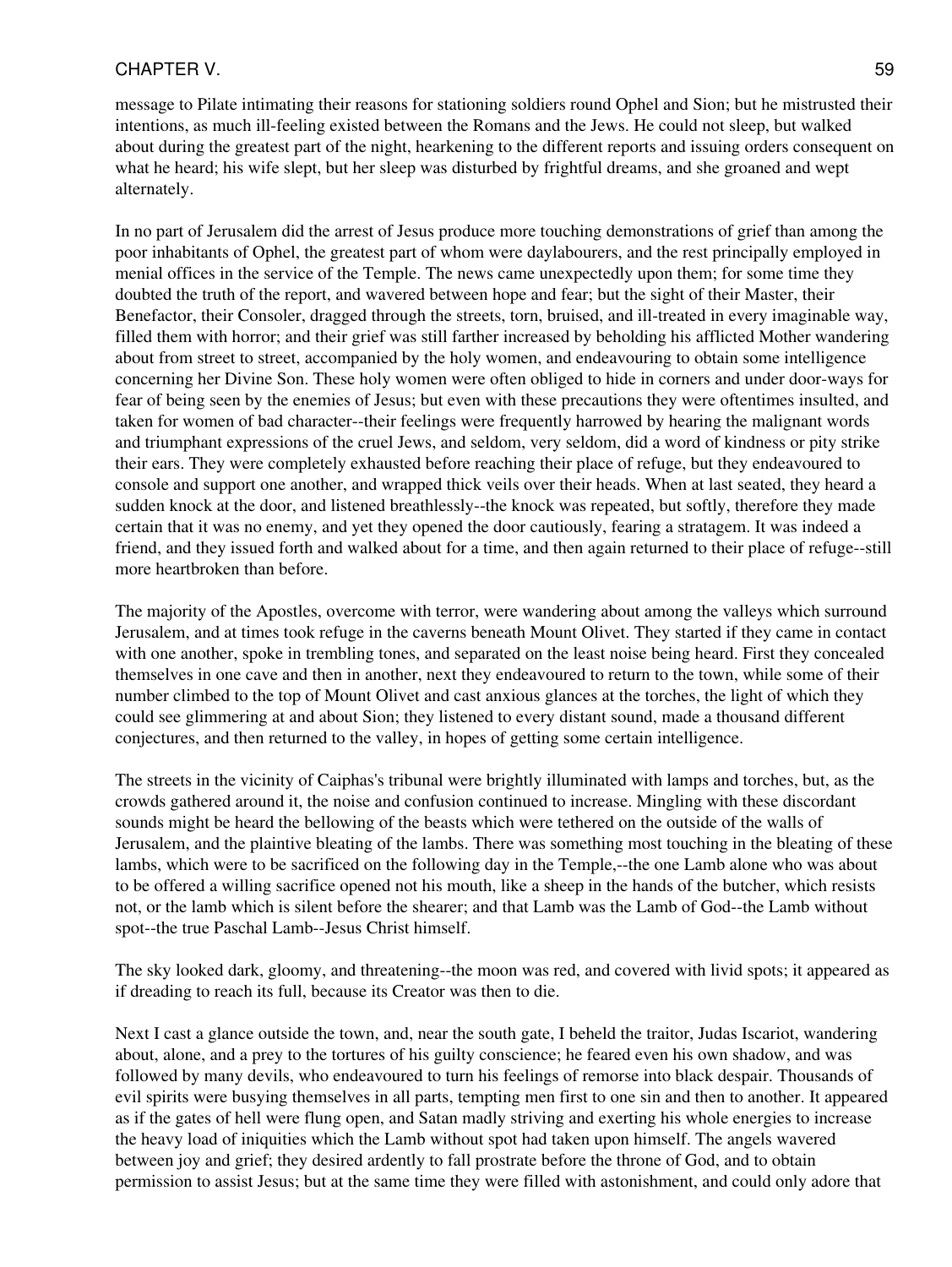message to Pilate intimating their reasons for stationing soldiers round Ophel and Sion; but he mistrusted their intentions, as much ill-feeling existed between the Romans and the Jews. He could not sleep, but walked about during the greatest part of the night, hearkening to the different reports and issuing orders consequent on what he heard; his wife slept, but her sleep was disturbed by frightful dreams, and she groaned and wept alternately.

In no part of Jerusalem did the arrest of Jesus produce more touching demonstrations of grief than among the poor inhabitants of Ophel, the greatest part of whom were daylabourers, and the rest principally employed in menial offices in the service of the Temple. The news came unexpectedly upon them; for some time they doubted the truth of the report, and wavered between hope and fear; but the sight of their Master, their Benefactor, their Consoler, dragged through the streets, torn, bruised, and ill-treated in every imaginable way, filled them with horror; and their grief was still farther increased by beholding his afflicted Mother wandering about from street to street, accompanied by the holy women, and endeavouring to obtain some intelligence concerning her Divine Son. These holy women were often obliged to hide in corners and under door-ways for fear of being seen by the enemies of Jesus; but even with these precautions they were oftentimes insulted, and taken for women of bad character--their feelings were frequently harrowed by hearing the malignant words and triumphant expressions of the cruel Jews, and seldom, very seldom, did a word of kindness or pity strike their ears. They were completely exhausted before reaching their place of refuge, but they endeavoured to console and support one another, and wrapped thick veils over their heads. When at last seated, they heard a sudden knock at the door, and listened breathlessly--the knock was repeated, but softly, therefore they made certain that it was no enemy, and yet they opened the door cautiously, fearing a stratagem. It was indeed a friend, and they issued forth and walked about for a time, and then again returned to their place of refuge--still more heartbroken than before.

The majority of the Apostles, overcome with terror, were wandering about among the valleys which surround Jerusalem, and at times took refuge in the caverns beneath Mount Olivet. They started if they came in contact with one another, spoke in trembling tones, and separated on the least noise being heard. First they concealed themselves in one cave and then in another, next they endeavoured to return to the town, while some of their number climbed to the top of Mount Olivet and cast anxious glances at the torches, the light of which they could see glimmering at and about Sion; they listened to every distant sound, made a thousand different conjectures, and then returned to the valley, in hopes of getting some certain intelligence.

The streets in the vicinity of Caiphas's tribunal were brightly illuminated with lamps and torches, but, as the crowds gathered around it, the noise and confusion continued to increase. Mingling with these discordant sounds might be heard the bellowing of the beasts which were tethered on the outside of the walls of Jerusalem, and the plaintive bleating of the lambs. There was something most touching in the bleating of these lambs, which were to be sacrificed on the following day in the Temple,--the one Lamb alone who was about to be offered a willing sacrifice opened not his mouth, like a sheep in the hands of the butcher, which resists not, or the lamb which is silent before the shearer; and that Lamb was the Lamb of God--the Lamb without spot--the true Paschal Lamb--Jesus Christ himself.

The sky looked dark, gloomy, and threatening--the moon was red, and covered with livid spots; it appeared as if dreading to reach its full, because its Creator was then to die.

Next I cast a glance outside the town, and, near the south gate, I beheld the traitor, Judas Iscariot, wandering about, alone, and a prey to the tortures of his guilty conscience; he feared even his own shadow, and was followed by many devils, who endeavoured to turn his feelings of remorse into black despair. Thousands of evil spirits were busying themselves in all parts, tempting men first to one sin and then to another. It appeared as if the gates of hell were flung open, and Satan madly striving and exerting his whole energies to increase the heavy load of iniquities which the Lamb without spot had taken upon himself. The angels wavered between joy and grief; they desired ardently to fall prostrate before the throne of God, and to obtain permission to assist Jesus; but at the same time they were filled with astonishment, and could only adore that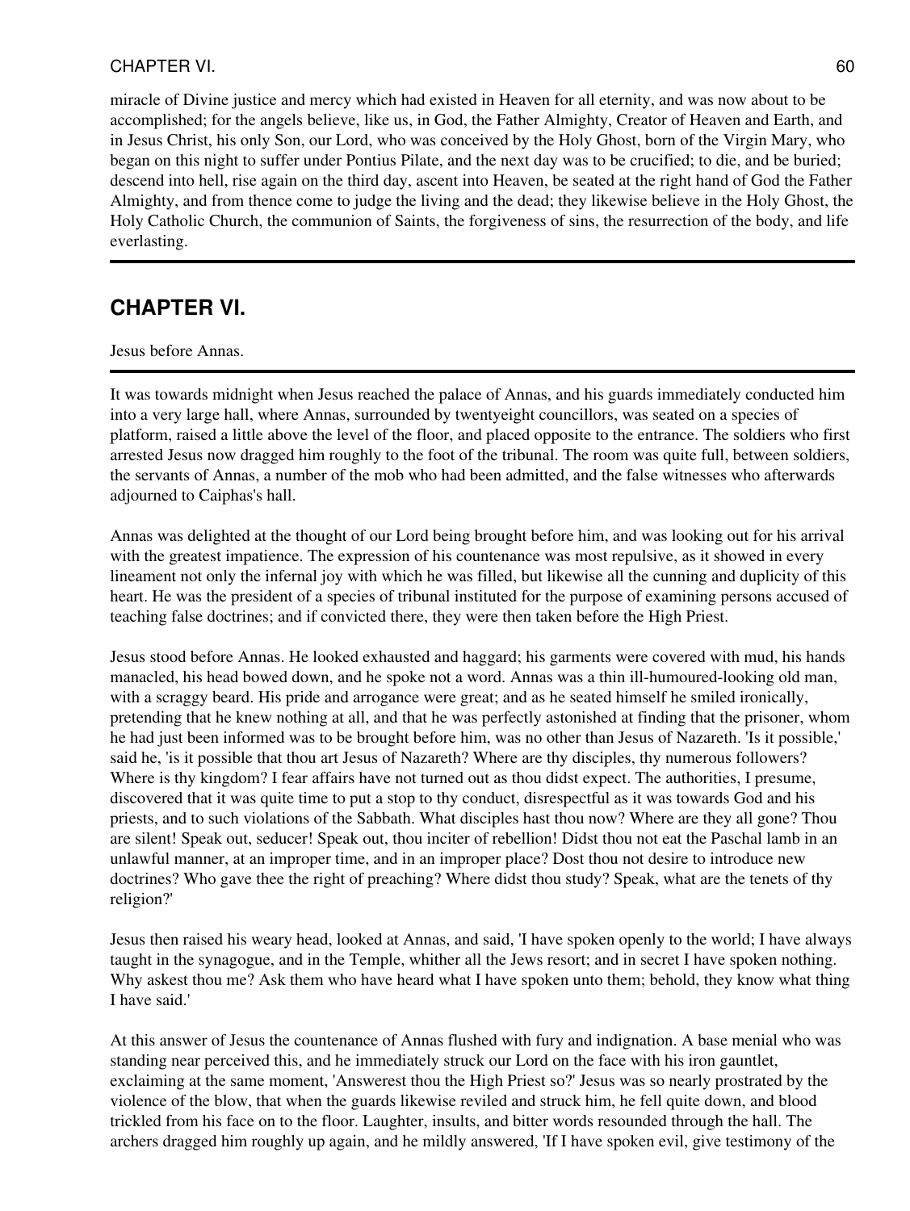miracle of Divine justice and mercy which had existed in Heaven for all eternity, and was now about to be accomplished; for the angels believe, like us, in God, the Father Almighty, Creator of Heaven and Earth, and in Jesus Christ, his only Son, our Lord, who was conceived by the Holy Ghost, born of the Virgin Mary, who began on this night to suffer under Pontius Pilate, and the next day was to be crucified; to die, and be buried; descend into hell, rise again on the third day, ascent into Heaven, be seated at the right hand of God the Father Almighty, and from thence come to judge the living and the dead; they likewise believe in the Holy Ghost, the Holy Catholic Church, the communion of Saints, the forgiveness of sins, the resurrection of the body, and life everlasting.

---

## CHAPTER VI.

Jesus before Annas.

---

It was towards midnight when Jesus reached the palace of Annas, and his guards immediately conducted him into a very large hall, where Annas, surrounded by twentyeight councillors, was seated on a species of platform, raised a little above the level of the floor, and placed opposite to the entrance. The soldiers who first arrested Jesus now dragged him roughly to the foot of the tribunal. The room was quite full, between soldiers, the servants of Annas, a number of the mob who had been admitted, and the false witnesses who afterwards adjourned to Caiphas's hall.

Annas was delighted at the thought of our Lord being brought before him, and was looking out for his arrival with the greatest impatience. The expression of his countenance was most repulsive, as it showed in every lineament not only the infernal joy with which he was filled, but likewise all the cunning and duplicity of this heart. He was the president of a species of tribunal instituted for the purpose of examining persons accused of teaching false doctrines; and if convicted there, they were then taken before the High Priest.

Jesus stood before Annas. He looked exhausted and haggard; his garments were covered with mud, his hands manacled, his head bowed down, and he spoke not a word. Annas was a thin ill-humoured-looking old man, with a scraggy beard. His pride and arrogance were great; and as he seated himself he smiled ironically, pretending that he knew nothing at all, and that he was perfectly astonished at finding that the prisoner, whom he had just been informed was to be brought before him, was no other than Jesus of Nazareth. 'Is it possible,' said he, 'is it possible that thou art Jesus of Nazareth? Where are thy disciples, thy numerous followers? Where is thy kingdom? I fear affairs have not turned out as thou didst expect. The authorities, I presume, discovered that it was quite time to put a stop to thy conduct, disrespectful as it was towards God and his priests, and to such violations of the Sabbath. What disciples hast thou now? Where are they all gone? Thou are silent! Speak out, seducer! Speak out, thou inciter of rebellion! Didst thou not eat the Paschal lamb in an unlawful manner, at an improper time, and in an improper place? Dost thou not desire to introduce new doctrines? Who gave thee the right of preaching? Where didst thou study? Speak, what are the tenets of thy religion?'

Jesus then raised his weary head, looked at Annas, and said, 'I have spoken openly to the world; I have always taught in the synagogue, and in the Temple, whither all the Jews resort; and in secret I have spoken nothing. Why askest thou me? Ask them who have heard what I have spoken unto them; behold, they know what thing I have said.'

At this answer of Jesus the countenance of Annas flushed with fury and indignation. A base menial who was standing near perceived this, and he immediately struck our Lord on the face with his iron gauntlet, exclaiming at the same moment, 'Answerest thou the High Priest so?' Jesus was so nearly prostrated by the violence of the blow, that when the guards likewise reviled and struck him, he fell quite down, and blood trickled from his face on to the floor. Laughter, insults, and bitter words resounded through the hall. The archers dragged him roughly up again, and he mildly answered, 'If I have spoken evil, give testimony of the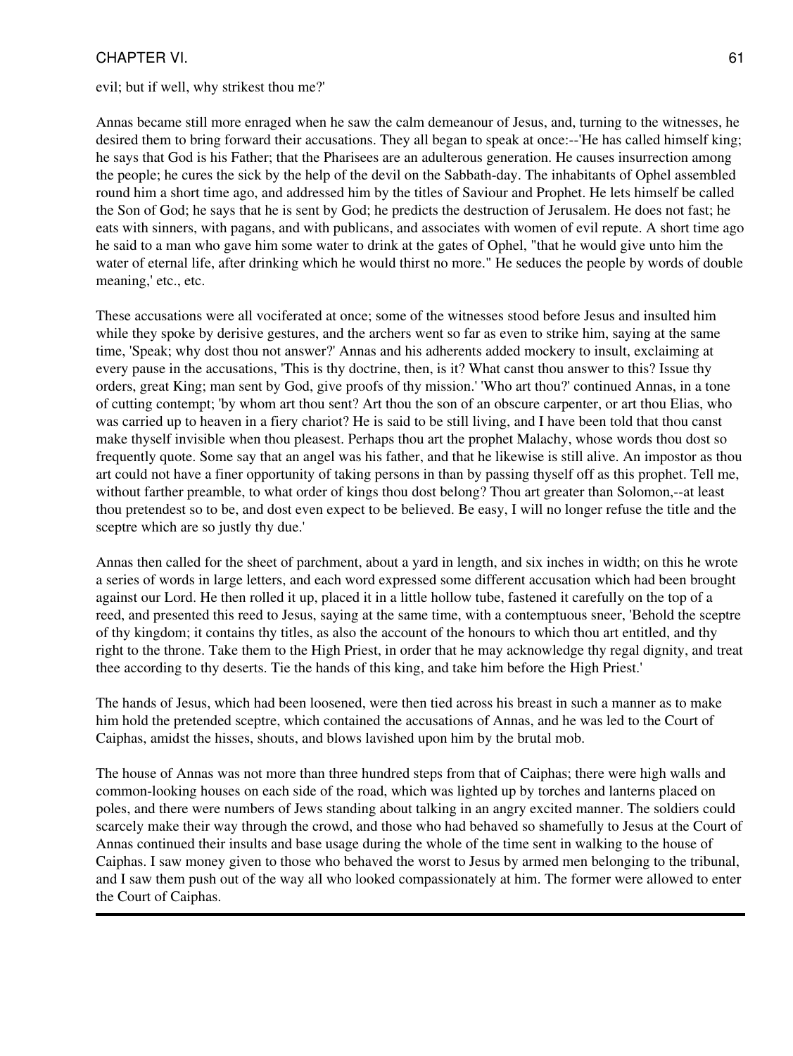evil; but if well, why strikest thou me?'

Annas became still more enraged when he saw the calm demeanour of Jesus, and, turning to the witnesses, he desired them to bring forward their accusations. They all began to speak at once:--'He has called himself king; he says that God is his Father; that the Pharisees are an adulterous generation. He causes insurrection among the people; he cures the sick by the help of the devil on the Sabbath-day. The inhabitants of Ophel assembled round him a short time ago, and addressed him by the titles of Saviour and Prophet. He lets himself be called the Son of God; he says that he is sent by God; he predicts the destruction of Jerusalem. He does not fast; he eats with sinners, with pagans, and with publicans, and associates with women of evil repute. A short time ago he said to a man who gave him some water to drink at the gates of Ophel, "that he would give unto him the water of eternal life, after drinking which he would thirst no more." He seduces the people by words of double meaning,' etc., etc.

These accusations were all vociferated at once; some of the witnesses stood before Jesus and insulted him while they spoke by derisive gestures, and the archers went so far as even to strike him, saying at the same time, 'Speak; why dost thou not answer?' Annas and his adherents added mockery to insult, exclaiming at every pause in the accusations, 'This is thy doctrine, then, is it? What canst thou answer to this? Issue thy orders, great King; man sent by God, give proofs of thy mission.' 'Who art thou?' continued Annas, in a tone of cutting contempt; 'by whom art thou sent? Art thou the son of an obscure carpenter, or art thou Elias, who was carried up to heaven in a fiery chariot? He is said to be still living, and I have been told that thou canst make thyself invisible when thou pleasest. Perhaps thou art the prophet Malachy, whose words thou dost so frequently quote. Some say that an angel was his father, and that he likewise is still alive. An impostor as thou art could not have a finer opportunity of taking persons in than by passing thyself off as this prophet. Tell me, without farther preamble, to what order of kings thou dost belong? Thou art greater than Solomon,--at least thou pretendest so to be, and dost even expect to be believed. Be easy, I will no longer refuse the title and the sceptre which are so justly thy due.'

Annas then called for the sheet of parchment, about a yard in length, and six inches in width; on this he wrote a series of words in large letters, and each word expressed some different accusation which had been brought against our Lord. He then rolled it up, placed it in a little hollow tube, fastened it carefully on the top of a reed, and presented this reed to Jesus, saying at the same time, with a contemptuous sneer, 'Behold the sceptre of thy kingdom; it contains thy titles, as also the account of the honours to which thou art entitled, and thy right to the throne. Take them to the High Priest, in order that he may acknowledge thy regal dignity, and treat thee according to thy deserts. Tie the hands of this king, and take him before the High Priest.'

The hands of Jesus, which had been loosened, were then tied across his breast in such a manner as to make him hold the pretended sceptre, which contained the accusations of Annas, and he was led to the Court of Caiphas, amidst the hisses, shouts, and blows lavished upon him by the brutal mob.

The house of Annas was not more than three hundred steps from that of Caiphas; there were high walls and common-looking houses on each side of the road, which was lighted up by torches and lanterns placed on poles, and there were numbers of Jews standing about talking in an angry excited manner. The soldiers could scarcely make their way through the crowd, and those who had behaved so shamefully to Jesus at the Court of Annas continued their insults and base usage during the whole of the time sent in walking to the house of Caiphas. I saw money given to those who behaved the worst to Jesus by armed men belonging to the tribunal, and I saw them push out of the way all who looked compassionately at him. The former were allowed to enter the Court of Caiphas.

---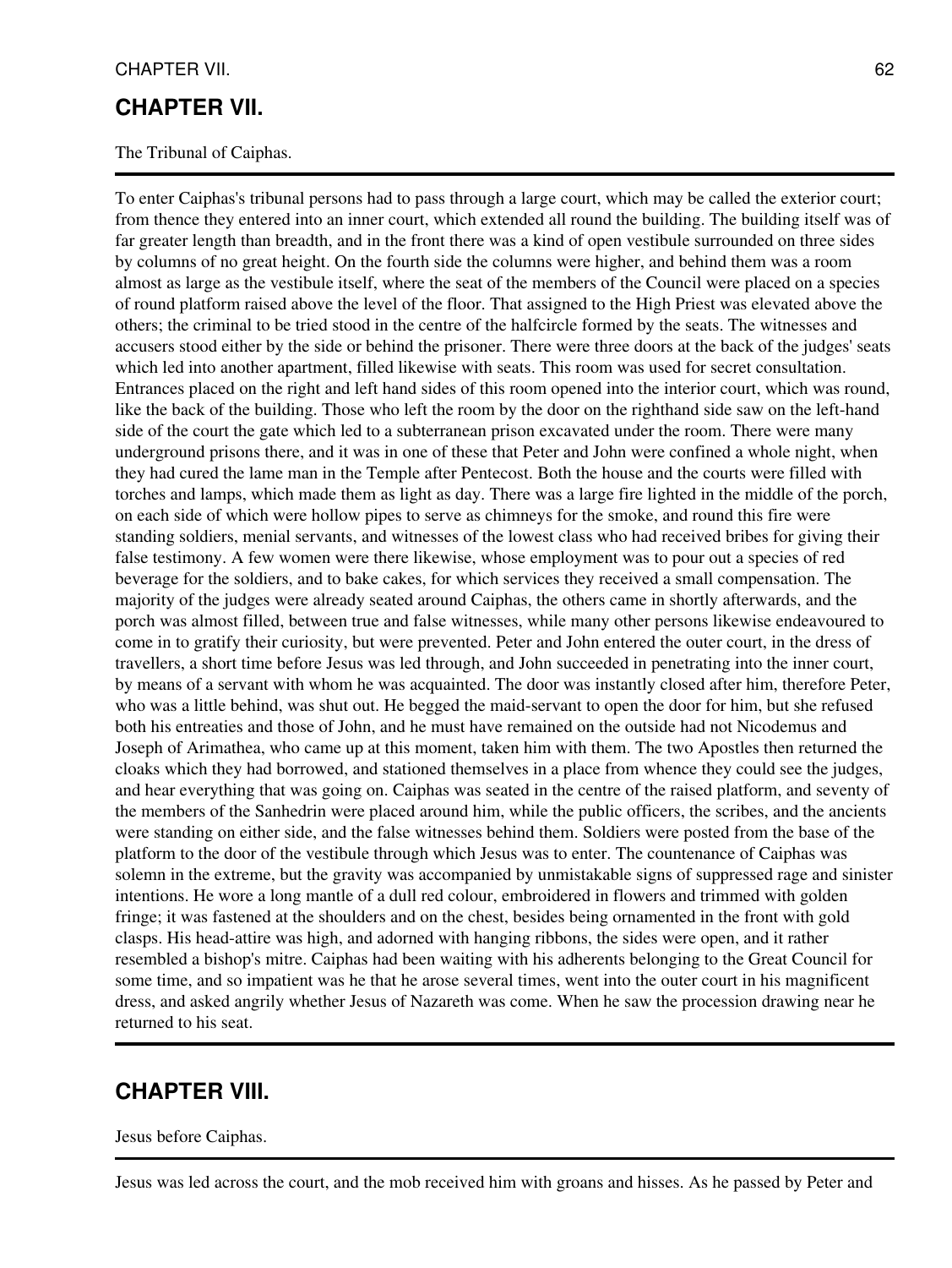## CHAPTER VII.

The Tribunal of Caiphas.

---

To enter Caiphas's tribunal persons had to pass through a large court, which may be called the exterior court; from thence they entered into an inner court, which extended all round the building. The building itself was of far greater length than breadth, and in the front there was a kind of open vestibule surrounded on three sides by columns of no great height. On the fourth side the columns were higher, and behind them was a room almost as large as the vestibule itself, where the seat of the members of the Council were placed on a species of round platform raised above the level of the floor. That assigned to the High Priest was elevated above the others; the criminal to be tried stood in the centre of the halfcircle formed by the seats. The witnesses and accusers stood either by the side or behind the prisoner. There were three doors at the back of the judges' seats which led into another apartment, filled likewise with seats. This room was used for secret consultation. Entrances placed on the right and left hand sides of this room opened into the interior court, which was round, like the back of the building. Those who left the room by the door on the righthand side saw on the left-hand side of the court the gate which led to a subterranean prison excavated under the room. There were many underground prisons there, and it was in one of these that Peter and John were confined a whole night, when they had cured the lame man in the Temple after Pentecost. Both the house and the courts were filled with torches and lamps, which made them as light as day. There was a large fire lighted in the middle of the porch, on each side of which were hollow pipes to serve as chimneys for the smoke, and round this fire were standing soldiers, menial servants, and witnesses of the lowest class who had received bribes for giving their false testimony. A few women were there likewise, whose employment was to pour out a species of red beverage for the soldiers, and to bake cakes, for which services they received a small compensation. The majority of the judges were already seated around Caiphas, the others came in shortly afterwards, and the porch was almost filled, between true and false witnesses, while many other persons likewise endeavoured to come in to gratify their curiosity, but were prevented. Peter and John entered the outer court, in the dress of travellers, a short time before Jesus was led through, and John succeeded in penetrating into the inner court, by means of a servant with whom he was acquainted. The door was instantly closed after him, therefore Peter, who was a little behind, was shut out. He begged the maid-servant to open the door for him, but she refused both his entreaties and those of John, and he must have remained on the outside had not Nicodemus and Joseph of Arimathea, who came up at this moment, taken him with them. The two Apostles then returned the cloaks which they had borrowed, and stationed themselves in a place from whence they could see the judges, and hear everything that was going on. Caiphas was seated in the centre of the raised platform, and seventy of the members of the Sanhedrin were placed around him, while the public officers, the scribes, and the ancients were standing on either side, and the false witnesses behind them. Soldiers were posted from the base of the platform to the door of the vestibule through which Jesus was to enter. The countenance of Caiphas was solemn in the extreme, but the gravity was accompanied by unmistakable signs of suppressed rage and sinister intentions. He wore a long mantle of a dull red colour, embroidered in flowers and trimmed with golden fringe; it was fastened at the shoulders and on the chest, besides being ornamented in the front with gold clasps. His head-attire was high, and adorned with hanging ribbons, the sides were open, and it rather resembled a bishop's mitre. Caiphas had been waiting with his adherents belonging to the Great Council for some time, and so impatient was he that he arose several times, went into the outer court in his magnificent dress, and asked angrily whether Jesus of Nazareth was come. When he saw the procession drawing near he returned to his seat.

---

## CHAPTER VIII.

Jesus before Caiphas.

---

Jesus was led across the court, and the mob received him with groans and hisses. As he passed by Peter and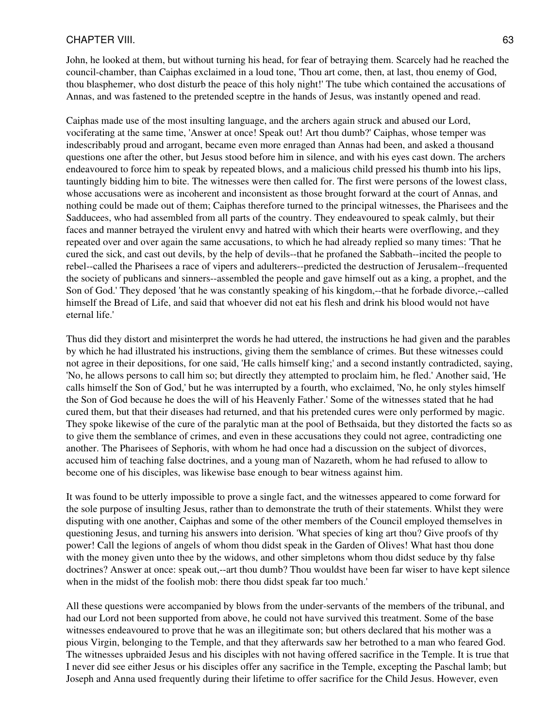John, he looked at them, but without turning his head, for fear of betraying them. Scarcely had he reached the council-chamber, than Caiphas exclaimed in a loud tone, 'Thou art come, then, at last, thou enemy of God, thou blasphemer, who dost disturb the peace of this holy night!' The tube which contained the accusations of Annas, and was fastened to the pretended sceptre in the hands of Jesus, was instantly opened and read.

Caiphas made use of the most insulting language, and the archers again struck and abused our Lord, vociferating at the same time, 'Answer at once! Speak out! Art thou dumb?' Caiphas, whose temper was indescribably proud and arrogant, became even more enraged than Annas had been, and asked a thousand questions one after the other, but Jesus stood before him in silence, and with his eyes cast down. The archers endeavoured to force him to speak by repeated blows, and a malicious child pressed his thumb into his lips, tauntingly bidding him to bite. The witnesses were then called for. The first were persons of the lowest class, whose accusations were as incoherent and inconsistent as those brought forward at the court of Annas, and nothing could be made out of them; Caiphas therefore turned to the principal witnesses, the Pharisees and the Sadducees, who had assembled from all parts of the country. They endeavoured to speak calmly, but their faces and manner betrayed the virulent envy and hatred with which their hearts were overflowing, and they repeated over and over again the same accusations, to which he had already replied so many times: 'That he cured the sick, and cast out devils, by the help of devils--that he profaned the Sabbath--incited the people to rebel--called the Pharisees a race of vipers and adulterers--predicted the destruction of Jerusalem--frequented the society of publicans and sinners--assembled the people and gave himself out as a king, a prophet, and the Son of God.' They deposed 'that he was constantly speaking of his kingdom,--that he forbade divorce,--called himself the Bread of Life, and said that whoever did not eat his flesh and drink his blood would not have eternal life.'

Thus did they distort and misinterpret the words he had uttered, the instructions he had given and the parables by which he had illustrated his instructions, giving them the semblance of crimes. But these witnesses could not agree in their depositions, for one said, 'He calls himself king;' and a second instantly contradicted, saying, 'No, he allows persons to call him so; but directly they attempted to proclaim him, he fled.' Another said, 'He calls himself the Son of God,' but he was interrupted by a fourth, who exclaimed, 'No, he only styles himself the Son of God because he does the will of his Heavenly Father.' Some of the witnesses stated that he had cured them, but that their diseases had returned, and that his pretended cures were only performed by magic. They spoke likewise of the cure of the paralytic man at the pool of Bethsaida, but they distorted the facts so as to give them the semblance of crimes, and even in these accusations they could not agree, contradicting one another. The Pharisees of Sephoris, with whom he had once had a discussion on the subject of divorces, accused him of teaching false doctrines, and a young man of Nazareth, whom he had refused to allow to become one of his disciples, was likewise base enough to bear witness against him.

It was found to be utterly impossible to prove a single fact, and the witnesses appeared to come forward for the sole purpose of insulting Jesus, rather than to demonstrate the truth of their statements. Whilst they were disputing with one another, Caiphas and some of the other members of the Council employed themselves in questioning Jesus, and turning his answers into derision. 'What species of king art thou? Give proofs of thy power! Call the legions of angels of whom thou didst speak in the Garden of Olives! What hast thou done with the money given unto thee by the widows, and other simpletons whom thou didst seduce by thy false doctrines? Answer at once: speak out,--art thou dumb? Thou wouldst have been far wiser to have kept silence when in the midst of the foolish mob: there thou didst speak far too much.'

All these questions were accompanied by blows from the under-servants of the members of the tribunal, and had our Lord not been supported from above, he could not have survived this treatment. Some of the base witnesses endeavoured to prove that he was an illegitimate son; but others declared that his mother was a pious Virgin, belonging to the Temple, and that they afterwards saw her betrothed to a man who feared God. The witnesses upbraided Jesus and his disciples with not having offered sacrifice in the Temple. It is true that I never did see either Jesus or his disciples offer any sacrifice in the Temple, excepting the Paschal lamb; but Joseph and Anna used frequently during their lifetime to offer sacrifice for the Child Jesus. However, even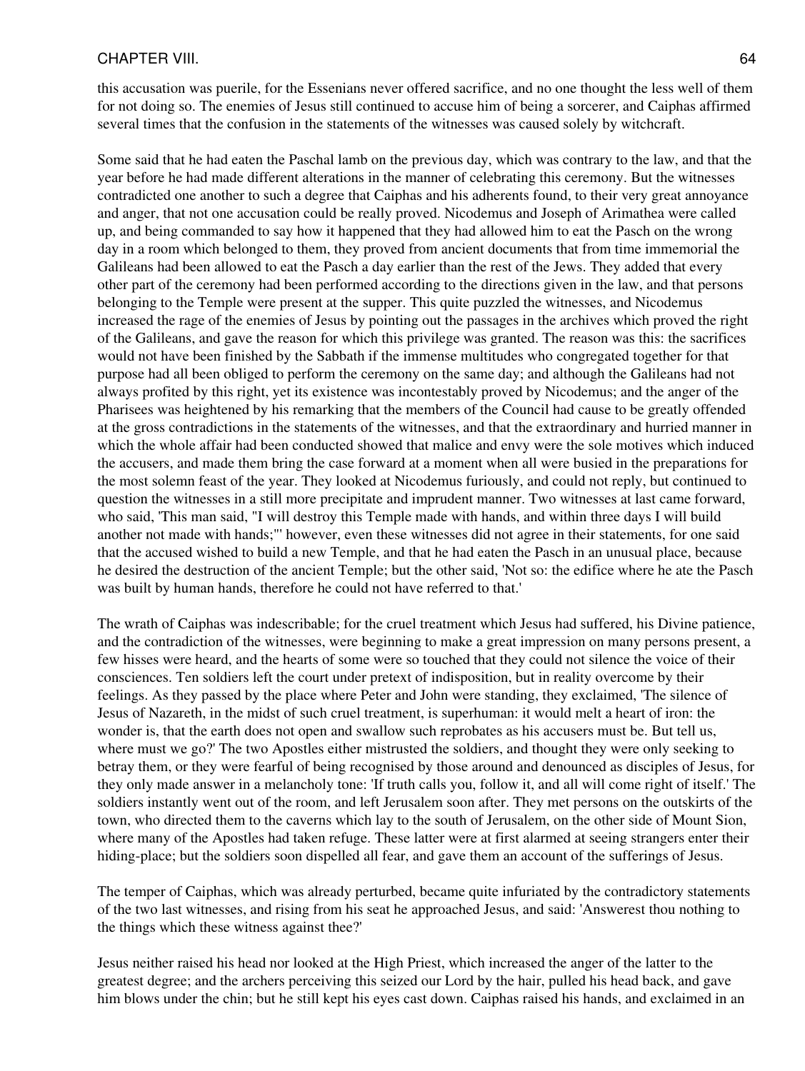this accusation was puerile, for the Essenians never offered sacrifice, and no one thought the less well of them for not doing so. The enemies of Jesus still continued to accuse him of being a sorcerer, and Caiphas affirmed several times that the confusion in the statements of the witnesses was caused solely by witchcraft.

Some said that he had eaten the Paschal lamb on the previous day, which was contrary to the law, and that the year before he had made different alterations in the manner of celebrating this ceremony. But the witnesses contradicted one another to such a degree that Caiphas and his adherents found, to their very great annoyance and anger, that not one accusation could be really proved. Nicodemus and Joseph of Arimathea were called up, and being commanded to say how it happened that they had allowed him to eat the Pasch on the wrong day in a room which belonged to them, they proved from ancient documents that from time immemorial the Galileans had been allowed to eat the Pasch a day earlier than the rest of the Jews. They added that every other part of the ceremony had been performed according to the directions given in the law, and that persons belonging to the Temple were present at the supper. This quite puzzled the witnesses, and Nicodemus increased the rage of the enemies of Jesus by pointing out the passages in the archives which proved the right of the Galileans, and gave the reason for which this privilege was granted. The reason was this: the sacrifices would not have been finished by the Sabbath if the immense multitudes who congregated together for that purpose had all been obliged to perform the ceremony on the same day; and although the Galileans had not always profited by this right, yet its existence was incontestably proved by Nicodemus; and the anger of the Pharisees was heightened by his remarking that the members of the Council had cause to be greatly offended at the gross contradictions in the statements of the witnesses, and that the extraordinary and hurried manner in which the whole affair had been conducted showed that malice and envy were the sole motives which induced the accusers, and made them bring the case forward at a moment when all were busied in the preparations for the most solemn feast of the year. They looked at Nicodemus furiously, and could not reply, but continued to question the witnesses in a still more precipitate and imprudent manner. Two witnesses at last came forward, who said, 'This man said, "I will destroy this Temple made with hands, and within three days I will build another not made with hands;"' however, even these witnesses did not agree in their statements, for one said that the accused wished to build a new Temple, and that he had eaten the Pasch in an unusual place, because he desired the destruction of the ancient Temple; but the other said, 'Not so: the edifice where he ate the Pasch was built by human hands, therefore he could not have referred to that.'

The wrath of Caiphas was indescribable; for the cruel treatment which Jesus had suffered, his Divine patience, and the contradiction of the witnesses, were beginning to make a great impression on many persons present, a few hisses were heard, and the hearts of some were so touched that they could not silence the voice of their consciences. Ten soldiers left the court under pretext of indisposition, but in reality overcome by their feelings. As they passed by the place where Peter and John were standing, they exclaimed, 'The silence of Jesus of Nazareth, in the midst of such cruel treatment, is superhuman: it would melt a heart of iron: the wonder is, that the earth does not open and swallow such reprobates as his accusers must be. But tell us, where must we go?' The two Apostles either mistrusted the soldiers, and thought they were only seeking to betray them, or they were fearful of being recognised by those around and denounced as disciples of Jesus, for they only made answer in a melancholy tone: 'If truth calls you, follow it, and all will come right of itself.' The soldiers instantly went out of the room, and left Jerusalem soon after. They met persons on the outskirts of the town, who directed them to the caverns which lay to the south of Jerusalem, on the other side of Mount Sion, where many of the Apostles had taken refuge. These latter were at first alarmed at seeing strangers enter their hiding-place; but the soldiers soon dispelled all fear, and gave them an account of the sufferings of Jesus.

The temper of Caiphas, which was already perturbed, became quite infuriated by the contradictory statements of the two last witnesses, and rising from his seat he approached Jesus, and said: 'Answerest thou nothing to the things which these witness against thee?'

Jesus neither raised his head nor looked at the High Priest, which increased the anger of the latter to the greatest degree; and the archers perceiving this seized our Lord by the hair, pulled his head back, and gave him blows under the chin; but he still kept his eyes cast down. Caiphas raised his hands, and exclaimed in an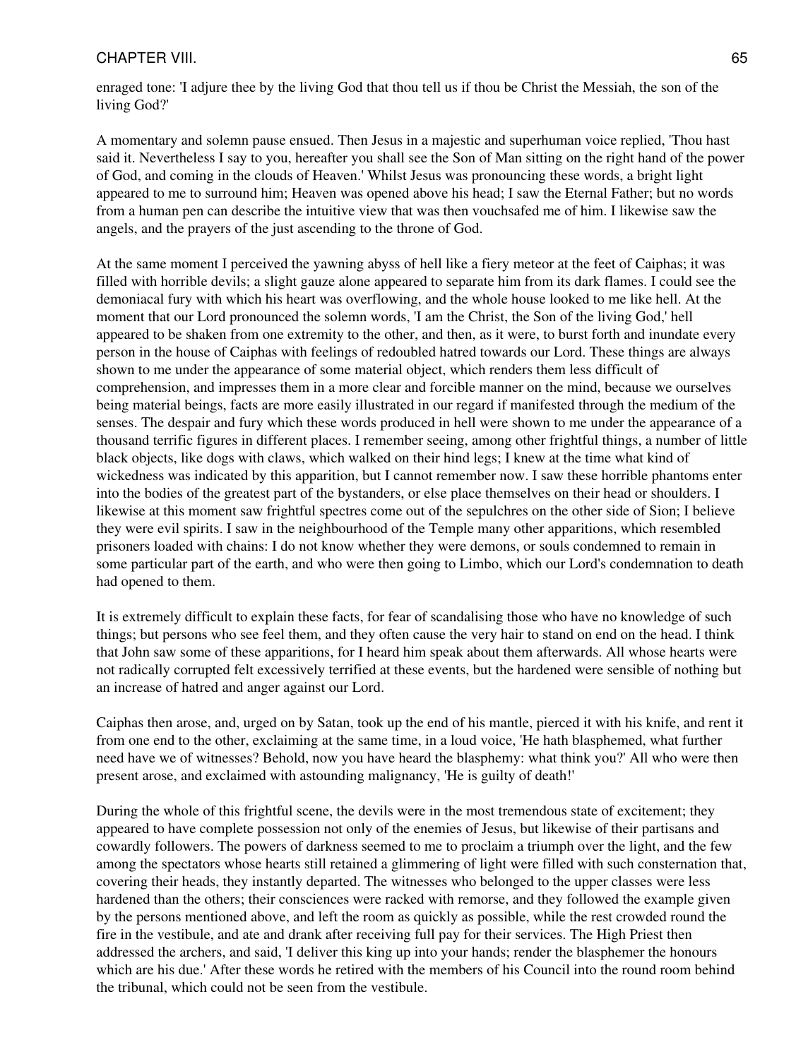enraged tone: 'I adjure thee by the living God that thou tell us if thou be Christ the Messiah, the son of the living God?'

A momentary and solemn pause ensued. Then Jesus in a majestic and superhuman voice replied, 'Thou hast said it. Nevertheless I say to you, hereafter you shall see the Son of Man sitting on the right hand of the power of God, and coming in the clouds of Heaven.' Whilst Jesus was pronouncing these words, a bright light appeared to me to surround him; Heaven was opened above his head; I saw the Eternal Father; but no words from a human pen can describe the intuitive view that was then vouchsafed me of him. I likewise saw the angels, and the prayers of the just ascending to the throne of God.

At the same moment I perceived the yawning abyss of hell like a fiery meteor at the feet of Caiphas; it was filled with horrible devils; a slight gauze alone appeared to separate him from its dark flames. I could see the demoniacal fury with which his heart was overflowing, and the whole house looked to me like hell. At the moment that our Lord pronounced the solemn words, 'I am the Christ, the Son of the living God,' hell appeared to be shaken from one extremity to the other, and then, as it were, to burst forth and inundate every person in the house of Caiphas with feelings of redoubled hatred towards our Lord. These things are always shown to me under the appearance of some material object, which renders them less difficult of comprehension, and impresses them in a more clear and forcible manner on the mind, because we ourselves being material beings, facts are more easily illustrated in our regard if manifested through the medium of the senses. The despair and fury which these words produced in hell were shown to me under the appearance of a thousand terrific figures in different places. I remember seeing, among other frightful things, a number of little black objects, like dogs with claws, which walked on their hind legs; I knew at the time what kind of wickedness was indicated by this apparition, but I cannot remember now. I saw these horrible phantoms enter into the bodies of the greatest part of the bystanders, or else place themselves on their head or shoulders. I likewise at this moment saw frightful spectres come out of the sepulchres on the other side of Sion; I believe they were evil spirits. I saw in the neighbourhood of the Temple many other apparitions, which resembled prisoners loaded with chains: I do not know whether they were demons, or souls condemned to remain in some particular part of the earth, and who were then going to Limbo, which our Lord's condemnation to death had opened to them.

It is extremely difficult to explain these facts, for fear of scandalising those who have no knowledge of such things; but persons who see feel them, and they often cause the very hair to stand on end on the head. I think that John saw some of these apparitions, for I heard him speak about them afterwards. All whose hearts were not radically corrupted felt excessively terrified at these events, but the hardened were sensible of nothing but an increase of hatred and anger against our Lord.

Caiphas then arose, and, urged on by Satan, took up the end of his mantle, pierced it with his knife, and rent it from one end to the other, exclaiming at the same time, in a loud voice, 'He hath blasphemed, what further need have we of witnesses? Behold, now you have heard the blasphemy: what think you?' All who were then present arose, and exclaimed with astounding malignancy, 'He is guilty of death!'

During the whole of this frightful scene, the devils were in the most tremendous state of excitement; they appeared to have complete possession not only of the enemies of Jesus, but likewise of their partisans and cowardly followers. The powers of darkness seemed to me to proclaim a triumph over the light, and the few among the spectators whose hearts still retained a glimmering of light were filled with such consternation that, covering their heads, they instantly departed. The witnesses who belonged to the upper classes were less hardened than the others; their consciences were racked with remorse, and they followed the example given by the persons mentioned above, and left the room as quickly as possible, while the rest crowded round the fire in the vestibule, and ate and drank after receiving full pay for their services. The High Priest then addressed the archers, and said, 'I deliver this king up into your hands; render the blasphemer the honours which are his due.' After these words he retired with the members of his Council into the round room behind the tribunal, which could not be seen from the vestibule.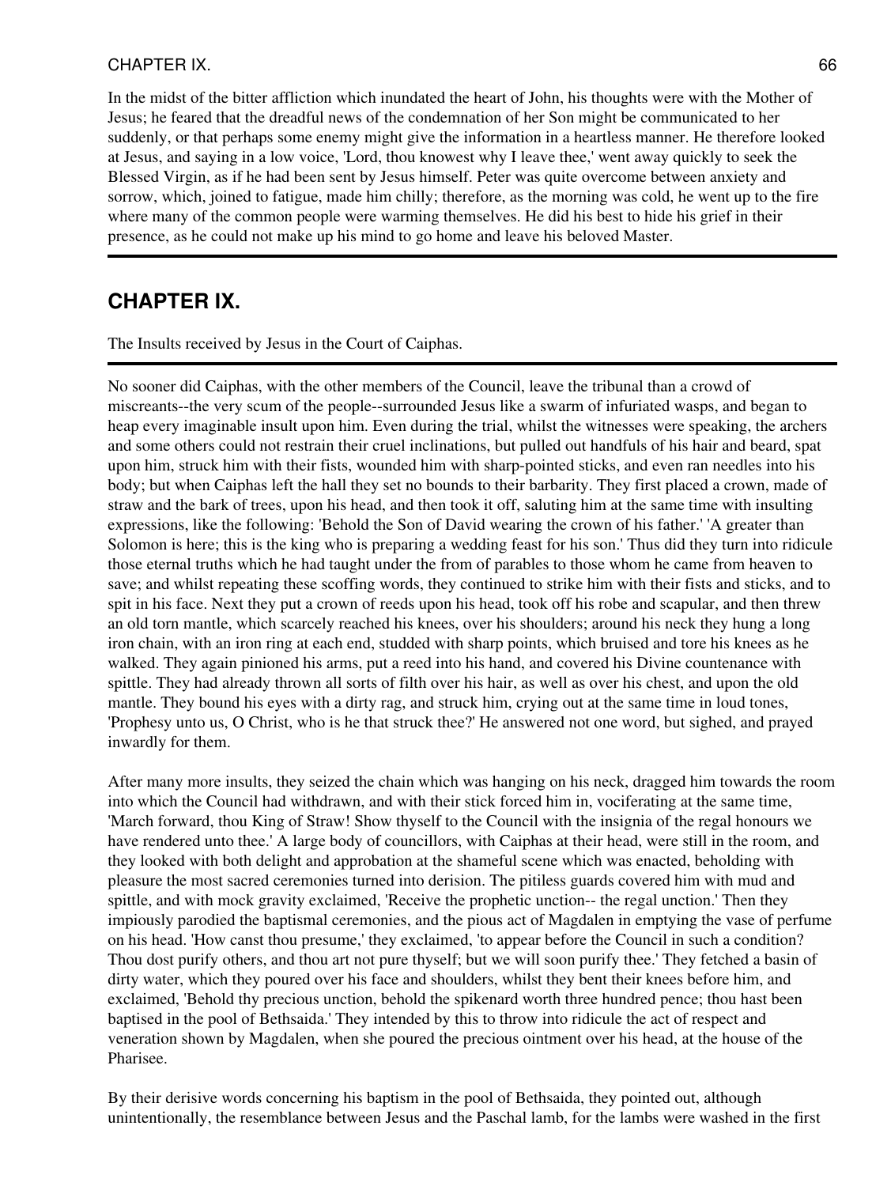In the midst of the bitter affliction which inundated the heart of John, his thoughts were with the Mother of Jesus; he feared that the dreadful news of the condemnation of her Son might be communicated to her suddenly, or that perhaps some enemy might give the information in a heartless manner. He therefore looked at Jesus, and saying in a low voice, 'Lord, thou knowest why I leave thee,' went away quickly to seek the Blessed Virgin, as if he had been sent by Jesus himself. Peter was quite overcome between anxiety and sorrow, which, joined to fatigue, made him chilly; therefore, as the morning was cold, he went up to the fire where many of the common people were warming themselves. He did his best to hide his grief in their presence, as he could not make up his mind to go home and leave his beloved Master.

---

## CHAPTER IX.

The Insults received by Jesus in the Court of Caiphas.

---

No sooner did Caiphas, with the other members of the Council, leave the tribunal than a crowd of miscreants--the very scum of the people--surrounded Jesus like a swarm of infuriated wasps, and began to heap every imaginable insult upon him. Even during the trial, whilst the witnesses were speaking, the archers and some others could not restrain their cruel inclinations, but pulled out handfuls of his hair and beard, spat upon him, struck him with their fists, wounded him with sharp-pointed sticks, and even ran needles into his body; but when Caiphas left the hall they set no bounds to their barbarity. They first placed a crown, made of straw and the bark of trees, upon his head, and then took it off, saluting him at the same time with insulting expressions, like the following: 'Behold the Son of David wearing the crown of his father.' 'A greater than Solomon is here; this is the king who is preparing a wedding feast for his son.' Thus did they turn into ridicule those eternal truths which he had taught under the from of parables to those whom he came from heaven to save; and whilst repeating these scoffing words, they continued to strike him with their fists and sticks, and to spit in his face. Next they put a crown of reeds upon his head, took off his robe and scapular, and then threw an old torn mantle, which scarcely reached his knees, over his shoulders; around his neck they hung a long iron chain, with an iron ring at each end, studded with sharp points, which bruised and tore his knees as he walked. They again pinioned his arms, put a reed into his hand, and covered his Divine countenance with spittle. They had already thrown all sorts of filth over his hair, as well as over his chest, and upon the old mantle. They bound his eyes with a dirty rag, and struck him, crying out at the same time in loud tones, 'Prophesy unto us, O Christ, who is he that struck thee?' He answered not one word, but sighed, and prayed inwardly for them.

After many more insults, they seized the chain which was hanging on his neck, dragged him towards the room into which the Council had withdrawn, and with their stick forced him in, vociferating at the same time, 'March forward, thou King of Straw! Show thyself to the Council with the insignia of the regal honours we have rendered unto thee.' A large body of councillors, with Caiphas at their head, were still in the room, and they looked with both delight and approbation at the shameful scene which was enacted, beholding with pleasure the most sacred ceremonies turned into derision. The pitiless guards covered him with mud and spittle, and with mock gravity exclaimed, 'Receive the prophetic unction-- the regal unction.' Then they impiously parodied the baptismal ceremonies, and the pious act of Magdalen in emptying the vase of perfume on his head. 'How canst thou presume,' they exclaimed, 'to appear before the Council in such a condition? Thou dost purify others, and thou art not pure thyself; but we will soon purify thee.' They fetched a basin of dirty water, which they poured over his face and shoulders, whilst they bent their knees before him, and exclaimed, 'Behold thy precious unction, behold the spikenard worth three hundred pence; thou hast been baptised in the pool of Bethsaida.' They intended by this to throw into ridicule the act of respect and veneration shown by Magdalen, when she poured the precious ointment over his head, at the house of the Pharisee.

By their derisive words concerning his baptism in the pool of Bethsaida, they pointed out, although unintentionally, the resemblance between Jesus and the Paschal lamb, for the lambs were washed in the first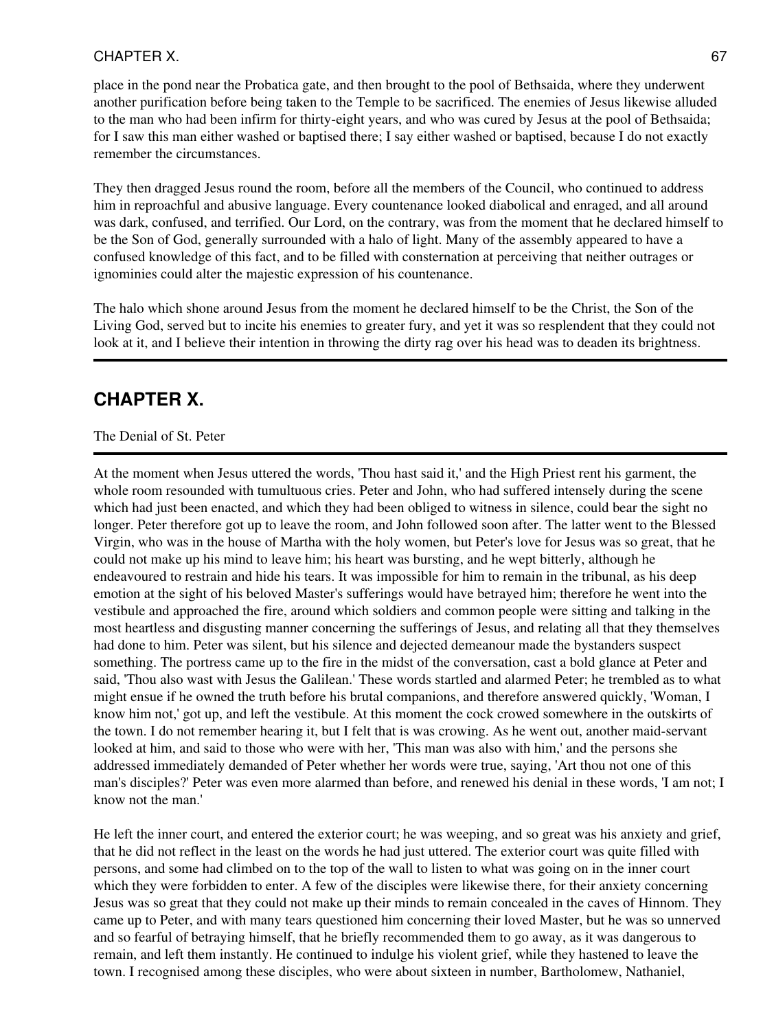place in the pond near the Probatica gate, and then brought to the pool of Bethsaida, where they underwent another purification before being taken to the Temple to be sacrificed. The enemies of Jesus likewise alluded to the man who had been infirm for thirty-eight years, and who was cured by Jesus at the pool of Bethsaida; for I saw this man either washed or baptised there; I say either washed or baptised, because I do not exactly remember the circumstances.

They then dragged Jesus round the room, before all the members of the Council, who continued to address him in reproachful and abusive language. Every countenance looked diabolical and enraged, and all around was dark, confused, and terrified. Our Lord, on the contrary, was from the moment that he declared himself to be the Son of God, generally surrounded with a halo of light. Many of the assembly appeared to have a confused knowledge of this fact, and to be filled with consternation at perceiving that neither outrages or ignominies could alter the majestic expression of his countenance.

The halo which shone around Jesus from the moment he declared himself to be the Christ, the Son of the Living God, served but to incite his enemies to greater fury, and yet it was so resplendent that they could not look at it, and I believe their intention in throwing the dirty rag over his head was to deaden its brightness.

---

## CHAPTER X.

The Denial of St. Peter

---

At the moment when Jesus uttered the words, 'Thou hast said it,' and the High Priest rent his garment, the whole room resounded with tumultuous cries. Peter and John, who had suffered intensely during the scene which had just been enacted, and which they had been obliged to witness in silence, could bear the sight no longer. Peter therefore got up to leave the room, and John followed soon after. The latter went to the Blessed Virgin, who was in the house of Martha with the holy women, but Peter's love for Jesus was so great, that he could not make up his mind to leave him; his heart was bursting, and he wept bitterly, although he endeavoured to restrain and hide his tears. It was impossible for him to remain in the tribunal, as his deep emotion at the sight of his beloved Master's sufferings would have betrayed him; therefore he went into the vestibule and approached the fire, around which soldiers and common people were sitting and talking in the most heartless and disgusting manner concerning the sufferings of Jesus, and relating all that they themselves had done to him. Peter was silent, but his silence and dejected demeanour made the bystanders suspect something. The portress came up to the fire in the midst of the conversation, cast a bold glance at Peter and said, 'Thou also wast with Jesus the Galilean.' These words startled and alarmed Peter; he trembled as to what might ensue if he owned the truth before his brutal companions, and therefore answered quickly, 'Woman, I know him not,' got up, and left the vestibule. At this moment the cock crowed somewhere in the outskirts of the town. I do not remember hearing it, but I felt that is was crowing. As he went out, another maid-servant looked at him, and said to those who were with her, 'This man was also with him,' and the persons she addressed immediately demanded of Peter whether her words were true, saying, 'Art thou not one of this man's disciples?' Peter was even more alarmed than before, and renewed his denial in these words, 'I am not; I know not the man.'

He left the inner court, and entered the exterior court; he was weeping, and so great was his anxiety and grief, that he did not reflect in the least on the words he had just uttered. The exterior court was quite filled with persons, and some had climbed on to the top of the wall to listen to what was going on in the inner court which they were forbidden to enter. A few of the disciples were likewise there, for their anxiety concerning Jesus was so great that they could not make up their minds to remain concealed in the caves of Hinnom. They came up to Peter, and with many tears questioned him concerning their loved Master, but he was so unnerved and so fearful of betraying himself, that he briefly recommended them to go away, as it was dangerous to remain, and left them instantly. He continued to indulge his violent grief, while they hastened to leave the town. I recognised among these disciples, who were about sixteen in number, Bartholomew, Nathaniel,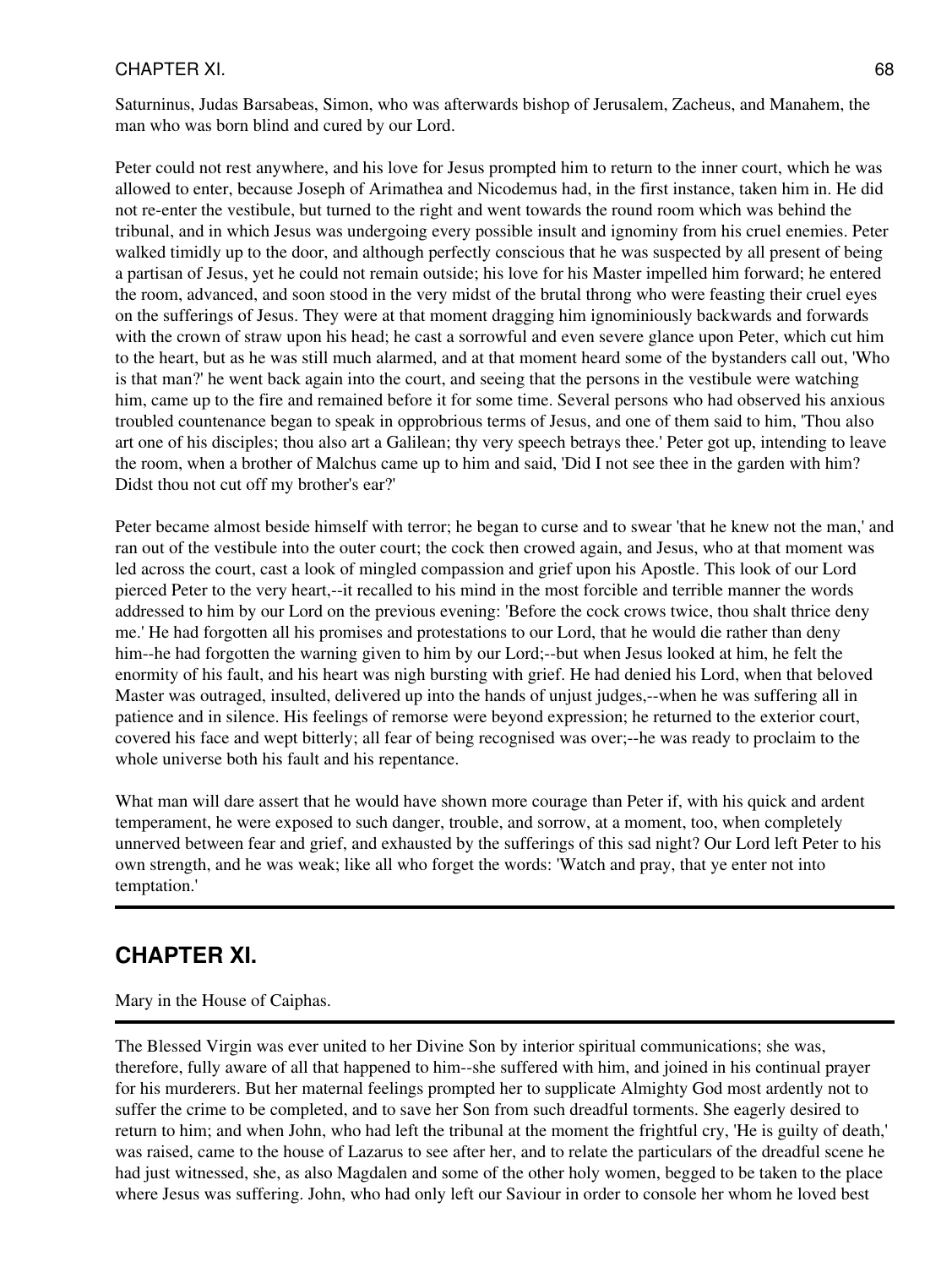Saturninus, Judas Barsabeas, Simon, who was afterwards bishop of Jerusalem, Zacheus, and Manahem, the man who was born blind and cured by our Lord.

Peter could not rest anywhere, and his love for Jesus prompted him to return to the inner court, which he was allowed to enter, because Joseph of Arimathea and Nicodemus had, in the first instance, taken him in. He did not re-enter the vestibule, but turned to the right and went towards the round room which was behind the tribunal, and in which Jesus was undergoing every possible insult and ignominy from his cruel enemies. Peter walked timidly up to the door, and although perfectly conscious that he was suspected by all present of being a partisan of Jesus, yet he could not remain outside; his love for his Master impelled him forward; he entered the room, advanced, and soon stood in the very midst of the brutal throng who were feasting their cruel eyes on the sufferings of Jesus. They were at that moment dragging him ignominiously backwards and forwards with the crown of straw upon his head; he cast a sorrowful and even severe glance upon Peter, which cut him to the heart, but as he was still much alarmed, and at that moment heard some of the bystanders call out, 'Who is that man?' he went back again into the court, and seeing that the persons in the vestibule were watching him, came up to the fire and remained before it for some time. Several persons who had observed his anxious troubled countenance began to speak in opprobrious terms of Jesus, and one of them said to him, 'Thou also art one of his disciples; thou also art a Galilean; thy very speech betrays thee.' Peter got up, intending to leave the room, when a brother of Malchus came up to him and said, 'Did I not see thee in the garden with him? Didst thou not cut off my brother's ear?'

Peter became almost beside himself with terror; he began to curse and to swear 'that he knew not the man,' and ran out of the vestibule into the outer court; the cock then crowed again, and Jesus, who at that moment was led across the court, cast a look of mingled compassion and grief upon his Apostle. This look of our Lord pierced Peter to the very heart,--it recalled to his mind in the most forcible and terrible manner the words addressed to him by our Lord on the previous evening: 'Before the cock crows twice, thou shalt thrice deny me.' He had forgotten all his promises and protestations to our Lord, that he would die rather than deny him--he had forgotten the warning given to him by our Lord;--but when Jesus looked at him, he felt the enormity of his fault, and his heart was nigh bursting with grief. He had denied his Lord, when that beloved Master was outraged, insulted, delivered up into the hands of unjust judges,--when he was suffering all in patience and in silence. His feelings of remorse were beyond expression; he returned to the exterior court, covered his face and wept bitterly; all fear of being recognised was over;--he was ready to proclaim to the whole universe both his fault and his repentance.

What man will dare assert that he would have shown more courage than Peter if, with his quick and ardent temperament, he were exposed to such danger, trouble, and sorrow, at a moment, too, when completely unnerved between fear and grief, and exhausted by the sufferings of this sad night? Our Lord left Peter to his own strength, and he was weak; like all who forget the words: 'Watch and pray, that ye enter not into temptation.'

---

## CHAPTER XI.

Mary in the House of Caiphas.

---

The Blessed Virgin was ever united to her Divine Son by interior spiritual communications; she was, therefore, fully aware of all that happened to him--she suffered with him, and joined in his continual prayer for his murderers. But her maternal feelings prompted her to supplicate Almighty God most ardently not to suffer the crime to be completed, and to save her Son from such dreadful torments. She eagerly desired to return to him; and when John, who had left the tribunal at the moment the frightful cry, 'He is guilty of death,' was raised, came to the house of Lazarus to see after her, and to relate the particulars of the dreadful scene he had just witnessed, she, as also Magdalen and some of the other holy women, begged to be taken to the place where Jesus was suffering. John, who had only left our Saviour in order to console her whom he loved best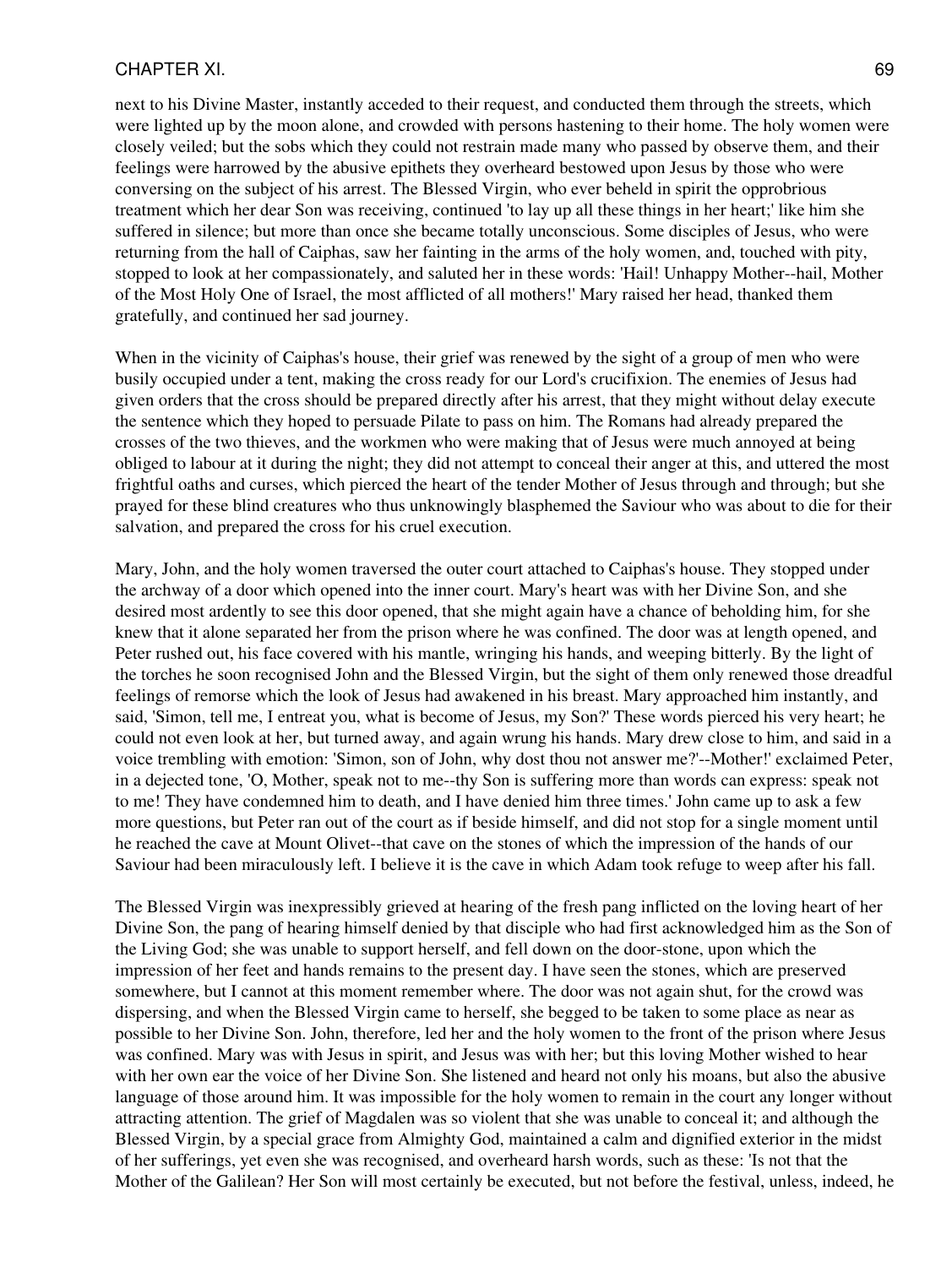next to his Divine Master, instantly acceded to their request, and conducted them through the streets, which were lighted up by the moon alone, and crowded with persons hastening to their home. The holy women were closely veiled; but the sobs which they could not restrain made many who passed by observe them, and their feelings were harrowed by the abusive epithets they overheard bestowed upon Jesus by those who were conversing on the subject of his arrest. The Blessed Virgin, who ever beheld in spirit the opprobrious treatment which her dear Son was receiving, continued 'to lay up all these things in her heart;' like him she suffered in silence; but more than once she became totally unconscious. Some disciples of Jesus, who were returning from the hall of Caiphas, saw her fainting in the arms of the holy women, and, touched with pity, stopped to look at her compassionately, and saluted her in these words: 'Hail! Unhappy Mother--hail, Mother of the Most Holy One of Israel, the most afflicted of all mothers!' Mary raised her head, thanked them gratefully, and continued her sad journey.

When in the vicinity of Caiphas's house, their grief was renewed by the sight of a group of men who were busily occupied under a tent, making the cross ready for our Lord's crucifixion. The enemies of Jesus had given orders that the cross should be prepared directly after his arrest, that they might without delay execute the sentence which they hoped to persuade Pilate to pass on him. The Romans had already prepared the crosses of the two thieves, and the workmen who were making that of Jesus were much annoyed at being obliged to labour at it during the night; they did not attempt to conceal their anger at this, and uttered the most frightful oaths and curses, which pierced the heart of the tender Mother of Jesus through and through; but she prayed for these blind creatures who thus unknowingly blasphemed the Saviour who was about to die for their salvation, and prepared the cross for his cruel execution.

Mary, John, and the holy women traversed the outer court attached to Caiphas's house. They stopped under the archway of a door which opened into the inner court. Mary's heart was with her Divine Son, and she desired most ardently to see this door opened, that she might again have a chance of beholding him, for she knew that it alone separated her from the prison where he was confined. The door was at length opened, and Peter rushed out, his face covered with his mantle, wringing his hands, and weeping bitterly. By the light of the torches he soon recognised John and the Blessed Virgin, but the sight of them only renewed those dreadful feelings of remorse which the look of Jesus had awakened in his breast. Mary approached him instantly, and said, 'Simon, tell me, I entreat you, what is become of Jesus, my Son?' These words pierced his very heart; he could not even look at her, but turned away, and again wrung his hands. Mary drew close to him, and said in a voice trembling with emotion: 'Simon, son of John, why dost thou not answer me?'--Mother!' exclaimed Peter, in a dejected tone, 'O, Mother, speak not to me--thy Son is suffering more than words can express: speak not to me! They have condemned him to death, and I have denied him three times.' John came up to ask a few more questions, but Peter ran out of the court as if beside himself, and did not stop for a single moment until he reached the cave at Mount Olivet--that cave on the stones of which the impression of the hands of our Saviour had been miraculously left. I believe it is the cave in which Adam took refuge to weep after his fall.

The Blessed Virgin was inexpressibly grieved at hearing of the fresh pang inflicted on the loving heart of her Divine Son, the pang of hearing himself denied by that disciple who had first acknowledged him as the Son of the Living God; she was unable to support herself, and fell down on the door-stone, upon which the impression of her feet and hands remains to the present day. I have seen the stones, which are preserved somewhere, but I cannot at this moment remember where. The door was not again shut, for the crowd was dispersing, and when the Blessed Virgin came to herself, she begged to be taken to some place as near as possible to her Divine Son. John, therefore, led her and the holy women to the front of the prison where Jesus was confined. Mary was with Jesus in spirit, and Jesus was with her; but this loving Mother wished to hear with her own ear the voice of her Divine Son. She listened and heard not only his moans, but also the abusive language of those around him. It was impossible for the holy women to remain in the court any longer without attracting attention. The grief of Magdalen was so violent that she was unable to conceal it; and although the Blessed Virgin, by a special grace from Almighty God, maintained a calm and dignified exterior in the midst of her sufferings, yet even she was recognised, and overheard harsh words, such as these: 'Is not that the Mother of the Galilean? Her Son will most certainly be executed, but not before the festival, unless, indeed, he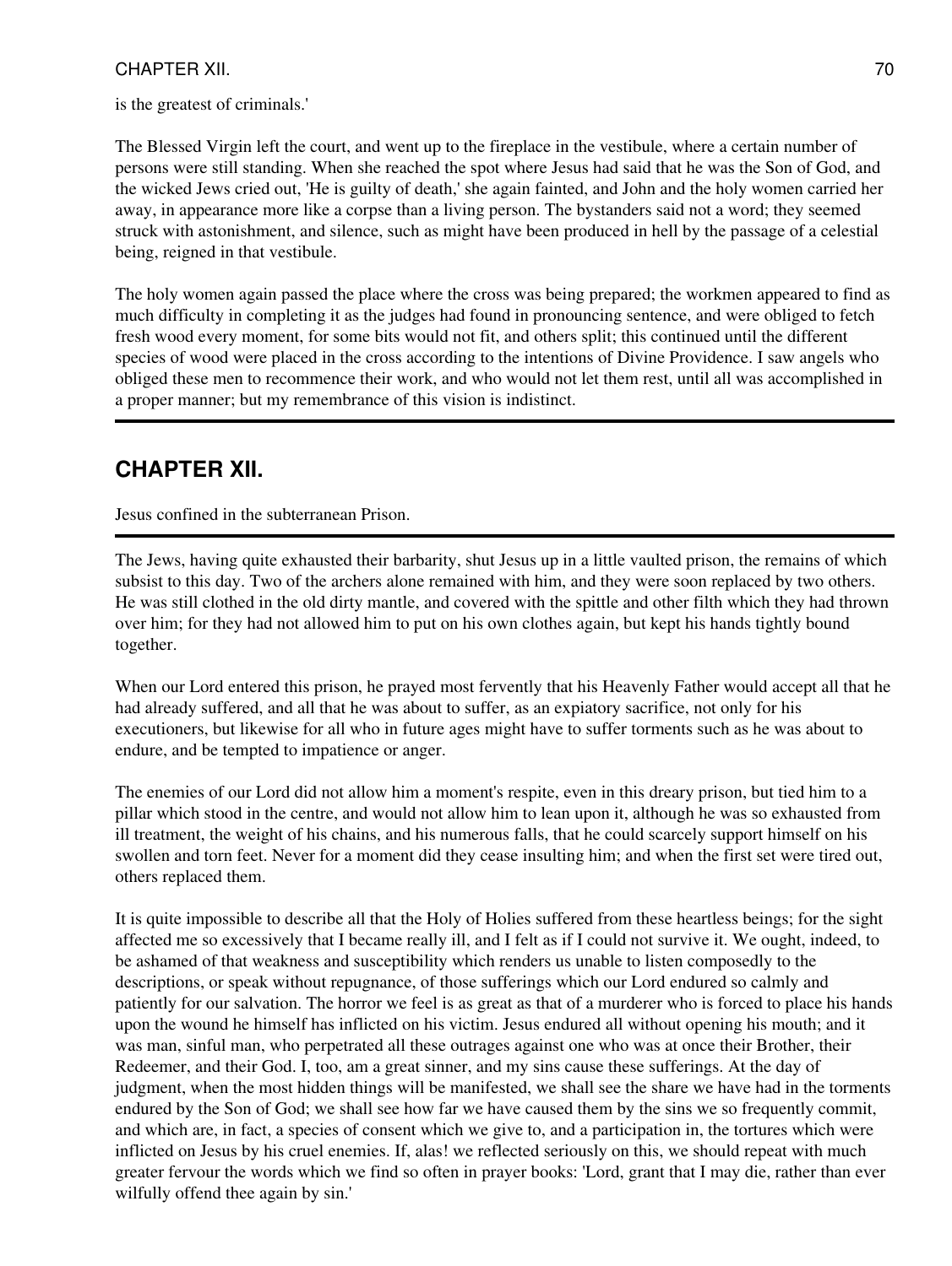is the greatest of criminals.'

The Blessed Virgin left the court, and went up to the fireplace in the vestibule, where a certain number of persons were still standing. When she reached the spot where Jesus had said that he was the Son of God, and the wicked Jews cried out, 'He is guilty of death,' she again fainted, and John and the holy women carried her away, in appearance more like a corpse than a living person. The bystanders said not a word; they seemed struck with astonishment, and silence, such as might have been produced in hell by the passage of a celestial being, reigned in that vestibule.

The holy women again passed the place where the cross was being prepared; the workmen appeared to find as much difficulty in completing it as the judges had found in pronouncing sentence, and were obliged to fetch fresh wood every moment, for some bits would not fit, and others split; this continued until the different species of wood were placed in the cross according to the intentions of Divine Providence. I saw angels who obliged these men to recommence their work, and who would not let them rest, until all was accomplished in a proper manner; but my remembrance of this vision is indistinct.

## CHAPTER XII.

Jesus confined in the subterranean Prison.

The Jews, having quite exhausted their barbarity, shut Jesus up in a little vaulted prison, the remains of which subsist to this day. Two of the archers alone remained with him, and they were soon replaced by two others. He was still clothed in the old dirty mantle, and covered with the spittle and other filth which they had thrown over him; for they had not allowed him to put on his own clothes again, but kept his hands tightly bound together.

When our Lord entered this prison, he prayed most fervently that his Heavenly Father would accept all that he had already suffered, and all that he was about to suffer, as an expiatory sacrifice, not only for his executioners, but likewise for all who in future ages might have to suffer torments such as he was about to endure, and be tempted to impatience or anger.

The enemies of our Lord did not allow him a moment's respite, even in this dreary prison, but tied him to a pillar which stood in the centre, and would not allow him to lean upon it, although he was so exhausted from ill treatment, the weight of his chains, and his numerous falls, that he could scarcely support himself on his swollen and torn feet. Never for a moment did they cease insulting him; and when the first set were tired out, others replaced them.

It is quite impossible to describe all that the Holy of Holies suffered from these heartless beings; for the sight affected me so excessively that I became really ill, and I felt as if I could not survive it. We ought, indeed, to be ashamed of that weakness and susceptibility which renders us unable to listen composedly to the descriptions, or speak without repugnance, of those sufferings which our Lord endured so calmly and patiently for our salvation. The horror we feel is as great as that of a murderer who is forced to place his hands upon the wound he himself has inflicted on his victim. Jesus endured all without opening his mouth; and it was man, sinful man, who perpetrated all these outrages against one who was at once their Brother, their Redeemer, and their God. I, too, am a great sinner, and my sins cause these sufferings. At the day of judgment, when the most hidden things will be manifested, we shall see the share we have had in the torments endured by the Son of God; we shall see how far we have caused them by the sins we so frequently commit, and which are, in fact, a species of consent which we give to, and a participation in, the tortures which were inflicted on Jesus by his cruel enemies. If, alas! we reflected seriously on this, we should repeat with much greater fervour the words which we find so often in prayer books: 'Lord, grant that I may die, rather than ever wilfully offend thee again by sin.'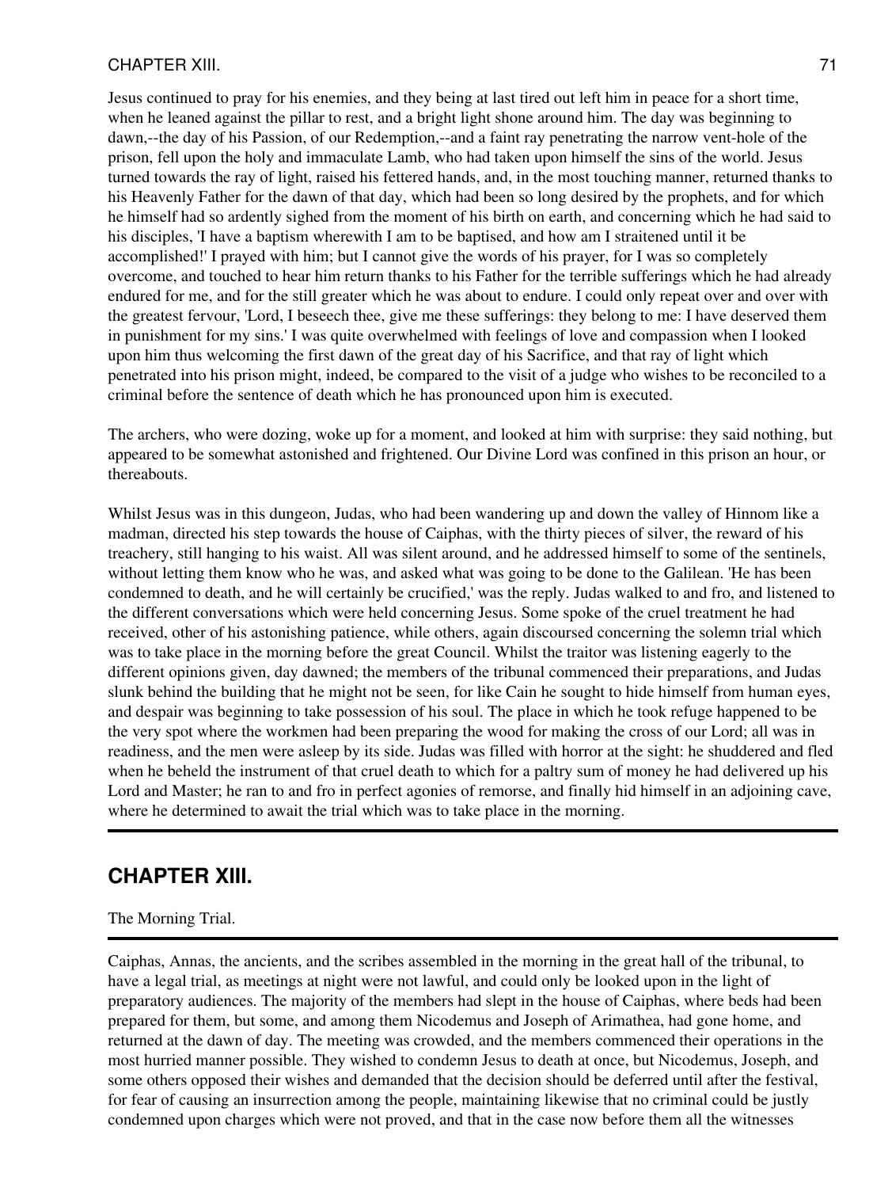Jesus continued to pray for his enemies, and they being at last tired out left him in peace for a short time, when he leaned against the pillar to rest, and a bright light shone around him. The day was beginning to dawn,--the day of his Passion, of our Redemption,--and a faint ray penetrating the narrow vent-hole of the prison, fell upon the holy and immaculate Lamb, who had taken upon himself the sins of the world. Jesus turned towards the ray of light, raised his fettered hands, and, in the most touching manner, returned thanks to his Heavenly Father for the dawn of that day, which had been so long desired by the prophets, and for which he himself had so ardently sighed from the moment of his birth on earth, and concerning which he had said to his disciples, 'I have a baptism wherewith I am to be baptised, and how am I straitened until it be accomplished!' I prayed with him; but I cannot give the words of his prayer, for I was so completely overcome, and touched to hear him return thanks to his Father for the terrible sufferings which he had already endured for me, and for the still greater which he was about to endure. I could only repeat over and over with the greatest fervour, 'Lord, I beseech thee, give me these sufferings: they belong to me: I have deserved them in punishment for my sins.' I was quite overwhelmed with feelings of love and compassion when I looked upon him thus welcoming the first dawn of the great day of his Sacrifice, and that ray of light which penetrated into his prison might, indeed, be compared to the visit of a judge who wishes to be reconciled to a criminal before the sentence of death which he has pronounced upon him is executed.

The archers, who were dozing, woke up for a moment, and looked at him with surprise: they said nothing, but appeared to be somewhat astonished and frightened. Our Divine Lord was confined in this prison an hour, or thereabouts.

Whilst Jesus was in this dungeon, Judas, who had been wandering up and down the valley of Hinnom like a madman, directed his step towards the house of Caiphas, with the thirty pieces of silver, the reward of his treachery, still hanging to his waist. All was silent around, and he addressed himself to some of the sentinels, without letting them know who he was, and asked what was going to be done to the Galilean. 'He has been condemned to death, and he will certainly be crucified,' was the reply. Judas walked to and fro, and listened to the different conversations which were held concerning Jesus. Some spoke of the cruel treatment he had received, other of his astonishing patience, while others, again discoursed concerning the solemn trial which was to take place in the morning before the great Council. Whilst the traitor was listening eagerly to the different opinions given, day dawned; the members of the tribunal commenced their preparations, and Judas slunk behind the building that he might not be seen, for like Cain he sought to hide himself from human eyes, and despair was beginning to take possession of his soul. The place in which he took refuge happened to be the very spot where the workmen had been preparing the wood for making the cross of our Lord; all was in readiness, and the men were asleep by its side. Judas was filled with horror at the sight: he shuddered and fled when he beheld the instrument of that cruel death to which for a paltry sum of money he had delivered up his Lord and Master; he ran to and fro in perfect agonies of remorse, and finally hid himself in an adjoining cave, where he determined to await the trial which was to take place in the morning.

---

## CHAPTER XIII.

The Morning Trial.

---

Caiphas, Annas, the ancients, and the scribes assembled in the morning in the great hall of the tribunal, to have a legal trial, as meetings at night were not lawful, and could only be looked upon in the light of preparatory audiences. The majority of the members had slept in the house of Caiphas, where beds had been prepared for them, but some, and among them Nicodemus and Joseph of Arimathea, had gone home, and returned at the dawn of day. The meeting was crowded, and the members commenced their operations in the most hurried manner possible. They wished to condemn Jesus to death at once, but Nicodemus, Joseph, and some others opposed their wishes and demanded that the decision should be deferred until after the festival, for fear of causing an insurrection among the people, maintaining likewise that no criminal could be justly condemned upon charges which were not proved, and that in the case now before them all the witnesses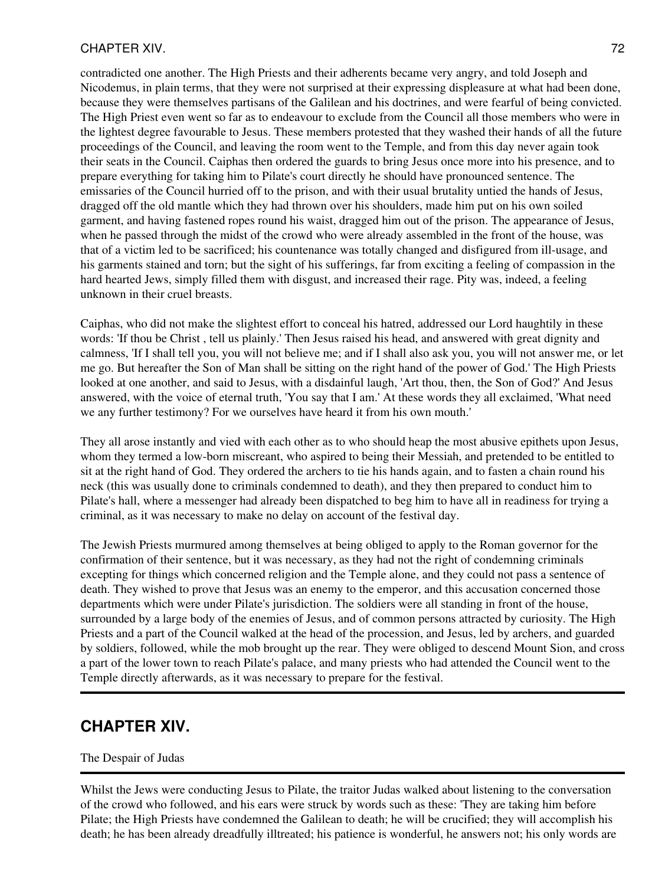contradicted one another. The High Priests and their adherents became very angry, and told Joseph and Nicodemus, in plain terms, that they were not surprised at their expressing displeasure at what had been done, because they were themselves partisans of the Galilean and his doctrines, and were fearful of being convicted. The High Priest even went so far as to endeavour to exclude from the Council all those members who were in the lightest degree favourable to Jesus. These members protested that they washed their hands of all the future proceedings of the Council, and leaving the room went to the Temple, and from this day never again took their seats in the Council. Caiphas then ordered the guards to bring Jesus once more into his presence, and to prepare everything for taking him to Pilate's court directly he should have pronounced sentence. The emissaries of the Council hurried off to the prison, and with their usual brutality untied the hands of Jesus, dragged off the old mantle which they had thrown over his shoulders, made him put on his own soiled garment, and having fastened ropes round his waist, dragged him out of the prison. The appearance of Jesus, when he passed through the midst of the crowd who were already assembled in the front of the house, was that of a victim led to be sacrificed; his countenance was totally changed and disfigured from ill-usage, and his garments stained and torn; but the sight of his sufferings, far from exciting a feeling of compassion in the hard hearted Jews, simply filled them with disgust, and increased their rage. Pity was, indeed, a feeling unknown in their cruel breasts.

Caiphas, who did not make the slightest effort to conceal his hatred, addressed our Lord haughtily in these words: 'If thou be Christ , tell us plainly.' Then Jesus raised his head, and answered with great dignity and calmness, 'If I shall tell you, you will not believe me; and if I shall also ask you, you will not answer me, or let me go. But hereafter the Son of Man shall be sitting on the right hand of the power of God.' The High Priests looked at one another, and said to Jesus, with a disdainful laugh, 'Art thou, then, the Son of God?' And Jesus answered, with the voice of eternal truth, 'You say that I am.' At these words they all exclaimed, 'What need we any further testimony? For we ourselves have heard it from his own mouth.'

They all arose instantly and vied with each other as to who should heap the most abusive epithets upon Jesus, whom they termed a low-born miscreant, who aspired to being their Messiah, and pretended to be entitled to sit at the right hand of God. They ordered the archers to tie his hands again, and to fasten a chain round his neck (this was usually done to criminals condemned to death), and they then prepared to conduct him to Pilate's hall, where a messenger had already been dispatched to beg him to have all in readiness for trying a criminal, as it was necessary to make no delay on account of the festival day.

The Jewish Priests murmured among themselves at being obliged to apply to the Roman governor for the confirmation of their sentence, but it was necessary, as they had not the right of condemning criminals excepting for things which concerned religion and the Temple alone, and they could not pass a sentence of death. They wished to prove that Jesus was an enemy to the emperor, and this accusation concerned those departments which were under Pilate's jurisdiction. The soldiers were all standing in front of the house, surrounded by a large body of the enemies of Jesus, and of common persons attracted by curiosity. The High Priests and a part of the Council walked at the head of the procession, and Jesus, led by archers, and guarded by soldiers, followed, while the mob brought up the rear. They were obliged to descend Mount Sion, and cross a part of the lower town to reach Pilate's palace, and many priests who had attended the Council went to the Temple directly afterwards, as it was necessary to prepare for the festival.

---

## CHAPTER XIV.

The Despair of Judas

---

Whilst the Jews were conducting Jesus to Pilate, the traitor Judas walked about listening to the conversation of the crowd who followed, and his ears were struck by words such as these: 'They are taking him before Pilate; the High Priests have condemned the Galilean to death; he will be crucified; they will accomplish his death; he has been already dreadfully illtreated; his patience is wonderful, he answers not; his only words are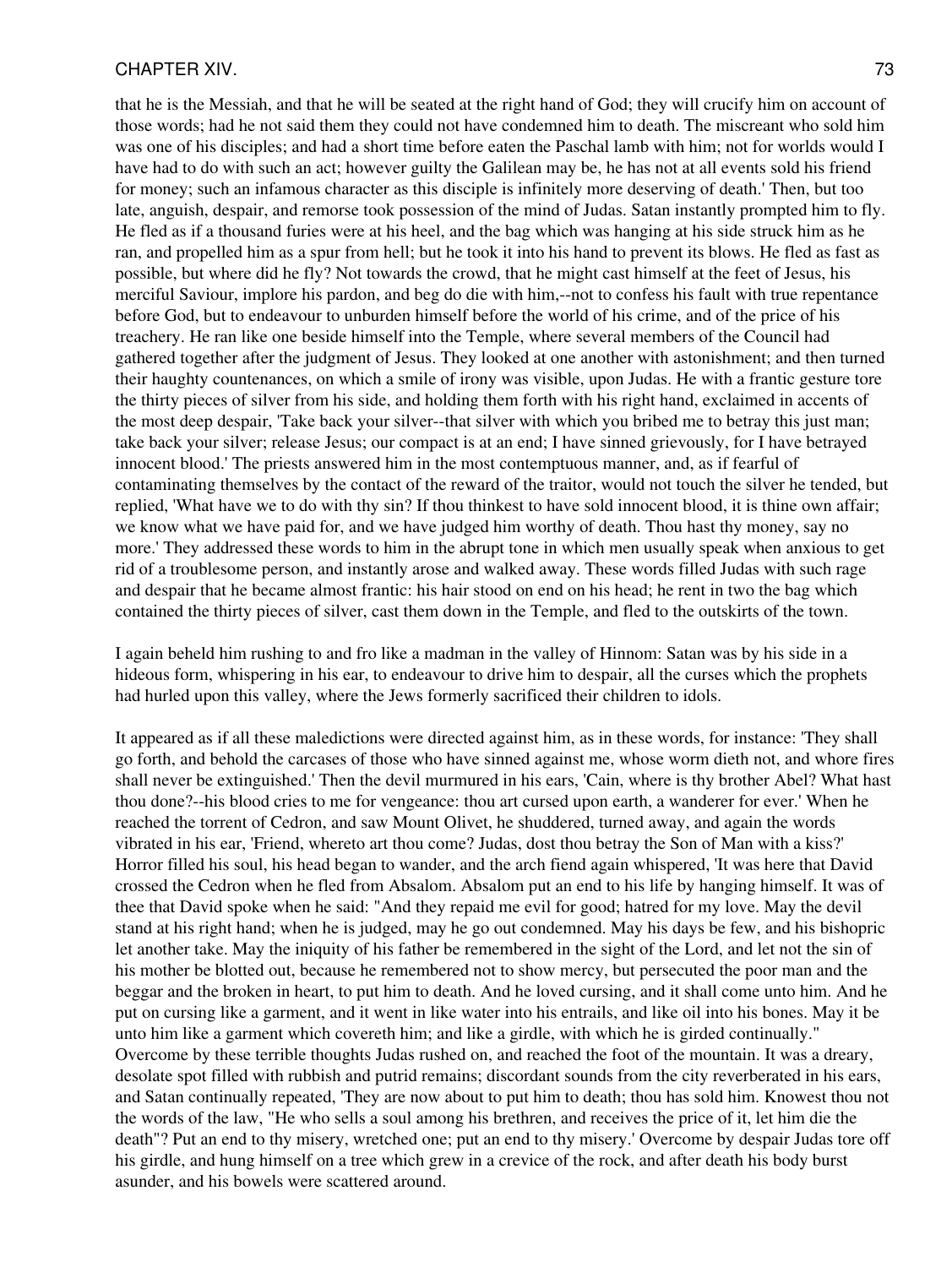that he is the Messiah, and that he will be seated at the right hand of God; they will crucify him on account of those words; had he not said them they could not have condemned him to death. The miscreant who sold him was one of his disciples; and had a short time before eaten the Paschal lamb with him; not for worlds would I have had to do with such an act; however guilty the Galilean may be, he has not at all events sold his friend for money; such an infamous character as this disciple is infinitely more deserving of death.' Then, but too late, anguish, despair, and remorse took possession of the mind of Judas. Satan instantly prompted him to fly. He fled as if a thousand furies were at his heel, and the bag which was hanging at his side struck him as he ran, and propelled him as a spur from hell; but he took it into his hand to prevent its blows. He fled as fast as possible, but where did he fly? Not towards the crowd, that he might cast himself at the feet of Jesus, his merciful Saviour, implore his pardon, and beg do die with him,--not to confess his fault with true repentance before God, but to endeavour to unburden himself before the world of his crime, and of the price of his treachery. He ran like one beside himself into the Temple, where several members of the Council had gathered together after the judgment of Jesus. They looked at one another with astonishment; and then turned their haughty countenances, on which a smile of irony was visible, upon Judas. He with a frantic gesture tore the thirty pieces of silver from his side, and holding them forth with his right hand, exclaimed in accents of the most deep despair, 'Take back your silver--that silver with which you bribed me to betray this just man; take back your silver; release Jesus; our compact is at an end; I have sinned grievously, for I have betrayed innocent blood.' The priests answered him in the most contemptuous manner, and, as if fearful of contaminating themselves by the contact of the reward of the traitor, would not touch the silver he tended, but replied, 'What have we to do with thy sin? If thou thinkest to have sold innocent blood, it is thine own affair; we know what we have paid for, and we have judged him worthy of death. Thou hast thy money, say no more.' They addressed these words to him in the abrupt tone in which men usually speak when anxious to get rid of a troublesome person, and instantly arose and walked away. These words filled Judas with such rage and despair that he became almost frantic: his hair stood on end on his head; he rent in two the bag which contained the thirty pieces of silver, cast them down in the Temple, and fled to the outskirts of the town.

I again beheld him rushing to and fro like a madman in the valley of Hinnom: Satan was by his side in a hideous form, whispering in his ear, to endeavour to drive him to despair, all the curses which the prophets had hurled upon this valley, where the Jews formerly sacrificed their children to idols.

It appeared as if all these maledictions were directed against him, as in these words, for instance: 'They shall go forth, and behold the carcases of those who have sinned against me, whose worm dieth not, and whore fires shall never be extinguished.' Then the devil murmured in his ears, 'Cain, where is thy brother Abel? What hast thou done?--his blood cries to me for vengeance: thou art cursed upon earth, a wanderer for ever.' When he reached the torrent of Cedron, and saw Mount Olivet, he shuddered, turned away, and again the words vibrated in his ear, 'Friend, whereto art thou come? Judas, dost thou betray the Son of Man with a kiss?' Horror filled his soul, his head began to wander, and the arch fiend again whispered, 'It was here that David crossed the Cedron when he fled from Absalom. Absalom put an end to his life by hanging himself. It was of thee that David spoke when he said: "And they repaid me evil for good; hatred for my love. May the devil stand at his right hand; when he is judged, may he go out condemned. May his days be few, and his bishopric let another take. May the iniquity of his father be remembered in the sight of the Lord, and let not the sin of his mother be blotted out, because he remembered not to show mercy, but persecuted the poor man and the beggar and the broken in heart, to put him to death. And he loved cursing, and it shall come unto him. And he put on cursing like a garment, and it went in like water into his entrails, and like oil into his bones. May it be unto him like a garment which covereth him; and like a girdle, with which he is girded continually." Overcome by these terrible thoughts Judas rushed on, and reached the foot of the mountain. It was a dreary, desolate spot filled with rubbish and putrid remains; discordant sounds from the city reverberated in his ears, and Satan continually repeated, 'They are now about to put him to death; thou has sold him. Knowest thou not the words of the law, "He who sells a soul among his brethren, and receives the price of it, let him die the death"? Put an end to thy misery, wretched one; put an end to thy misery.' Overcome by despair Judas tore off his girdle, and hung himself on a tree which grew in a crevice of the rock, and after death his body burst asunder, and his bowels were scattered around.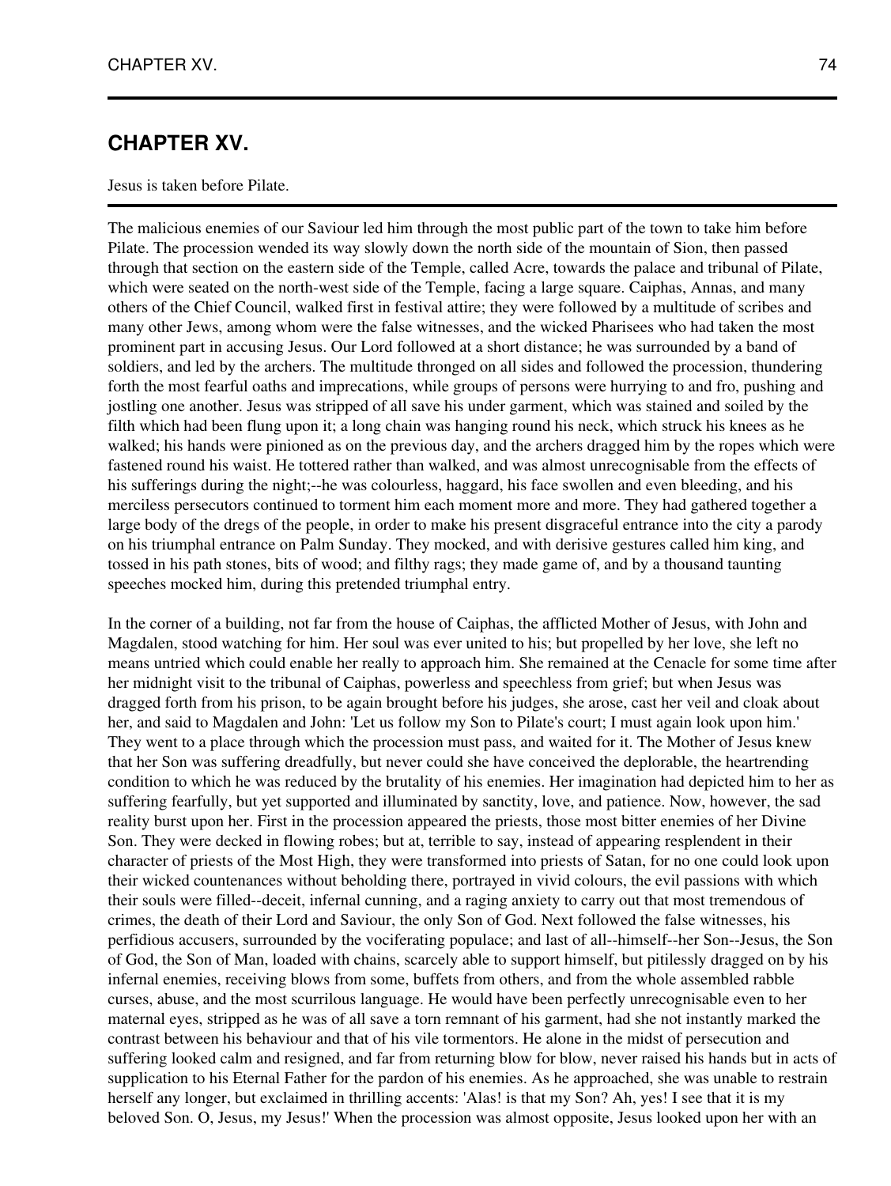## CHAPTER XV.

Jesus is taken before Pilate.

The malicious enemies of our Saviour led him through the most public part of the town to take him before Pilate. The procession wended its way slowly down the north side of the mountain of Sion, then passed through that section on the eastern side of the Temple, called Acre, towards the palace and tribunal of Pilate, which were seated on the north-west side of the Temple, facing a large square. Caiphas, Annas, and many others of the Chief Council, walked first in festival attire; they were followed by a multitude of scribes and many other Jews, among whom were the false witnesses, and the wicked Pharisees who had taken the most prominent part in accusing Jesus. Our Lord followed at a short distance; he was surrounded by a band of soldiers, and led by the archers. The multitude thronged on all sides and followed the procession, thundering forth the most fearful oaths and imprecations, while groups of persons were hurrying to and fro, pushing and jostling one another. Jesus was stripped of all save his under garment, which was stained and soiled by the filth which had been flung upon it; a long chain was hanging round his neck, which struck his knees as he walked; his hands were pinioned as on the previous day, and the archers dragged him by the ropes which were fastened round his waist. He tottered rather than walked, and was almost unrecognisable from the effects of his sufferings during the night;--he was colourless, haggard, his face swollen and even bleeding, and his merciless persecutors continued to torment him each moment more and more. They had gathered together a large body of the dregs of the people, in order to make his present disgraceful entrance into the city a parody on his triumphal entrance on Palm Sunday. They mocked, and with derisive gestures called him king, and tossed in his path stones, bits of wood; and filthy rags; they made game of, and by a thousand taunting speeches mocked him, during this pretended triumphal entry.

In the corner of a building, not far from the house of Caiphas, the afflicted Mother of Jesus, with John and Magdalen, stood watching for him. Her soul was ever united to his; but propelled by her love, she left no means untried which could enable her really to approach him. She remained at the Cenacle for some time after her midnight visit to the tribunal of Caiphas, powerless and speechless from grief; but when Jesus was dragged forth from his prison, to be again brought before his judges, she arose, cast her veil and cloak about her, and said to Magdalen and John: 'Let us follow my Son to Pilate's court; I must again look upon him.' They went to a place through which the procession must pass, and waited for it. The Mother of Jesus knew that her Son was suffering dreadfully, but never could she have conceived the deplorable, the heartrending condition to which he was reduced by the brutality of his enemies. Her imagination had depicted him to her as suffering fearfully, but yet supported and illuminated by sanctity, love, and patience. Now, however, the sad reality burst upon her. First in the procession appeared the priests, those most bitter enemies of her Divine Son. They were decked in flowing robes; but at, terrible to say, instead of appearing resplendent in their character of priests of the Most High, they were transformed into priests of Satan, for no one could look upon their wicked countenances without beholding there, portrayed in vivid colours, the evil passions with which their souls were filled--deceit, infernal cunning, and a raging anxiety to carry out that most tremendous of crimes, the death of their Lord and Saviour, the only Son of God. Next followed the false witnesses, his perfidious accusers, surrounded by the vociferating populace; and last of all--himself--her Son--Jesus, the Son of God, the Son of Man, loaded with chains, scarcely able to support himself, but pitilessly dragged on by his infernal enemies, receiving blows from some, buffets from others, and from the whole assembled rabble curses, abuse, and the most scurrilous language. He would have been perfectly unrecognisable even to her maternal eyes, stripped as he was of all save a torn remnant of his garment, had she not instantly marked the contrast between his behaviour and that of his vile tormentors. He alone in the midst of persecution and suffering looked calm and resigned, and far from returning blow for blow, never raised his hands but in acts of supplication to his Eternal Father for the pardon of his enemies. As he approached, she was unable to restrain herself any longer, but exclaimed in thrilling accents: 'Alas! is that my Son? Ah, yes! I see that it is my beloved Son. O, Jesus, my Jesus!' When the procession was almost opposite, Jesus looked upon her with an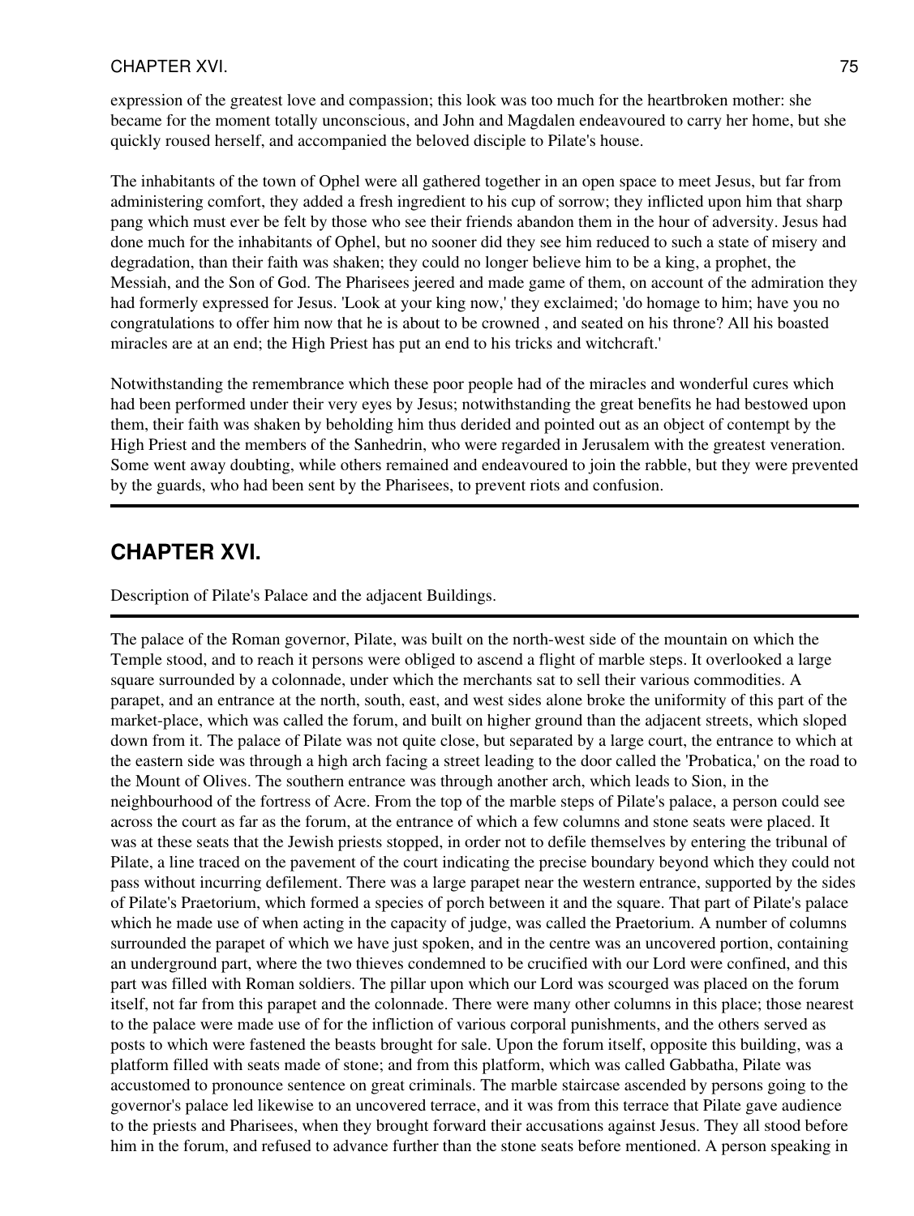expression of the greatest love and compassion; this look was too much for the heartbroken mother: she became for the moment totally unconscious, and John and Magdalen endeavoured to carry her home, but she quickly roused herself, and accompanied the beloved disciple to Pilate's house.

The inhabitants of the town of Ophel were all gathered together in an open space to meet Jesus, but far from administering comfort, they added a fresh ingredient to his cup of sorrow; they inflicted upon him that sharp pang which must ever be felt by those who see their friends abandon them in the hour of adversity. Jesus had done much for the inhabitants of Ophel, but no sooner did they see him reduced to such a state of misery and degradation, than their faith was shaken; they could no longer believe him to be a king, a prophet, the Messiah, and the Son of God. The Pharisees jeered and made game of them, on account of the admiration they had formerly expressed for Jesus. 'Look at your king now,' they exclaimed; 'do homage to him; have you no congratulations to offer him now that he is about to be crowned , and seated on his throne? All his boasted miracles are at an end; the High Priest has put an end to his tricks and witchcraft.'

Notwithstanding the remembrance which these poor people had of the miracles and wonderful cures which had been performed under their very eyes by Jesus; notwithstanding the great benefits he had bestowed upon them, their faith was shaken by beholding him thus derided and pointed out as an object of contempt by the High Priest and the members of the Sanhedrin, who were regarded in Jerusalem with the greatest veneration. Some went away doubting, while others remained and endeavoured to join the rabble, but they were prevented by the guards, who had been sent by the Pharisees, to prevent riots and confusion.

---

## CHAPTER XVI.

Description of Pilate's Palace and the adjacent Buildings.

---

The palace of the Roman governor, Pilate, was built on the north-west side of the mountain on which the Temple stood, and to reach it persons were obliged to ascend a flight of marble steps. It overlooked a large square surrounded by a colonnade, under which the merchants sat to sell their various commodities. A parapet, and an entrance at the north, south, east, and west sides alone broke the uniformity of this part of the market-place, which was called the forum, and built on higher ground than the adjacent streets, which sloped down from it. The palace of Pilate was not quite close, but separated by a large court, the entrance to which at the eastern side was through a high arch facing a street leading to the door called the 'Probatica,' on the road to the Mount of Olives. The southern entrance was through another arch, which leads to Sion, in the neighbourhood of the fortress of Acre. From the top of the marble steps of Pilate's palace, a person could see across the court as far as the forum, at the entrance of which a few columns and stone seats were placed. It was at these seats that the Jewish priests stopped, in order not to defile themselves by entering the tribunal of Pilate, a line traced on the pavement of the court indicating the precise boundary beyond which they could not pass without incurring defilement. There was a large parapet near the western entrance, supported by the sides of Pilate's Praetorium, which formed a species of porch between it and the square. That part of Pilate's palace which he made use of when acting in the capacity of judge, was called the Praetorium. A number of columns surrounded the parapet of which we have just spoken, and in the centre was an uncovered portion, containing an underground part, where the two thieves condemned to be crucified with our Lord were confined, and this part was filled with Roman soldiers. The pillar upon which our Lord was scourged was placed on the forum itself, not far from this parapet and the colonnade. There were many other columns in this place; those nearest to the palace were made use of for the infliction of various corporal punishments, and the others served as posts to which were fastened the beasts brought for sale. Upon the forum itself, opposite this building, was a platform filled with seats made of stone; and from this platform, which was called Gabbatha, Pilate was accustomed to pronounce sentence on great criminals. The marble staircase ascended by persons going to the governor's palace led likewise to an uncovered terrace, and it was from this terrace that Pilate gave audience to the priests and Pharisees, when they brought forward their accusations against Jesus. They all stood before him in the forum, and refused to advance further than the stone seats before mentioned. A person speaking in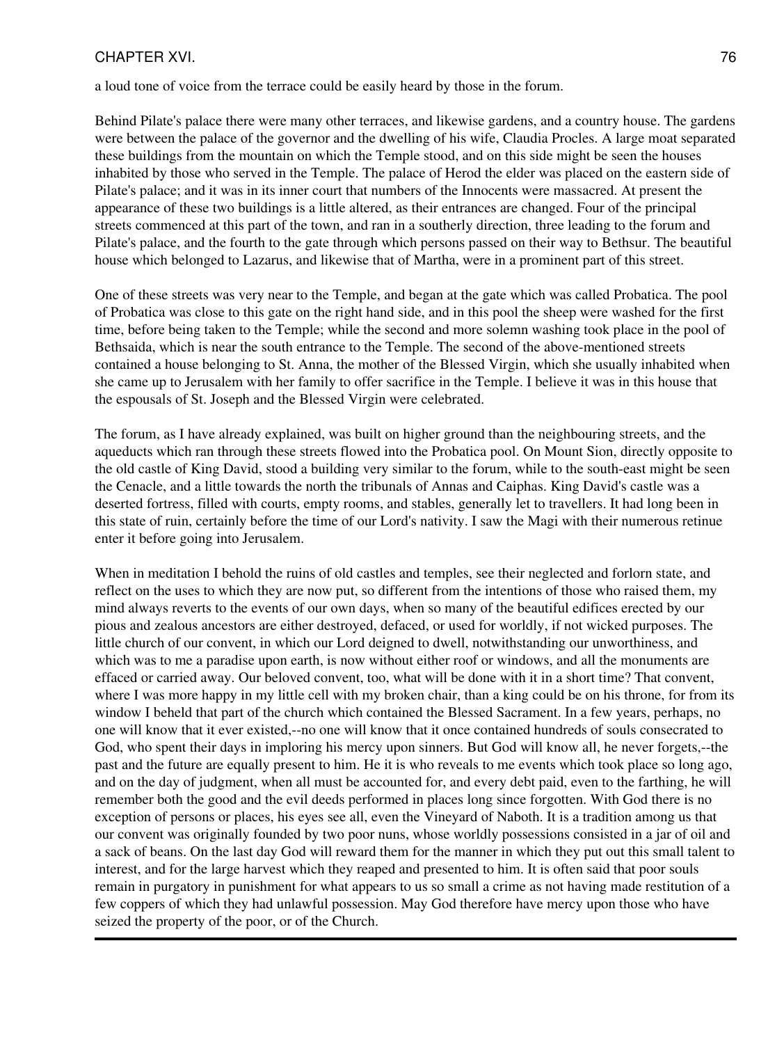a loud tone of voice from the terrace could be easily heard by those in the forum.

Behind Pilate's palace there were many other terraces, and likewise gardens, and a country house. The gardens were between the palace of the governor and the dwelling of his wife, Claudia Procles. A large moat separated these buildings from the mountain on which the Temple stood, and on this side might be seen the houses inhabited by those who served in the Temple. The palace of Herod the elder was placed on the eastern side of Pilate's palace; and it was in its inner court that numbers of the Innocents were massacred. At present the appearance of these two buildings is a little altered, as their entrances are changed. Four of the principal streets commenced at this part of the town, and ran in a southerly direction, three leading to the forum and Pilate's palace, and the fourth to the gate through which persons passed on their way to Bethsur. The beautiful house which belonged to Lazarus, and likewise that of Martha, were in a prominent part of this street.

One of these streets was very near to the Temple, and began at the gate which was called Probatica. The pool of Probatica was close to this gate on the right hand side, and in this pool the sheep were washed for the first time, before being taken to the Temple; while the second and more solemn washing took place in the pool of Bethsaida, which is near the south entrance to the Temple. The second of the above-mentioned streets contained a house belonging to St. Anna, the mother of the Blessed Virgin, which she usually inhabited when she came up to Jerusalem with her family to offer sacrifice in the Temple. I believe it was in this house that the espousals of St. Joseph and the Blessed Virgin were celebrated.

The forum, as I have already explained, was built on higher ground than the neighbouring streets, and the aqueducts which ran through these streets flowed into the Probatica pool. On Mount Sion, directly opposite to the old castle of King David, stood a building very similar to the forum, while to the south-east might be seen the Cenacle, and a little towards the north the tribunals of Annas and Caiphas. King David's castle was a deserted fortress, filled with courts, empty rooms, and stables, generally let to travellers. It had long been in this state of ruin, certainly before the time of our Lord's nativity. I saw the Magi with their numerous retinue enter it before going into Jerusalem.

When in meditation I behold the ruins of old castles and temples, see their neglected and forlorn state, and reflect on the uses to which they are now put, so different from the intentions of those who raised them, my mind always reverts to the events of our own days, when so many of the beautiful edifices erected by our pious and zealous ancestors are either destroyed, defaced, or used for worldly, if not wicked purposes. The little church of our convent, in which our Lord deigned to dwell, notwithstanding our unworthiness, and which was to me a paradise upon earth, is now without either roof or windows, and all the monuments are effaced or carried away. Our beloved convent, too, what will be done with it in a short time? That convent, where I was more happy in my little cell with my broken chair, than a king could be on his throne, for from its window I beheld that part of the church which contained the Blessed Sacrament. In a few years, perhaps, no one will know that it ever existed,--no one will know that it once contained hundreds of souls consecrated to God, who spent their days in imploring his mercy upon sinners. But God will know all, he never forgets,--the past and the future are equally present to him. He it is who reveals to me events which took place so long ago, and on the day of judgment, when all must be accounted for, and every debt paid, even to the farthing, he will remember both the good and the evil deeds performed in places long since forgotten. With God there is no exception of persons or places, his eyes see all, even the Vineyard of Naboth. It is a tradition among us that our convent was originally founded by two poor nuns, whose worldly possessions consisted in a jar of oil and a sack of beans. On the last day God will reward them for the manner in which they put out this small talent to interest, and for the large harvest which they reaped and presented to him. It is often said that poor souls remain in purgatory in punishment for what appears to us so small a crime as not having made restitution of a few coppers of which they had unlawful possession. May God therefore have mercy upon those who have seized the property of the poor, or of the Church.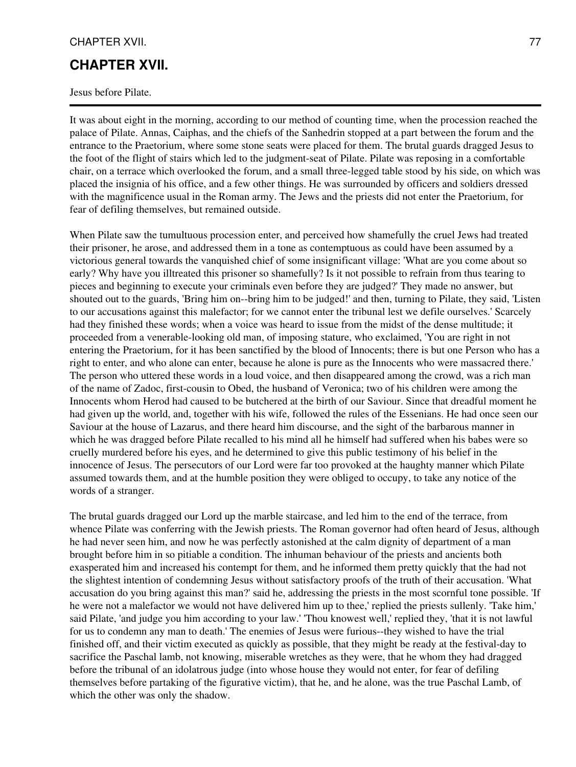## CHAPTER XVII.

Jesus before Pilate.

---

It was about eight in the morning, according to our method of counting time, when the procession reached the palace of Pilate. Annas, Caiphas, and the chiefs of the Sanhedrin stopped at a part between the forum and the entrance to the Praetorium, where some stone seats were placed for them. The brutal guards dragged Jesus to the foot of the flight of stairs which led to the judgment-seat of Pilate. Pilate was reposing in a comfortable chair, on a terrace which overlooked the forum, and a small three-legged table stood by his side, on which was placed the insignia of his office, and a few other things. He was surrounded by officers and soldiers dressed with the magnificence usual in the Roman army. The Jews and the priests did not enter the Praetorium, for fear of defiling themselves, but remained outside.

When Pilate saw the tumultuous procession enter, and perceived how shamefully the cruel Jews had treated their prisoner, he arose, and addressed them in a tone as contemptuous as could have been assumed by a victorious general towards the vanquished chief of some insignificant village: 'What are you come about so early? Why have you illtreated this prisoner so shamefully? Is it not possible to refrain from thus tearing to pieces and beginning to execute your criminals even before they are judged?' They made no answer, but shouted out to the guards, 'Bring him on--bring him to be judged!' and then, turning to Pilate, they said, 'Listen to our accusations against this malefactor; for we cannot enter the tribunal lest we defile ourselves.' Scarcely had they finished these words; when a voice was heard to issue from the midst of the dense multitude; it proceeded from a venerable-looking old man, of imposing stature, who exclaimed, 'You are right in not entering the Praetorium, for it has been sanctified by the blood of Innocents; there is but one Person who has a right to enter, and who alone can enter, because he alone is pure as the Innocents who were massacred there.' The person who uttered these words in a loud voice, and then disappeared among the crowd, was a rich man of the name of Zadoc, first-cousin to Obed, the husband of Veronica; two of his children were among the Innocents whom Herod had caused to be butchered at the birth of our Saviour. Since that dreadful moment he had given up the world, and, together with his wife, followed the rules of the Essenians. He had once seen our Saviour at the house of Lazarus, and there heard him discourse, and the sight of the barbarous manner in which he was dragged before Pilate recalled to his mind all he himself had suffered when his babes were so cruelly murdered before his eyes, and he determined to give this public testimony of his belief in the innocence of Jesus. The persecutors of our Lord were far too provoked at the haughty manner which Pilate assumed towards them, and at the humble position they were obliged to occupy, to take any notice of the words of a stranger.

The brutal guards dragged our Lord up the marble staircase, and led him to the end of the terrace, from whence Pilate was conferring with the Jewish priests. The Roman governor had often heard of Jesus, although he had never seen him, and now he was perfectly astonished at the calm dignity of department of a man brought before him in so pitiable a condition. The inhuman behaviour of the priests and ancients both exasperated him and increased his contempt for them, and he informed them pretty quickly that the had not the slightest intention of condemning Jesus without satisfactory proofs of the truth of their accusation. 'What accusation do you bring against this man?' said he, addressing the priests in the most scornful tone possible. 'If he were not a malefactor we would not have delivered him up to thee,' replied the priests sullenly. 'Take him,' said Pilate, 'and judge you him according to your law.' 'Thou knowest well,' replied they, 'that it is not lawful for us to condemn any man to death.' The enemies of Jesus were furious--they wished to have the trial finished off, and their victim executed as quickly as possible, that they might be ready at the festival-day to sacrifice the Paschal lamb, not knowing, miserable wretches as they were, that he whom they had dragged before the tribunal of an idolatrous judge (into whose house they would not enter, for fear of defiling themselves before partaking of the figurative victim), that he, and he alone, was the true Paschal Lamb, of which the other was only the shadow.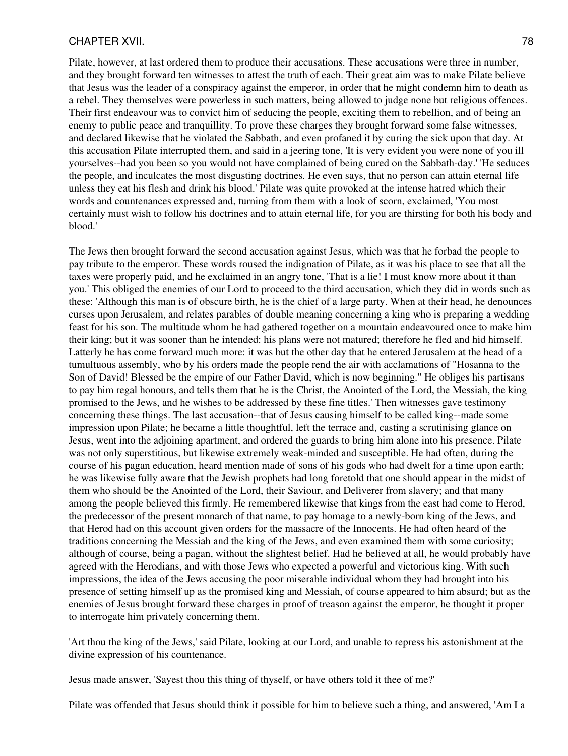Pilate, however, at last ordered them to produce their accusations. These accusations were three in number, and they brought forward ten witnesses to attest the truth of each. Their great aim was to make Pilate believe that Jesus was the leader of a conspiracy against the emperor, in order that he might condemn him to death as a rebel. They themselves were powerless in such matters, being allowed to judge none but religious offences. Their first endeavour was to convict him of seducing the people, exciting them to rebellion, and of being an enemy to public peace and tranquillity. To prove these charges they brought forward some false witnesses, and declared likewise that he violated the Sabbath, and even profaned it by curing the sick upon that day. At this accusation Pilate interrupted them, and said in a jeering tone, 'It is very evident you were none of you ill yourselves--had you been so you would not have complained of being cured on the Sabbath-day.' 'He seduces the people, and inculcates the most disgusting doctrines. He even says, that no person can attain eternal life unless they eat his flesh and drink his blood.' Pilate was quite provoked at the intense hatred which their words and countenances expressed and, turning from them with a look of scorn, exclaimed, 'You most certainly must wish to follow his doctrines and to attain eternal life, for you are thirsting for both his body and blood.'

The Jews then brought forward the second accusation against Jesus, which was that he forbad the people to pay tribute to the emperor. These words roused the indignation of Pilate, as it was his place to see that all the taxes were properly paid, and he exclaimed in an angry tone, 'That is a lie! I must know more about it than you.' This obliged the enemies of our Lord to proceed to the third accusation, which they did in words such as these: 'Although this man is of obscure birth, he is the chief of a large party. When at their head, he denounces curses upon Jerusalem, and relates parables of double meaning concerning a king who is preparing a wedding feast for his son. The multitude whom he had gathered together on a mountain endeavoured once to make him their king; but it was sooner than he intended: his plans were not matured; therefore he fled and hid himself. Latterly he has come forward much more: it was but the other day that he entered Jerusalem at the head of a tumultuous assembly, who by his orders made the people rend the air with acclamations of "Hosanna to the Son of David! Blessed be the empire of our Father David, which is now beginning." He obliges his partisans to pay him regal honours, and tells them that he is the Christ, the Anointed of the Lord, the Messiah, the king promised to the Jews, and he wishes to be addressed by these fine titles.' Then witnesses gave testimony concerning these things. The last accusation--that of Jesus causing himself to be called king--made some impression upon Pilate; he became a little thoughtful, left the terrace and, casting a scrutinising glance on Jesus, went into the adjoining apartment, and ordered the guards to bring him alone into his presence. Pilate was not only superstitious, but likewise extremely weak-minded and susceptible. He had often, during the course of his pagan education, heard mention made of sons of his gods who had dwelt for a time upon earth; he was likewise fully aware that the Jewish prophets had long foretold that one should appear in the midst of them who should be the Anointed of the Lord, their Saviour, and Deliverer from slavery; and that many among the people believed this firmly. He remembered likewise that kings from the east had come to Herod, the predecessor of the present monarch of that name, to pay homage to a newly-born king of the Jews, and that Herod had on this account given orders for the massacre of the Innocents. He had often heard of the traditions concerning the Messiah and the king of the Jews, and even examined them with some curiosity; although of course, being a pagan, without the slightest belief. Had he believed at all, he would probably have agreed with the Herodians, and with those Jews who expected a powerful and victorious king. With such impressions, the idea of the Jews accusing the poor miserable individual whom they had brought into his presence of setting himself up as the promised king and Messiah, of course appeared to him absurd; but as the enemies of Jesus brought forward these charges in proof of treason against the emperor, he thought it proper to interrogate him privately concerning them.

'Art thou the king of the Jews,' said Pilate, looking at our Lord, and unable to repress his astonishment at the divine expression of his countenance.

Jesus made answer, 'Sayest thou this thing of thyself, or have others told it thee of me?'

Pilate was offended that Jesus should think it possible for him to believe such a thing, and answered, 'Am I a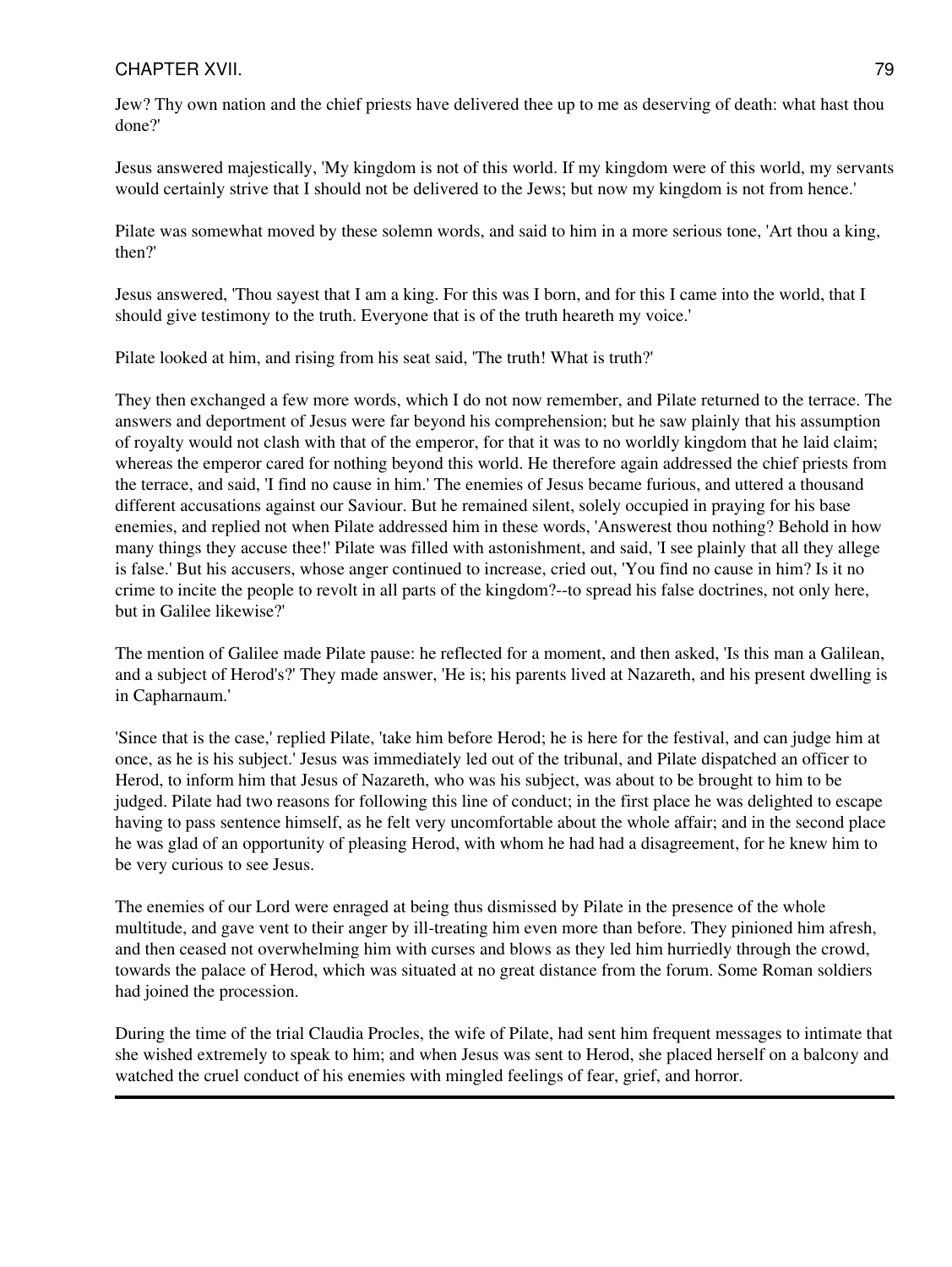Jew? Thy own nation and the chief priests have delivered thee up to me as deserving of death: what hast thou done?'

Jesus answered majestically, 'My kingdom is not of this world. If my kingdom were of this world, my servants would certainly strive that I should not be delivered to the Jews; but now my kingdom is not from hence.'

Pilate was somewhat moved by these solemn words, and said to him in a more serious tone, 'Art thou a king, then?'

Jesus answered, 'Thou sayest that I am a king. For this was I born, and for this I came into the world, that I should give testimony to the truth. Everyone that is of the truth heareth my voice.'

Pilate looked at him, and rising from his seat said, 'The truth! What is truth?'

They then exchanged a few more words, which I do not now remember, and Pilate returned to the terrace. The answers and deportment of Jesus were far beyond his comprehension; but he saw plainly that his assumption of royalty would not clash with that of the emperor, for that it was to no worldly kingdom that he laid claim; whereas the emperor cared for nothing beyond this world. He therefore again addressed the chief priests from the terrace, and said, 'I find no cause in him.' The enemies of Jesus became furious, and uttered a thousand different accusations against our Saviour. But he remained silent, solely occupied in praying for his base enemies, and replied not when Pilate addressed him in these words, 'Answerest thou nothing? Behold in how many things they accuse thee!' Pilate was filled with astonishment, and said, 'I see plainly that all they allege is false.' But his accusers, whose anger continued to increase, cried out, 'You find no cause in him? Is it no crime to incite the people to revolt in all parts of the kingdom?--to spread his false doctrines, not only here, but in Galilee likewise?'

The mention of Galilee made Pilate pause: he reflected for a moment, and then asked, 'Is this man a Galilean, and a subject of Herod's?' They made answer, 'He is; his parents lived at Nazareth, and his present dwelling is in Capharnaum.'

'Since that is the case,' replied Pilate, 'take him before Herod; he is here for the festival, and can judge him at once, as he is his subject.' Jesus was immediately led out of the tribunal, and Pilate dispatched an officer to Herod, to inform him that Jesus of Nazareth, who was his subject, was about to be brought to him to be judged. Pilate had two reasons for following this line of conduct; in the first place he was delighted to escape having to pass sentence himself, as he felt very uncomfortable about the whole affair; and in the second place he was glad of an opportunity of pleasing Herod, with whom he had had a disagreement, for he knew him to be very curious to see Jesus.

The enemies of our Lord were enraged at being thus dismissed by Pilate in the presence of the whole multitude, and gave vent to their anger by ill-treating him even more than before. They pinioned him afresh, and then ceased not overwhelming him with curses and blows as they led him hurriedly through the crowd, towards the palace of Herod, which was situated at no great distance from the forum. Some Roman soldiers had joined the procession.

During the time of the trial Claudia Procles, the wife of Pilate, had sent him frequent messages to intimate that she wished extremely to speak to him; and when Jesus was sent to Herod, she placed herself on a balcony and watched the cruel conduct of his enemies with mingled feelings of fear, grief, and horror.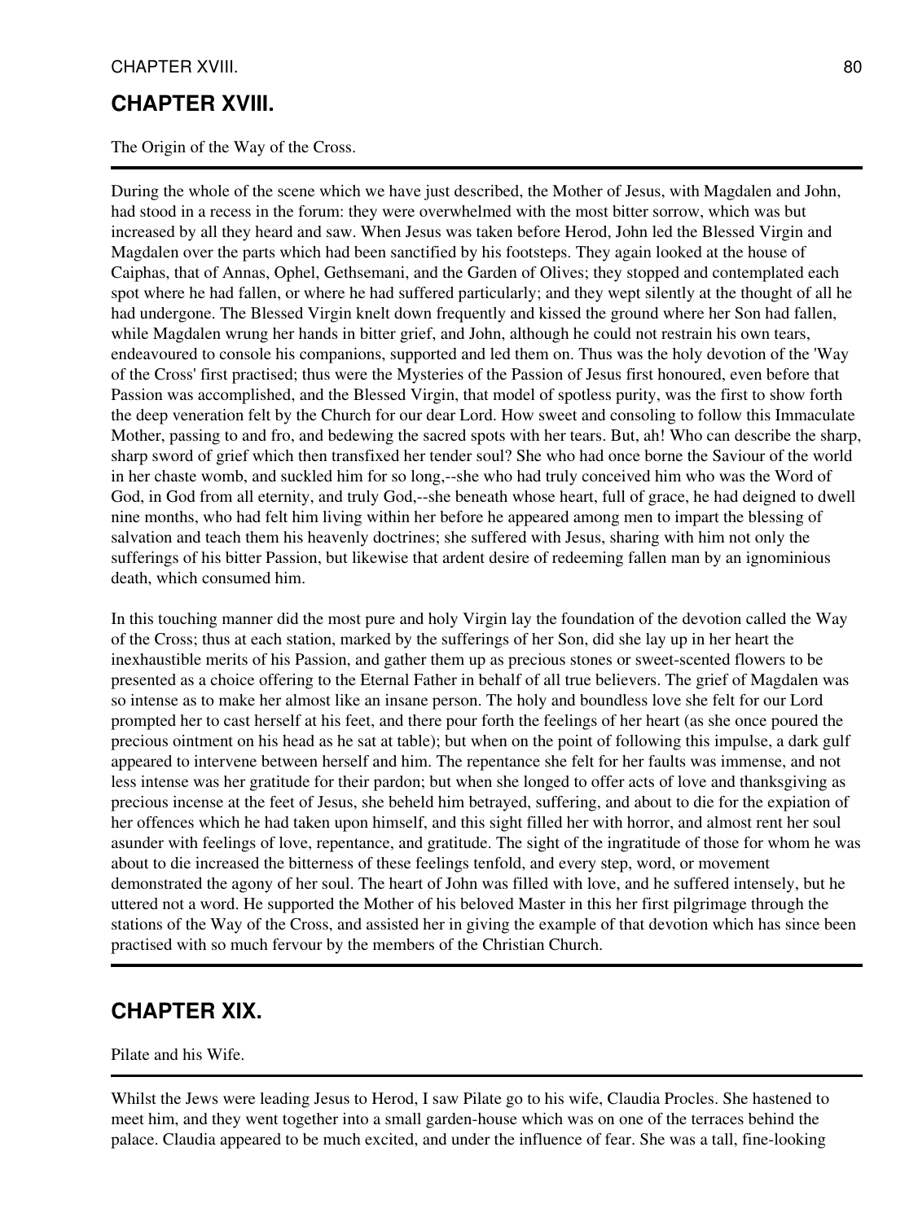## CHAPTER XVIII.

The Origin of the Way of the Cross.

---

During the whole of the scene which we have just described, the Mother of Jesus, with Magdalen and John, had stood in a recess in the forum: they were overwhelmed with the most bitter sorrow, which was but increased by all they heard and saw. When Jesus was taken before Herod, John led the Blessed Virgin and Magdalen over the parts which had been sanctified by his footsteps. They again looked at the house of Caiphas, that of Annas, Ophel, Gethsemani, and the Garden of Olives; they stopped and contemplated each spot where he had fallen, or where he had suffered particularly; and they wept silently at the thought of all he had undergone. The Blessed Virgin knelt down frequently and kissed the ground where her Son had fallen, while Magdalen wrung her hands in bitter grief, and John, although he could not restrain his own tears, endeavoured to console his companions, supported and led them on. Thus was the holy devotion of the 'Way of the Cross' first practised; thus were the Mysteries of the Passion of Jesus first honoured, even before that Passion was accomplished, and the Blessed Virgin, that model of spotless purity, was the first to show forth the deep veneration felt by the Church for our dear Lord. How sweet and consoling to follow this Immaculate Mother, passing to and fro, and bedewing the sacred spots with her tears. But, ah! Who can describe the sharp, sharp sword of grief which then transfixed her tender soul? She who had once borne the Saviour of the world in her chaste womb, and suckled him for so long,--she who had truly conceived him who was the Word of God, in God from all eternity, and truly God,--she beneath whose heart, full of grace, he had deigned to dwell nine months, who had felt him living within her before he appeared among men to impart the blessing of salvation and teach them his heavenly doctrines; she suffered with Jesus, sharing with him not only the sufferings of his bitter Passion, but likewise that ardent desire of redeeming fallen man by an ignominious death, which consumed him.

In this touching manner did the most pure and holy Virgin lay the foundation of the devotion called the Way of the Cross; thus at each station, marked by the sufferings of her Son, did she lay up in her heart the inexhaustible merits of his Passion, and gather them up as precious stones or sweet-scented flowers to be presented as a choice offering to the Eternal Father in behalf of all true believers. The grief of Magdalen was so intense as to make her almost like an insane person. The holy and boundless love she felt for our Lord prompted her to cast herself at his feet, and there pour forth the feelings of her heart (as she once poured the precious ointment on his head as he sat at table); but when on the point of following this impulse, a dark gulf appeared to intervene between herself and him. The repentance she felt for her faults was immense, and not less intense was her gratitude for their pardon; but when she longed to offer acts of love and thanksgiving as precious incense at the feet of Jesus, she beheld him betrayed, suffering, and about to die for the expiation of her offences which he had taken upon himself, and this sight filled her with horror, and almost rent her soul asunder with feelings of love, repentance, and gratitude. The sight of the ingratitude of those for whom he was about to die increased the bitterness of these feelings tenfold, and every step, word, or movement demonstrated the agony of her soul. The heart of John was filled with love, and he suffered intensely, but he uttered not a word. He supported the Mother of his beloved Master in this her first pilgrimage through the stations of the Way of the Cross, and assisted her in giving the example of that devotion which has since been practised with so much fervour by the members of the Christian Church.

---

## CHAPTER XIX.

Pilate and his Wife.

---

Whilst the Jews were leading Jesus to Herod, I saw Pilate go to his wife, Claudia Procles. She hastened to meet him, and they went together into a small garden-house which was on one of the terraces behind the palace. Claudia appeared to be much excited, and under the influence of fear. She was a tall, fine-looking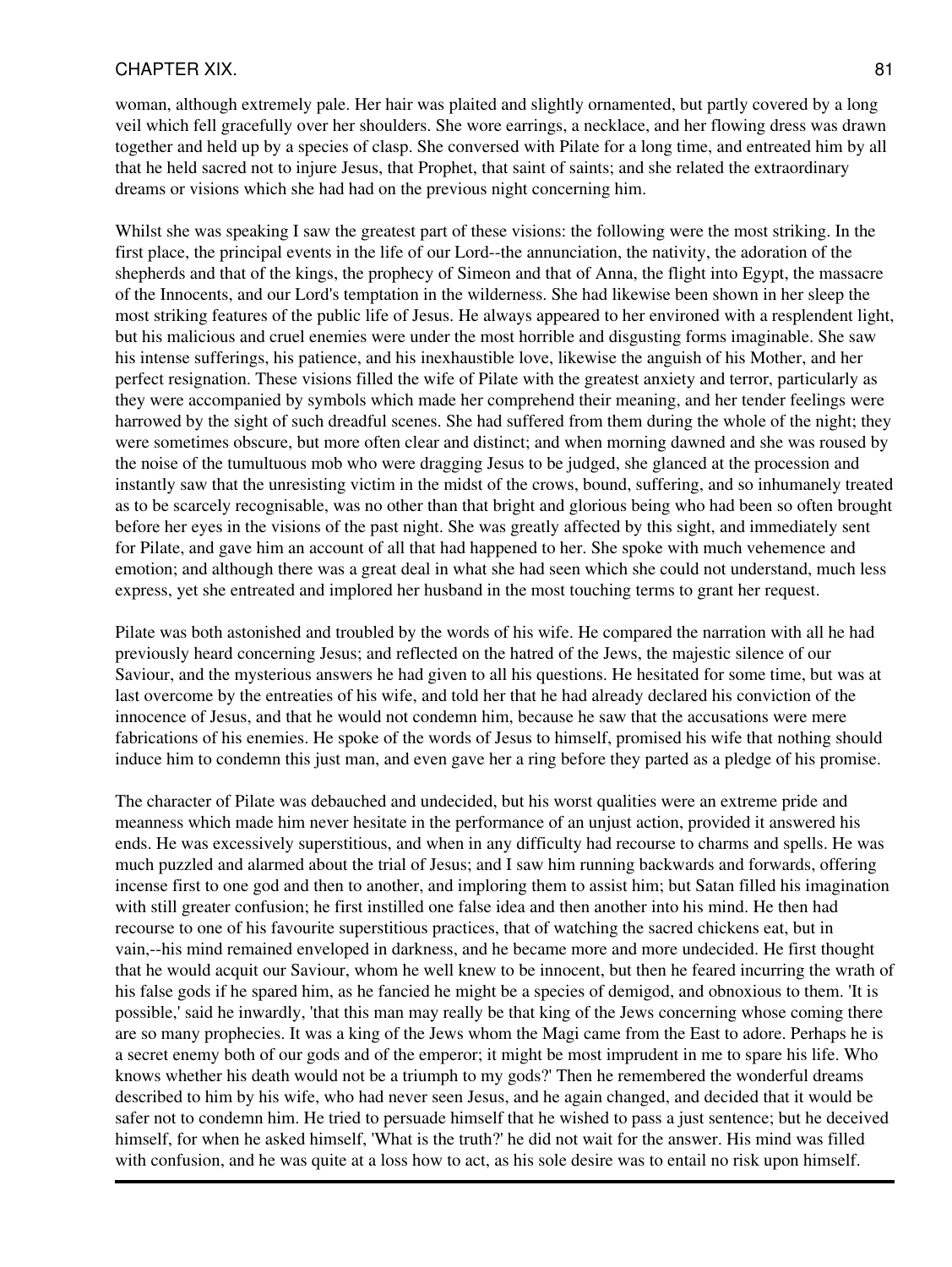woman, although extremely pale. Her hair was plaited and slightly ornamented, but partly covered by a long veil which fell gracefully over her shoulders. She wore earrings, a necklace, and her flowing dress was drawn together and held up by a species of clasp. She conversed with Pilate for a long time, and entreated him by all that he held sacred not to injure Jesus, that Prophet, that saint of saints; and she related the extraordinary dreams or visions which she had had on the previous night concerning him.

Whilst she was speaking I saw the greatest part of these visions: the following were the most striking. In the first place, the principal events in the life of our Lord--the annunciation, the nativity, the adoration of the shepherds and that of the kings, the prophecy of Simeon and that of Anna, the flight into Egypt, the massacre of the Innocents, and our Lord's temptation in the wilderness. She had likewise been shown in her sleep the most striking features of the public life of Jesus. He always appeared to her environed with a resplendent light, but his malicious and cruel enemies were under the most horrible and disgusting forms imaginable. She saw his intense sufferings, his patience, and his inexhaustible love, likewise the anguish of his Mother, and her perfect resignation. These visions filled the wife of Pilate with the greatest anxiety and terror, particularly as they were accompanied by symbols which made her comprehend their meaning, and her tender feelings were harrowed by the sight of such dreadful scenes. She had suffered from them during the whole of the night; they were sometimes obscure, but more often clear and distinct; and when morning dawned and she was roused by the noise of the tumultuous mob who were dragging Jesus to be judged, she glanced at the procession and instantly saw that the unresisting victim in the midst of the crows, bound, suffering, and so inhumanely treated as to be scarcely recognisable, was no other than that bright and glorious being who had been so often brought before her eyes in the visions of the past night. She was greatly affected by this sight, and immediately sent for Pilate, and gave him an account of all that had happened to her. She spoke with much vehemence and emotion; and although there was a great deal in what she had seen which she could not understand, much less express, yet she entreated and implored her husband in the most touching terms to grant her request.

Pilate was both astonished and troubled by the words of his wife. He compared the narration with all he had previously heard concerning Jesus; and reflected on the hatred of the Jews, the majestic silence of our Saviour, and the mysterious answers he had given to all his questions. He hesitated for some time, but was at last overcome by the entreaties of his wife, and told her that he had already declared his conviction of the innocence of Jesus, and that he would not condemn him, because he saw that the accusations were mere fabrications of his enemies. He spoke of the words of Jesus to himself, promised his wife that nothing should induce him to condemn this just man, and even gave her a ring before they parted as a pledge of his promise.

The character of Pilate was debauched and undecided, but his worst qualities were an extreme pride and meanness which made him never hesitate in the performance of an unjust action, provided it answered his ends. He was excessively superstitious, and when in any difficulty had recourse to charms and spells. He was much puzzled and alarmed about the trial of Jesus; and I saw him running backwards and forwards, offering incense first to one god and then to another, and imploring them to assist him; but Satan filled his imagination with still greater confusion; he first instilled one false idea and then another into his mind. He then had recourse to one of his favourite superstitious practices, that of watching the sacred chickens eat, but in vain,--his mind remained enveloped in darkness, and he became more and more undecided. He first thought that he would acquit our Saviour, whom he well knew to be innocent, but then he feared incurring the wrath of his false gods if he spared him, as he fancied he might be a species of demigod, and obnoxious to them. 'It is possible,' said he inwardly, 'that this man may really be that king of the Jews concerning whose coming there are so many prophecies. It was a king of the Jews whom the Magi came from the East to adore. Perhaps he is a secret enemy both of our gods and of the emperor; it might be most imprudent in me to spare his life. Who knows whether his death would not be a triumph to my gods?' Then he remembered the wonderful dreams described to him by his wife, who had never seen Jesus, and he again changed, and decided that it would be safer not to condemn him. He tried to persuade himself that he wished to pass a just sentence; but he deceived himself, for when he asked himself, 'What is the truth?' he did not wait for the answer. His mind was filled with confusion, and he was quite at a loss how to act, as his sole desire was to entail no risk upon himself.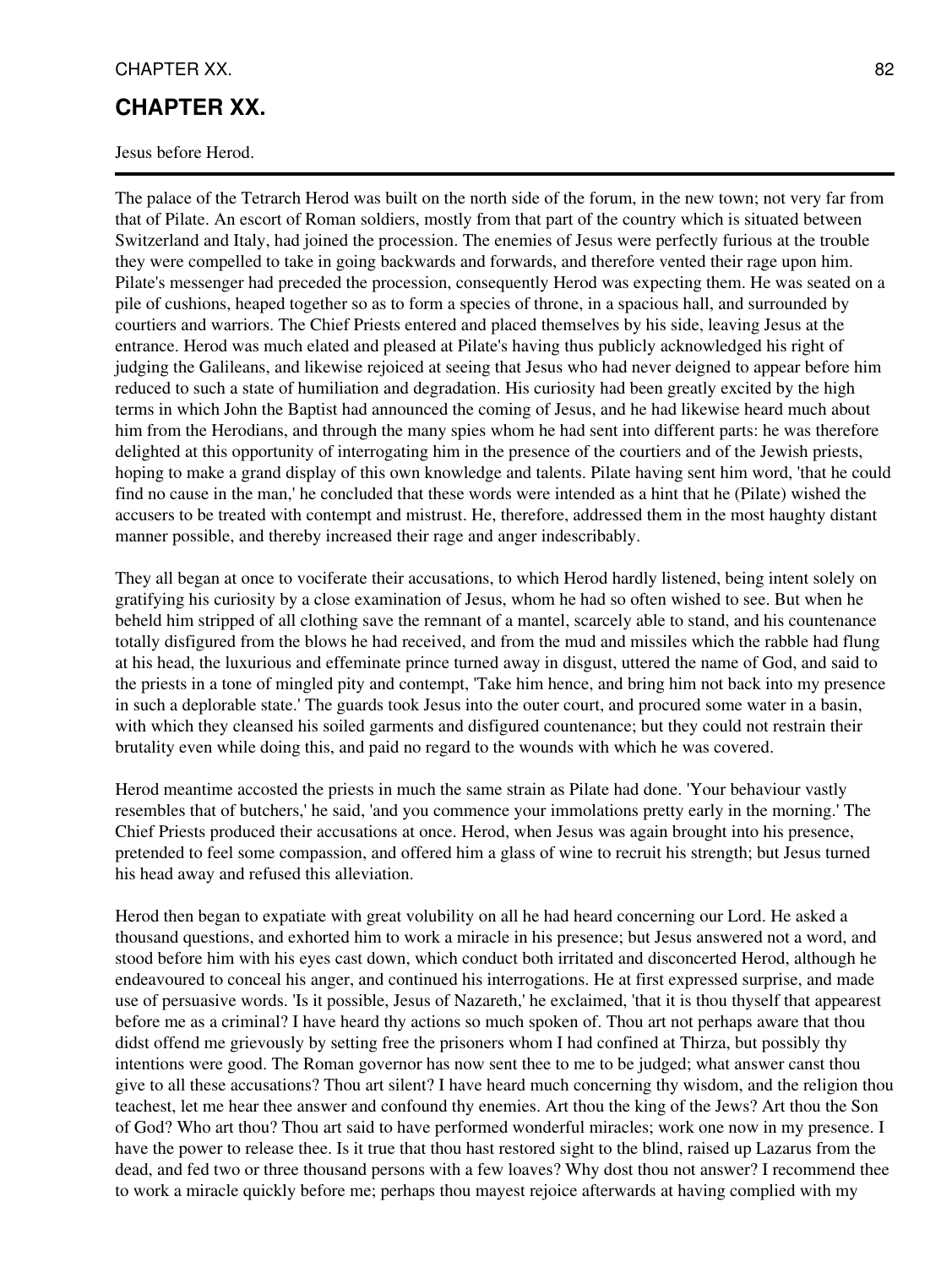# CHAPTER XX.

Jesus before Herod.

---

The palace of the Tetrarch Herod was built on the north side of the forum, in the new town; not very far from that of Pilate. An escort of Roman soldiers, mostly from that part of the country which is situated between Switzerland and Italy, had joined the procession. The enemies of Jesus were perfectly furious at the trouble they were compelled to take in going backwards and forwards, and therefore vented their rage upon him. Pilate's messenger had preceded the procession, consequently Herod was expecting them. He was seated on a pile of cushions, heaped together so as to form a species of throne, in a spacious hall, and surrounded by courtiers and warriors. The Chief Priests entered and placed themselves by his side, leaving Jesus at the entrance. Herod was much elated and pleased at Pilate's having thus publicly acknowledged his right of judging the Galileans, and likewise rejoiced at seeing that Jesus who had never deigned to appear before him reduced to such a state of humiliation and degradation. His curiosity had been greatly excited by the high terms in which John the Baptist had announced the coming of Jesus, and he had likewise heard much about him from the Herodians, and through the many spies whom he had sent into different parts: he was therefore delighted at this opportunity of interrogating him in the presence of the courtiers and of the Jewish priests, hoping to make a grand display of this own knowledge and talents. Pilate having sent him word, 'that he could find no cause in the man,' he concluded that these words were intended as a hint that he (Pilate) wished the accusers to be treated with contempt and mistrust. He, therefore, addressed them in the most haughty distant manner possible, and thereby increased their rage and anger indescribably.

They all began at once to vociferate their accusations, to which Herod hardly listened, being intent solely on gratifying his curiosity by a close examination of Jesus, whom he had so often wished to see. But when he beheld him stripped of all clothing save the remnant of a mantel, scarcely able to stand, and his countenance totally disfigured from the blows he had received, and from the mud and missiles which the rabble had flung at his head, the luxurious and effeminate prince turned away in disgust, uttered the name of God, and said to the priests in a tone of mingled pity and contempt, 'Take him hence, and bring him not back into my presence in such a deplorable state.' The guards took Jesus into the outer court, and procured some water in a basin, with which they cleansed his soiled garments and disfigured countenance; but they could not restrain their brutality even while doing this, and paid no regard to the wounds with which he was covered.

Herod meantime accosted the priests in much the same strain as Pilate had done. 'Your behaviour vastly resembles that of butchers,' he said, 'and you commence your immolations pretty early in the morning.' The Chief Priests produced their accusations at once. Herod, when Jesus was again brought into his presence, pretended to feel some compassion, and offered him a glass of wine to recruit his strength; but Jesus turned his head away and refused this alleviation.

Herod then began to expatiate with great volubility on all he had heard concerning our Lord. He asked a thousand questions, and exhorted him to work a miracle in his presence; but Jesus answered not a word, and stood before him with his eyes cast down, which conduct both irritated and disconcerted Herod, although he endeavoured to conceal his anger, and continued his interrogations. He at first expressed surprise, and made use of persuasive words. 'Is it possible, Jesus of Nazareth,' he exclaimed, 'that it is thou thyself that appearest before me as a criminal? I have heard thy actions so much spoken of. Thou art not perhaps aware that thou didst offend me grievously by setting free the prisoners whom I had confined at Thirza, but possibly thy intentions were good. The Roman governor has now sent thee to me to be judged; what answer canst thou give to all these accusations? Thou art silent? I have heard much concerning thy wisdom, and the religion thou teachest, let me hear thee answer and confound thy enemies. Art thou the king of the Jews? Art thou the Son of God? Who art thou? Thou art said to have performed wonderful miracles; work one now in my presence. I have the power to release thee. Is it true that thou hast restored sight to the blind, raised up Lazarus from the dead, and fed two or three thousand persons with a few loaves? Why dost thou not answer? I recommend thee to work a miracle quickly before me; perhaps thou mayest rejoice afterwards at having complied with my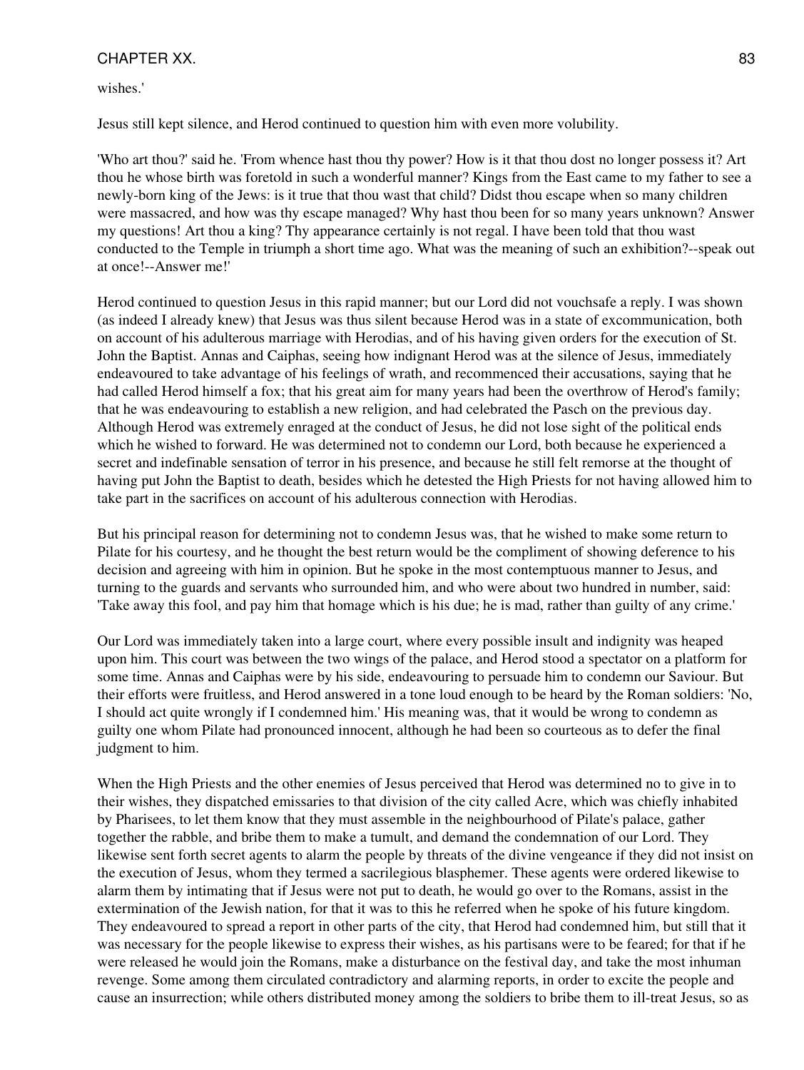wishes.'

Jesus still kept silence, and Herod continued to question him with even more volubility.

'Who art thou?' said he. 'From whence hast thou thy power? How is it that thou dost no longer possess it? Art thou he whose birth was foretold in such a wonderful manner? Kings from the East came to my father to see a newly-born king of the Jews: is it true that thou wast that child? Didst thou escape when so many children were massacred, and how was thy escape managed? Why hast thou been for so many years unknown? Answer my questions! Art thou a king? Thy appearance certainly is not regal. I have been told that thou wast conducted to the Temple in triumph a short time ago. What was the meaning of such an exhibition?--speak out at once!--Answer me!'

Herod continued to question Jesus in this rapid manner; but our Lord did not vouchsafe a reply. I was shown (as indeed I already knew) that Jesus was thus silent because Herod was in a state of excommunication, both on account of his adulterous marriage with Herodias, and of his having given orders for the execution of St. John the Baptist. Annas and Caiphas, seeing how indignant Herod was at the silence of Jesus, immediately endeavoured to take advantage of his feelings of wrath, and recommenced their accusations, saying that he had called Herod himself a fox; that his great aim for many years had been the overthrow of Herod's family; that he was endeavouring to establish a new religion, and had celebrated the Pasch on the previous day. Although Herod was extremely enraged at the conduct of Jesus, he did not lose sight of the political ends which he wished to forward. He was determined not to condemn our Lord, both because he experienced a secret and indefinable sensation of terror in his presence, and because he still felt remorse at the thought of having put John the Baptist to death, besides which he detested the High Priests for not having allowed him to take part in the sacrifices on account of his adulterous connection with Herodias.

But his principal reason for determining not to condemn Jesus was, that he wished to make some return to Pilate for his courtesy, and he thought the best return would be the compliment of showing deference to his decision and agreeing with him in opinion. But he spoke in the most contemptuous manner to Jesus, and turning to the guards and servants who surrounded him, and who were about two hundred in number, said: 'Take away this fool, and pay him that homage which is his due; he is mad, rather than guilty of any crime.'

Our Lord was immediately taken into a large court, where every possible insult and indignity was heaped upon him. This court was between the two wings of the palace, and Herod stood a spectator on a platform for some time. Annas and Caiphas were by his side, endeavouring to persuade him to condemn our Saviour. But their efforts were fruitless, and Herod answered in a tone loud enough to be heard by the Roman soldiers: 'No, I should act quite wrongly if I condemned him.' His meaning was, that it would be wrong to condemn as guilty one whom Pilate had pronounced innocent, although he had been so courteous as to defer the final judgment to him.

When the High Priests and the other enemies of Jesus perceived that Herod was determined no to give in to their wishes, they dispatched emissaries to that division of the city called Acre, which was chiefly inhabited by Pharisees, to let them know that they must assemble in the neighbourhood of Pilate's palace, gather together the rabble, and bribe them to make a tumult, and demand the condemnation of our Lord. They likewise sent forth secret agents to alarm the people by threats of the divine vengeance if they did not insist on the execution of Jesus, whom they termed a sacrilegious blasphemer. These agents were ordered likewise to alarm them by intimating that if Jesus were not put to death, he would go over to the Romans, assist in the extermination of the Jewish nation, for that it was to this he referred when he spoke of his future kingdom. They endeavoured to spread a report in other parts of the city, that Herod had condemned him, but still that it was necessary for the people likewise to express their wishes, as his partisans were to be feared; for that if he were released he would join the Romans, make a disturbance on the festival day, and take the most inhuman revenge. Some among them circulated contradictory and alarming reports, in order to excite the people and cause an insurrection; while others distributed money among the soldiers to bribe them to ill-treat Jesus, so as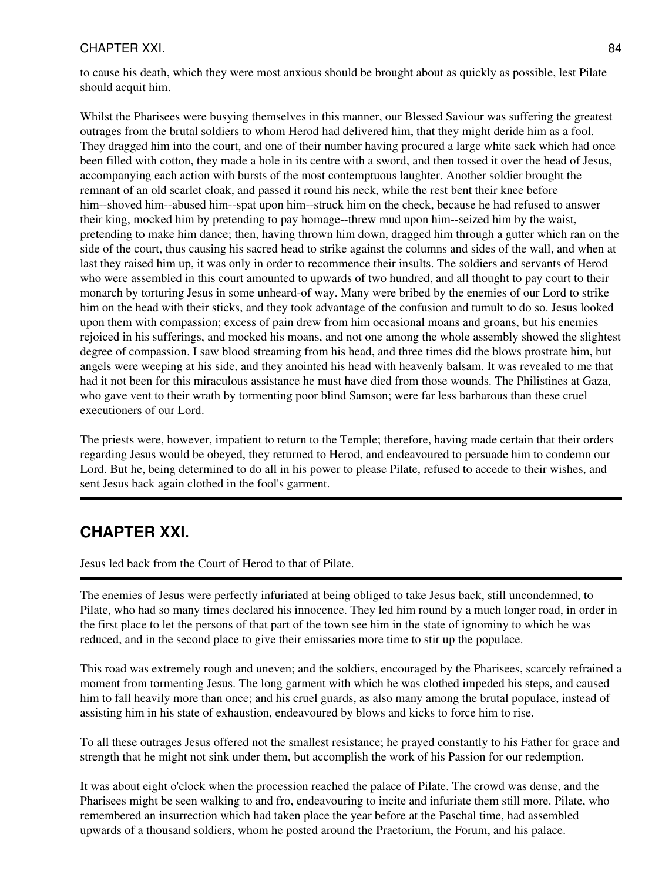to cause his death, which they were most anxious should be brought about as quickly as possible, lest Pilate should acquit him.

Whilst the Pharisees were busying themselves in this manner, our Blessed Saviour was suffering the greatest outrages from the brutal soldiers to whom Herod had delivered him, that they might deride him as a fool. They dragged him into the court, and one of their number having procured a large white sack which had once been filled with cotton, they made a hole in its centre with a sword, and then tossed it over the head of Jesus, accompanying each action with bursts of the most contemptuous laughter. Another soldier brought the remnant of an old scarlet cloak, and passed it round his neck, while the rest bent their knee before him--shoved him--abused him--spat upon him--struck him on the check, because he had refused to answer their king, mocked him by pretending to pay homage--threw mud upon him--seized him by the waist, pretending to make him dance; then, having thrown him down, dragged him through a gutter which ran on the side of the court, thus causing his sacred head to strike against the columns and sides of the wall, and when at last they raised him up, it was only in order to recommence their insults. The soldiers and servants of Herod who were assembled in this court amounted to upwards of two hundred, and all thought to pay court to their monarch by torturing Jesus in some unheard-of way. Many were bribed by the enemies of our Lord to strike him on the head with their sticks, and they took advantage of the confusion and tumult to do so. Jesus looked upon them with compassion; excess of pain drew from him occasional moans and groans, but his enemies rejoiced in his sufferings, and mocked his moans, and not one among the whole assembly showed the slightest degree of compassion. I saw blood streaming from his head, and three times did the blows prostrate him, but angels were weeping at his side, and they anointed his head with heavenly balsam. It was revealed to me that had it not been for this miraculous assistance he must have died from those wounds. The Philistines at Gaza, who gave vent to their wrath by tormenting poor blind Samson; were far less barbarous than these cruel executioners of our Lord.

The priests were, however, impatient to return to the Temple; therefore, having made certain that their orders regarding Jesus would be obeyed, they returned to Herod, and endeavoured to persuade him to condemn our Lord. But he, being determined to do all in his power to please Pilate, refused to accede to their wishes, and sent Jesus back again clothed in the fool's garment.

---

## CHAPTER XXI.

Jesus led back from the Court of Herod to that of Pilate.

---

The enemies of Jesus were perfectly infuriated at being obliged to take Jesus back, still uncondemned, to Pilate, who had so many times declared his innocence. They led him round by a much longer road, in order in the first place to let the persons of that part of the town see him in the state of ignominy to which he was reduced, and in the second place to give their emissaries more time to stir up the populace.

This road was extremely rough and uneven; and the soldiers, encouraged by the Pharisees, scarcely refrained a moment from tormenting Jesus. The long garment with which he was clothed impeded his steps, and caused him to fall heavily more than once; and his cruel guards, as also many among the brutal populace, instead of assisting him in his state of exhaustion, endeavoured by blows and kicks to force him to rise.

To all these outrages Jesus offered not the smallest resistance; he prayed constantly to his Father for grace and strength that he might not sink under them, but accomplish the work of his Passion for our redemption.

It was about eight o'clock when the procession reached the palace of Pilate. The crowd was dense, and the Pharisees might be seen walking to and fro, endeavouring to incite and infuriate them still more. Pilate, who remembered an insurrection which had taken place the year before at the Paschal time, had assembled upwards of a thousand soldiers, whom he posted around the Praetorium, the Forum, and his palace.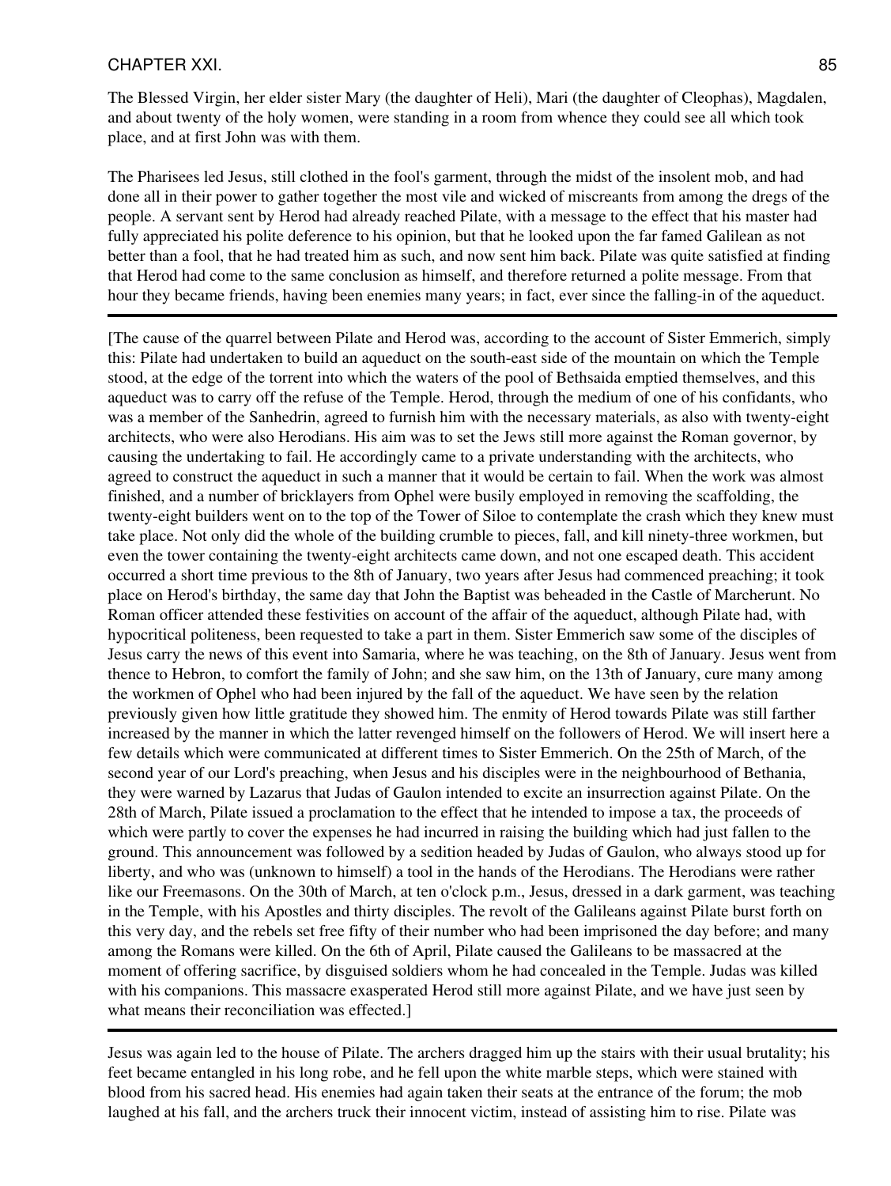The Blessed Virgin, her elder sister Mary (the daughter of Heli), Mari (the daughter of Cleophas), Magdalen, and about twenty of the holy women, were standing in a room from whence they could see all which took place, and at first John was with them.

The Pharisees led Jesus, still clothed in the fool's garment, through the midst of the insolent mob, and had done all in their power to gather together the most vile and wicked of miscreants from among the dregs of the people. A servant sent by Herod had already reached Pilate, with a message to the effect that his master had fully appreciated his polite deference to his opinion, but that he looked upon the far famed Galilean as not better than a fool, that he had treated him as such, and now sent him back. Pilate was quite satisfied at finding that Herod had come to the same conclusion as himself, and therefore returned a polite message. From that hour they became friends, having been enemies many years; in fact, ever since the falling-in of the aqueduct.

---

[The cause of the quarrel between Pilate and Herod was, according to the account of Sister Emmerich, simply this: Pilate had undertaken to build an aqueduct on the south-east side of the mountain on which the Temple stood, at the edge of the torrent into which the waters of the pool of Bethsaida emptied themselves, and this aqueduct was to carry off the refuse of the Temple. Herod, through the medium of one of his confidants, who was a member of the Sanhedrin, agreed to furnish him with the necessary materials, as also with twenty-eight architects, who were also Herodians. His aim was to set the Jews still more against the Roman governor, by causing the undertaking to fail. He accordingly came to a private understanding with the architects, who agreed to construct the aqueduct in such a manner that it would be certain to fail. When the work was almost finished, and a number of bricklayers from Ophel were busily employed in removing the scaffolding, the twenty-eight builders went on to the top of the Tower of Siloe to contemplate the crash which they knew must take place. Not only did the whole of the building crumble to pieces, fall, and kill ninety-three workmen, but even the tower containing the twenty-eight architects came down, and not one escaped death. This accident occurred a short time previous to the 8th of January, two years after Jesus had commenced preaching; it took place on Herod's birthday, the same day that John the Baptist was beheaded in the Castle of Marcherunt. No Roman officer attended these festivities on account of the affair of the aqueduct, although Pilate had, with hypocritical politeness, been requested to take a part in them. Sister Emmerich saw some of the disciples of Jesus carry the news of this event into Samaria, where he was teaching, on the 8th of January. Jesus went from thence to Hebron, to comfort the family of John; and she saw him, on the 13th of January, cure many among the workmen of Ophel who had been injured by the fall of the aqueduct. We have seen by the relation previously given how little gratitude they showed him. The enmity of Herod towards Pilate was still farther increased by the manner in which the latter revenged himself on the followers of Herod. We will insert here a few details which were communicated at different times to Sister Emmerich. On the 25th of March, of the second year of our Lord's preaching, when Jesus and his disciples were in the neighbourhood of Bethania, they were warned by Lazarus that Judas of Gaulon intended to excite an insurrection against Pilate. On the 28th of March, Pilate issued a proclamation to the effect that he intended to impose a tax, the proceeds of which were partly to cover the expenses he had incurred in raising the building which had just fallen to the ground. This announcement was followed by a sedition headed by Judas of Gaulon, who always stood up for liberty, and who was (unknown to himself) a tool in the hands of the Herodians. The Herodians were rather like our Freemasons. On the 30th of March, at ten o'clock p.m., Jesus, dressed in a dark garment, was teaching in the Temple, with his Apostles and thirty disciples. The revolt of the Galileans against Pilate burst forth on this very day, and the rebels set free fifty of their number who had been imprisoned the day before; and many among the Romans were killed. On the 6th of April, Pilate caused the Galileans to be massacred at the moment of offering sacrifice, by disguised soldiers whom he had concealed in the Temple. Judas was killed with his companions. This massacre exasperated Herod still more against Pilate, and we have just seen by what means their reconciliation was effected.]

---

Jesus was again led to the house of Pilate. The archers dragged him up the stairs with their usual brutality; his feet became entangled in his long robe, and he fell upon the white marble steps, which were stained with blood from his sacred head. His enemies had again taken their seats at the entrance of the forum; the mob laughed at his fall, and the archers truck their innocent victim, instead of assisting him to rise. Pilate was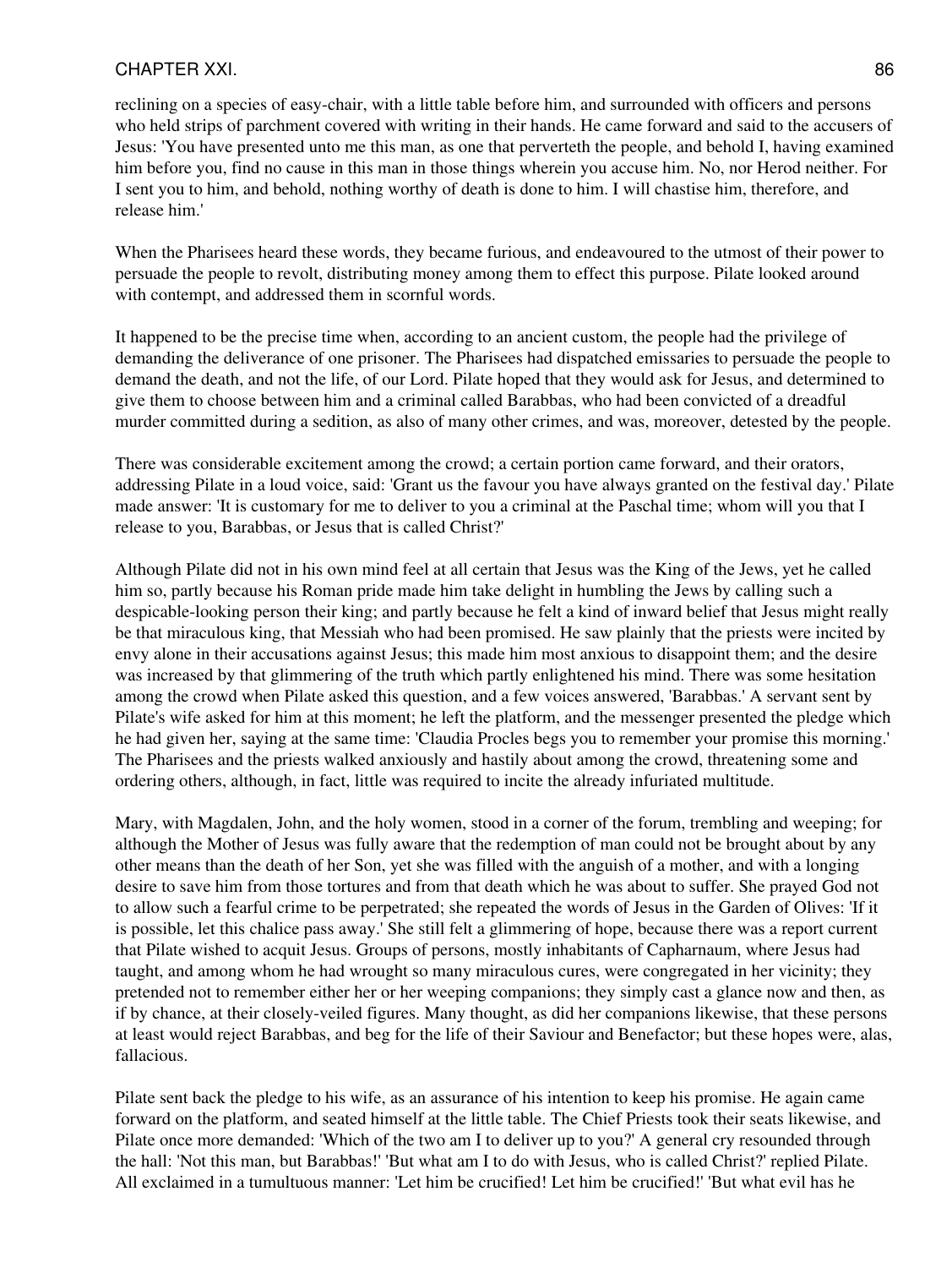reclining on a species of easy-chair, with a little table before him, and surrounded with officers and persons who held strips of parchment covered with writing in their hands. He came forward and said to the accusers of Jesus: 'You have presented unto me this man, as one that perverteth the people, and behold I, having examined him before you, find no cause in this man in those things wherein you accuse him. No, nor Herod neither. For I sent you to him, and behold, nothing worthy of death is done to him. I will chastise him, therefore, and release him.'

When the Pharisees heard these words, they became furious, and endeavoured to the utmost of their power to persuade the people to revolt, distributing money among them to effect this purpose. Pilate looked around with contempt, and addressed them in scornful words.

It happened to be the precise time when, according to an ancient custom, the people had the privilege of demanding the deliverance of one prisoner. The Pharisees had dispatched emissaries to persuade the people to demand the death, and not the life, of our Lord. Pilate hoped that they would ask for Jesus, and determined to give them to choose between him and a criminal called Barabbas, who had been convicted of a dreadful murder committed during a sedition, as also of many other crimes, and was, moreover, detested by the people.

There was considerable excitement among the crowd; a certain portion came forward, and their orators, addressing Pilate in a loud voice, said: 'Grant us the favour you have always granted on the festival day.' Pilate made answer: 'It is customary for me to deliver to you a criminal at the Paschal time; whom will you that I release to you, Barabbas, or Jesus that is called Christ?'

Although Pilate did not in his own mind feel at all certain that Jesus was the King of the Jews, yet he called him so, partly because his Roman pride made him take delight in humbling the Jews by calling such a despicable-looking person their king; and partly because he felt a kind of inward belief that Jesus might really be that miraculous king, that Messiah who had been promised. He saw plainly that the priests were incited by envy alone in their accusations against Jesus; this made him most anxious to disappoint them; and the desire was increased by that glimmering of the truth which partly enlightened his mind. There was some hesitation among the crowd when Pilate asked this question, and a few voices answered, 'Barabbas.' A servant sent by Pilate's wife asked for him at this moment; he left the platform, and the messenger presented the pledge which he had given her, saying at the same time: 'Claudia Procles begs you to remember your promise this morning.' The Pharisees and the priests walked anxiously and hastily about among the crowd, threatening some and ordering others, although, in fact, little was required to incite the already infuriated multitude.

Mary, with Magdalen, John, and the holy women, stood in a corner of the forum, trembling and weeping; for although the Mother of Jesus was fully aware that the redemption of man could not be brought about by any other means than the death of her Son, yet she was filled with the anguish of a mother, and with a longing desire to save him from those tortures and from that death which he was about to suffer. She prayed God not to allow such a fearful crime to be perpetrated; she repeated the words of Jesus in the Garden of Olives: 'If it is possible, let this chalice pass away.' She still felt a glimmering of hope, because there was a report current that Pilate wished to acquit Jesus. Groups of persons, mostly inhabitants of Capharnaum, where Jesus had taught, and among whom he had wrought so many miraculous cures, were congregated in her vicinity; they pretended not to remember either her or her weeping companions; they simply cast a glance now and then, as if by chance, at their closely-veiled figures. Many thought, as did her companions likewise, that these persons at least would reject Barabbas, and beg for the life of their Saviour and Benefactor; but these hopes were, alas, fallacious.

Pilate sent back the pledge to his wife, as an assurance of his intention to keep his promise. He again came forward on the platform, and seated himself at the little table. The Chief Priests took their seats likewise, and Pilate once more demanded: 'Which of the two am I to deliver up to you?' A general cry resounded through the hall: 'Not this man, but Barabbas!' 'But what am I to do with Jesus, who is called Christ?' replied Pilate. All exclaimed in a tumultuous manner: 'Let him be crucified! Let him be crucified!' 'But what evil has he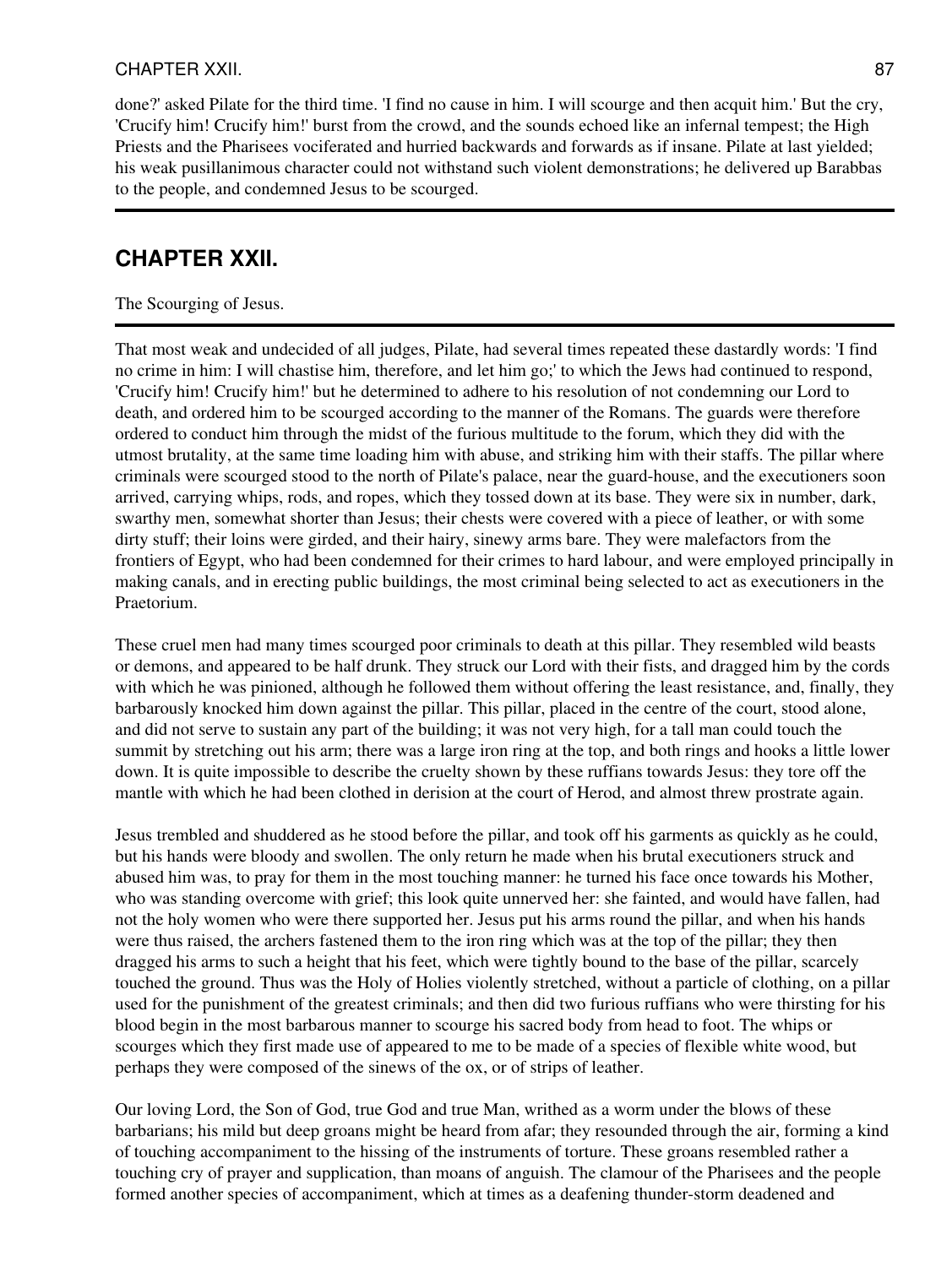done?' asked Pilate for the third time. 'I find no cause in him. I will scourge and then acquit him.' But the cry, 'Crucify him! Crucify him!' burst from the crowd, and the sounds echoed like an infernal tempest; the High Priests and the Pharisees vociferated and hurried backwards and forwards as if insane. Pilate at last yielded; his weak pusillanimous character could not withstand such violent demonstrations; he delivered up Barabbas to the people, and condemned Jesus to be scourged.

## CHAPTER XXII.

The Scourging of Jesus.

That most weak and undecided of all judges, Pilate, had several times repeated these dastardly words: 'I find no crime in him: I will chastise him, therefore, and let him go;' to which the Jews had continued to respond, 'Crucify him! Crucify him!' but he determined to adhere to his resolution of not condemning our Lord to death, and ordered him to be scourged according to the manner of the Romans. The guards were therefore ordered to conduct him through the midst of the furious multitude to the forum, which they did with the utmost brutality, at the same time loading him with abuse, and striking him with their staffs. The pillar where criminals were scourged stood to the north of Pilate's palace, near the guard-house, and the executioners soon arrived, carrying whips, rods, and ropes, which they tossed down at its base. They were six in number, dark, swarthy men, somewhat shorter than Jesus; their chests were covered with a piece of leather, or with some dirty stuff; their loins were girded, and their hairy, sinewy arms bare. They were malefactors from the frontiers of Egypt, who had been condemned for their crimes to hard labour, and were employed principally in making canals, and in erecting public buildings, the most criminal being selected to act as executioners in the Praetorium.

These cruel men had many times scourged poor criminals to death at this pillar. They resembled wild beasts or demons, and appeared to be half drunk. They struck our Lord with their fists, and dragged him by the cords with which he was pinioned, although he followed them without offering the least resistance, and, finally, they barbarously knocked him down against the pillar. This pillar, placed in the centre of the court, stood alone, and did not serve to sustain any part of the building; it was not very high, for a tall man could touch the summit by stretching out his arm; there was a large iron ring at the top, and both rings and hooks a little lower down. It is quite impossible to describe the cruelty shown by these ruffians towards Jesus: they tore off the mantle with which he had been clothed in derision at the court of Herod, and almost threw prostrate again.

Jesus trembled and shuddered as he stood before the pillar, and took off his garments as quickly as he could, but his hands were bloody and swollen. The only return he made when his brutal executioners struck and abused him was, to pray for them in the most touching manner: he turned his face once towards his Mother, who was standing overcome with grief; this look quite unnerved her: she fainted, and would have fallen, had not the holy women who were there supported her. Jesus put his arms round the pillar, and when his hands were thus raised, the archers fastened them to the iron ring which was at the top of the pillar; they then dragged his arms to such a height that his feet, which were tightly bound to the base of the pillar, scarcely touched the ground. Thus was the Holy of Holies violently stretched, without a particle of clothing, on a pillar used for the punishment of the greatest criminals; and then did two furious ruffians who were thirsting for his blood begin in the most barbarous manner to scourge his sacred body from head to foot. The whips or scourges which they first made use of appeared to me to be made of a species of flexible white wood, but perhaps they were composed of the sinews of the ox, or of strips of leather.

Our loving Lord, the Son of God, true God and true Man, writhed as a worm under the blows of these barbarians; his mild but deep groans might be heard from afar; they resounded through the air, forming a kind of touching accompaniment to the hissing of the instruments of torture. These groans resembled rather a touching cry of prayer and supplication, than moans of anguish. The clamour of the Pharisees and the people formed another species of accompaniment, which at times as a deafening thunder-storm deadened and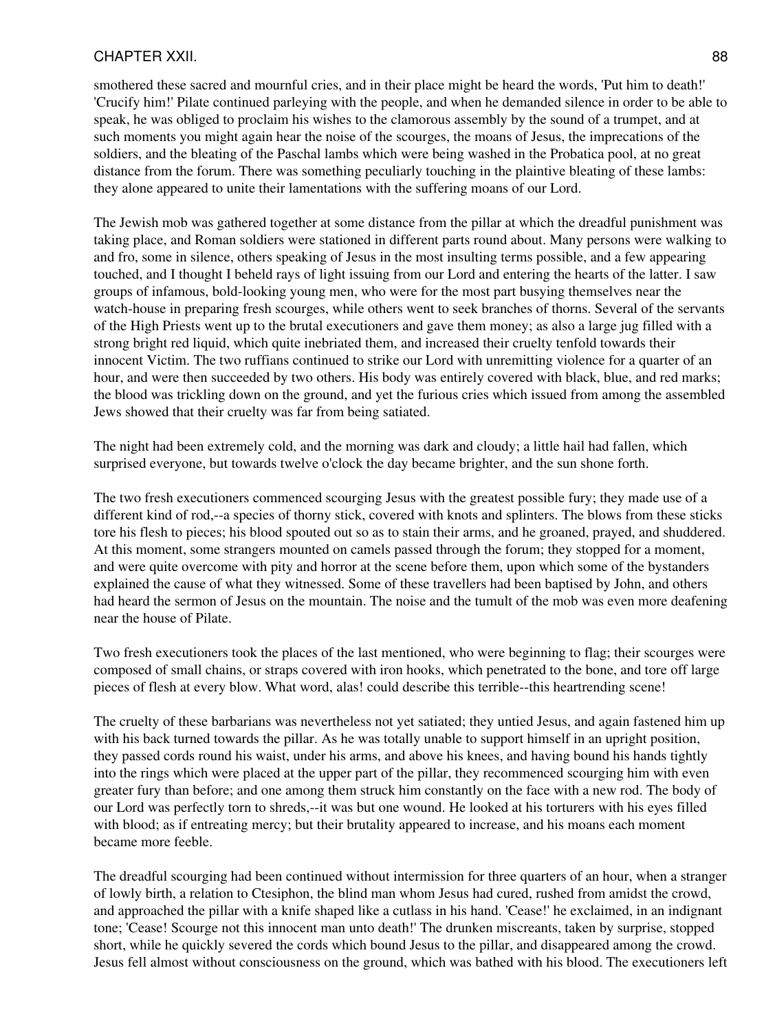smothered these sacred and mournful cries, and in their place might be heard the words, 'Put him to death!' 'Crucify him!' Pilate continued parleying with the people, and when he demanded silence in order to be able to speak, he was obliged to proclaim his wishes to the clamorous assembly by the sound of a trumpet, and at such moments you might again hear the noise of the scourges, the moans of Jesus, the imprecations of the soldiers, and the bleating of the Paschal lambs which were being washed in the Probatica pool, at no great distance from the forum. There was something peculiarly touching in the plaintive bleating of these lambs: they alone appeared to unite their lamentations with the suffering moans of our Lord.

The Jewish mob was gathered together at some distance from the pillar at which the dreadful punishment was taking place, and Roman soldiers were stationed in different parts round about. Many persons were walking to and fro, some in silence, others speaking of Jesus in the most insulting terms possible, and a few appearing touched, and I thought I beheld rays of light issuing from our Lord and entering the hearts of the latter. I saw groups of infamous, bold-looking young men, who were for the most part busying themselves near the watch-house in preparing fresh scourges, while others went to seek branches of thorns. Several of the servants of the High Priests went up to the brutal executioners and gave them money; as also a large jug filled with a strong bright red liquid, which quite inebriated them, and increased their cruelty tenfold towards their innocent Victim. The two ruffians continued to strike our Lord with unremitting violence for a quarter of an hour, and were then succeeded by two others. His body was entirely covered with black, blue, and red marks; the blood was trickling down on the ground, and yet the furious cries which issued from among the assembled Jews showed that their cruelty was far from being satiated.

The night had been extremely cold, and the morning was dark and cloudy; a little hail had fallen, which surprised everyone, but towards twelve o'clock the day became brighter, and the sun shone forth.

The two fresh executioners commenced scourging Jesus with the greatest possible fury; they made use of a different kind of rod,--a species of thorny stick, covered with knots and splinters. The blows from these sticks tore his flesh to pieces; his blood spouted out so as to stain their arms, and he groaned, prayed, and shuddered. At this moment, some strangers mounted on camels passed through the forum; they stopped for a moment, and were quite overcome with pity and horror at the scene before them, upon which some of the bystanders explained the cause of what they witnessed. Some of these travellers had been baptised by John, and others had heard the sermon of Jesus on the mountain. The noise and the tumult of the mob was even more deafening near the house of Pilate.

Two fresh executioners took the places of the last mentioned, who were beginning to flag; their scourges were composed of small chains, or straps covered with iron hooks, which penetrated to the bone, and tore off large pieces of flesh at every blow. What word, alas! could describe this terrible--this heartrending scene!

The cruelty of these barbarians was nevertheless not yet satiated; they untied Jesus, and again fastened him up with his back turned towards the pillar. As he was totally unable to support himself in an upright position, they passed cords round his waist, under his arms, and above his knees, and having bound his hands tightly into the rings which were placed at the upper part of the pillar, they recommenced scourging him with even greater fury than before; and one among them struck him constantly on the face with a new rod. The body of our Lord was perfectly torn to shreds,--it was but one wound. He looked at his torturers with his eyes filled with blood; as if entreating mercy; but their brutality appeared to increase, and his moans each moment became more feeble.

The dreadful scourging had been continued without intermission for three quarters of an hour, when a stranger of lowly birth, a relation to Ctesiphon, the blind man whom Jesus had cured, rushed from amidst the crowd, and approached the pillar with a knife shaped like a cutlass in his hand. 'Cease!' he exclaimed, in an indignant tone; 'Cease! Scourge not this innocent man unto death!' The drunken miscreants, taken by surprise, stopped short, while he quickly severed the cords which bound Jesus to the pillar, and disappeared among the crowd. Jesus fell almost without consciousness on the ground, which was bathed with his blood. The executioners left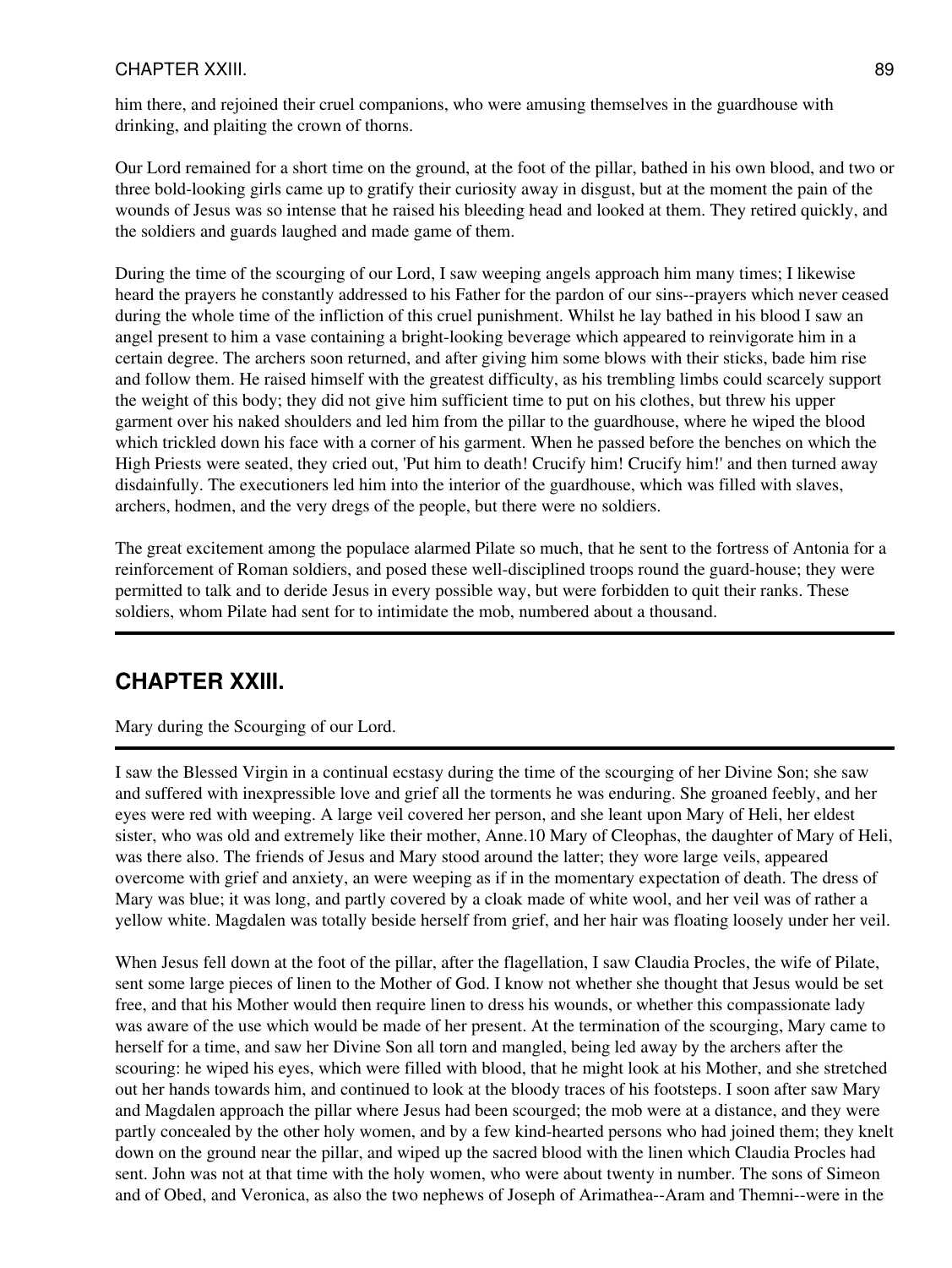him there, and rejoined their cruel companions, who were amusing themselves in the guardhouse with drinking, and plaiting the crown of thorns.

Our Lord remained for a short time on the ground, at the foot of the pillar, bathed in his own blood, and two or three bold-looking girls came up to gratify their curiosity away in disgust, but at the moment the pain of the wounds of Jesus was so intense that he raised his bleeding head and looked at them. They retired quickly, and the soldiers and guards laughed and made game of them.

During the time of the scourging of our Lord, I saw weeping angels approach him many times; I likewise heard the prayers he constantly addressed to his Father for the pardon of our sins--prayers which never ceased during the whole time of the infliction of this cruel punishment. Whilst he lay bathed in his blood I saw an angel present to him a vase containing a bright-looking beverage which appeared to reinvigorate him in a certain degree. The archers soon returned, and after giving him some blows with their sticks, bade him rise and follow them. He raised himself with the greatest difficulty, as his trembling limbs could scarcely support the weight of this body; they did not give him sufficient time to put on his clothes, but threw his upper garment over his naked shoulders and led him from the pillar to the guardhouse, where he wiped the blood which trickled down his face with a corner of his garment. When he passed before the benches on which the High Priests were seated, they cried out, 'Put him to death! Crucify him! Crucify him!' and then turned away disdainfully. The executioners led him into the interior of the guardhouse, which was filled with slaves, archers, hodmen, and the very dregs of the people, but there were no soldiers.

The great excitement among the populace alarmed Pilate so much, that he sent to the fortress of Antonia for a reinforcement of Roman soldiers, and posed these well-disciplined troops round the guard-house; they were permitted to talk and to deride Jesus in every possible way, but were forbidden to quit their ranks. These soldiers, whom Pilate had sent for to intimidate the mob, numbered about a thousand.

---

## CHAPTER XXIII.

Mary during the Scourging of our Lord.

---

I saw the Blessed Virgin in a continual ecstasy during the time of the scourging of her Divine Son; she saw and suffered with inexpressible love and grief all the torments he was enduring. She groaned feebly, and her eyes were red with weeping. A large veil covered her person, and she leant upon Mary of Heli, her eldest sister, who was old and extremely like their mother, Anne.10 Mary of Cleophas, the daughter of Mary of Heli, was there also. The friends of Jesus and Mary stood around the latter; they wore large veils, appeared overcome with grief and anxiety, an were weeping as if in the momentary expectation of death. The dress of Mary was blue; it was long, and partly covered by a cloak made of white wool, and her veil was of rather a yellow white. Magdalen was totally beside herself from grief, and her hair was floating loosely under her veil.

When Jesus fell down at the foot of the pillar, after the flagellation, I saw Claudia Procles, the wife of Pilate, sent some large pieces of linen to the Mother of God. I know not whether she thought that Jesus would be set free, and that his Mother would then require linen to dress his wounds, or whether this compassionate lady was aware of the use which would be made of her present. At the termination of the scourging, Mary came to herself for a time, and saw her Divine Son all torn and mangled, being led away by the archers after the scouring: he wiped his eyes, which were filled with blood, that he might look at his Mother, and she stretched out her hands towards him, and continued to look at the bloody traces of his footsteps. I soon after saw Mary and Magdalen approach the pillar where Jesus had been scourged; the mob were at a distance, and they were partly concealed by the other holy women, and by a few kind-hearted persons who had joined them; they knelt down on the ground near the pillar, and wiped up the sacred blood with the linen which Claudia Procles had sent. John was not at that time with the holy women, who were about twenty in number. The sons of Simeon and of Obed, and Veronica, as also the two nephews of Joseph of Arimathea--Aram and Themni--were in the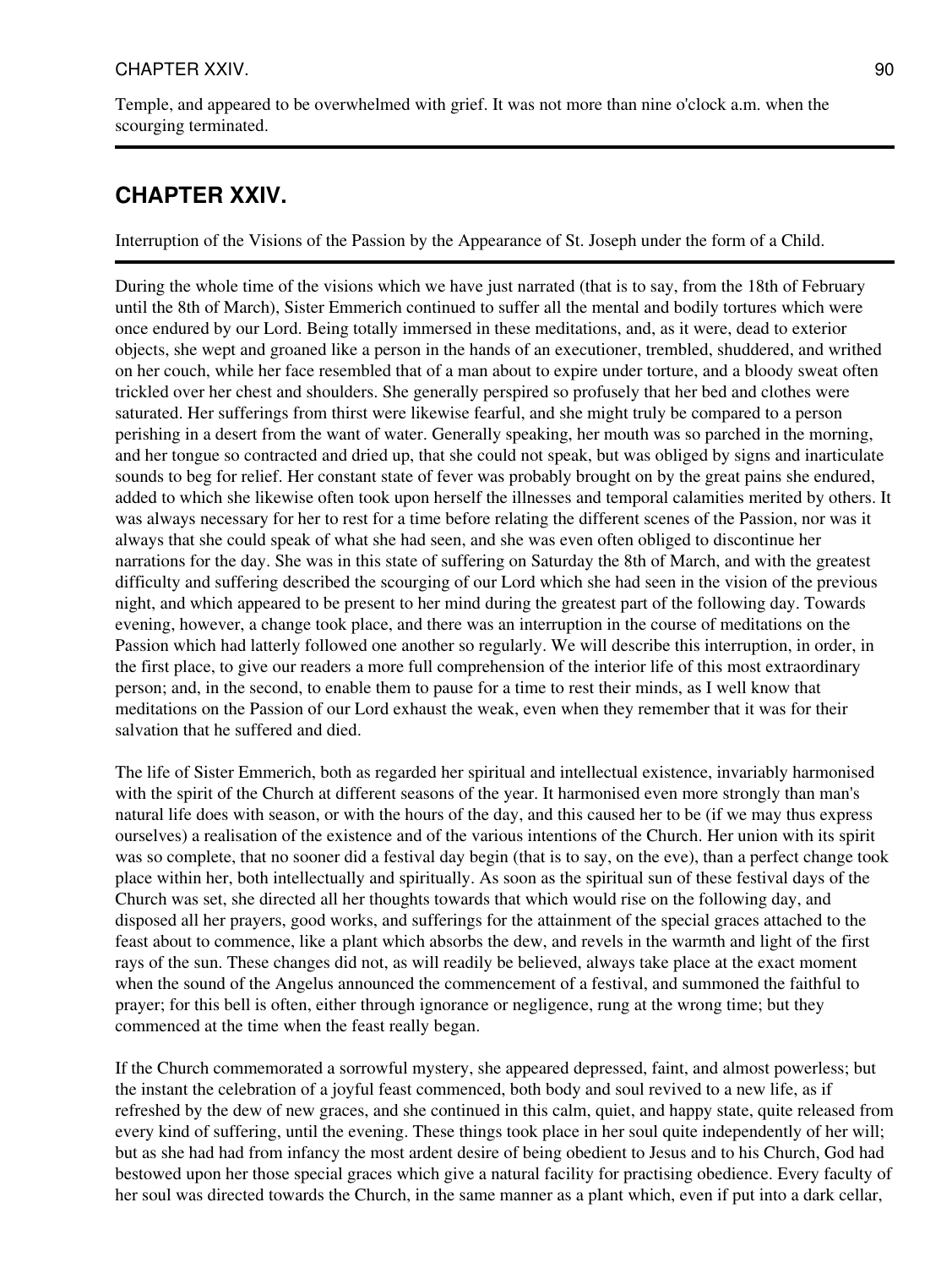Temple, and appeared to be overwhelmed with grief. It was not more than nine o'clock a.m. when the scourging terminated.

## CHAPTER XXIV.

Interruption of the Visions of the Passion by the Appearance of St. Joseph under the form of a Child.

During the whole time of the visions which we have just narrated (that is to say, from the 18th of February until the 8th of March), Sister Emmerich continued to suffer all the mental and bodily tortures which were once endured by our Lord. Being totally immersed in these meditations, and, as it were, dead to exterior objects, she wept and groaned like a person in the hands of an executioner, trembled, shuddered, and writhed on her couch, while her face resembled that of a man about to expire under torture, and a bloody sweat often trickled over her chest and shoulders. She generally perspired so profusely that her bed and clothes were saturated. Her sufferings from thirst were likewise fearful, and she might truly be compared to a person perishing in a desert from the want of water. Generally speaking, her mouth was so parched in the morning, and her tongue so contracted and dried up, that she could not speak, but was obliged by signs and inarticulate sounds to beg for relief. Her constant state of fever was probably brought on by the great pains she endured, added to which she likewise often took upon herself the illnesses and temporal calamities merited by others. It was always necessary for her to rest for a time before relating the different scenes of the Passion, nor was it always that she could speak of what she had seen, and she was even often obliged to discontinue her narrations for the day. She was in this state of suffering on Saturday the 8th of March, and with the greatest difficulty and suffering described the scourging of our Lord which she had seen in the vision of the previous night, and which appeared to be present to her mind during the greatest part of the following day. Towards evening, however, a change took place, and there was an interruption in the course of meditations on the Passion which had latterly followed one another so regularly. We will describe this interruption, in order, in the first place, to give our readers a more full comprehension of the interior life of this most extraordinary person; and, in the second, to enable them to pause for a time to rest their minds, as I well know that meditations on the Passion of our Lord exhaust the weak, even when they remember that it was for their salvation that he suffered and died.

The life of Sister Emmerich, both as regarded her spiritual and intellectual existence, invariably harmonised with the spirit of the Church at different seasons of the year. It harmonised even more strongly than man's natural life does with season, or with the hours of the day, and this caused her to be (if we may thus express ourselves) a realisation of the existence and of the various intentions of the Church. Her union with its spirit was so complete, that no sooner did a festival day begin (that is to say, on the eve), than a perfect change took place within her, both intellectually and spiritually. As soon as the spiritual sun of these festival days of the Church was set, she directed all her thoughts towards that which would rise on the following day, and disposed all her prayers, good works, and sufferings for the attainment of the special graces attached to the feast about to commence, like a plant which absorbs the dew, and revels in the warmth and light of the first rays of the sun. These changes did not, as will readily be believed, always take place at the exact moment when the sound of the Angelus announced the commencement of a festival, and summoned the faithful to prayer; for this bell is often, either through ignorance or negligence, rung at the wrong time; but they commenced at the time when the feast really began.

If the Church commemorated a sorrowful mystery, she appeared depressed, faint, and almost powerless; but the instant the celebration of a joyful feast commenced, both body and soul revived to a new life, as if refreshed by the dew of new graces, and she continued in this calm, quiet, and happy state, quite released from every kind of suffering, until the evening. These things took place in her soul quite independently of her will; but as she had had from infancy the most ardent desire of being obedient to Jesus and to his Church, God had bestowed upon her those special graces which give a natural facility for practising obedience. Every faculty of her soul was directed towards the Church, in the same manner as a plant which, even if put into a dark cellar,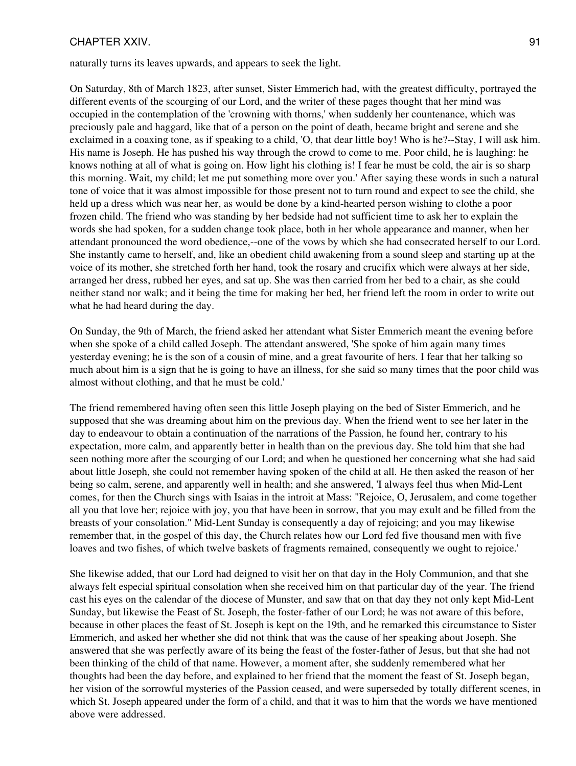naturally turns its leaves upwards, and appears to seek the light.

On Saturday, 8th of March 1823, after sunset, Sister Emmerich had, with the greatest difficulty, portrayed the different events of the scourging of our Lord, and the writer of these pages thought that her mind was occupied in the contemplation of the 'crowning with thorns,' when suddenly her countenance, which was preciously pale and haggard, like that of a person on the point of death, became bright and serene and she exclaimed in a coaxing tone, as if speaking to a child, 'O, that dear little boy! Who is he?--Stay, I will ask him. His name is Joseph. He has pushed his way through the crowd to come to me. Poor child, he is laughing: he knows nothing at all of what is going on. How light his clothing is! I fear he must be cold, the air is so sharp this morning. Wait, my child; let me put something more over you.' After saying these words in such a natural tone of voice that it was almost impossible for those present not to turn round and expect to see the child, she held up a dress which was near her, as would be done by a kind-hearted person wishing to clothe a poor frozen child. The friend who was standing by her bedside had not sufficient time to ask her to explain the words she had spoken, for a sudden change took place, both in her whole appearance and manner, when her attendant pronounced the word obedience,--one of the vows by which she had consecrated herself to our Lord. She instantly came to herself, and, like an obedient child awakening from a sound sleep and starting up at the voice of its mother, she stretched forth her hand, took the rosary and crucifix which were always at her side, arranged her dress, rubbed her eyes, and sat up. She was then carried from her bed to a chair, as she could neither stand nor walk; and it being the time for making her bed, her friend left the room in order to write out what he had heard during the day.

On Sunday, the 9th of March, the friend asked her attendant what Sister Emmerich meant the evening before when she spoke of a child called Joseph. The attendant answered, 'She spoke of him again many times yesterday evening; he is the son of a cousin of mine, and a great favourite of hers. I fear that her talking so much about him is a sign that he is going to have an illness, for she said so many times that the poor child was almost without clothing, and that he must be cold.'

The friend remembered having often seen this little Joseph playing on the bed of Sister Emmerich, and he supposed that she was dreaming about him on the previous day. When the friend went to see her later in the day to endeavour to obtain a continuation of the narrations of the Passion, he found her, contrary to his expectation, more calm, and apparently better in health than on the previous day. She told him that she had seen nothing more after the scourging of our Lord; and when he questioned her concerning what she had said about little Joseph, she could not remember having spoken of the child at all. He then asked the reason of her being so calm, serene, and apparently well in health; and she answered, 'I always feel thus when Mid-Lent comes, for then the Church sings with Isaias in the introit at Mass: "Rejoice, O, Jerusalem, and come together all you that love her; rejoice with joy, you that have been in sorrow, that you may exult and be filled from the breasts of your consolation." Mid-Lent Sunday is consequently a day of rejoicing; and you may likewise remember that, in the gospel of this day, the Church relates how our Lord fed five thousand men with five loaves and two fishes, of which twelve baskets of fragments remained, consequently we ought to rejoice.'

She likewise added, that our Lord had deigned to visit her on that day in the Holy Communion, and that she always felt especial spiritual consolation when she received him on that particular day of the year. The friend cast his eyes on the calendar of the diocese of Munster, and saw that on that day they not only kept Mid-Lent Sunday, but likewise the Feast of St. Joseph, the foster-father of our Lord; he was not aware of this before, because in other places the feast of St. Joseph is kept on the 19th, and he remarked this circumstance to Sister Emmerich, and asked her whether she did not think that was the cause of her speaking about Joseph. She answered that she was perfectly aware of its being the feast of the foster-father of Jesus, but that she had not been thinking of the child of that name. However, a moment after, she suddenly remembered what her thoughts had been the day before, and explained to her friend that the moment the feast of St. Joseph began, her vision of the sorrowful mysteries of the Passion ceased, and were superseded by totally different scenes, in which St. Joseph appeared under the form of a child, and that it was to him that the words we have mentioned above were addressed.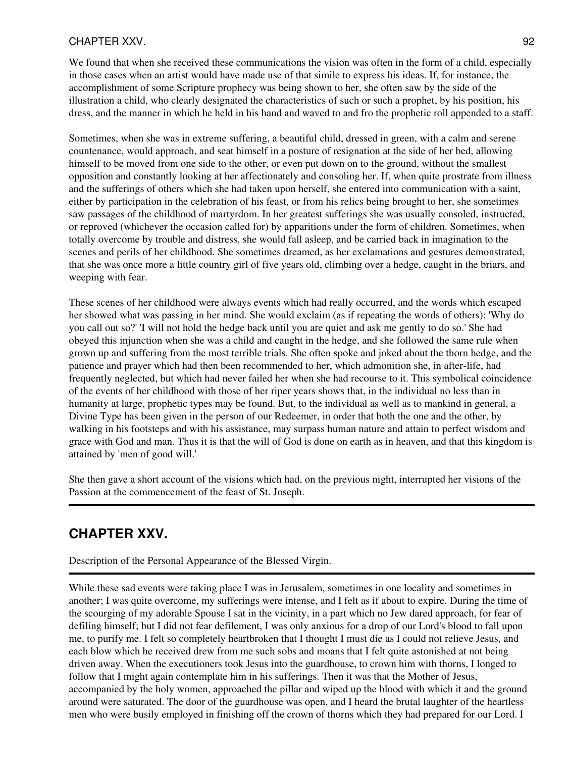We found that when she received these communications the vision was often in the form of a child, especially in those cases when an artist would have made use of that simile to express his ideas. If, for instance, the accomplishment of some Scripture prophecy was being shown to her, she often saw by the side of the illustration a child, who clearly designated the characteristics of such or such a prophet, by his position, his dress, and the manner in which he held in his hand and waved to and fro the prophetic roll appended to a staff.

Sometimes, when she was in extreme suffering, a beautiful child, dressed in green, with a calm and serene countenance, would approach, and seat himself in a posture of resignation at the side of her bed, allowing himself to be moved from one side to the other, or even put down on to the ground, without the smallest opposition and constantly looking at her affectionately and consoling her. If, when quite prostrate from illness and the sufferings of others which she had taken upon herself, she entered into communication with a saint, either by participation in the celebration of his feast, or from his relics being brought to her, she sometimes saw passages of the childhood of martyrdom. In her greatest sufferings she was usually consoled, instructed, or reproved (whichever the occasion called for) by apparitions under the form of children. Sometimes, when totally overcome by trouble and distress, she would fall asleep, and be carried back in imagination to the scenes and perils of her childhood. She sometimes dreamed, as her exclamations and gestures demonstrated, that she was once more a little country girl of five years old, climbing over a hedge, caught in the briars, and weeping with fear.

These scenes of her childhood were always events which had really occurred, and the words which escaped her showed what was passing in her mind. She would exclaim (as if repeating the words of others): 'Why do you call out so?' 'I will not hold the hedge back until you are quiet and ask me gently to do so.' She had obeyed this injunction when she was a child and caught in the hedge, and she followed the same rule when grown up and suffering from the most terrible trials. She often spoke and joked about the thorn hedge, and the patience and prayer which had then been recommended to her, which admonition she, in after-life, had frequently neglected, but which had never failed her when she had recourse to it. This symbolical coincidence of the events of her childhood with those of her riper years shows that, in the individual no less than in humanity at large, prophetic types may be found. But, to the individual as well as to mankind in general, a Divine Type has been given in the person of our Redeemer, in order that both the one and the other, by walking in his footsteps and with his assistance, may surpass human nature and attain to perfect wisdom and grace with God and man. Thus it is that the will of God is done on earth as in heaven, and that this kingdom is attained by 'men of good will.'

She then gave a short account of the visions which had, on the previous night, interrupted her visions of the Passion at the commencement of the feast of St. Joseph.

---

## CHAPTER XXV.

Description of the Personal Appearance of the Blessed Virgin.

---

While these sad events were taking place I was in Jerusalem, sometimes in one locality and sometimes in another; I was quite overcome, my sufferings were intense, and I felt as if about to expire. During the time of the scourging of my adorable Spouse I sat in the vicinity, in a part which no Jew dared approach, for fear of defiling himself; but I did not fear defilement, I was only anxious for a drop of our Lord's blood to fall upon me, to purify me. I felt so completely heartbroken that I thought I must die as I could not relieve Jesus, and each blow which he received drew from me such sobs and moans that I felt quite astonished at not being driven away. When the executioners took Jesus into the guardhouse, to crown him with thorns, I longed to follow that I might again contemplate him in his sufferings. Then it was that the Mother of Jesus, accompanied by the holy women, approached the pillar and wiped up the blood with which it and the ground around were saturated. The door of the guardhouse was open, and I heard the brutal laughter of the heartless men who were busily employed in finishing off the crown of thorns which they had prepared for our Lord. I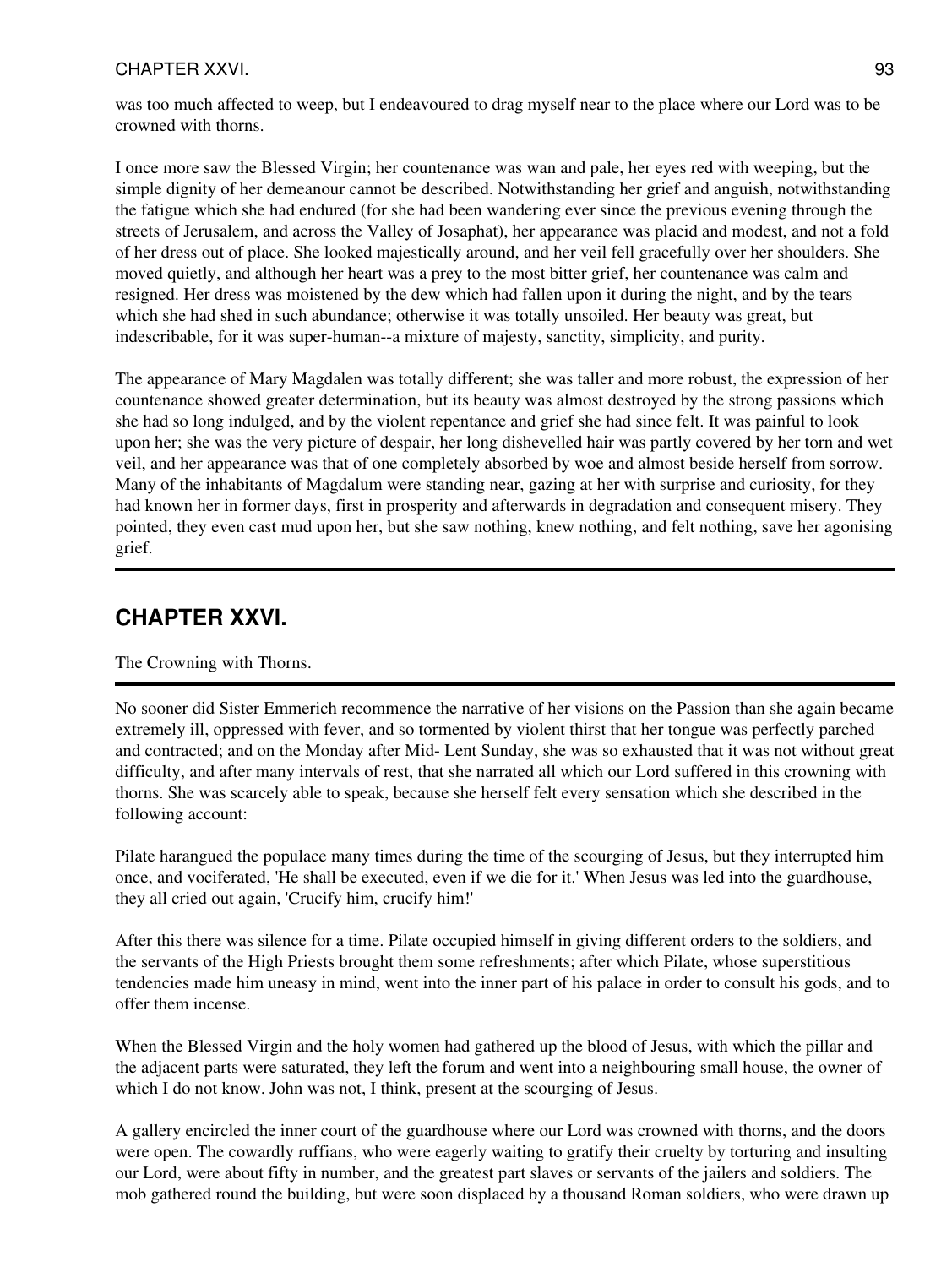was too much affected to weep, but I endeavoured to drag myself near to the place where our Lord was to be crowned with thorns.

I once more saw the Blessed Virgin; her countenance was wan and pale, her eyes red with weeping, but the simple dignity of her demeanour cannot be described. Notwithstanding her grief and anguish, notwithstanding the fatigue which she had endured (for she had been wandering ever since the previous evening through the streets of Jerusalem, and across the Valley of Josaphat), her appearance was placid and modest, and not a fold of her dress out of place. She looked majestically around, and her veil fell gracefully over her shoulders. She moved quietly, and although her heart was a prey to the most bitter grief, her countenance was calm and resigned. Her dress was moistened by the dew which had fallen upon it during the night, and by the tears which she had shed in such abundance; otherwise it was totally unsoiled. Her beauty was great, but indescribable, for it was super-human--a mixture of majesty, sanctity, simplicity, and purity.

The appearance of Mary Magdalen was totally different; she was taller and more robust, the expression of her countenance showed greater determination, but its beauty was almost destroyed by the strong passions which she had so long indulged, and by the violent repentance and grief she had since felt. It was painful to look upon her; she was the very picture of despair, her long dishevelled hair was partly covered by her torn and wet veil, and her appearance was that of one completely absorbed by woe and almost beside herself from sorrow. Many of the inhabitants of Magdalum were standing near, gazing at her with surprise and curiosity, for they had known her in former days, first in prosperity and afterwards in degradation and consequent misery. They pointed, they even cast mud upon her, but she saw nothing, knew nothing, and felt nothing, save her agonising grief.

---

## CHAPTER XXVI.

The Crowning with Thorns.

---

No sooner did Sister Emmerich recommence the narrative of her visions on the Passion than she again became extremely ill, oppressed with fever, and so tormented by violent thirst that her tongue was perfectly parched and contracted; and on the Monday after Mid- Lent Sunday, she was so exhausted that it was not without great difficulty, and after many intervals of rest, that she narrated all which our Lord suffered in this crowning with thorns. She was scarcely able to speak, because she herself felt every sensation which she described in the following account:

Pilate harangued the populace many times during the time of the scourging of Jesus, but they interrupted him once, and vociferated, 'He shall be executed, even if we die for it.' When Jesus was led into the guardhouse, they all cried out again, 'Crucify him, crucify him!'

After this there was silence for a time. Pilate occupied himself in giving different orders to the soldiers, and the servants of the High Priests brought them some refreshments; after which Pilate, whose superstitious tendencies made him uneasy in mind, went into the inner part of his palace in order to consult his gods, and to offer them incense.

When the Blessed Virgin and the holy women had gathered up the blood of Jesus, with which the pillar and the adjacent parts were saturated, they left the forum and went into a neighbouring small house, the owner of which I do not know. John was not, I think, present at the scourging of Jesus.

A gallery encircled the inner court of the guardhouse where our Lord was crowned with thorns, and the doors were open. The cowardly ruffians, who were eagerly waiting to gratify their cruelty by torturing and insulting our Lord, were about fifty in number, and the greatest part slaves or servants of the jailers and soldiers. The mob gathered round the building, but were soon displaced by a thousand Roman soldiers, who were drawn up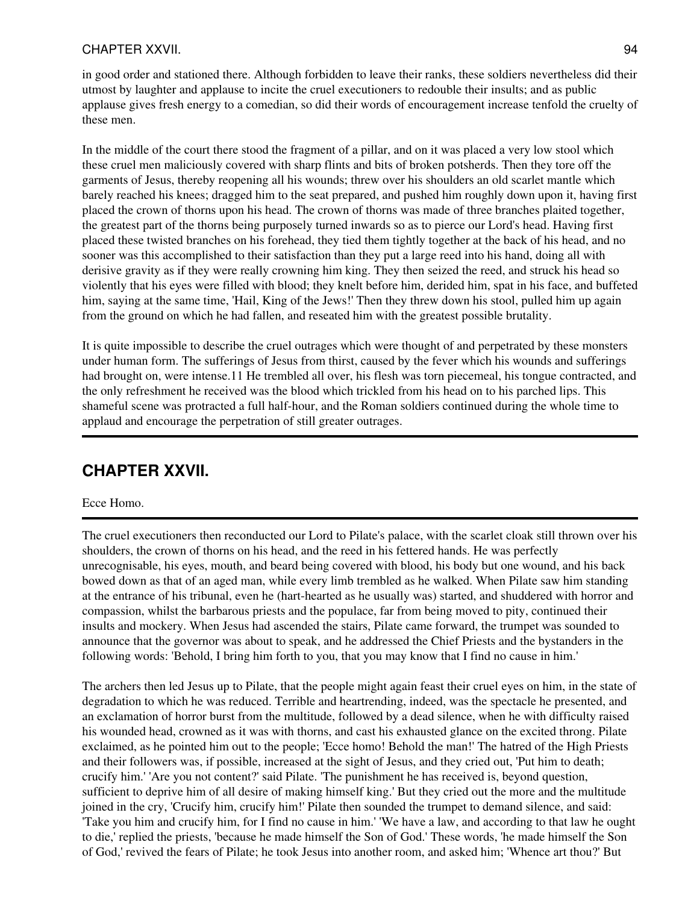in good order and stationed there. Although forbidden to leave their ranks, these soldiers nevertheless did their utmost by laughter and applause to incite the cruel executioners to redouble their insults; and as public applause gives fresh energy to a comedian, so did their words of encouragement increase tenfold the cruelty of these men.

In the middle of the court there stood the fragment of a pillar, and on it was placed a very low stool which these cruel men maliciously covered with sharp flints and bits of broken potsherds. Then they tore off the garments of Jesus, thereby reopening all his wounds; threw over his shoulders an old scarlet mantle which barely reached his knees; dragged him to the seat prepared, and pushed him roughly down upon it, having first placed the crown of thorns upon his head. The crown of thorns was made of three branches plaited together, the greatest part of the thorns being purposely turned inwards so as to pierce our Lord's head. Having first placed these twisted branches on his forehead, they tied them tightly together at the back of his head, and no sooner was this accomplished to their satisfaction than they put a large reed into his hand, doing all with derisive gravity as if they were really crowning him king. They then seized the reed, and struck his head so violently that his eyes were filled with blood; they knelt before him, derided him, spat in his face, and buffeted him, saying at the same time, 'Hail, King of the Jews!' Then they threw down his stool, pulled him up again from the ground on which he had fallen, and reseated him with the greatest possible brutality.

It is quite impossible to describe the cruel outrages which were thought of and perpetrated by these monsters under human form. The sufferings of Jesus from thirst, caused by the fever which his wounds and sufferings had brought on, were intense.11 He trembled all over, his flesh was torn piecemeal, his tongue contracted, and the only refreshment he received was the blood which trickled from his head on to his parched lips. This shameful scene was protracted a full half-hour, and the Roman soldiers continued during the whole time to applaud and encourage the perpetration of still greater outrages.

## CHAPTER XXVII.

Ecce Homo.

The cruel executioners then reconducted our Lord to Pilate's palace, with the scarlet cloak still thrown over his shoulders, the crown of thorns on his head, and the reed in his fettered hands. He was perfectly unrecognisable, his eyes, mouth, and beard being covered with blood, his body but one wound, and his back bowed down as that of an aged man, while every limb trembled as he walked. When Pilate saw him standing at the entrance of his tribunal, even he (hart-hearted as he usually was) started, and shuddered with horror and compassion, whilst the barbarous priests and the populace, far from being moved to pity, continued their insults and mockery. When Jesus had ascended the stairs, Pilate came forward, the trumpet was sounded to announce that the governor was about to speak, and he addressed the Chief Priests and the bystanders in the following words: 'Behold, I bring him forth to you, that you may know that I find no cause in him.'

The archers then led Jesus up to Pilate, that the people might again feast their cruel eyes on him, in the state of degradation to which he was reduced. Terrible and heartrending, indeed, was the spectacle he presented, and an exclamation of horror burst from the multitude, followed by a dead silence, when he with difficulty raised his wounded head, crowned as it was with thorns, and cast his exhausted glance on the excited throng. Pilate exclaimed, as he pointed him out to the people; 'Ecce homo! Behold the man!' The hatred of the High Priests and their followers was, if possible, increased at the sight of Jesus, and they cried out, 'Put him to death; crucify him.' 'Are you not content?' said Pilate. 'The punishment he has received is, beyond question, sufficient to deprive him of all desire of making himself king.' But they cried out the more and the multitude joined in the cry, 'Crucify him, crucify him!' Pilate then sounded the trumpet to demand silence, and said: 'Take you him and crucify him, for I find no cause in him.' 'We have a law, and according to that law he ought to die,' replied the priests, 'because he made himself the Son of God.' These words, 'he made himself the Son of God,' revived the fears of Pilate; he took Jesus into another room, and asked him; 'Whence art thou?' But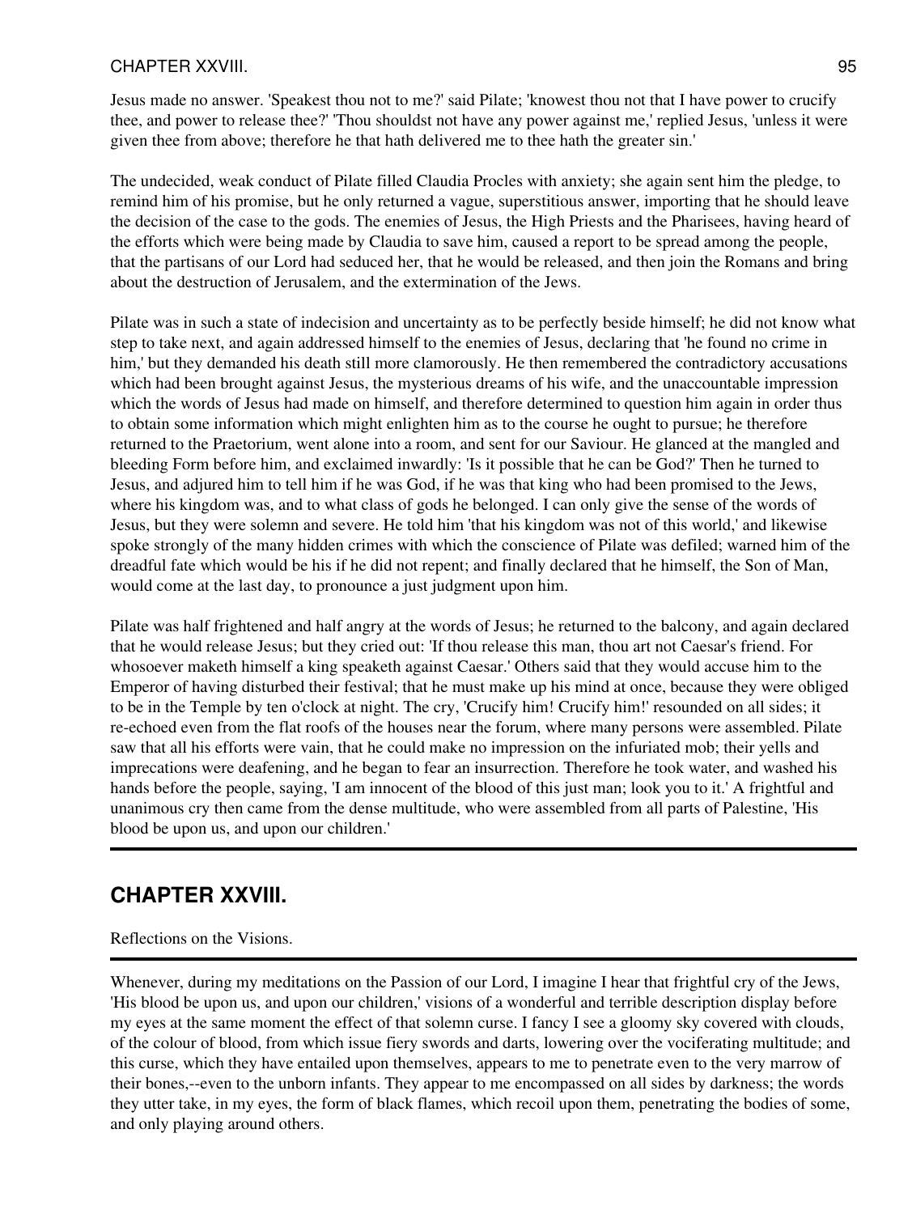Jesus made no answer. 'Speakest thou not to me?' said Pilate; 'knowest thou not that I have power to crucify thee, and power to release thee?' 'Thou shouldst not have any power against me,' replied Jesus, 'unless it were given thee from above; therefore he that hath delivered me to thee hath the greater sin.'

The undecided, weak conduct of Pilate filled Claudia Procles with anxiety; she again sent him the pledge, to remind him of his promise, but he only returned a vague, superstitious answer, importing that he should leave the decision of the case to the gods. The enemies of Jesus, the High Priests and the Pharisees, having heard of the efforts which were being made by Claudia to save him, caused a report to be spread among the people, that the partisans of our Lord had seduced her, that he would be released, and then join the Romans and bring about the destruction of Jerusalem, and the extermination of the Jews.

Pilate was in such a state of indecision and uncertainty as to be perfectly beside himself; he did not know what step to take next, and again addressed himself to the enemies of Jesus, declaring that 'he found no crime in him,' but they demanded his death still more clamorously. He then remembered the contradictory accusations which had been brought against Jesus, the mysterious dreams of his wife, and the unaccountable impression which the words of Jesus had made on himself, and therefore determined to question him again in order thus to obtain some information which might enlighten him as to the course he ought to pursue; he therefore returned to the Praetorium, went alone into a room, and sent for our Saviour. He glanced at the mangled and bleeding Form before him, and exclaimed inwardly: 'Is it possible that he can be God?' Then he turned to Jesus, and adjured him to tell him if he was God, if he was that king who had been promised to the Jews, where his kingdom was, and to what class of gods he belonged. I can only give the sense of the words of Jesus, but they were solemn and severe. He told him 'that his kingdom was not of this world,' and likewise spoke strongly of the many hidden crimes with which the conscience of Pilate was defiled; warned him of the dreadful fate which would be his if he did not repent; and finally declared that he himself, the Son of Man, would come at the last day, to pronounce a just judgment upon him.

Pilate was half frightened and half angry at the words of Jesus; he returned to the balcony, and again declared that he would release Jesus; but they cried out: 'If thou release this man, thou art not Caesar's friend. For whosoever maketh himself a king speaketh against Caesar.' Others said that they would accuse him to the Emperor of having disturbed their festival; that he must make up his mind at once, because they were obliged to be in the Temple by ten o'clock at night. The cry, 'Crucify him! Crucify him!' resounded on all sides; it re-echoed even from the flat roofs of the houses near the forum, where many persons were assembled. Pilate saw that all his efforts were vain, that he could make no impression on the infuriated mob; their yells and imprecations were deafening, and he began to fear an insurrection. Therefore he took water, and washed his hands before the people, saying, 'I am innocent of the blood of this just man; look you to it.' A frightful and unanimous cry then came from the dense multitude, who were assembled from all parts of Palestine, 'His blood be upon us, and upon our children.'

---

## CHAPTER XXVIII.

Reflections on the Visions.

---

Whenever, during my meditations on the Passion of our Lord, I imagine I hear that frightful cry of the Jews, 'His blood be upon us, and upon our children,' visions of a wonderful and terrible description display before my eyes at the same moment the effect of that solemn curse. I fancy I see a gloomy sky covered with clouds, of the colour of blood, from which issue fiery swords and darts, lowering over the vociferating multitude; and this curse, which they have entailed upon themselves, appears to me to penetrate even to the very marrow of their bones,--even to the unborn infants. They appear to me encompassed on all sides by darkness; the words they utter take, in my eyes, the form of black flames, which recoil upon them, penetrating the bodies of some, and only playing around others.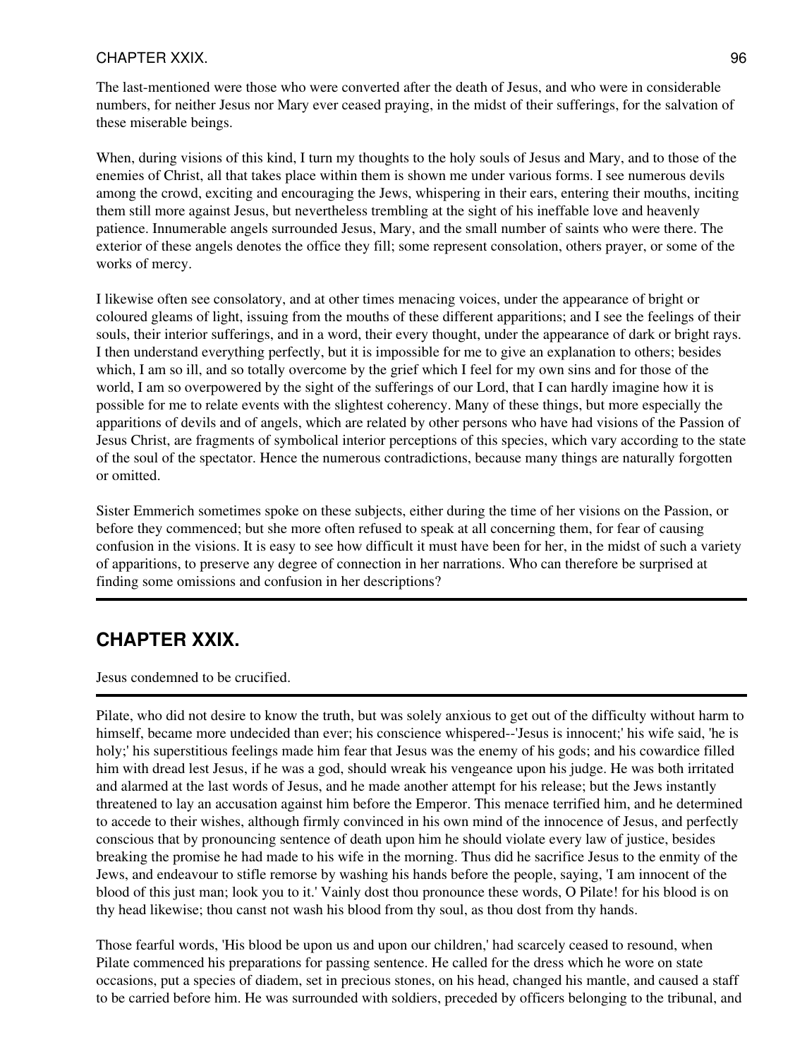The last-mentioned were those who were converted after the death of Jesus, and who were in considerable numbers, for neither Jesus nor Mary ever ceased praying, in the midst of their sufferings, for the salvation of these miserable beings.

When, during visions of this kind, I turn my thoughts to the holy souls of Jesus and Mary, and to those of the enemies of Christ, all that takes place within them is shown me under various forms. I see numerous devils among the crowd, exciting and encouraging the Jews, whispering in their ears, entering their mouths, inciting them still more against Jesus, but nevertheless trembling at the sight of his ineffable love and heavenly patience. Innumerable angels surrounded Jesus, Mary, and the small number of saints who were there. The exterior of these angels denotes the office they fill; some represent consolation, others prayer, or some of the works of mercy.

I likewise often see consolatory, and at other times menacing voices, under the appearance of bright or coloured gleams of light, issuing from the mouths of these different apparitions; and I see the feelings of their souls, their interior sufferings, and in a word, their every thought, under the appearance of dark or bright rays. I then understand everything perfectly, but it is impossible for me to give an explanation to others; besides which, I am so ill, and so totally overcome by the grief which I feel for my own sins and for those of the world, I am so overpowered by the sight of the sufferings of our Lord, that I can hardly imagine how it is possible for me to relate events with the slightest coherency. Many of these things, but more especially the apparitions of devils and of angels, which are related by other persons who have had visions of the Passion of Jesus Christ, are fragments of symbolical interior perceptions of this species, which vary according to the state of the soul of the spectator. Hence the numerous contradictions, because many things are naturally forgotten or omitted.

Sister Emmerich sometimes spoke on these subjects, either during the time of her visions on the Passion, or before they commenced; but she more often refused to speak at all concerning them, for fear of causing confusion in the visions. It is easy to see how difficult it must have been for her, in the midst of such a variety of apparitions, to preserve any degree of connection in her narrations. Who can therefore be surprised at finding some omissions and confusion in her descriptions?

---

## CHAPTER XXIX.

Jesus condemned to be crucified.

---

Pilate, who did not desire to know the truth, but was solely anxious to get out of the difficulty without harm to himself, became more undecided than ever; his conscience whispered--'Jesus is innocent;' his wife said, 'he is holy;' his superstitious feelings made him fear that Jesus was the enemy of his gods; and his cowardice filled him with dread lest Jesus, if he was a god, should wreak his vengeance upon his judge. He was both irritated and alarmed at the last words of Jesus, and he made another attempt for his release; but the Jews instantly threatened to lay an accusation against him before the Emperor. This menace terrified him, and he determined to accede to their wishes, although firmly convinced in his own mind of the innocence of Jesus, and perfectly conscious that by pronouncing sentence of death upon him he should violate every law of justice, besides breaking the promise he had made to his wife in the morning. Thus did he sacrifice Jesus to the enmity of the Jews, and endeavour to stifle remorse by washing his hands before the people, saying, 'I am innocent of the blood of this just man; look you to it.' Vainly dost thou pronounce these words, O Pilate! for his blood is on thy head likewise; thou canst not wash his blood from thy soul, as thou dost from thy hands.

Those fearful words, 'His blood be upon us and upon our children,' had scarcely ceased to resound, when Pilate commenced his preparations for passing sentence. He called for the dress which he wore on state occasions, put a species of diadem, set in precious stones, on his head, changed his mantle, and caused a staff to be carried before him. He was surrounded with soldiers, preceded by officers belonging to the tribunal, and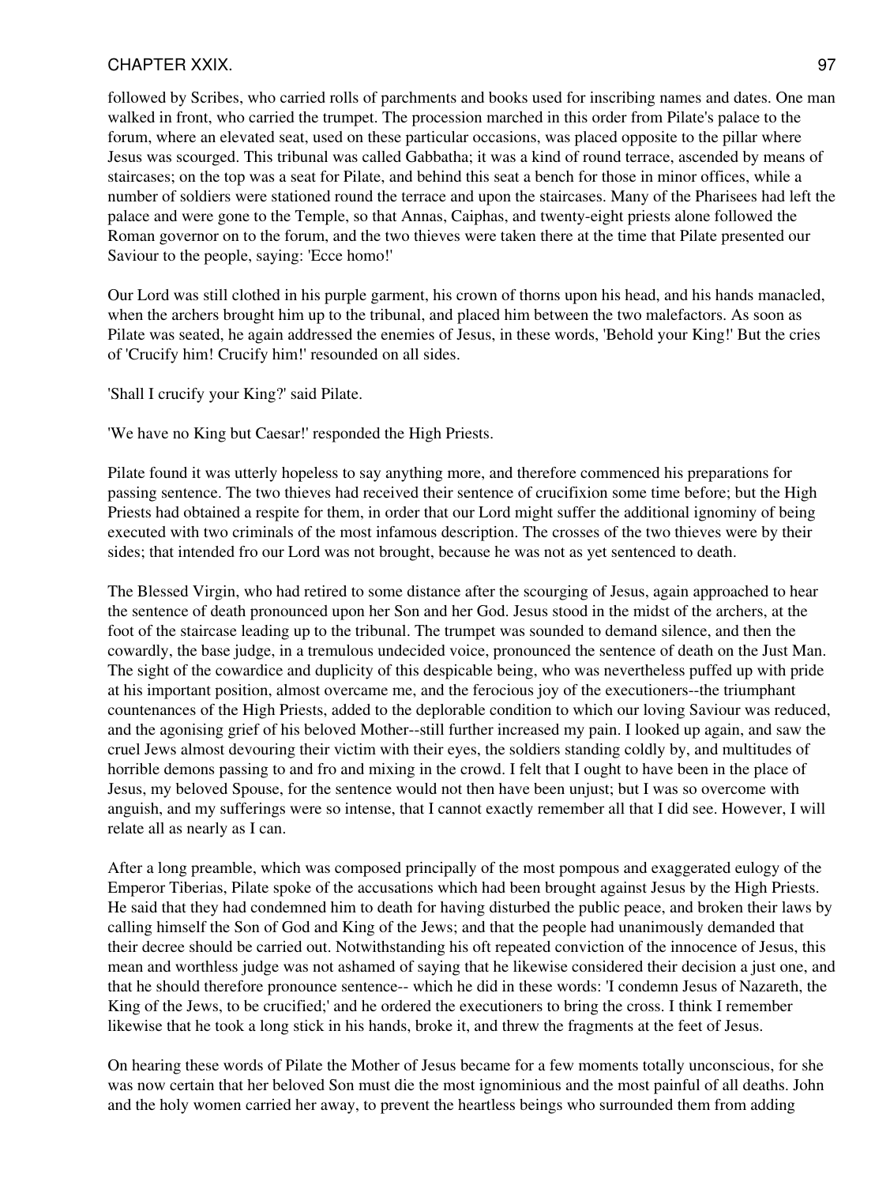followed by Scribes, who carried rolls of parchments and books used for inscribing names and dates. One man walked in front, who carried the trumpet. The procession marched in this order from Pilate's palace to the forum, where an elevated seat, used on these particular occasions, was placed opposite to the pillar where Jesus was scourged. This tribunal was called Gabbatha; it was a kind of round terrace, ascended by means of staircases; on the top was a seat for Pilate, and behind this seat a bench for those in minor offices, while a number of soldiers were stationed round the terrace and upon the staircases. Many of the Pharisees had left the palace and were gone to the Temple, so that Annas, Caiphas, and twenty-eight priests alone followed the Roman governor on to the forum, and the two thieves were taken there at the time that Pilate presented our Saviour to the people, saying: 'Ecce homo!'

Our Lord was still clothed in his purple garment, his crown of thorns upon his head, and his hands manacled, when the archers brought him up to the tribunal, and placed him between the two malefactors. As soon as Pilate was seated, he again addressed the enemies of Jesus, in these words, 'Behold your King!' But the cries of 'Crucify him! Crucify him!' resounded on all sides.

'Shall I crucify your King?' said Pilate.

'We have no King but Caesar!' responded the High Priests.

Pilate found it was utterly hopeless to say anything more, and therefore commenced his preparations for passing sentence. The two thieves had received their sentence of crucifixion some time before; but the High Priests had obtained a respite for them, in order that our Lord might suffer the additional ignominy of being executed with two criminals of the most infamous description. The crosses of the two thieves were by their sides; that intended fro our Lord was not brought, because he was not as yet sentenced to death.

The Blessed Virgin, who had retired to some distance after the scourging of Jesus, again approached to hear the sentence of death pronounced upon her Son and her God. Jesus stood in the midst of the archers, at the foot of the staircase leading up to the tribunal. The trumpet was sounded to demand silence, and then the cowardly, the base judge, in a tremulous undecided voice, pronounced the sentence of death on the Just Man. The sight of the cowardice and duplicity of this despicable being, who was nevertheless puffed up with pride at his important position, almost overcame me, and the ferocious joy of the executioners--the triumphant countenances of the High Priests, added to the deplorable condition to which our loving Saviour was reduced, and the agonising grief of his beloved Mother--still further increased my pain. I looked up again, and saw the cruel Jews almost devouring their victim with their eyes, the soldiers standing coldly by, and multitudes of horrible demons passing to and fro and mixing in the crowd. I felt that I ought to have been in the place of Jesus, my beloved Spouse, for the sentence would not then have been unjust; but I was so overcome with anguish, and my sufferings were so intense, that I cannot exactly remember all that I did see. However, I will relate all as nearly as I can.

After a long preamble, which was composed principally of the most pompous and exaggerated eulogy of the Emperor Tiberias, Pilate spoke of the accusations which had been brought against Jesus by the High Priests. He said that they had condemned him to death for having disturbed the public peace, and broken their laws by calling himself the Son of God and King of the Jews; and that the people had unanimously demanded that their decree should be carried out. Notwithstanding his oft repeated conviction of the innocence of Jesus, this mean and worthless judge was not ashamed of saying that he likewise considered their decision a just one, and that he should therefore pronounce sentence-- which he did in these words: 'I condemn Jesus of Nazareth, the King of the Jews, to be crucified;' and he ordered the executioners to bring the cross. I think I remember likewise that he took a long stick in his hands, broke it, and threw the fragments at the feet of Jesus.

On hearing these words of Pilate the Mother of Jesus became for a few moments totally unconscious, for she was now certain that her beloved Son must die the most ignominious and the most painful of all deaths. John and the holy women carried her away, to prevent the heartless beings who surrounded them from adding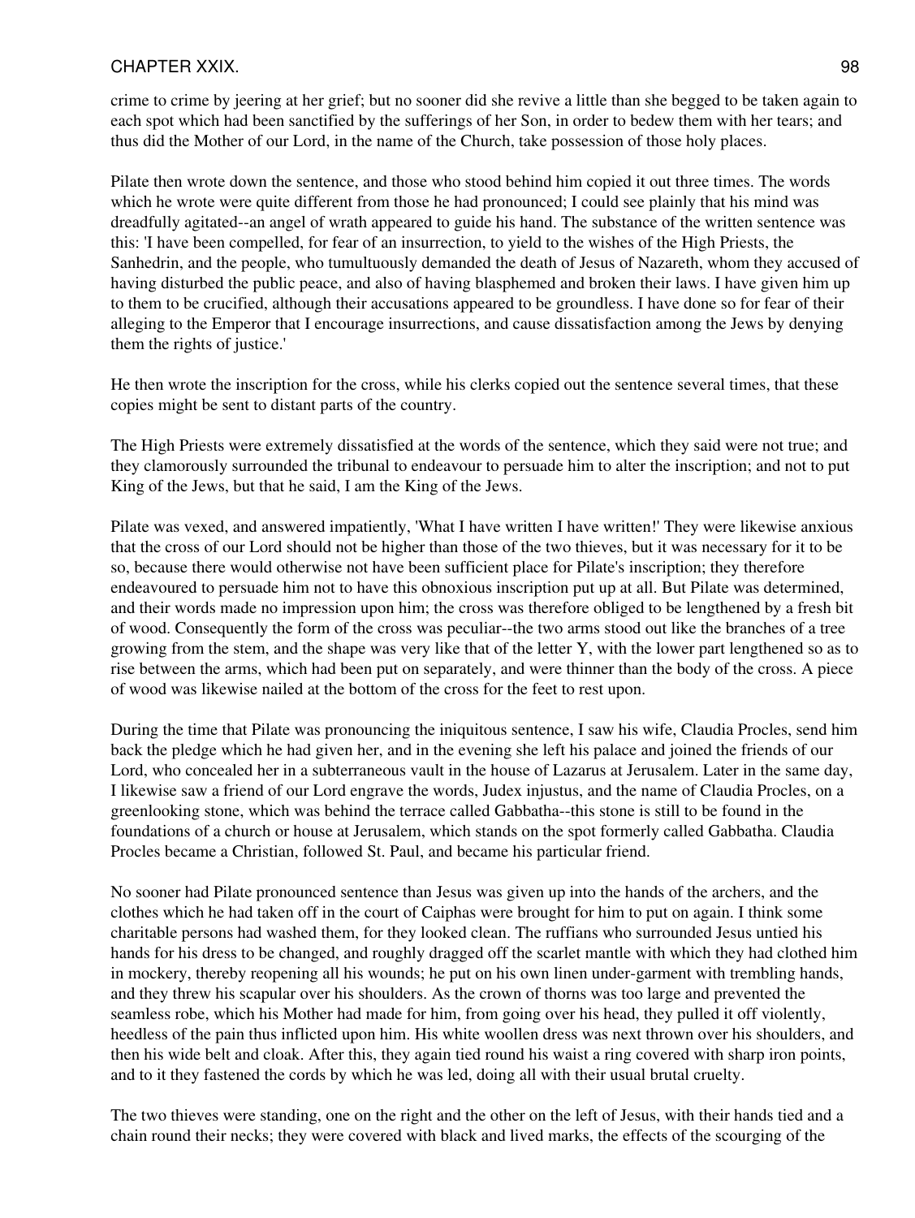crime to crime by jeering at her grief; but no sooner did she revive a little than she begged to be taken again to each spot which had been sanctified by the sufferings of her Son, in order to bedew them with her tears; and thus did the Mother of our Lord, in the name of the Church, take possession of those holy places.

Pilate then wrote down the sentence, and those who stood behind him copied it out three times. The words which he wrote were quite different from those he had pronounced; I could see plainly that his mind was dreadfully agitated--an angel of wrath appeared to guide his hand. The substance of the written sentence was this: 'I have been compelled, for fear of an insurrection, to yield to the wishes of the High Priests, the Sanhedrin, and the people, who tumultuously demanded the death of Jesus of Nazareth, whom they accused of having disturbed the public peace, and also of having blasphemed and broken their laws. I have given him up to them to be crucified, although their accusations appeared to be groundless. I have done so for fear of their alleging to the Emperor that I encourage insurrections, and cause dissatisfaction among the Jews by denying them the rights of justice.'

He then wrote the inscription for the cross, while his clerks copied out the sentence several times, that these copies might be sent to distant parts of the country.

The High Priests were extremely dissatisfied at the words of the sentence, which they said were not true; and they clamorously surrounded the tribunal to endeavour to persuade him to alter the inscription; and not to put King of the Jews, but that he said, I am the King of the Jews.

Pilate was vexed, and answered impatiently, 'What I have written I have written!' They were likewise anxious that the cross of our Lord should not be higher than those of the two thieves, but it was necessary for it to be so, because there would otherwise not have been sufficient place for Pilate's inscription; they therefore endeavoured to persuade him not to have this obnoxious inscription put up at all. But Pilate was determined, and their words made no impression upon him; the cross was therefore obliged to be lengthened by a fresh bit of wood. Consequently the form of the cross was peculiar--the two arms stood out like the branches of a tree growing from the stem, and the shape was very like that of the letter Y, with the lower part lengthened so as to rise between the arms, which had been put on separately, and were thinner than the body of the cross. A piece of wood was likewise nailed at the bottom of the cross for the feet to rest upon.

During the time that Pilate was pronouncing the iniquitous sentence, I saw his wife, Claudia Procles, send him back the pledge which he had given her, and in the evening she left his palace and joined the friends of our Lord, who concealed her in a subterraneous vault in the house of Lazarus at Jerusalem. Later in the same day, I likewise saw a friend of our Lord engrave the words, Judex injustus, and the name of Claudia Procles, on a greenlooking stone, which was behind the terrace called Gabbatha--this stone is still to be found in the foundations of a church or house at Jerusalem, which stands on the spot formerly called Gabbatha. Claudia Procles became a Christian, followed St. Paul, and became his particular friend.

No sooner had Pilate pronounced sentence than Jesus was given up into the hands of the archers, and the clothes which he had taken off in the court of Caiphas were brought for him to put on again. I think some charitable persons had washed them, for they looked clean. The ruffians who surrounded Jesus untied his hands for his dress to be changed, and roughly dragged off the scarlet mantle with which they had clothed him in mockery, thereby reopening all his wounds; he put on his own linen under-garment with trembling hands, and they threw his scapular over his shoulders. As the crown of thorns was too large and prevented the seamless robe, which his Mother had made for him, from going over his head, they pulled it off violently, heedless of the pain thus inflicted upon him. His white woollen dress was next thrown over his shoulders, and then his wide belt and cloak. After this, they again tied round his waist a ring covered with sharp iron points, and to it they fastened the cords by which he was led, doing all with their usual brutal cruelty.

The two thieves were standing, one on the right and the other on the left of Jesus, with their hands tied and a chain round their necks; they were covered with black and lived marks, the effects of the scourging of the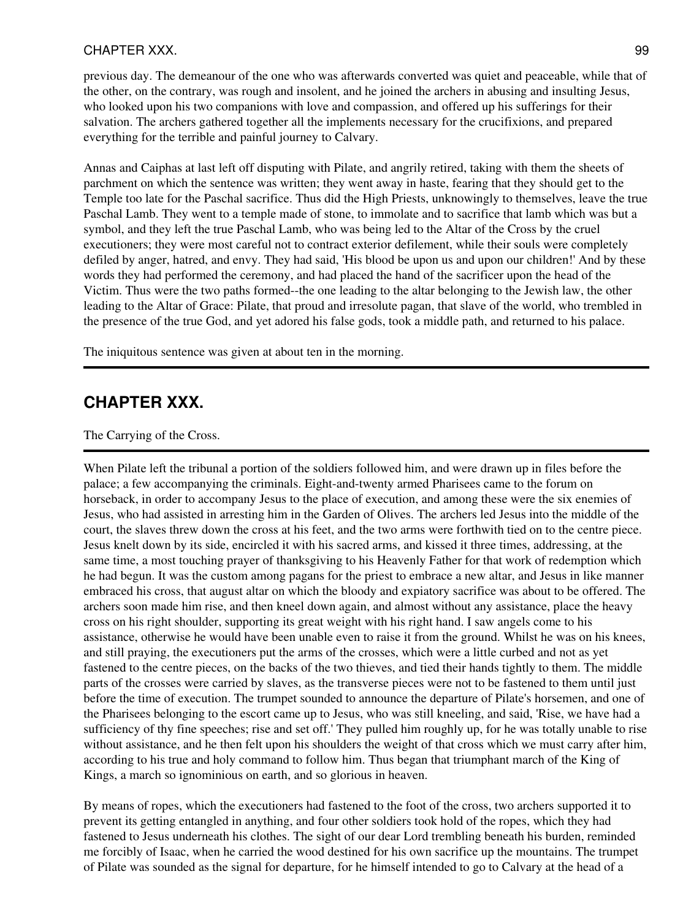previous day. The demeanour of the one who was afterwards converted was quiet and peaceable, while that of the other, on the contrary, was rough and insolent, and he joined the archers in abusing and insulting Jesus, who looked upon his two companions with love and compassion, and offered up his sufferings for their salvation. The archers gathered together all the implements necessary for the crucifixions, and prepared everything for the terrible and painful journey to Calvary.

Annas and Caiphas at last left off disputing with Pilate, and angrily retired, taking with them the sheets of parchment on which the sentence was written; they went away in haste, fearing that they should get to the Temple too late for the Paschal sacrifice. Thus did the High Priests, unknowingly to themselves, leave the true Paschal Lamb. They went to a temple made of stone, to immolate and to sacrifice that lamb which was but a symbol, and they left the true Paschal Lamb, who was being led to the Altar of the Cross by the cruel executioners; they were most careful not to contract exterior defilement, while their souls were completely defiled by anger, hatred, and envy. They had said, 'His blood be upon us and upon our children!' And by these words they had performed the ceremony, and had placed the hand of the sacrificer upon the head of the Victim. Thus were the two paths formed--the one leading to the altar belonging to the Jewish law, the other leading to the Altar of Grace: Pilate, that proud and irresolute pagan, that slave of the world, who trembled in the presence of the true God, and yet adored his false gods, took a middle path, and returned to his palace.

The iniquitous sentence was given at about ten in the morning.

---

## CHAPTER XXX.

The Carrying of the Cross.

---

When Pilate left the tribunal a portion of the soldiers followed him, and were drawn up in files before the palace; a few accompanying the criminals. Eight-and-twenty armed Pharisees came to the forum on horseback, in order to accompany Jesus to the place of execution, and among these were the six enemies of Jesus, who had assisted in arresting him in the Garden of Olives. The archers led Jesus into the middle of the court, the slaves threw down the cross at his feet, and the two arms were forthwith tied on to the centre piece. Jesus knelt down by its side, encircled it with his sacred arms, and kissed it three times, addressing, at the same time, a most touching prayer of thanksgiving to his Heavenly Father for that work of redemption which he had begun. It was the custom among pagans for the priest to embrace a new altar, and Jesus in like manner embraced his cross, that august altar on which the bloody and expiatory sacrifice was about to be offered. The archers soon made him rise, and then kneel down again, and almost without any assistance, place the heavy cross on his right shoulder, supporting its great weight with his right hand. I saw angels come to his assistance, otherwise he would have been unable even to raise it from the ground. Whilst he was on his knees, and still praying, the executioners put the arms of the crosses, which were a little curbed and not as yet fastened to the centre pieces, on the backs of the two thieves, and tied their hands tightly to them. The middle parts of the crosses were carried by slaves, as the transverse pieces were not to be fastened to them until just before the time of execution. The trumpet sounded to announce the departure of Pilate's horsemen, and one of the Pharisees belonging to the escort came up to Jesus, who was still kneeling, and said, 'Rise, we have had a sufficiency of thy fine speeches; rise and set off.' They pulled him roughly up, for he was totally unable to rise without assistance, and he then felt upon his shoulders the weight of that cross which we must carry after him, according to his true and holy command to follow him. Thus began that triumphant march of the King of Kings, a march so ignominious on earth, and so glorious in heaven.

By means of ropes, which the executioners had fastened to the foot of the cross, two archers supported it to prevent its getting entangled in anything, and four other soldiers took hold of the ropes, which they had fastened to Jesus underneath his clothes. The sight of our dear Lord trembling beneath his burden, reminded me forcibly of Isaac, when he carried the wood destined for his own sacrifice up the mountains. The trumpet of Pilate was sounded as the signal for departure, for he himself intended to go to Calvary at the head of a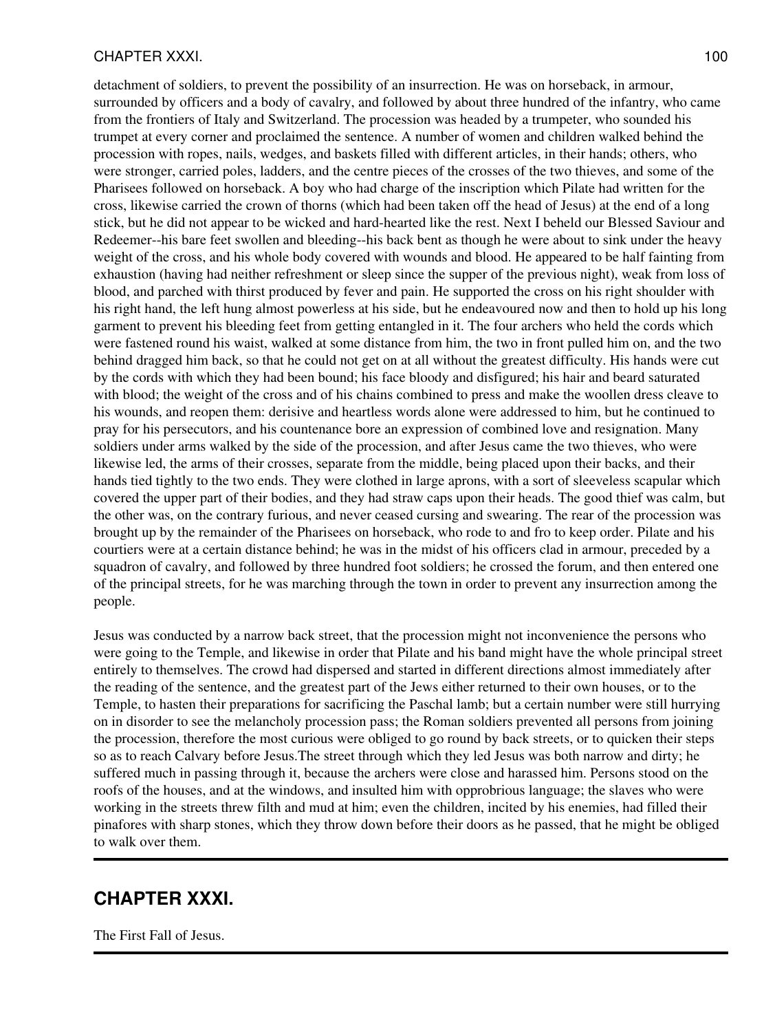detachment of soldiers, to prevent the possibility of an insurrection. He was on horseback, in armour, surrounded by officers and a body of cavalry, and followed by about three hundred of the infantry, who came from the frontiers of Italy and Switzerland. The procession was headed by a trumpeter, who sounded his trumpet at every corner and proclaimed the sentence. A number of women and children walked behind the procession with ropes, nails, wedges, and baskets filled with different articles, in their hands; others, who were stronger, carried poles, ladders, and the centre pieces of the crosses of the two thieves, and some of the Pharisees followed on horseback. A boy who had charge of the inscription which Pilate had written for the cross, likewise carried the crown of thorns (which had been taken off the head of Jesus) at the end of a long stick, but he did not appear to be wicked and hard-hearted like the rest. Next I beheld our Blessed Saviour and Redeemer--his bare feet swollen and bleeding--his back bent as though he were about to sink under the heavy weight of the cross, and his whole body covered with wounds and blood. He appeared to be half fainting from exhaustion (having had neither refreshment or sleep since the supper of the previous night), weak from loss of blood, and parched with thirst produced by fever and pain. He supported the cross on his right shoulder with his right hand, the left hung almost powerless at his side, but he endeavoured now and then to hold up his long garment to prevent his bleeding feet from getting entangled in it. The four archers who held the cords which were fastened round his waist, walked at some distance from him, the two in front pulled him on, and the two behind dragged him back, so that he could not get on at all without the greatest difficulty. His hands were cut by the cords with which they had been bound; his face bloody and disfigured; his hair and beard saturated with blood; the weight of the cross and of his chains combined to press and make the woollen dress cleave to his wounds, and reopen them: derisive and heartless words alone were addressed to him, but he continued to pray for his persecutors, and his countenance bore an expression of combined love and resignation. Many soldiers under arms walked by the side of the procession, and after Jesus came the two thieves, who were likewise led, the arms of their crosses, separate from the middle, being placed upon their backs, and their hands tied tightly to the two ends. They were clothed in large aprons, with a sort of sleeveless scapular which covered the upper part of their bodies, and they had straw caps upon their heads. The good thief was calm, but the other was, on the contrary furious, and never ceased cursing and swearing. The rear of the procession was brought up by the remainder of the Pharisees on horseback, who rode to and fro to keep order. Pilate and his courtiers were at a certain distance behind; he was in the midst of his officers clad in armour, preceded by a squadron of cavalry, and followed by three hundred foot soldiers; he crossed the forum, and then entered one of the principal streets, for he was marching through the town in order to prevent any insurrection among the people.

Jesus was conducted by a narrow back street, that the procession might not inconvenience the persons who were going to the Temple, and likewise in order that Pilate and his band might have the whole principal street entirely to themselves. The crowd had dispersed and started in different directions almost immediately after the reading of the sentence, and the greatest part of the Jews either returned to their own houses, or to the Temple, to hasten their preparations for sacrificing the Paschal lamb; but a certain number were still hurrying on in disorder to see the melancholy procession pass; the Roman soldiers prevented all persons from joining the procession, therefore the most curious were obliged to go round by back streets, or to quicken their steps so as to reach Calvary before Jesus.The street through which they led Jesus was both narrow and dirty; he suffered much in passing through it, because the archers were close and harassed him. Persons stood on the roofs of the houses, and at the windows, and insulted him with opprobrious language; the slaves who were working in the streets threw filth and mud at him; even the children, incited by his enemies, had filled their pinafores with sharp stones, which they throw down before their doors as he passed, that he might be obliged to walk over them.

---

## CHAPTER XXXI.

The First Fall of Jesus.

---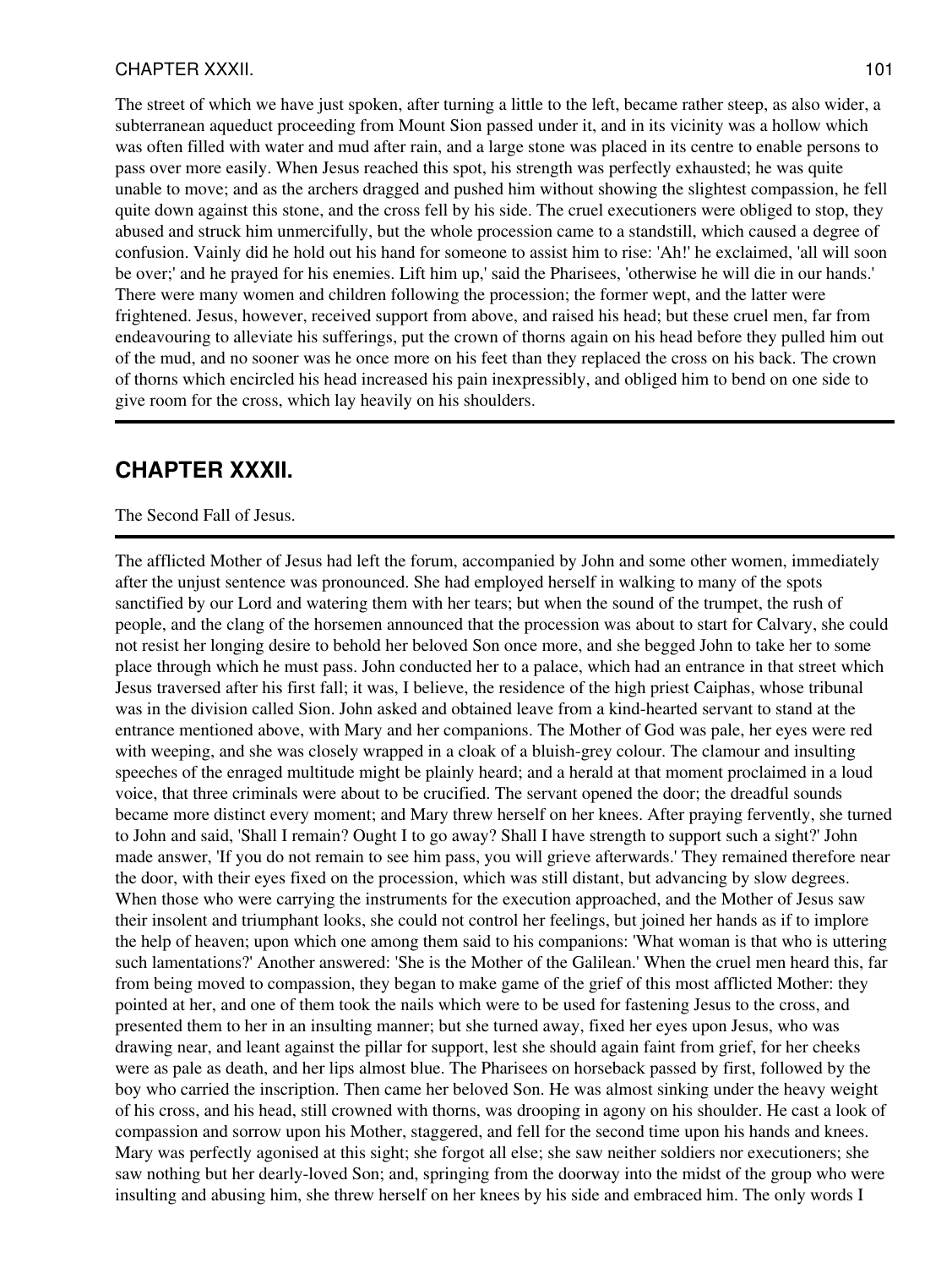The street of which we have just spoken, after turning a little to the left, became rather steep, as also wider, a subterranean aqueduct proceeding from Mount Sion passed under it, and in its vicinity was a hollow which was often filled with water and mud after rain, and a large stone was placed in its centre to enable persons to pass over more easily. When Jesus reached this spot, his strength was perfectly exhausted; he was quite unable to move; and as the archers dragged and pushed him without showing the slightest compassion, he fell quite down against this stone, and the cross fell by his side. The cruel executioners were obliged to stop, they abused and struck him unmercifully, but the whole procession came to a standstill, which caused a degree of confusion. Vainly did he hold out his hand for someone to assist him to rise: 'Ah!' he exclaimed, 'all will soon be over;' and he prayed for his enemies. Lift him up,' said the Pharisees, 'otherwise he will die in our hands.' There were many women and children following the procession; the former wept, and the latter were frightened. Jesus, however, received support from above, and raised his head; but these cruel men, far from endeavouring to alleviate his sufferings, put the crown of thorns again on his head before they pulled him out of the mud, and no sooner was he once more on his feet than they replaced the cross on his back. The crown of thorns which encircled his head increased his pain inexpressibly, and obliged him to bend on one side to give room for the cross, which lay heavily on his shoulders.

## CHAPTER XXXII.

The Second Fall of Jesus.

The afflicted Mother of Jesus had left the forum, accompanied by John and some other women, immediately after the unjust sentence was pronounced. She had employed herself in walking to many of the spots sanctified by our Lord and watering them with her tears; but when the sound of the trumpet, the rush of people, and the clang of the horsemen announced that the procession was about to start for Calvary, she could not resist her longing desire to behold her beloved Son once more, and she begged John to take her to some place through which he must pass. John conducted her to a palace, which had an entrance in that street which Jesus traversed after his first fall; it was, I believe, the residence of the high priest Caiphas, whose tribunal was in the division called Sion. John asked and obtained leave from a kind-hearted servant to stand at the entrance mentioned above, with Mary and her companions. The Mother of God was pale, her eyes were red with weeping, and she was closely wrapped in a cloak of a bluish-grey colour. The clamour and insulting speeches of the enraged multitude might be plainly heard; and a herald at that moment proclaimed in a loud voice, that three criminals were about to be crucified. The servant opened the door; the dreadful sounds became more distinct every moment; and Mary threw herself on her knees. After praying fervently, she turned to John and said, 'Shall I remain? Ought I to go away? Shall I have strength to support such a sight?' John made answer, 'If you do not remain to see him pass, you will grieve afterwards.' They remained therefore near the door, with their eyes fixed on the procession, which was still distant, but advancing by slow degrees. When those who were carrying the instruments for the execution approached, and the Mother of Jesus saw their insolent and triumphant looks, she could not control her feelings, but joined her hands as if to implore the help of heaven; upon which one among them said to his companions: 'What woman is that who is uttering such lamentations?' Another answered: 'She is the Mother of the Galilean.' When the cruel men heard this, far from being moved to compassion, they began to make game of the grief of this most afflicted Mother: they pointed at her, and one of them took the nails which were to be used for fastening Jesus to the cross, and presented them to her in an insulting manner; but she turned away, fixed her eyes upon Jesus, who was drawing near, and leant against the pillar for support, lest she should again faint from grief, for her cheeks were as pale as death, and her lips almost blue. The Pharisees on horseback passed by first, followed by the boy who carried the inscription. Then came her beloved Son. He was almost sinking under the heavy weight of his cross, and his head, still crowned with thorns, was drooping in agony on his shoulder. He cast a look of compassion and sorrow upon his Mother, staggered, and fell for the second time upon his hands and knees. Mary was perfectly agonised at this sight; she forgot all else; she saw neither soldiers nor executioners; she saw nothing but her dearly-loved Son; and, springing from the doorway into the midst of the group who were insulting and abusing him, she threw herself on her knees by his side and embraced him. The only words I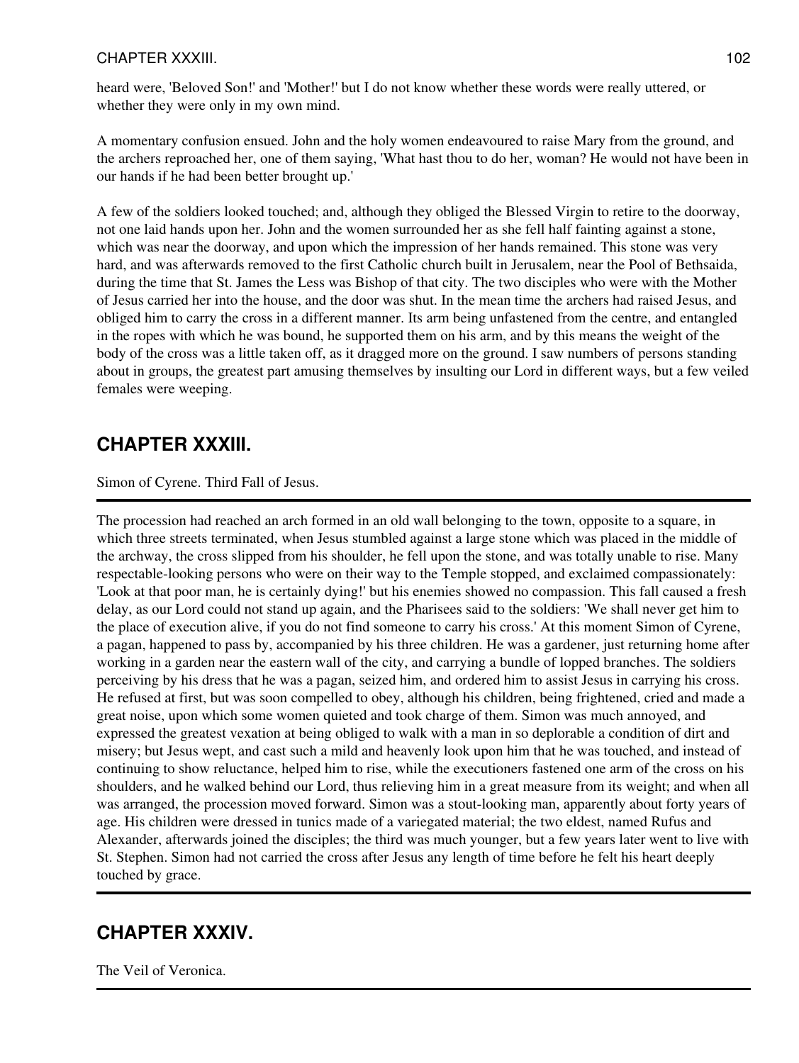heard were, 'Beloved Son!' and 'Mother!' but I do not know whether these words were really uttered, or whether they were only in my own mind.

A momentary confusion ensued. John and the holy women endeavoured to raise Mary from the ground, and the archers reproached her, one of them saying, 'What hast thou to do her, woman? He would not have been in our hands if he had been better brought up.'

A few of the soldiers looked touched; and, although they obliged the Blessed Virgin to retire to the doorway, not one laid hands upon her. John and the women surrounded her as she fell half fainting against a stone, which was near the doorway, and upon which the impression of her hands remained. This stone was very hard, and was afterwards removed to the first Catholic church built in Jerusalem, near the Pool of Bethsaida, during the time that St. James the Less was Bishop of that city. The two disciples who were with the Mother of Jesus carried her into the house, and the door was shut. In the mean time the archers had raised Jesus, and obliged him to carry the cross in a different manner. Its arm being unfastened from the centre, and entangled in the ropes with which he was bound, he supported them on his arm, and by this means the weight of the body of the cross was a little taken off, as it dragged more on the ground. I saw numbers of persons standing about in groups, the greatest part amusing themselves by insulting our Lord in different ways, but a few veiled females were weeping.

## CHAPTER XXXIII.

Simon of Cyrene. Third Fall of Jesus.

---

The procession had reached an arch formed in an old wall belonging to the town, opposite to a square, in which three streets terminated, when Jesus stumbled against a large stone which was placed in the middle of the archway, the cross slipped from his shoulder, he fell upon the stone, and was totally unable to rise. Many respectable-looking persons who were on their way to the Temple stopped, and exclaimed compassionately: 'Look at that poor man, he is certainly dying!' but his enemies showed no compassion. This fall caused a fresh delay, as our Lord could not stand up again, and the Pharisees said to the soldiers: 'We shall never get him to the place of execution alive, if you do not find someone to carry his cross.' At this moment Simon of Cyrene, a pagan, happened to pass by, accompanied by his three children. He was a gardener, just returning home after working in a garden near the eastern wall of the city, and carrying a bundle of lopped branches. The soldiers perceiving by his dress that he was a pagan, seized him, and ordered him to assist Jesus in carrying his cross. He refused at first, but was soon compelled to obey, although his children, being frightened, cried and made a great noise, upon which some women quieted and took charge of them. Simon was much annoyed, and expressed the greatest vexation at being obliged to walk with a man in so deplorable a condition of dirt and misery; but Jesus wept, and cast such a mild and heavenly look upon him that he was touched, and instead of continuing to show reluctance, helped him to rise, while the executioners fastened one arm of the cross on his shoulders, and he walked behind our Lord, thus relieving him in a great measure from its weight; and when all was arranged, the procession moved forward. Simon was a stout-looking man, apparently about forty years of age. His children were dressed in tunics made of a variegated material; the two eldest, named Rufus and Alexander, afterwards joined the disciples; the third was much younger, but a few years later went to live with St. Stephen. Simon had not carried the cross after Jesus any length of time before he felt his heart deeply touched by grace.

---

## CHAPTER XXXIV.

The Veil of Veronica.

---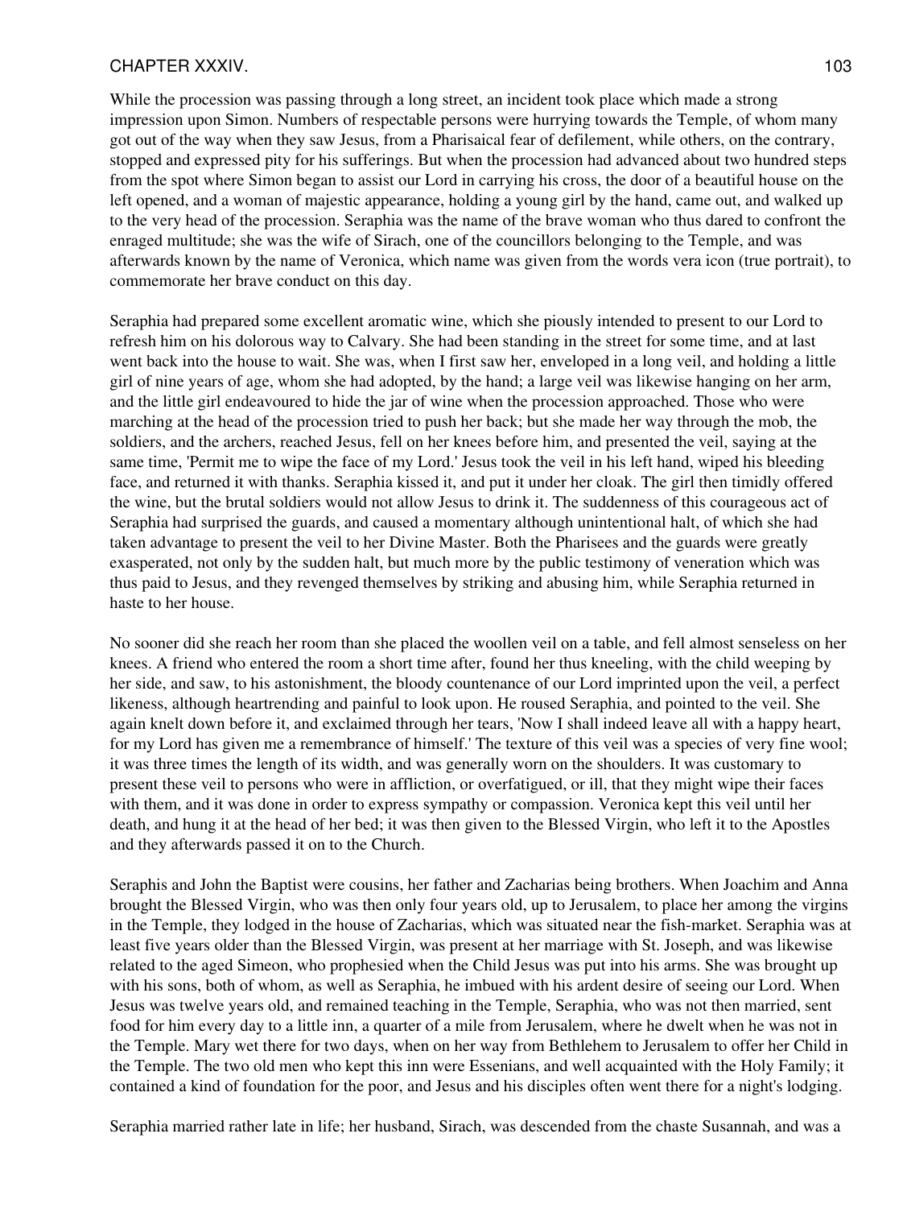While the procession was passing through a long street, an incident took place which made a strong impression upon Simon. Numbers of respectable persons were hurrying towards the Temple, of whom many got out of the way when they saw Jesus, from a Pharisaical fear of defilement, while others, on the contrary, stopped and expressed pity for his sufferings. But when the procession had advanced about two hundred steps from the spot where Simon began to assist our Lord in carrying his cross, the door of a beautiful house on the left opened, and a woman of majestic appearance, holding a young girl by the hand, came out, and walked up to the very head of the procession. Seraphia was the name of the brave woman who thus dared to confront the enraged multitude; she was the wife of Sirach, one of the councillors belonging to the Temple, and was afterwards known by the name of Veronica, which name was given from the words vera icon (true portrait), to commemorate her brave conduct on this day.

Seraphia had prepared some excellent aromatic wine, which she piously intended to present to our Lord to refresh him on his dolorous way to Calvary. She had been standing in the street for some time, and at last went back into the house to wait. She was, when I first saw her, enveloped in a long veil, and holding a little girl of nine years of age, whom she had adopted, by the hand; a large veil was likewise hanging on her arm, and the little girl endeavoured to hide the jar of wine when the procession approached. Those who were marching at the head of the procession tried to push her back; but she made her way through the mob, the soldiers, and the archers, reached Jesus, fell on her knees before him, and presented the veil, saying at the same time, 'Permit me to wipe the face of my Lord.' Jesus took the veil in his left hand, wiped his bleeding face, and returned it with thanks. Seraphia kissed it, and put it under her cloak. The girl then timidly offered the wine, but the brutal soldiers would not allow Jesus to drink it. The suddenness of this courageous act of Seraphia had surprised the guards, and caused a momentary although unintentional halt, of which she had taken advantage to present the veil to her Divine Master. Both the Pharisees and the guards were greatly exasperated, not only by the sudden halt, but much more by the public testimony of veneration which was thus paid to Jesus, and they revenged themselves by striking and abusing him, while Seraphia returned in haste to her house.

No sooner did she reach her room than she placed the woollen veil on a table, and fell almost senseless on her knees. A friend who entered the room a short time after, found her thus kneeling, with the child weeping by her side, and saw, to his astonishment, the bloody countenance of our Lord imprinted upon the veil, a perfect likeness, although heartrending and painful to look upon. He roused Seraphia, and pointed to the veil. She again knelt down before it, and exclaimed through her tears, 'Now I shall indeed leave all with a happy heart, for my Lord has given me a remembrance of himself.' The texture of this veil was a species of very fine wool; it was three times the length of its width, and was generally worn on the shoulders. It was customary to present these veil to persons who were in affliction, or overfatigued, or ill, that they might wipe their faces with them, and it was done in order to express sympathy or compassion. Veronica kept this veil until her death, and hung it at the head of her bed; it was then given to the Blessed Virgin, who left it to the Apostles and they afterwards passed it on to the Church.

Seraphis and John the Baptist were cousins, her father and Zacharias being brothers. When Joachim and Anna brought the Blessed Virgin, who was then only four years old, up to Jerusalem, to place her among the virgins in the Temple, they lodged in the house of Zacharias, which was situated near the fish-market. Seraphia was at least five years older than the Blessed Virgin, was present at her marriage with St. Joseph, and was likewise related to the aged Simeon, who prophesied when the Child Jesus was put into his arms. She was brought up with his sons, both of whom, as well as Seraphia, he imbued with his ardent desire of seeing our Lord. When Jesus was twelve years old, and remained teaching in the Temple, Seraphia, who was not then married, sent food for him every day to a little inn, a quarter of a mile from Jerusalem, where he dwelt when he was not in the Temple. Mary wet there for two days, when on her way from Bethlehem to Jerusalem to offer her Child in the Temple. The two old men who kept this inn were Essenians, and well acquainted with the Holy Family; it contained a kind of foundation for the poor, and Jesus and his disciples often went there for a night's lodging.

Seraphia married rather late in life; her husband, Sirach, was descended from the chaste Susannah, and was a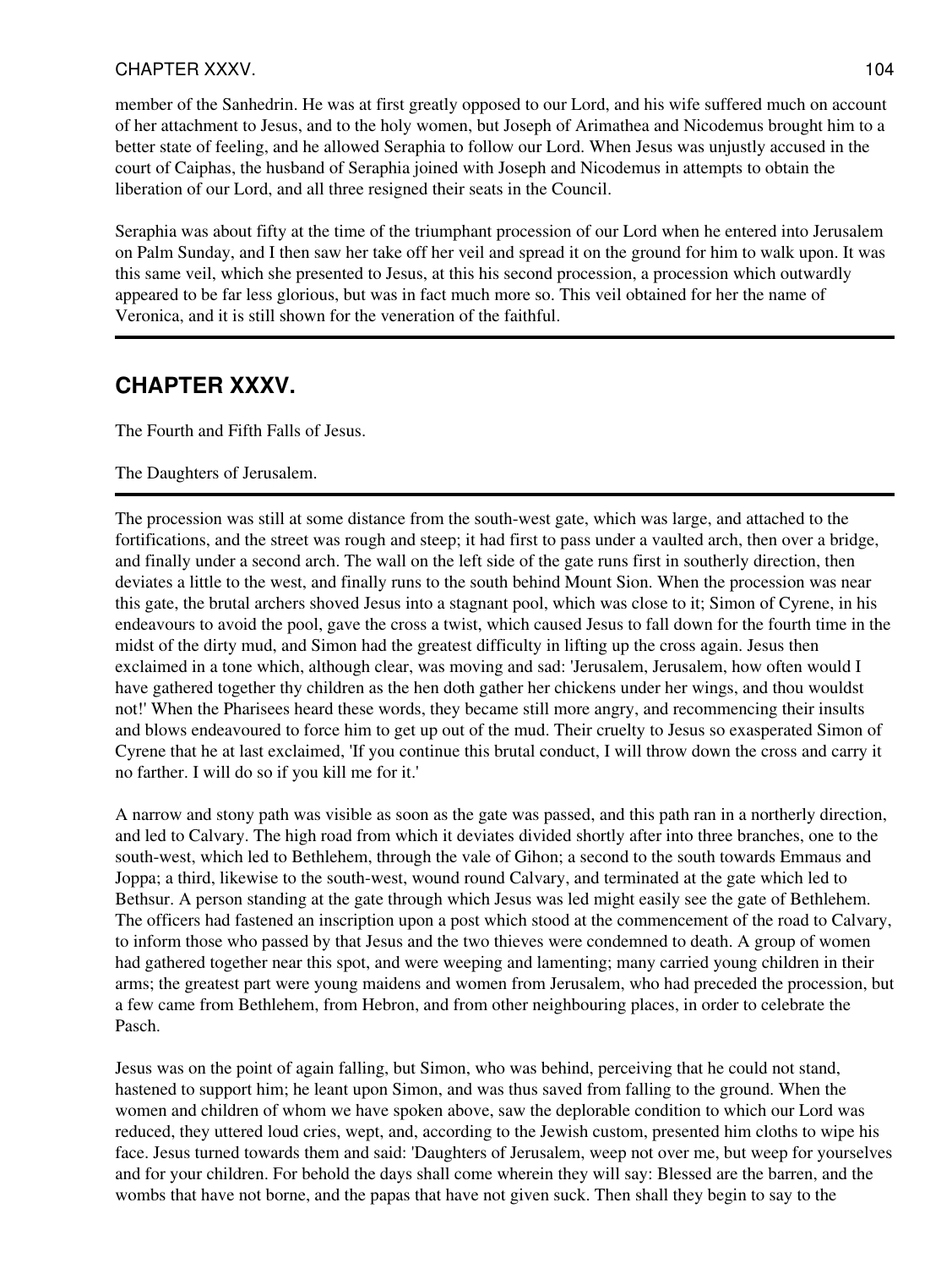member of the Sanhedrin. He was at first greatly opposed to our Lord, and his wife suffered much on account of her attachment to Jesus, and to the holy women, but Joseph of Arimathea and Nicodemus brought him to a better state of feeling, and he allowed Seraphia to follow our Lord. When Jesus was unjustly accused in the court of Caiphas, the husband of Seraphia joined with Joseph and Nicodemus in attempts to obtain the liberation of our Lord, and all three resigned their seats in the Council.

Seraphia was about fifty at the time of the triumphant procession of our Lord when he entered into Jerusalem on Palm Sunday, and I then saw her take off her veil and spread it on the ground for him to walk upon. It was this same veil, which she presented to Jesus, at this his second procession, a procession which outwardly appeared to be far less glorious, but was in fact much more so. This veil obtained for her the name of Veronica, and it is still shown for the veneration of the faithful.

---

## CHAPTER XXXV.

The Fourth and Fifth Falls of Jesus.

The Daughters of Jerusalem.

---

The procession was still at some distance from the south-west gate, which was large, and attached to the fortifications, and the street was rough and steep; it had first to pass under a vaulted arch, then over a bridge, and finally under a second arch. The wall on the left side of the gate runs first in southerly direction, then deviates a little to the west, and finally runs to the south behind Mount Sion. When the procession was near this gate, the brutal archers shoved Jesus into a stagnant pool, which was close to it; Simon of Cyrene, in his endeavours to avoid the pool, gave the cross a twist, which caused Jesus to fall down for the fourth time in the midst of the dirty mud, and Simon had the greatest difficulty in lifting up the cross again. Jesus then exclaimed in a tone which, although clear, was moving and sad: 'Jerusalem, Jerusalem, how often would I have gathered together thy children as the hen doth gather her chickens under her wings, and thou wouldst not!' When the Pharisees heard these words, they became still more angry, and recommencing their insults and blows endeavoured to force him to get up out of the mud. Their cruelty to Jesus so exasperated Simon of Cyrene that he at last exclaimed, 'If you continue this brutal conduct, I will throw down the cross and carry it no farther. I will do so if you kill me for it.'

A narrow and stony path was visible as soon as the gate was passed, and this path ran in a northerly direction, and led to Calvary. The high road from which it deviates divided shortly after into three branches, one to the south-west, which led to Bethlehem, through the vale of Gihon; a second to the south towards Emmaus and Joppa; a third, likewise to the south-west, wound round Calvary, and terminated at the gate which led to Bethsur. A person standing at the gate through which Jesus was led might easily see the gate of Bethlehem. The officers had fastened an inscription upon a post which stood at the commencement of the road to Calvary, to inform those who passed by that Jesus and the two thieves were condemned to death. A group of women had gathered together near this spot, and were weeping and lamenting; many carried young children in their arms; the greatest part were young maidens and women from Jerusalem, who had preceded the procession, but a few came from Bethlehem, from Hebron, and from other neighbouring places, in order to celebrate the Pasch.

Jesus was on the point of again falling, but Simon, who was behind, perceiving that he could not stand, hastened to support him; he leant upon Simon, and was thus saved from falling to the ground. When the women and children of whom we have spoken above, saw the deplorable condition to which our Lord was reduced, they uttered loud cries, wept, and, according to the Jewish custom, presented him cloths to wipe his face. Jesus turned towards them and said: 'Daughters of Jerusalem, weep not over me, but weep for yourselves and for your children. For behold the days shall come wherein they will say: Blessed are the barren, and the wombs that have not borne, and the papas that have not given suck. Then shall they begin to say to the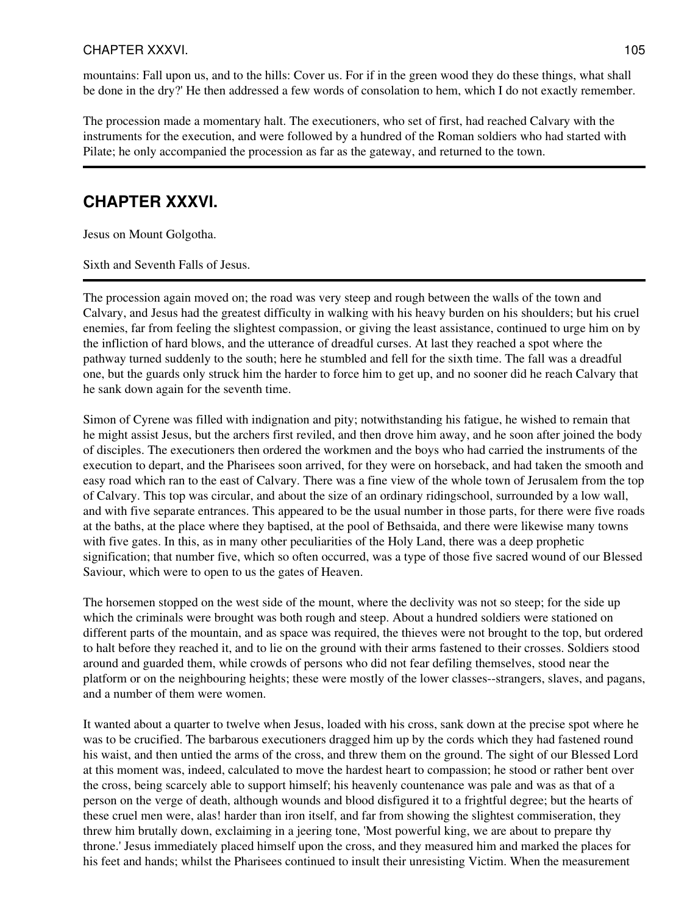mountains: Fall upon us, and to the hills: Cover us. For if in the green wood they do these things, what shall be done in the dry?' He then addressed a few words of consolation to hem, which I do not exactly remember.

The procession made a momentary halt. The executioners, who set of first, had reached Calvary with the instruments for the execution, and were followed by a hundred of the Roman soldiers who had started with Pilate; he only accompanied the procession as far as the gateway, and returned to the town.

---

## CHAPTER XXXVI.

Jesus on Mount Golgotha.

Sixth and Seventh Falls of Jesus.

---

The procession again moved on; the road was very steep and rough between the walls of the town and Calvary, and Jesus had the greatest difficulty in walking with his heavy burden on his shoulders; but his cruel enemies, far from feeling the slightest compassion, or giving the least assistance, continued to urge him on by the infliction of hard blows, and the utterance of dreadful curses. At last they reached a spot where the pathway turned suddenly to the south; here he stumbled and fell for the sixth time. The fall was a dreadful one, but the guards only struck him the harder to force him to get up, and no sooner did he reach Calvary that he sank down again for the seventh time.

Simon of Cyrene was filled with indignation and pity; notwithstanding his fatigue, he wished to remain that he might assist Jesus, but the archers first reviled, and then drove him away, and he soon after joined the body of disciples. The executioners then ordered the workmen and the boys who had carried the instruments of the execution to depart, and the Pharisees soon arrived, for they were on horseback, and had taken the smooth and easy road which ran to the east of Calvary. There was a fine view of the whole town of Jerusalem from the top of Calvary. This top was circular, and about the size of an ordinary ridingschool, surrounded by a low wall, and with five separate entrances. This appeared to be the usual number in those parts, for there were five roads at the baths, at the place where they baptised, at the pool of Bethsaida, and there were likewise many towns with five gates. In this, as in many other peculiarities of the Holy Land, there was a deep prophetic signification; that number five, which so often occurred, was a type of those five sacred wound of our Blessed Saviour, which were to open to us the gates of Heaven.

The horsemen stopped on the west side of the mount, where the declivity was not so steep; for the side up which the criminals were brought was both rough and steep. About a hundred soldiers were stationed on different parts of the mountain, and as space was required, the thieves were not brought to the top, but ordered to halt before they reached it, and to lie on the ground with their arms fastened to their crosses. Soldiers stood around and guarded them, while crowds of persons who did not fear defiling themselves, stood near the platform or on the neighbouring heights; these were mostly of the lower classes--strangers, slaves, and pagans, and a number of them were women.

It wanted about a quarter to twelve when Jesus, loaded with his cross, sank down at the precise spot where he was to be crucified. The barbarous executioners dragged him up by the cords which they had fastened round his waist, and then untied the arms of the cross, and threw them on the ground. The sight of our Blessed Lord at this moment was, indeed, calculated to move the hardest heart to compassion; he stood or rather bent over the cross, being scarcely able to support himself; his heavenly countenance was pale and was as that of a person on the verge of death, although wounds and blood disfigured it to a frightful degree; but the hearts of these cruel men were, alas! harder than iron itself, and far from showing the slightest commiseration, they threw him brutally down, exclaiming in a jeering tone, 'Most powerful king, we are about to prepare thy throne.' Jesus immediately placed himself upon the cross, and they measured him and marked the places for his feet and hands; whilst the Pharisees continued to insult their unresisting Victim. When the measurement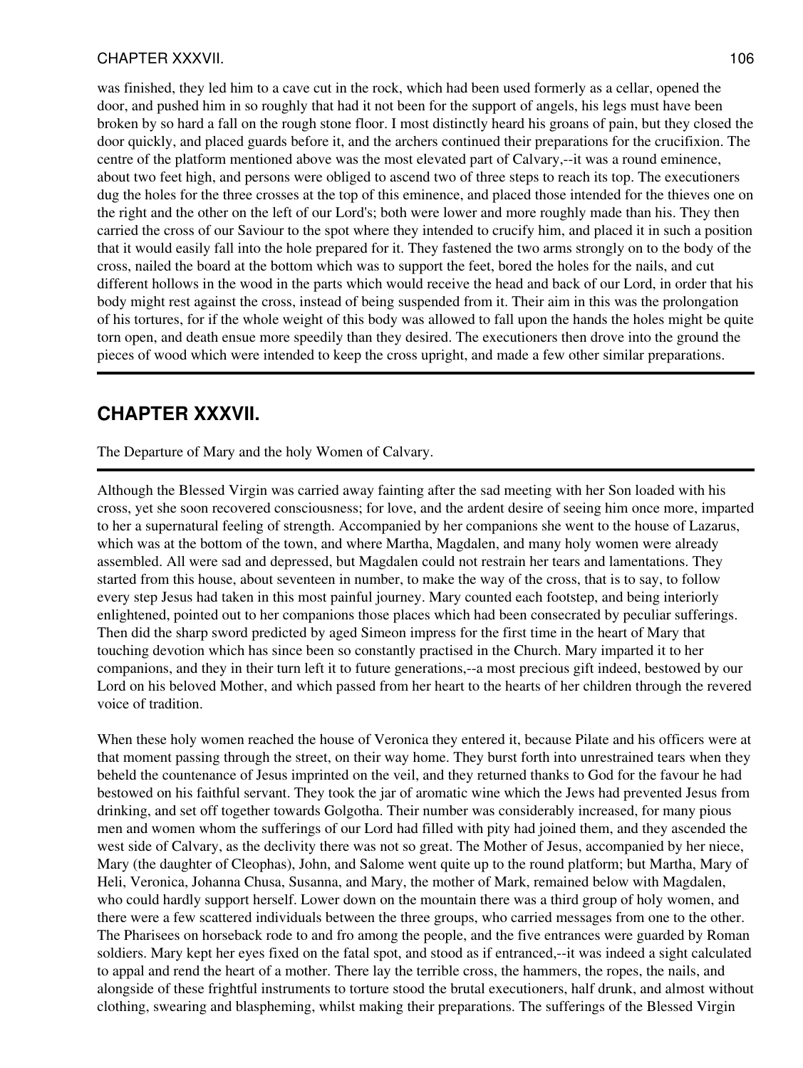was finished, they led him to a cave cut in the rock, which had been used formerly as a cellar, opened the door, and pushed him in so roughly that had it not been for the support of angels, his legs must have been broken by so hard a fall on the rough stone floor. I most distinctly heard his groans of pain, but they closed the door quickly, and placed guards before it, and the archers continued their preparations for the crucifixion. The centre of the platform mentioned above was the most elevated part of Calvary,--it was a round eminence, about two feet high, and persons were obliged to ascend two of three steps to reach its top. The executioners dug the holes for the three crosses at the top of this eminence, and placed those intended for the thieves one on the right and the other on the left of our Lord's; both were lower and more roughly made than his. They then carried the cross of our Saviour to the spot where they intended to crucify him, and placed it in such a position that it would easily fall into the hole prepared for it. They fastened the two arms strongly on to the body of the cross, nailed the board at the bottom which was to support the feet, bored the holes for the nails, and cut different hollows in the wood in the parts which would receive the head and back of our Lord, in order that his body might rest against the cross, instead of being suspended from it. Their aim in this was the prolongation of his tortures, for if the whole weight of this body was allowed to fall upon the hands the holes might be quite torn open, and death ensue more speedily than they desired. The executioners then drove into the ground the pieces of wood which were intended to keep the cross upright, and made a few other similar preparations.

## CHAPTER XXXVII.

The Departure of Mary and the holy Women of Calvary.

Although the Blessed Virgin was carried away fainting after the sad meeting with her Son loaded with his cross, yet she soon recovered consciousness; for love, and the ardent desire of seeing him once more, imparted to her a supernatural feeling of strength. Accompanied by her companions she went to the house of Lazarus, which was at the bottom of the town, and where Martha, Magdalen, and many holy women were already assembled. All were sad and depressed, but Magdalen could not restrain her tears and lamentations. They started from this house, about seventeen in number, to make the way of the cross, that is to say, to follow every step Jesus had taken in this most painful journey. Mary counted each footstep, and being interiorly enlightened, pointed out to her companions those places which had been consecrated by peculiar sufferings. Then did the sharp sword predicted by aged Simeon impress for the first time in the heart of Mary that touching devotion which has since been so constantly practised in the Church. Mary imparted it to her companions, and they in their turn left it to future generations,--a most precious gift indeed, bestowed by our Lord on his beloved Mother, and which passed from her heart to the hearts of her children through the revered voice of tradition.

When these holy women reached the house of Veronica they entered it, because Pilate and his officers were at that moment passing through the street, on their way home. They burst forth into unrestrained tears when they beheld the countenance of Jesus imprinted on the veil, and they returned thanks to God for the favour he had bestowed on his faithful servant. They took the jar of aromatic wine which the Jews had prevented Jesus from drinking, and set off together towards Golgotha. Their number was considerably increased, for many pious men and women whom the sufferings of our Lord had filled with pity had joined them, and they ascended the west side of Calvary, as the declivity there was not so great. The Mother of Jesus, accompanied by her niece, Mary (the daughter of Cleophas), John, and Salome went quite up to the round platform; but Martha, Mary of Heli, Veronica, Johanna Chusa, Susanna, and Mary, the mother of Mark, remained below with Magdalen, who could hardly support herself. Lower down on the mountain there was a third group of holy women, and there were a few scattered individuals between the three groups, who carried messages from one to the other. The Pharisees on horseback rode to and fro among the people, and the five entrances were guarded by Roman soldiers. Mary kept her eyes fixed on the fatal spot, and stood as if entranced,--it was indeed a sight calculated to appal and rend the heart of a mother. There lay the terrible cross, the hammers, the ropes, the nails, and alongside of these frightful instruments to torture stood the brutal executioners, half drunk, and almost without clothing, swearing and blaspheming, whilst making their preparations. The sufferings of the Blessed Virgin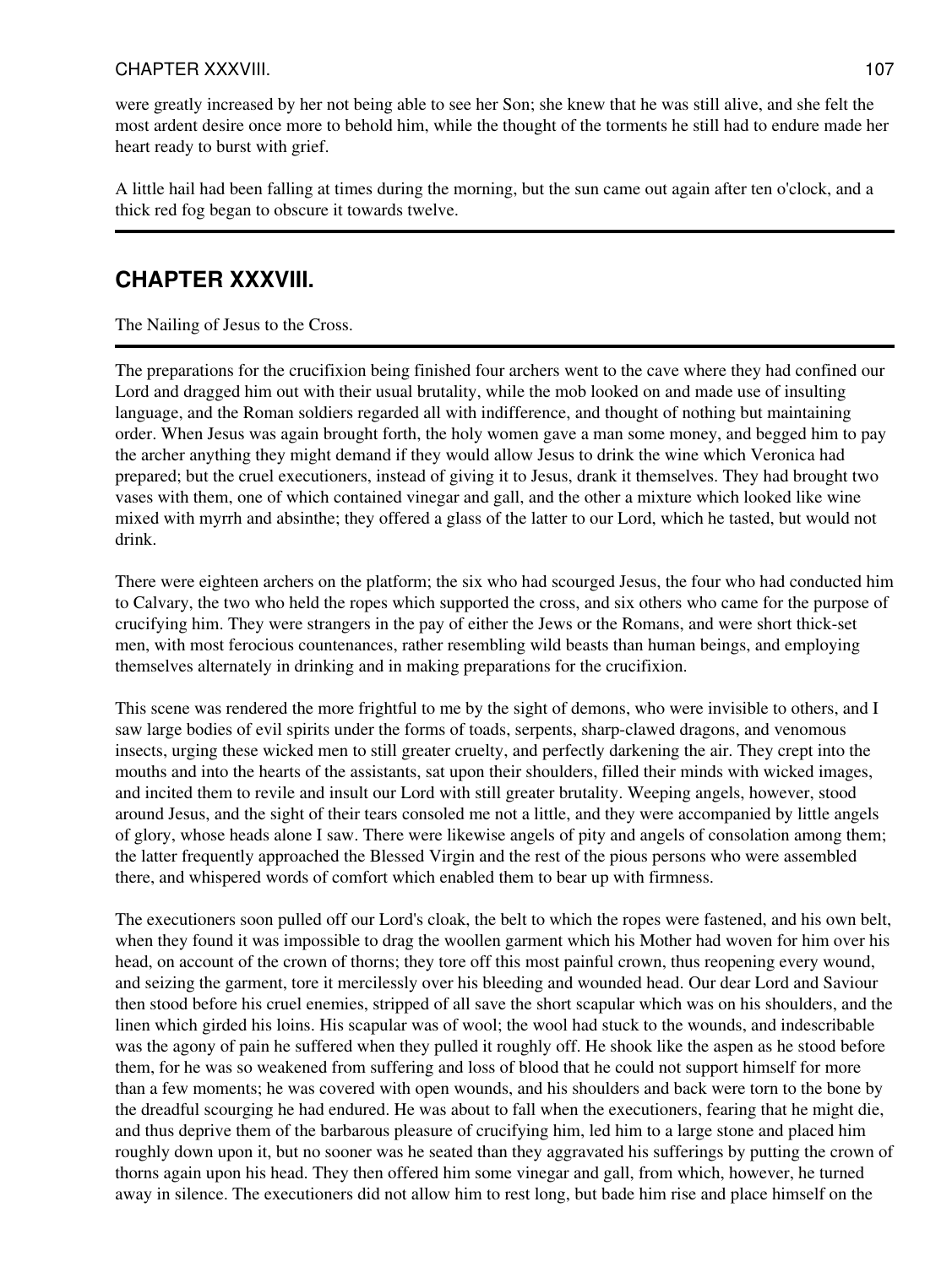were greatly increased by her not being able to see her Son; she knew that he was still alive, and she felt the most ardent desire once more to behold him, while the thought of the torments he still had to endure made her heart ready to burst with grief.

A little hail had been falling at times during the morning, but the sun came out again after ten o'clock, and a thick red fog began to obscure it towards twelve.

## CHAPTER XXXVIII.

The Nailing of Jesus to the Cross.

The preparations for the crucifixion being finished four archers went to the cave where they had confined our Lord and dragged him out with their usual brutality, while the mob looked on and made use of insulting language, and the Roman soldiers regarded all with indifference, and thought of nothing but maintaining order. When Jesus was again brought forth, the holy women gave a man some money, and begged him to pay the archer anything they might demand if they would allow Jesus to drink the wine which Veronica had prepared; but the cruel executioners, instead of giving it to Jesus, drank it themselves. They had brought two vases with them, one of which contained vinegar and gall, and the other a mixture which looked like wine mixed with myrrh and absinthe; they offered a glass of the latter to our Lord, which he tasted, but would not drink.

There were eighteen archers on the platform; the six who had scourged Jesus, the four who had conducted him to Calvary, the two who held the ropes which supported the cross, and six others who came for the purpose of crucifying him. They were strangers in the pay of either the Jews or the Romans, and were short thick-set men, with most ferocious countenances, rather resembling wild beasts than human beings, and employing themselves alternately in drinking and in making preparations for the crucifixion.

This scene was rendered the more frightful to me by the sight of demons, who were invisible to others, and I saw large bodies of evil spirits under the forms of toads, serpents, sharp-clawed dragons, and venomous insects, urging these wicked men to still greater cruelty, and perfectly darkening the air. They crept into the mouths and into the hearts of the assistants, sat upon their shoulders, filled their minds with wicked images, and incited them to revile and insult our Lord with still greater brutality. Weeping angels, however, stood around Jesus, and the sight of their tears consoled me not a little, and they were accompanied by little angels of glory, whose heads alone I saw. There were likewise angels of pity and angels of consolation among them; the latter frequently approached the Blessed Virgin and the rest of the pious persons who were assembled there, and whispered words of comfort which enabled them to bear up with firmness.

The executioners soon pulled off our Lord's cloak, the belt to which the ropes were fastened, and his own belt, when they found it was impossible to drag the woollen garment which his Mother had woven for him over his head, on account of the crown of thorns; they tore off this most painful crown, thus reopening every wound, and seizing the garment, tore it mercilessly over his bleeding and wounded head. Our dear Lord and Saviour then stood before his cruel enemies, stripped of all save the short scapular which was on his shoulders, and the linen which girded his loins. His scapular was of wool; the wool had stuck to the wounds, and indescribable was the agony of pain he suffered when they pulled it roughly off. He shook like the aspen as he stood before them, for he was so weakened from suffering and loss of blood that he could not support himself for more than a few moments; he was covered with open wounds, and his shoulders and back were torn to the bone by the dreadful scourging he had endured. He was about to fall when the executioners, fearing that he might die, and thus deprive them of the barbarous pleasure of crucifying him, led him to a large stone and placed him roughly down upon it, but no sooner was he seated than they aggravated his sufferings by putting the crown of thorns again upon his head. They then offered him some vinegar and gall, from which, however, he turned away in silence. The executioners did not allow him to rest long, but bade him rise and place himself on the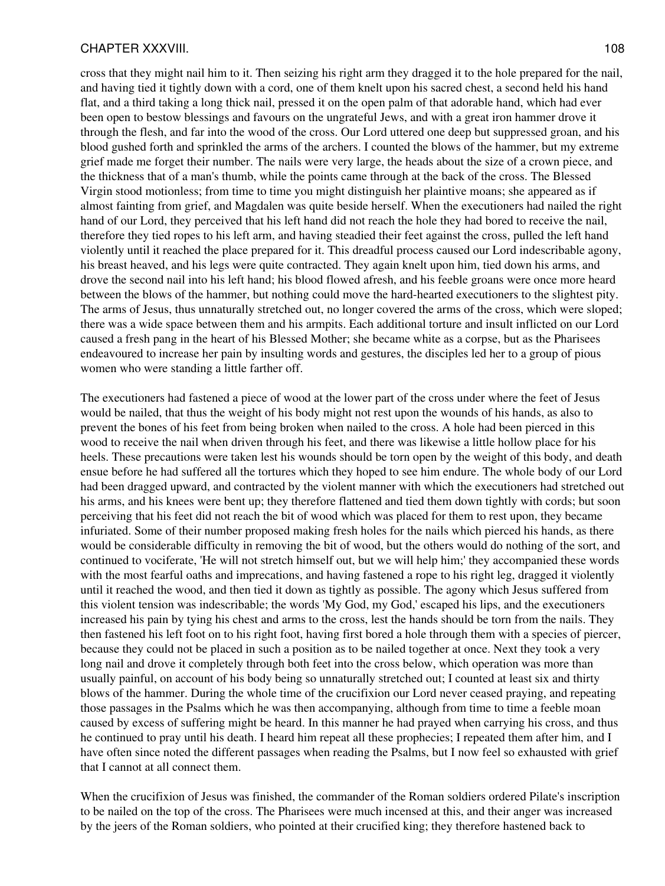cross that they might nail him to it. Then seizing his right arm they dragged it to the hole prepared for the nail, and having tied it tightly down with a cord, one of them knelt upon his sacred chest, a second held his hand flat, and a third taking a long thick nail, pressed it on the open palm of that adorable hand, which had ever been open to bestow blessings and favours on the ungrateful Jews, and with a great iron hammer drove it through the flesh, and far into the wood of the cross. Our Lord uttered one deep but suppressed groan, and his blood gushed forth and sprinkled the arms of the archers. I counted the blows of the hammer, but my extreme grief made me forget their number. The nails were very large, the heads about the size of a crown piece, and the thickness that of a man's thumb, while the points came through at the back of the cross. The Blessed Virgin stood motionless; from time to time you might distinguish her plaintive moans; she appeared as if almost fainting from grief, and Magdalen was quite beside herself. When the executioners had nailed the right hand of our Lord, they perceived that his left hand did not reach the hole they had bored to receive the nail, therefore they tied ropes to his left arm, and having steadied their feet against the cross, pulled the left hand violently until it reached the place prepared for it. This dreadful process caused our Lord indescribable agony, his breast heaved, and his legs were quite contracted. They again knelt upon him, tied down his arms, and drove the second nail into his left hand; his blood flowed afresh, and his feeble groans were once more heard between the blows of the hammer, but nothing could move the hard-hearted executioners to the slightest pity. The arms of Jesus, thus unnaturally stretched out, no longer covered the arms of the cross, which were sloped; there was a wide space between them and his armpits. Each additional torture and insult inflicted on our Lord caused a fresh pang in the heart of his Blessed Mother; she became white as a corpse, but as the Pharisees endeavoured to increase her pain by insulting words and gestures, the disciples led her to a group of pious women who were standing a little farther off.

The executioners had fastened a piece of wood at the lower part of the cross under where the feet of Jesus would be nailed, that thus the weight of his body might not rest upon the wounds of his hands, as also to prevent the bones of his feet from being broken when nailed to the cross. A hole had been pierced in this wood to receive the nail when driven through his feet, and there was likewise a little hollow place for his heels. These precautions were taken lest his wounds should be torn open by the weight of this body, and death ensue before he had suffered all the tortures which they hoped to see him endure. The whole body of our Lord had been dragged upward, and contracted by the violent manner with which the executioners had stretched out his arms, and his knees were bent up; they therefore flattened and tied them down tightly with cords; but soon perceiving that his feet did not reach the bit of wood which was placed for them to rest upon, they became infuriated. Some of their number proposed making fresh holes for the nails which pierced his hands, as there would be considerable difficulty in removing the bit of wood, but the others would do nothing of the sort, and continued to vociferate, 'He will not stretch himself out, but we will help him;' they accompanied these words with the most fearful oaths and imprecations, and having fastened a rope to his right leg, dragged it violently until it reached the wood, and then tied it down as tightly as possible. The agony which Jesus suffered from this violent tension was indescribable; the words 'My God, my God,' escaped his lips, and the executioners increased his pain by tying his chest and arms to the cross, lest the hands should be torn from the nails. They then fastened his left foot on to his right foot, having first bored a hole through them with a species of piercer, because they could not be placed in such a position as to be nailed together at once. Next they took a very long nail and drove it completely through both feet into the cross below, which operation was more than usually painful, on account of his body being so unnaturally stretched out; I counted at least six and thirty blows of the hammer. During the whole time of the crucifixion our Lord never ceased praying, and repeating those passages in the Psalms which he was then accompanying, although from time to time a feeble moan caused by excess of suffering might be heard. In this manner he had prayed when carrying his cross, and thus he continued to pray until his death. I heard him repeat all these prophecies; I repeated them after him, and I have often since noted the different passages when reading the Psalms, but I now feel so exhausted with grief that I cannot at all connect them.

When the crucifixion of Jesus was finished, the commander of the Roman soldiers ordered Pilate's inscription to be nailed on the top of the cross. The Pharisees were much incensed at this, and their anger was increased by the jeers of the Roman soldiers, who pointed at their crucified king; they therefore hastened back to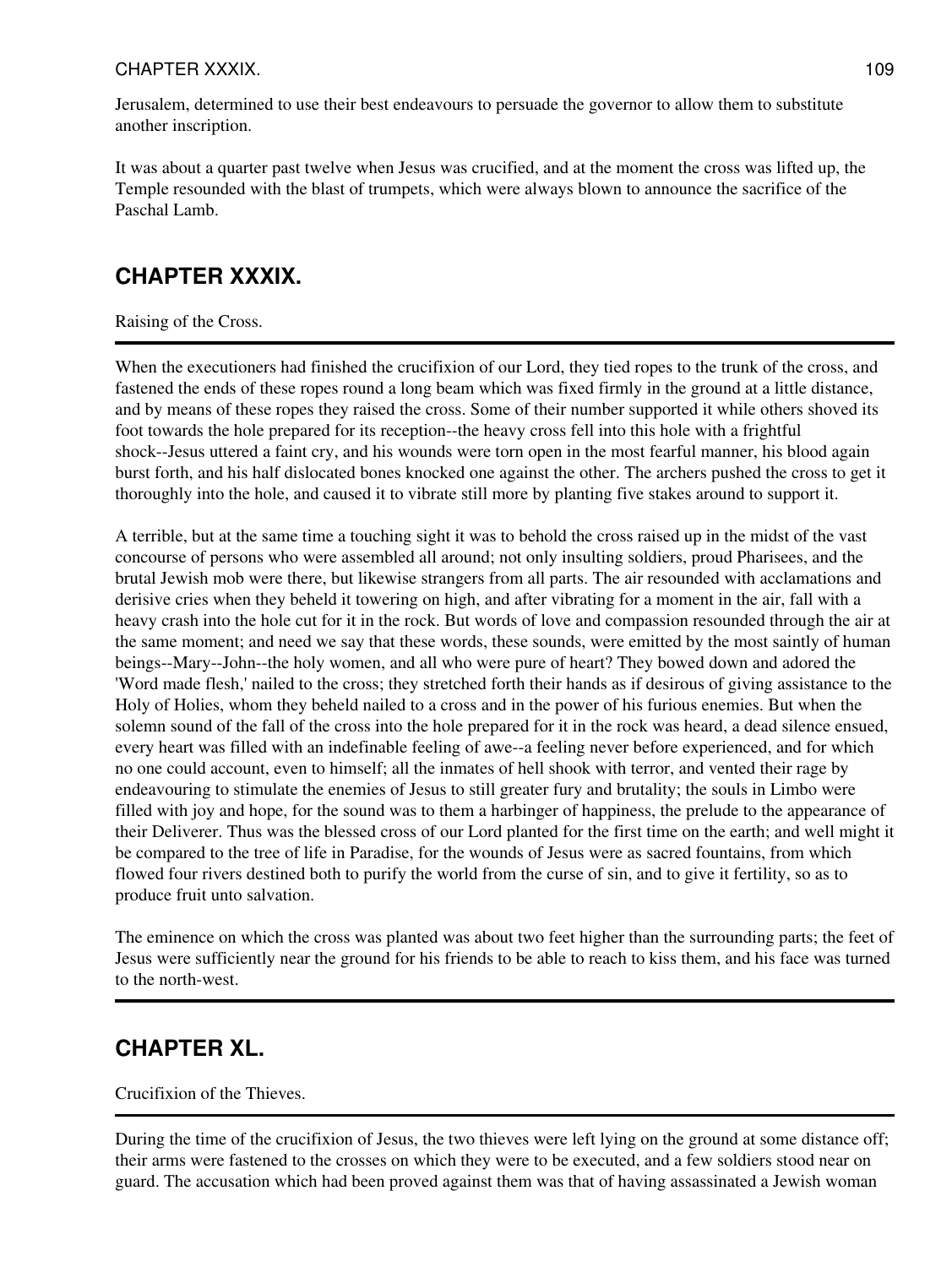Jerusalem, determined to use their best endeavours to persuade the governor to allow them to substitute another inscription.

It was about a quarter past twelve when Jesus was crucified, and at the moment the cross was lifted up, the Temple resounded with the blast of trumpets, which were always blown to announce the sacrifice of the Paschal Lamb.

## CHAPTER XXXIX.

Raising of the Cross.

---

When the executioners had finished the crucifixion of our Lord, they tied ropes to the trunk of the cross, and fastened the ends of these ropes round a long beam which was fixed firmly in the ground at a little distance, and by means of these ropes they raised the cross. Some of their number supported it while others shoved its foot towards the hole prepared for its reception--the heavy cross fell into this hole with a frightful shock--Jesus uttered a faint cry, and his wounds were torn open in the most fearful manner, his blood again burst forth, and his half dislocated bones knocked one against the other. The archers pushed the cross to get it thoroughly into the hole, and caused it to vibrate still more by planting five stakes around to support it.

A terrible, but at the same time a touching sight it was to behold the cross raised up in the midst of the vast concourse of persons who were assembled all around; not only insulting soldiers, proud Pharisees, and the brutal Jewish mob were there, but likewise strangers from all parts. The air resounded with acclamations and derisive cries when they beheld it towering on high, and after vibrating for a moment in the air, fall with a heavy crash into the hole cut for it in the rock. But words of love and compassion resounded through the air at the same moment; and need we say that these words, these sounds, were emitted by the most saintly of human beings--Mary--John--the holy women, and all who were pure of heart? They bowed down and adored the 'Word made flesh,' nailed to the cross; they stretched forth their hands as if desirous of giving assistance to the Holy of Holies, whom they beheld nailed to a cross and in the power of his furious enemies. But when the solemn sound of the fall of the cross into the hole prepared for it in the rock was heard, a dead silence ensued, every heart was filled with an indefinable feeling of awe--a feeling never before experienced, and for which no one could account, even to himself; all the inmates of hell shook with terror, and vented their rage by endeavouring to stimulate the enemies of Jesus to still greater fury and brutality; the souls in Limbo were filled with joy and hope, for the sound was to them a harbinger of happiness, the prelude to the appearance of their Deliverer. Thus was the blessed cross of our Lord planted for the first time on the earth; and well might it be compared to the tree of life in Paradise, for the wounds of Jesus were as sacred fountains, from which flowed four rivers destined both to purify the world from the curse of sin, and to give it fertility, so as to produce fruit unto salvation.

The eminence on which the cross was planted was about two feet higher than the surrounding parts; the feet of Jesus were sufficiently near the ground for his friends to be able to reach to kiss them, and his face was turned to the north-west.

---

## CHAPTER XL.

Crucifixion of the Thieves.

---

During the time of the crucifixion of Jesus, the two thieves were left lying on the ground at some distance off; their arms were fastened to the crosses on which they were to be executed, and a few soldiers stood near on guard. The accusation which had been proved against them was that of having assassinated a Jewish woman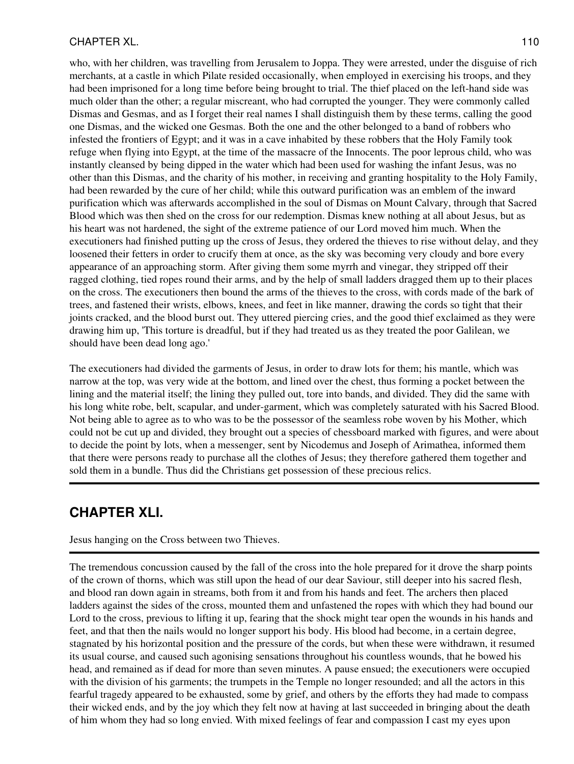who, with her children, was travelling from Jerusalem to Joppa. They were arrested, under the disguise of rich merchants, at a castle in which Pilate resided occasionally, when employed in exercising his troops, and they had been imprisoned for a long time before being brought to trial. The thief placed on the left-hand side was much older than the other; a regular miscreant, who had corrupted the younger. They were commonly called Dismas and Gesmas, and as I forget their real names I shall distinguish them by these terms, calling the good one Dismas, and the wicked one Gesmas. Both the one and the other belonged to a band of robbers who infested the frontiers of Egypt; and it was in a cave inhabited by these robbers that the Holy Family took refuge when flying into Egypt, at the time of the massacre of the Innocents. The poor leprous child, who was instantly cleansed by being dipped in the water which had been used for washing the infant Jesus, was no other than this Dismas, and the charity of his mother, in receiving and granting hospitality to the Holy Family, had been rewarded by the cure of her child; while this outward purification was an emblem of the inward purification which was afterwards accomplished in the soul of Dismas on Mount Calvary, through that Sacred Blood which was then shed on the cross for our redemption. Dismas knew nothing at all about Jesus, but as his heart was not hardened, the sight of the extreme patience of our Lord moved him much. When the executioners had finished putting up the cross of Jesus, they ordered the thieves to rise without delay, and they loosened their fetters in order to crucify them at once, as the sky was becoming very cloudy and bore every appearance of an approaching storm. After giving them some myrrh and vinegar, they stripped off their ragged clothing, tied ropes round their arms, and by the help of small ladders dragged them up to their places on the cross. The executioners then bound the arms of the thieves to the cross, with cords made of the bark of trees, and fastened their wrists, elbows, knees, and feet in like manner, drawing the cords so tight that their joints cracked, and the blood burst out. They uttered piercing cries, and the good thief exclaimed as they were drawing him up, 'This torture is dreadful, but if they had treated us as they treated the poor Galilean, we should have been dead long ago.'

The executioners had divided the garments of Jesus, in order to draw lots for them; his mantle, which was narrow at the top, was very wide at the bottom, and lined over the chest, thus forming a pocket between the lining and the material itself; the lining they pulled out, tore into bands, and divided. They did the same with his long white robe, belt, scapular, and under-garment, which was completely saturated with his Sacred Blood. Not being able to agree as to who was to be the possessor of the seamless robe woven by his Mother, which could not be cut up and divided, they brought out a species of chessboard marked with figures, and were about to decide the point by lots, when a messenger, sent by Nicodemus and Joseph of Arimathea, informed them that there were persons ready to purchase all the clothes of Jesus; they therefore gathered them together and sold them in a bundle. Thus did the Christians get possession of these precious relics.

---

## CHAPTER XLI.

Jesus hanging on the Cross between two Thieves.

---

The tremendous concussion caused by the fall of the cross into the hole prepared for it drove the sharp points of the crown of thorns, which was still upon the head of our dear Saviour, still deeper into his sacred flesh, and blood ran down again in streams, both from it and from his hands and feet. The archers then placed ladders against the sides of the cross, mounted them and unfastened the ropes with which they had bound our Lord to the cross, previous to lifting it up, fearing that the shock might tear open the wounds in his hands and feet, and that then the nails would no longer support his body. His blood had become, in a certain degree, stagnated by his horizontal position and the pressure of the cords, but when these were withdrawn, it resumed its usual course, and caused such agonising sensations throughout his countless wounds, that he bowed his head, and remained as if dead for more than seven minutes. A pause ensued; the executioners were occupied with the division of his garments; the trumpets in the Temple no longer resounded; and all the actors in this fearful tragedy appeared to be exhausted, some by grief, and others by the efforts they had made to compass their wicked ends, and by the joy which they felt now at having at last succeeded in bringing about the death of him whom they had so long envied. With mixed feelings of fear and compassion I cast my eyes upon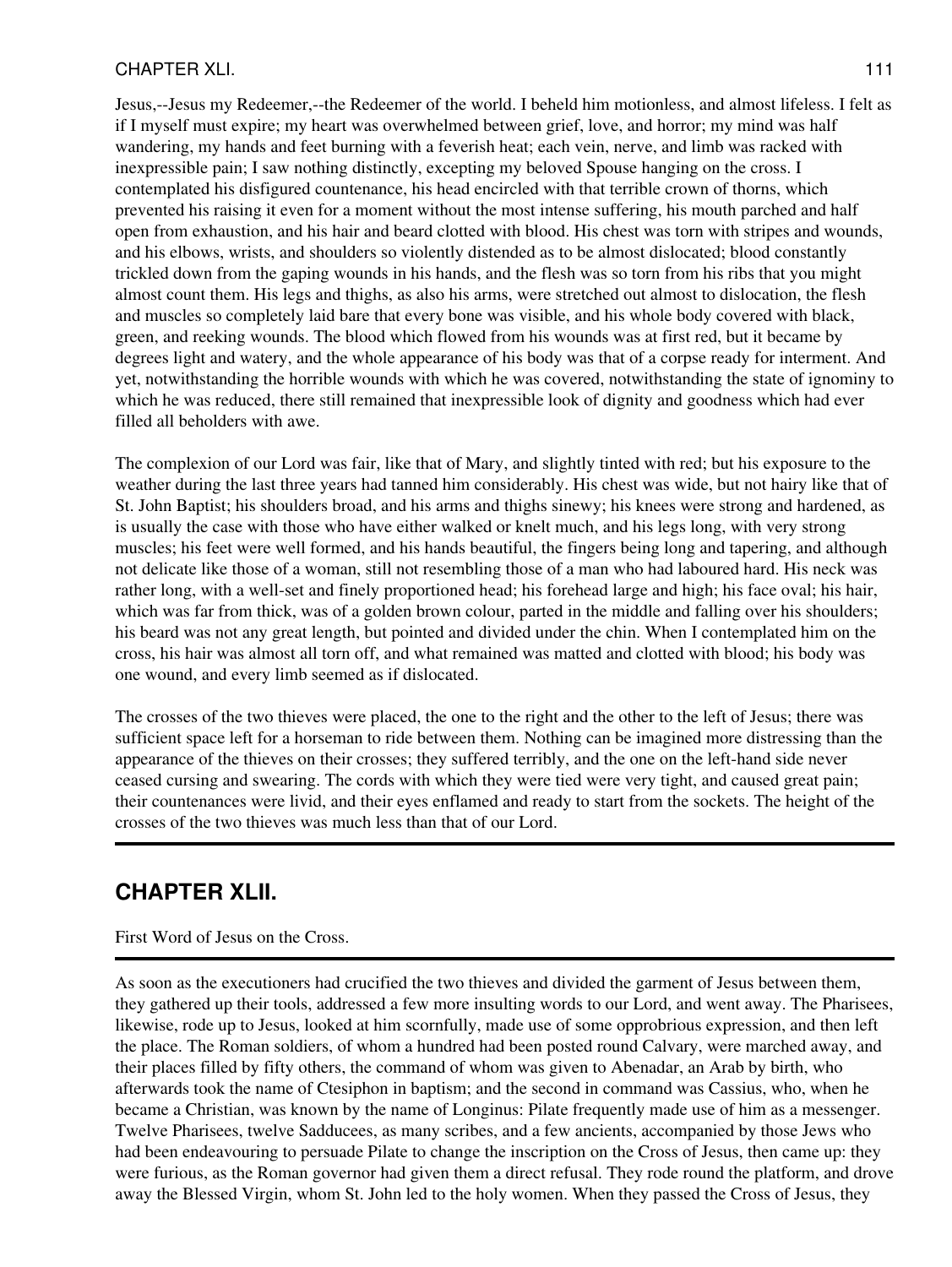Jesus,--Jesus my Redeemer,--the Redeemer of the world. I beheld him motionless, and almost lifeless. I felt as if I myself must expire; my heart was overwhelmed between grief, love, and horror; my mind was half wandering, my hands and feet burning with a feverish heat; each vein, nerve, and limb was racked with inexpressible pain; I saw nothing distinctly, excepting my beloved Spouse hanging on the cross. I contemplated his disfigured countenance, his head encircled with that terrible crown of thorns, which prevented his raising it even for a moment without the most intense suffering, his mouth parched and half open from exhaustion, and his hair and beard clotted with blood. His chest was torn with stripes and wounds, and his elbows, wrists, and shoulders so violently distended as to be almost dislocated; blood constantly trickled down from the gaping wounds in his hands, and the flesh was so torn from his ribs that you might almost count them. His legs and thighs, as also his arms, were stretched out almost to dislocation, the flesh and muscles so completely laid bare that every bone was visible, and his whole body covered with black, green, and reeking wounds. The blood which flowed from his wounds was at first red, but it became by degrees light and watery, and the whole appearance of his body was that of a corpse ready for interment. And yet, notwithstanding the horrible wounds with which he was covered, notwithstanding the state of ignominy to which he was reduced, there still remained that inexpressible look of dignity and goodness which had ever filled all beholders with awe.

The complexion of our Lord was fair, like that of Mary, and slightly tinted with red; but his exposure to the weather during the last three years had tanned him considerably. His chest was wide, but not hairy like that of St. John Baptist; his shoulders broad, and his arms and thighs sinewy; his knees were strong and hardened, as is usually the case with those who have either walked or knelt much, and his legs long, with very strong muscles; his feet were well formed, and his hands beautiful, the fingers being long and tapering, and although not delicate like those of a woman, still not resembling those of a man who had laboured hard. His neck was rather long, with a well-set and finely proportioned head; his forehead large and high; his face oval; his hair, which was far from thick, was of a golden brown colour, parted in the middle and falling over his shoulders; his beard was not any great length, but pointed and divided under the chin. When I contemplated him on the cross, his hair was almost all torn off, and what remained was matted and clotted with blood; his body was one wound, and every limb seemed as if dislocated.

The crosses of the two thieves were placed, the one to the right and the other to the left of Jesus; there was sufficient space left for a horseman to ride between them. Nothing can be imagined more distressing than the appearance of the thieves on their crosses; they suffered terribly, and the one on the left-hand side never ceased cursing and swearing. The cords with which they were tied were very tight, and caused great pain; their countenances were livid, and their eyes enflamed and ready to start from the sockets. The height of the crosses of the two thieves was much less than that of our Lord.

---

## CHAPTER XLII.

First Word of Jesus on the Cross.

---

As soon as the executioners had crucified the two thieves and divided the garment of Jesus between them, they gathered up their tools, addressed a few more insulting words to our Lord, and went away. The Pharisees, likewise, rode up to Jesus, looked at him scornfully, made use of some opprobrious expression, and then left the place. The Roman soldiers, of whom a hundred had been posted round Calvary, were marched away, and their places filled by fifty others, the command of whom was given to Abenadar, an Arab by birth, who afterwards took the name of Ctesiphon in baptism; and the second in command was Cassius, who, when he became a Christian, was known by the name of Longinus: Pilate frequently made use of him as a messenger. Twelve Pharisees, twelve Sadducees, as many scribes, and a few ancients, accompanied by those Jews who had been endeavouring to persuade Pilate to change the inscription on the Cross of Jesus, then came up: they were furious, as the Roman governor had given them a direct refusal. They rode round the platform, and drove away the Blessed Virgin, whom St. John led to the holy women. When they passed the Cross of Jesus, they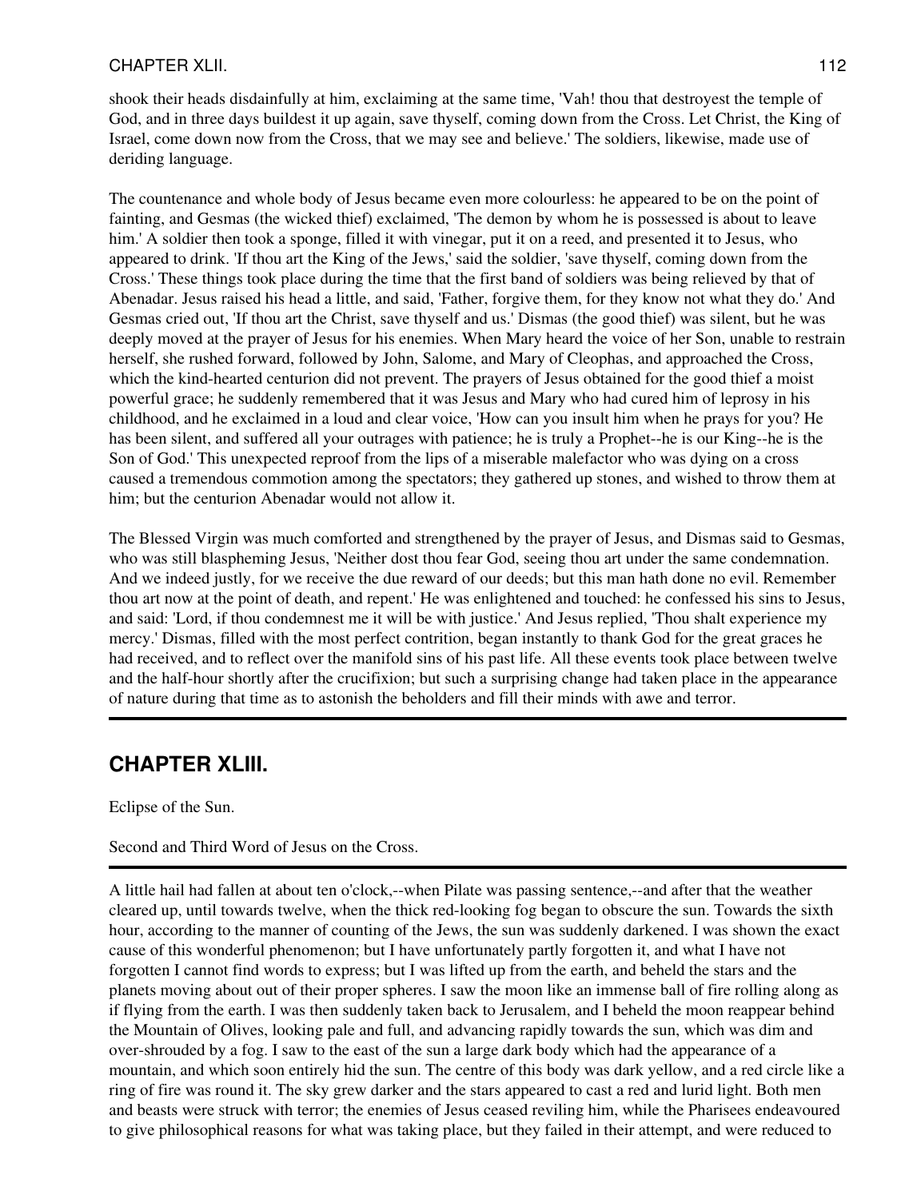shook their heads disdainfully at him, exclaiming at the same time, 'Vah! thou that destroyest the temple of God, and in three days buildest it up again, save thyself, coming down from the Cross. Let Christ, the King of Israel, come down now from the Cross, that we may see and believe.' The soldiers, likewise, made use of deriding language.

The countenance and whole body of Jesus became even more colourless: he appeared to be on the point of fainting, and Gesmas (the wicked thief) exclaimed, 'The demon by whom he is possessed is about to leave him.' A soldier then took a sponge, filled it with vinegar, put it on a reed, and presented it to Jesus, who appeared to drink. 'If thou art the King of the Jews,' said the soldier, 'save thyself, coming down from the Cross.' These things took place during the time that the first band of soldiers was being relieved by that of Abenadar. Jesus raised his head a little, and said, 'Father, forgive them, for they know not what they do.' And Gesmas cried out, 'If thou art the Christ, save thyself and us.' Dismas (the good thief) was silent, but he was deeply moved at the prayer of Jesus for his enemies. When Mary heard the voice of her Son, unable to restrain herself, she rushed forward, followed by John, Salome, and Mary of Cleophas, and approached the Cross, which the kind-hearted centurion did not prevent. The prayers of Jesus obtained for the good thief a moist powerful grace; he suddenly remembered that it was Jesus and Mary who had cured him of leprosy in his childhood, and he exclaimed in a loud and clear voice, 'How can you insult him when he prays for you? He has been silent, and suffered all your outrages with patience; he is truly a Prophet--he is our King--he is the Son of God.' This unexpected reproof from the lips of a miserable malefactor who was dying on a cross caused a tremendous commotion among the spectators; they gathered up stones, and wished to throw them at him; but the centurion Abenadar would not allow it.

The Blessed Virgin was much comforted and strengthened by the prayer of Jesus, and Dismas said to Gesmas, who was still blaspheming Jesus, 'Neither dost thou fear God, seeing thou art under the same condemnation. And we indeed justly, for we receive the due reward of our deeds; but this man hath done no evil. Remember thou art now at the point of death, and repent.' He was enlightened and touched: he confessed his sins to Jesus, and said: 'Lord, if thou condemnest me it will be with justice.' And Jesus replied, 'Thou shalt experience my mercy.' Dismas, filled with the most perfect contrition, began instantly to thank God for the great graces he had received, and to reflect over the manifold sins of his past life. All these events took place between twelve and the half-hour shortly after the crucifixion; but such a surprising change had taken place in the appearance of nature during that time as to astonish the beholders and fill their minds with awe and terror.

---

## CHAPTER XLIII.

Eclipse of the Sun.

Second and Third Word of Jesus on the Cross.

---

A little hail had fallen at about ten o'clock,--when Pilate was passing sentence,--and after that the weather cleared up, until towards twelve, when the thick red-looking fog began to obscure the sun. Towards the sixth hour, according to the manner of counting of the Jews, the sun was suddenly darkened. I was shown the exact cause of this wonderful phenomenon; but I have unfortunately partly forgotten it, and what I have not forgotten I cannot find words to express; but I was lifted up from the earth, and beheld the stars and the planets moving about out of their proper spheres. I saw the moon like an immense ball of fire rolling along as if flying from the earth. I was then suddenly taken back to Jerusalem, and I beheld the moon reappear behind the Mountain of Olives, looking pale and full, and advancing rapidly towards the sun, which was dim and over-shrouded by a fog. I saw to the east of the sun a large dark body which had the appearance of a mountain, and which soon entirely hid the sun. The centre of this body was dark yellow, and a red circle like a ring of fire was round it. The sky grew darker and the stars appeared to cast a red and lurid light. Both men and beasts were struck with terror; the enemies of Jesus ceased reviling him, while the Pharisees endeavoured to give philosophical reasons for what was taking place, but they failed in their attempt, and were reduced to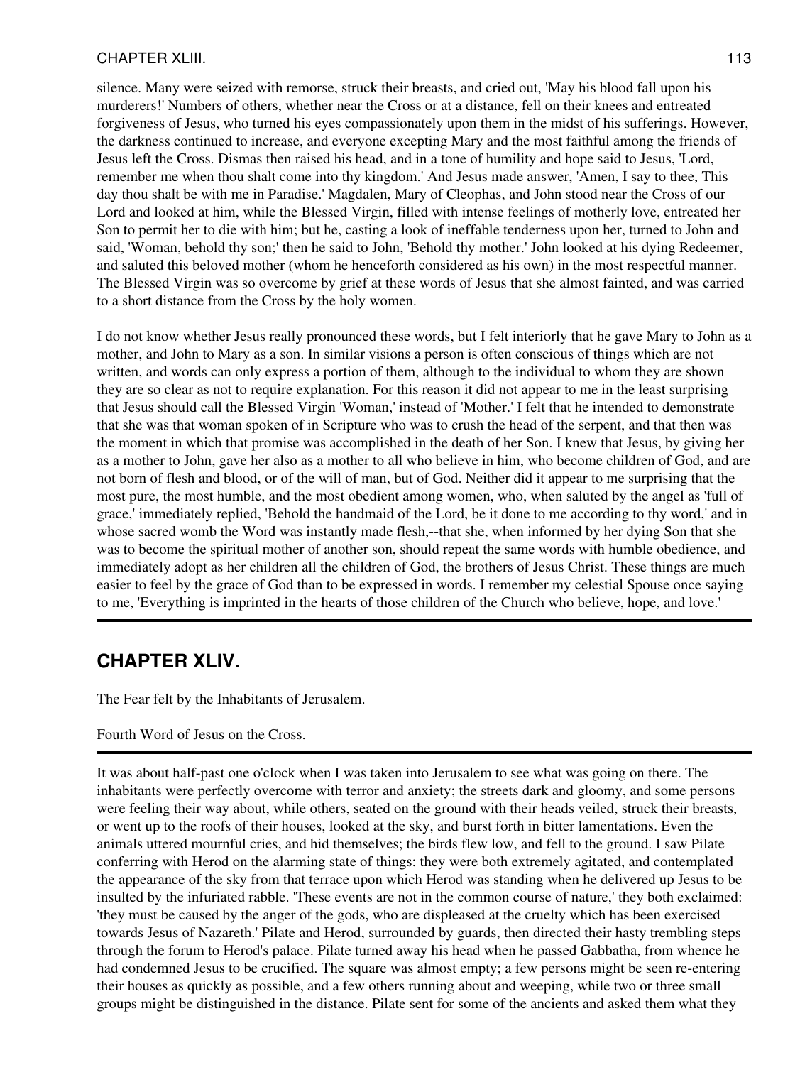silence. Many were seized with remorse, struck their breasts, and cried out, 'May his blood fall upon his murderers!' Numbers of others, whether near the Cross or at a distance, fell on their knees and entreated forgiveness of Jesus, who turned his eyes compassionately upon them in the midst of his sufferings. However, the darkness continued to increase, and everyone excepting Mary and the most faithful among the friends of Jesus left the Cross. Dismas then raised his head, and in a tone of humility and hope said to Jesus, 'Lord, remember me when thou shalt come into thy kingdom.' And Jesus made answer, 'Amen, I say to thee, This day thou shalt be with me in Paradise.' Magdalen, Mary of Cleophas, and John stood near the Cross of our Lord and looked at him, while the Blessed Virgin, filled with intense feelings of motherly love, entreated her Son to permit her to die with him; but he, casting a look of ineffable tenderness upon her, turned to John and said, 'Woman, behold thy son;' then he said to John, 'Behold thy mother.' John looked at his dying Redeemer, and saluted this beloved mother (whom he henceforth considered as his own) in the most respectful manner. The Blessed Virgin was so overcome by grief at these words of Jesus that she almost fainted, and was carried to a short distance from the Cross by the holy women.

I do not know whether Jesus really pronounced these words, but I felt interiorly that he gave Mary to John as a mother, and John to Mary as a son. In similar visions a person is often conscious of things which are not written, and words can only express a portion of them, although to the individual to whom they are shown they are so clear as not to require explanation. For this reason it did not appear to me in the least surprising that Jesus should call the Blessed Virgin 'Woman,' instead of 'Mother.' I felt that he intended to demonstrate that she was that woman spoken of in Scripture who was to crush the head of the serpent, and that then was the moment in which that promise was accomplished in the death of her Son. I knew that Jesus, by giving her as a mother to John, gave her also as a mother to all who believe in him, who become children of God, and are not born of flesh and blood, or of the will of man, but of God. Neither did it appear to me surprising that the most pure, the most humble, and the most obedient among women, who, when saluted by the angel as 'full of grace,' immediately replied, 'Behold the handmaid of the Lord, be it done to me according to thy word,' and in whose sacred womb the Word was instantly made flesh,--that she, when informed by her dying Son that she was to become the spiritual mother of another son, should repeat the same words with humble obedience, and immediately adopt as her children all the children of God, the brothers of Jesus Christ. These things are much easier to feel by the grace of God than to be expressed in words. I remember my celestial Spouse once saying to me, 'Everything is imprinted in the hearts of those children of the Church who believe, hope, and love.'

## CHAPTER XLIV.

The Fear felt by the Inhabitants of Jerusalem.

Fourth Word of Jesus on the Cross.

It was about half-past one o'clock when I was taken into Jerusalem to see what was going on there. The inhabitants were perfectly overcome with terror and anxiety; the streets dark and gloomy, and some persons were feeling their way about, while others, seated on the ground with their heads veiled, struck their breasts, or went up to the roofs of their houses, looked at the sky, and burst forth in bitter lamentations. Even the animals uttered mournful cries, and hid themselves; the birds flew low, and fell to the ground. I saw Pilate conferring with Herod on the alarming state of things: they were both extremely agitated, and contemplated the appearance of the sky from that terrace upon which Herod was standing when he delivered up Jesus to be insulted by the infuriated rabble. 'These events are not in the common course of nature,' they both exclaimed: 'they must be caused by the anger of the gods, who are displeased at the cruelty which has been exercised towards Jesus of Nazareth.' Pilate and Herod, surrounded by guards, then directed their hasty trembling steps through the forum to Herod's palace. Pilate turned away his head when he passed Gabbatha, from whence he had condemned Jesus to be crucified. The square was almost empty; a few persons might be seen re-entering their houses as quickly as possible, and a few others running about and weeping, while two or three small groups might be distinguished in the distance. Pilate sent for some of the ancients and asked them what they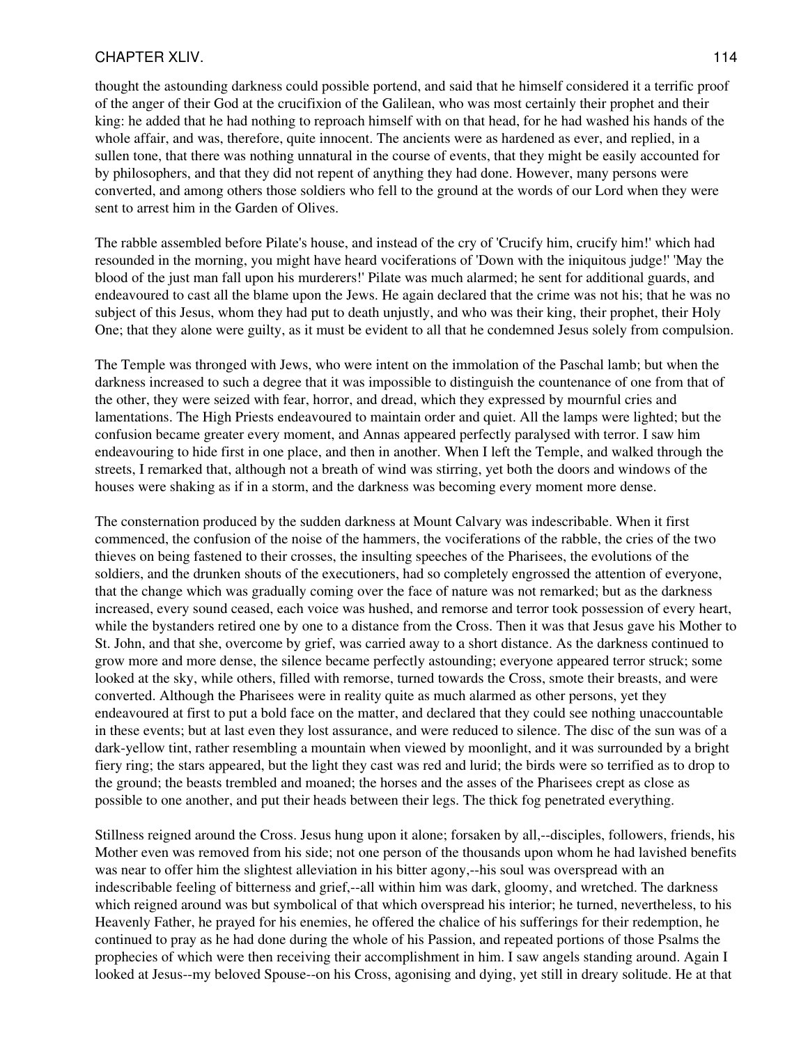thought the astounding darkness could possible portend, and said that he himself considered it a terrific proof of the anger of their God at the crucifixion of the Galilean, who was most certainly their prophet and their king: he added that he had nothing to reproach himself with on that head, for he had washed his hands of the whole affair, and was, therefore, quite innocent. The ancients were as hardened as ever, and replied, in a sullen tone, that there was nothing unnatural in the course of events, that they might be easily accounted for by philosophers, and that they did not repent of anything they had done. However, many persons were converted, and among others those soldiers who fell to the ground at the words of our Lord when they were sent to arrest him in the Garden of Olives.

The rabble assembled before Pilate's house, and instead of the cry of 'Crucify him, crucify him!' which had resounded in the morning, you might have heard vociferations of 'Down with the iniquitous judge!' 'May the blood of the just man fall upon his murderers!' Pilate was much alarmed; he sent for additional guards, and endeavoured to cast all the blame upon the Jews. He again declared that the crime was not his; that he was no subject of this Jesus, whom they had put to death unjustly, and who was their king, their prophet, their Holy One; that they alone were guilty, as it must be evident to all that he condemned Jesus solely from compulsion.

The Temple was thronged with Jews, who were intent on the immolation of the Paschal lamb; but when the darkness increased to such a degree that it was impossible to distinguish the countenance of one from that of the other, they were seized with fear, horror, and dread, which they expressed by mournful cries and lamentations. The High Priests endeavoured to maintain order and quiet. All the lamps were lighted; but the confusion became greater every moment, and Annas appeared perfectly paralysed with terror. I saw him endeavouring to hide first in one place, and then in another. When I left the Temple, and walked through the streets, I remarked that, although not a breath of wind was stirring, yet both the doors and windows of the houses were shaking as if in a storm, and the darkness was becoming every moment more dense.

The consternation produced by the sudden darkness at Mount Calvary was indescribable. When it first commenced, the confusion of the noise of the hammers, the vociferations of the rabble, the cries of the two thieves on being fastened to their crosses, the insulting speeches of the Pharisees, the evolutions of the soldiers, and the drunken shouts of the executioners, had so completely engrossed the attention of everyone, that the change which was gradually coming over the face of nature was not remarked; but as the darkness increased, every sound ceased, each voice was hushed, and remorse and terror took possession of every heart, while the bystanders retired one by one to a distance from the Cross. Then it was that Jesus gave his Mother to St. John, and that she, overcome by grief, was carried away to a short distance. As the darkness continued to grow more and more dense, the silence became perfectly astounding; everyone appeared terror struck; some looked at the sky, while others, filled with remorse, turned towards the Cross, smote their breasts, and were converted. Although the Pharisees were in reality quite as much alarmed as other persons, yet they endeavoured at first to put a bold face on the matter, and declared that they could see nothing unaccountable in these events; but at last even they lost assurance, and were reduced to silence. The disc of the sun was of a dark-yellow tint, rather resembling a mountain when viewed by moonlight, and it was surrounded by a bright fiery ring; the stars appeared, but the light they cast was red and lurid; the birds were so terrified as to drop to the ground; the beasts trembled and moaned; the horses and the asses of the Pharisees crept as close as possible to one another, and put their heads between their legs. The thick fog penetrated everything.

Stillness reigned around the Cross. Jesus hung upon it alone; forsaken by all,--disciples, followers, friends, his Mother even was removed from his side; not one person of the thousands upon whom he had lavished benefits was near to offer him the slightest alleviation in his bitter agony,--his soul was overspread with an indescribable feeling of bitterness and grief,--all within him was dark, gloomy, and wretched. The darkness which reigned around was but symbolical of that which overspread his interior; he turned, nevertheless, to his Heavenly Father, he prayed for his enemies, he offered the chalice of his sufferings for their redemption, he continued to pray as he had done during the whole of his Passion, and repeated portions of those Psalms the prophecies of which were then receiving their accomplishment in him. I saw angels standing around. Again I looked at Jesus--my beloved Spouse--on his Cross, agonising and dying, yet still in dreary solitude. He at that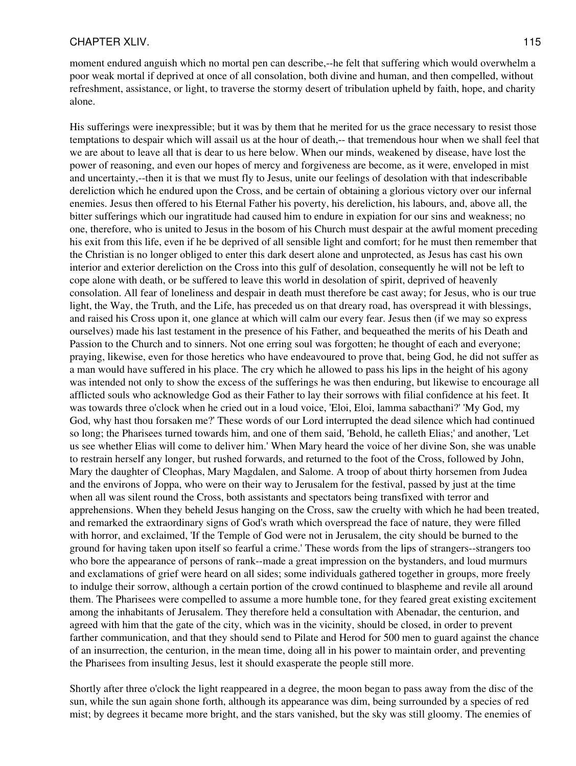moment endured anguish which no mortal pen can describe,--he felt that suffering which would overwhelm a poor weak mortal if deprived at once of all consolation, both divine and human, and then compelled, without refreshment, assistance, or light, to traverse the stormy desert of tribulation upheld by faith, hope, and charity alone.

His sufferings were inexpressible; but it was by them that he merited for us the grace necessary to resist those temptations to despair which will assail us at the hour of death,-- that tremendous hour when we shall feel that we are about to leave all that is dear to us here below. When our minds, weakened by disease, have lost the power of reasoning, and even our hopes of mercy and forgiveness are become, as it were, enveloped in mist and uncertainty,--then it is that we must fly to Jesus, unite our feelings of desolation with that indescribable dereliction which he endured upon the Cross, and be certain of obtaining a glorious victory over our infernal enemies. Jesus then offered to his Eternal Father his poverty, his dereliction, his labours, and, above all, the bitter sufferings which our ingratitude had caused him to endure in expiation for our sins and weakness; no one, therefore, who is united to Jesus in the bosom of his Church must despair at the awful moment preceding his exit from this life, even if he be deprived of all sensible light and comfort; for he must then remember that the Christian is no longer obliged to enter this dark desert alone and unprotected, as Jesus has cast his own interior and exterior dereliction on the Cross into this gulf of desolation, consequently he will not be left to cope alone with death, or be suffered to leave this world in desolation of spirit, deprived of heavenly consolation. All fear of loneliness and despair in death must therefore be cast away; for Jesus, who is our true light, the Way, the Truth, and the Life, has preceded us on that dreary road, has overspread it with blessings, and raised his Cross upon it, one glance at which will calm our every fear. Jesus then (if we may so express ourselves) made his last testament in the presence of his Father, and bequeathed the merits of his Death and Passion to the Church and to sinners. Not one erring soul was forgotten; he thought of each and everyone; praying, likewise, even for those heretics who have endeavoured to prove that, being God, he did not suffer as a man would have suffered in his place. The cry which he allowed to pass his lips in the height of his agony was intended not only to show the excess of the sufferings he was then enduring, but likewise to encourage all afflicted souls who acknowledge God as their Father to lay their sorrows with filial confidence at his feet. It was towards three o'clock when he cried out in a loud voice, 'Eloi, Eloi, lamma sabacthani?' 'My God, my God, why hast thou forsaken me?' These words of our Lord interrupted the dead silence which had continued so long; the Pharisees turned towards him, and one of them said, 'Behold, he calleth Elias;' and another, 'Let us see whether Elias will come to deliver him.' When Mary heard the voice of her divine Son, she was unable to restrain herself any longer, but rushed forwards, and returned to the foot of the Cross, followed by John, Mary the daughter of Cleophas, Mary Magdalen, and Salome. A troop of about thirty horsemen from Judea and the environs of Joppa, who were on their way to Jerusalem for the festival, passed by just at the time when all was silent round the Cross, both assistants and spectators being transfixed with terror and apprehensions. When they beheld Jesus hanging on the Cross, saw the cruelty with which he had been treated, and remarked the extraordinary signs of God's wrath which overspread the face of nature, they were filled with horror, and exclaimed, 'If the Temple of God were not in Jerusalem, the city should be burned to the ground for having taken upon itself so fearful a crime.' These words from the lips of strangers--strangers too who bore the appearance of persons of rank--made a great impression on the bystanders, and loud murmurs and exclamations of grief were heard on all sides; some individuals gathered together in groups, more freely to indulge their sorrow, although a certain portion of the crowd continued to blaspheme and revile all around them. The Pharisees were compelled to assume a more humble tone, for they feared great existing excitement among the inhabitants of Jerusalem. They therefore held a consultation with Abenadar, the centurion, and agreed with him that the gate of the city, which was in the vicinity, should be closed, in order to prevent farther communication, and that they should send to Pilate and Herod for 500 men to guard against the chance of an insurrection, the centurion, in the mean time, doing all in his power to maintain order, and preventing the Pharisees from insulting Jesus, lest it should exasperate the people still more.

Shortly after three o'clock the light reappeared in a degree, the moon began to pass away from the disc of the sun, while the sun again shone forth, although its appearance was dim, being surrounded by a species of red mist; by degrees it became more bright, and the stars vanished, but the sky was still gloomy. The enemies of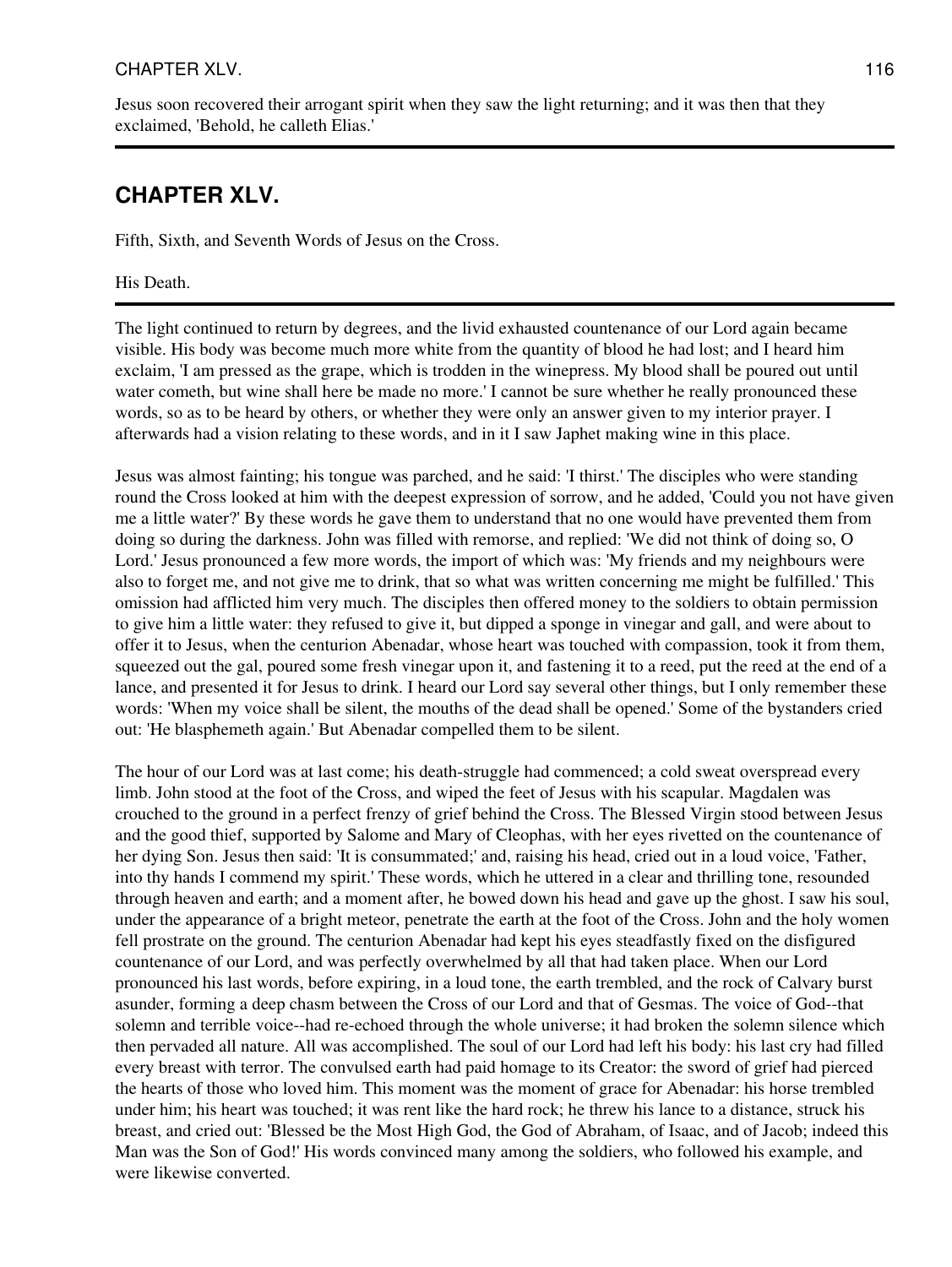Jesus soon recovered their arrogant spirit when they saw the light returning; and it was then that they exclaimed, 'Behold, he calleth Elias.'

## CHAPTER XLV.

Fifth, Sixth, and Seventh Words of Jesus on the Cross.

His Death.

The light continued to return by degrees, and the livid exhausted countenance of our Lord again became visible. His body was become much more white from the quantity of blood he had lost; and I heard him exclaim, 'I am pressed as the grape, which is trodden in the winepress. My blood shall be poured out until water cometh, but wine shall here be made no more.' I cannot be sure whether he really pronounced these words, so as to be heard by others, or whether they were only an answer given to my interior prayer. I afterwards had a vision relating to these words, and in it I saw Japhet making wine in this place.

Jesus was almost fainting; his tongue was parched, and he said: 'I thirst.' The disciples who were standing round the Cross looked at him with the deepest expression of sorrow, and he added, 'Could you not have given me a little water?' By these words he gave them to understand that no one would have prevented them from doing so during the darkness. John was filled with remorse, and replied: 'We did not think of doing so, O Lord.' Jesus pronounced a few more words, the import of which was: 'My friends and my neighbours were also to forget me, and not give me to drink, that so what was written concerning me might be fulfilled.' This omission had afflicted him very much. The disciples then offered money to the soldiers to obtain permission to give him a little water: they refused to give it, but dipped a sponge in vinegar and gall, and were about to offer it to Jesus, when the centurion Abenadar, whose heart was touched with compassion, took it from them, squeezed out the gal, poured some fresh vinegar upon it, and fastening it to a reed, put the reed at the end of a lance, and presented it for Jesus to drink. I heard our Lord say several other things, but I only remember these words: 'When my voice shall be silent, the mouths of the dead shall be opened.' Some of the bystanders cried out: 'He blasphemeth again.' But Abenadar compelled them to be silent.

The hour of our Lord was at last come; his death-struggle had commenced; a cold sweat overspread every limb. John stood at the foot of the Cross, and wiped the feet of Jesus with his scapular. Magdalen was crouched to the ground in a perfect frenzy of grief behind the Cross. The Blessed Virgin stood between Jesus and the good thief, supported by Salome and Mary of Cleophas, with her eyes rivetted on the countenance of her dying Son. Jesus then said: 'It is consummated;' and, raising his head, cried out in a loud voice, 'Father, into thy hands I commend my spirit.' These words, which he uttered in a clear and thrilling tone, resounded through heaven and earth; and a moment after, he bowed down his head and gave up the ghost. I saw his soul, under the appearance of a bright meteor, penetrate the earth at the foot of the Cross. John and the holy women fell prostrate on the ground. The centurion Abenadar had kept his eyes steadfastly fixed on the disfigured countenance of our Lord, and was perfectly overwhelmed by all that had taken place. When our Lord pronounced his last words, before expiring, in a loud tone, the earth trembled, and the rock of Calvary burst asunder, forming a deep chasm between the Cross of our Lord and that of Gesmas. The voice of God--that solemn and terrible voice--had re-echoed through the whole universe; it had broken the solemn silence which then pervaded all nature. All was accomplished. The soul of our Lord had left his body: his last cry had filled every breast with terror. The convulsed earth had paid homage to its Creator: the sword of grief had pierced the hearts of those who loved him. This moment was the moment of grace for Abenadar: his horse trembled under him; his heart was touched; it was rent like the hard rock; he threw his lance to a distance, struck his breast, and cried out: 'Blessed be the Most High God, the God of Abraham, of Isaac, and of Jacob; indeed this Man was the Son of God!' His words convinced many among the soldiers, who followed his example, and were likewise converted.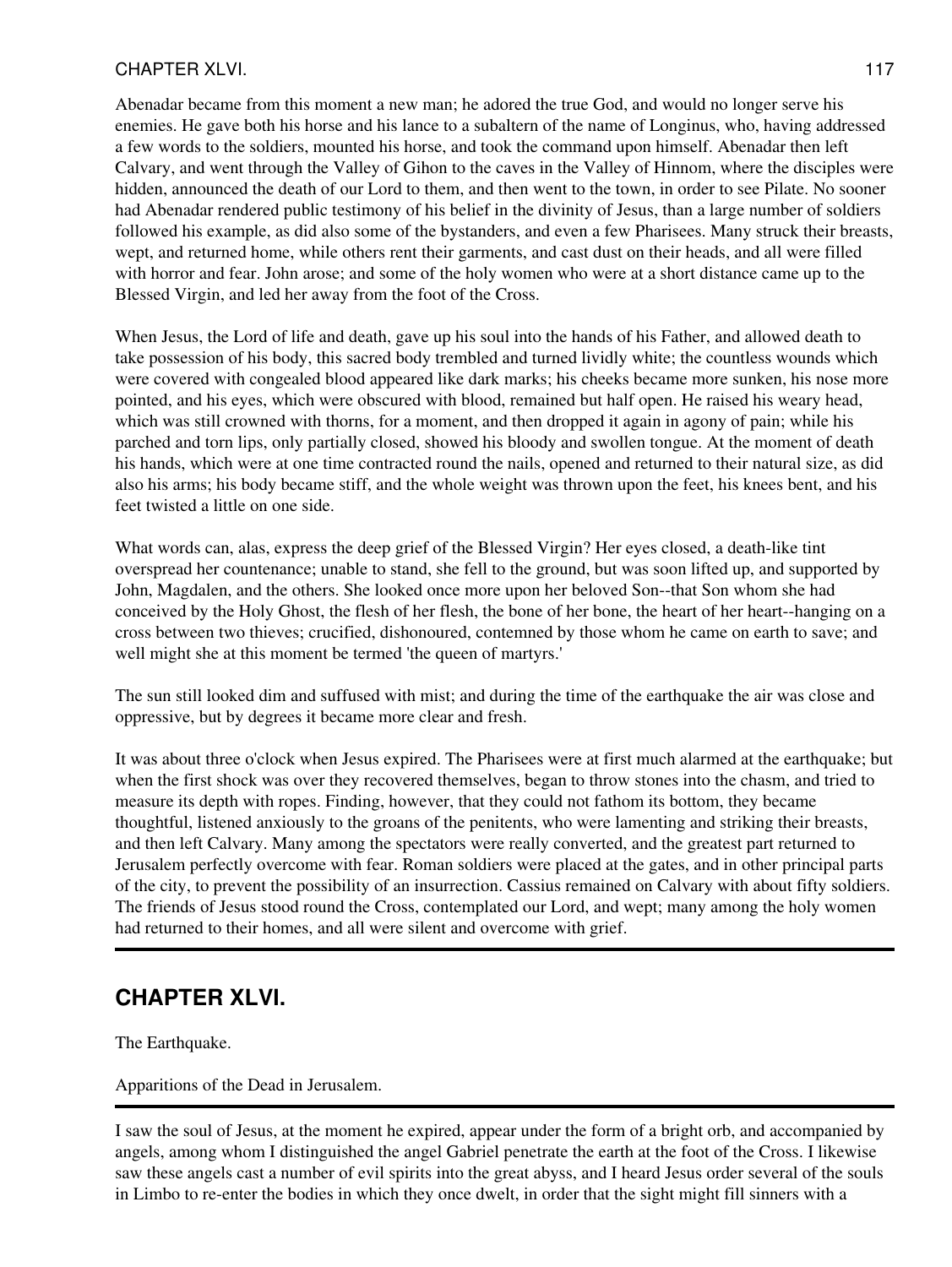Abenadar became from this moment a new man; he adored the true God, and would no longer serve his enemies. He gave both his horse and his lance to a subaltern of the name of Longinus, who, having addressed a few words to the soldiers, mounted his horse, and took the command upon himself. Abenadar then left Calvary, and went through the Valley of Gihon to the caves in the Valley of Hinnom, where the disciples were hidden, announced the death of our Lord to them, and then went to the town, in order to see Pilate. No sooner had Abenadar rendered public testimony of his belief in the divinity of Jesus, than a large number of soldiers followed his example, as did also some of the bystanders, and even a few Pharisees. Many struck their breasts, wept, and returned home, while others rent their garments, and cast dust on their heads, and all were filled with horror and fear. John arose; and some of the holy women who were at a short distance came up to the Blessed Virgin, and led her away from the foot of the Cross.

When Jesus, the Lord of life and death, gave up his soul into the hands of his Father, and allowed death to take possession of his body, this sacred body trembled and turned lividly white; the countless wounds which were covered with congealed blood appeared like dark marks; his cheeks became more sunken, his nose more pointed, and his eyes, which were obscured with blood, remained but half open. He raised his weary head, which was still crowned with thorns, for a moment, and then dropped it again in agony of pain; while his parched and torn lips, only partially closed, showed his bloody and swollen tongue. At the moment of death his hands, which were at one time contracted round the nails, opened and returned to their natural size, as did also his arms; his body became stiff, and the whole weight was thrown upon the feet, his knees bent, and his feet twisted a little on one side.

What words can, alas, express the deep grief of the Blessed Virgin? Her eyes closed, a death-like tint overspread her countenance; unable to stand, she fell to the ground, but was soon lifted up, and supported by John, Magdalen, and the others. She looked once more upon her beloved Son--that Son whom she had conceived by the Holy Ghost, the flesh of her flesh, the bone of her bone, the heart of her heart--hanging on a cross between two thieves; crucified, dishonoured, contemned by those whom he came on earth to save; and well might she at this moment be termed 'the queen of martyrs.'

The sun still looked dim and suffused with mist; and during the time of the earthquake the air was close and oppressive, but by degrees it became more clear and fresh.

It was about three o'clock when Jesus expired. The Pharisees were at first much alarmed at the earthquake; but when the first shock was over they recovered themselves, began to throw stones into the chasm, and tried to measure its depth with ropes. Finding, however, that they could not fathom its bottom, they became thoughtful, listened anxiously to the groans of the penitents, who were lamenting and striking their breasts, and then left Calvary. Many among the spectators were really converted, and the greatest part returned to Jerusalem perfectly overcome with fear. Roman soldiers were placed at the gates, and in other principal parts of the city, to prevent the possibility of an insurrection. Cassius remained on Calvary with about fifty soldiers. The friends of Jesus stood round the Cross, contemplated our Lord, and wept; many among the holy women had returned to their homes, and all were silent and overcome with grief.

---

## CHAPTER XLVI.

The Earthquake.

Apparitions of the Dead in Jerusalem.

---

I saw the soul of Jesus, at the moment he expired, appear under the form of a bright orb, and accompanied by angels, among whom I distinguished the angel Gabriel penetrate the earth at the foot of the Cross. I likewise saw these angels cast a number of evil spirits into the great abyss, and I heard Jesus order several of the souls in Limbo to re-enter the bodies in which they once dwelt, in order that the sight might fill sinners with a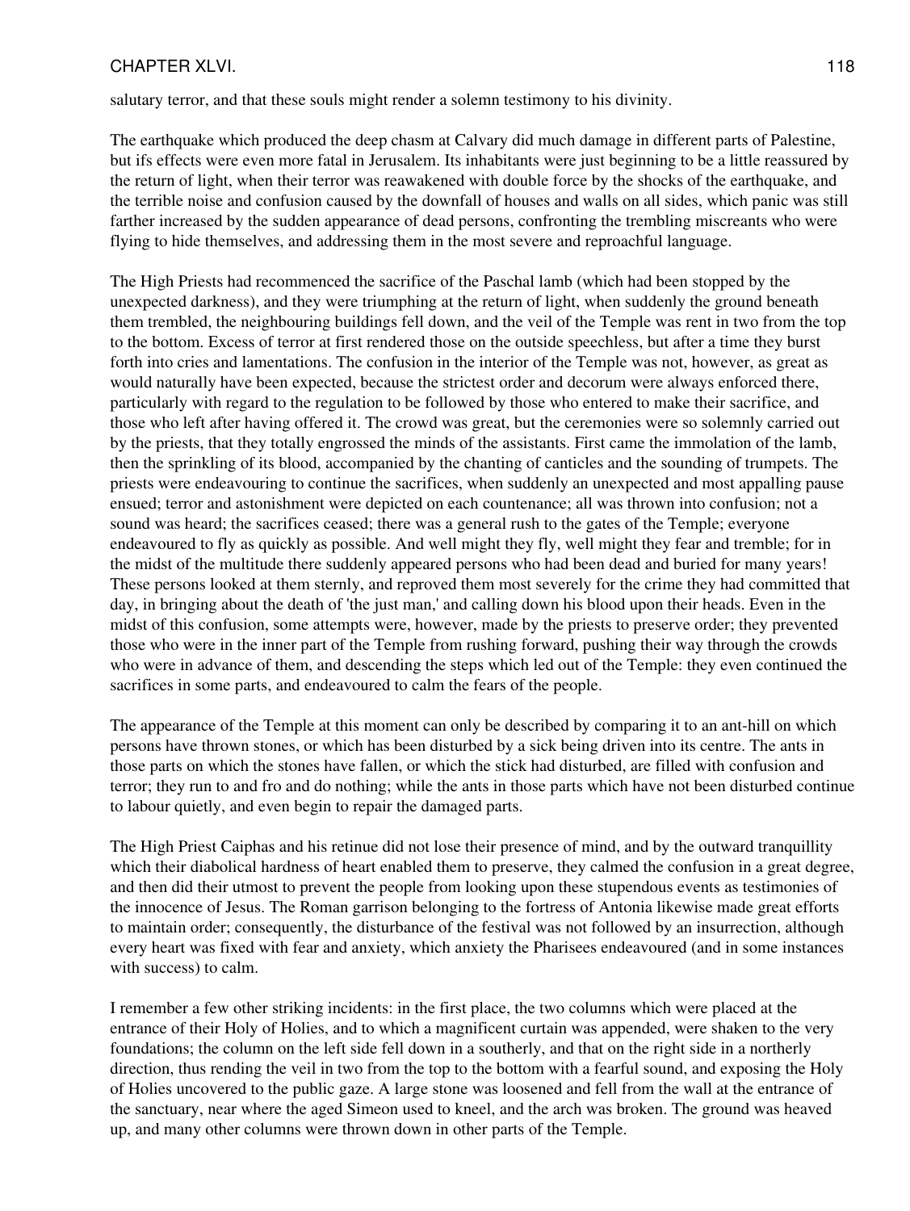salutary terror, and that these souls might render a solemn testimony to his divinity.

The earthquake which produced the deep chasm at Calvary did much damage in different parts of Palestine, but ifs effects were even more fatal in Jerusalem. Its inhabitants were just beginning to be a little reassured by the return of light, when their terror was reawakened with double force by the shocks of the earthquake, and the terrible noise and confusion caused by the downfall of houses and walls on all sides, which panic was still farther increased by the sudden appearance of dead persons, confronting the trembling miscreants who were flying to hide themselves, and addressing them in the most severe and reproachful language.

The High Priests had recommenced the sacrifice of the Paschal lamb (which had been stopped by the unexpected darkness), and they were triumphing at the return of light, when suddenly the ground beneath them trembled, the neighbouring buildings fell down, and the veil of the Temple was rent in two from the top to the bottom. Excess of terror at first rendered those on the outside speechless, but after a time they burst forth into cries and lamentations. The confusion in the interior of the Temple was not, however, as great as would naturally have been expected, because the strictest order and decorum were always enforced there, particularly with regard to the regulation to be followed by those who entered to make their sacrifice, and those who left after having offered it. The crowd was great, but the ceremonies were so solemnly carried out by the priests, that they totally engrossed the minds of the assistants. First came the immolation of the lamb, then the sprinkling of its blood, accompanied by the chanting of canticles and the sounding of trumpets. The priests were endeavouring to continue the sacrifices, when suddenly an unexpected and most appalling pause ensued; terror and astonishment were depicted on each countenance; all was thrown into confusion; not a sound was heard; the sacrifices ceased; there was a general rush to the gates of the Temple; everyone endeavoured to fly as quickly as possible. And well might they fly, well might they fear and tremble; for in the midst of the multitude there suddenly appeared persons who had been dead and buried for many years! These persons looked at them sternly, and reproved them most severely for the crime they had committed that day, in bringing about the death of 'the just man,' and calling down his blood upon their heads. Even in the midst of this confusion, some attempts were, however, made by the priests to preserve order; they prevented those who were in the inner part of the Temple from rushing forward, pushing their way through the crowds who were in advance of them, and descending the steps which led out of the Temple: they even continued the sacrifices in some parts, and endeavoured to calm the fears of the people.

The appearance of the Temple at this moment can only be described by comparing it to an ant-hill on which persons have thrown stones, or which has been disturbed by a sick being driven into its centre. The ants in those parts on which the stones have fallen, or which the stick had disturbed, are filled with confusion and terror; they run to and fro and do nothing; while the ants in those parts which have not been disturbed continue to labour quietly, and even begin to repair the damaged parts.

The High Priest Caiphas and his retinue did not lose their presence of mind, and by the outward tranquillity which their diabolical hardness of heart enabled them to preserve, they calmed the confusion in a great degree, and then did their utmost to prevent the people from looking upon these stupendous events as testimonies of the innocence of Jesus. The Roman garrison belonging to the fortress of Antonia likewise made great efforts to maintain order; consequently, the disturbance of the festival was not followed by an insurrection, although every heart was fixed with fear and anxiety, which anxiety the Pharisees endeavoured (and in some instances with success) to calm.

I remember a few other striking incidents: in the first place, the two columns which were placed at the entrance of their Holy of Holies, and to which a magnificent curtain was appended, were shaken to the very foundations; the column on the left side fell down in a southerly, and that on the right side in a northerly direction, thus rending the veil in two from the top to the bottom with a fearful sound, and exposing the Holy of Holies uncovered to the public gaze. A large stone was loosened and fell from the wall at the entrance of the sanctuary, near where the aged Simeon used to kneel, and the arch was broken. The ground was heaved up, and many other columns were thrown down in other parts of the Temple.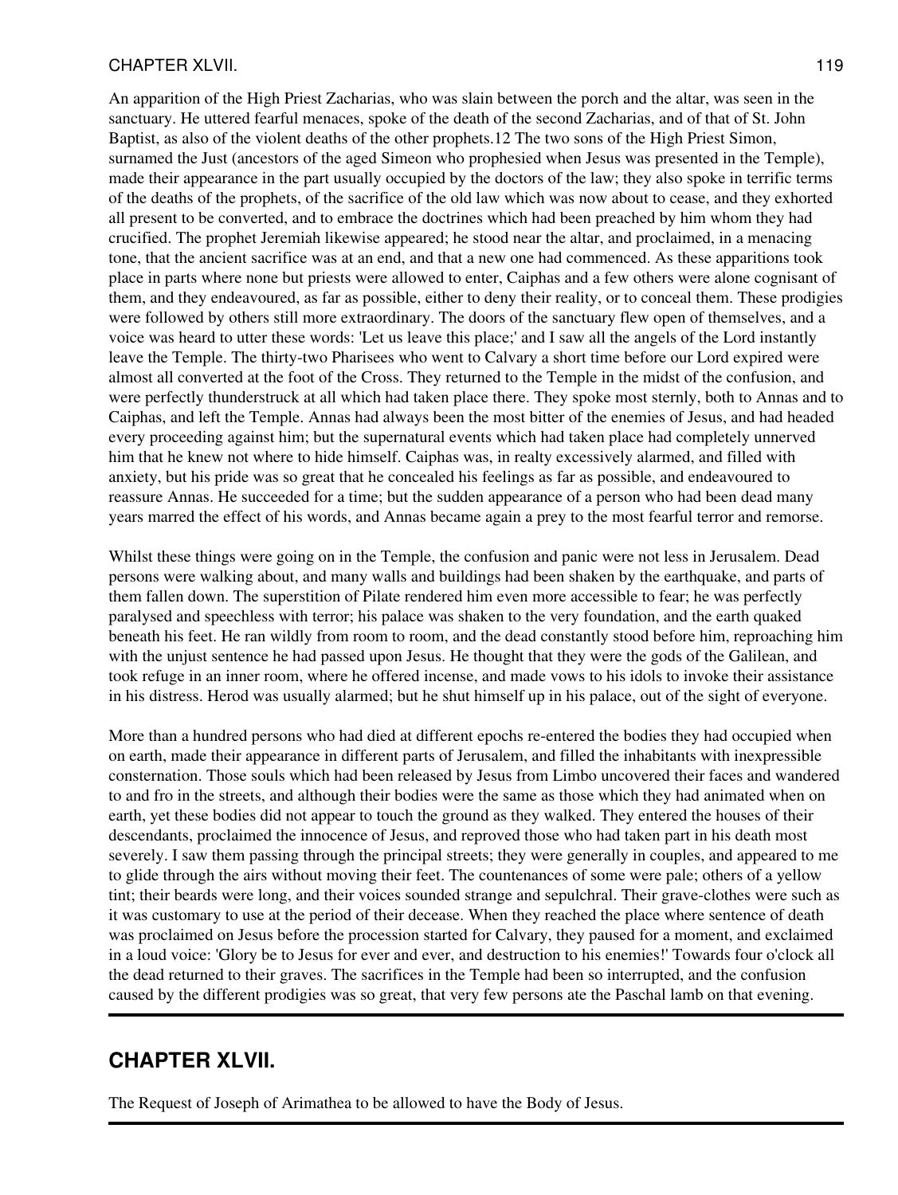An apparition of the High Priest Zacharias, who was slain between the porch and the altar, was seen in the sanctuary. He uttered fearful menaces, spoke of the death of the second Zacharias, and of that of St. John Baptist, as also of the violent deaths of the other prophets.12 The two sons of the High Priest Simon, surnamed the Just (ancestors of the aged Simeon who prophesied when Jesus was presented in the Temple), made their appearance in the part usually occupied by the doctors of the law; they also spoke in terrific terms of the deaths of the prophets, of the sacrifice of the old law which was now about to cease, and they exhorted all present to be converted, and to embrace the doctrines which had been preached by him whom they had crucified. The prophet Jeremiah likewise appeared; he stood near the altar, and proclaimed, in a menacing tone, that the ancient sacrifice was at an end, and that a new one had commenced. As these apparitions took place in parts where none but priests were allowed to enter, Caiphas and a few others were alone cognisant of them, and they endeavoured, as far as possible, either to deny their reality, or to conceal them. These prodigies were followed by others still more extraordinary. The doors of the sanctuary flew open of themselves, and a voice was heard to utter these words: 'Let us leave this place;' and I saw all the angels of the Lord instantly leave the Temple. The thirty-two Pharisees who went to Calvary a short time before our Lord expired were almost all converted at the foot of the Cross. They returned to the Temple in the midst of the confusion, and were perfectly thunderstruck at all which had taken place there. They spoke most sternly, both to Annas and to Caiphas, and left the Temple. Annas had always been the most bitter of the enemies of Jesus, and had headed every proceeding against him; but the supernatural events which had taken place had completely unnerved him that he knew not where to hide himself. Caiphas was, in realty excessively alarmed, and filled with anxiety, but his pride was so great that he concealed his feelings as far as possible, and endeavoured to reassure Annas. He succeeded for a time; but the sudden appearance of a person who had been dead many years marred the effect of his words, and Annas became again a prey to the most fearful terror and remorse.

Whilst these things were going on in the Temple, the confusion and panic were not less in Jerusalem. Dead persons were walking about, and many walls and buildings had been shaken by the earthquake, and parts of them fallen down. The superstition of Pilate rendered him even more accessible to fear; he was perfectly paralysed and speechless with terror; his palace was shaken to the very foundation, and the earth quaked beneath his feet. He ran wildly from room to room, and the dead constantly stood before him, reproaching him with the unjust sentence he had passed upon Jesus. He thought that they were the gods of the Galilean, and took refuge in an inner room, where he offered incense, and made vows to his idols to invoke their assistance in his distress. Herod was usually alarmed; but he shut himself up in his palace, out of the sight of everyone.

More than a hundred persons who had died at different epochs re-entered the bodies they had occupied when on earth, made their appearance in different parts of Jerusalem, and filled the inhabitants with inexpressible consternation. Those souls which had been released by Jesus from Limbo uncovered their faces and wandered to and fro in the streets, and although their bodies were the same as those which they had animated when on earth, yet these bodies did not appear to touch the ground as they walked. They entered the houses of their descendants, proclaimed the innocence of Jesus, and reproved those who had taken part in his death most severely. I saw them passing through the principal streets; they were generally in couples, and appeared to me to glide through the airs without moving their feet. The countenances of some were pale; others of a yellow tint; their beards were long, and their voices sounded strange and sepulchral. Their grave-clothes were such as it was customary to use at the period of their decease. When they reached the place where sentence of death was proclaimed on Jesus before the procession started for Calvary, they paused for a moment, and exclaimed in a loud voice: 'Glory be to Jesus for ever and ever, and destruction to his enemies!' Towards four o'clock all the dead returned to their graves. The sacrifices in the Temple had been so interrupted, and the confusion caused by the different prodigies was so great, that very few persons ate the Paschal lamb on that evening.

---

## CHAPTER XLVII.

The Request of Joseph of Arimathea to be allowed to have the Body of Jesus.

---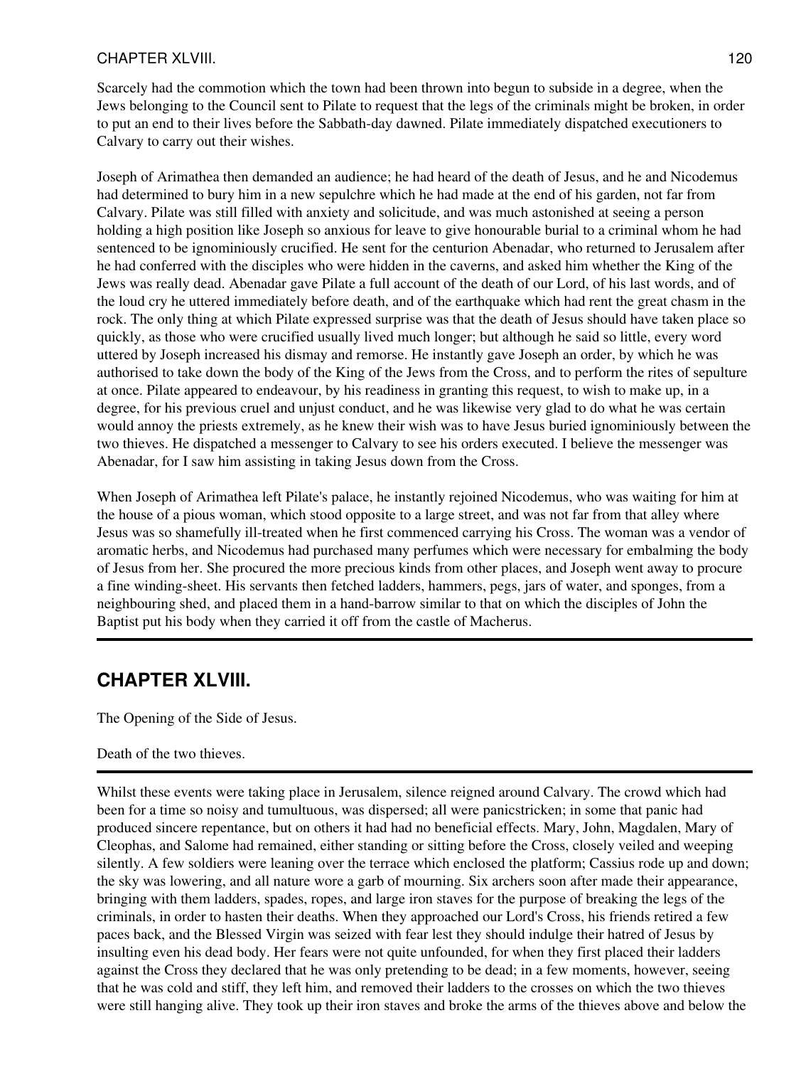Scarcely had the commotion which the town had been thrown into begun to subside in a degree, when the Jews belonging to the Council sent to Pilate to request that the legs of the criminals might be broken, in order to put an end to their lives before the Sabbath-day dawned. Pilate immediately dispatched executioners to Calvary to carry out their wishes.

Joseph of Arimathea then demanded an audience; he had heard of the death of Jesus, and he and Nicodemus had determined to bury him in a new sepulchre which he had made at the end of his garden, not far from Calvary. Pilate was still filled with anxiety and solicitude, and was much astonished at seeing a person holding a high position like Joseph so anxious for leave to give honourable burial to a criminal whom he had sentenced to be ignominiously crucified. He sent for the centurion Abenadar, who returned to Jerusalem after he had conferred with the disciples who were hidden in the caverns, and asked him whether the King of the Jews was really dead. Abenadar gave Pilate a full account of the death of our Lord, of his last words, and of the loud cry he uttered immediately before death, and of the earthquake which had rent the great chasm in the rock. The only thing at which Pilate expressed surprise was that the death of Jesus should have taken place so quickly, as those who were crucified usually lived much longer; but although he said so little, every word uttered by Joseph increased his dismay and remorse. He instantly gave Joseph an order, by which he was authorised to take down the body of the King of the Jews from the Cross, and to perform the rites of sepulture at once. Pilate appeared to endeavour, by his readiness in granting this request, to wish to make up, in a degree, for his previous cruel and unjust conduct, and he was likewise very glad to do what he was certain would annoy the priests extremely, as he knew their wish was to have Jesus buried ignominiously between the two thieves. He dispatched a messenger to Calvary to see his orders executed. I believe the messenger was Abenadar, for I saw him assisting in taking Jesus down from the Cross.

When Joseph of Arimathea left Pilate's palace, he instantly rejoined Nicodemus, who was waiting for him at the house of a pious woman, which stood opposite to a large street, and was not far from that alley where Jesus was so shamefully ill-treated when he first commenced carrying his Cross. The woman was a vendor of aromatic herbs, and Nicodemus had purchased many perfumes which were necessary for embalming the body of Jesus from her. She procured the more precious kinds from other places, and Joseph went away to procure a fine winding-sheet. His servants then fetched ladders, hammers, pegs, jars of water, and sponges, from a neighbouring shed, and placed them in a hand-barrow similar to that on which the disciples of John the Baptist put his body when they carried it off from the castle of Macherus.

---

## CHAPTER XLVIII.

The Opening of the Side of Jesus.

Death of the two thieves.

---

Whilst these events were taking place in Jerusalem, silence reigned around Calvary. The crowd which had been for a time so noisy and tumultuous, was dispersed; all were panicstricken; in some that panic had produced sincere repentance, but on others it had had no beneficial effects. Mary, John, Magdalen, Mary of Cleophas, and Salome had remained, either standing or sitting before the Cross, closely veiled and weeping silently. A few soldiers were leaning over the terrace which enclosed the platform; Cassius rode up and down; the sky was lowering, and all nature wore a garb of mourning. Six archers soon after made their appearance, bringing with them ladders, spades, ropes, and large iron staves for the purpose of breaking the legs of the criminals, in order to hasten their deaths. When they approached our Lord's Cross, his friends retired a few paces back, and the Blessed Virgin was seized with fear lest they should indulge their hatred of Jesus by insulting even his dead body. Her fears were not quite unfounded, for when they first placed their ladders against the Cross they declared that he was only pretending to be dead; in a few moments, however, seeing that he was cold and stiff, they left him, and removed their ladders to the crosses on which the two thieves were still hanging alive. They took up their iron staves and broke the arms of the thieves above and below the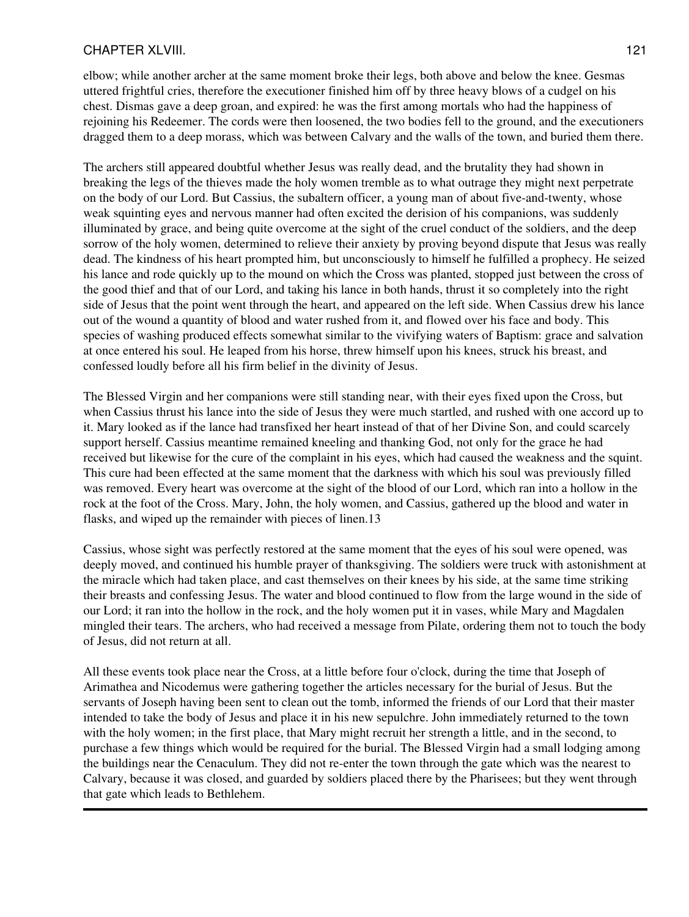elbow; while another archer at the same moment broke their legs, both above and below the knee. Gesmas uttered frightful cries, therefore the executioner finished him off by three heavy blows of a cudgel on his chest. Dismas gave a deep groan, and expired: he was the first among mortals who had the happiness of rejoining his Redeemer. The cords were then loosened, the two bodies fell to the ground, and the executioners dragged them to a deep morass, which was between Calvary and the walls of the town, and buried them there.

The archers still appeared doubtful whether Jesus was really dead, and the brutality they had shown in breaking the legs of the thieves made the holy women tremble as to what outrage they might next perpetrate on the body of our Lord. But Cassius, the subaltern officer, a young man of about five-and-twenty, whose weak squinting eyes and nervous manner had often excited the derision of his companions, was suddenly illuminated by grace, and being quite overcome at the sight of the cruel conduct of the soldiers, and the deep sorrow of the holy women, determined to relieve their anxiety by proving beyond dispute that Jesus was really dead. The kindness of his heart prompted him, but unconsciously to himself he fulfilled a prophecy. He seized his lance and rode quickly up to the mound on which the Cross was planted, stopped just between the cross of the good thief and that of our Lord, and taking his lance in both hands, thrust it so completely into the right side of Jesus that the point went through the heart, and appeared on the left side. When Cassius drew his lance out of the wound a quantity of blood and water rushed from it, and flowed over his face and body. This species of washing produced effects somewhat similar to the vivifying waters of Baptism: grace and salvation at once entered his soul. He leaped from his horse, threw himself upon his knees, struck his breast, and confessed loudly before all his firm belief in the divinity of Jesus.

The Blessed Virgin and her companions were still standing near, with their eyes fixed upon the Cross, but when Cassius thrust his lance into the side of Jesus they were much startled, and rushed with one accord up to it. Mary looked as if the lance had transfixed her heart instead of that of her Divine Son, and could scarcely support herself. Cassius meantime remained kneeling and thanking God, not only for the grace he had received but likewise for the cure of the complaint in his eyes, which had caused the weakness and the squint. This cure had been effected at the same moment that the darkness with which his soul was previously filled was removed. Every heart was overcome at the sight of the blood of our Lord, which ran into a hollow in the rock at the foot of the Cross. Mary, John, the holy women, and Cassius, gathered up the blood and water in flasks, and wiped up the remainder with pieces of linen.13

Cassius, whose sight was perfectly restored at the same moment that the eyes of his soul were opened, was deeply moved, and continued his humble prayer of thanksgiving. The soldiers were truck with astonishment at the miracle which had taken place, and cast themselves on their knees by his side, at the same time striking their breasts and confessing Jesus. The water and blood continued to flow from the large wound in the side of our Lord; it ran into the hollow in the rock, and the holy women put it in vases, while Mary and Magdalen mingled their tears. The archers, who had received a message from Pilate, ordering them not to touch the body of Jesus, did not return at all.

All these events took place near the Cross, at a little before four o'clock, during the time that Joseph of Arimathea and Nicodemus were gathering together the articles necessary for the burial of Jesus. But the servants of Joseph having been sent to clean out the tomb, informed the friends of our Lord that their master intended to take the body of Jesus and place it in his new sepulchre. John immediately returned to the town with the holy women; in the first place, that Mary might recruit her strength a little, and in the second, to purchase a few things which would be required for the burial. The Blessed Virgin had a small lodging among the buildings near the Cenaculum. They did not re-enter the town through the gate which was the nearest to Calvary, because it was closed, and guarded by soldiers placed there by the Pharisees; but they went through that gate which leads to Bethlehem.

---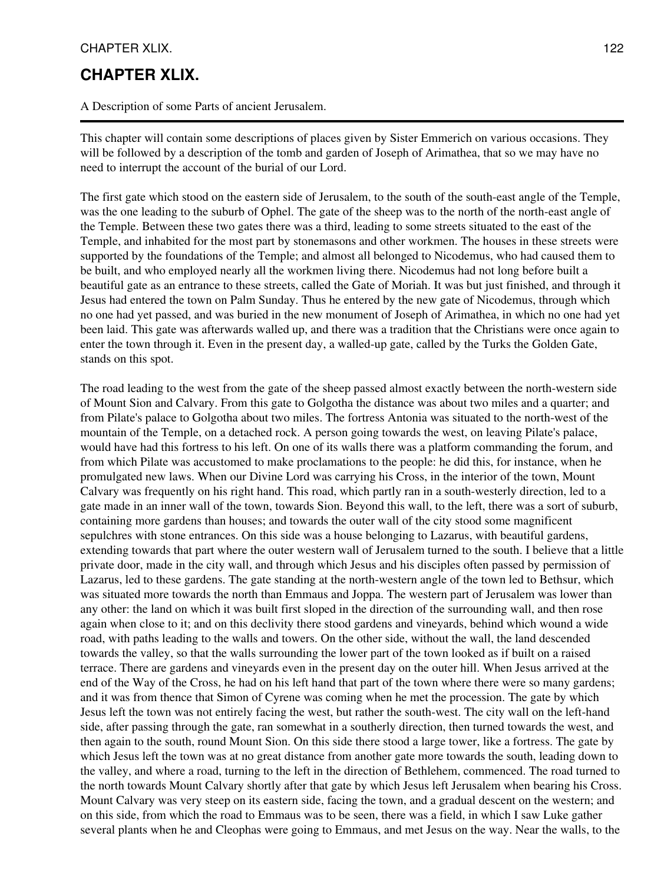# CHAPTER XLIX.

A Description of some Parts of ancient Jerusalem.

---

This chapter will contain some descriptions of places given by Sister Emmerich on various occasions. They will be followed by a description of the tomb and garden of Joseph of Arimathea, that so we may have no need to interrupt the account of the burial of our Lord.

The first gate which stood on the eastern side of Jerusalem, to the south of the south-east angle of the Temple, was the one leading to the suburb of Ophel. The gate of the sheep was to the north of the north-east angle of the Temple. Between these two gates there was a third, leading to some streets situated to the east of the Temple, and inhabited for the most part by stonemasons and other workmen. The houses in these streets were supported by the foundations of the Temple; and almost all belonged to Nicodemus, who had caused them to be built, and who employed nearly all the workmen living there. Nicodemus had not long before built a beautiful gate as an entrance to these streets, called the Gate of Moriah. It was but just finished, and through it Jesus had entered the town on Palm Sunday. Thus he entered by the new gate of Nicodemus, through which no one had yet passed, and was buried in the new monument of Joseph of Arimathea, in which no one had yet been laid. This gate was afterwards walled up, and there was a tradition that the Christians were once again to enter the town through it. Even in the present day, a walled-up gate, called by the Turks the Golden Gate, stands on this spot.

The road leading to the west from the gate of the sheep passed almost exactly between the north-western side of Mount Sion and Calvary. From this gate to Golgotha the distance was about two miles and a quarter; and from Pilate's palace to Golgotha about two miles. The fortress Antonia was situated to the north-west of the mountain of the Temple, on a detached rock. A person going towards the west, on leaving Pilate's palace, would have had this fortress to his left. On one of its walls there was a platform commanding the forum, and from which Pilate was accustomed to make proclamations to the people: he did this, for instance, when he promulgated new laws. When our Divine Lord was carrying his Cross, in the interior of the town, Mount Calvary was frequently on his right hand. This road, which partly ran in a south-westerly direction, led to a gate made in an inner wall of the town, towards Sion. Beyond this wall, to the left, there was a sort of suburb, containing more gardens than houses; and towards the outer wall of the city stood some magnificent sepulchres with stone entrances. On this side was a house belonging to Lazarus, with beautiful gardens, extending towards that part where the outer western wall of Jerusalem turned to the south. I believe that a little private door, made in the city wall, and through which Jesus and his disciples often passed by permission of Lazarus, led to these gardens. The gate standing at the north-western angle of the town led to Bethsur, which was situated more towards the north than Emmaus and Joppa. The western part of Jerusalem was lower than any other: the land on which it was built first sloped in the direction of the surrounding wall, and then rose again when close to it; and on this declivity there stood gardens and vineyards, behind which wound a wide road, with paths leading to the walls and towers. On the other side, without the wall, the land descended towards the valley, so that the walls surrounding the lower part of the town looked as if built on a raised terrace. There are gardens and vineyards even in the present day on the outer hill. When Jesus arrived at the end of the Way of the Cross, he had on his left hand that part of the town where there were so many gardens; and it was from thence that Simon of Cyrene was coming when he met the procession. The gate by which Jesus left the town was not entirely facing the west, but rather the south-west. The city wall on the left-hand side, after passing through the gate, ran somewhat in a southerly direction, then turned towards the west, and then again to the south, round Mount Sion. On this side there stood a large tower, like a fortress. The gate by which Jesus left the town was at no great distance from another gate more towards the south, leading down to the valley, and where a road, turning to the left in the direction of Bethlehem, commenced. The road turned to the north towards Mount Calvary shortly after that gate by which Jesus left Jerusalem when bearing his Cross. Mount Calvary was very steep on its eastern side, facing the town, and a gradual descent on the western; and on this side, from which the road to Emmaus was to be seen, there was a field, in which I saw Luke gather several plants when he and Cleophas were going to Emmaus, and met Jesus on the way. Near the walls, to the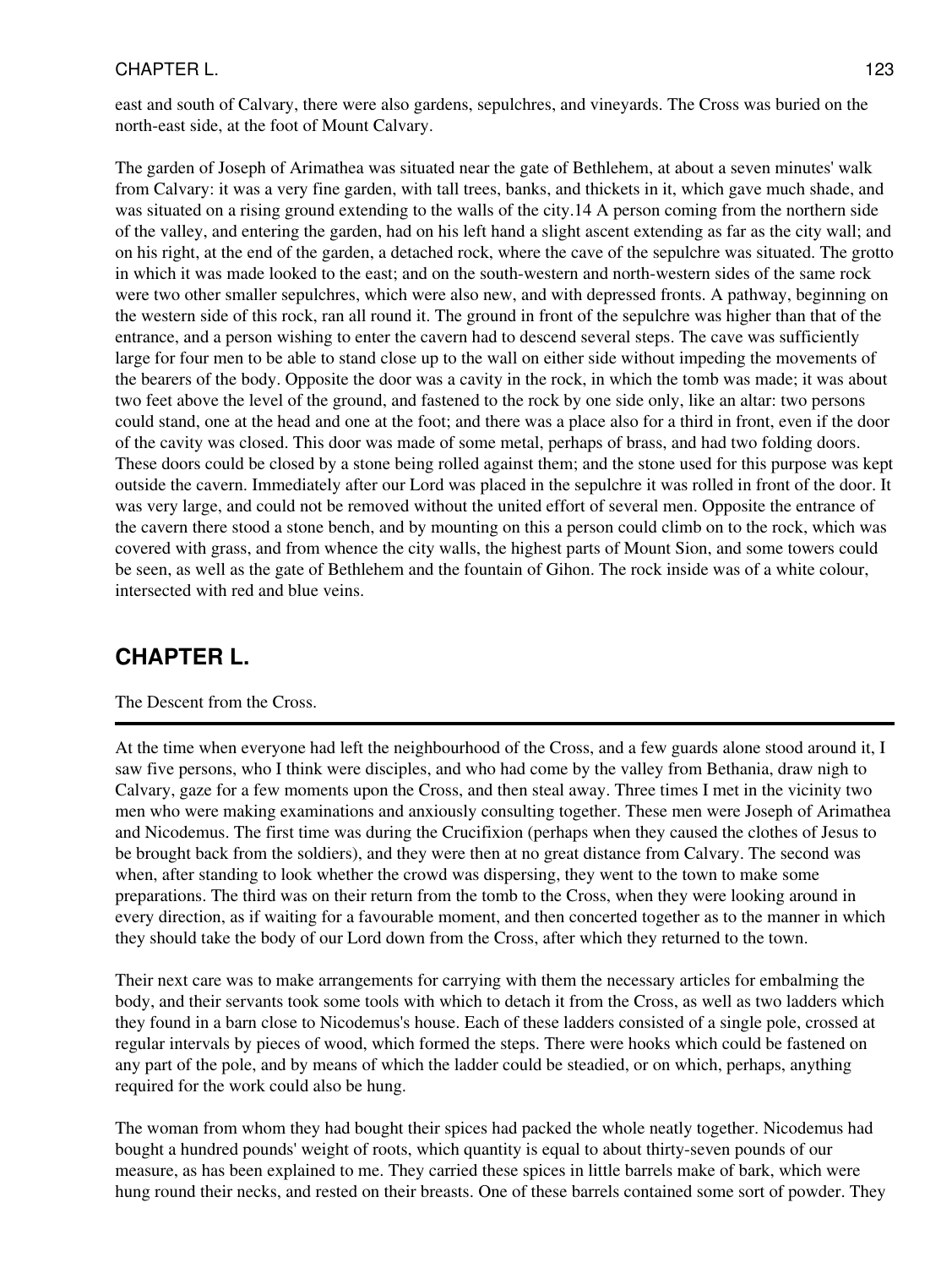east and south of Calvary, there were also gardens, sepulchres, and vineyards. The Cross was buried on the north-east side, at the foot of Mount Calvary.

The garden of Joseph of Arimathea was situated near the gate of Bethlehem, at about a seven minutes' walk from Calvary: it was a very fine garden, with tall trees, banks, and thickets in it, which gave much shade, and was situated on a rising ground extending to the walls of the city.14 A person coming from the northern side of the valley, and entering the garden, had on his left hand a slight ascent extending as far as the city wall; and on his right, at the end of the garden, a detached rock, where the cave of the sepulchre was situated. The grotto in which it was made looked to the east; and on the south-western and north-western sides of the same rock were two other smaller sepulchres, which were also new, and with depressed fronts. A pathway, beginning on the western side of this rock, ran all round it. The ground in front of the sepulchre was higher than that of the entrance, and a person wishing to enter the cavern had to descend several steps. The cave was sufficiently large for four men to be able to stand close up to the wall on either side without impeding the movements of the bearers of the body. Opposite the door was a cavity in the rock, in which the tomb was made; it was about two feet above the level of the ground, and fastened to the rock by one side only, like an altar: two persons could stand, one at the head and one at the foot; and there was a place also for a third in front, even if the door of the cavity was closed. This door was made of some metal, perhaps of brass, and had two folding doors. These doors could be closed by a stone being rolled against them; and the stone used for this purpose was kept outside the cavern. Immediately after our Lord was placed in the sepulchre it was rolled in front of the door. It was very large, and could not be removed without the united effort of several men. Opposite the entrance of the cavern there stood a stone bench, and by mounting on this a person could climb on to the rock, which was covered with grass, and from whence the city walls, the highest parts of Mount Sion, and some towers could be seen, as well as the gate of Bethlehem and the fountain of Gihon. The rock inside was of a white colour, intersected with red and blue veins.

## CHAPTER L.

The Descent from the Cross.

---

At the time when everyone had left the neighbourhood of the Cross, and a few guards alone stood around it, I saw five persons, who I think were disciples, and who had come by the valley from Bethania, draw nigh to Calvary, gaze for a few moments upon the Cross, and then steal away. Three times I met in the vicinity two men who were making examinations and anxiously consulting together. These men were Joseph of Arimathea and Nicodemus. The first time was during the Crucifixion (perhaps when they caused the clothes of Jesus to be brought back from the soldiers), and they were then at no great distance from Calvary. The second was when, after standing to look whether the crowd was dispersing, they went to the town to make some preparations. The third was on their return from the tomb to the Cross, when they were looking around in every direction, as if waiting for a favourable moment, and then concerted together as to the manner in which they should take the body of our Lord down from the Cross, after which they returned to the town.

Their next care was to make arrangements for carrying with them the necessary articles for embalming the body, and their servants took some tools with which to detach it from the Cross, as well as two ladders which they found in a barn close to Nicodemus's house. Each of these ladders consisted of a single pole, crossed at regular intervals by pieces of wood, which formed the steps. There were hooks which could be fastened on any part of the pole, and by means of which the ladder could be steadied, or on which, perhaps, anything required for the work could also be hung.

The woman from whom they had bought their spices had packed the whole neatly together. Nicodemus had bought a hundred pounds' weight of roots, which quantity is equal to about thirty-seven pounds of our measure, as has been explained to me. They carried these spices in little barrels make of bark, which were hung round their necks, and rested on their breasts. One of these barrels contained some sort of powder. They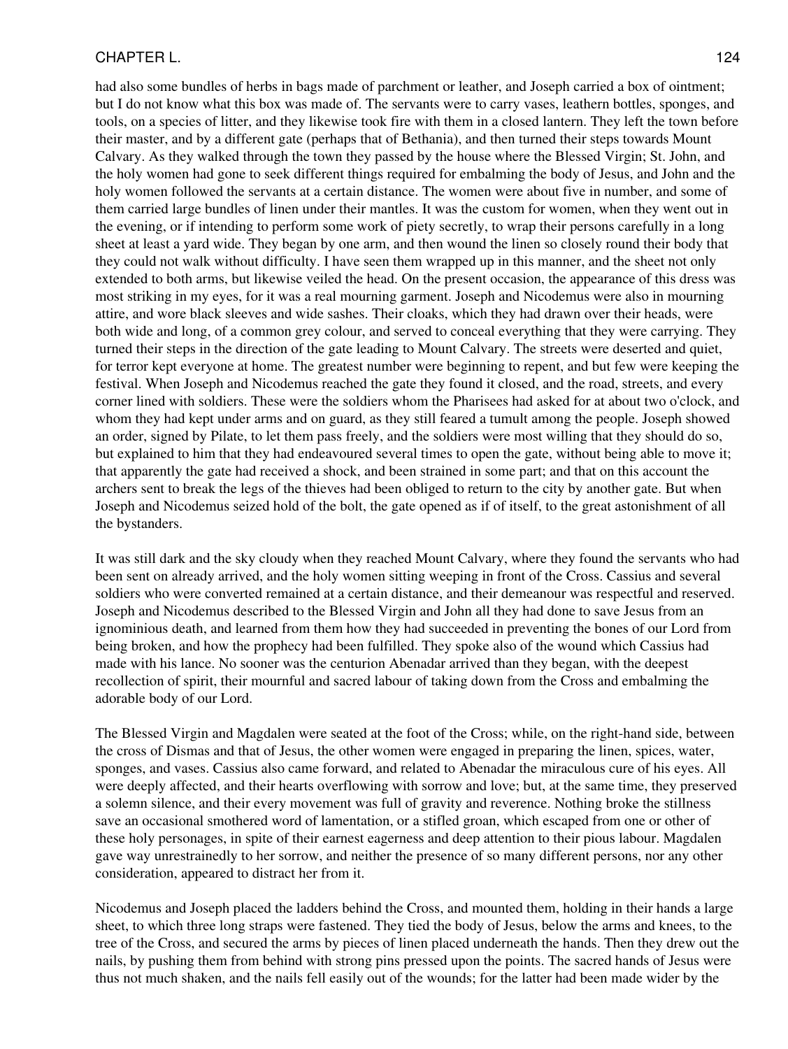had also some bundles of herbs in bags made of parchment or leather, and Joseph carried a box of ointment; but I do not know what this box was made of. The servants were to carry vases, leathern bottles, sponges, and tools, on a species of litter, and they likewise took fire with them in a closed lantern. They left the town before their master, and by a different gate (perhaps that of Bethania), and then turned their steps towards Mount Calvary. As they walked through the town they passed by the house where the Blessed Virgin; St. John, and the holy women had gone to seek different things required for embalming the body of Jesus, and John and the holy women followed the servants at a certain distance. The women were about five in number, and some of them carried large bundles of linen under their mantles. It was the custom for women, when they went out in the evening, or if intending to perform some work of piety secretly, to wrap their persons carefully in a long sheet at least a yard wide. They began by one arm, and then wound the linen so closely round their body that they could not walk without difficulty. I have seen them wrapped up in this manner, and the sheet not only extended to both arms, but likewise veiled the head. On the present occasion, the appearance of this dress was most striking in my eyes, for it was a real mourning garment. Joseph and Nicodemus were also in mourning attire, and wore black sleeves and wide sashes. Their cloaks, which they had drawn over their heads, were both wide and long, of a common grey colour, and served to conceal everything that they were carrying. They turned their steps in the direction of the gate leading to Mount Calvary. The streets were deserted and quiet, for terror kept everyone at home. The greatest number were beginning to repent, and but few were keeping the festival. When Joseph and Nicodemus reached the gate they found it closed, and the road, streets, and every corner lined with soldiers. These were the soldiers whom the Pharisees had asked for at about two o'clock, and whom they had kept under arms and on guard, as they still feared a tumult among the people. Joseph showed an order, signed by Pilate, to let them pass freely, and the soldiers were most willing that they should do so, but explained to him that they had endeavoured several times to open the gate, without being able to move it; that apparently the gate had received a shock, and been strained in some part; and that on this account the archers sent to break the legs of the thieves had been obliged to return to the city by another gate. But when Joseph and Nicodemus seized hold of the bolt, the gate opened as if of itself, to the great astonishment of all the bystanders.

It was still dark and the sky cloudy when they reached Mount Calvary, where they found the servants who had been sent on already arrived, and the holy women sitting weeping in front of the Cross. Cassius and several soldiers who were converted remained at a certain distance, and their demeanour was respectful and reserved. Joseph and Nicodemus described to the Blessed Virgin and John all they had done to save Jesus from an ignominious death, and learned from them how they had succeeded in preventing the bones of our Lord from being broken, and how the prophecy had been fulfilled. They spoke also of the wound which Cassius had made with his lance. No sooner was the centurion Abenadar arrived than they began, with the deepest recollection of spirit, their mournful and sacred labour of taking down from the Cross and embalming the adorable body of our Lord.

The Blessed Virgin and Magdalen were seated at the foot of the Cross; while, on the right-hand side, between the cross of Dismas and that of Jesus, the other women were engaged in preparing the linen, spices, water, sponges, and vases. Cassius also came forward, and related to Abenadar the miraculous cure of his eyes. All were deeply affected, and their hearts overflowing with sorrow and love; but, at the same time, they preserved a solemn silence, and their every movement was full of gravity and reverence. Nothing broke the stillness save an occasional smothered word of lamentation, or a stifled groan, which escaped from one or other of these holy personages, in spite of their earnest eagerness and deep attention to their pious labour. Magdalen gave way unrestrainedly to her sorrow, and neither the presence of so many different persons, nor any other consideration, appeared to distract her from it.

Nicodemus and Joseph placed the ladders behind the Cross, and mounted them, holding in their hands a large sheet, to which three long straps were fastened. They tied the body of Jesus, below the arms and knees, to the tree of the Cross, and secured the arms by pieces of linen placed underneath the hands. Then they drew out the nails, by pushing them from behind with strong pins pressed upon the points. The sacred hands of Jesus were thus not much shaken, and the nails fell easily out of the wounds; for the latter had been made wider by the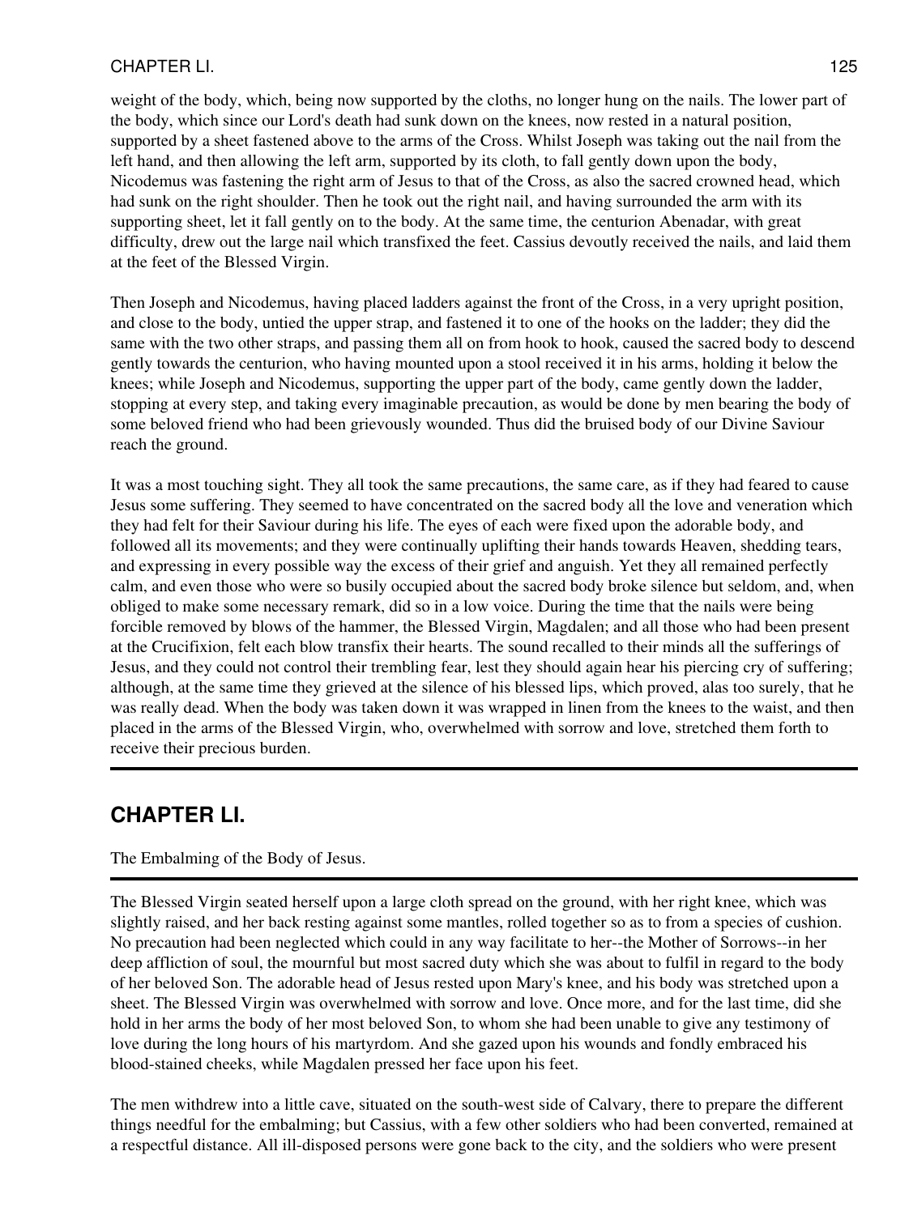weight of the body, which, being now supported by the cloths, no longer hung on the nails. The lower part of the body, which since our Lord's death had sunk down on the knees, now rested in a natural position, supported by a sheet fastened above to the arms of the Cross. Whilst Joseph was taking out the nail from the left hand, and then allowing the left arm, supported by its cloth, to fall gently down upon the body, Nicodemus was fastening the right arm of Jesus to that of the Cross, as also the sacred crowned head, which had sunk on the right shoulder. Then he took out the right nail, and having surrounded the arm with its supporting sheet, let it fall gently on to the body. At the same time, the centurion Abenadar, with great difficulty, drew out the large nail which transfixed the feet. Cassius devoutly received the nails, and laid them at the feet of the Blessed Virgin.

Then Joseph and Nicodemus, having placed ladders against the front of the Cross, in a very upright position, and close to the body, untied the upper strap, and fastened it to one of the hooks on the ladder; they did the same with the two other straps, and passing them all on from hook to hook, caused the sacred body to descend gently towards the centurion, who having mounted upon a stool received it in his arms, holding it below the knees; while Joseph and Nicodemus, supporting the upper part of the body, came gently down the ladder, stopping at every step, and taking every imaginable precaution, as would be done by men bearing the body of some beloved friend who had been grievously wounded. Thus did the bruised body of our Divine Saviour reach the ground.

It was a most touching sight. They all took the same precautions, the same care, as if they had feared to cause Jesus some suffering. They seemed to have concentrated on the sacred body all the love and veneration which they had felt for their Saviour during his life. The eyes of each were fixed upon the adorable body, and followed all its movements; and they were continually uplifting their hands towards Heaven, shedding tears, and expressing in every possible way the excess of their grief and anguish. Yet they all remained perfectly calm, and even those who were so busily occupied about the sacred body broke silence but seldom, and, when obliged to make some necessary remark, did so in a low voice. During the time that the nails were being forcible removed by blows of the hammer, the Blessed Virgin, Magdalen; and all those who had been present at the Crucifixion, felt each blow transfix their hearts. The sound recalled to their minds all the sufferings of Jesus, and they could not control their trembling fear, lest they should again hear his piercing cry of suffering; although, at the same time they grieved at the silence of his blessed lips, which proved, alas too surely, that he was really dead. When the body was taken down it was wrapped in linen from the knees to the waist, and then placed in the arms of the Blessed Virgin, who, overwhelmed with sorrow and love, stretched them forth to receive their precious burden.

---

## CHAPTER LI.

The Embalming of the Body of Jesus.

---

The Blessed Virgin seated herself upon a large cloth spread on the ground, with her right knee, which was slightly raised, and her back resting against some mantles, rolled together so as to from a species of cushion. No precaution had been neglected which could in any way facilitate to her--the Mother of Sorrows--in her deep affliction of soul, the mournful but most sacred duty which she was about to fulfil in regard to the body of her beloved Son. The adorable head of Jesus rested upon Mary's knee, and his body was stretched upon a sheet. The Blessed Virgin was overwhelmed with sorrow and love. Once more, and for the last time, did she hold in her arms the body of her most beloved Son, to whom she had been unable to give any testimony of love during the long hours of his martyrdom. And she gazed upon his wounds and fondly embraced his blood-stained cheeks, while Magdalen pressed her face upon his feet.

The men withdrew into a little cave, situated on the south-west side of Calvary, there to prepare the different things needful for the embalming; but Cassius, with a few other soldiers who had been converted, remained at a respectful distance. All ill-disposed persons were gone back to the city, and the soldiers who were present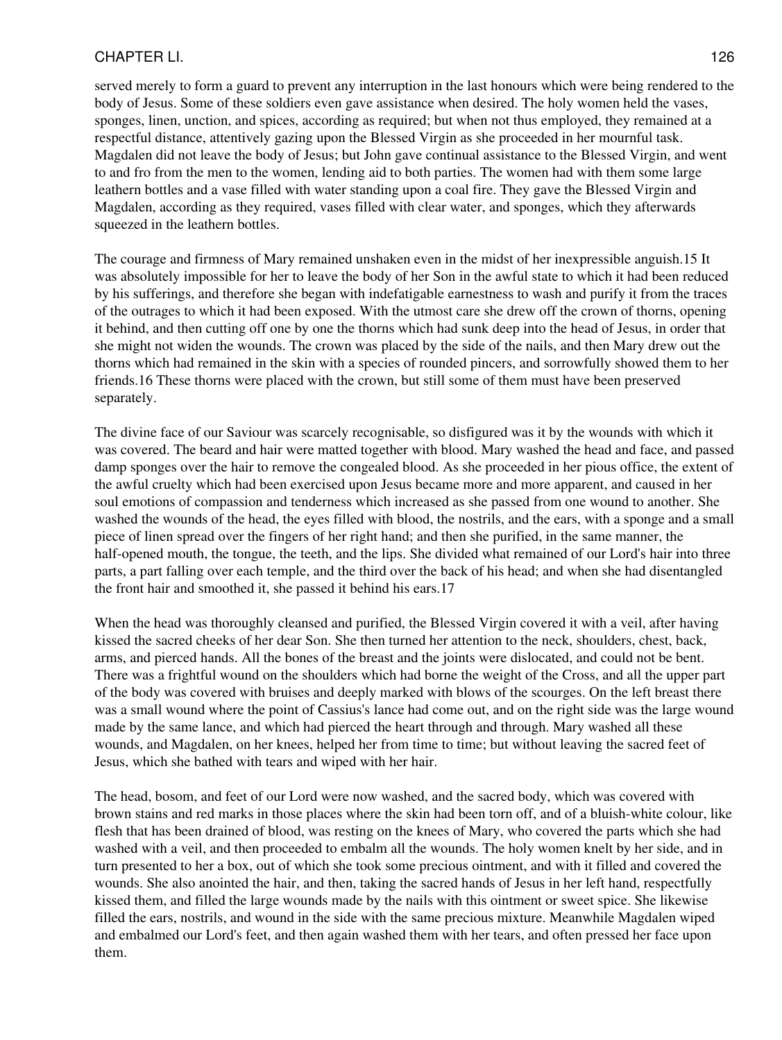served merely to form a guard to prevent any interruption in the last honours which were being rendered to the body of Jesus. Some of these soldiers even gave assistance when desired. The holy women held the vases, sponges, linen, unction, and spices, according as required; but when not thus employed, they remained at a respectful distance, attentively gazing upon the Blessed Virgin as she proceeded in her mournful task. Magdalen did not leave the body of Jesus; but John gave continual assistance to the Blessed Virgin, and went to and fro from the men to the women, lending aid to both parties. The women had with them some large leathern bottles and a vase filled with water standing upon a coal fire. They gave the Blessed Virgin and Magdalen, according as they required, vases filled with clear water, and sponges, which they afterwards squeezed in the leathern bottles.

The courage and firmness of Mary remained unshaken even in the midst of her inexpressible anguish.[15] It was absolutely impossible for her to leave the body of her Son in the awful state to which it had been reduced by his sufferings, and therefore she began with indefatigable earnestness to wash and purify it from the traces of the outrages to which it had been exposed. With the utmost care she drew off the crown of thorns, opening it behind, and then cutting off one by one the thorns which had sunk deep into the head of Jesus, in order that she might not widen the wounds. The crown was placed by the side of the nails, and then Mary drew out the thorns which had remained in the skin with a species of rounded pincers, and sorrowfully showed them to her friends.[16] These thorns were placed with the crown, but still some of them must have been preserved separately.

The divine face of our Saviour was scarcely recognisable, so disfigured was it by the wounds with which it was covered. The beard and hair were matted together with blood. Mary washed the head and face, and passed damp sponges over the hair to remove the congealed blood. As she proceeded in her pious office, the extent of the awful cruelty which had been exercised upon Jesus became more and more apparent, and caused in her soul emotions of compassion and tenderness which increased as she passed from one wound to another. She washed the wounds of the head, the eyes filled with blood, the nostrils, and the ears, with a sponge and a small piece of linen spread over the fingers of her right hand; and then she purified, in the same manner, the half-opened mouth, the tongue, the teeth, and the lips. She divided what remained of our Lord's hair into three parts, a part falling over each temple, and the third over the back of his head; and when she had disentangled the front hair and smoothed it, she passed it behind his ears.[17]

When the head was thoroughly cleansed and purified, the Blessed Virgin covered it with a veil, after having kissed the sacred cheeks of her dear Son. She then turned her attention to the neck, shoulders, chest, back, arms, and pierced hands. All the bones of the breast and the joints were dislocated, and could not be bent. There was a frightful wound on the shoulders which had borne the weight of the Cross, and all the upper part of the body was covered with bruises and deeply marked with blows of the scourges. On the left breast there was a small wound where the point of Cassius's lance had come out, and on the right side was the large wound made by the same lance, and which had pierced the heart through and through. Mary washed all these wounds, and Magdalen, on her knees, helped her from time to time; but without leaving the sacred feet of Jesus, which she bathed with tears and wiped with her hair.

The head, bosom, and feet of our Lord were now washed, and the sacred body, which was covered with brown stains and red marks in those places where the skin had been torn off, and of a bluish-white colour, like flesh that has been drained of blood, was resting on the knees of Mary, who covered the parts which she had washed with a veil, and then proceeded to embalm all the wounds. The holy women knelt by her side, and in turn presented to her a box, out of which she took some precious ointment, and with it filled and covered the wounds. She also anointed the hair, and then, taking the sacred hands of Jesus in her left hand, respectfully kissed them, and filled the large wounds made by the nails with this ointment or sweet spice. She likewise filled the ears, nostrils, and wound in the side with the same precious mixture. Meanwhile Magdalen wiped and embalmed our Lord's feet, and then again washed them with her tears, and often pressed her face upon them.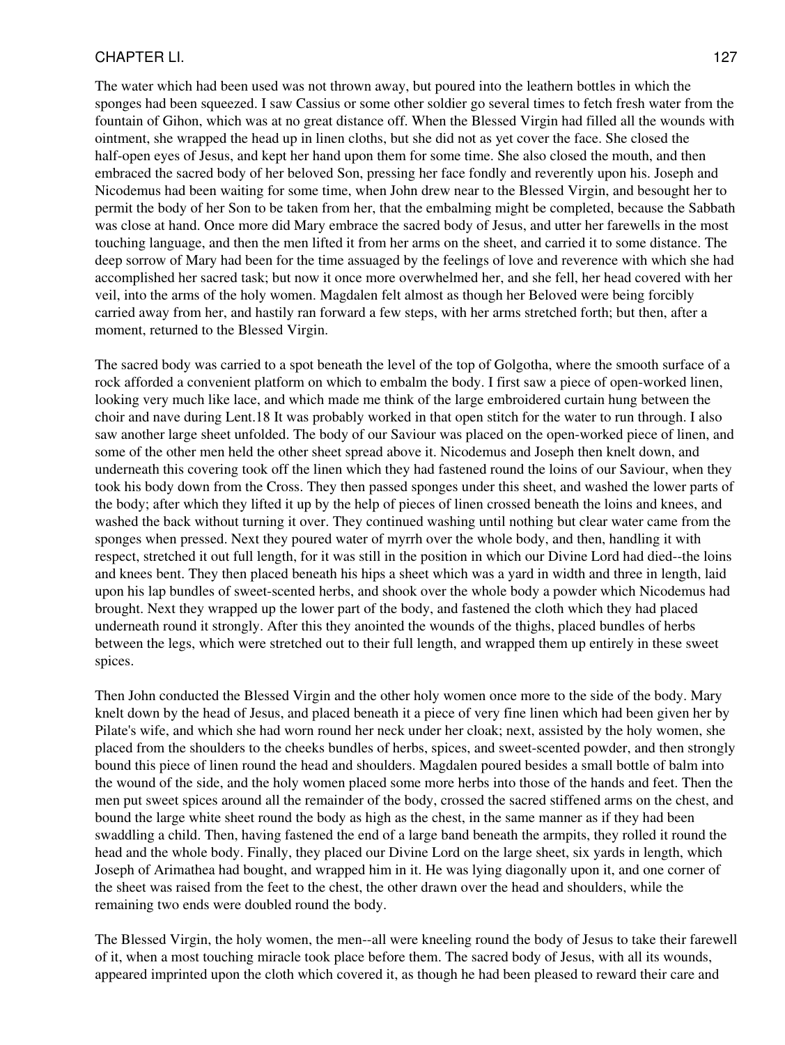The water which had been used was not thrown away, but poured into the leathern bottles in which the sponges had been squeezed. I saw Cassius or some other soldier go several times to fetch fresh water from the fountain of Gihon, which was at no great distance off. When the Blessed Virgin had filled all the wounds with ointment, she wrapped the head up in linen cloths, but she did not as yet cover the face. She closed the half-open eyes of Jesus, and kept her hand upon them for some time. She also closed the mouth, and then embraced the sacred body of her beloved Son, pressing her face fondly and reverently upon his. Joseph and Nicodemus had been waiting for some time, when John drew near to the Blessed Virgin, and besought her to permit the body of her Son to be taken from her, that the embalming might be completed, because the Sabbath was close at hand. Once more did Mary embrace the sacred body of Jesus, and utter her farewells in the most touching language, and then the men lifted it from her arms on the sheet, and carried it to some distance. The deep sorrow of Mary had been for the time assuaged by the feelings of love and reverence with which she had accomplished her sacred task; but now it once more overwhelmed her, and she fell, her head covered with her veil, into the arms of the holy women. Magdalen felt almost as though her Beloved were being forcibly carried away from her, and hastily ran forward a few steps, with her arms stretched forth; but then, after a moment, returned to the Blessed Virgin.

The sacred body was carried to a spot beneath the level of the top of Golgotha, where the smooth surface of a rock afforded a convenient platform on which to embalm the body. I first saw a piece of open-worked linen, looking very much like lace, and which made me think of the large embroidered curtain hung between the choir and nave during Lent.18 It was probably worked in that open stitch for the water to run through. I also saw another large sheet unfolded. The body of our Saviour was placed on the open-worked piece of linen, and some of the other men held the other sheet spread above it. Nicodemus and Joseph then knelt down, and underneath this covering took off the linen which they had fastened round the loins of our Saviour, when they took his body down from the Cross. They then passed sponges under this sheet, and washed the lower parts of the body; after which they lifted it up by the help of pieces of linen crossed beneath the loins and knees, and washed the back without turning it over. They continued washing until nothing but clear water came from the sponges when pressed. Next they poured water of myrrh over the whole body, and then, handling it with respect, stretched it out full length, for it was still in the position in which our Divine Lord had died--the loins and knees bent. They then placed beneath his hips a sheet which was a yard in width and three in length, laid upon his lap bundles of sweet-scented herbs, and shook over the whole body a powder which Nicodemus had brought. Next they wrapped up the lower part of the body, and fastened the cloth which they had placed underneath round it strongly. After this they anointed the wounds of the thighs, placed bundles of herbs between the legs, which were stretched out to their full length, and wrapped them up entirely in these sweet spices.

Then John conducted the Blessed Virgin and the other holy women once more to the side of the body. Mary knelt down by the head of Jesus, and placed beneath it a piece of very fine linen which had been given her by Pilate's wife, and which she had worn round her neck under her cloak; next, assisted by the holy women, she placed from the shoulders to the cheeks bundles of herbs, spices, and sweet-scented powder, and then strongly bound this piece of linen round the head and shoulders. Magdalen poured besides a small bottle of balm into the wound of the side, and the holy women placed some more herbs into those of the hands and feet. Then the men put sweet spices around all the remainder of the body, crossed the sacred stiffened arms on the chest, and bound the large white sheet round the body as high as the chest, in the same manner as if they had been swaddling a child. Then, having fastened the end of a large band beneath the armpits, they rolled it round the head and the whole body. Finally, they placed our Divine Lord on the large sheet, six yards in length, which Joseph of Arimathea had bought, and wrapped him in it. He was lying diagonally upon it, and one corner of the sheet was raised from the feet to the chest, the other drawn over the head and shoulders, while the remaining two ends were doubled round the body.

The Blessed Virgin, the holy women, the men--all were kneeling round the body of Jesus to take their farewell of it, when a most touching miracle took place before them. The sacred body of Jesus, with all its wounds, appeared imprinted upon the cloth which covered it, as though he had been pleased to reward their care and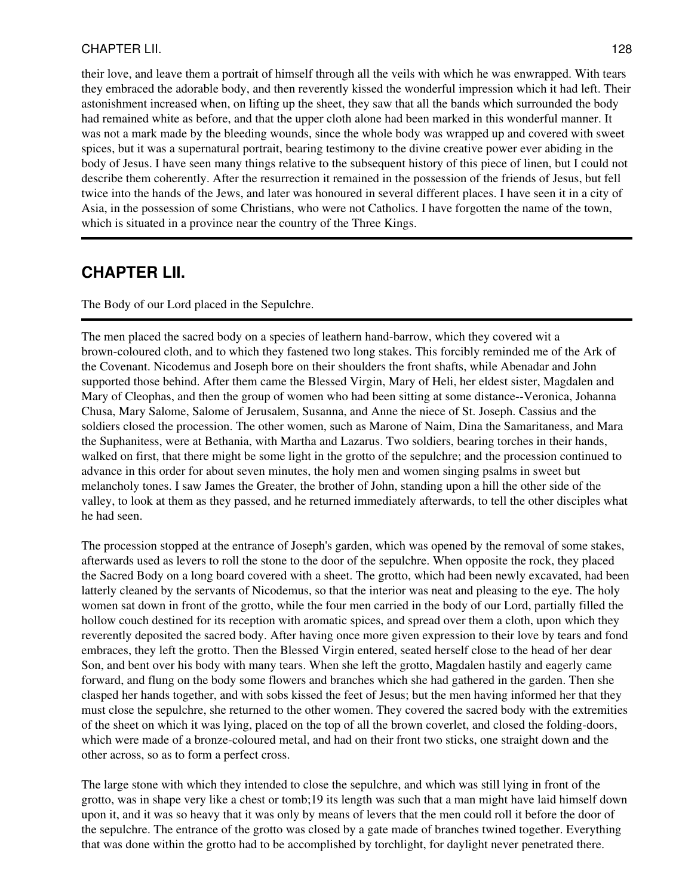their love, and leave them a portrait of himself through all the veils with which he was enwrapped. With tears they embraced the adorable body, and then reverently kissed the wonderful impression which it had left. Their astonishment increased when, on lifting up the sheet, they saw that all the bands which surrounded the body had remained white as before, and that the upper cloth alone had been marked in this wonderful manner. It was not a mark made by the bleeding wounds, since the whole body was wrapped up and covered with sweet spices, but it was a supernatural portrait, bearing testimony to the divine creative power ever abiding in the body of Jesus. I have seen many things relative to the subsequent history of this piece of linen, but I could not describe them coherently. After the resurrection it remained in the possession of the friends of Jesus, but fell twice into the hands of the Jews, and later was honoured in several different places. I have seen it in a city of Asia, in the possession of some Christians, who were not Catholics. I have forgotten the name of the town, which is situated in a province near the country of the Three Kings.

## CHAPTER LII.

The Body of our Lord placed in the Sepulchre.

The men placed the sacred body on a species of leathern hand-barrow, which they covered wit a brown-coloured cloth, and to which they fastened two long stakes. This forcibly reminded me of the Ark of the Covenant. Nicodemus and Joseph bore on their shoulders the front shafts, while Abenadar and John supported those behind. After them came the Blessed Virgin, Mary of Heli, her eldest sister, Magdalen and Mary of Cleophas, and then the group of women who had been sitting at some distance--Veronica, Johanna Chusa, Mary Salome, Salome of Jerusalem, Susanna, and Anne the niece of St. Joseph. Cassius and the soldiers closed the procession. The other women, such as Marone of Naim, Dina the Samaritaness, and Mara the Suphanitess, were at Bethania, with Martha and Lazarus. Two soldiers, bearing torches in their hands, walked on first, that there might be some light in the grotto of the sepulchre; and the procession continued to advance in this order for about seven minutes, the holy men and women singing psalms in sweet but melancholy tones. I saw James the Greater, the brother of John, standing upon a hill the other side of the valley, to look at them as they passed, and he returned immediately afterwards, to tell the other disciples what he had seen.

The procession stopped at the entrance of Joseph's garden, which was opened by the removal of some stakes, afterwards used as levers to roll the stone to the door of the sepulchre. When opposite the rock, they placed the Sacred Body on a long board covered with a sheet. The grotto, which had been newly excavated, had been latterly cleaned by the servants of Nicodemus, so that the interior was neat and pleasing to the eye. The holy women sat down in front of the grotto, while the four men carried in the body of our Lord, partially filled the hollow couch destined for its reception with aromatic spices, and spread over them a cloth, upon which they reverently deposited the sacred body. After having once more given expression to their love by tears and fond embraces, they left the grotto. Then the Blessed Virgin entered, seated herself close to the head of her dear Son, and bent over his body with many tears. When she left the grotto, Magdalen hastily and eagerly came forward, and flung on the body some flowers and branches which she had gathered in the garden. Then she clasped her hands together, and with sobs kissed the feet of Jesus; but the men having informed her that they must close the sepulchre, she returned to the other women. They covered the sacred body with the extremities of the sheet on which it was lying, placed on the top of all the brown coverlet, and closed the folding-doors, which were made of a bronze-coloured metal, and had on their front two sticks, one straight down and the other across, so as to form a perfect cross.

The large stone with which they intended to close the sepulchre, and which was still lying in front of the grotto, was in shape very like a chest or tomb;19 its length was such that a man might have laid himself down upon it, and it was so heavy that it was only by means of levers that the men could roll it before the door of the sepulchre. The entrance of the grotto was closed by a gate made of branches twined together. Everything that was done within the grotto had to be accomplished by torchlight, for daylight never penetrated there.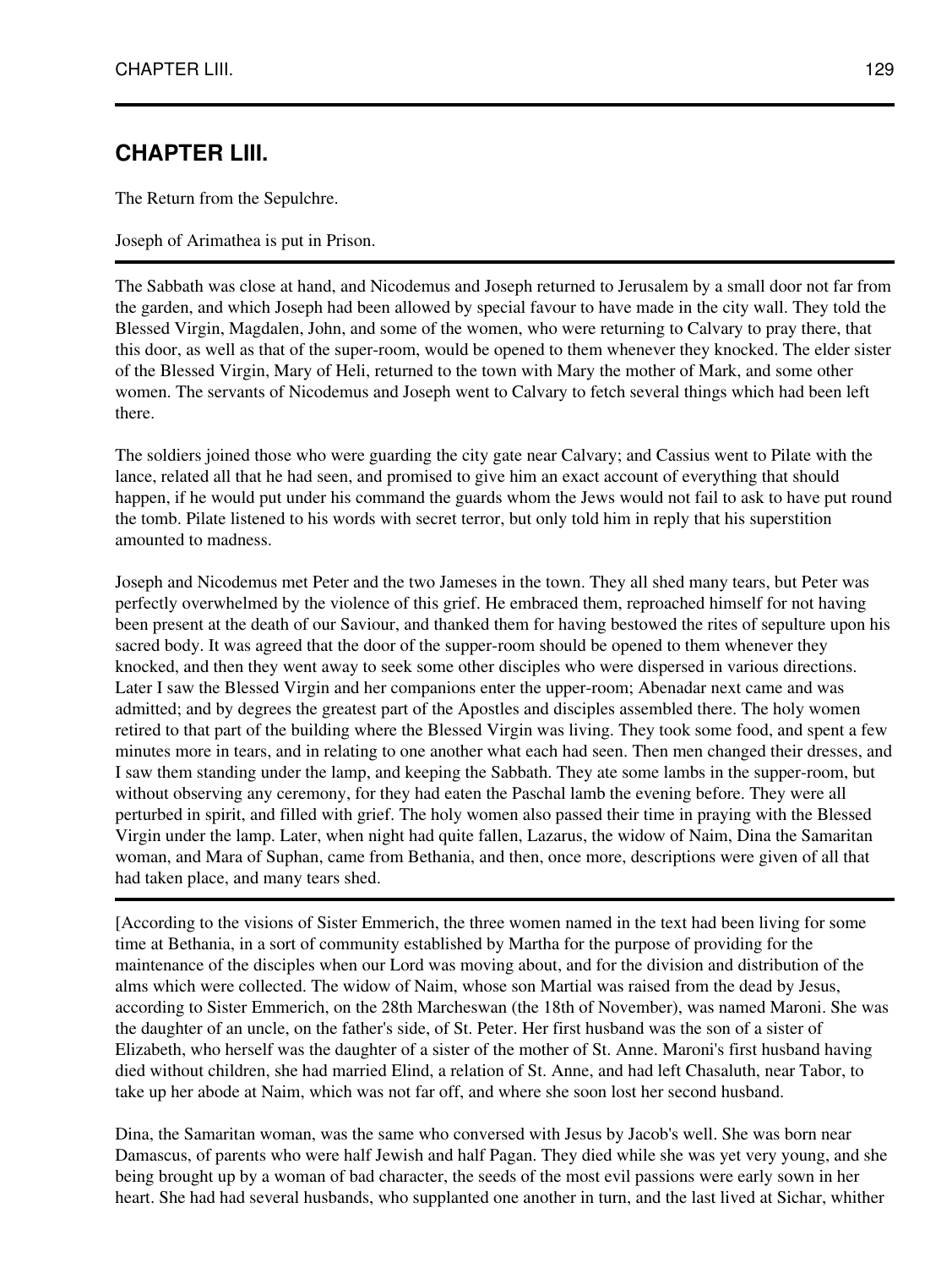## CHAPTER LIII.

The Return from the Sepulchre.

Joseph of Arimathea is put in Prison.

The Sabbath was close at hand, and Nicodemus and Joseph returned to Jerusalem by a small door not far from the garden, and which Joseph had been allowed by special favour to have made in the city wall. They told the Blessed Virgin, Magdalen, John, and some of the women, who were returning to Calvary to pray there, that this door, as well as that of the super-room, would be opened to them whenever they knocked. The elder sister of the Blessed Virgin, Mary of Heli, returned to the town with Mary the mother of Mark, and some other women. The servants of Nicodemus and Joseph went to Calvary to fetch several things which had been left there.

The soldiers joined those who were guarding the city gate near Calvary; and Cassius went to Pilate with the lance, related all that he had seen, and promised to give him an exact account of everything that should happen, if he would put under his command the guards whom the Jews would not fail to ask to have put round the tomb. Pilate listened to his words with secret terror, but only told him in reply that his superstition amounted to madness.

Joseph and Nicodemus met Peter and the two Jameses in the town. They all shed many tears, but Peter was perfectly overwhelmed by the violence of this grief. He embraced them, reproached himself for not having been present at the death of our Saviour, and thanked them for having bestowed the rites of sepulture upon his sacred body. It was agreed that the door of the supper-room should be opened to them whenever they knocked, and then they went away to seek some other disciples who were dispersed in various directions. Later I saw the Blessed Virgin and her companions enter the upper-room; Abenadar next came and was admitted; and by degrees the greatest part of the Apostles and disciples assembled there. The holy women retired to that part of the building where the Blessed Virgin was living. They took some food, and spent a few minutes more in tears, and in relating to one another what each had seen. Then men changed their dresses, and I saw them standing under the lamp, and keeping the Sabbath. They ate some lambs in the supper-room, but without observing any ceremony, for they had eaten the Paschal lamb the evening before. They were all perturbed in spirit, and filled with grief. The holy women also passed their time in praying with the Blessed Virgin under the lamp. Later, when night had quite fallen, Lazarus, the widow of Naim, Dina the Samaritan woman, and Mara of Suphan, came from Bethania, and then, once more, descriptions were given of all that had taken place, and many tears shed.

---

[According to the visions of Sister Emmerich, the three women named in the text had been living for some time at Bethania, in a sort of community established by Martha for the purpose of providing for the maintenance of the disciples when our Lord was moving about, and for the division and distribution of the alms which were collected. The widow of Naim, whose son Martial was raised from the dead by Jesus, according to Sister Emmerich, on the 28th Marcheswan (the 18th of November), was named Maroni. She was the daughter of an uncle, on the father's side, of St. Peter. Her first husband was the son of a sister of Elizabeth, who herself was the daughter of a sister of the mother of St. Anne. Maroni's first husband having died without children, she had married Elind, a relation of St. Anne, and had left Chasaluth, near Tabor, to take up her abode at Naim, which was not far off, and where she soon lost her second husband.

Dina, the Samaritan woman, was the same who conversed with Jesus by Jacob's well. She was born near Damascus, of parents who were half Jewish and half Pagan. They died while she was yet very young, and she being brought up by a woman of bad character, the seeds of the most evil passions were early sown in her heart. She had had several husbands, who supplanted one another in turn, and the last lived at Sichar, whither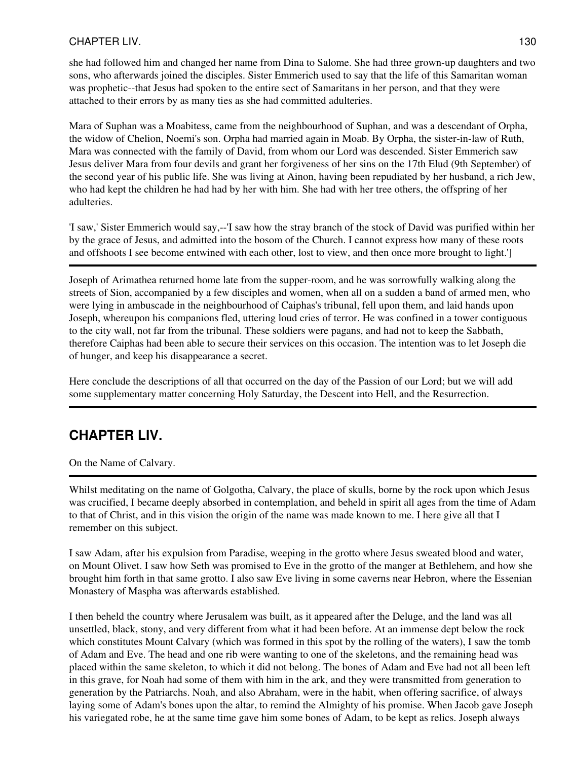she had followed him and changed her name from Dina to Salome. She had three grown-up daughters and two sons, who afterwards joined the disciples. Sister Emmerich used to say that the life of this Samaritan woman was prophetic--that Jesus had spoken to the entire sect of Samaritans in her person, and that they were attached to their errors by as many ties as she had committed adulteries.

Mara of Suphan was a Moabitess, came from the neighbourhood of Suphan, and was a descendant of Orpha, the widow of Chelion, Noemi's son. Orpha had married again in Moab. By Orpha, the sister-in-law of Ruth, Mara was connected with the family of David, from whom our Lord was descended. Sister Emmerich saw Jesus deliver Mara from four devils and grant her forgiveness of her sins on the 17th Elud (9th September) of the second year of his public life. She was living at Ainon, having been repudiated by her husband, a rich Jew, who had kept the children he had had by her with him. She had with her tree others, the offspring of her adulteries.

'I saw,' Sister Emmerich would say,--'I saw how the stray branch of the stock of David was purified within her by the grace of Jesus, and admitted into the bosom of the Church. I cannot express how many of these roots and offshoots I see become entwined with each other, lost to view, and then once more brought to light.']

---

Joseph of Arimathea returned home late from the supper-room, and he was sorrowfully walking along the streets of Sion, accompanied by a few disciples and women, when all on a sudden a band of armed men, who were lying in ambuscade in the neighbourhood of Caiphas's tribunal, fell upon them, and laid hands upon Joseph, whereupon his companions fled, uttering loud cries of terror. He was confined in a tower contiguous to the city wall, not far from the tribunal. These soldiers were pagans, and had not to keep the Sabbath, therefore Caiphas had been able to secure their services on this occasion. The intention was to let Joseph die of hunger, and keep his disappearance a secret.

Here conclude the descriptions of all that occurred on the day of the Passion of our Lord; but we will add some supplementary matter concerning Holy Saturday, the Descent into Hell, and the Resurrection.

---

## CHAPTER LIV.

On the Name of Calvary.

---

Whilst meditating on the name of Golgotha, Calvary, the place of skulls, borne by the rock upon which Jesus was crucified, I became deeply absorbed in contemplation, and beheld in spirit all ages from the time of Adam to that of Christ, and in this vision the origin of the name was made known to me. I here give all that I remember on this subject.

I saw Adam, after his expulsion from Paradise, weeping in the grotto where Jesus sweated blood and water, on Mount Olivet. I saw how Seth was promised to Eve in the grotto of the manger at Bethlehem, and how she brought him forth in that same grotto. I also saw Eve living in some caverns near Hebron, where the Essenian Monastery of Maspha was afterwards established.

I then beheld the country where Jerusalem was built, as it appeared after the Deluge, and the land was all unsettled, black, stony, and very different from what it had been before. At an immense dept below the rock which constitutes Mount Calvary (which was formed in this spot by the rolling of the waters), I saw the tomb of Adam and Eve. The head and one rib were wanting to one of the skeletons, and the remaining head was placed within the same skeleton, to which it did not belong. The bones of Adam and Eve had not all been left in this grave, for Noah had some of them with him in the ark, and they were transmitted from generation to generation by the Patriarchs. Noah, and also Abraham, were in the habit, when offering sacrifice, of always laying some of Adam's bones upon the altar, to remind the Almighty of his promise. When Jacob gave Joseph his variegated robe, he at the same time gave him some bones of Adam, to be kept as relics. Joseph always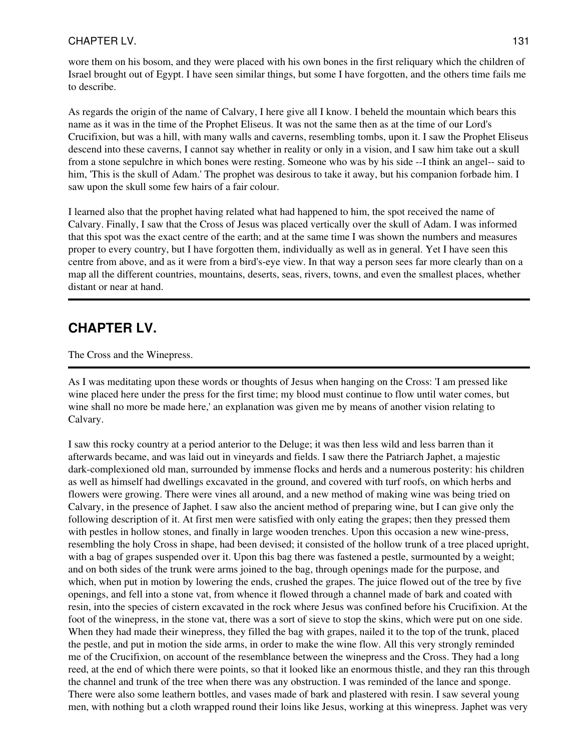wore them on his bosom, and they were placed with his own bones in the first reliquary which the children of Israel brought out of Egypt. I have seen similar things, but some I have forgotten, and the others time fails me to describe.

As regards the origin of the name of Calvary, I here give all I know. I beheld the mountain which bears this name as it was in the time of the Prophet Eliseus. It was not the same then as at the time of our Lord's Crucifixion, but was a hill, with many walls and caverns, resembling tombs, upon it. I saw the Prophet Eliseus descend into these caverns, I cannot say whether in reality or only in a vision, and I saw him take out a skull from a stone sepulchre in which bones were resting. Someone who was by his side --I think an angel-- said to him, 'This is the skull of Adam.' The prophet was desirous to take it away, but his companion forbade him. I saw upon the skull some few hairs of a fair colour.

I learned also that the prophet having related what had happened to him, the spot received the name of Calvary. Finally, I saw that the Cross of Jesus was placed vertically over the skull of Adam. I was informed that this spot was the exact centre of the earth; and at the same time I was shown the numbers and measures proper to every country, but I have forgotten them, individually as well as in general. Yet I have seen this centre from above, and as it were from a bird's-eye view. In that way a person sees far more clearly than on a map all the different countries, mountains, deserts, seas, rivers, towns, and even the smallest places, whether distant or near at hand.

## CHAPTER LV.

The Cross and the Winepress.

As I was meditating upon these words or thoughts of Jesus when hanging on the Cross: 'I am pressed like wine placed here under the press for the first time; my blood must continue to flow until water comes, but wine shall no more be made here,' an explanation was given me by means of another vision relating to Calvary.

I saw this rocky country at a period anterior to the Deluge; it was then less wild and less barren than it afterwards became, and was laid out in vineyards and fields. I saw there the Patriarch Japhet, a majestic dark-complexioned old man, surrounded by immense flocks and herds and a numerous posterity: his children as well as himself had dwellings excavated in the ground, and covered with turf roofs, on which herbs and flowers were growing. There were vines all around, and a new method of making wine was being tried on Calvary, in the presence of Japhet. I saw also the ancient method of preparing wine, but I can give only the following description of it. At first men were satisfied with only eating the grapes; then they pressed them with pestles in hollow stones, and finally in large wooden trenches. Upon this occasion a new wine-press, resembling the holy Cross in shape, had been devised; it consisted of the hollow trunk of a tree placed upright, with a bag of grapes suspended over it. Upon this bag there was fastened a pestle, surmounted by a weight; and on both sides of the trunk were arms joined to the bag, through openings made for the purpose, and which, when put in motion by lowering the ends, crushed the grapes. The juice flowed out of the tree by five openings, and fell into a stone vat, from whence it flowed through a channel made of bark and coated with resin, into the species of cistern excavated in the rock where Jesus was confined before his Crucifixion. At the foot of the winepress, in the stone vat, there was a sort of sieve to stop the skins, which were put on one side. When they had made their winepress, they filled the bag with grapes, nailed it to the top of the trunk, placed the pestle, and put in motion the side arms, in order to make the wine flow. All this very strongly reminded me of the Crucifixion, on account of the resemblance between the winepress and the Cross. They had a long reed, at the end of which there were points, so that it looked like an enormous thistle, and they ran this through the channel and trunk of the tree when there was any obstruction. I was reminded of the lance and sponge. There were also some leathern bottles, and vases made of bark and plastered with resin. I saw several young men, with nothing but a cloth wrapped round their loins like Jesus, working at this winepress. Japhet was very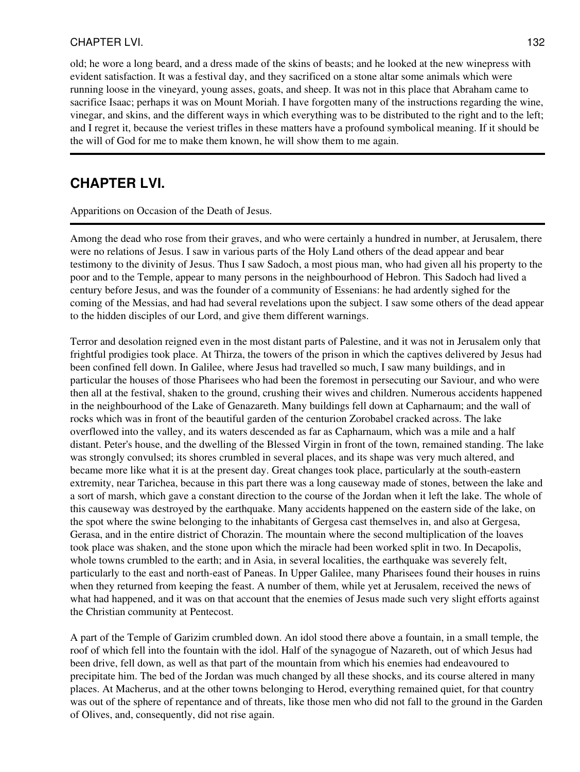old; he wore a long beard, and a dress made of the skins of beasts; and he looked at the new winepress with evident satisfaction. It was a festival day, and they sacrificed on a stone altar some animals which were running loose in the vineyard, young asses, goats, and sheep. It was not in this place that Abraham came to sacrifice Isaac; perhaps it was on Mount Moriah. I have forgotten many of the instructions regarding the wine, vinegar, and skins, and the different ways in which everything was to be distributed to the right and to the left; and I regret it, because the veriest trifles in these matters have a profound symbolical meaning. If it should be the will of God for me to make them known, he will show them to me again.

---

## CHAPTER LVI.

Apparitions on Occasion of the Death of Jesus.

---

Among the dead who rose from their graves, and who were certainly a hundred in number, at Jerusalem, there were no relations of Jesus. I saw in various parts of the Holy Land others of the dead appear and bear testimony to the divinity of Jesus. Thus I saw Sadoch, a most pious man, who had given all his property to the poor and to the Temple, appear to many persons in the neighbourhood of Hebron. This Sadoch had lived a century before Jesus, and was the founder of a community of Essenians: he had ardently sighed for the coming of the Messias, and had had several revelations upon the subject. I saw some others of the dead appear to the hidden disciples of our Lord, and give them different warnings.

Terror and desolation reigned even in the most distant parts of Palestine, and it was not in Jerusalem only that frightful prodigies took place. At Thirza, the towers of the prison in which the captives delivered by Jesus had been confined fell down. In Galilee, where Jesus had travelled so much, I saw many buildings, and in particular the houses of those Pharisees who had been the foremost in persecuting our Saviour, and who were then all at the festival, shaken to the ground, crushing their wives and children. Numerous accidents happened in the neighbourhood of the Lake of Genazareth. Many buildings fell down at Capharnaum; and the wall of rocks which was in front of the beautiful garden of the centurion Zorobabel cracked across. The lake overflowed into the valley, and its waters descended as far as Capharnaum, which was a mile and a half distant. Peter's house, and the dwelling of the Blessed Virgin in front of the town, remained standing. The lake was strongly convulsed; its shores crumbled in several places, and its shape was very much altered, and became more like what it is at the present day. Great changes took place, particularly at the south-eastern extremity, near Tarichea, because in this part there was a long causeway made of stones, between the lake and a sort of marsh, which gave a constant direction to the course of the Jordan when it left the lake. The whole of this causeway was destroyed by the earthquake. Many accidents happened on the eastern side of the lake, on the spot where the swine belonging to the inhabitants of Gergesa cast themselves in, and also at Gergesa, Gerasa, and in the entire district of Chorazin. The mountain where the second multiplication of the loaves took place was shaken, and the stone upon which the miracle had been worked split in two. In Decapolis, whole towns crumbled to the earth; and in Asia, in several localities, the earthquake was severely felt, particularly to the east and north-east of Paneas. In Upper Galilee, many Pharisees found their houses in ruins when they returned from keeping the feast. A number of them, while yet at Jerusalem, received the news of what had happened, and it was on that account that the enemies of Jesus made such very slight efforts against the Christian community at Pentecost.

A part of the Temple of Garizim crumbled down. An idol stood there above a fountain, in a small temple, the roof of which fell into the fountain with the idol. Half of the synagogue of Nazareth, out of which Jesus had been drive, fell down, as well as that part of the mountain from which his enemies had endeavoured to precipitate him. The bed of the Jordan was much changed by all these shocks, and its course altered in many places. At Macherus, and at the other towns belonging to Herod, everything remained quiet, for that country was out of the sphere of repentance and of threats, like those men who did not fall to the ground in the Garden of Olives, and, consequently, did not rise again.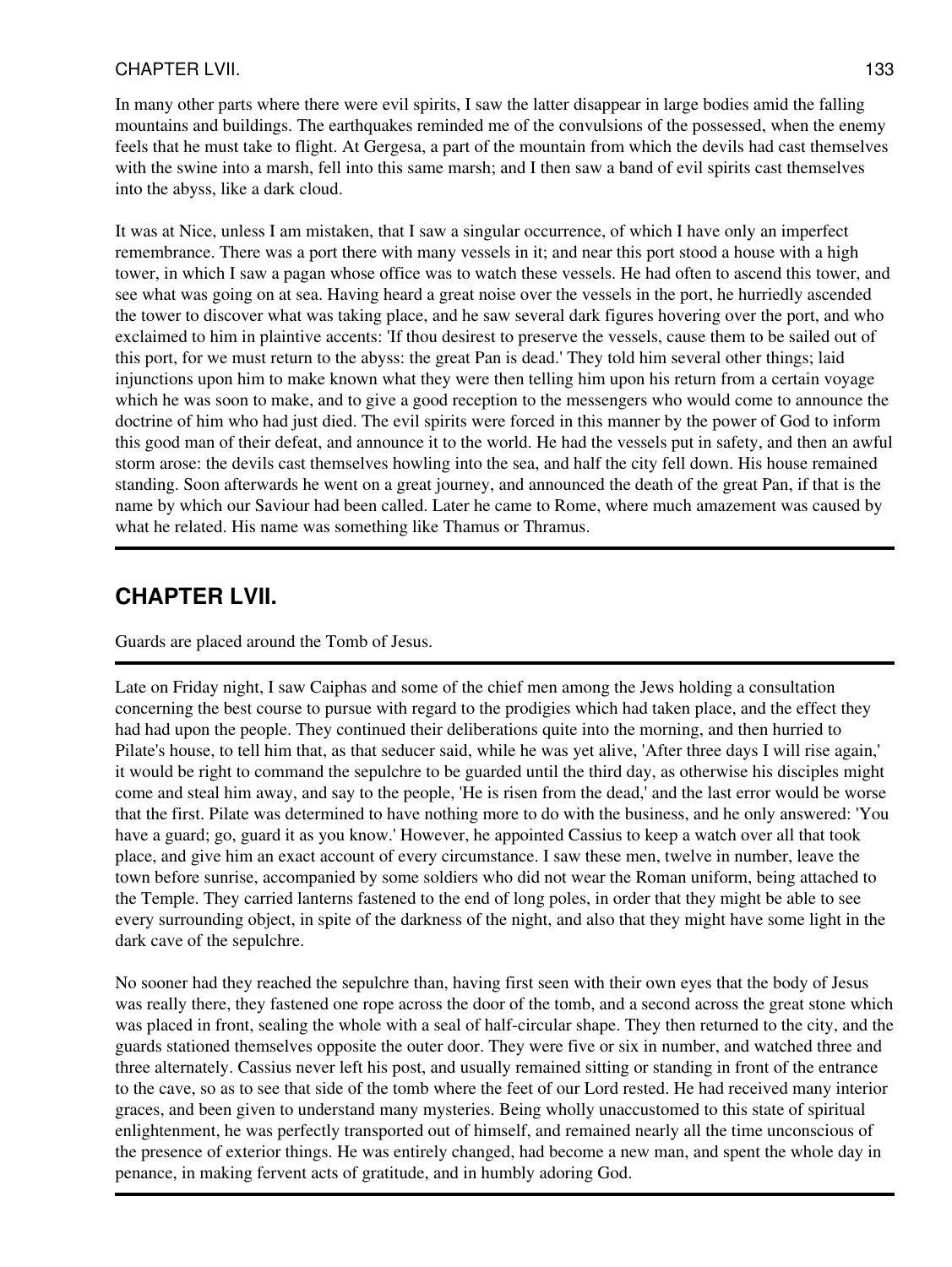In many other parts where there were evil spirits, I saw the latter disappear in large bodies amid the falling mountains and buildings. The earthquakes reminded me of the convulsions of the possessed, when the enemy feels that he must take to flight. At Gergesa, a part of the mountain from which the devils had cast themselves with the swine into a marsh, fell into this same marsh; and I then saw a band of evil spirits cast themselves into the abyss, like a dark cloud.

It was at Nice, unless I am mistaken, that I saw a singular occurrence, of which I have only an imperfect remembrance. There was a port there with many vessels in it; and near this port stood a house with a high tower, in which I saw a pagan whose office was to watch these vessels. He had often to ascend this tower, and see what was going on at sea. Having heard a great noise over the vessels in the port, he hurriedly ascended the tower to discover what was taking place, and he saw several dark figures hovering over the port, and who exclaimed to him in plaintive accents: 'If thou desirest to preserve the vessels, cause them to be sailed out of this port, for we must return to the abyss: the great Pan is dead.' They told him several other things; laid injunctions upon him to make known what they were then telling him upon his return from a certain voyage which he was soon to make, and to give a good reception to the messengers who would come to announce the doctrine of him who had just died. The evil spirits were forced in this manner by the power of God to inform this good man of their defeat, and announce it to the world. He had the vessels put in safety, and then an awful storm arose: the devils cast themselves howling into the sea, and half the city fell down. His house remained standing. Soon afterwards he went on a great journey, and announced the death of the great Pan, if that is the name by which our Saviour had been called. Later he came to Rome, where much amazement was caused by what he related. His name was something like Thamus or Thramus.

## CHAPTER LVII.

Guards are placed around the Tomb of Jesus.

Late on Friday night, I saw Caiphas and some of the chief men among the Jews holding a consultation concerning the best course to pursue with regard to the prodigies which had taken place, and the effect they had had upon the people. They continued their deliberations quite into the morning, and then hurried to Pilate's house, to tell him that, as that seducer said, while he was yet alive, 'After three days I will rise again,' it would be right to command the sepulchre to be guarded until the third day, as otherwise his disciples might come and steal him away, and say to the people, 'He is risen from the dead,' and the last error would be worse that the first. Pilate was determined to have nothing more to do with the business, and he only answered: 'You have a guard; go, guard it as you know.' However, he appointed Cassius to keep a watch over all that took place, and give him an exact account of every circumstance. I saw these men, twelve in number, leave the town before sunrise, accompanied by some soldiers who did not wear the Roman uniform, being attached to the Temple. They carried lanterns fastened to the end of long poles, in order that they might be able to see every surrounding object, in spite of the darkness of the night, and also that they might have some light in the dark cave of the sepulchre.

No sooner had they reached the sepulchre than, having first seen with their own eyes that the body of Jesus was really there, they fastened one rope across the door of the tomb, and a second across the great stone which was placed in front, sealing the whole with a seal of half-circular shape. They then returned to the city, and the guards stationed themselves opposite the outer door. They were five or six in number, and watched three and three alternately. Cassius never left his post, and usually remained sitting or standing in front of the entrance to the cave, so as to see that side of the tomb where the feet of our Lord rested. He had received many interior graces, and been given to understand many mysteries. Being wholly unaccustomed to this state of spiritual enlightenment, he was perfectly transported out of himself, and remained nearly all the time unconscious of the presence of exterior things. He was entirely changed, had become a new man, and spent the whole day in penance, in making fervent acts of gratitude, and in humbly adoring God.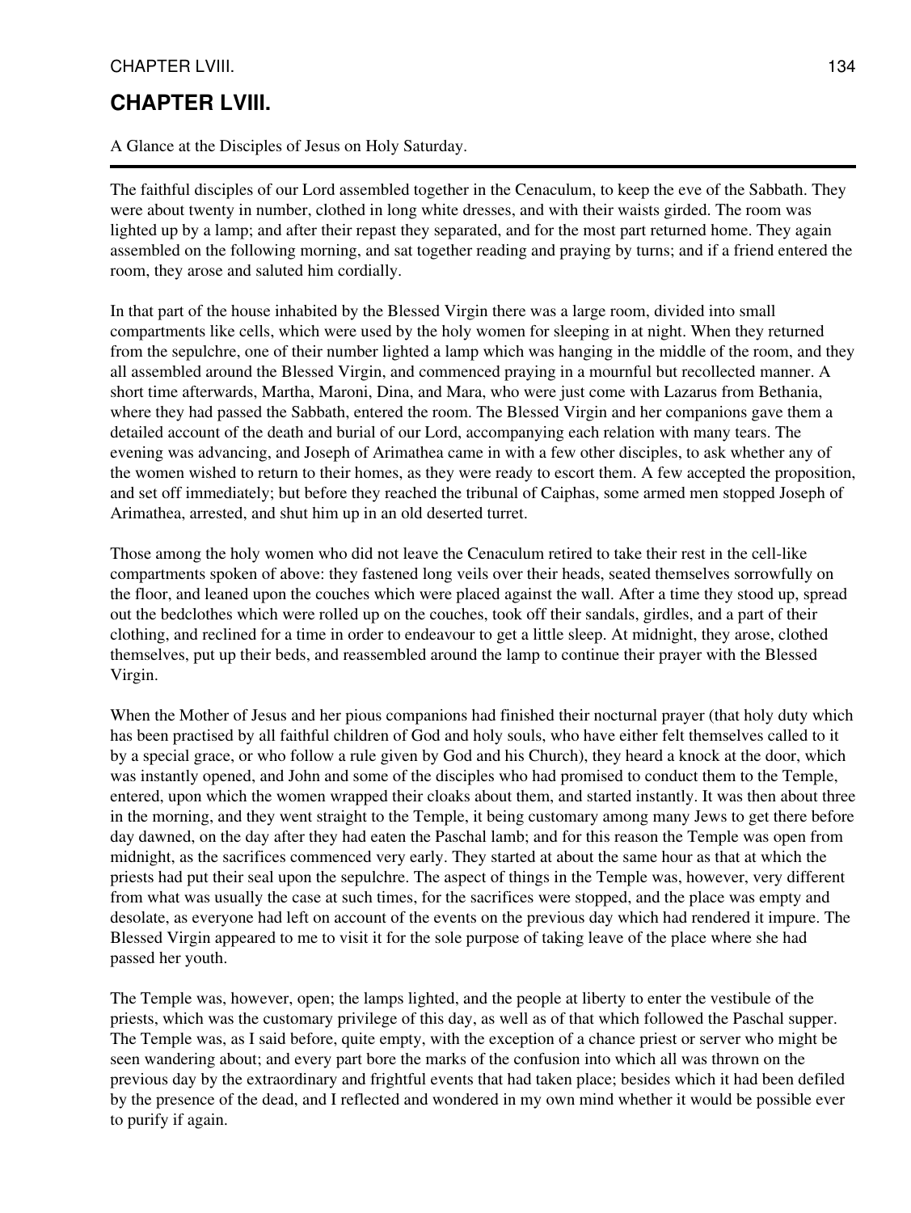# CHAPTER LVIII.

A Glance at the Disciples of Jesus on Holy Saturday.

---

The faithful disciples of our Lord assembled together in the Cenaculum, to keep the eve of the Sabbath. They were about twenty in number, clothed in long white dresses, and with their waists girded. The room was lighted up by a lamp; and after their repast they separated, and for the most part returned home. They again assembled on the following morning, and sat together reading and praying by turns; and if a friend entered the room, they arose and saluted him cordially.

In that part of the house inhabited by the Blessed Virgin there was a large room, divided into small compartments like cells, which were used by the holy women for sleeping in at night. When they returned from the sepulchre, one of their number lighted a lamp which was hanging in the middle of the room, and they all assembled around the Blessed Virgin, and commenced praying in a mournful but recollected manner. A short time afterwards, Martha, Maroni, Dina, and Mara, who were just come with Lazarus from Bethania, where they had passed the Sabbath, entered the room. The Blessed Virgin and her companions gave them a detailed account of the death and burial of our Lord, accompanying each relation with many tears. The evening was advancing, and Joseph of Arimathea came in with a few other disciples, to ask whether any of the women wished to return to their homes, as they were ready to escort them. A few accepted the proposition, and set off immediately; but before they reached the tribunal of Caiphas, some armed men stopped Joseph of Arimathea, arrested, and shut him up in an old deserted turret.

Those among the holy women who did not leave the Cenaculum retired to take their rest in the cell-like compartments spoken of above: they fastened long veils over their heads, seated themselves sorrowfully on the floor, and leaned upon the couches which were placed against the wall. After a time they stood up, spread out the bedclothes which were rolled up on the couches, took off their sandals, girdles, and a part of their clothing, and reclined for a time in order to endeavour to get a little sleep. At midnight, they arose, clothed themselves, put up their beds, and reassembled around the lamp to continue their prayer with the Blessed Virgin.

When the Mother of Jesus and her pious companions had finished their nocturnal prayer (that holy duty which has been practised by all faithful children of God and holy souls, who have either felt themselves called to it by a special grace, or who follow a rule given by God and his Church), they heard a knock at the door, which was instantly opened, and John and some of the disciples who had promised to conduct them to the Temple, entered, upon which the women wrapped their cloaks about them, and started instantly. It was then about three in the morning, and they went straight to the Temple, it being customary among many Jews to get there before day dawned, on the day after they had eaten the Paschal lamb; and for this reason the Temple was open from midnight, as the sacrifices commenced very early. They started at about the same hour as that at which the priests had put their seal upon the sepulchre. The aspect of things in the Temple was, however, very different from what was usually the case at such times, for the sacrifices were stopped, and the place was empty and desolate, as everyone had left on account of the events on the previous day which had rendered it impure. The Blessed Virgin appeared to me to visit it for the sole purpose of taking leave of the place where she had passed her youth.

The Temple was, however, open; the lamps lighted, and the people at liberty to enter the vestibule of the priests, which was the customary privilege of this day, as well as of that which followed the Paschal supper. The Temple was, as I said before, quite empty, with the exception of a chance priest or server who might be seen wandering about; and every part bore the marks of the confusion into which all was thrown on the previous day by the extraordinary and frightful events that had taken place; besides which it had been defiled by the presence of the dead, and I reflected and wondered in my own mind whether it would be possible ever to purify if again.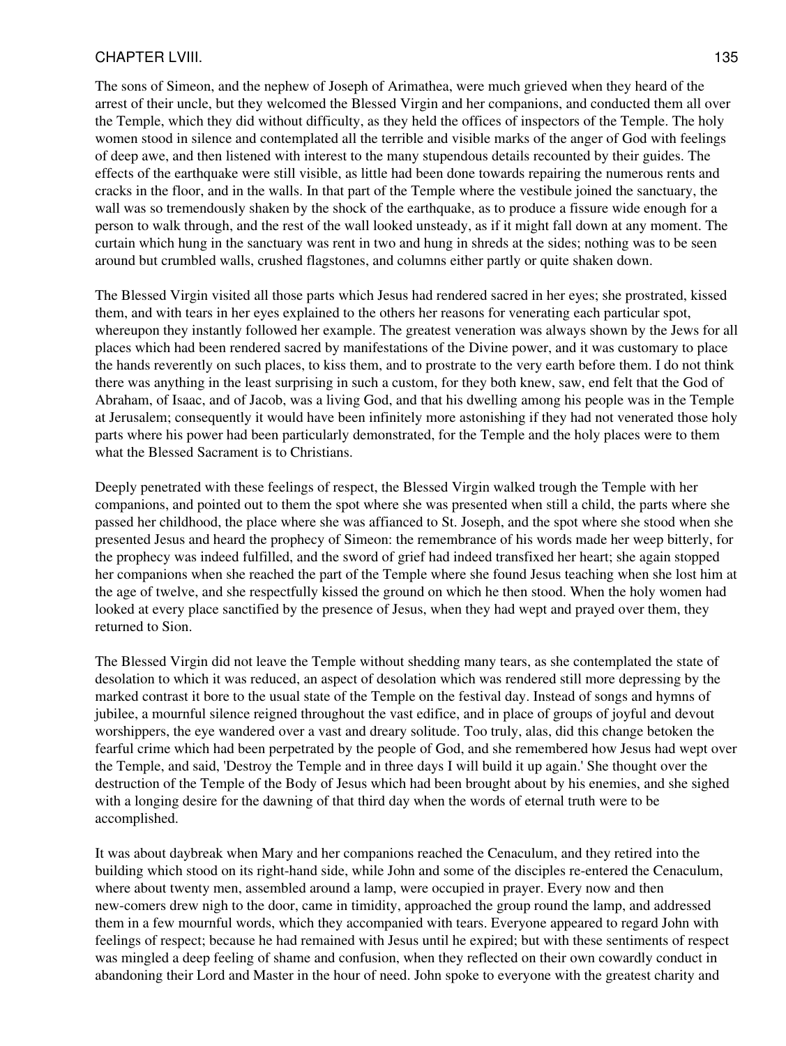The sons of Simeon, and the nephew of Joseph of Arimathea, were much grieved when they heard of the arrest of their uncle, but they welcomed the Blessed Virgin and her companions, and conducted them all over the Temple, which they did without difficulty, as they held the offices of inspectors of the Temple. The holy women stood in silence and contemplated all the terrible and visible marks of the anger of God with feelings of deep awe, and then listened with interest to the many stupendous details recounted by their guides. The effects of the earthquake were still visible, as little had been done towards repairing the numerous rents and cracks in the floor, and in the walls. In that part of the Temple where the vestibule joined the sanctuary, the wall was so tremendously shaken by the shock of the earthquake, as to produce a fissure wide enough for a person to walk through, and the rest of the wall looked unsteady, as if it might fall down at any moment. The curtain which hung in the sanctuary was rent in two and hung in shreds at the sides; nothing was to be seen around but crumbled walls, crushed flagstones, and columns either partly or quite shaken down.

The Blessed Virgin visited all those parts which Jesus had rendered sacred in her eyes; she prostrated, kissed them, and with tears in her eyes explained to the others her reasons for venerating each particular spot, whereupon they instantly followed her example. The greatest veneration was always shown by the Jews for all places which had been rendered sacred by manifestations of the Divine power, and it was customary to place the hands reverently on such places, to kiss them, and to prostrate to the very earth before them. I do not think there was anything in the least surprising in such a custom, for they both knew, saw, end felt that the God of Abraham, of Isaac, and of Jacob, was a living God, and that his dwelling among his people was in the Temple at Jerusalem; consequently it would have been infinitely more astonishing if they had not venerated those holy parts where his power had been particularly demonstrated, for the Temple and the holy places were to them what the Blessed Sacrament is to Christians.

Deeply penetrated with these feelings of respect, the Blessed Virgin walked trough the Temple with her companions, and pointed out to them the spot where she was presented when still a child, the parts where she passed her childhood, the place where she was affianced to St. Joseph, and the spot where she stood when she presented Jesus and heard the prophecy of Simeon: the remembrance of his words made her weep bitterly, for the prophecy was indeed fulfilled, and the sword of grief had indeed transfixed her heart; she again stopped her companions when she reached the part of the Temple where she found Jesus teaching when she lost him at the age of twelve, and she respectfully kissed the ground on which he then stood. When the holy women had looked at every place sanctified by the presence of Jesus, when they had wept and prayed over them, they returned to Sion.

The Blessed Virgin did not leave the Temple without shedding many tears, as she contemplated the state of desolation to which it was reduced, an aspect of desolation which was rendered still more depressing by the marked contrast it bore to the usual state of the Temple on the festival day. Instead of songs and hymns of jubilee, a mournful silence reigned throughout the vast edifice, and in place of groups of joyful and devout worshippers, the eye wandered over a vast and dreary solitude. Too truly, alas, did this change betoken the fearful crime which had been perpetrated by the people of God, and she remembered how Jesus had wept over the Temple, and said, 'Destroy the Temple and in three days I will build it up again.' She thought over the destruction of the Temple of the Body of Jesus which had been brought about by his enemies, and she sighed with a longing desire for the dawning of that third day when the words of eternal truth were to be accomplished.

It was about daybreak when Mary and her companions reached the Cenaculum, and they retired into the building which stood on its right-hand side, while John and some of the disciples re-entered the Cenaculum, where about twenty men, assembled around a lamp, were occupied in prayer. Every now and then new-comers drew nigh to the door, came in timidity, approached the group round the lamp, and addressed them in a few mournful words, which they accompanied with tears. Everyone appeared to regard John with feelings of respect; because he had remained with Jesus until he expired; but with these sentiments of respect was mingled a deep feeling of shame and confusion, when they reflected on their own cowardly conduct in abandoning their Lord and Master in the hour of need. John spoke to everyone with the greatest charity and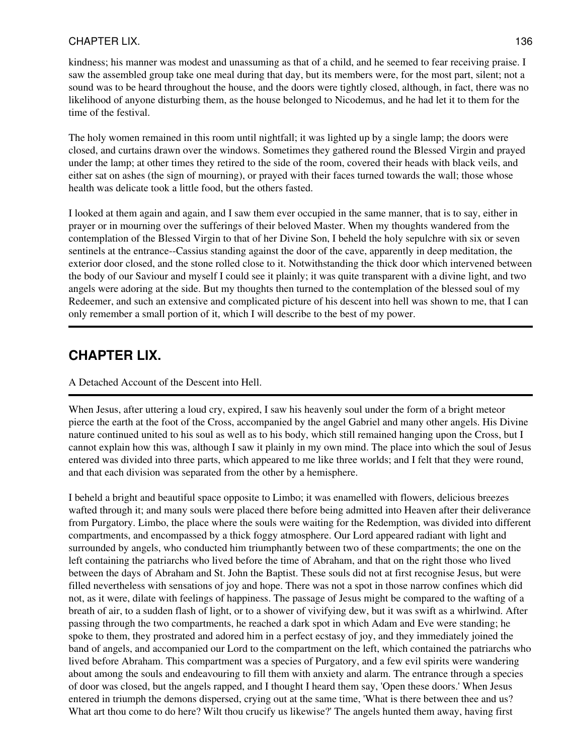kindness; his manner was modest and unassuming as that of a child, and he seemed to fear receiving praise. I saw the assembled group take one meal during that day, but its members were, for the most part, silent; not a sound was to be heard throughout the house, and the doors were tightly closed, although, in fact, there was no likelihood of anyone disturbing them, as the house belonged to Nicodemus, and he had let it to them for the time of the festival.

The holy women remained in this room until nightfall; it was lighted up by a single lamp; the doors were closed, and curtains drawn over the windows. Sometimes they gathered round the Blessed Virgin and prayed under the lamp; at other times they retired to the side of the room, covered their heads with black veils, and either sat on ashes (the sign of mourning), or prayed with their faces turned towards the wall; those whose health was delicate took a little food, but the others fasted.

I looked at them again and again, and I saw them ever occupied in the same manner, that is to say, either in prayer or in mourning over the sufferings of their beloved Master. When my thoughts wandered from the contemplation of the Blessed Virgin to that of her Divine Son, I beheld the holy sepulchre with six or seven sentinels at the entrance--Cassius standing against the door of the cave, apparently in deep meditation, the exterior door closed, and the stone rolled close to it. Notwithstanding the thick door which intervened between the body of our Saviour and myself I could see it plainly; it was quite transparent with a divine light, and two angels were adoring at the side. But my thoughts then turned to the contemplation of the blessed soul of my Redeemer, and such an extensive and complicated picture of his descent into hell was shown to me, that I can only remember a small portion of it, which I will describe to the best of my power.

## CHAPTER LIX.

A Detached Account of the Descent into Hell.

When Jesus, after uttering a loud cry, expired, I saw his heavenly soul under the form of a bright meteor pierce the earth at the foot of the Cross, accompanied by the angel Gabriel and many other angels. His Divine nature continued united to his soul as well as to his body, which still remained hanging upon the Cross, but I cannot explain how this was, although I saw it plainly in my own mind. The place into which the soul of Jesus entered was divided into three parts, which appeared to me like three worlds; and I felt that they were round, and that each division was separated from the other by a hemisphere.

I beheld a bright and beautiful space opposite to Limbo; it was enamelled with flowers, delicious breezes wafted through it; and many souls were placed there before being admitted into Heaven after their deliverance from Purgatory. Limbo, the place where the souls were waiting for the Redemption, was divided into different compartments, and encompassed by a thick foggy atmosphere. Our Lord appeared radiant with light and surrounded by angels, who conducted him triumphantly between two of these compartments; the one on the left containing the patriarchs who lived before the time of Abraham, and that on the right those who lived between the days of Abraham and St. John the Baptist. These souls did not at first recognise Jesus, but were filled nevertheless with sensations of joy and hope. There was not a spot in those narrow confines which did not, as it were, dilate with feelings of happiness. The passage of Jesus might be compared to the wafting of a breath of air, to a sudden flash of light, or to a shower of vivifying dew, but it was swift as a whirlwind. After passing through the two compartments, he reached a dark spot in which Adam and Eve were standing; he spoke to them, they prostrated and adored him in a perfect ecstasy of joy, and they immediately joined the band of angels, and accompanied our Lord to the compartment on the left, which contained the patriarchs who lived before Abraham. This compartment was a species of Purgatory, and a few evil spirits were wandering about among the souls and endeavouring to fill them with anxiety and alarm. The entrance through a species of door was closed, but the angels rapped, and I thought I heard them say, 'Open these doors.' When Jesus entered in triumph the demons dispersed, crying out at the same time, 'What is there between thee and us? What art thou come to do here? Wilt thou crucify us likewise?' The angels hunted them away, having first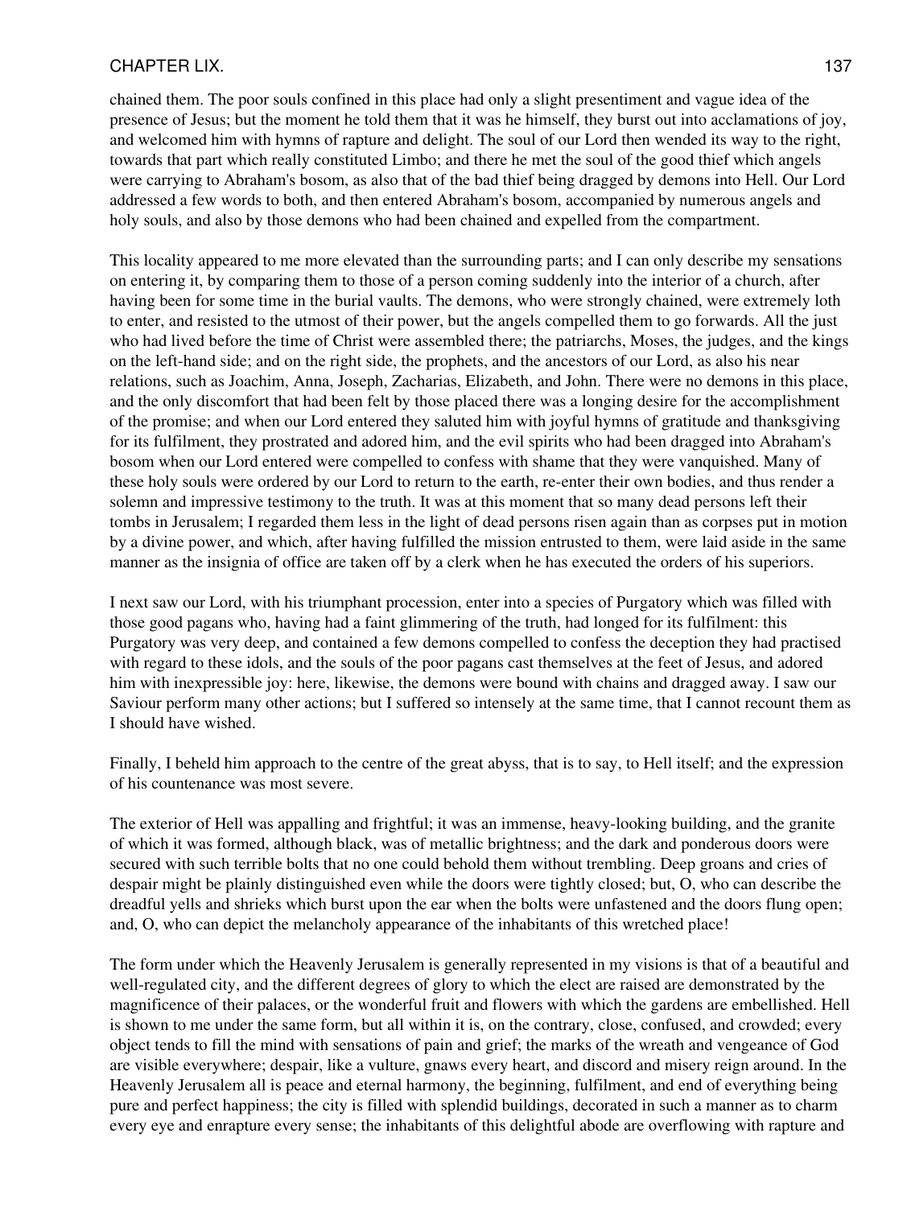chained them. The poor souls confined in this place had only a slight presentiment and vague idea of the presence of Jesus; but the moment he told them that it was he himself, they burst out into acclamations of joy, and welcomed him with hymns of rapture and delight. The soul of our Lord then wended its way to the right, towards that part which really constituted Limbo; and there he met the soul of the good thief which angels were carrying to Abraham's bosom, as also that of the bad thief being dragged by demons into Hell. Our Lord addressed a few words to both, and then entered Abraham's bosom, accompanied by numerous angels and holy souls, and also by those demons who had been chained and expelled from the compartment.

This locality appeared to me more elevated than the surrounding parts; and I can only describe my sensations on entering it, by comparing them to those of a person coming suddenly into the interior of a church, after having been for some time in the burial vaults. The demons, who were strongly chained, were extremely loth to enter, and resisted to the utmost of their power, but the angels compelled them to go forwards. All the just who had lived before the time of Christ were assembled there; the patriarchs, Moses, the judges, and the kings on the left-hand side; and on the right side, the prophets, and the ancestors of our Lord, as also his near relations, such as Joachim, Anna, Joseph, Zacharias, Elizabeth, and John. There were no demons in this place, and the only discomfort that had been felt by those placed there was a longing desire for the accomplishment of the promise; and when our Lord entered they saluted him with joyful hymns of gratitude and thanksgiving for its fulfilment, they prostrated and adored him, and the evil spirits who had been dragged into Abraham's bosom when our Lord entered were compelled to confess with shame that they were vanquished. Many of these holy souls were ordered by our Lord to return to the earth, re-enter their own bodies, and thus render a solemn and impressive testimony to the truth. It was at this moment that so many dead persons left their tombs in Jerusalem; I regarded them less in the light of dead persons risen again than as corpses put in motion by a divine power, and which, after having fulfilled the mission entrusted to them, were laid aside in the same manner as the insignia of office are taken off by a clerk when he has executed the orders of his superiors.

I next saw our Lord, with his triumphant procession, enter into a species of Purgatory which was filled with those good pagans who, having had a faint glimmering of the truth, had longed for its fulfilment: this Purgatory was very deep, and contained a few demons compelled to confess the deception they had practised with regard to these idols, and the souls of the poor pagans cast themselves at the feet of Jesus, and adored him with inexpressible joy: here, likewise, the demons were bound with chains and dragged away. I saw our Saviour perform many other actions; but I suffered so intensely at the same time, that I cannot recount them as I should have wished.

Finally, I beheld him approach to the centre of the great abyss, that is to say, to Hell itself; and the expression of his countenance was most severe.

The exterior of Hell was appalling and frightful; it was an immense, heavy-looking building, and the granite of which it was formed, although black, was of metallic brightness; and the dark and ponderous doors were secured with such terrible bolts that no one could behold them without trembling. Deep groans and cries of despair might be plainly distinguished even while the doors were tightly closed; but, O, who can describe the dreadful yells and shrieks which burst upon the ear when the bolts were unfastened and the doors flung open; and, O, who can depict the melancholy appearance of the inhabitants of this wretched place!

The form under which the Heavenly Jerusalem is generally represented in my visions is that of a beautiful and well-regulated city, and the different degrees of glory to which the elect are raised are demonstrated by the magnificence of their palaces, or the wonderful fruit and flowers with which the gardens are embellished. Hell is shown to me under the same form, but all within it is, on the contrary, close, confused, and crowded; every object tends to fill the mind with sensations of pain and grief; the marks of the wreath and vengeance of God are visible everywhere; despair, like a vulture, gnaws every heart, and discord and misery reign around. In the Heavenly Jerusalem all is peace and eternal harmony, the beginning, fulfilment, and end of everything being pure and perfect happiness; the city is filled with splendid buildings, decorated in such a manner as to charm every eye and enrapture every sense; the inhabitants of this delightful abode are overflowing with rapture and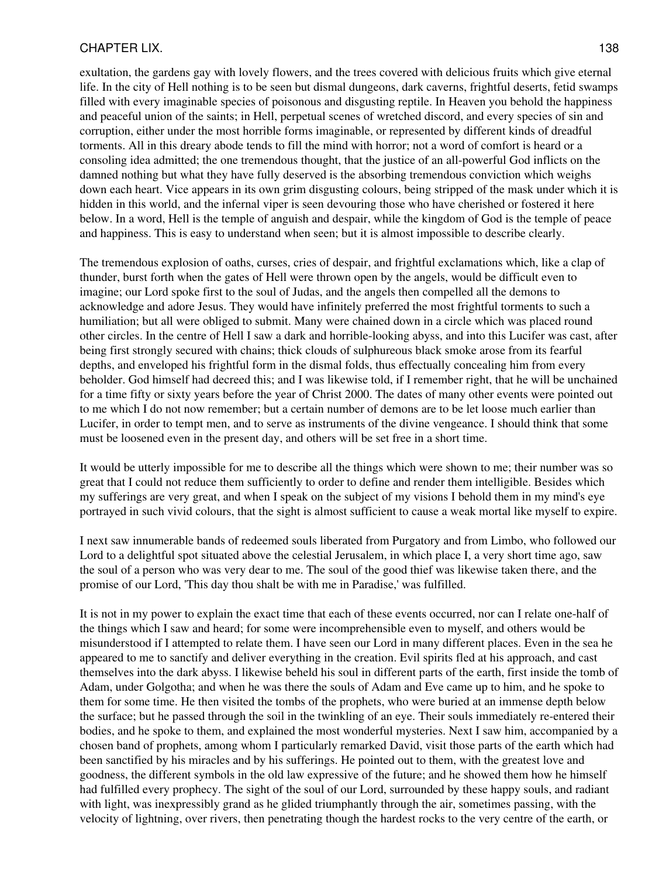exultation, the gardens gay with lovely flowers, and the trees covered with delicious fruits which give eternal life. In the city of Hell nothing is to be seen but dismal dungeons, dark caverns, frightful deserts, fetid swamps filled with every imaginable species of poisonous and disgusting reptile. In Heaven you behold the happiness and peaceful union of the saints; in Hell, perpetual scenes of wretched discord, and every species of sin and corruption, either under the most horrible forms imaginable, or represented by different kinds of dreadful torments. All in this dreary abode tends to fill the mind with horror; not a word of comfort is heard or a consoling idea admitted; the one tremendous thought, that the justice of an all-powerful God inflicts on the damned nothing but what they have fully deserved is the absorbing tremendous conviction which weighs down each heart. Vice appears in its own grim disgusting colours, being stripped of the mask under which it is hidden in this world, and the infernal viper is seen devouring those who have cherished or fostered it here below. In a word, Hell is the temple of anguish and despair, while the kingdom of God is the temple of peace and happiness. This is easy to understand when seen; but it is almost impossible to describe clearly.

The tremendous explosion of oaths, curses, cries of despair, and frightful exclamations which, like a clap of thunder, burst forth when the gates of Hell were thrown open by the angels, would be difficult even to imagine; our Lord spoke first to the soul of Judas, and the angels then compelled all the demons to acknowledge and adore Jesus. They would have infinitely preferred the most frightful torments to such a humiliation; but all were obliged to submit. Many were chained down in a circle which was placed round other circles. In the centre of Hell I saw a dark and horrible-looking abyss, and into this Lucifer was cast, after being first strongly secured with chains; thick clouds of sulphureous black smoke arose from its fearful depths, and enveloped his frightful form in the dismal folds, thus effectually concealing him from every beholder. God himself had decreed this; and I was likewise told, if I remember right, that he will be unchained for a time fifty or sixty years before the year of Christ 2000. The dates of many other events were pointed out to me which I do not now remember; but a certain number of demons are to be let loose much earlier than Lucifer, in order to tempt men, and to serve as instruments of the divine vengeance. I should think that some must be loosened even in the present day, and others will be set free in a short time.

It would be utterly impossible for me to describe all the things which were shown to me; their number was so great that I could not reduce them sufficiently to order to define and render them intelligible. Besides which my sufferings are very great, and when I speak on the subject of my visions I behold them in my mind's eye portrayed in such vivid colours, that the sight is almost sufficient to cause a weak mortal like myself to expire.

I next saw innumerable bands of redeemed souls liberated from Purgatory and from Limbo, who followed our Lord to a delightful spot situated above the celestial Jerusalem, in which place I, a very short time ago, saw the soul of a person who was very dear to me. The soul of the good thief was likewise taken there, and the promise of our Lord, 'This day thou shalt be with me in Paradise,' was fulfilled.

It is not in my power to explain the exact time that each of these events occurred, nor can I relate one-half of the things which I saw and heard; for some were incomprehensible even to myself, and others would be misunderstood if I attempted to relate them. I have seen our Lord in many different places. Even in the sea he appeared to me to sanctify and deliver everything in the creation. Evil spirits fled at his approach, and cast themselves into the dark abyss. I likewise beheld his soul in different parts of the earth, first inside the tomb of Adam, under Golgotha; and when he was there the souls of Adam and Eve came up to him, and he spoke to them for some time. He then visited the tombs of the prophets, who were buried at an immense depth below the surface; but he passed through the soil in the twinkling of an eye. Their souls immediately re-entered their bodies, and he spoke to them, and explained the most wonderful mysteries. Next I saw him, accompanied by a chosen band of prophets, among whom I particularly remarked David, visit those parts of the earth which had been sanctified by his miracles and by his sufferings. He pointed out to them, with the greatest love and goodness, the different symbols in the old law expressive of the future; and he showed them how he himself had fulfilled every prophecy. The sight of the soul of our Lord, surrounded by these happy souls, and radiant with light, was inexpressibly grand as he glided triumphantly through the air, sometimes passing, with the velocity of lightning, over rivers, then penetrating though the hardest rocks to the very centre of the earth, or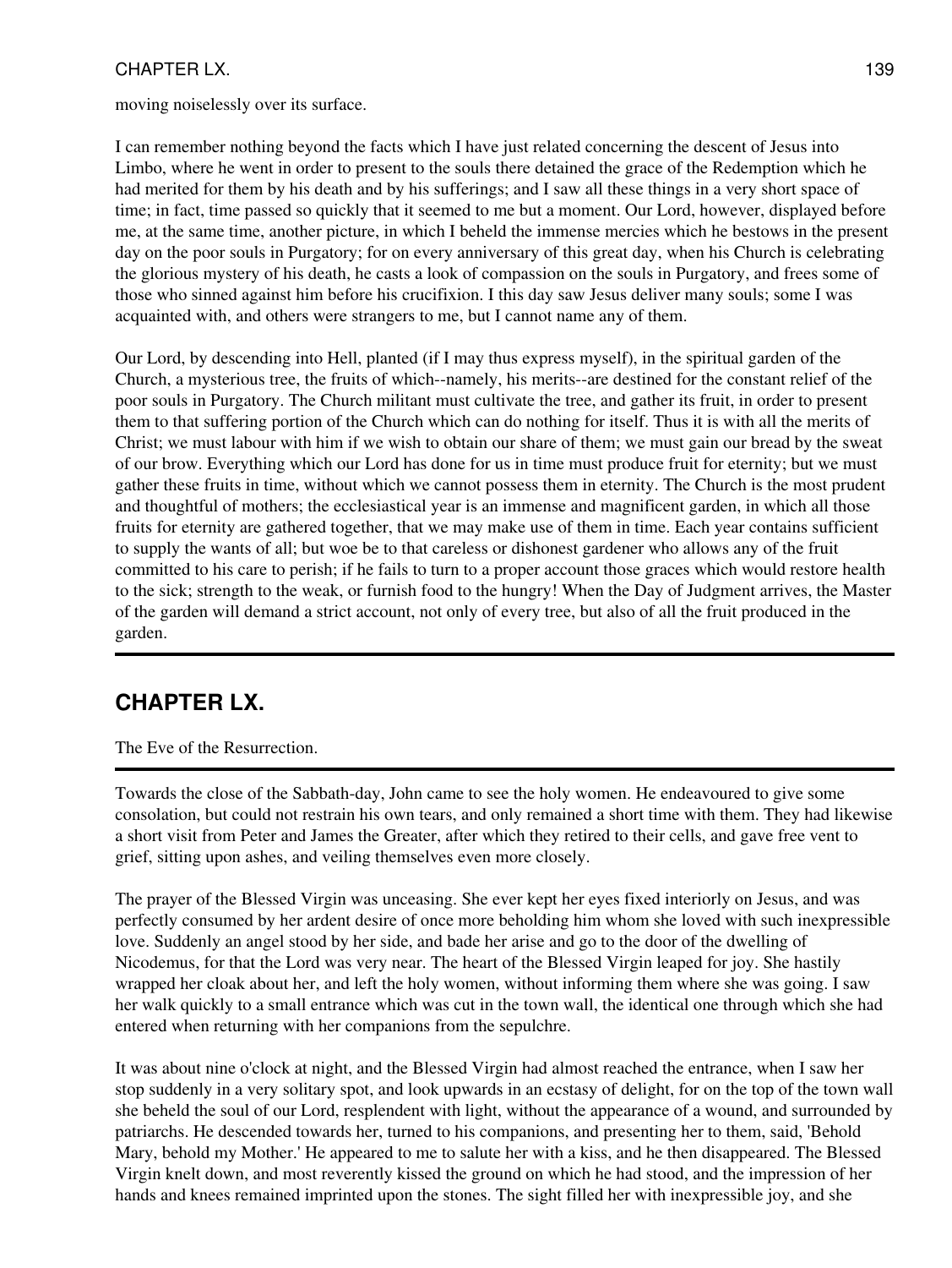moving noiselessly over its surface.

I can remember nothing beyond the facts which I have just related concerning the descent of Jesus into Limbo, where he went in order to present to the souls there detained the grace of the Redemption which he had merited for them by his death and by his sufferings; and I saw all these things in a very short space of time; in fact, time passed so quickly that it seemed to me but a moment. Our Lord, however, displayed before me, at the same time, another picture, in which I beheld the immense mercies which he bestows in the present day on the poor souls in Purgatory; for on every anniversary of this great day, when his Church is celebrating the glorious mystery of his death, he casts a look of compassion on the souls in Purgatory, and frees some of those who sinned against him before his crucifixion. I this day saw Jesus deliver many souls; some I was acquainted with, and others were strangers to me, but I cannot name any of them.

Our Lord, by descending into Hell, planted (if I may thus express myself), in the spiritual garden of the Church, a mysterious tree, the fruits of which--namely, his merits--are destined for the constant relief of the poor souls in Purgatory. The Church militant must cultivate the tree, and gather its fruit, in order to present them to that suffering portion of the Church which can do nothing for itself. Thus it is with all the merits of Christ; we must labour with him if we wish to obtain our share of them; we must gain our bread by the sweat of our brow. Everything which our Lord has done for us in time must produce fruit for eternity; but we must gather these fruits in time, without which we cannot possess them in eternity. The Church is the most prudent and thoughtful of mothers; the ecclesiastical year is an immense and magnificent garden, in which all those fruits for eternity are gathered together, that we may make use of them in time. Each year contains sufficient to supply the wants of all; but woe be to that careless or dishonest gardener who allows any of the fruit committed to his care to perish; if he fails to turn to a proper account those graces which would restore health to the sick; strength to the weak, or furnish food to the hungry! When the Day of Judgment arrives, the Master of the garden will demand a strict account, not only of every tree, but also of all the fruit produced in the garden.

---

## CHAPTER LX.

The Eve of the Resurrection.

---

Towards the close of the Sabbath-day, John came to see the holy women. He endeavoured to give some consolation, but could not restrain his own tears, and only remained a short time with them. They had likewise a short visit from Peter and James the Greater, after which they retired to their cells, and gave free vent to grief, sitting upon ashes, and veiling themselves even more closely.

The prayer of the Blessed Virgin was unceasing. She ever kept her eyes fixed interiorly on Jesus, and was perfectly consumed by her ardent desire of once more beholding him whom she loved with such inexpressible love. Suddenly an angel stood by her side, and bade her arise and go to the door of the dwelling of Nicodemus, for that the Lord was very near. The heart of the Blessed Virgin leaped for joy. She hastily wrapped her cloak about her, and left the holy women, without informing them where she was going. I saw her walk quickly to a small entrance which was cut in the town wall, the identical one through which she had entered when returning with her companions from the sepulchre.

It was about nine o'clock at night, and the Blessed Virgin had almost reached the entrance, when I saw her stop suddenly in a very solitary spot, and look upwards in an ecstasy of delight, for on the top of the town wall she beheld the soul of our Lord, resplendent with light, without the appearance of a wound, and surrounded by patriarchs. He descended towards her, turned to his companions, and presenting her to them, said, 'Behold Mary, behold my Mother.' He appeared to me to salute her with a kiss, and he then disappeared. The Blessed Virgin knelt down, and most reverently kissed the ground on which he had stood, and the impression of her hands and knees remained imprinted upon the stones. The sight filled her with inexpressible joy, and she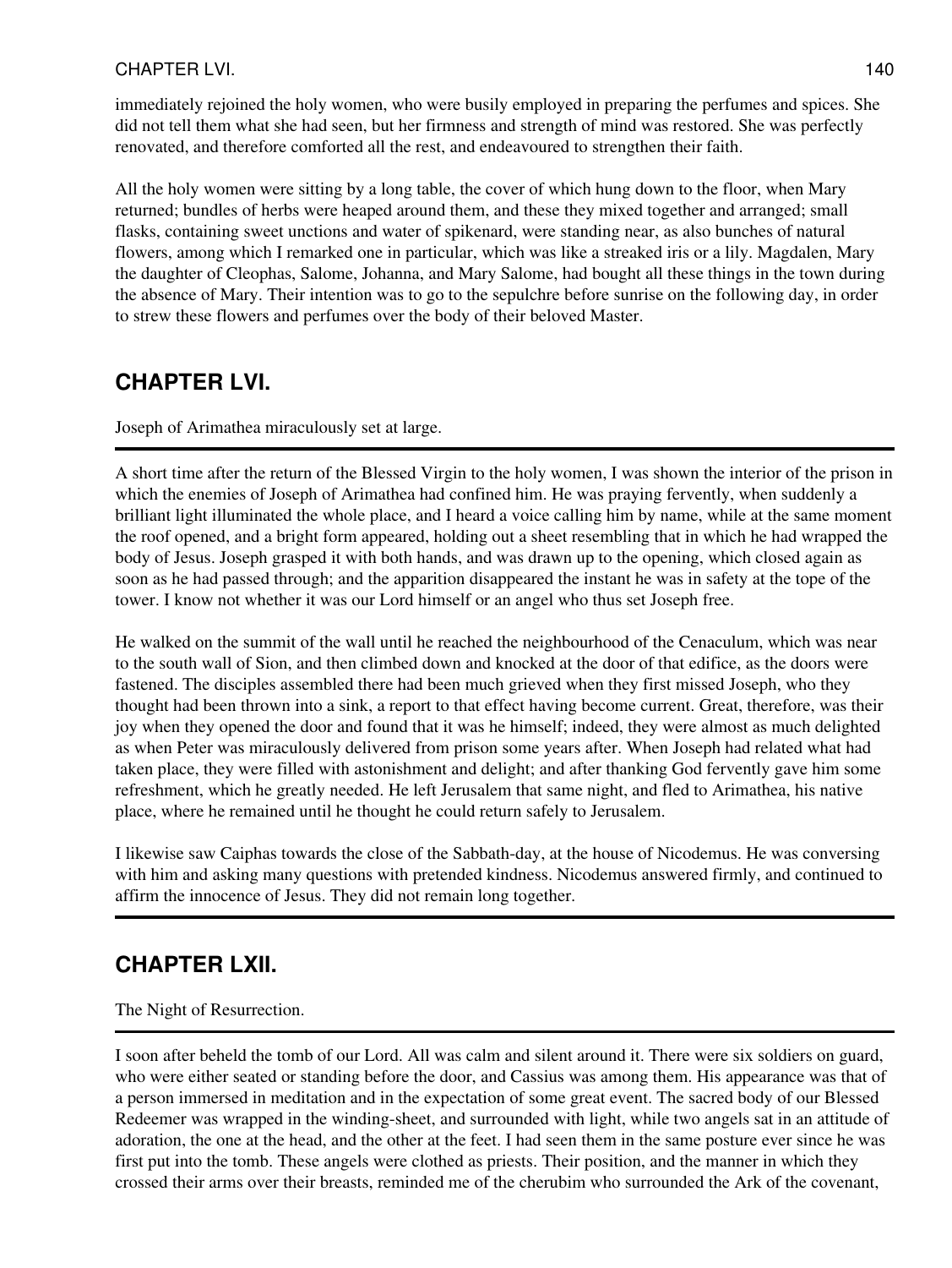immediately rejoined the holy women, who were busily employed in preparing the perfumes and spices. She did not tell them what she had seen, but her firmness and strength of mind was restored. She was perfectly renovated, and therefore comforted all the rest, and endeavoured to strengthen their faith.

All the holy women were sitting by a long table, the cover of which hung down to the floor, when Mary returned; bundles of herbs were heaped around them, and these they mixed together and arranged; small flasks, containing sweet unctions and water of spikenard, were standing near, as also bunches of natural flowers, among which I remarked one in particular, which was like a streaked iris or a lily. Magdalen, Mary the daughter of Cleophas, Salome, Johanna, and Mary Salome, had bought all these things in the town during the absence of Mary. Their intention was to go to the sepulchre before sunrise on the following day, in order to strew these flowers and perfumes over the body of their beloved Master.

## CHAPTER LVI.

Joseph of Arimathea miraculously set at large.

---

A short time after the return of the Blessed Virgin to the holy women, I was shown the interior of the prison in which the enemies of Joseph of Arimathea had confined him. He was praying fervently, when suddenly a brilliant light illuminated the whole place, and I heard a voice calling him by name, while at the same moment the roof opened, and a bright form appeared, holding out a sheet resembling that in which he had wrapped the body of Jesus. Joseph grasped it with both hands, and was drawn up to the opening, which closed again as soon as he had passed through; and the apparition disappeared the instant he was in safety at the tope of the tower. I know not whether it was our Lord himself or an angel who thus set Joseph free.

He walked on the summit of the wall until he reached the neighbourhood of the Cenaculum, which was near to the south wall of Sion, and then climbed down and knocked at the door of that edifice, as the doors were fastened. The disciples assembled there had been much grieved when they first missed Joseph, who they thought had been thrown into a sink, a report to that effect having become current. Great, therefore, was their joy when they opened the door and found that it was he himself; indeed, they were almost as much delighted as when Peter was miraculously delivered from prison some years after. When Joseph had related what had taken place, they were filled with astonishment and delight; and after thanking God fervently gave him some refreshment, which he greatly needed. He left Jerusalem that same night, and fled to Arimathea, his native place, where he remained until he thought he could return safely to Jerusalem.

I likewise saw Caiphas towards the close of the Sabbath-day, at the house of Nicodemus. He was conversing with him and asking many questions with pretended kindness. Nicodemus answered firmly, and continued to affirm the innocence of Jesus. They did not remain long together.

---

## CHAPTER LXII.

The Night of Resurrection.

---

I soon after beheld the tomb of our Lord. All was calm and silent around it. There were six soldiers on guard, who were either seated or standing before the door, and Cassius was among them. His appearance was that of a person immersed in meditation and in the expectation of some great event. The sacred body of our Blessed Redeemer was wrapped in the winding-sheet, and surrounded with light, while two angels sat in an attitude of adoration, the one at the head, and the other at the feet. I had seen them in the same posture ever since he was first put into the tomb. These angels were clothed as priests. Their position, and the manner in which they crossed their arms over their breasts, reminded me of the cherubim who surrounded the Ark of the covenant,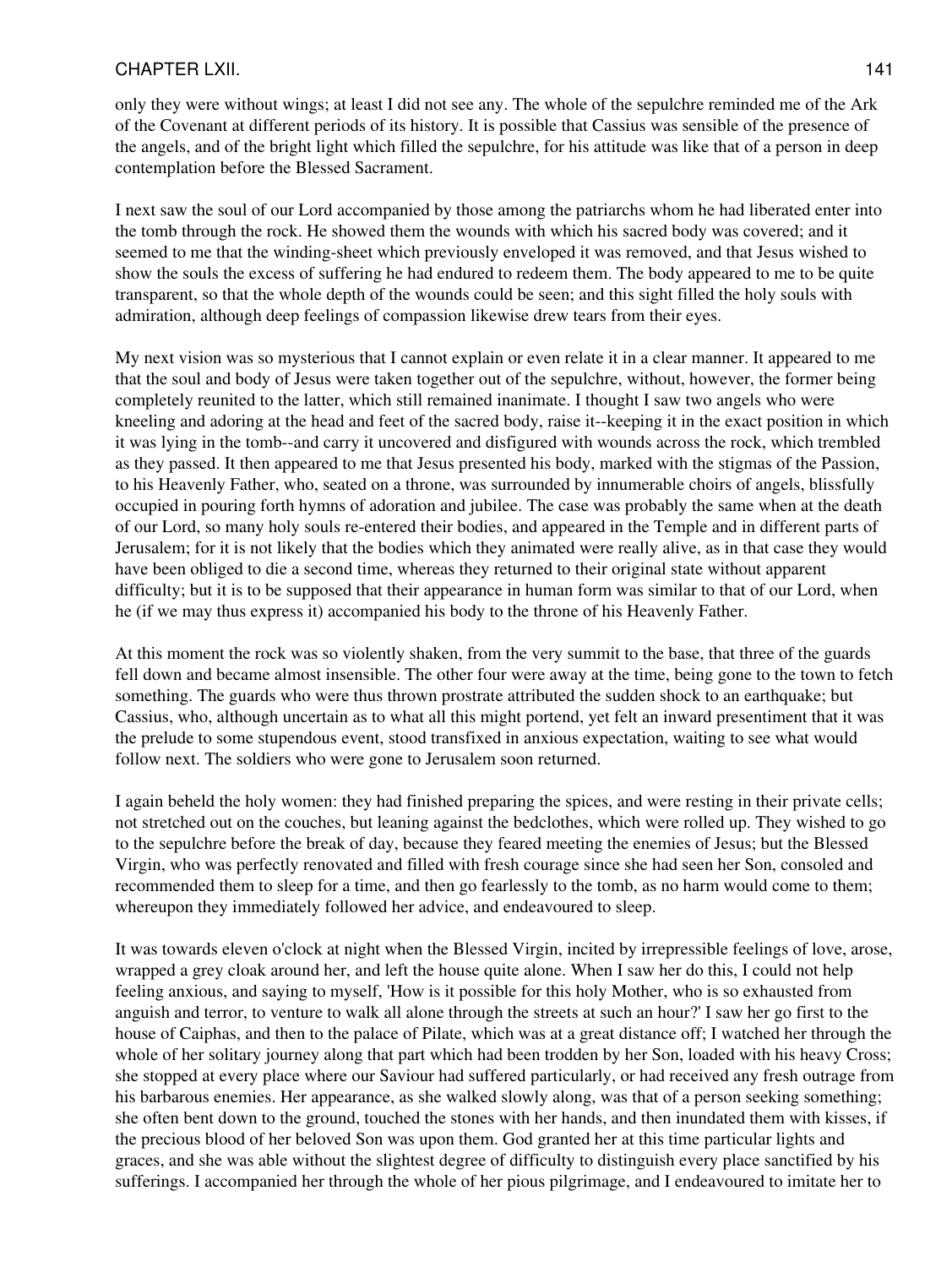only they were without wings; at least I did not see any. The whole of the sepulchre reminded me of the Ark of the Covenant at different periods of its history. It is possible that Cassius was sensible of the presence of the angels, and of the bright light which filled the sepulchre, for his attitude was like that of a person in deep contemplation before the Blessed Sacrament.

I next saw the soul of our Lord accompanied by those among the patriarchs whom he had liberated enter into the tomb through the rock. He showed them the wounds with which his sacred body was covered; and it seemed to me that the winding-sheet which previously enveloped it was removed, and that Jesus wished to show the souls the excess of suffering he had endured to redeem them. The body appeared to me to be quite transparent, so that the whole depth of the wounds could be seen; and this sight filled the holy souls with admiration, although deep feelings of compassion likewise drew tears from their eyes.

My next vision was so mysterious that I cannot explain or even relate it in a clear manner. It appeared to me that the soul and body of Jesus were taken together out of the sepulchre, without, however, the former being completely reunited to the latter, which still remained inanimate. I thought I saw two angels who were kneeling and adoring at the head and feet of the sacred body, raise it--keeping it in the exact position in which it was lying in the tomb--and carry it uncovered and disfigured with wounds across the rock, which trembled as they passed. It then appeared to me that Jesus presented his body, marked with the stigmas of the Passion, to his Heavenly Father, who, seated on a throne, was surrounded by innumerable choirs of angels, blissfully occupied in pouring forth hymns of adoration and jubilee. The case was probably the same when at the death of our Lord, so many holy souls re-entered their bodies, and appeared in the Temple and in different parts of Jerusalem; for it is not likely that the bodies which they animated were really alive, as in that case they would have been obliged to die a second time, whereas they returned to their original state without apparent difficulty; but it is to be supposed that their appearance in human form was similar to that of our Lord, when he (if we may thus express it) accompanied his body to the throne of his Heavenly Father.

At this moment the rock was so violently shaken, from the very summit to the base, that three of the guards fell down and became almost insensible. The other four were away at the time, being gone to the town to fetch something. The guards who were thus thrown prostrate attributed the sudden shock to an earthquake; but Cassius, who, although uncertain as to what all this might portend, yet felt an inward presentiment that it was the prelude to some stupendous event, stood transfixed in anxious expectation, waiting to see what would follow next. The soldiers who were gone to Jerusalem soon returned.

I again beheld the holy women: they had finished preparing the spices, and were resting in their private cells; not stretched out on the couches, but leaning against the bedclothes, which were rolled up. They wished to go to the sepulchre before the break of day, because they feared meeting the enemies of Jesus; but the Blessed Virgin, who was perfectly renovated and filled with fresh courage since she had seen her Son, consoled and recommended them to sleep for a time, and then go fearlessly to the tomb, as no harm would come to them; whereupon they immediately followed her advice, and endeavoured to sleep.

It was towards eleven o'clock at night when the Blessed Virgin, incited by irrepressible feelings of love, arose, wrapped a grey cloak around her, and left the house quite alone. When I saw her do this, I could not help feeling anxious, and saying to myself, 'How is it possible for this holy Mother, who is so exhausted from anguish and terror, to venture to walk all alone through the streets at such an hour?' I saw her go first to the house of Caiphas, and then to the palace of Pilate, which was at a great distance off; I watched her through the whole of her solitary journey along that part which had been trodden by her Son, loaded with his heavy Cross; she stopped at every place where our Saviour had suffered particularly, or had received any fresh outrage from his barbarous enemies. Her appearance, as she walked slowly along, was that of a person seeking something; she often bent down to the ground, touched the stones with her hands, and then inundated them with kisses, if the precious blood of her beloved Son was upon them. God granted her at this time particular lights and graces, and she was able without the slightest degree of difficulty to distinguish every place sanctified by his sufferings. I accompanied her through the whole of her pious pilgrimage, and I endeavoured to imitate her to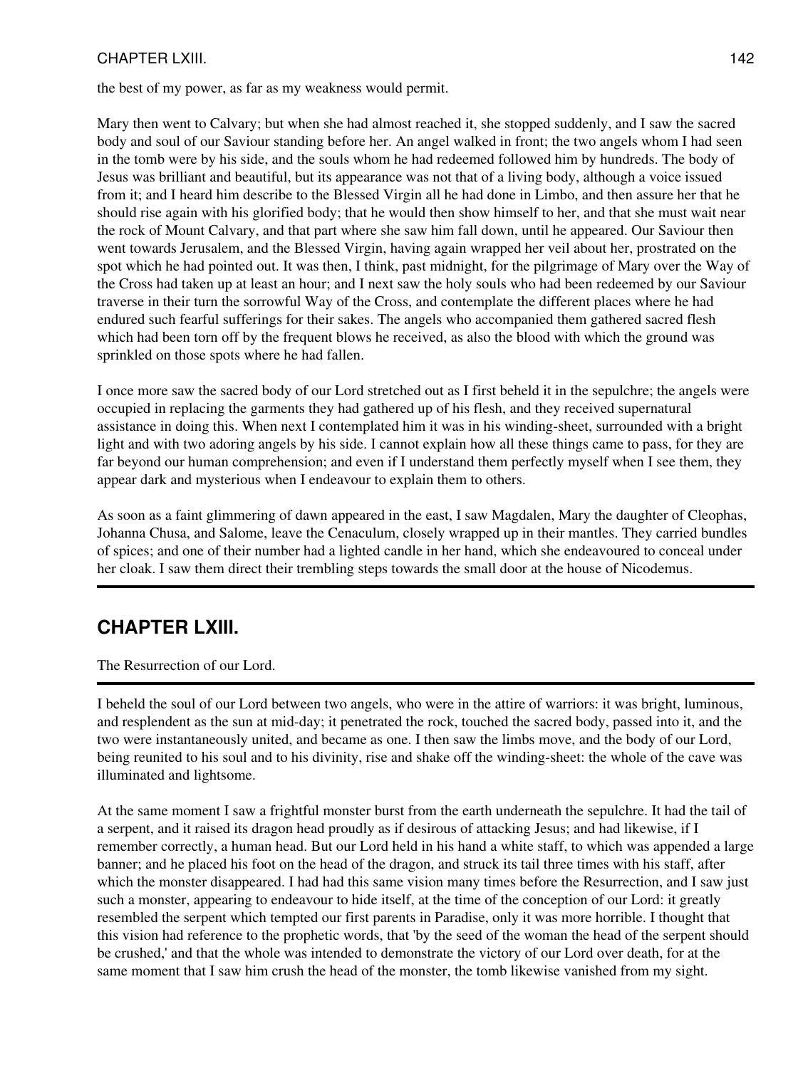the best of my power, as far as my weakness would permit.

Mary then went to Calvary; but when she had almost reached it, she stopped suddenly, and I saw the sacred body and soul of our Saviour standing before her. An angel walked in front; the two angels whom I had seen in the tomb were by his side, and the souls whom he had redeemed followed him by hundreds. The body of Jesus was brilliant and beautiful, but its appearance was not that of a living body, although a voice issued from it; and I heard him describe to the Blessed Virgin all he had done in Limbo, and then assure her that he should rise again with his glorified body; that he would then show himself to her, and that she must wait near the rock of Mount Calvary, and that part where she saw him fall down, until he appeared. Our Saviour then went towards Jerusalem, and the Blessed Virgin, having again wrapped her veil about her, prostrated on the spot which he had pointed out. It was then, I think, past midnight, for the pilgrimage of Mary over the Way of the Cross had taken up at least an hour; and I next saw the holy souls who had been redeemed by our Saviour traverse in their turn the sorrowful Way of the Cross, and contemplate the different places where he had endured such fearful sufferings for their sakes. The angels who accompanied them gathered sacred flesh which had been torn off by the frequent blows he received, as also the blood with which the ground was sprinkled on those spots where he had fallen.

I once more saw the sacred body of our Lord stretched out as I first beheld it in the sepulchre; the angels were occupied in replacing the garments they had gathered up of his flesh, and they received supernatural assistance in doing this. When next I contemplated him it was in his winding-sheet, surrounded with a bright light and with two adoring angels by his side. I cannot explain how all these things came to pass, for they are far beyond our human comprehension; and even if I understand them perfectly myself when I see them, they appear dark and mysterious when I endeavour to explain them to others.

As soon as a faint glimmering of dawn appeared in the east, I saw Magdalen, Mary the daughter of Cleophas, Johanna Chusa, and Salome, leave the Cenaculum, closely wrapped up in their mantles. They carried bundles of spices; and one of their number had a lighted candle in her hand, which she endeavoured to conceal under her cloak. I saw them direct their trembling steps towards the small door at the house of Nicodemus.

---

## CHAPTER LXIII.

The Resurrection of our Lord.

---

I beheld the soul of our Lord between two angels, who were in the attire of warriors: it was bright, luminous, and resplendent as the sun at mid-day; it penetrated the rock, touched the sacred body, passed into it, and the two were instantaneously united, and became as one. I then saw the limbs move, and the body of our Lord, being reunited to his soul and to his divinity, rise and shake off the winding-sheet: the whole of the cave was illuminated and lightsome.

At the same moment I saw a frightful monster burst from the earth underneath the sepulchre. It had the tail of a serpent, and it raised its dragon head proudly as if desirous of attacking Jesus; and had likewise, if I remember correctly, a human head. But our Lord held in his hand a white staff, to which was appended a large banner; and he placed his foot on the head of the dragon, and struck its tail three times with his staff, after which the monster disappeared. I had had this same vision many times before the Resurrection, and I saw just such a monster, appearing to endeavour to hide itself, at the time of the conception of our Lord: it greatly resembled the serpent which tempted our first parents in Paradise, only it was more horrible. I thought that this vision had reference to the prophetic words, that 'by the seed of the woman the head of the serpent should be crushed,' and that the whole was intended to demonstrate the victory of our Lord over death, for at the same moment that I saw him crush the head of the monster, the tomb likewise vanished from my sight.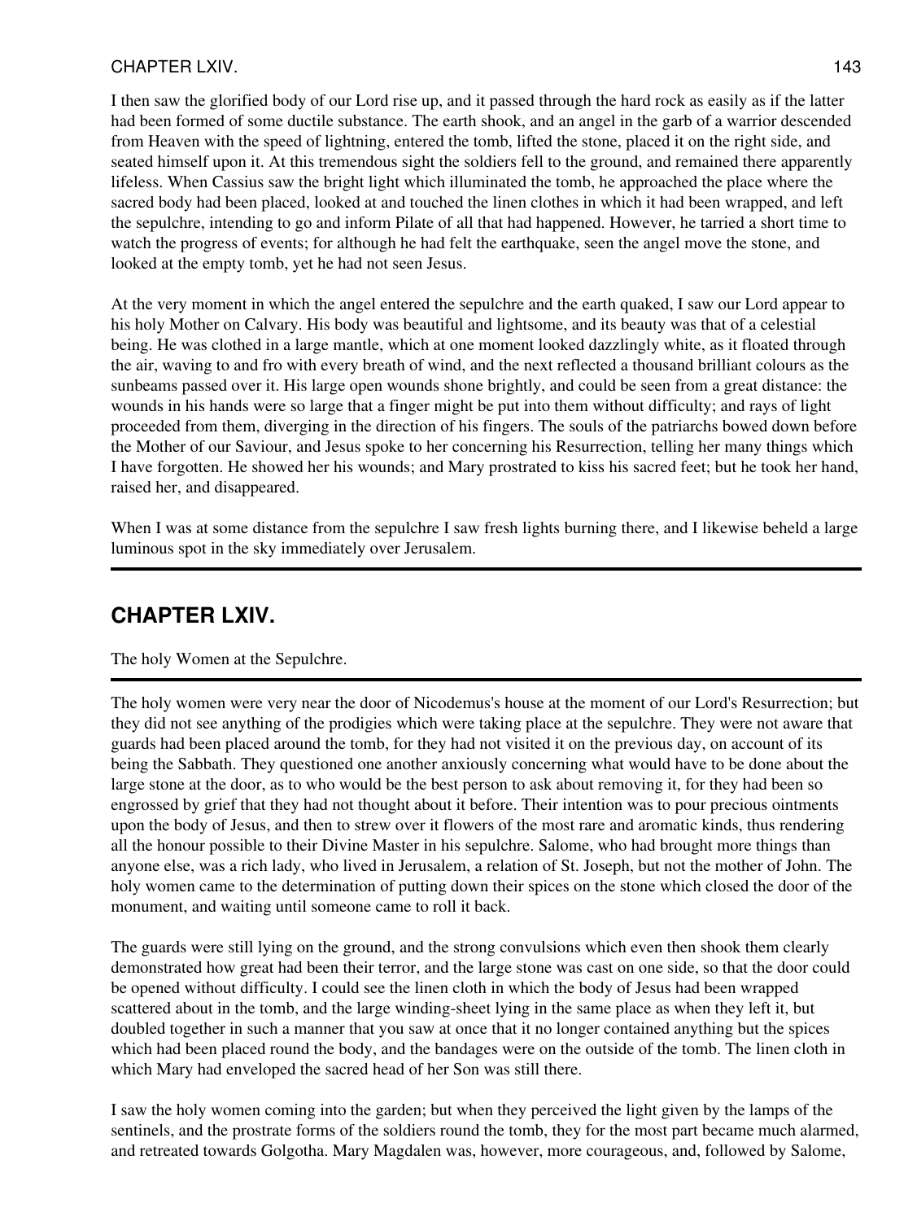I then saw the glorified body of our Lord rise up, and it passed through the hard rock as easily as if the latter had been formed of some ductile substance. The earth shook, and an angel in the garb of a warrior descended from Heaven with the speed of lightning, entered the tomb, lifted the stone, placed it on the right side, and seated himself upon it. At this tremendous sight the soldiers fell to the ground, and remained there apparently lifeless. When Cassius saw the bright light which illuminated the tomb, he approached the place where the sacred body had been placed, looked at and touched the linen clothes in which it had been wrapped, and left the sepulchre, intending to go and inform Pilate of all that had happened. However, he tarried a short time to watch the progress of events; for although he had felt the earthquake, seen the angel move the stone, and looked at the empty tomb, yet he had not seen Jesus.

At the very moment in which the angel entered the sepulchre and the earth quaked, I saw our Lord appear to his holy Mother on Calvary. His body was beautiful and lightsome, and its beauty was that of a celestial being. He was clothed in a large mantle, which at one moment looked dazzlingly white, as it floated through the air, waving to and fro with every breath of wind, and the next reflected a thousand brilliant colours as the sunbeams passed over it. His large open wounds shone brightly, and could be seen from a great distance: the wounds in his hands were so large that a finger might be put into them without difficulty; and rays of light proceeded from them, diverging in the direction of his fingers. The souls of the patriarchs bowed down before the Mother of our Saviour, and Jesus spoke to her concerning his Resurrection, telling her many things which I have forgotten. He showed her his wounds; and Mary prostrated to kiss his sacred feet; but he took her hand, raised her, and disappeared.

When I was at some distance from the sepulchre I saw fresh lights burning there, and I likewise beheld a large luminous spot in the sky immediately over Jerusalem.

## CHAPTER LXIV.

The holy Women at the Sepulchre.

The holy women were very near the door of Nicodemus's house at the moment of our Lord's Resurrection; but they did not see anything of the prodigies which were taking place at the sepulchre. They were not aware that guards had been placed around the tomb, for they had not visited it on the previous day, on account of its being the Sabbath. They questioned one another anxiously concerning what would have to be done about the large stone at the door, as to who would be the best person to ask about removing it, for they had been so engrossed by grief that they had not thought about it before. Their intention was to pour precious ointments upon the body of Jesus, and then to strew over it flowers of the most rare and aromatic kinds, thus rendering all the honour possible to their Divine Master in his sepulchre. Salome, who had brought more things than anyone else, was a rich lady, who lived in Jerusalem, a relation of St. Joseph, but not the mother of John. The holy women came to the determination of putting down their spices on the stone which closed the door of the monument, and waiting until someone came to roll it back.

The guards were still lying on the ground, and the strong convulsions which even then shook them clearly demonstrated how great had been their terror, and the large stone was cast on one side, so that the door could be opened without difficulty. I could see the linen cloth in which the body of Jesus had been wrapped scattered about in the tomb, and the large winding-sheet lying in the same place as when they left it, but doubled together in such a manner that you saw at once that it no longer contained anything but the spices which had been placed round the body, and the bandages were on the outside of the tomb. The linen cloth in which Mary had enveloped the sacred head of her Son was still there.

I saw the holy women coming into the garden; but when they perceived the light given by the lamps of the sentinels, and the prostrate forms of the soldiers round the tomb, they for the most part became much alarmed, and retreated towards Golgotha. Mary Magdalen was, however, more courageous, and, followed by Salome,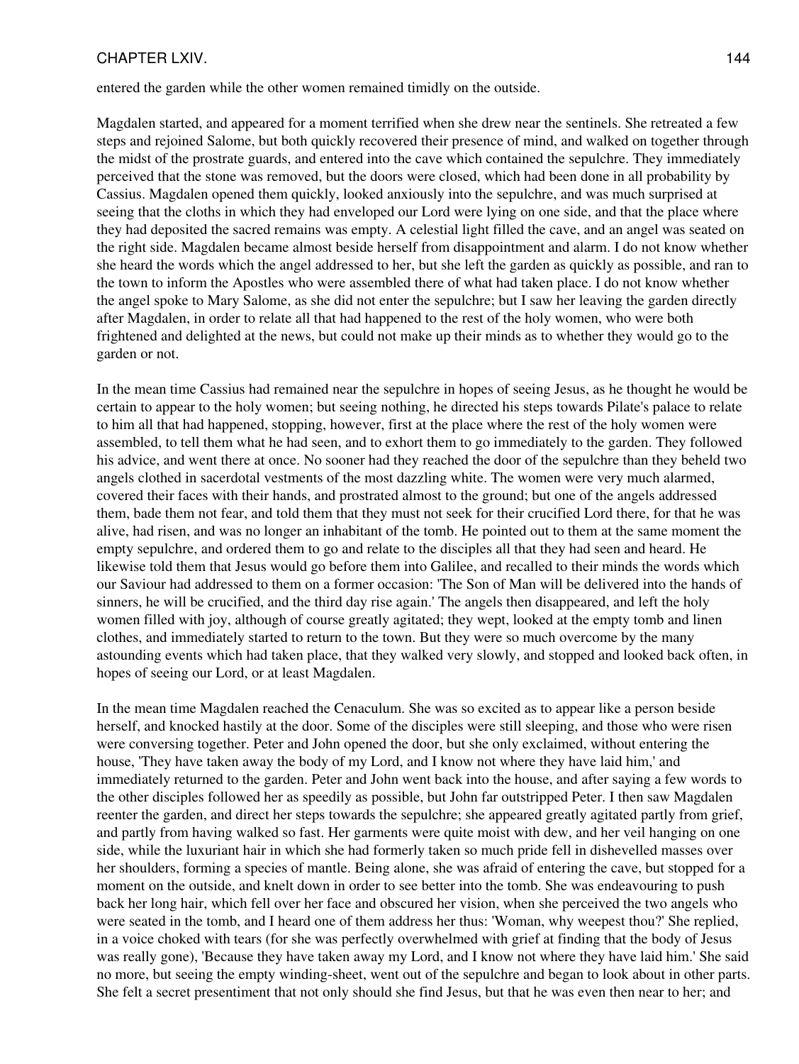entered the garden while the other women remained timidly on the outside.

Magdalen started, and appeared for a moment terrified when she drew near the sentinels. She retreated a few steps and rejoined Salome, but both quickly recovered their presence of mind, and walked on together through the midst of the prostrate guards, and entered into the cave which contained the sepulchre. They immediately perceived that the stone was removed, but the doors were closed, which had been done in all probability by Cassius. Magdalen opened them quickly, looked anxiously into the sepulchre, and was much surprised at seeing that the cloths in which they had enveloped our Lord were lying on one side, and that the place where they had deposited the sacred remains was empty. A celestial light filled the cave, and an angel was seated on the right side. Magdalen became almost beside herself from disappointment and alarm. I do not know whether she heard the words which the angel addressed to her, but she left the garden as quickly as possible, and ran to the town to inform the Apostles who were assembled there of what had taken place. I do not know whether the angel spoke to Mary Salome, as she did not enter the sepulchre; but I saw her leaving the garden directly after Magdalen, in order to relate all that had happened to the rest of the holy women, who were both frightened and delighted at the news, but could not make up their minds as to whether they would go to the garden or not.

In the mean time Cassius had remained near the sepulchre in hopes of seeing Jesus, as he thought he would be certain to appear to the holy women; but seeing nothing, he directed his steps towards Pilate's palace to relate to him all that had happened, stopping, however, first at the place where the rest of the holy women were assembled, to tell them what he had seen, and to exhort them to go immediately to the garden. They followed his advice, and went there at once. No sooner had they reached the door of the sepulchre than they beheld two angels clothed in sacerdotal vestments of the most dazzling white. The women were very much alarmed, covered their faces with their hands, and prostrated almost to the ground; but one of the angels addressed them, bade them not fear, and told them that they must not seek for their crucified Lord there, for that he was alive, had risen, and was no longer an inhabitant of the tomb. He pointed out to them at the same moment the empty sepulchre, and ordered them to go and relate to the disciples all that they had seen and heard. He likewise told them that Jesus would go before them into Galilee, and recalled to their minds the words which our Saviour had addressed to them on a former occasion: 'The Son of Man will be delivered into the hands of sinners, he will be crucified, and the third day rise again.' The angels then disappeared, and left the holy women filled with joy, although of course greatly agitated; they wept, looked at the empty tomb and linen clothes, and immediately started to return to the town. But they were so much overcome by the many astounding events which had taken place, that they walked very slowly, and stopped and looked back often, in hopes of seeing our Lord, or at least Magdalen.

In the mean time Magdalen reached the Cenaculum. She was so excited as to appear like a person beside herself, and knocked hastily at the door. Some of the disciples were still sleeping, and those who were risen were conversing together. Peter and John opened the door, but she only exclaimed, without entering the house, 'They have taken away the body of my Lord, and I know not where they have laid him,' and immediately returned to the garden. Peter and John went back into the house, and after saying a few words to the other disciples followed her as speedily as possible, but John far outstripped Peter. I then saw Magdalen reenter the garden, and direct her steps towards the sepulchre; she appeared greatly agitated partly from grief, and partly from having walked so fast. Her garments were quite moist with dew, and her veil hanging on one side, while the luxuriant hair in which she had formerly taken so much pride fell in dishevelled masses over her shoulders, forming a species of mantle. Being alone, she was afraid of entering the cave, but stopped for a moment on the outside, and knelt down in order to see better into the tomb. She was endeavouring to push back her long hair, which fell over her face and obscured her vision, when she perceived the two angels who were seated in the tomb, and I heard one of them address her thus: 'Woman, why weepest thou?' She replied, in a voice choked with tears (for she was perfectly overwhelmed with grief at finding that the body of Jesus was really gone), 'Because they have taken away my Lord, and I know not where they have laid him.' She said no more, but seeing the empty winding-sheet, went out of the sepulchre and began to look about in other parts. She felt a secret presentiment that not only should she find Jesus, but that he was even then near to her; and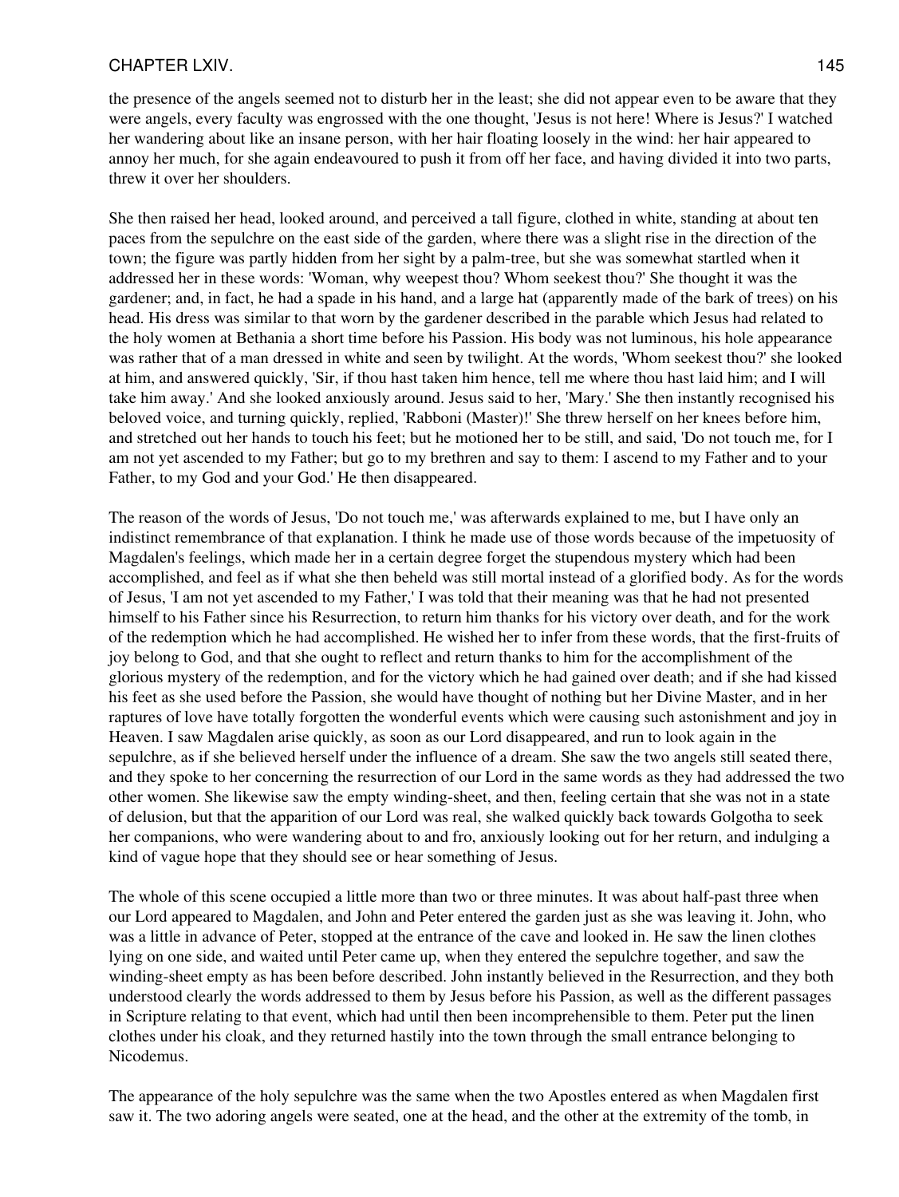the presence of the angels seemed not to disturb her in the least; she did not appear even to be aware that they were angels, every faculty was engrossed with the one thought, 'Jesus is not here! Where is Jesus?' I watched her wandering about like an insane person, with her hair floating loosely in the wind: her hair appeared to annoy her much, for she again endeavoured to push it from off her face, and having divided it into two parts, threw it over her shoulders.

She then raised her head, looked around, and perceived a tall figure, clothed in white, standing at about ten paces from the sepulchre on the east side of the garden, where there was a slight rise in the direction of the town; the figure was partly hidden from her sight by a palm-tree, but she was somewhat startled when it addressed her in these words: 'Woman, why weepest thou? Whom seekest thou?' She thought it was the gardener; and, in fact, he had a spade in his hand, and a large hat (apparently made of the bark of trees) on his head. His dress was similar to that worn by the gardener described in the parable which Jesus had related to the holy women at Bethania a short time before his Passion. His body was not luminous, his hole appearance was rather that of a man dressed in white and seen by twilight. At the words, 'Whom seekest thou?' she looked at him, and answered quickly, 'Sir, if thou hast taken him hence, tell me where thou hast laid him; and I will take him away.' And she looked anxiously around. Jesus said to her, 'Mary.' She then instantly recognised his beloved voice, and turning quickly, replied, 'Rabboni (Master)!' She threw herself on her knees before him, and stretched out her hands to touch his feet; but he motioned her to be still, and said, 'Do not touch me, for I am not yet ascended to my Father; but go to my brethren and say to them: I ascend to my Father and to your Father, to my God and your God.' He then disappeared.

The reason of the words of Jesus, 'Do not touch me,' was afterwards explained to me, but I have only an indistinct remembrance of that explanation. I think he made use of those words because of the impetuosity of Magdalen's feelings, which made her in a certain degree forget the stupendous mystery which had been accomplished, and feel as if what she then beheld was still mortal instead of a glorified body. As for the words of Jesus, 'I am not yet ascended to my Father,' I was told that their meaning was that he had not presented himself to his Father since his Resurrection, to return him thanks for his victory over death, and for the work of the redemption which he had accomplished. He wished her to infer from these words, that the first-fruits of joy belong to God, and that she ought to reflect and return thanks to him for the accomplishment of the glorious mystery of the redemption, and for the victory which he had gained over death; and if she had kissed his feet as she used before the Passion, she would have thought of nothing but her Divine Master, and in her raptures of love have totally forgotten the wonderful events which were causing such astonishment and joy in Heaven. I saw Magdalen arise quickly, as soon as our Lord disappeared, and run to look again in the sepulchre, as if she believed herself under the influence of a dream. She saw the two angels still seated there, and they spoke to her concerning the resurrection of our Lord in the same words as they had addressed the two other women. She likewise saw the empty winding-sheet, and then, feeling certain that she was not in a state of delusion, but that the apparition of our Lord was real, she walked quickly back towards Golgotha to seek her companions, who were wandering about to and fro, anxiously looking out for her return, and indulging a kind of vague hope that they should see or hear something of Jesus.

The whole of this scene occupied a little more than two or three minutes. It was about half-past three when our Lord appeared to Magdalen, and John and Peter entered the garden just as she was leaving it. John, who was a little in advance of Peter, stopped at the entrance of the cave and looked in. He saw the linen clothes lying on one side, and waited until Peter came up, when they entered the sepulchre together, and saw the winding-sheet empty as has been before described. John instantly believed in the Resurrection, and they both understood clearly the words addressed to them by Jesus before his Passion, as well as the different passages in Scripture relating to that event, which had until then been incomprehensible to them. Peter put the linen clothes under his cloak, and they returned hastily into the town through the small entrance belonging to Nicodemus.

The appearance of the holy sepulchre was the same when the two Apostles entered as when Magdalen first saw it. The two adoring angels were seated, one at the head, and the other at the extremity of the tomb, in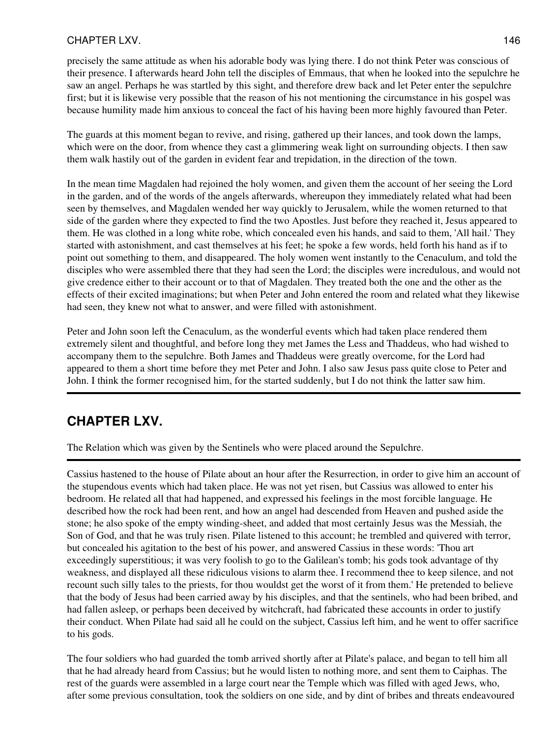precisely the same attitude as when his adorable body was lying there. I do not think Peter was conscious of their presence. I afterwards heard John tell the disciples of Emmaus, that when he looked into the sepulchre he saw an angel. Perhaps he was startled by this sight, and therefore drew back and let Peter enter the sepulchre first; but it is likewise very possible that the reason of his not mentioning the circumstance in his gospel was because humility made him anxious to conceal the fact of his having been more highly favoured than Peter.

The guards at this moment began to revive, and rising, gathered up their lances, and took down the lamps, which were on the door, from whence they cast a glimmering weak light on surrounding objects. I then saw them walk hastily out of the garden in evident fear and trepidation, in the direction of the town.

In the mean time Magdalen had rejoined the holy women, and given them the account of her seeing the Lord in the garden, and of the words of the angels afterwards, whereupon they immediately related what had been seen by themselves, and Magdalen wended her way quickly to Jerusalem, while the women returned to that side of the garden where they expected to find the two Apostles. Just before they reached it, Jesus appeared to them. He was clothed in a long white robe, which concealed even his hands, and said to them, 'All hail.' They started with astonishment, and cast themselves at his feet; he spoke a few words, held forth his hand as if to point out something to them, and disappeared. The holy women went instantly to the Cenaculum, and told the disciples who were assembled there that they had seen the Lord; the disciples were incredulous, and would not give credence either to their account or to that of Magdalen. They treated both the one and the other as the effects of their excited imaginations; but when Peter and John entered the room and related what they likewise had seen, they knew not what to answer, and were filled with astonishment.

Peter and John soon left the Cenaculum, as the wonderful events which had taken place rendered them extremely silent and thoughtful, and before long they met James the Less and Thaddeus, who had wished to accompany them to the sepulchre. Both James and Thaddeus were greatly overcome, for the Lord had appeared to them a short time before they met Peter and John. I also saw Jesus pass quite close to Peter and John. I think the former recognised him, for the started suddenly, but I do not think the latter saw him.

## CHAPTER LXV.

The Relation which was given by the Sentinels who were placed around the Sepulchre.

Cassius hastened to the house of Pilate about an hour after the Resurrection, in order to give him an account of the stupendous events which had taken place. He was not yet risen, but Cassius was allowed to enter his bedroom. He related all that had happened, and expressed his feelings in the most forcible language. He described how the rock had been rent, and how an angel had descended from Heaven and pushed aside the stone; he also spoke of the empty winding-sheet, and added that most certainly Jesus was the Messiah, the Son of God, and that he was truly risen. Pilate listened to this account; he trembled and quivered with terror, but concealed his agitation to the best of his power, and answered Cassius in these words: 'Thou art exceedingly superstitious; it was very foolish to go to the Galilean's tomb; his gods took advantage of thy weakness, and displayed all these ridiculous visions to alarm thee. I recommend thee to keep silence, and not recount such silly tales to the priests, for thou wouldst get the worst of it from them.' He pretended to believe that the body of Jesus had been carried away by his disciples, and that the sentinels, who had been bribed, and had fallen asleep, or perhaps been deceived by witchcraft, had fabricated these accounts in order to justify their conduct. When Pilate had said all he could on the subject, Cassius left him, and he went to offer sacrifice to his gods.

The four soldiers who had guarded the tomb arrived shortly after at Pilate's palace, and began to tell him all that he had already heard from Cassius; but he would listen to nothing more, and sent them to Caiphas. The rest of the guards were assembled in a large court near the Temple which was filled with aged Jews, who, after some previous consultation, took the soldiers on one side, and by dint of bribes and threats endeavoured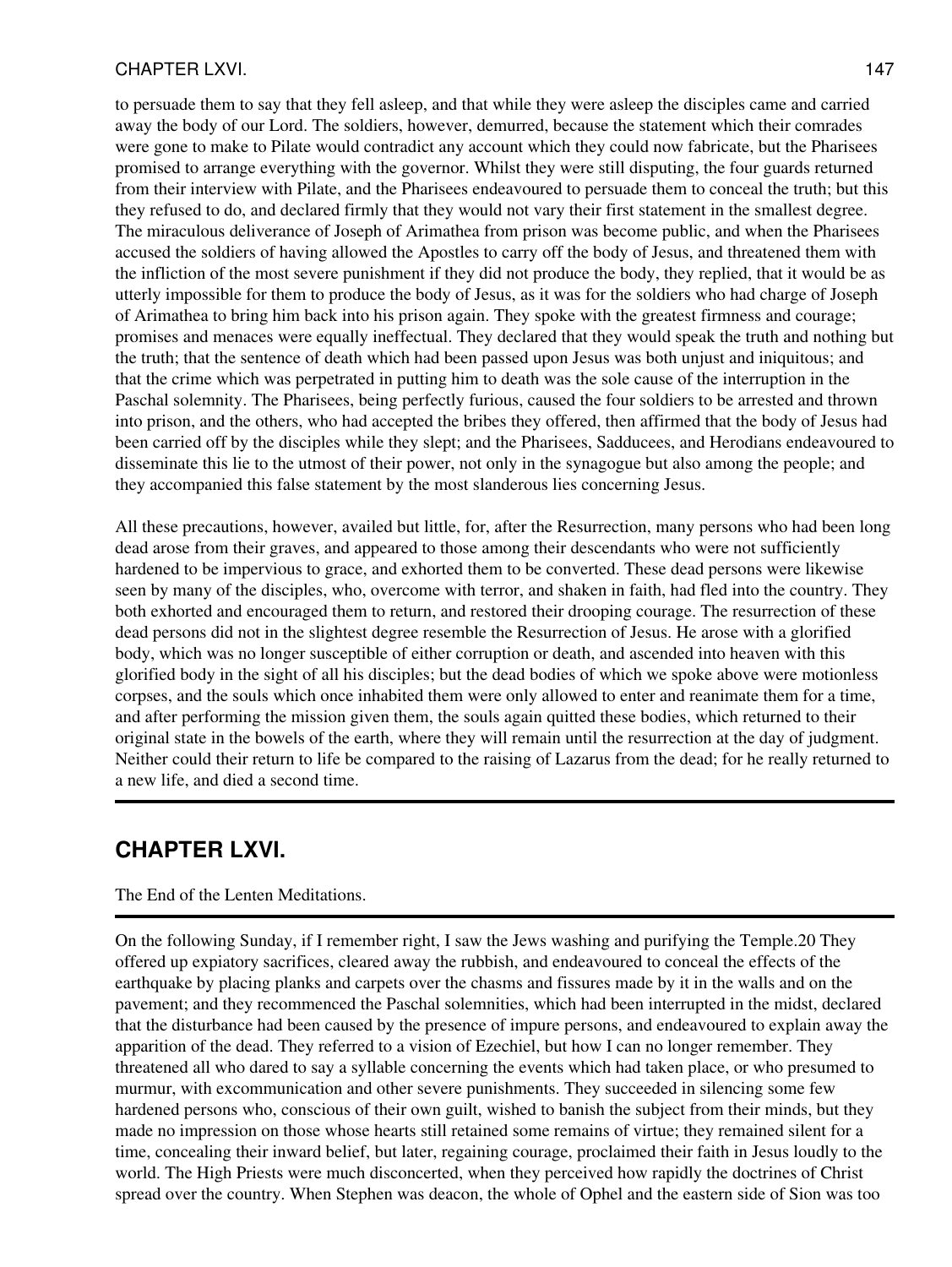to persuade them to say that they fell asleep, and that while they were asleep the disciples came and carried away the body of our Lord. The soldiers, however, demurred, because the statement which their comrades were gone to make to Pilate would contradict any account which they could now fabricate, but the Pharisees promised to arrange everything with the governor. Whilst they were still disputing, the four guards returned from their interview with Pilate, and the Pharisees endeavoured to persuade them to conceal the truth; but this they refused to do, and declared firmly that they would not vary their first statement in the smallest degree. The miraculous deliverance of Joseph of Arimathea from prison was become public, and when the Pharisees accused the soldiers of having allowed the Apostles to carry off the body of Jesus, and threatened them with the infliction of the most severe punishment if they did not produce the body, they replied, that it would be as utterly impossible for them to produce the body of Jesus, as it was for the soldiers who had charge of Joseph of Arimathea to bring him back into his prison again. They spoke with the greatest firmness and courage; promises and menaces were equally ineffectual. They declared that they would speak the truth and nothing but the truth; that the sentence of death which had been passed upon Jesus was both unjust and iniquitous; and that the crime which was perpetrated in putting him to death was the sole cause of the interruption in the Paschal solemnity. The Pharisees, being perfectly furious, caused the four soldiers to be arrested and thrown into prison, and the others, who had accepted the bribes they offered, then affirmed that the body of Jesus had been carried off by the disciples while they slept; and the Pharisees, Sadducees, and Herodians endeavoured to disseminate this lie to the utmost of their power, not only in the synagogue but also among the people; and they accompanied this false statement by the most slanderous lies concerning Jesus.

All these precautions, however, availed but little, for, after the Resurrection, many persons who had been long dead arose from their graves, and appeared to those among their descendants who were not sufficiently hardened to be impervious to grace, and exhorted them to be converted. These dead persons were likewise seen by many of the disciples, who, overcome with terror, and shaken in faith, had fled into the country. They both exhorted and encouraged them to return, and restored their drooping courage. The resurrection of these dead persons did not in the slightest degree resemble the Resurrection of Jesus. He arose with a glorified body, which was no longer susceptible of either corruption or death, and ascended into heaven with this glorified body in the sight of all his disciples; but the dead bodies of which we spoke above were motionless corpses, and the souls which once inhabited them were only allowed to enter and reanimate them for a time, and after performing the mission given them, the souls again quitted these bodies, which returned to their original state in the bowels of the earth, where they will remain until the resurrection at the day of judgment. Neither could their return to life be compared to the raising of Lazarus from the dead; for he really returned to a new life, and died a second time.

---

## CHAPTER LXVI.

The End of the Lenten Meditations.

---

On the following Sunday, if I remember right, I saw the Jews washing and purifying the Temple.[20] They offered up expiatory sacrifices, cleared away the rubbish, and endeavoured to conceal the effects of the earthquake by placing planks and carpets over the chasms and fissures made by it in the walls and on the pavement; and they recommenced the Paschal solemnities, which had been interrupted in the midst, declared that the disturbance had been caused by the presence of impure persons, and endeavoured to explain away the apparition of the dead. They referred to a vision of Ezechiel, but how I can no longer remember. They threatened all who dared to say a syllable concerning the events which had taken place, or who presumed to murmur, with excommunication and other severe punishments. They succeeded in silencing some few hardened persons who, conscious of their own guilt, wished to banish the subject from their minds, but they made no impression on those whose hearts still retained some remains of virtue; they remained silent for a time, concealing their inward belief, but later, regaining courage, proclaimed their faith in Jesus loudly to the world. The High Priests were much disconcerted, when they perceived how rapidly the doctrines of Christ spread over the country. When Stephen was deacon, the whole of Ophel and the eastern side of Sion was too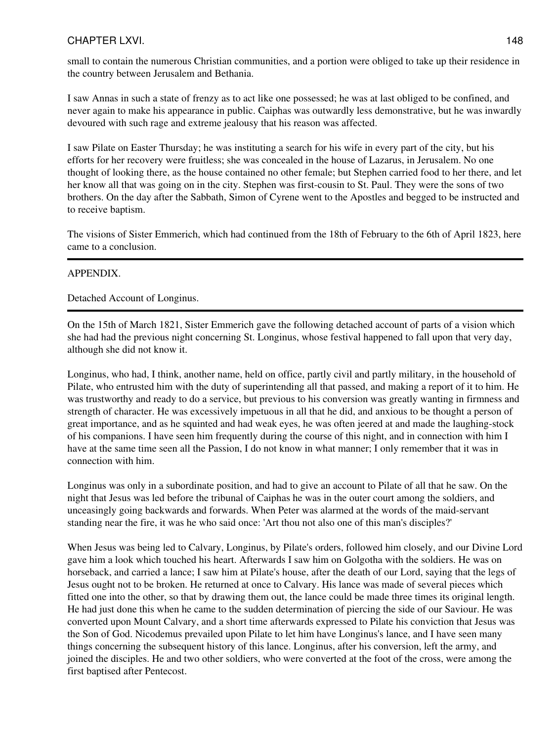small to contain the numerous Christian communities, and a portion were obliged to take up their residence in the country between Jerusalem and Bethania.

I saw Annas in such a state of frenzy as to act like one possessed; he was at last obliged to be confined, and never again to make his appearance in public. Caiphas was outwardly less demonstrative, but he was inwardly devoured with such rage and extreme jealousy that his reason was affected.

I saw Pilate on Easter Thursday; he was instituting a search for his wife in every part of the city, but his efforts for her recovery were fruitless; she was concealed in the house of Lazarus, in Jerusalem. No one thought of looking there, as the house contained no other female; but Stephen carried food to her there, and let her know all that was going on in the city. Stephen was first-cousin to St. Paul. They were the sons of two brothers. On the day after the Sabbath, Simon of Cyrene went to the Apostles and begged to be instructed and to receive baptism.

The visions of Sister Emmerich, which had continued from the 18th of February to the 6th of April 1823, here came to a conclusion.

---

## APPENDIX.

### Detached Account of Longinus.

---

On the 15th of March 1821, Sister Emmerich gave the following detached account of parts of a vision which she had had the previous night concerning St. Longinus, whose festival happened to fall upon that very day, although she did not know it.

Longinus, who had, I think, another name, held on office, partly civil and partly military, in the household of Pilate, who entrusted him with the duty of superintending all that passed, and making a report of it to him. He was trustworthy and ready to do a service, but previous to his conversion was greatly wanting in firmness and strength of character. He was excessively impetuous in all that he did, and anxious to be thought a person of great importance, and as he squinted and had weak eyes, he was often jeered at and made the laughing-stock of his companions. I have seen him frequently during the course of this night, and in connection with him I have at the same time seen all the Passion, I do not know in what manner; I only remember that it was in connection with him.

Longinus was only in a subordinate position, and had to give an account to Pilate of all that he saw. On the night that Jesus was led before the tribunal of Caiphas he was in the outer court among the soldiers, and unceasingly going backwards and forwards. When Peter was alarmed at the words of the maid-servant standing near the fire, it was he who said once: 'Art thou not also one of this man's disciples?'

When Jesus was being led to Calvary, Longinus, by Pilate's orders, followed him closely, and our Divine Lord gave him a look which touched his heart. Afterwards I saw him on Golgotha with the soldiers. He was on horseback, and carried a lance; I saw him at Pilate's house, after the death of our Lord, saying that the legs of Jesus ought not to be broken. He returned at once to Calvary. His lance was made of several pieces which fitted one into the other, so that by drawing them out, the lance could be made three times its original length. He had just done this when he came to the sudden determination of piercing the side of our Saviour. He was converted upon Mount Calvary, and a short time afterwards expressed to Pilate his conviction that Jesus was the Son of God. Nicodemus prevailed upon Pilate to let him have Longinus's lance, and I have seen many things concerning the subsequent history of this lance. Longinus, after his conversion, left the army, and joined the disciples. He and two other soldiers, who were converted at the foot of the cross, were among the first baptised after Pentecost.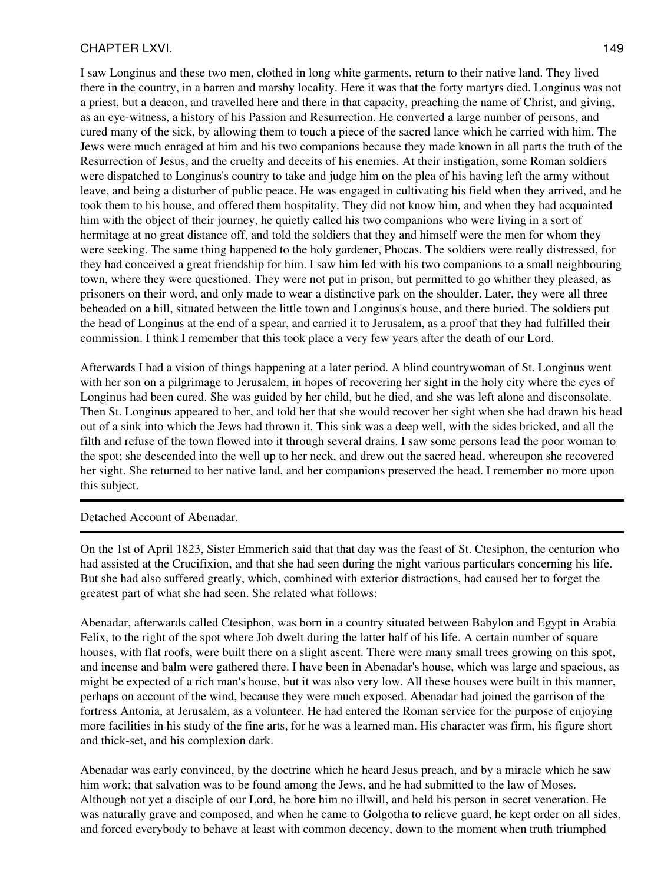I saw Longinus and these two men, clothed in long white garments, return to their native land. They lived there in the country, in a barren and marshy locality. Here it was that the forty martyrs died. Longinus was not a priest, but a deacon, and travelled here and there in that capacity, preaching the name of Christ, and giving, as an eye-witness, a history of his Passion and Resurrection. He converted a large number of persons, and cured many of the sick, by allowing them to touch a piece of the sacred lance which he carried with him. The Jews were much enraged at him and his two companions because they made known in all parts the truth of the Resurrection of Jesus, and the cruelty and deceits of his enemies. At their instigation, some Roman soldiers were dispatched to Longinus's country to take and judge him on the plea of his having left the army without leave, and being a disturber of public peace. He was engaged in cultivating his field when they arrived, and he took them to his house, and offered them hospitality. They did not know him, and when they had acquainted him with the object of their journey, he quietly called his two companions who were living in a sort of hermitage at no great distance off, and told the soldiers that they and himself were the men for whom they were seeking. The same thing happened to the holy gardener, Phocas. The soldiers were really distressed, for they had conceived a great friendship for him. I saw him led with his two companions to a small neighbouring town, where they were questioned. They were not put in prison, but permitted to go whither they pleased, as prisoners on their word, and only made to wear a distinctive park on the shoulder. Later, they were all three beheaded on a hill, situated between the little town and Longinus's house, and there buried. The soldiers put the head of Longinus at the end of a spear, and carried it to Jerusalem, as a proof that they had fulfilled their commission. I think I remember that this took place a very few years after the death of our Lord.

Afterwards I had a vision of things happening at a later period. A blind countrywoman of St. Longinus went with her son on a pilgrimage to Jerusalem, in hopes of recovering her sight in the holy city where the eyes of Longinus had been cured. She was guided by her child, but he died, and she was left alone and disconsolate. Then St. Longinus appeared to her, and told her that she would recover her sight when she had drawn his head out of a sink into which the Jews had thrown it. This sink was a deep well, with the sides bricked, and all the filth and refuse of the town flowed into it through several drains. I saw some persons lead the poor woman to the spot; she descended into the well up to her neck, and drew out the sacred head, whereupon she recovered her sight. She returned to her native land, and her companions preserved the head. I remember no more upon this subject.

---

Detached Account of Abenadar.

---

On the 1st of April 1823, Sister Emmerich said that that day was the feast of St. Ctesiphon, the centurion who had assisted at the Crucifixion, and that she had seen during the night various particulars concerning his life. But she had also suffered greatly, which, combined with exterior distractions, had caused her to forget the greatest part of what she had seen. She related what follows:

Abenadar, afterwards called Ctesiphon, was born in a country situated between Babylon and Egypt in Arabia Felix, to the right of the spot where Job dwelt during the latter half of his life. A certain number of square houses, with flat roofs, were built there on a slight ascent. There were many small trees growing on this spot, and incense and balm were gathered there. I have been in Abenadar's house, which was large and spacious, as might be expected of a rich man's house, but it was also very low. All these houses were built in this manner, perhaps on account of the wind, because they were much exposed. Abenadar had joined the garrison of the fortress Antonia, at Jerusalem, as a volunteer. He had entered the Roman service for the purpose of enjoying more facilities in his study of the fine arts, for he was a learned man. His character was firm, his figure short and thick-set, and his complexion dark.

Abenadar was early convinced, by the doctrine which he heard Jesus preach, and by a miracle which he saw him work; that salvation was to be found among the Jews, and he had submitted to the law of Moses. Although not yet a disciple of our Lord, he bore him no illwill, and held his person in secret veneration. He was naturally grave and composed, and when he came to Golgotha to relieve guard, he kept order on all sides, and forced everybody to behave at least with common decency, down to the moment when truth triumphed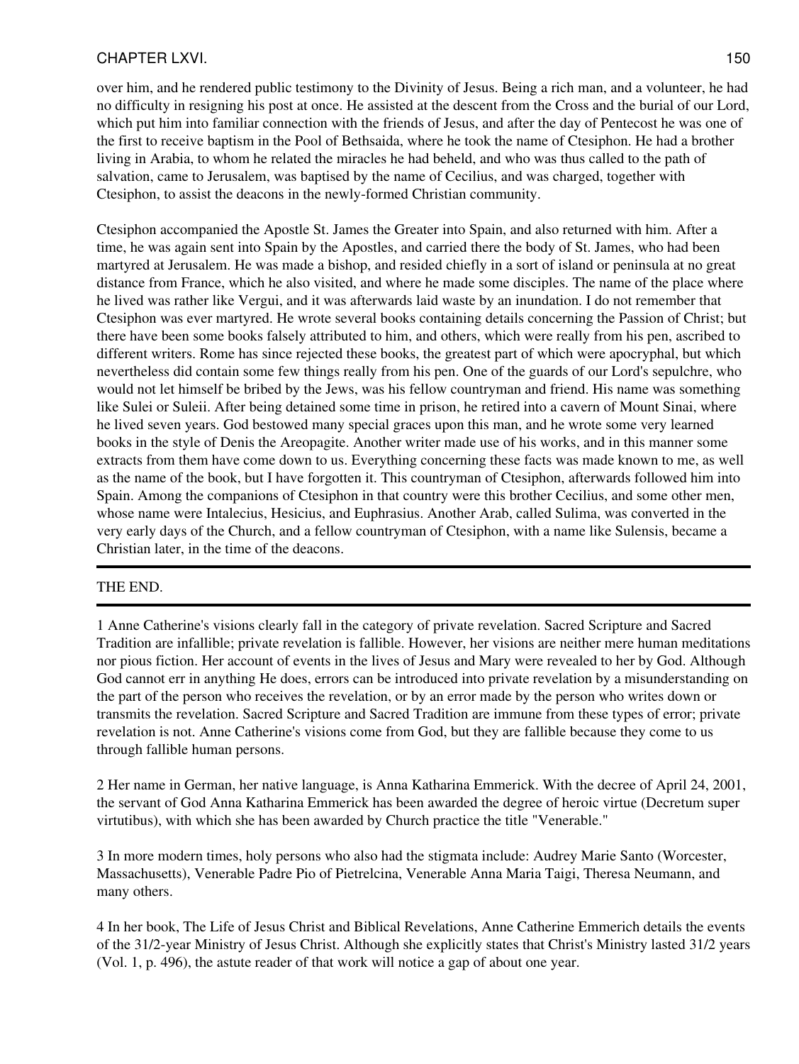over him, and he rendered public testimony to the Divinity of Jesus. Being a rich man, and a volunteer, he had no difficulty in resigning his post at once. He assisted at the descent from the Cross and the burial of our Lord, which put him into familiar connection with the friends of Jesus, and after the day of Pentecost he was one of the first to receive baptism in the Pool of Bethsaida, where he took the name of Ctesiphon. He had a brother living in Arabia, to whom he related the miracles he had beheld, and who was thus called to the path of salvation, came to Jerusalem, was baptised by the name of Cecilius, and was charged, together with Ctesiphon, to assist the deacons in the newly-formed Christian community.

Ctesiphon accompanied the Apostle St. James the Greater into Spain, and also returned with him. After a time, he was again sent into Spain by the Apostles, and carried there the body of St. James, who had been martyred at Jerusalem. He was made a bishop, and resided chiefly in a sort of island or peninsula at no great distance from France, which he also visited, and where he made some disciples. The name of the place where he lived was rather like Vergui, and it was afterwards laid waste by an inundation. I do not remember that Ctesiphon was ever martyred. He wrote several books containing details concerning the Passion of Christ; but there have been some books falsely attributed to him, and others, which were really from his pen, ascribed to different writers. Rome has since rejected these books, the greatest part of which were apocryphal, but which nevertheless did contain some few things really from his pen. One of the guards of our Lord's sepulchre, who would not let himself be bribed by the Jews, was his fellow countryman and friend. His name was something like Sulei or Suleii. After being detained some time in prison, he retired into a cavern of Mount Sinai, where he lived seven years. God bestowed many special graces upon this man, and he wrote some very learned books in the style of Denis the Areopagite. Another writer made use of his works, and in this manner some extracts from them have come down to us. Everything concerning these facts was made known to me, as well as the name of the book, but I have forgotten it. This countryman of Ctesiphon, afterwards followed him into Spain. Among the companions of Ctesiphon in that country were this brother Cecilius, and some other men, whose name were Intalecius, Hesicius, and Euphrasius. Another Arab, called Sulima, was converted in the very early days of the Church, and a fellow countryman of Ctesiphon, with a name like Sulensis, became a Christian later, in the time of the deacons.

---

THE END.

---

1 Anne Catherine's visions clearly fall in the category of private revelation. Sacred Scripture and Sacred Tradition are infallible; private revelation is fallible. However, her visions are neither mere human meditations nor pious fiction. Her account of events in the lives of Jesus and Mary were revealed to her by God. Although God cannot err in anything He does, errors can be introduced into private revelation by a misunderstanding on the part of the person who receives the revelation, or by an error made by the person who writes down or transmits the revelation. Sacred Scripture and Sacred Tradition are immune from these types of error; private revelation is not. Anne Catherine's visions come from God, but they are fallible because they come to us through fallible human persons.

2 Her name in German, her native language, is Anna Katharina Emmerick. With the decree of April 24, 2001, the servant of God Anna Katharina Emmerick has been awarded the degree of heroic virtue (Decretum super virtutibus), with which she has been awarded by Church practice the title "Venerable."

3 In more modern times, holy persons who also had the stigmata include: Audrey Marie Santo (Worcester, Massachusetts), Venerable Padre Pio of Pietrelcina, Venerable Anna Maria Taigi, Theresa Neumann, and many others.

4 In her book, The Life of Jesus Christ and Biblical Revelations, Anne Catherine Emmerich details the events of the 31/2-year Ministry of Jesus Christ. Although she explicitly states that Christ's Ministry lasted 31/2 years (Vol. 1, p. 496), the astute reader of that work will notice a gap of about one year.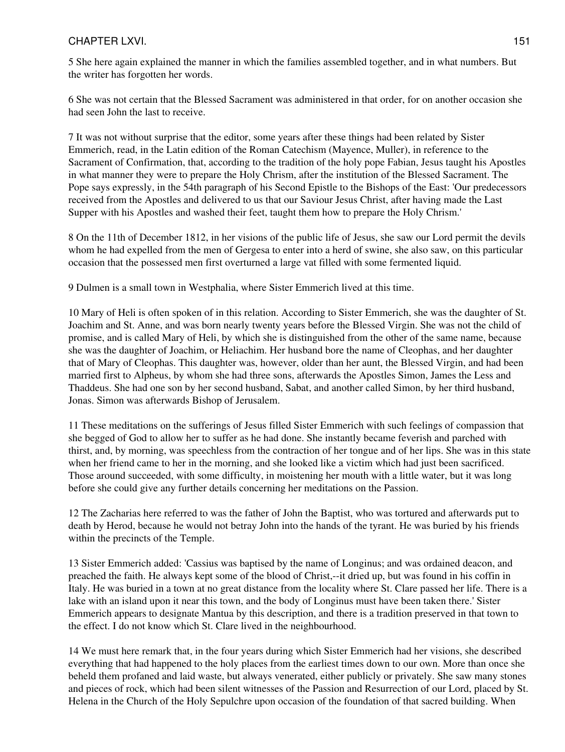5 She here again explained the manner in which the families assembled together, and in what numbers. But the writer has forgotten her words.

6 She was not certain that the Blessed Sacrament was administered in that order, for on another occasion she had seen John the last to receive.

7 It was not without surprise that the editor, some years after these things had been related by Sister Emmerich, read, in the Latin edition of the Roman Catechism (Mayence, Muller), in reference to the Sacrament of Confirmation, that, according to the tradition of the holy pope Fabian, Jesus taught his Apostles in what manner they were to prepare the Holy Chrism, after the institution of the Blessed Sacrament. The Pope says expressly, in the 54th paragraph of his Second Epistle to the Bishops of the East: 'Our predecessors received from the Apostles and delivered to us that our Saviour Jesus Christ, after having made the Last Supper with his Apostles and washed their feet, taught them how to prepare the Holy Chrism.'

8 On the 11th of December 1812, in her visions of the public life of Jesus, she saw our Lord permit the devils whom he had expelled from the men of Gergesa to enter into a herd of swine, she also saw, on this particular occasion that the possessed men first overturned a large vat filled with some fermented liquid.

9 Dulmen is a small town in Westphalia, where Sister Emmerich lived at this time.

10 Mary of Heli is often spoken of in this relation. According to Sister Emmerich, she was the daughter of St. Joachim and St. Anne, and was born nearly twenty years before the Blessed Virgin. She was not the child of promise, and is called Mary of Heli, by which she is distinguished from the other of the same name, because she was the daughter of Joachim, or Heliachim. Her husband bore the name of Cleophas, and her daughter that of Mary of Cleophas. This daughter was, however, older than her aunt, the Blessed Virgin, and had been married first to Alpheus, by whom she had three sons, afterwards the Apostles Simon, James the Less and Thaddeus. She had one son by her second husband, Sabat, and another called Simon, by her third husband, Jonas. Simon was afterwards Bishop of Jerusalem.

11 These meditations on the sufferings of Jesus filled Sister Emmerich with such feelings of compassion that she begged of God to allow her to suffer as he had done. She instantly became feverish and parched with thirst, and, by morning, was speechless from the contraction of her tongue and of her lips. She was in this state when her friend came to her in the morning, and she looked like a victim which had just been sacrificed. Those around succeeded, with some difficulty, in moistening her mouth with a little water, but it was long before she could give any further details concerning her meditations on the Passion.

12 The Zacharias here referred to was the father of John the Baptist, who was tortured and afterwards put to death by Herod, because he would not betray John into the hands of the tyrant. He was buried by his friends within the precincts of the Temple.

13 Sister Emmerich added: 'Cassius was baptised by the name of Longinus; and was ordained deacon, and preached the faith. He always kept some of the blood of Christ,--it dried up, but was found in his coffin in Italy. He was buried in a town at no great distance from the locality where St. Clare passed her life. There is a lake with an island upon it near this town, and the body of Longinus must have been taken there.' Sister Emmerich appears to designate Mantua by this description, and there is a tradition preserved in that town to the effect. I do not know which St. Clare lived in the neighbourhood.

14 We must here remark that, in the four years during which Sister Emmerich had her visions, she described everything that had happened to the holy places from the earliest times down to our own. More than once she beheld them profaned and laid waste, but always venerated, either publicly or privately. She saw many stones and pieces of rock, which had been silent witnesses of the Passion and Resurrection of our Lord, placed by St. Helena in the Church of the Holy Sepulchre upon occasion of the foundation of that sacred building. When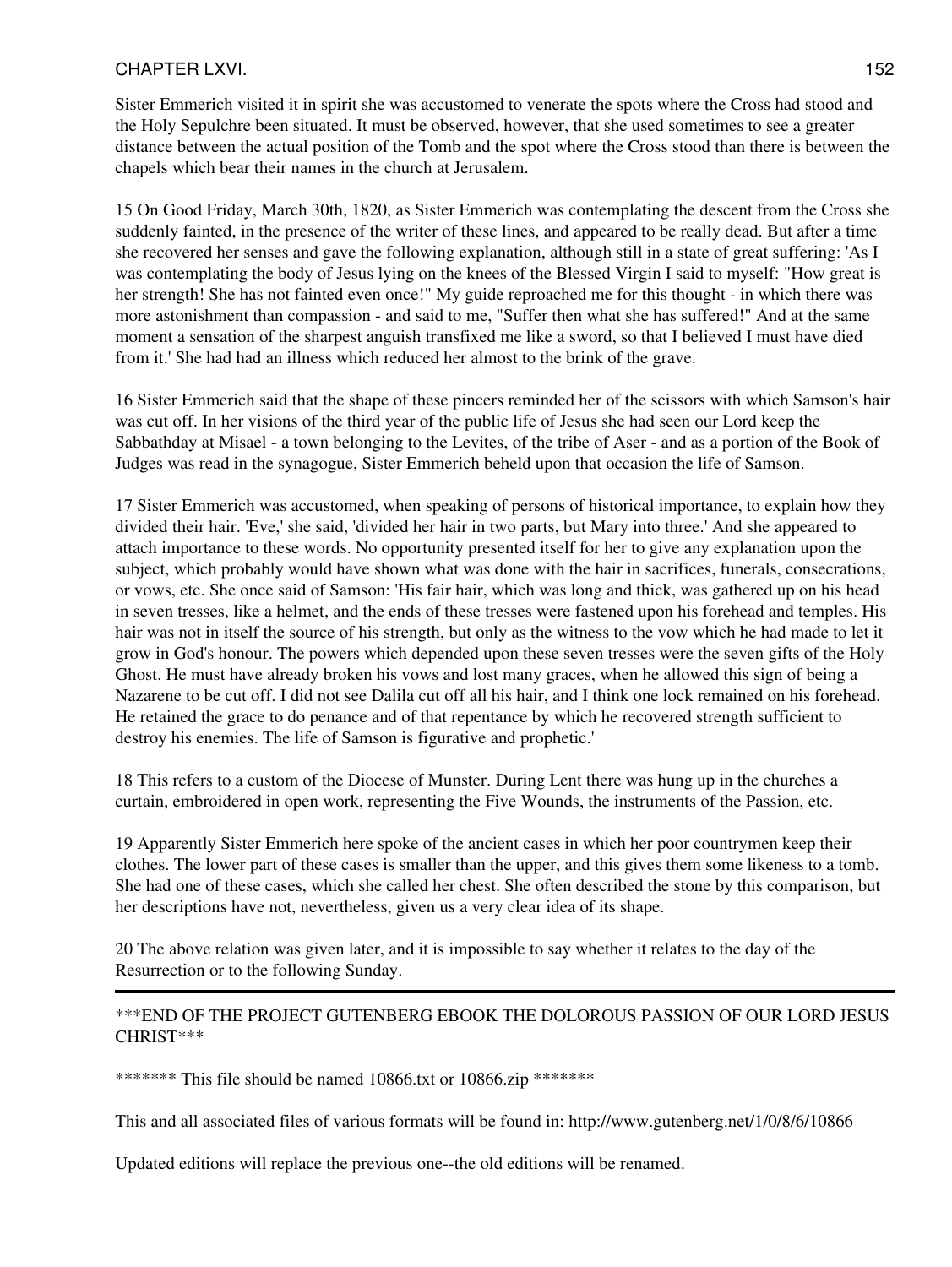Sister Emmerich visited it in spirit she was accustomed to venerate the spots where the Cross had stood and the Holy Sepulchre been situated. It must be observed, however, that she used sometimes to see a greater distance between the actual position of the Tomb and the spot where the Cross stood than there is between the chapels which bear their names in the church at Jerusalem.

15 On Good Friday, March 30th, 1820, as Sister Emmerich was contemplating the descent from the Cross she suddenly fainted, in the presence of the writer of these lines, and appeared to be really dead. But after a time she recovered her senses and gave the following explanation, although still in a state of great suffering: 'As I was contemplating the body of Jesus lying on the knees of the Blessed Virgin I said to myself: "How great is her strength! She has not fainted even once!" My guide reproached me for this thought - in which there was more astonishment than compassion - and said to me, "Suffer then what she has suffered!" And at the same moment a sensation of the sharpest anguish transfixed me like a sword, so that I believed I must have died from it.' She had had an illness which reduced her almost to the brink of the grave.

16 Sister Emmerich said that the shape of these pincers reminded her of the scissors with which Samson's hair was cut off. In her visions of the third year of the public life of Jesus she had seen our Lord keep the Sabbathday at Misael - a town belonging to the Levites, of the tribe of Aser - and as a portion of the Book of Judges was read in the synagogue, Sister Emmerich beheld upon that occasion the life of Samson.

17 Sister Emmerich was accustomed, when speaking of persons of historical importance, to explain how they divided their hair. 'Eve,' she said, 'divided her hair in two parts, but Mary into three.' And she appeared to attach importance to these words. No opportunity presented itself for her to give any explanation upon the subject, which probably would have shown what was done with the hair in sacrifices, funerals, consecrations, or vows, etc. She once said of Samson: 'His fair hair, which was long and thick, was gathered up on his head in seven tresses, like a helmet, and the ends of these tresses were fastened upon his forehead and temples. His hair was not in itself the source of his strength, but only as the witness to the vow which he had made to let it grow in God's honour. The powers which depended upon these seven tresses were the seven gifts of the Holy Ghost. He must have already broken his vows and lost many graces, when he allowed this sign of being a Nazarene to be cut off. I did not see Dalila cut off all his hair, and I think one lock remained on his forehead. He retained the grace to do penance and of that repentance by which he recovered strength sufficient to destroy his enemies. The life of Samson is figurative and prophetic.'

18 This refers to a custom of the Diocese of Munster. During Lent there was hung up in the churches a curtain, embroidered in open work, representing the Five Wounds, the instruments of the Passion, etc.

19 Apparently Sister Emmerich here spoke of the ancient cases in which her poor countrymen keep their clothes. The lower part of these cases is smaller than the upper, and this gives them some likeness to a tomb. She had one of these cases, which she called her chest. She often described the stone by this comparison, but her descriptions have not, nevertheless, given us a very clear idea of its shape.

20 The above relation was given later, and it is impossible to say whether it relates to the day of the Resurrection or to the following Sunday.

---

***END OF THE PROJECT GUTENBERG EBOOK THE DOLOROUS PASSION OF OUR LORD JESUS CHRIST***

******* This file should be named 10866.txt or 10866.zip *******

This and all associated files of various formats will be found in: http://www.gutenberg.net/1/0/8/6/10866

Updated editions will replace the previous one--the old editions will be renamed.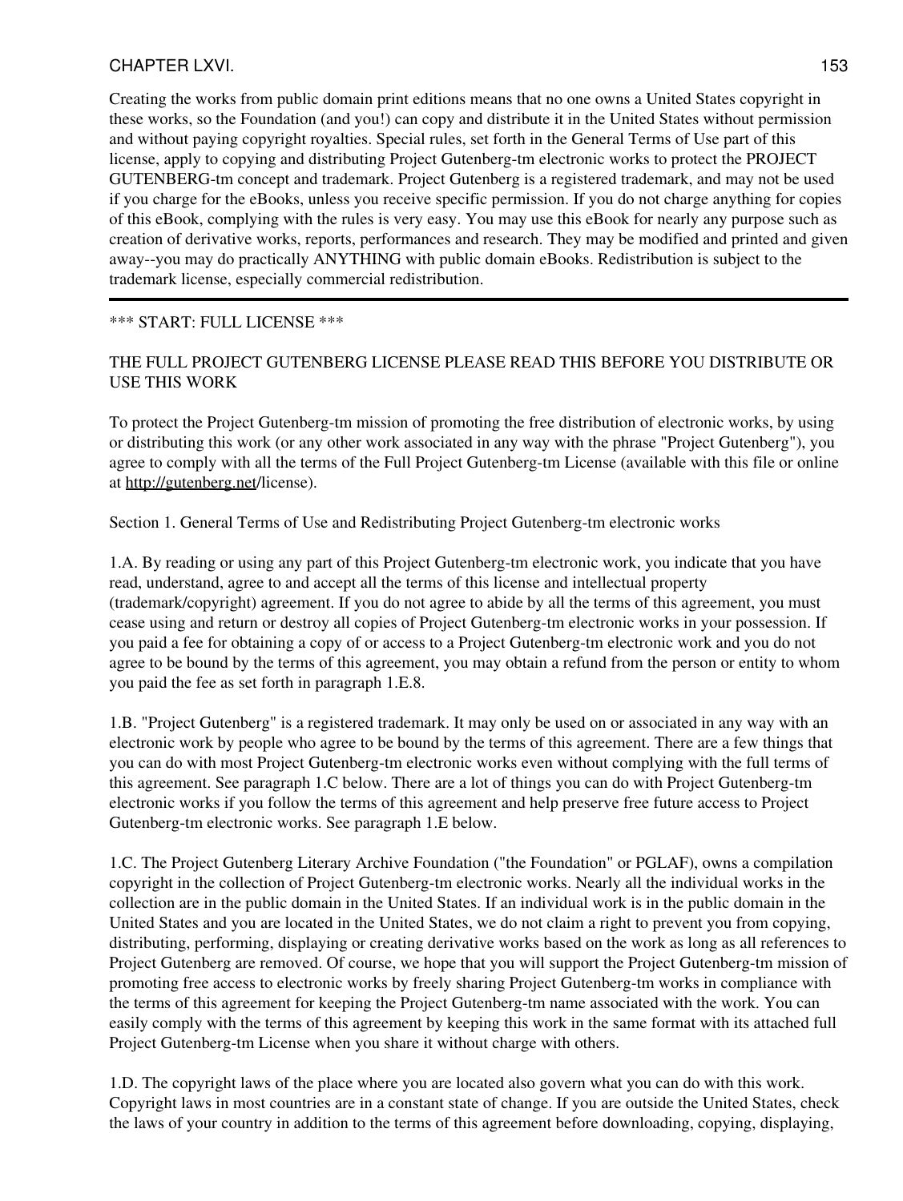Creating the works from public domain print editions means that no one owns a United States copyright in these works, so the Foundation (and you!) can copy and distribute it in the United States without permission and without paying copyright royalties. Special rules, set forth in the General Terms of Use part of this license, apply to copying and distributing Project Gutenberg-tm electronic works to protect the PROJECT GUTENBERG-tm concept and trademark. Project Gutenberg is a registered trademark, and may not be used if you charge for the eBooks, unless you receive specific permission. If you do not charge anything for copies of this eBook, complying with the rules is very easy. You may use this eBook for nearly any purpose such as creation of derivative works, reports, performances and research. They may be modified and printed and given away--you may do practically ANYTHING with public domain eBooks. Redistribution is subject to the trademark license, especially commercial redistribution.

---

*** START: FULL LICENSE ***

THE FULL PROJECT GUTENBERG LICENSE PLEASE READ THIS BEFORE YOU DISTRIBUTE OR USE THIS WORK

To protect the Project Gutenberg-tm mission of promoting the free distribution of electronic works, by using or distributing this work (or any other work associated in any way with the phrase "Project Gutenberg"), you agree to comply with all the terms of the Full Project Gutenberg-tm License (available with this file or online at http://gutenberg.net/license).

Section 1. General Terms of Use and Redistributing Project Gutenberg-tm electronic works

1.A. By reading or using any part of this Project Gutenberg-tm electronic work, you indicate that you have read, understand, agree to and accept all the terms of this license and intellectual property (trademark/copyright) agreement. If you do not agree to abide by all the terms of this agreement, you must cease using and return or destroy all copies of Project Gutenberg-tm electronic works in your possession. If you paid a fee for obtaining a copy of or access to a Project Gutenberg-tm electronic work and you do not agree to be bound by the terms of this agreement, you may obtain a refund from the person or entity to whom you paid the fee as set forth in paragraph 1.E.8.

1.B. "Project Gutenberg" is a registered trademark. It may only be used on or associated in any way with an electronic work by people who agree to be bound by the terms of this agreement. There are a few things that you can do with most Project Gutenberg-tm electronic works even without complying with the full terms of this agreement. See paragraph 1.C below. There are a lot of things you can do with Project Gutenberg-tm electronic works if you follow the terms of this agreement and help preserve free future access to Project Gutenberg-tm electronic works. See paragraph 1.E below.

1.C. The Project Gutenberg Literary Archive Foundation ("the Foundation" or PGLAF), owns a compilation copyright in the collection of Project Gutenberg-tm electronic works. Nearly all the individual works in the collection are in the public domain in the United States. If an individual work is in the public domain in the United States and you are located in the United States, we do not claim a right to prevent you from copying, distributing, performing, displaying or creating derivative works based on the work as long as all references to Project Gutenberg are removed. Of course, we hope that you will support the Project Gutenberg-tm mission of promoting free access to electronic works by freely sharing Project Gutenberg-tm works in compliance with the terms of this agreement for keeping the Project Gutenberg-tm name associated with the work. You can easily comply with the terms of this agreement by keeping this work in the same format with its attached full Project Gutenberg-tm License when you share it without charge with others.

1.D. The copyright laws of the place where you are located also govern what you can do with this work. Copyright laws in most countries are in a constant state of change. If you are outside the United States, check the laws of your country in addition to the terms of this agreement before downloading, copying, displaying,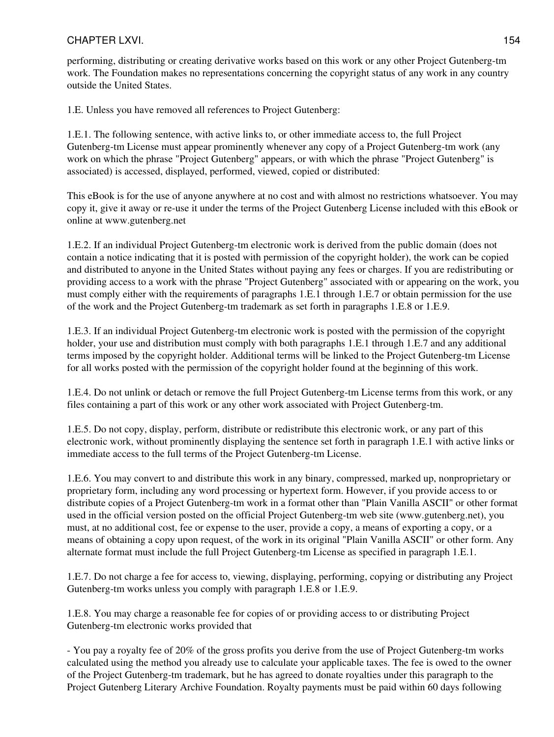performing, distributing or creating derivative works based on this work or any other Project Gutenberg-tm work. The Foundation makes no representations concerning the copyright status of any work in any country outside the United States.

1.E. Unless you have removed all references to Project Gutenberg:

1.E.1. The following sentence, with active links to, or other immediate access to, the full Project Gutenberg-tm License must appear prominently whenever any copy of a Project Gutenberg-tm work (any work on which the phrase "Project Gutenberg" appears, or with which the phrase "Project Gutenberg" is associated) is accessed, displayed, performed, viewed, copied or distributed:

This eBook is for the use of anyone anywhere at no cost and with almost no restrictions whatsoever. You may copy it, give it away or re-use it under the terms of the Project Gutenberg License included with this eBook or online at www.gutenberg.net

1.E.2. If an individual Project Gutenberg-tm electronic work is derived from the public domain (does not contain a notice indicating that it is posted with permission of the copyright holder), the work can be copied and distributed to anyone in the United States without paying any fees or charges. If you are redistributing or providing access to a work with the phrase "Project Gutenberg" associated with or appearing on the work, you must comply either with the requirements of paragraphs 1.E.1 through 1.E.7 or obtain permission for the use of the work and the Project Gutenberg-tm trademark as set forth in paragraphs 1.E.8 or 1.E.9.

1.E.3. If an individual Project Gutenberg-tm electronic work is posted with the permission of the copyright holder, your use and distribution must comply with both paragraphs 1.E.1 through 1.E.7 and any additional terms imposed by the copyright holder. Additional terms will be linked to the Project Gutenberg-tm License for all works posted with the permission of the copyright holder found at the beginning of this work.

1.E.4. Do not unlink or detach or remove the full Project Gutenberg-tm License terms from this work, or any files containing a part of this work or any other work associated with Project Gutenberg-tm.

1.E.5. Do not copy, display, perform, distribute or redistribute this electronic work, or any part of this electronic work, without prominently displaying the sentence set forth in paragraph 1.E.1 with active links or immediate access to the full terms of the Project Gutenberg-tm License.

1.E.6. You may convert to and distribute this work in any binary, compressed, marked up, nonproprietary or proprietary form, including any word processing or hypertext form. However, if you provide access to or distribute copies of a Project Gutenberg-tm work in a format other than "Plain Vanilla ASCII" or other format used in the official version posted on the official Project Gutenberg-tm web site (www.gutenberg.net), you must, at no additional cost, fee or expense to the user, provide a copy, a means of exporting a copy, or a means of obtaining a copy upon request, of the work in its original "Plain Vanilla ASCII" or other form. Any alternate format must include the full Project Gutenberg-tm License as specified in paragraph 1.E.1.

1.E.7. Do not charge a fee for access to, viewing, displaying, performing, copying or distributing any Project Gutenberg-tm works unless you comply with paragraph 1.E.8 or 1.E.9.

1.E.8. You may charge a reasonable fee for copies of or providing access to or distributing Project Gutenberg-tm electronic works provided that

- You pay a royalty fee of 20% of the gross profits you derive from the use of Project Gutenberg-tm works calculated using the method you already use to calculate your applicable taxes. The fee is owed to the owner of the Project Gutenberg-tm trademark, but he has agreed to donate royalties under this paragraph to the Project Gutenberg Literary Archive Foundation. Royalty payments must be paid within 60 days following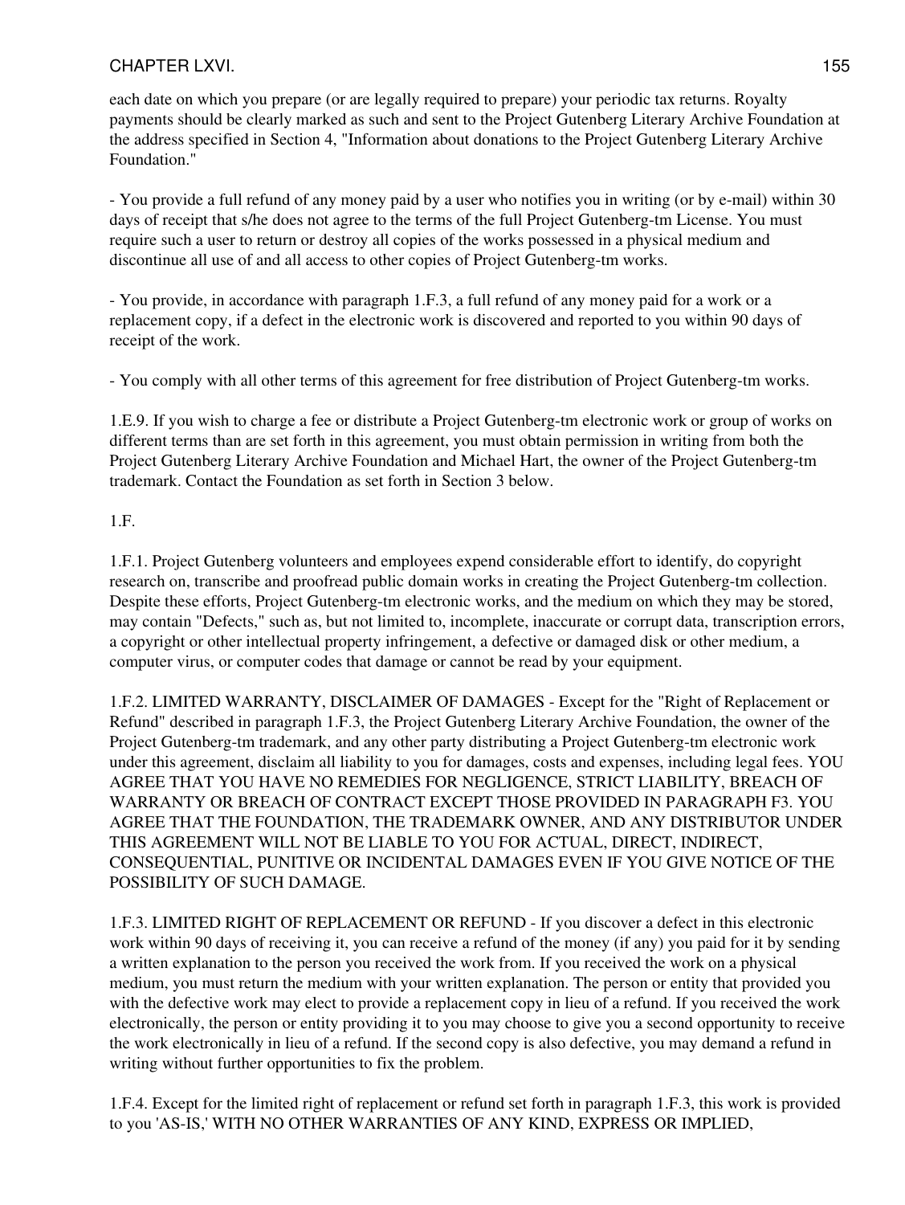each date on which you prepare (or are legally required to prepare) your periodic tax returns. Royalty payments should be clearly marked as such and sent to the Project Gutenberg Literary Archive Foundation at the address specified in Section 4, "Information about donations to the Project Gutenberg Literary Archive Foundation."

- You provide a full refund of any money paid by a user who notifies you in writing (or by e-mail) within 30 days of receipt that s/he does not agree to the terms of the full Project Gutenberg-tm License. You must require such a user to return or destroy all copies of the works possessed in a physical medium and discontinue all use of and all access to other copies of Project Gutenberg-tm works.

- You provide, in accordance with paragraph 1.F.3, a full refund of any money paid for a work or a replacement copy, if a defect in the electronic work is discovered and reported to you within 90 days of receipt of the work.

- You comply with all other terms of this agreement for free distribution of Project Gutenberg-tm works.

1.E.9. If you wish to charge a fee or distribute a Project Gutenberg-tm electronic work or group of works on different terms than are set forth in this agreement, you must obtain permission in writing from both the Project Gutenberg Literary Archive Foundation and Michael Hart, the owner of the Project Gutenberg-tm trademark. Contact the Foundation as set forth in Section 3 below.

1.F.

1.F.1. Project Gutenberg volunteers and employees expend considerable effort to identify, do copyright research on, transcribe and proofread public domain works in creating the Project Gutenberg-tm collection. Despite these efforts, Project Gutenberg-tm electronic works, and the medium on which they may be stored, may contain "Defects," such as, but not limited to, incomplete, inaccurate or corrupt data, transcription errors, a copyright or other intellectual property infringement, a defective or damaged disk or other medium, a computer virus, or computer codes that damage or cannot be read by your equipment.

1.F.2. LIMITED WARRANTY, DISCLAIMER OF DAMAGES - Except for the "Right of Replacement or Refund" described in paragraph 1.F.3, the Project Gutenberg Literary Archive Foundation, the owner of the Project Gutenberg-tm trademark, and any other party distributing a Project Gutenberg-tm electronic work under this agreement, disclaim all liability to you for damages, costs and expenses, including legal fees. YOU AGREE THAT YOU HAVE NO REMEDIES FOR NEGLIGENCE, STRICT LIABILITY, BREACH OF WARRANTY OR BREACH OF CONTRACT EXCEPT THOSE PROVIDED IN PARAGRAPH F3. YOU AGREE THAT THE FOUNDATION, THE TRADEMARK OWNER, AND ANY DISTRIBUTOR UNDER THIS AGREEMENT WILL NOT BE LIABLE TO YOU FOR ACTUAL, DIRECT, INDIRECT, CONSEQUENTIAL, PUNITIVE OR INCIDENTAL DAMAGES EVEN IF YOU GIVE NOTICE OF THE POSSIBILITY OF SUCH DAMAGE.

1.F.3. LIMITED RIGHT OF REPLACEMENT OR REFUND - If you discover a defect in this electronic work within 90 days of receiving it, you can receive a refund of the money (if any) you paid for it by sending a written explanation to the person you received the work from. If you received the work on a physical medium, you must return the medium with your written explanation. The person or entity that provided you with the defective work may elect to provide a replacement copy in lieu of a refund. If you received the work electronically, the person or entity providing it to you may choose to give you a second opportunity to receive the work electronically in lieu of a refund. If the second copy is also defective, you may demand a refund in writing without further opportunities to fix the problem.

1.F.4. Except for the limited right of replacement or refund set forth in paragraph 1.F.3, this work is provided to you 'AS-IS,' WITH NO OTHER WARRANTIES OF ANY KIND, EXPRESS OR IMPLIED,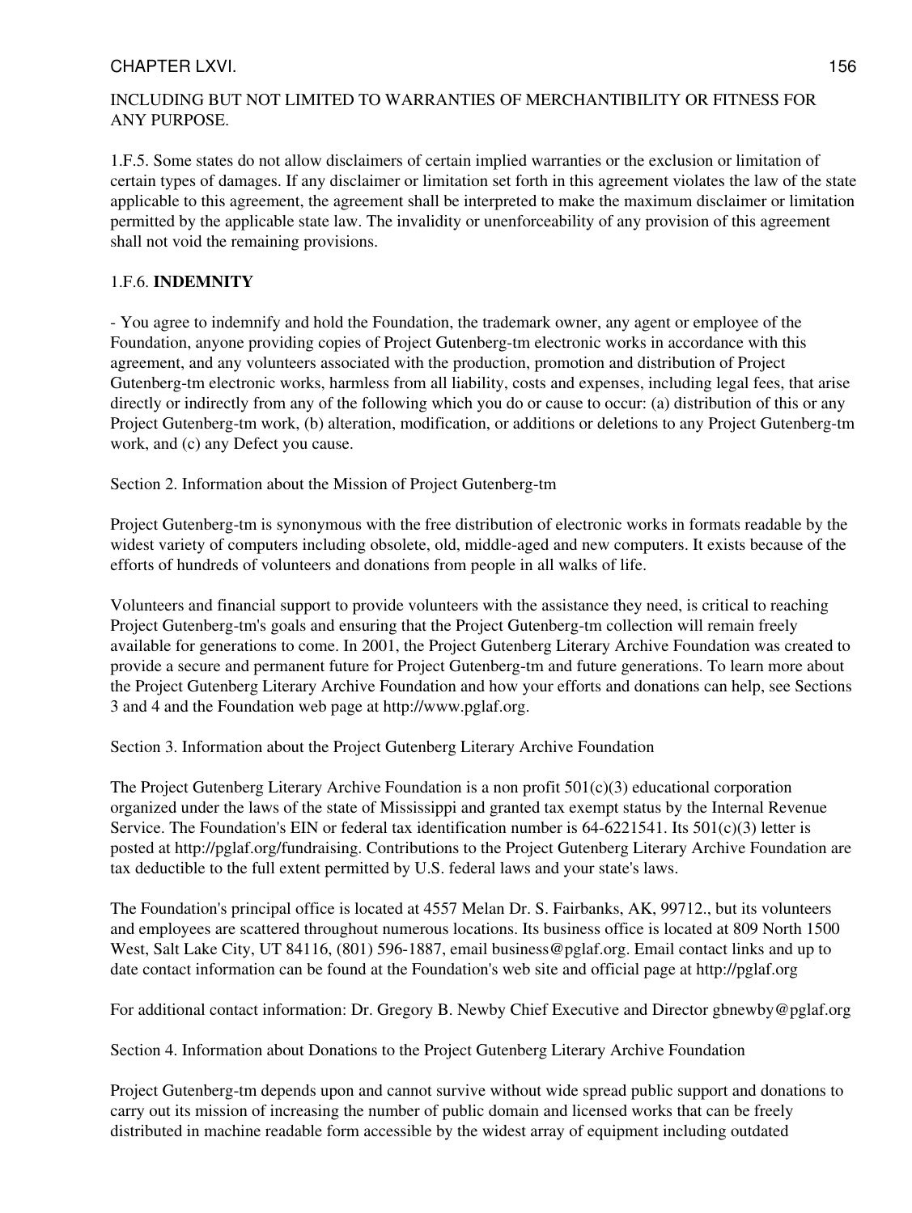INCLUDING BUT NOT LIMITED TO WARRANTIES OF MERCHANTIBILITY OR FITNESS FOR ANY PURPOSE.

1.F.5. Some states do not allow disclaimers of certain implied warranties or the exclusion or limitation of certain types of damages. If any disclaimer or limitation set forth in this agreement violates the law of the state applicable to this agreement, the agreement shall be interpreted to make the maximum disclaimer or limitation permitted by the applicable state law. The invalidity or unenforceability of any provision of this agreement shall not void the remaining provisions.

1.F.6. **INDEMNITY**

- You agree to indemnify and hold the Foundation, the trademark owner, any agent or employee of the Foundation, anyone providing copies of Project Gutenberg-tm electronic works in accordance with this agreement, and any volunteers associated with the production, promotion and distribution of Project Gutenberg-tm electronic works, harmless from all liability, costs and expenses, including legal fees, that arise directly or indirectly from any of the following which you do or cause to occur: (a) distribution of this or any Project Gutenberg-tm work, (b) alteration, modification, or additions or deletions to any Project Gutenberg-tm work, and (c) any Defect you cause.

Section 2. Information about the Mission of Project Gutenberg-tm

Project Gutenberg-tm is synonymous with the free distribution of electronic works in formats readable by the widest variety of computers including obsolete, old, middle-aged and new computers. It exists because of the efforts of hundreds of volunteers and donations from people in all walks of life.

Volunteers and financial support to provide volunteers with the assistance they need, is critical to reaching Project Gutenberg-tm's goals and ensuring that the Project Gutenberg-tm collection will remain freely available for generations to come. In 2001, the Project Gutenberg Literary Archive Foundation was created to provide a secure and permanent future for Project Gutenberg-tm and future generations. To learn more about the Project Gutenberg Literary Archive Foundation and how your efforts and donations can help, see Sections 3 and 4 and the Foundation web page at http://www.pglaf.org.

Section 3. Information about the Project Gutenberg Literary Archive Foundation

The Project Gutenberg Literary Archive Foundation is a non profit 501(c)(3) educational corporation organized under the laws of the state of Mississippi and granted tax exempt status by the Internal Revenue Service. The Foundation's EIN or federal tax identification number is 64-6221541. Its 501(c)(3) letter is posted at http://pglaf.org/fundraising. Contributions to the Project Gutenberg Literary Archive Foundation are tax deductible to the full extent permitted by U.S. federal laws and your state's laws.

The Foundation's principal office is located at 4557 Melan Dr. S. Fairbanks, AK, 99712., but its volunteers and employees are scattered throughout numerous locations. Its business office is located at 809 North 1500 West, Salt Lake City, UT 84116, (801) 596-1887, email business@pglaf.org. Email contact links and up to date contact information can be found at the Foundation's web site and official page at http://pglaf.org

For additional contact information: Dr. Gregory B. Newby Chief Executive and Director gbnewby@pglaf.org

Section 4. Information about Donations to the Project Gutenberg Literary Archive Foundation

Project Gutenberg-tm depends upon and cannot survive without wide spread public support and donations to carry out its mission of increasing the number of public domain and licensed works that can be freely distributed in machine readable form accessible by the widest array of equipment including outdated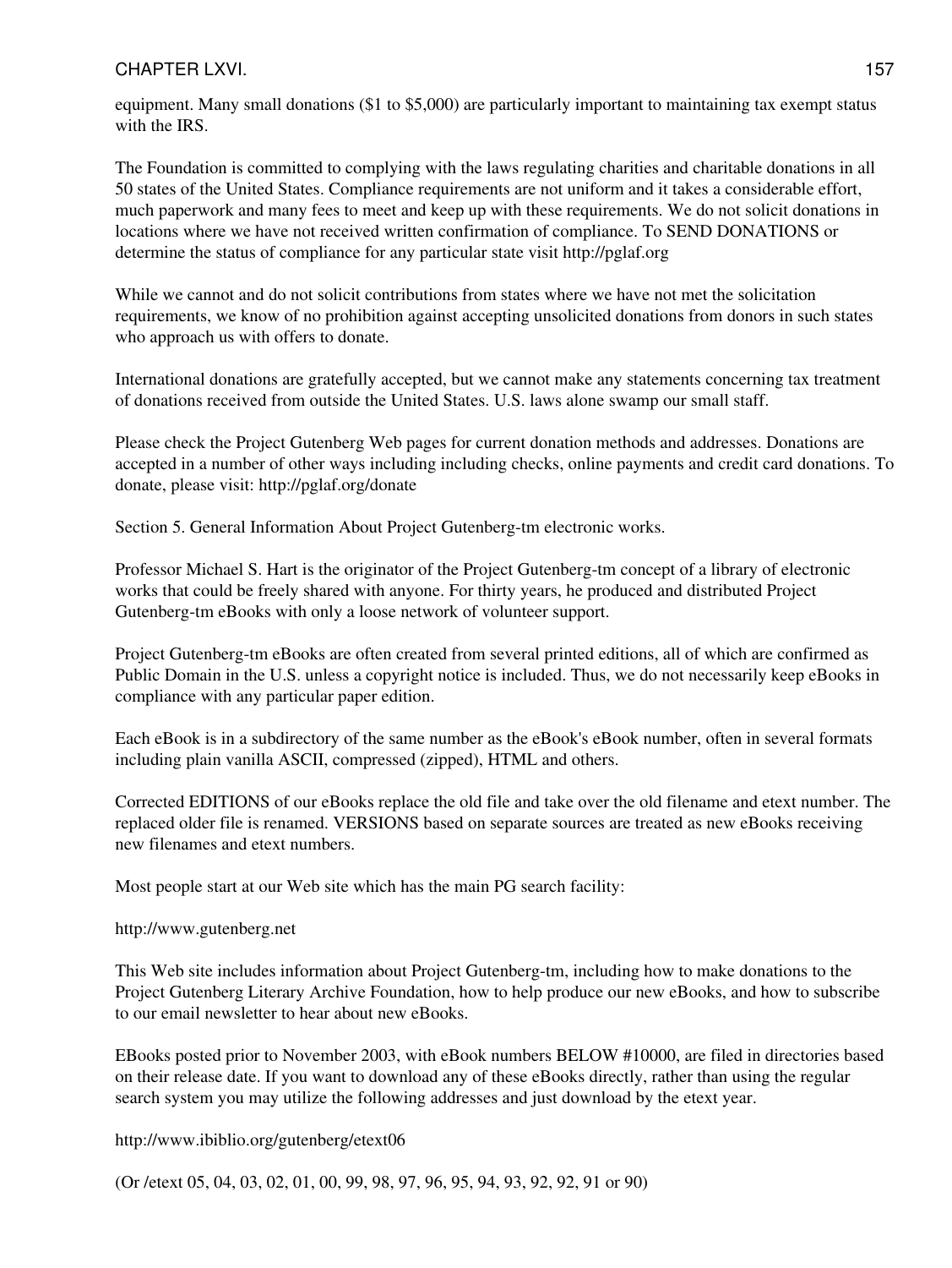equipment. Many small donations ($1 to $5,000) are particularly important to maintaining tax exempt status with the IRS.

The Foundation is committed to complying with the laws regulating charities and charitable donations in all 50 states of the United States. Compliance requirements are not uniform and it takes a considerable effort, much paperwork and many fees to meet and keep up with these requirements. We do not solicit donations in locations where we have not received written confirmation of compliance. To SEND DONATIONS or determine the status of compliance for any particular state visit http://pglaf.org

While we cannot and do not solicit contributions from states where we have not met the solicitation requirements, we know of no prohibition against accepting unsolicited donations from donors in such states who approach us with offers to donate.

International donations are gratefully accepted, but we cannot make any statements concerning tax treatment of donations received from outside the United States. U.S. laws alone swamp our small staff.

Please check the Project Gutenberg Web pages for current donation methods and addresses. Donations are accepted in a number of other ways including including checks, online payments and credit card donations. To donate, please visit: http://pglaf.org/donate

Section 5. General Information About Project Gutenberg-tm electronic works.

Professor Michael S. Hart is the originator of the Project Gutenberg-tm concept of a library of electronic works that could be freely shared with anyone. For thirty years, he produced and distributed Project Gutenberg-tm eBooks with only a loose network of volunteer support.

Project Gutenberg-tm eBooks are often created from several printed editions, all of which are confirmed as Public Domain in the U.S. unless a copyright notice is included. Thus, we do not necessarily keep eBooks in compliance with any particular paper edition.

Each eBook is in a subdirectory of the same number as the eBook's eBook number, often in several formats including plain vanilla ASCII, compressed (zipped), HTML and others.

Corrected EDITIONS of our eBooks replace the old file and take over the old filename and etext number. The replaced older file is renamed. VERSIONS based on separate sources are treated as new eBooks receiving new filenames and etext numbers.

Most people start at our Web site which has the main PG search facility:

http://www.gutenberg.net

This Web site includes information about Project Gutenberg-tm, including how to make donations to the Project Gutenberg Literary Archive Foundation, how to help produce our new eBooks, and how to subscribe to our email newsletter to hear about new eBooks.

EBooks posted prior to November 2003, with eBook numbers BELOW #10000, are filed in directories based on their release date. If you want to download any of these eBooks directly, rather than using the regular search system you may utilize the following addresses and just download by the etext year.

http://www.ibiblio.org/gutenberg/etext06

(Or /etext 05, 04, 03, 02, 01, 00, 99, 98, 97, 96, 95, 94, 93, 92, 92, 91 or 90)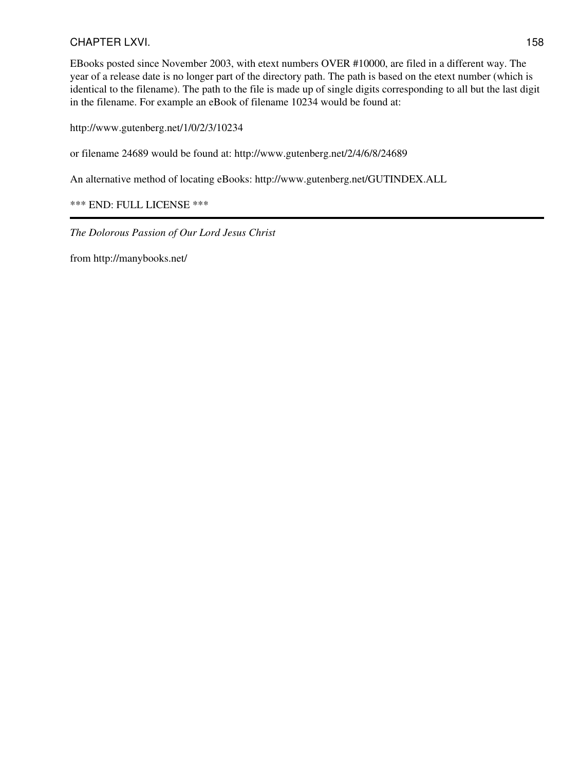EBooks posted since November 2003, with etext numbers OVER #10000, are filed in a different way. The year of a release date is no longer part of the directory path. The path is based on the etext number (which is identical to the filename). The path to the file is made up of single digits corresponding to all but the last digit in the filename. For example an eBook of filename 10234 would be found at:

http://www.gutenberg.net/1/0/2/3/10234

or filename 24689 would be found at: http://www.gutenberg.net/2/4/6/8/24689

An alternative method of locating eBooks: http://www.gutenberg.net/GUTINDEX.ALL

*** END: FULL LICENSE ***

---

*The Dolorous Passion of Our Lord Jesus Christ*

from http://manybooks.net/